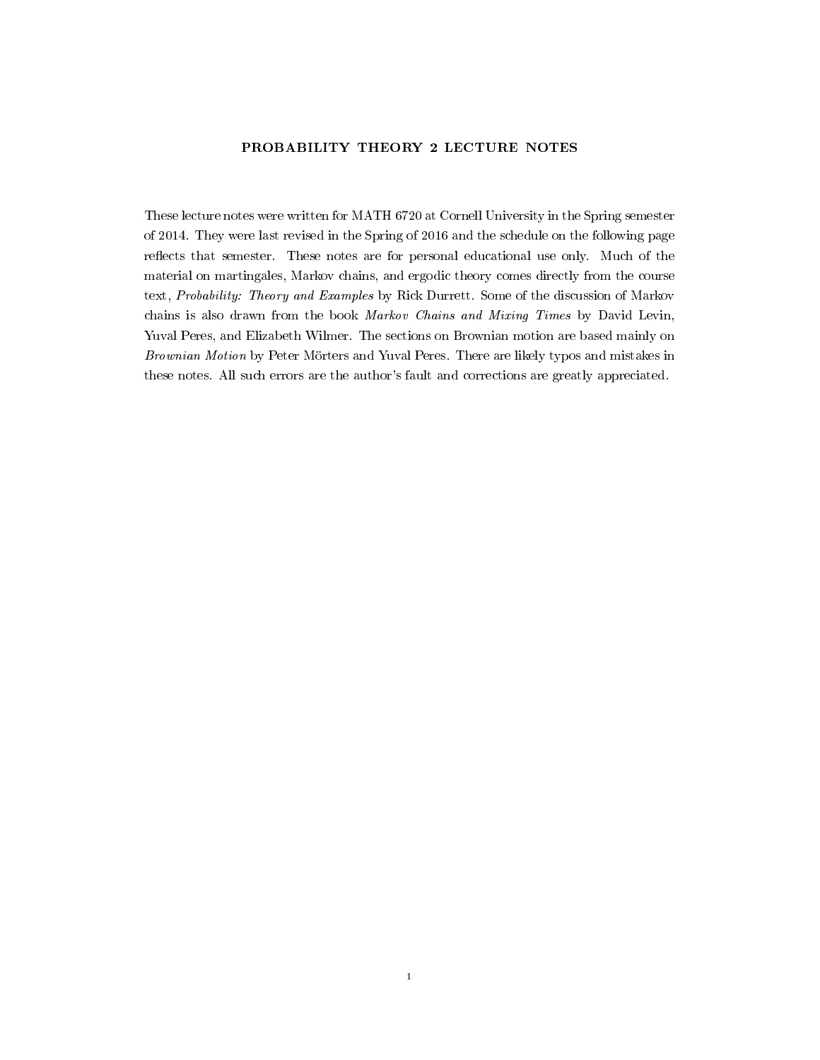# PROBABILITY THEORY 2 LECTURE NOTES

These lecture notes were written for MATH 6720 at Cornell University in the Spring semester of 2014. They were last revised in the Spring of 2016 and the schedule on the following page reflects that semester. These notes are for personal educational use only. Much of the material on martingales, Markov chains, and ergodic theory comes directly from the course text, *Probability: Theory and Examples* by Rick Durrett. Some of the discussion of Markov chains is also drawn from the book *Markov Chains and Mixing Times* by David Levin, Yuval Peres, and Elizabeth Wilmer. The sections on Brownian motion are based mainly on *Brownian Motion* by Peter Mörters and Yuval Peres. There are likely typos and mistakes in these notes. All such errors are the author's fault and corrections are greatly appreciated.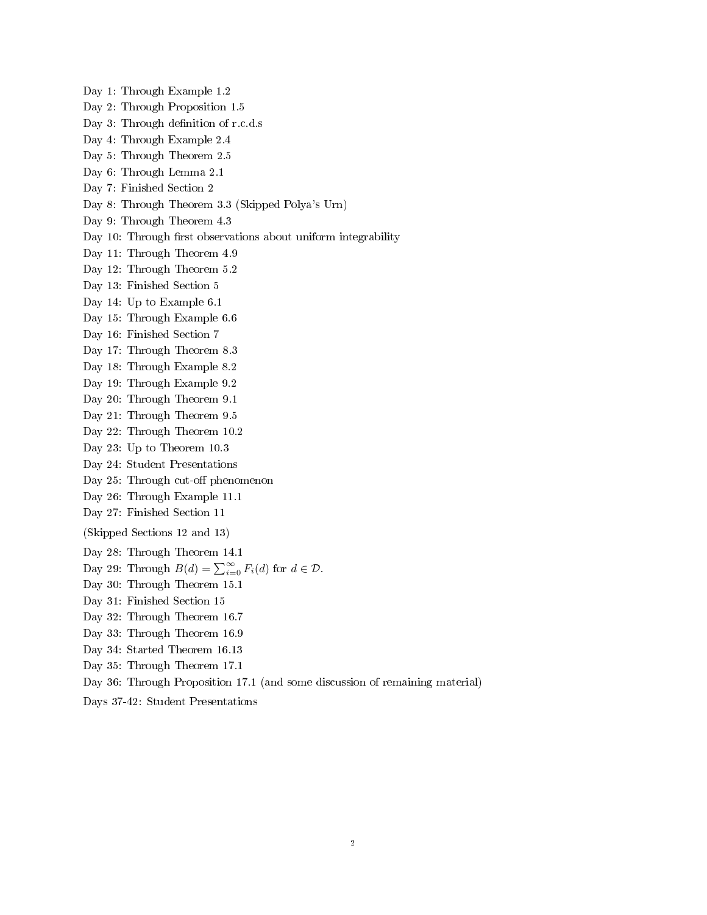Day 1: Through Example 1.2

Day 2: Through Proposition 1.5

Day 3: Through definition of r.c.d.s

Day 4: Through Example 2.4

Day 5: Through Theorem 2.5

Day 6: Through Lemma 2.1

Day 7: Finished Section 2

Day 8: Through Theorem 3.3 (Skipped Polya's Urn)

Day 9: Through Theorem 4.3

Day 10: Through first observations about uniform integrability

Day 11: Through Theorem 4.9

Day 12: Through Theorem 5.2

Day 13: Finished Section 5

Day 14: Up to Example 6.1

Day 15: Through Example 6.6

Day 16: Finished Section 7

Day 17: Through Theorem 8.3

Day 18: Through Example 8.2

Day 19: Through Example 9.2

Day 20: Through Theorem 9.1

Day 21: Through Theorem 9.5

Day 22: Through Theorem 10.2

Day 23: Up to Theorem 10.3

Day 24: Student Presentations

Day 25: Through cut-off phenomenon

Day 26: Through Example 11.1

Day 27: Finished Section 11

(Skipped Sections 12 and 13)

Day 28: Through Theorem 14.1

Day 29: Through $B(d) = \sum_{i=0}^{\infty} F_i(d)$ for $d \in \mathcal{D}$.

Day 30: Through Theorem 15.1

Day 31: Finished Section 15

Day 32: Through Theorem 16.7

Day 33: Through Theorem 16.9

Day 34: Started Theorem 16.13

Day 35: Through Theorem 17.1

Day 36: Through Proposition 17.1 (and some discussion of remaining material)

Days 37-42: Student Presentations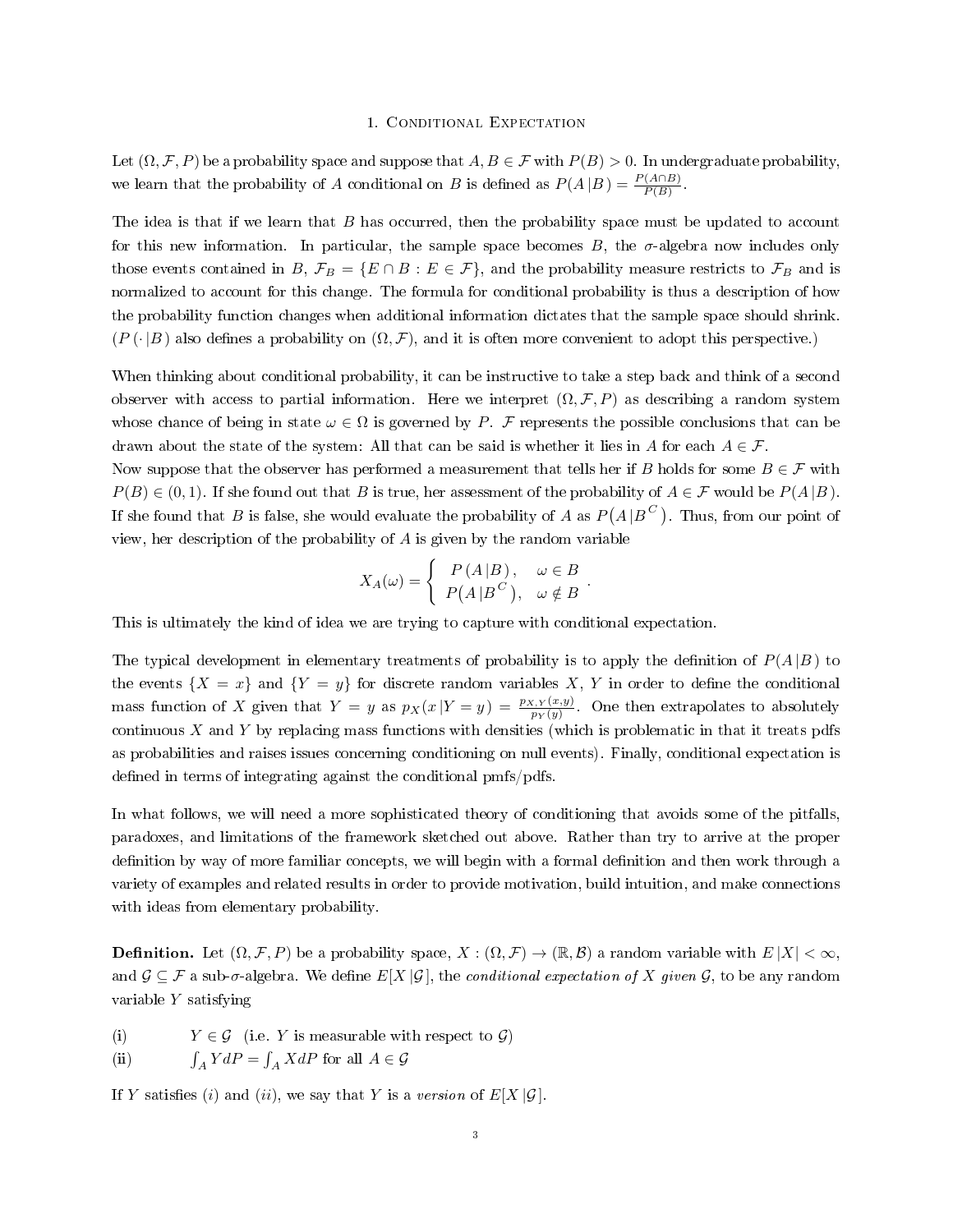# 1. Conditional Expectation

Let $(\Omega, \mathcal{F}, P)$ be a probability space and suppose that $A, B \in \mathcal{F}$ with $P(B) > 0$. In undergraduate probability, we learn that the probability of $A$ conditional on $B$ is defined as $P(A\,|B) = \frac{P(A \cap B)}{P(B)}$.

The idea is that if we learn that $B$ has occurred, then the probability space must be updated to account for this new information. In particular, the sample space becomes $B$, the $\sigma$-algebra now includes only those events contained in $B$, $\mathcal{F}_B = \{E \cap B : E \in \mathcal{F}\}$, and the probability measure restricts to $\mathcal{F}_B$ and is normalized to account for this change. The formula for conditional probability is thus a description of how the probability function changes when additional information dictates that the sample space should shrink. ($P(\cdot\,|B)$ also defines a probability on $(\Omega, \mathcal{F})$, and it is often more convenient to adopt this perspective.)

When thinking about conditional probability, it can be instructive to take a step back and think of a second observer with access to partial information. Here we interpret $(\Omega, \mathcal{F}, P)$ as describing a random system whose chance of being in state $\omega \in \Omega$ is governed by $P$. $\mathcal{F}$ represents the possible conclusions that can be drawn about the state of the system: All that can be said is whether it lies in $A$ for each $A \in \mathcal{F}$.
Now suppose that the observer has performed a measurement that tells her if $B$ holds for some $B \in \mathcal{F}$ with $P(B) \in (0, 1)$. If she found out that $B$ is true, her assessment of the probability of $A \in \mathcal{F}$ would be $P(A\,|B)$. If she found that $B$ is false, she would evaluate the probability of $A$ as $P(A\,|B^C)$. Thus, from our point of view, her description of the probability of $A$ is given by the random variable

$$X_A(\omega) = \begin{cases} P(A\,|B), & \omega \in B \\ P(A\,|B^C), & \omega \notin B \end{cases}.$$

This is ultimately the kind of idea we are trying to capture with conditional expectation.

The typical development in elementary treatments of probability is to apply the definition of $P(A\,|B)$ to the events $\{X = x\}$ and $\{Y = y\}$ for discrete random variables $X$, $Y$ in order to define the conditional mass function of $X$ given that $Y = y$ as $p_X(x\,|Y = y) = \frac{p_{X,Y}(x,y)}{p_Y(y)}$. One then extrapolates to absolutely continuous $X$ and $Y$ by replacing mass functions with densities (which is problematic in that it treats pdfs as probabilities and raises issues concerning conditioning on null events). Finally, conditional expectation is defined in terms of integrating against the conditional pmfs/pdfs.

In what follows, we will need a more sophisticated theory of conditioning that avoids some of the pitfalls, paradoxes, and limitations of the framework sketched out above. Rather than try to arrive at the proper definition by way of more familiar concepts, we will begin with a formal definition and then work through a variety of examples and related results in order to provide motivation, build intuition, and make connections with ideas from elementary probability.

**Definition.** Let $(\Omega, \mathcal{F}, P)$ be a probability space, $X : (\Omega, \mathcal{F}) \to (\mathbb{R}, \mathcal{B})$ a random variable with $E\,|X| < \infty$, and $\mathcal{G} \subseteq \mathcal{F}$ a sub-$\sigma$-algebra. We define $E[X\,|\mathcal{G}]$, the *conditional expectation of $X$ given $\mathcal{G}$*, to be any random variable $Y$ satisfying

(i) $Y \in \mathcal{G}$ (i.e. $Y$ is measurable with respect to $\mathcal{G}$)

(ii) $\int_A Y dP = \int_A X dP$ for all $A \in \mathcal{G}$

If $Y$ satisfies $(i)$ and $(ii)$, we say that $Y$ is a *version* of $E[X\,|\mathcal{G}]$.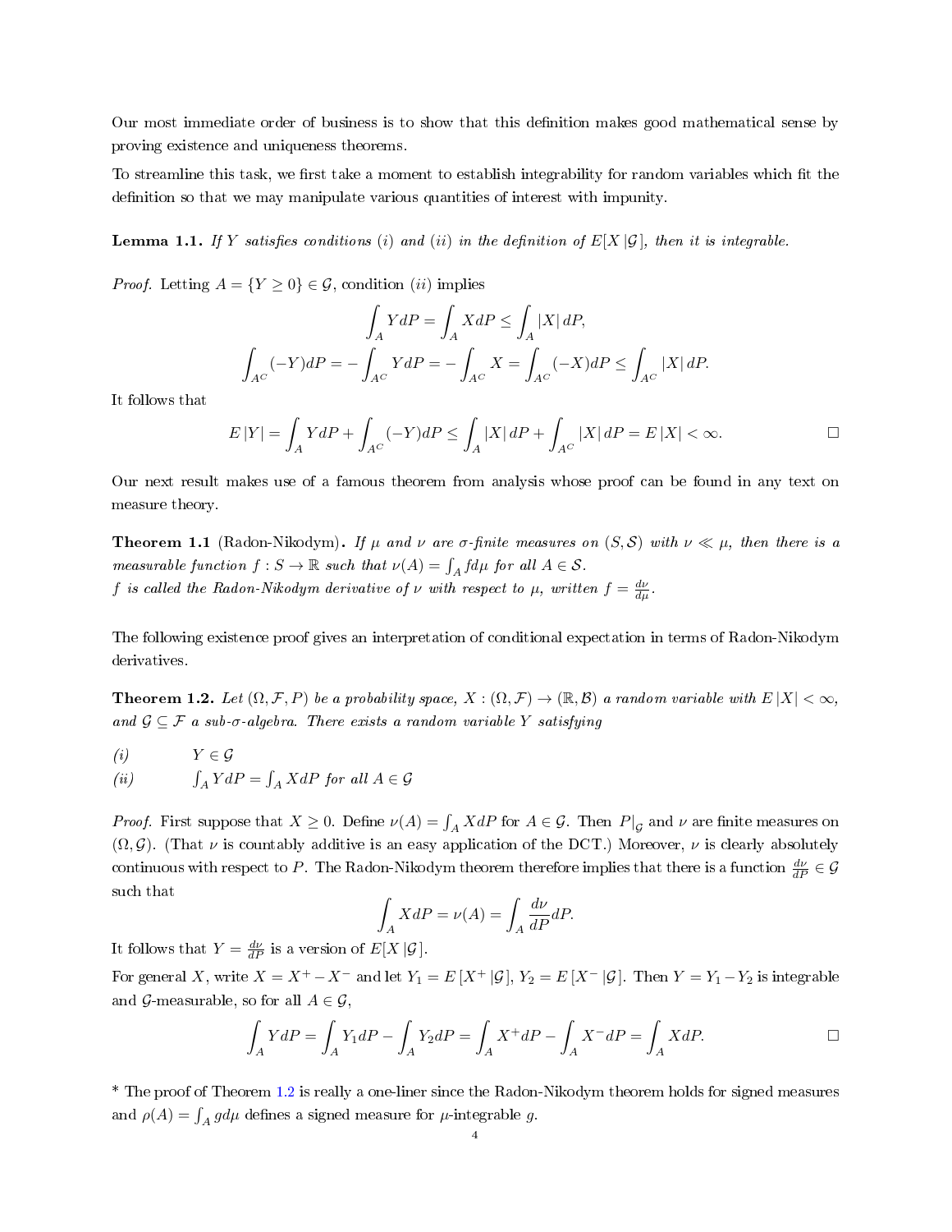Our most immediate order of business is to show that this definition makes good mathematical sense by proving existence and uniqueness theorems.

To streamline this task, we first take a moment to establish integrability for random variables which fit the definition so that we may manipulate various quantities of interest with impunity.

**Lemma 1.1.** *If $Y$ satisfies conditions $(i)$ and $(ii)$ in the definition of $E[X\,|\mathcal{G}]$, then it is integrable.*

*Proof.* Letting $A = \{Y \geq 0\} \in \mathcal{G}$, condition $(ii)$ implies

$$\int_A Y dP = \int_A X dP \leq \int_A |X|\, dP,$$

$$\int_{A^C} (-Y) dP = -\int_{A^C} Y dP = -\int_{A^C} X = \int_{A^C} (-X) dP \leq \int_{A^C} |X|\, dP.$$

It follows that

$$E\,|Y| = \int_A Y dP + \int_{A^C} (-Y) dP \leq \int_A |X|\, dP + \int_{A^C} |X|\, dP = E\,|X| < \infty. \qquad \square$$

Our next result makes use of a famous theorem from analysis whose proof can be found in any text on measure theory.

**Theorem 1.1** (Radon-Nikodym)**.** *If $\mu$ and $\nu$ are $\sigma$-finite measures on $(S, \mathcal{S})$ with $\nu \ll \mu$, then there is a measurable function $f : S \to \mathbb{R}$ such that $\nu(A) = \int_A f d\mu$ for all $A \in \mathcal{S}$.*
*$f$ is called the Radon-Nikodym derivative of $\nu$ with respect to $\mu$, written $f = \frac{d\nu}{d\mu}$.*

The following existence proof gives an interpretation of conditional expectation in terms of Radon-Nikodym derivatives.

**Theorem 1.2.** *Let $(\Omega, \mathcal{F}, P)$ be a probability space, $X : (\Omega, \mathcal{F}) \to (\mathbb{R}, \mathcal{B})$ a random variable with $E\,|X| < \infty$, and $\mathcal{G} \subseteq \mathcal{F}$ a sub-$\sigma$-algebra. There exists a random variable $Y$ satisfying*

*(i)* $\quad Y \in \mathcal{G}$

*(ii)* $\quad \int_A Y dP = \int_A X dP$ *for all* $A \in \mathcal{G}$

*Proof.* First suppose that $X \geq 0$. Define $\nu(A) = \int_A X dP$ for $A \in \mathcal{G}$. Then $P|_{\mathcal{G}}$ and $\nu$ are finite measures on $(\Omega, \mathcal{G})$. (That $\nu$ is countably additive is an easy application of the DCT.) Moreover, $\nu$ is clearly absolutely continuous with respect to $P$. The Radon-Nikodym theorem therefore implies that there is a function $\frac{d\nu}{dP} \in \mathcal{G}$ such that

$$\int_A X dP = \nu(A) = \int_A \frac{d\nu}{dP} dP.$$

It follows that $Y = \frac{d\nu}{dP}$ is a version of $E[X\,|\mathcal{G}]$.

For general $X$, write $X = X^+ - X^-$ and let $Y_1 = E\,[X^+\,|\mathcal{G}]$, $Y_2 = E\,[X^-\,|\mathcal{G}]$. Then $Y = Y_1 - Y_2$ is integrable and $\mathcal{G}$-measurable, so for all $A \in \mathcal{G}$,

$$\int_A Y dP = \int_A Y_1 dP - \int_A Y_2 dP = \int_A X^+ dP - \int_A X^- dP = \int_A X dP. \qquad \square$$

* The proof of Theorem 1.2 is really a one-liner since the Radon-Nikodym theorem holds for signed measures and $\rho(A) = \int_A g d\mu$ defines a signed measure for $\mu$-integrable $g$.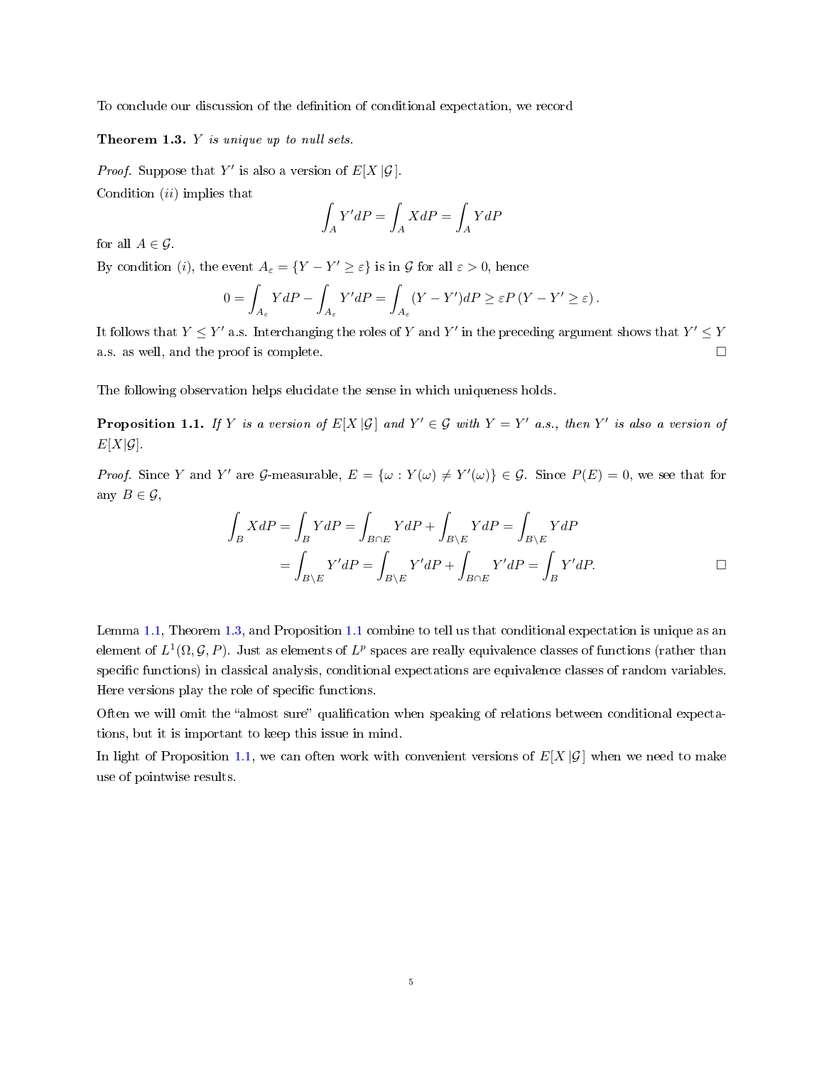To conclude our discussion of the definition of conditional expectation, we record

**Theorem 1.3.** *$Y$ is unique up to null sets.*

*Proof.* Suppose that $Y'$ is also a version of $E[X\,|\mathcal{G}\,]$.

Condition $(ii)$ implies that

$$\int_A Y' dP = \int_A X dP = \int_A Y dP$$

for all $A \in \mathcal{G}$.

By condition $(i)$, the event $A_\varepsilon = \{Y - Y' \geq \varepsilon\}$ is in $\mathcal{G}$ for all $\varepsilon > 0$, hence

$$0 = \int_{A_\varepsilon} Y dP - \int_{A_\varepsilon} Y' dP = \int_{A_\varepsilon} (Y - Y') dP \geq \varepsilon P\left(Y - Y' \geq \varepsilon\right).$$

It follows that $Y \leq Y'$ a.s. Interchanging the roles of $Y$ and $Y'$ in the preceding argument shows that $Y' \leq Y$ a.s. as well, and the proof is complete. □

The following observation helps elucidate the sense in which uniqueness holds.

**Proposition 1.1.** *If $Y$ is a version of $E[X\,|\mathcal{G}\,]$ and $Y' \in \mathcal{G}$ with $Y = Y'$ a.s., then $Y'$ is also a version of $E[X|\mathcal{G}]$.*

*Proof.* Since $Y$ and $Y'$ are $\mathcal{G}$-measurable, $E = \{\omega : Y(\omega) \neq Y'(\omega)\} \in \mathcal{G}$. Since $P(E) = 0$, we see that for any $B \in \mathcal{G}$,

$$\begin{aligned}
\int_B X dP &= \int_B Y dP = \int_{B \cap E} Y dP + \int_{B \setminus E} Y dP = \int_{B \setminus E} Y dP \\
&= \int_{B \setminus E} Y' dP = \int_{B \setminus E} Y' dP + \int_{B \cap E} Y' dP = \int_B Y' dP.
\end{aligned}$$

□

Lemma 1.1, Theorem 1.3, and Proposition 1.1 combine to tell us that conditional expectation is unique as an element of $L^1(\Omega, \mathcal{G}, P)$. Just as elements of $L^p$ spaces are really equivalence classes of functions (rather than specific functions) in classical analysis, conditional expectations are equivalence classes of random variables. Here versions play the role of specific functions.

Often we will omit the "almost sure" qualification when speaking of relations between conditional expectations, but it is important to keep this issue in mind.

In light of Proposition 1.1, we can often work with convenient versions of $E[X\,|\mathcal{G}\,]$ when we need to make use of pointwise results.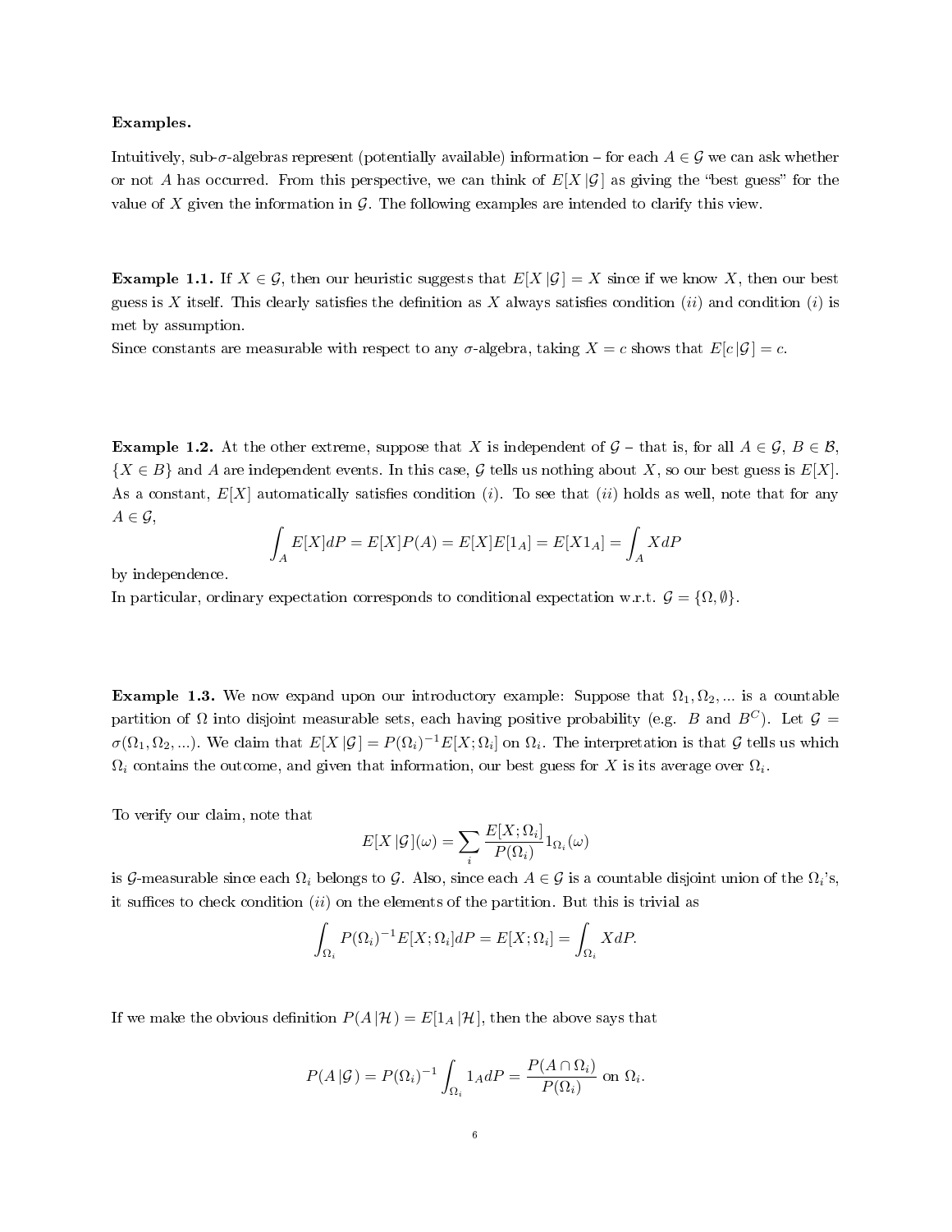**Examples.**

Intuitively, sub-$\sigma$-algebras represent (potentially available) information – for each $A \in \mathcal{G}$ we can ask whether or not $A$ has occurred. From this perspective, we can think of $E[X \,|\, \mathcal{G}\,]$ as giving the "best guess" for the value of $X$ given the information in $\mathcal{G}$. The following examples are intended to clarify this view.

**Example 1.1.** If $X \in \mathcal{G}$, then our heuristic suggests that $E[X \,|\, \mathcal{G}\,] = X$ since if we know $X$, then our best guess is $X$ itself. This clearly satisfies the definition as $X$ always satisfies condition $(ii)$ and condition $(i)$ is met by assumption.
Since constants are measurable with respect to any $\sigma$-algebra, taking $X = c$ shows that $E[c \,|\, \mathcal{G}\,] = c$.

**Example 1.2.** At the other extreme, suppose that $X$ is independent of $\mathcal{G}$ – that is, for all $A \in \mathcal{G}$, $B \in \mathcal{B}$, $\{X \in B\}$ and $A$ are independent events. In this case, $\mathcal{G}$ tells us nothing about $X$, so our best guess is $E[X]$. As a constant, $E[X]$ automatically satisfies condition $(i)$. To see that $(ii)$ holds as well, note that for any $A \in \mathcal{G}$,

$$\int_A E[X]dP = E[X]P(A) = E[X]E[1_A] = E[X1_A] = \int_A XdP$$

by independence.
In particular, ordinary expectation corresponds to conditional expectation w.r.t. $\mathcal{G} = \{\Omega, \emptyset\}$.

**Example 1.3.** We now expand upon our introductory example: Suppose that $\Omega_1, \Omega_2, \ldots$ is a countable partition of $\Omega$ into disjoint measurable sets, each having positive probability (e.g. $B$ and $B^C$). Let $\mathcal{G} = \sigma(\Omega_1, \Omega_2, \ldots)$. We claim that $E[X \,|\, \mathcal{G}\,] = P(\Omega_i)^{-1}E[X; \Omega_i]$ on $\Omega_i$. The interpretation is that $\mathcal{G}$ tells us which $\Omega_i$ contains the outcome, and given that information, our best guess for $X$ is its average over $\Omega_i$.

To verify our claim, note that

$$E[X \,|\, \mathcal{G}\,](\omega) = \sum_i \frac{E[X; \Omega_i]}{P(\Omega_i)} 1_{\Omega_i}(\omega)$$

is $\mathcal{G}$-measurable since each $\Omega_i$ belongs to $\mathcal{G}$. Also, since each $A \in \mathcal{G}$ is a countable disjoint union of the $\Omega_i$'s, it suffices to check condition $(ii)$ on the elements of the partition. But this is trivial as

$$\int_{\Omega_i} P(\Omega_i)^{-1}E[X; \Omega_i]dP = E[X; \Omega_i] = \int_{\Omega_i} XdP.$$

If we make the obvious definition $P(A \,|\, \mathcal{H}\,) = E[1_A \,|\, \mathcal{H}\,]$, then the above says that

$$P(A \,|\, \mathcal{G}\,) = P(\Omega_i)^{-1} \int_{\Omega_i} 1_A dP = \frac{P(A \cap \Omega_i)}{P(\Omega_i)} \text{ on } \Omega_i.$$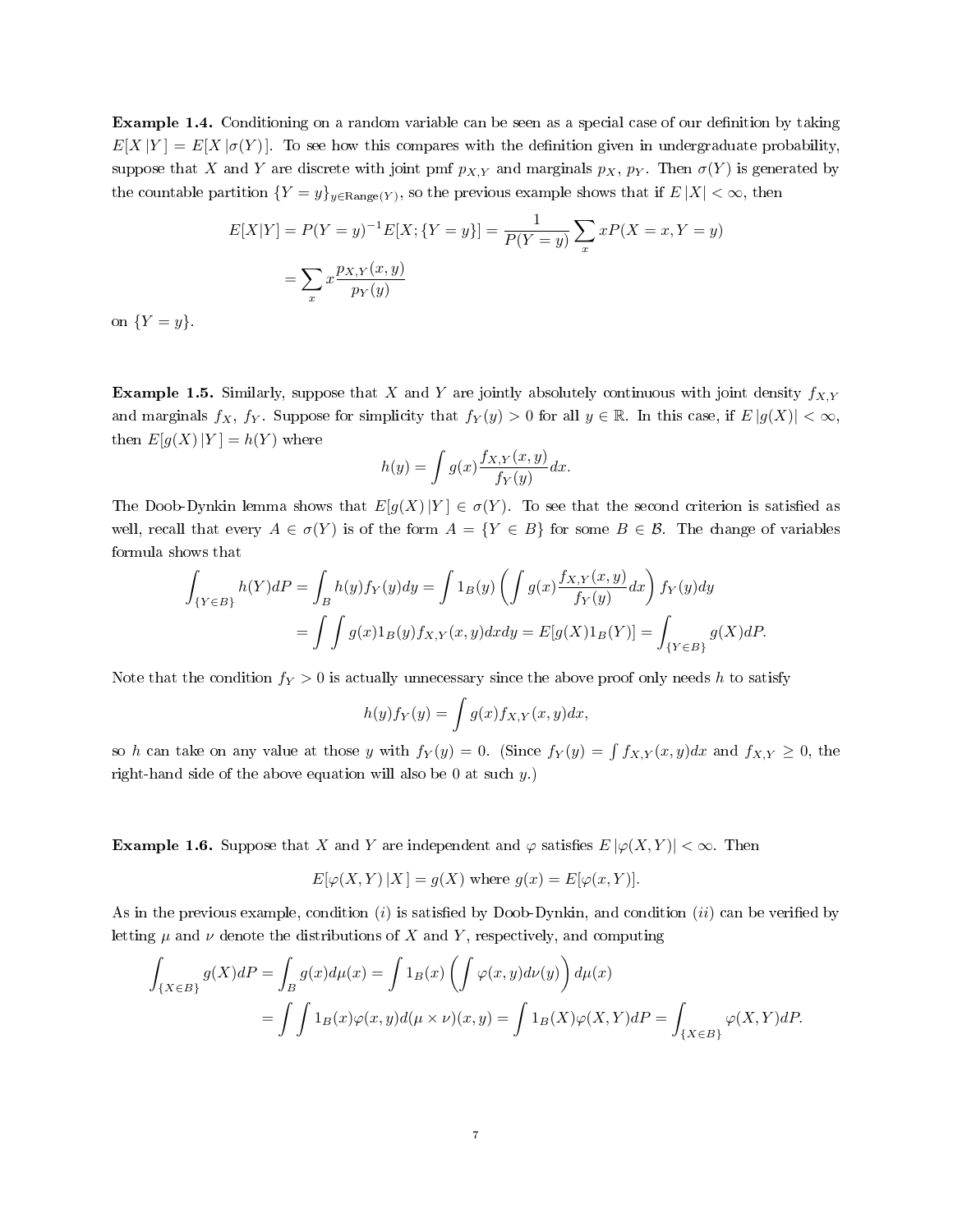**Example 1.4.** Conditioning on a random variable can be seen as a special case of our definition by taking $E[X\,|Y] = E[X\,|\sigma(Y)]$. To see how this compares with the definition given in undergraduate probability, suppose that $X$ and $Y$ are discrete with joint pmf $p_{X,Y}$ and marginals $p_X$, $p_Y$. Then $\sigma(Y)$ is generated by the countable partition $\{Y = y\}_{y\in\text{Range}(Y)}$, so the previous example shows that if $E\,|X| < \infty$, then

$$
\begin{aligned}
E[X|Y] = P(Y = y)^{-1}E[X; \{Y = y\}] &= \frac{1}{P(Y = y)}\sum_x xP(X = x, Y = y) \\
&= \sum_x x\frac{p_{X,Y}(x,y)}{p_Y(y)}
\end{aligned}
$$

on $\{Y = y\}$.

**Example 1.5.** Similarly, suppose that $X$ and $Y$ are jointly absolutely continuous with joint density $f_{X,Y}$ and marginals $f_X$, $f_Y$. Suppose for simplicity that $f_Y(y) > 0$ for all $y \in \mathbb{R}$. In this case, if $E\,|g(X)| < \infty$, then $E[g(X)\,|Y] = h(Y)$ where

$$
h(y) = \int g(x)\frac{f_{X,Y}(x,y)}{f_Y(y)}dx.
$$

The Doob-Dynkin lemma shows that $E[g(X)\,|Y] \in \sigma(Y)$. To see that the second criterion is satisfied as well, recall that every $A \in \sigma(Y)$ is of the form $A = \{Y \in B\}$ for some $B \in \mathcal{B}$. The change of variables formula shows that

$$
\begin{aligned}
\int_{\{Y\in B\}} h(Y)dP = \int_B h(y)f_Y(y)dy &= \int 1_B(y)\left(\int g(x)\frac{f_{X,Y}(x,y)}{f_Y(y)}dx\right)f_Y(y)dy \\
&= \int\int g(x)1_B(y)f_{X,Y}(x,y)dxdy = E[g(X)1_B(Y)] = \int_{\{Y\in B\}} g(X)dP.
\end{aligned}
$$

Note that the condition $f_Y > 0$ is actually unnecessary since the above proof only needs $h$ to satisfy

$$
h(y)f_Y(y) = \int g(x)f_{X,Y}(x,y)dx,
$$

so $h$ can take on any value at those $y$ with $f_Y(y) = 0$. (Since $f_Y(y) = \int f_{X,Y}(x,y)dx$ and $f_{X,Y} \geq 0$, the right-hand side of the above equation will also be 0 at such $y$.)

**Example 1.6.** Suppose that $X$ and $Y$ are independent and $\varphi$ satisfies $E\,|\varphi(X,Y)| < \infty$. Then

$$
E[\varphi(X,Y)\,|X] = g(X) \text{ where } g(x) = E[\varphi(x,Y)].
$$

As in the previous example, condition $(i)$ is satisfied by Doob-Dynkin, and condition $(ii)$ can be verified by letting $\mu$ and $\nu$ denote the distributions of $X$ and $Y$, respectively, and computing

$$
\begin{aligned}
\int_{\{X\in B\}} g(X)dP &= \int_B g(x)d\mu(x) = \int 1_B(x)\left(\int \varphi(x,y)d\nu(y)\right)d\mu(x) \\
&= \int\int 1_B(x)\varphi(x,y)d(\mu\times\nu)(x,y) = \int 1_B(X)\varphi(X,Y)dP = \int_{\{X\in B\}} \varphi(X,Y)dP.
\end{aligned}
$$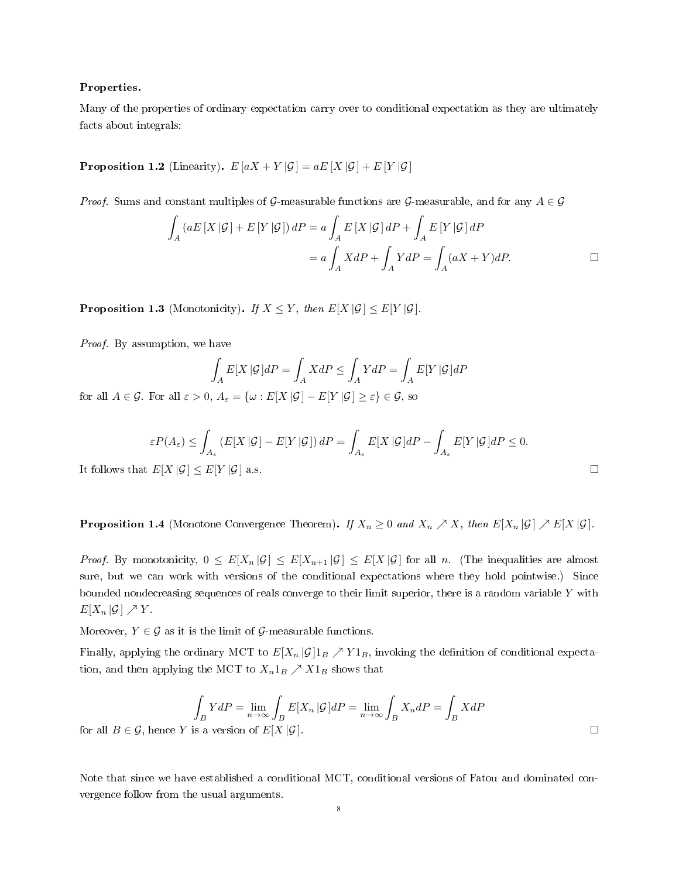**Properties.**

Many of the properties of ordinary expectation carry over to conditional expectation as they are ultimately facts about integrals:

**Proposition 1.2** (Linearity)**.** $E[aX+Y\,|\mathcal{G}] = aE[X\,|\mathcal{G}] + E[Y\,|\mathcal{G}]$

*Proof.* Sums and constant multiples of $\mathcal{G}$-measurable functions are $\mathcal{G}$-measurable, and for any $A \in \mathcal{G}$

$$\begin{aligned}\int_A (aE[X\,|\mathcal{G}] + E[Y\,|\mathcal{G}])\,dP &= a\int_A E[X\,|\mathcal{G}]\,dP + \int_A E[Y\,|\mathcal{G}]\,dP \\ &= a\int_A X dP + \int_A Y dP = \int_A (aX+Y)dP.\end{aligned}$$

□

**Proposition 1.3** (Monotonicity)**.** *If $X \le Y$, then $E[X\,|\mathcal{G}] \le E[Y\,|\mathcal{G}]$.*

*Proof.* By assumption, we have

$$\int_A E[X\,|\mathcal{G}]dP = \int_A X dP \le \int_A Y dP = \int_A E[Y\,|\mathcal{G}]dP$$

for all $A \in \mathcal{G}$. For all $\varepsilon > 0$, $A_\varepsilon = \{\omega : E[X\,|\mathcal{G}] - E[Y\,|\mathcal{G}] \ge \varepsilon\} \in \mathcal{G}$, so

$$\varepsilon P(A_\varepsilon) \le \int_{A_\varepsilon} (E[X\,|\mathcal{G}] - E[Y\,|\mathcal{G}])\,dP = \int_{A_\varepsilon} E[X\,|\mathcal{G}]dP - \int_{A_\varepsilon} E[Y\,|\mathcal{G}]dP \le 0.$$

It follows that $E[X\,|\mathcal{G}] \le E[Y\,|\mathcal{G}]$ a.s. □

**Proposition 1.4** (Monotone Convergence Theorem)**.** *If $X_n \ge 0$ and $X_n \nearrow X$, then $E[X_n\,|\mathcal{G}] \nearrow E[X\,|\mathcal{G}]$.*

*Proof.* By monotonicity, $0 \le E[X_n\,|\mathcal{G}] \le E[X_{n+1}\,|\mathcal{G}] \le E[X\,|\mathcal{G}]$ for all $n$. (The inequalities are almost sure, but we can work with versions of the conditional expectations where they hold pointwise.) Since bounded nondecreasing sequences of reals converge to their limit superior, there is a random variable $Y$ with $E[X_n\,|\mathcal{G}] \nearrow Y$.

Moreover, $Y \in \mathcal{G}$ as it is the limit of $\mathcal{G}$-measurable functions.

Finally, applying the ordinary MCT to $E[X_n\,|\mathcal{G}]1_B \nearrow Y1_B$, invoking the definition of conditional expectation, and then applying the MCT to $X_n 1_B \nearrow X1_B$ shows that

$$\int_B Y dP = \lim_{n\to\infty} \int_B E[X_n\,|\mathcal{G}]dP = \lim_{n\to\infty} \int_B X_n dP = \int_B X dP$$

for all $B \in \mathcal{G}$, hence $Y$ is a version of $E[X\,|\mathcal{G}]$. □

Note that since we have established a conditional MCT, conditional versions of Fatou and dominated convergence follow from the usual arguments.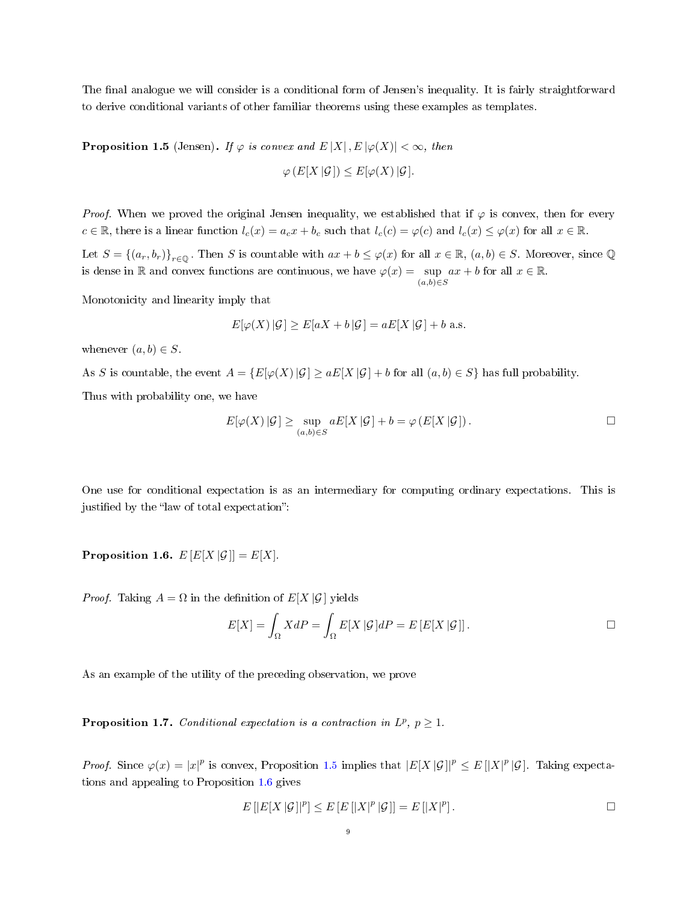The final analogue we will consider is a conditional form of Jensen's inequality. It is fairly straightforward to derive conditional variants of other familiar theorems using these examples as templates.

**Proposition 1.5** (Jensen)**.** *If $\varphi$ is convex and $E|X|, E|\varphi(X)| < \infty$, then*

$$\varphi\left(E[X\,|\mathcal{G}]\right) \leq E[\varphi(X)\,|\mathcal{G}].$$

*Proof.* When we proved the original Jensen inequality, we established that if $\varphi$ is convex, then for every $c \in \mathbb{R}$, there is a linear function $l_c(x) = a_c x + b_c$ such that $l_c(c) = \varphi(c)$ and $l_c(x) \leq \varphi(x)$ for all $x \in \mathbb{R}$.

Let $S = \{(a_r, b_r)\}_{r \in \mathbb{Q}}$. Then $S$ is countable with $ax + b \leq \varphi(x)$ for all $x \in \mathbb{R}$, $(a,b) \in S$. Moreover, since $\mathbb{Q}$ is dense in $\mathbb{R}$ and convex functions are continuous, we have $\varphi(x) = \sup_{(a,b)\in S} ax + b$ for all $x \in \mathbb{R}$.

Monotonicity and linearity imply that

$$E[\varphi(X)\,|\mathcal{G}] \geq E[aX + b\,|\mathcal{G}] = aE[X\,|\mathcal{G}] + b \text{ a.s.}$$

whenever $(a,b) \in S$.

As $S$ is countable, the event $A = \{E[\varphi(X)\,|\mathcal{G}] \geq aE[X\,|\mathcal{G}] + b \text{ for all } (a,b) \in S\}$ has full probability.

Thus with probability one, we have

$$E[\varphi(X)\,|\mathcal{G}] \geq \sup_{(a,b)\in S} aE[X\,|\mathcal{G}] + b = \varphi\left(E[X\,|\mathcal{G}]\right).$$

□

One use for conditional expectation is as an intermediary for computing ordinary expectations. This is justified by the "law of total expectation":

**Proposition 1.6.** $E\left[E[X\,|\mathcal{G}]\right] = E[X]$.

*Proof.* Taking $A = \Omega$ in the definition of $E[X\,|\mathcal{G}]$ yields

$$E[X] = \int_\Omega X dP = \int_\Omega E[X\,|\mathcal{G}] dP = E\left[E[X\,|\mathcal{G}]\right].$$

□

As an example of the utility of the preceding observation, we prove

**Proposition 1.7.** *Conditional expectation is a contraction in $L^p$, $p \geq 1$.*

*Proof.* Since $\varphi(x) = |x|^p$ is convex, Proposition 1.5 implies that $|E[X\,|\mathcal{G}]|^p \leq E\left[|X|^p\,|\mathcal{G}\right]$. Taking expectations and appealing to Proposition 1.6 gives

$$E\left[|E[X\,|\mathcal{G}]|^p\right] \leq E\left[E\left[|X|^p\,|\mathcal{G}\right]\right] = E\left[|X|^p\right].$$

□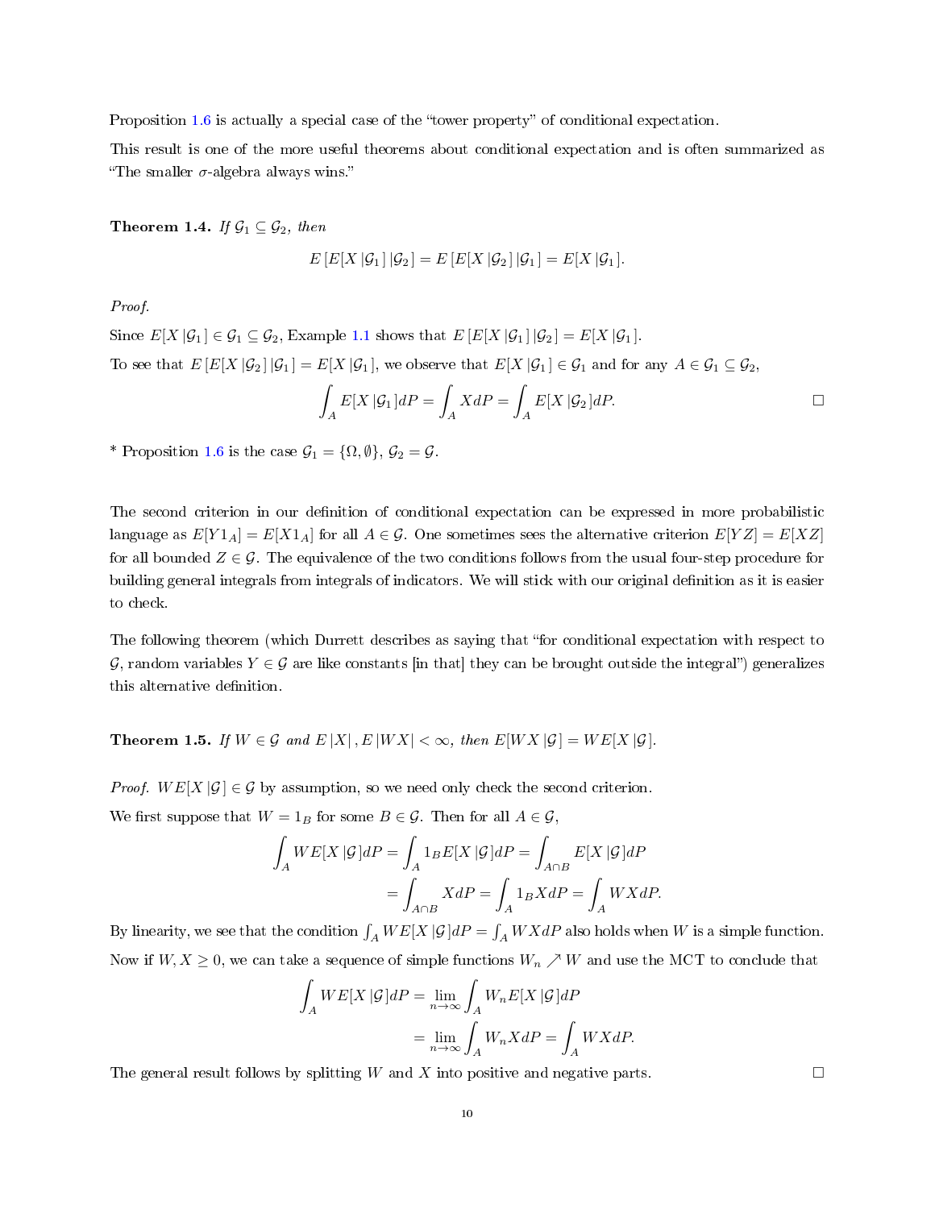Proposition 1.6 is actually a special case of the "tower property" of conditional expectation.

This result is one of the more useful theorems about conditional expectation and is often summarized as "The smaller $\sigma$-algebra always wins."

**Theorem 1.4.** *If $\mathcal{G}_1 \subseteq \mathcal{G}_2$, then*

$$E\left[E[X\,|\mathcal{G}_1]\,|\mathcal{G}_2\right] = E\left[E[X\,|\mathcal{G}_2]\,|\mathcal{G}_1\right] = E[X\,|\mathcal{G}_1].$$

*Proof.*

Since $E[X\,|\mathcal{G}_1] \in \mathcal{G}_1 \subseteq \mathcal{G}_2$, Example 1.1 shows that $E\left[E[X\,|\mathcal{G}_1]\,|\mathcal{G}_2\right] = E[X\,|\mathcal{G}_1]$.

To see that $E\left[E[X\,|\mathcal{G}_2]\,|\mathcal{G}_1\right] = E[X\,|\mathcal{G}_1]$, we observe that $E[X\,|\mathcal{G}_1] \in \mathcal{G}_1$ and for any $A \in \mathcal{G}_1 \subseteq \mathcal{G}_2$,

$$\int_A E[X\,|\mathcal{G}_1]dP = \int_A X dP = \int_A E[X\,|\mathcal{G}_2]dP.$$

□

* Proposition 1.6 is the case $\mathcal{G}_1 = \{\Omega, \emptyset\}$, $\mathcal{G}_2 = \mathcal{G}$.

The second criterion in our definition of conditional expectation can be expressed in more probabilistic language as $E[Y1_A] = E[X1_A]$ for all $A \in \mathcal{G}$. One sometimes sees the alternative criterion $E[YZ] = E[XZ]$ for all bounded $Z \in \mathcal{G}$. The equivalence of the two conditions follows from the usual four-step procedure for building general integrals from integrals of indicators. We will stick with our original definition as it is easier to check.

The following theorem (which Durrett describes as saying that "for conditional expectation with respect to $\mathcal{G}$, random variables $Y \in \mathcal{G}$ are like constants [in that] they can be brought outside the integral") generalizes this alternative definition.

**Theorem 1.5.** *If $W \in \mathcal{G}$ and $E\,|X|\,, E\,|WX| < \infty$, then $E[WX\,|\mathcal{G}] = WE[X\,|\mathcal{G}]$.*

*Proof.* $WE[X\,|\mathcal{G}] \in \mathcal{G}$ by assumption, so we need only check the second criterion.

We first suppose that $W = 1_B$ for some $B \in \mathcal{G}$. Then for all $A \in \mathcal{G}$,

$$\begin{aligned}
\int_A WE[X\,|\mathcal{G}]dP &= \int_A 1_B E[X\,|\mathcal{G}]dP = \int_{A\cap B} E[X\,|\mathcal{G}]dP \\
&= \int_{A\cap B} X dP = \int_A 1_B X dP = \int_A WX dP.
\end{aligned}$$

By linearity, we see that the condition $\int_A WE[X\,|\mathcal{G}]dP = \int_A WXdP$ also holds when $W$ is a simple function.

Now if $W, X \geq 0$, we can take a sequence of simple functions $W_n \nearrow W$ and use the MCT to conclude that

$$\begin{aligned}
\int_A WE[X\,|\mathcal{G}]dP &= \lim_{n\to\infty} \int_A W_n E[X\,|\mathcal{G}]dP \\
&= \lim_{n\to\infty} \int_A W_n X dP = \int_A WX dP.
\end{aligned}$$

The general result follows by splitting $W$ and $X$ into positive and negative parts. □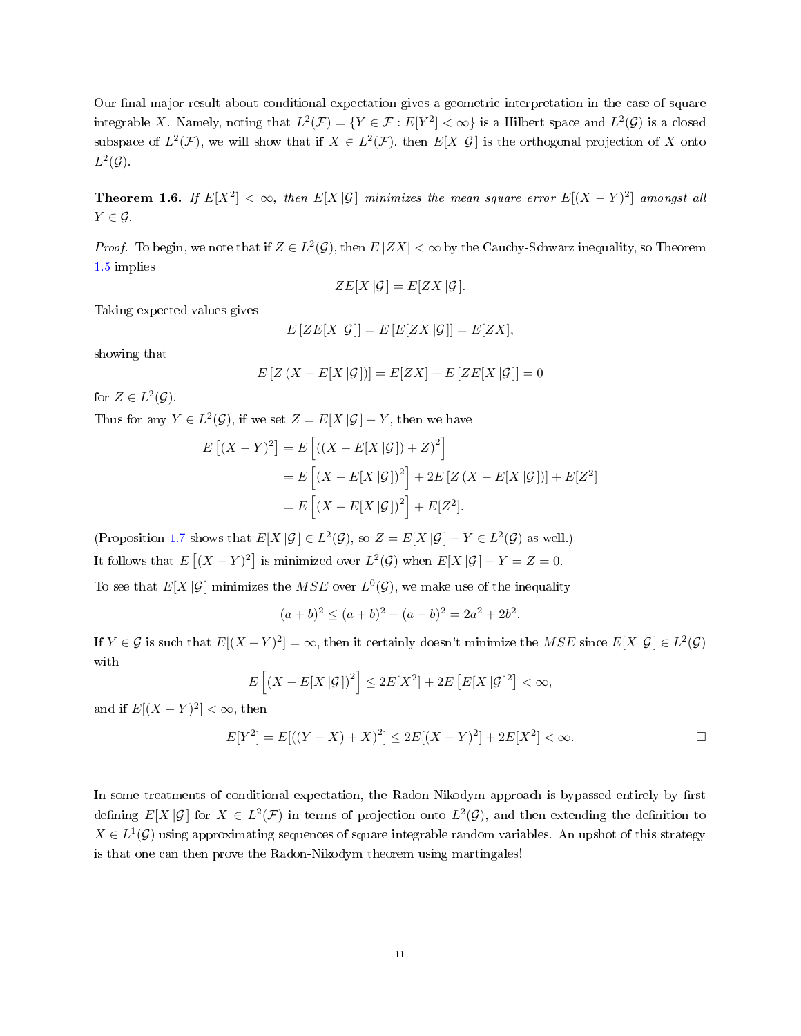Our final major result about conditional expectation gives a geometric interpretation in the case of square integrable $X$. Namely, noting that $L^2(\mathcal{F}) = \{Y \in \mathcal{F} : E[Y^2] < \infty\}$ is a Hilbert space and $L^2(\mathcal{G})$ is a closed subspace of $L^2(\mathcal{F})$, we will show that if $X \in L^2(\mathcal{F})$, then $E[X\,|\mathcal{G}]$ is the orthogonal projection of $X$ onto $L^2(\mathcal{G})$.

**Theorem 1.6.** *If $E[X^2] < \infty$, then $E[X\,|\mathcal{G}]$ minimizes the mean square error $E[(X-Y)^2]$ amongst all $Y \in \mathcal{G}$.*

*Proof.* To begin, we note that if $Z \in L^2(\mathcal{G})$, then $E\,|ZX| < \infty$ by the Cauchy-Schwarz inequality, so Theorem 1.5 implies

$$ZE[X\,|\mathcal{G}] = E[ZX\,|\mathcal{G}].$$

Taking expected values gives

$$E\left[ZE[X\,|\mathcal{G}]\right] = E\left[E[ZX\,|\mathcal{G}]\right] = E[ZX],$$

showing that

$$E\left[Z\left(X - E[X\,|\mathcal{G}]\right)\right] = E[ZX] - E\left[ZE[X\,|\mathcal{G}]\right] = 0$$

for $Z \in L^2(\mathcal{G})$.

Thus for any $Y \in L^2(\mathcal{G})$, if we set $Z = E[X\,|\mathcal{G}] - Y$, then we have

$$\begin{aligned}
E\left[(X-Y)^2\right] &= E\left[\left((X - E[X\,|\mathcal{G}]) + Z\right)^2\right] \\
&= E\left[\left(X - E[X\,|\mathcal{G}]\right)^2\right] + 2E\left[Z\left(X - E[X\,|\mathcal{G}]\right)\right] + E[Z^2] \\
&= E\left[\left(X - E[X\,|\mathcal{G}]\right)^2\right] + E[Z^2].
\end{aligned}$$

(Proposition 1.7 shows that $E[X\,|\mathcal{G}] \in L^2(\mathcal{G})$, so $Z = E[X\,|\mathcal{G}] - Y \in L^2(\mathcal{G})$ as well.)

It follows that $E\left[(X-Y)^2\right]$ is minimized over $L^2(\mathcal{G})$ when $E[X\,|\mathcal{G}] - Y = Z = 0$.

To see that $E[X\,|\mathcal{G}]$ minimizes the $MSE$ over $L^0(\mathcal{G})$, we make use of the inequality

$$(a+b)^2 \leq (a+b)^2 + (a-b)^2 = 2a^2 + 2b^2.$$

If $Y \in \mathcal{G}$ is such that $E[(X-Y)^2] = \infty$, then it certainly doesn't minimize the $MSE$ since $E[X\,|\mathcal{G}] \in L^2(\mathcal{G})$ with

$$E\left[\left(X - E[X\,|\mathcal{G}]\right)^2\right] \leq 2E[X^2] + 2E\left[E[X\,|\mathcal{G}]^2\right] < \infty,$$

and if $E[(X-Y)^2] < \infty$, then

$$E[Y^2] = E[((Y-X)+X)^2] \leq 2E[(X-Y)^2] + 2E[X^2] < \infty.$$

□

In some treatments of conditional expectation, the Radon-Nikodym approach is bypassed entirely by first defining $E[X\,|\mathcal{G}]$ for $X \in L^2(\mathcal{F})$ in terms of projection onto $L^2(\mathcal{G})$, and then extending the definition to $X \in L^1(\mathcal{G})$ using approximating sequences of square integrable random variables. An upshot of this strategy is that one can then prove the Radon-Nikodym theorem using martingales!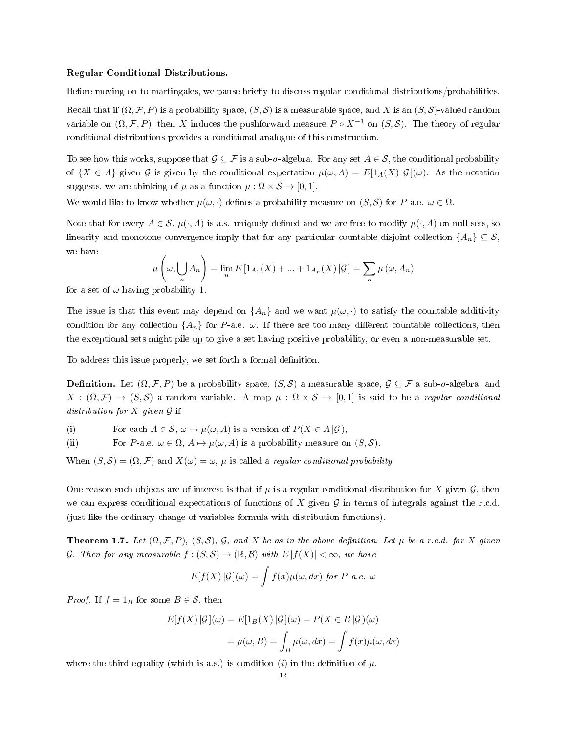**Regular Conditional Distributions.**

Before moving on to martingales, we pause briefly to discuss regular conditional distributions/probabilities.

Recall that if $(\Omega, \mathcal{F}, P)$ is a probability space, $(S, \mathcal{S})$ is a measurable space, and $X$ is an $(S, \mathcal{S})$-valued random variable on $(\Omega, \mathcal{F}, P)$, then $X$ induces the pushforward measure $P \circ X^{-1}$ on $(S, \mathcal{S})$. The theory of regular conditional distributions provides a conditional analogue of this construction.

To see how this works, suppose that $\mathcal{G} \subseteq \mathcal{F}$ is a sub-$\sigma$-algebra. For any set $A \in \mathcal{S}$, the conditional probability of $\{X \in A\}$ given $\mathcal{G}$ is given by the conditional expectation $\mu(\omega, A) = E[1_A(X) \,|\, \mathcal{G}](\omega)$. As the notation suggests, we are thinking of $\mu$ as a function $\mu : \Omega \times \mathcal{S} \to [0,1]$.

We would like to know whether $\mu(\omega, \cdot)$ defines a probability measure on $(S, \mathcal{S})$ for $P$-a.e. $\omega \in \Omega$.

Note that for every $A \in \mathcal{S}$, $\mu(\cdot, A)$ is a.s. uniquely defined and we are free to modify $\mu(\cdot, A)$ on null sets, so linearity and monotone convergence imply that for any particular countable disjoint collection $\{A_n\} \subseteq \mathcal{S}$, we have

$$\mu\left(\omega, \bigcup_n A_n\right) = \lim_n E\left[1_{A_1}(X) + \dots + 1_{A_n}(X) \,|\, \mathcal{G}\right] = \sum_n \mu\left(\omega, A_n\right)$$

for a set of $\omega$ having probability 1.

The issue is that this event may depend on $\{A_n\}$ and we want $\mu(\omega, \cdot)$ to satisfy the countable additivity condition for any collection $\{A_n\}$ for $P$-a.e. $\omega$. If there are too many different countable collections, then the exceptional sets might pile up to give a set having positive probability, or even a non-measurable set.

To address this issue properly, we set forth a formal definition.

**Definition.** Let $(\Omega, \mathcal{F}, P)$ be a probability space, $(S, \mathcal{S})$ a measurable space, $\mathcal{G} \subseteq \mathcal{F}$ a sub-$\sigma$-algebra, and $X : (\Omega, \mathcal{F}) \to (S, \mathcal{S})$ a random variable. A map $\mu : \Omega \times \mathcal{S} \to [0,1]$ is said to be a *regular conditional distribution for $X$ given $\mathcal{G}$* if

(i) For each $A \in \mathcal{S}$, $\omega \mapsto \mu(\omega, A)$ is a version of $P(X \in A \,|\, \mathcal{G})$,

(ii) For $P$-a.e. $\omega \in \Omega$, $A \mapsto \mu(\omega, A)$ is a probability measure on $(S, \mathcal{S})$.

When $(S, \mathcal{S}) = (\Omega, \mathcal{F})$ and $X(\omega) = \omega$, $\mu$ is called a *regular conditional probability*.

One reason such objects are of interest is that if $\mu$ is a regular conditional distribution for $X$ given $\mathcal{G}$, then we can express conditional expectations of functions of $X$ given $\mathcal{G}$ in terms of integrals against the r.c.d. (just like the ordinary change of variables formula with distribution functions).

**Theorem 1.7.** *Let $(\Omega, \mathcal{F}, P)$, $(S, \mathcal{S})$, $\mathcal{G}$, and $X$ be as in the above definition. Let $\mu$ be a r.c.d. for $X$ given $\mathcal{G}$. Then for any measurable $f : (S, \mathcal{S}) \to (\mathbb{R}, \mathcal{B})$ with $E\,|f(X)| < \infty$, we have*

$$E[f(X) \,|\, \mathcal{G}](\omega) = \int f(x) \mu(\omega, dx) \text{ for } P\text{-a.e. } \omega$$

*Proof.* If $f = 1_B$ for some $B \in \mathcal{S}$, then

$$\begin{aligned} E[f(X) \,|\, \mathcal{G}](\omega) &= E[1_B(X) \,|\, \mathcal{G}](\omega) = P(X \in B \,|\, \mathcal{G})(\omega) \\ &= \mu(\omega, B) = \int_B \mu(\omega, dx) = \int f(x) \mu(\omega, dx) \end{aligned}$$

where the third equality (which is a.s.) is condition $(i)$ in the definition of $\mu$.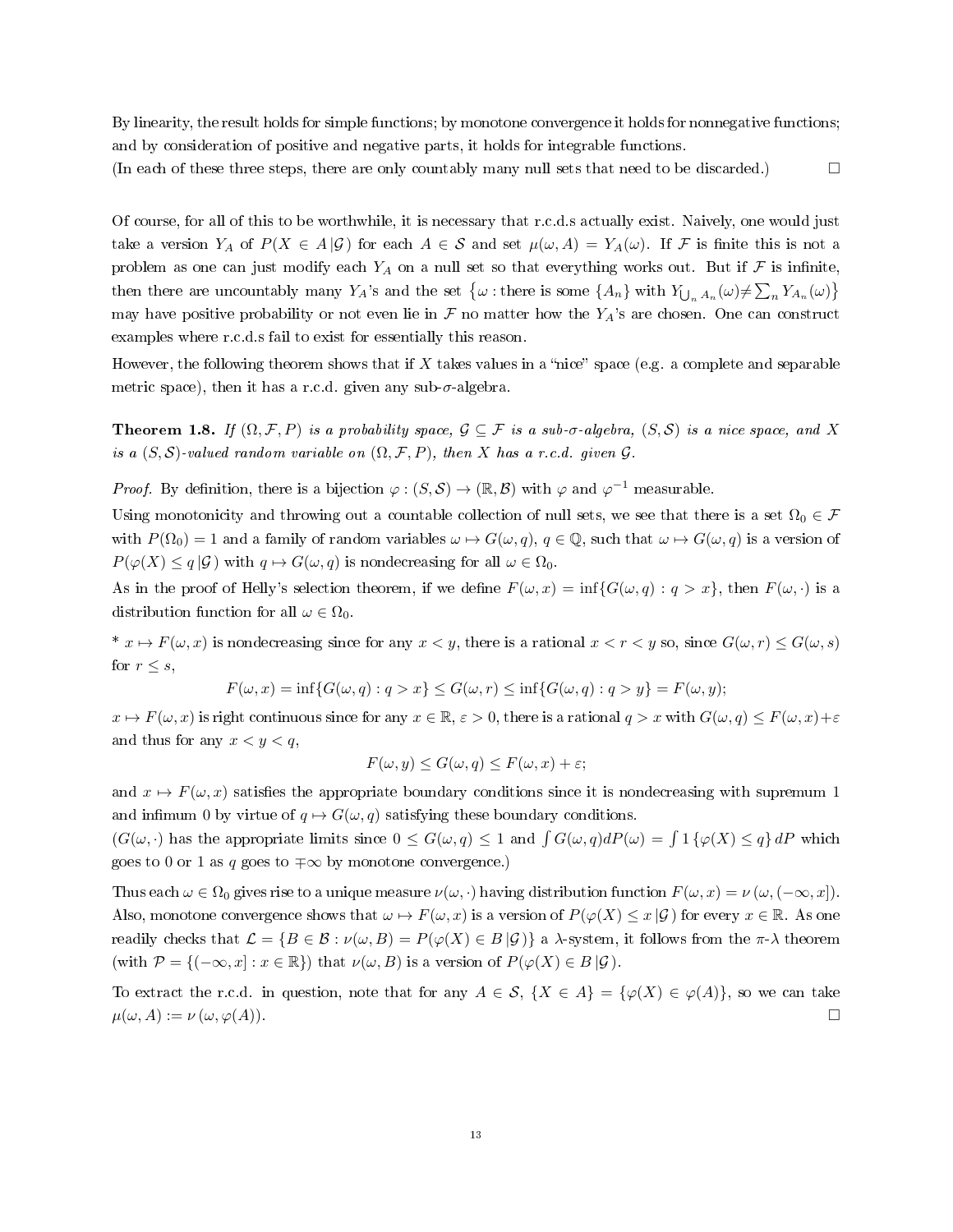By linearity, the result holds for simple functions; by monotone convergence it holds for nonnegative functions; and by consideration of positive and negative parts, it holds for integrable functions.

(In each of these three steps, there are only countably many null sets that need to be discarded.) $\square$

Of course, for all of this to be worthwhile, it is necessary that r.c.d.s actually exist. Naively, one would just take a version $Y_A$ of $P(X \in A \,|\, \mathcal{G})$ for each $A \in \mathcal{S}$ and set $\mu(\omega, A) = Y_A(\omega)$. If $\mathcal{F}$ is finite this is not a problem as one can just modify each $Y_A$ on a null set so that everything works out. But if $\mathcal{F}$ is infinite, then there are uncountably many $Y_A$'s and the set $\left\{\omega : \text{there is some } \{A_n\} \text{ with } Y_{\bigcup_n A_n}(\omega) \neq \sum_n Y_{A_n}(\omega)\right\}$ may have positive probability or not even lie in $\mathcal{F}$ no matter how the $Y_A$'s are chosen. One can construct examples where r.c.d.s fail to exist for essentially this reason.

However, the following theorem shows that if $X$ takes values in a "nice" space (e.g. a complete and separable metric space), then it has a r.c.d. given any sub-$\sigma$-algebra.

**Theorem 1.8.** *If $(\Omega, \mathcal{F}, P)$ is a probability space, $\mathcal{G} \subseteq \mathcal{F}$ is a sub-$\sigma$-algebra, $(S, \mathcal{S})$ is a nice space, and $X$ is a $(S, \mathcal{S})$-valued random variable on $(\Omega, \mathcal{F}, P)$, then $X$ has a r.c.d. given $\mathcal{G}$.*

*Proof.* By definition, there is a bijection $\varphi : (S, \mathcal{S}) \to (\mathbb{R}, \mathcal{B})$ with $\varphi$ and $\varphi^{-1}$ measurable.

Using monotonicity and throwing out a countable collection of null sets, we see that there is a set $\Omega_0 \in \mathcal{F}$ with $P(\Omega_0) = 1$ and a family of random variables $\omega \mapsto G(\omega, q)$, $q \in \mathbb{Q}$, such that $\omega \mapsto G(\omega, q)$ is a version of $P(\varphi(X) \leq q \,|\, \mathcal{G})$ with $q \mapsto G(\omega, q)$ is nondecreasing for all $\omega \in \Omega_0$.

As in the proof of Helly's selection theorem, if we define $F(\omega, x) = \inf\{G(\omega, q) : q > x\}$, then $F(\omega, \cdot)$ is a distribution function for all $\omega \in \Omega_0$.

\* $x \mapsto F(\omega, x)$ is nondecreasing since for any $x < y$, there is a rational $x < r < y$ so, since $G(\omega, r) \leq G(\omega, s)$ for $r \leq s$,

$$F(\omega, x) = \inf\{G(\omega, q) : q > x\} \leq G(\omega, r) \leq \inf\{G(\omega, q) : q > y\} = F(\omega, y);$$

$x \mapsto F(\omega, x)$ is right continuous since for any $x \in \mathbb{R}$, $\varepsilon > 0$, there is a rational $q > x$ with $G(\omega, q) \leq F(\omega, x) + \varepsilon$ and thus for any $x < y < q$,

$$F(\omega, y) \leq G(\omega, q) \leq F(\omega, x) + \varepsilon;$$

and $x \mapsto F(\omega, x)$ satisfies the appropriate boundary conditions since it is nondecreasing with supremum 1 and infimum 0 by virtue of $q \mapsto G(\omega, q)$ satisfying these boundary conditions.

($G(\omega, \cdot)$ has the appropriate limits since $0 \leq G(\omega, q) \leq 1$ and $\int G(\omega, q) dP(\omega) = \int 1\{\varphi(X) \leq q\} \, dP$ which goes to 0 or 1 as $q$ goes to $\mp\infty$ by monotone convergence.)

Thus each $\omega \in \Omega_0$ gives rise to a unique measure $\nu(\omega, \cdot)$ having distribution function $F(\omega, x) = \nu(\omega, (-\infty, x])$. Also, monotone convergence shows that $\omega \mapsto F(\omega, x)$ is a version of $P(\varphi(X) \leq x \,|\, \mathcal{G})$ for every $x \in \mathbb{R}$. As one readily checks that $\mathcal{L} = \{B \in \mathcal{B} : \nu(\omega, B) = P(\varphi(X) \in B \,|\, \mathcal{G})\}$ a $\lambda$-system, it follows from the $\pi$-$\lambda$ theorem (with $\mathcal{P} = \{(-\infty, x] : x \in \mathbb{R}\}$) that $\nu(\omega, B)$ is a version of $P(\varphi(X) \in B \,|\, \mathcal{G})$.

To extract the r.c.d. in question, note that for any $A \in \mathcal{S}$, $\{X \in A\} = \{\varphi(X) \in \varphi(A)\}$, so we can take $\mu(\omega, A) := \nu(\omega, \varphi(A))$. $\square$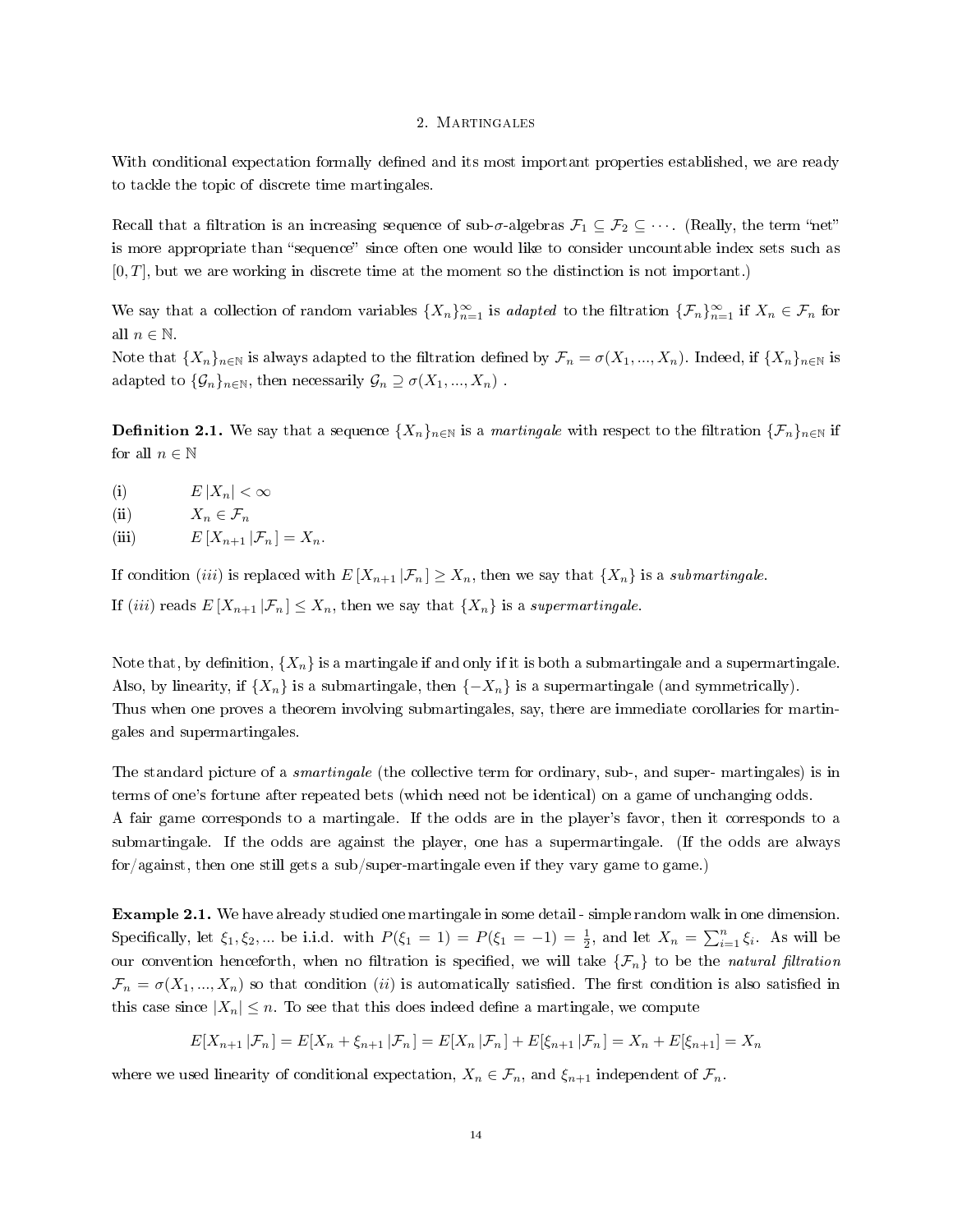## 2. Martingales

With conditional expectation formally defined and its most important properties established, we are ready to tackle the topic of discrete time martingales.

Recall that a filtration is an increasing sequence of sub-$\sigma$-algebras $\mathcal{F}_1 \subseteq \mathcal{F}_2 \subseteq \cdots$. (Really, the term "net" is more appropriate than "sequence" since often one would like to consider uncountable index sets such as $[0,T]$, but we are working in discrete time at the moment so the distinction is not important.)

We say that a collection of random variables $\{X_n\}_{n=1}^{\infty}$ is *adapted* to the filtration $\{\mathcal{F}_n\}_{n=1}^{\infty}$ if $X_n \in \mathcal{F}_n$ for all $n \in \mathbb{N}$.
Note that $\{X_n\}_{n\in\mathbb{N}}$ is always adapted to the filtration defined by $\mathcal{F}_n = \sigma(X_1, ..., X_n)$. Indeed, if $\{X_n\}_{n\in\mathbb{N}}$ is adapted to $\{\mathcal{G}_n\}_{n\in\mathbb{N}}$, then necessarily $\mathcal{G}_n \supseteq \sigma(X_1, ..., X_n)$ .

**Definition 2.1.** We say that a sequence $\{X_n\}_{n\in\mathbb{N}}$ is a *martingale* with respect to the filtration $\{\mathcal{F}_n\}_{n\in\mathbb{N}}$ if for all $n \in \mathbb{N}$

(i) $E\,|X_n| < \infty$
(ii) $X_n \in \mathcal{F}_n$
(iii) $E\left[X_{n+1}\,|\mathcal{F}_n\right] = X_n$.

If condition $(iii)$ is replaced with $E\left[X_{n+1}\,|\mathcal{F}_n\right] \geq X_n$, then we say that $\{X_n\}$ is a *submartingale*.
If $(iii)$ reads $E\left[X_{n+1}\,|\mathcal{F}_n\right] \leq X_n$, then we say that $\{X_n\}$ is a *supermartingale*.

Note that, by definition, $\{X_n\}$ is a martingale if and only if it is both a submartingale and a supermartingale. Also, by linearity, if $\{X_n\}$ is a submartingale, then $\{-X_n\}$ is a supermartingale (and symmetrically).
Thus when one proves a theorem involving submartingales, say, there are immediate corollaries for martingales and supermartingales.

The standard picture of a *smartingale* (the collective term for ordinary, sub-, and super- martingales) is in terms of one's fortune after repeated bets (which need not be identical) on a game of unchanging odds.
A fair game corresponds to a martingale. If the odds are in the player's favor, then it corresponds to a submartingale. If the odds are against the player, one has a supermartingale. (If the odds are always for/against, then one still gets a sub/super-martingale even if they vary game to game.)

**Example 2.1.** We have already studied one martingale in some detail - simple random walk in one dimension. Specifically, let $\xi_1, \xi_2, ...$ be i.i.d. with $P(\xi_1 = 1) = P(\xi_1 = -1) = \frac{1}{2}$, and let $X_n = \sum_{i=1}^{n} \xi_i$. As will be our convention henceforth, when no filtration is specified, we will take $\{\mathcal{F}_n\}$ to be the *natural filtration* $\mathcal{F}_n = \sigma(X_1, ..., X_n)$ so that condition $(ii)$ is automatically satisfied. The first condition is also satisfied in this case since $|X_n| \leq n$. To see that this does indeed define a martingale, we compute

$$E[X_{n+1}\,|\mathcal{F}_n] = E[X_n + \xi_{n+1}\,|\mathcal{F}_n] = E[X_n\,|\mathcal{F}_n] + E[\xi_{n+1}\,|\mathcal{F}_n] = X_n + E[\xi_{n+1}] = X_n$$

where we used linearity of conditional expectation, $X_n \in \mathcal{F}_n$, and $\xi_{n+1}$ independent of $\mathcal{F}_n$.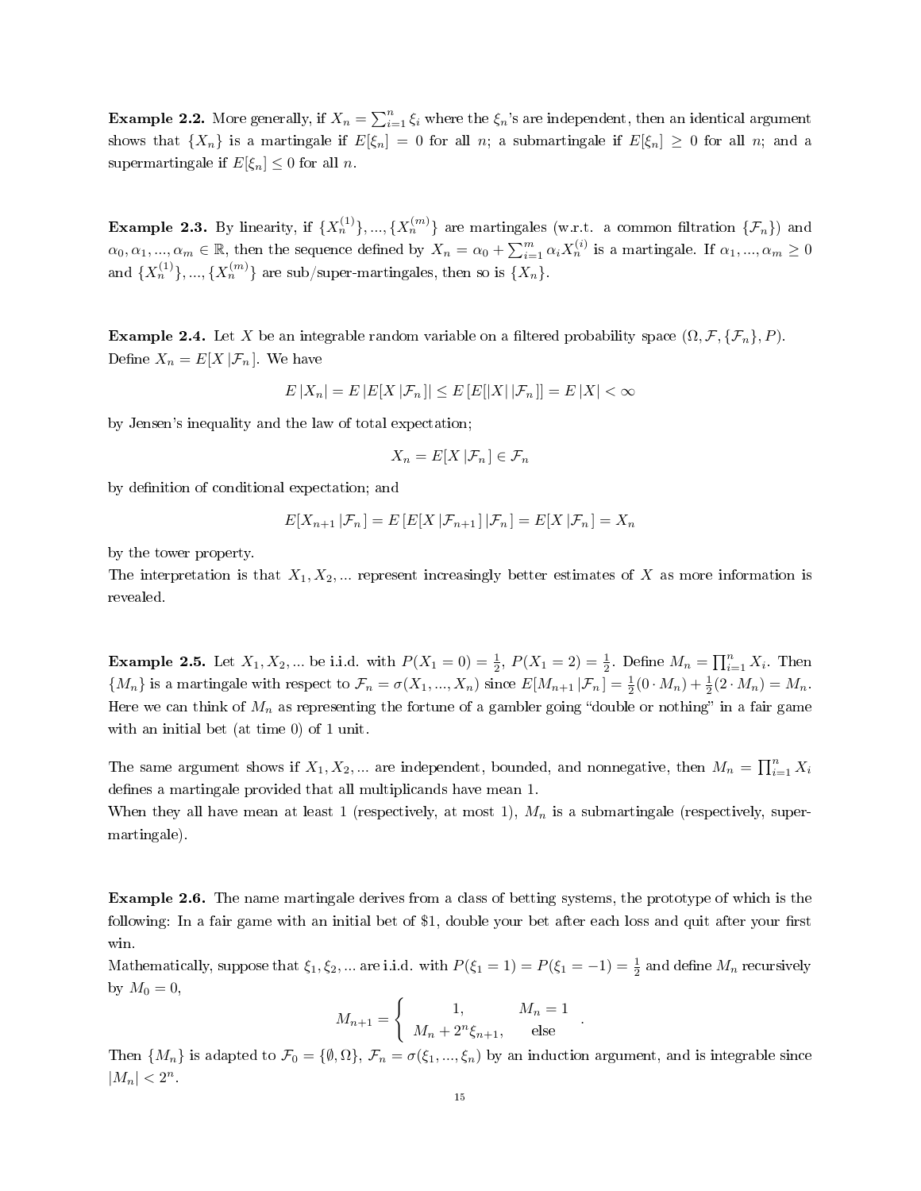**Example 2.2.** More generally, if $X_n = \sum_{i=1}^n \xi_i$ where the $\xi_n$'s are independent, then an identical argument shows that $\{X_n\}$ is a martingale if $E[\xi_n] = 0$ for all $n$; a submartingale if $E[\xi_n] \geq 0$ for all $n$; and a supermartingale if $E[\xi_n] \leq 0$ for all $n$.

**Example 2.3.** By linearity, if $\{X_n^{(1)}\}, ..., \{X_n^{(m)}\}$ are martingales (w.r.t. a common filtration $\{\mathcal{F}_n\}$) and $\alpha_0, \alpha_1, ..., \alpha_m \in \mathbb{R}$, then the sequence defined by $X_n = \alpha_0 + \sum_{i=1}^m \alpha_i X_n^{(i)}$ is a martingale. If $\alpha_1, ..., \alpha_m \geq 0$ and $\{X_n^{(1)}\}, ..., \{X_n^{(m)}\}$ are sub/super-martingales, then so is $\{X_n\}$.

**Example 2.4.** Let $X$ be an integrable random variable on a filtered probability space $(\Omega, \mathcal{F}, \{\mathcal{F}_n\}, P)$. Define $X_n = E[X \,|\mathcal{F}_n]$. We have

$$E\,|X_n| = E\,|E[X\,|\mathcal{F}_n]| \leq E\left[E[|X|\,|\mathcal{F}_n]\right] = E\,|X| < \infty$$

by Jensen's inequality and the law of total expectation;

$$X_n = E[X\,|\mathcal{F}_n] \in \mathcal{F}_n$$

by definition of conditional expectation; and

$$E[X_{n+1}\,|\mathcal{F}_n] = E\left[E[X\,|\mathcal{F}_{n+1}]\,|\mathcal{F}_n\right] = E[X\,|\mathcal{F}_n] = X_n$$

by the tower property.

The interpretation is that $X_1, X_2, ...$ represent increasingly better estimates of $X$ as more information is revealed.

**Example 2.5.** Let $X_1, X_2, ...$ be i.i.d. with $P(X_1 = 0) = \frac{1}{2}$, $P(X_1 = 2) = \frac{1}{2}$. Define $M_n = \prod_{i=1}^n X_i$. Then $\{M_n\}$ is a martingale with respect to $\mathcal{F}_n = \sigma(X_1, ..., X_n)$ since $E[M_{n+1}\,|\mathcal{F}_n] = \frac{1}{2}(0 \cdot M_n) + \frac{1}{2}(2 \cdot M_n) = M_n$. Here we can think of $M_n$ as representing the fortune of a gambler going "double or nothing" in a fair game with an initial bet (at time 0) of 1 unit.

The same argument shows if $X_1, X_2, ...$ are independent, bounded, and nonnegative, then $M_n = \prod_{i=1}^n X_i$ defines a martingale provided that all multiplicands have mean 1.

When they all have mean at least 1 (respectively, at most 1), $M_n$ is a submartingale (respectively, supermartingale).

**Example 2.6.** The name martingale derives from a class of betting systems, the prototype of which is the following: In a fair game with an initial bet of \$1, double your bet after each loss and quit after your first win.

Mathematically, suppose that $\xi_1, \xi_2, ...$ are i.i.d. with $P(\xi_1 = 1) = P(\xi_1 = -1) = \frac{1}{2}$ and define $M_n$ recursively by $M_0 = 0$,

$$M_{n+1} = \begin{cases} 1, & M_n = 1 \\ M_n + 2^n \xi_{n+1}, & \text{else} \end{cases}.$$

Then $\{M_n\}$ is adapted to $\mathcal{F}_0 = \{\emptyset, \Omega\}$, $\mathcal{F}_n = \sigma(\xi_1, ..., \xi_n)$ by an induction argument, and is integrable since $|M_n| < 2^n$.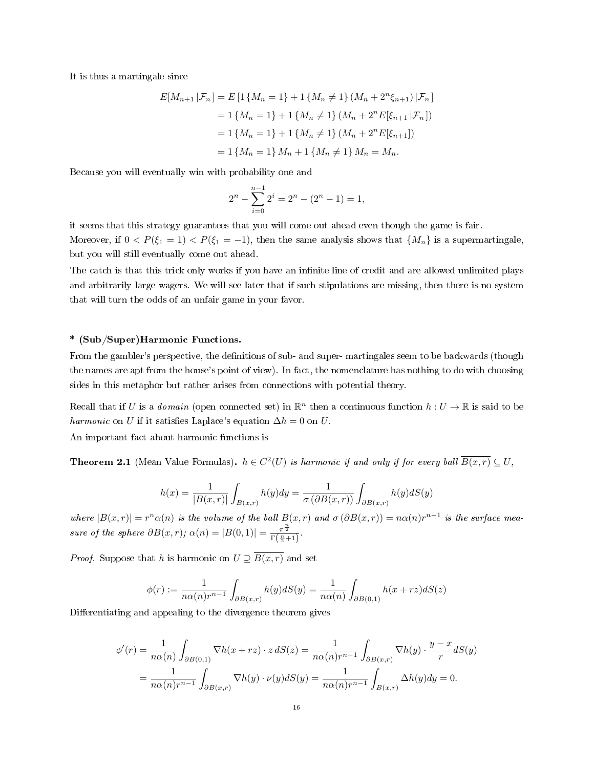It is thus a martingale since

$$\begin{aligned}
E[M_{n+1} \,|\mathcal{F}_n] &= E\left[1\left\{M_n = 1\right\} + 1\left\{M_n \neq 1\right\}\left(M_n + 2^n \xi_{n+1}\right) |\mathcal{F}_n\right] \\
&= 1\left\{M_n = 1\right\} + 1\left\{M_n \neq 1\right\}\left(M_n + 2^n E[\xi_{n+1} \,|\mathcal{F}_n]\right) \\
&= 1\left\{M_n = 1\right\} + 1\left\{M_n \neq 1\right\}\left(M_n + 2^n E[\xi_{n+1}]\right) \\
&= 1\left\{M_n = 1\right\} M_n + 1\left\{M_n \neq 1\right\} M_n = M_n.
\end{aligned}$$

Because you will eventually win with probability one and

$$2^n - \sum_{i=0}^{n-1} 2^i = 2^n - (2^n - 1) = 1,$$

it seems that this strategy guarantees that you will come out ahead even though the game is fair.
Moreover, if $0 < P(\xi_1 = 1) < P(\xi_1 = -1)$, then the same analysis shows that $\{M_n\}$ is a supermartingale, but you will still eventually come out ahead.
The catch is that this trick only works if you have an infinite line of credit and are allowed unlimited plays and arbitrarily large wagers. We will see later that if such stipulations are missing, then there is no system that will turn the odds of an unfair game in your favor.

**\* (Sub/Super)Harmonic Functions.**

From the gambler's perspective, the definitions of sub- and super- martingales seem to be backwards (though the names are apt from the house's point of view). In fact, the nomenclature has nothing to do with choosing sides in this metaphor but rather arises from connections with potential theory.

Recall that if $U$ is a *domain* (open connected set) in $\mathbb{R}^n$ then a continuous function $h : U \to \mathbb{R}$ is said to be *harmonic* on $U$ if it satisfies Laplace's equation $\Delta h = 0$ on $U$.
An important fact about harmonic functions is

**Theorem 2.1** (Mean Value Formulas). *$h \in C^2(U)$ is harmonic if and only if for every ball $\overline{B(x,r)} \subseteq U$,*

$$h(x) = \frac{1}{|B(x,r)|}\int_{B(x,r)} h(y)dy = \frac{1}{\sigma\left(\partial B(x,r)\right)}\int_{\partial B(x,r)} h(y)dS(y)$$

*where $|B(x,r)| = r^n\alpha(n)$ is the volume of the ball $B(x,r)$ and $\sigma\left(\partial B(x,r)\right) = n\alpha(n)r^{n-1}$ is the surface measure of the sphere $\partial B(x,r)$; $\alpha(n) = |B(0,1)| = \frac{\pi^{\frac{n}{2}}}{\Gamma(\frac{n}{2}+1)}$.*

*Proof.* Suppose that $h$ is harmonic on $U \supseteq \overline{B(x,r)}$ and set

$$\phi(r) := \frac{1}{n\alpha(n)r^{n-1}}\int_{\partial B(x,r)} h(y)dS(y) = \frac{1}{n\alpha(n)}\int_{\partial B(0,1)} h(x+rz)dS(z)$$

Differentiating and appealing to the divergence theorem gives

$$\begin{aligned}
\phi'(r) &= \frac{1}{n\alpha(n)}\int_{\partial B(0,1)} \nabla h(x+rz)\cdot z\,dS(z) = \frac{1}{n\alpha(n)r^{n-1}}\int_{\partial B(x,r)} \nabla h(y)\cdot\frac{y-x}{r}dS(y) \\
&= \frac{1}{n\alpha(n)r^{n-1}}\int_{\partial B(x,r)} \nabla h(y)\cdot\nu(y)dS(y) = \frac{1}{n\alpha(n)r^{n-1}}\int_{B(x,r)} \Delta h(y)dy = 0.
\end{aligned}$$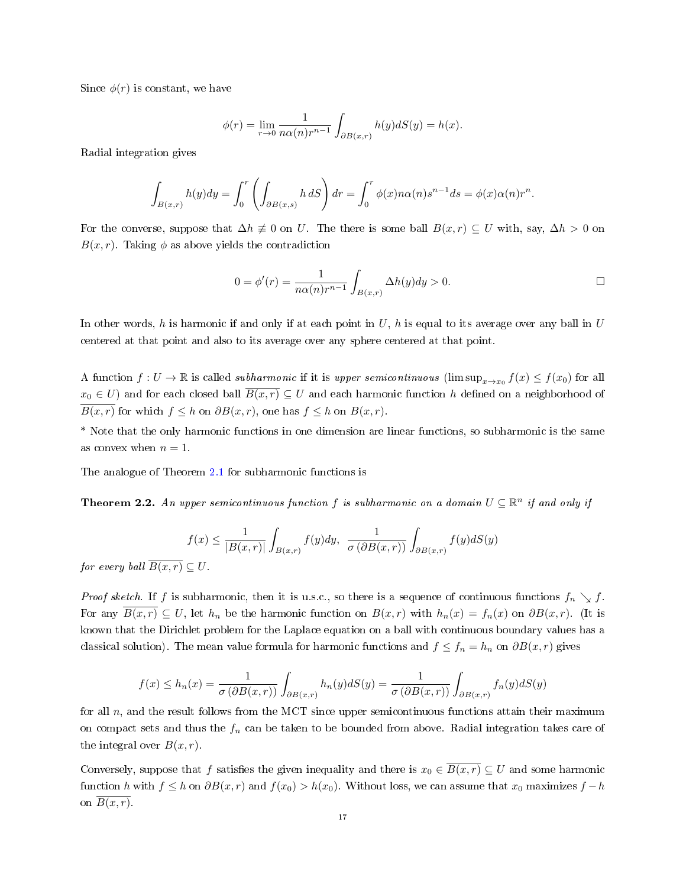Since $\phi(r)$ is constant, we have

$$\phi(r) = \lim_{r \to 0} \frac{1}{n\alpha(n)r^{n-1}} \int_{\partial B(x,r)} h(y)dS(y) = h(x).$$

Radial integration gives

$$\int_{B(x,r)} h(y)dy = \int_0^r \left( \int_{\partial B(x,s)} h\, dS \right) dr = \int_0^r \phi(x)n\alpha(n)s^{n-1}ds = \phi(x)\alpha(n)r^n.$$

For the converse, suppose that $\Delta h \not\equiv 0$ on $U$. The there is some ball $B(x,r) \subseteq U$ with, say, $\Delta h > 0$ on $B(x,r)$. Taking $\phi$ as above yields the contradiction

$$0 = \phi'(r) = \frac{1}{n\alpha(n)r^{n-1}} \int_{B(x,r)} \Delta h(y)dy > 0. \qquad \square$$

In other words, $h$ is harmonic if and only if at each point in $U$, $h$ is equal to its average over any ball in $U$ centered at that point and also to its average over any sphere centered at that point.

A function $f : U \to \mathbb{R}$ is called *subharmonic* if it is *upper semicontinuous* ($\limsup_{x \to x_0} f(x) \leq f(x_0)$ for all $x_0 \in U$) and for each closed ball $\overline{B(x,r)} \subseteq U$ and each harmonic function $h$ defined on a neighborhood of $\overline{B(x,r)}$ for which $f \leq h$ on $\partial B(x,r)$, one has $f \leq h$ on $B(x,r)$.

* Note that the only harmonic functions in one dimension are linear functions, so subharmonic is the same as convex when $n = 1$.

The analogue of Theorem 2.1 for subharmonic functions is

**Theorem 2.2.** *An upper semicontinuous function $f$ is subharmonic on a domain $U \subseteq \mathbb{R}^n$ if and only if*

$$f(x) \leq \frac{1}{|B(x,r)|} \int_{B(x,r)} f(y)dy, \;\; \frac{1}{\sigma\left(\partial B(x,r)\right)} \int_{\partial B(x,r)} f(y)dS(y)$$

*for every ball $\overline{B(x,r)} \subseteq U$.*

*Proof sketch.* If $f$ is subharmonic, then it is u.s.c., so there is a sequence of continuous functions $f_n \searrow f$. For any $\overline{B(x,r)} \subseteq U$, let $h_n$ be the harmonic function on $B(x,r)$ with $h_n(x) = f_n(x)$ on $\partial B(x,r)$. (It is known that the Dirichlet problem for the Laplace equation on a ball with continuous boundary values has a classical solution). The mean value formula for harmonic functions and $f \leq f_n = h_n$ on $\partial B(x,r)$ gives

$$f(x) \leq h_n(x) = \frac{1}{\sigma\left(\partial B(x,r)\right)} \int_{\partial B(x,r)} h_n(y)dS(y) = \frac{1}{\sigma\left(\partial B(x,r)\right)} \int_{\partial B(x,r)} f_n(y)dS(y)$$

for all $n$, and the result follows from the MCT since upper semicontinuous functions attain their maximum on compact sets and thus the $f_n$ can be taken to be bounded from above. Radial integration takes care of the integral over $B(x,r)$.

Conversely, suppose that $f$ satisfies the given inequality and there is $x_0 \in \overline{B(x,r)} \subseteq U$ and some harmonic function $h$ with $f \leq h$ on $\partial B(x,r)$ and $f(x_0) > h(x_0)$. Without loss, we can assume that $x_0$ maximizes $f - h$ on $\overline{B(x,r)}$.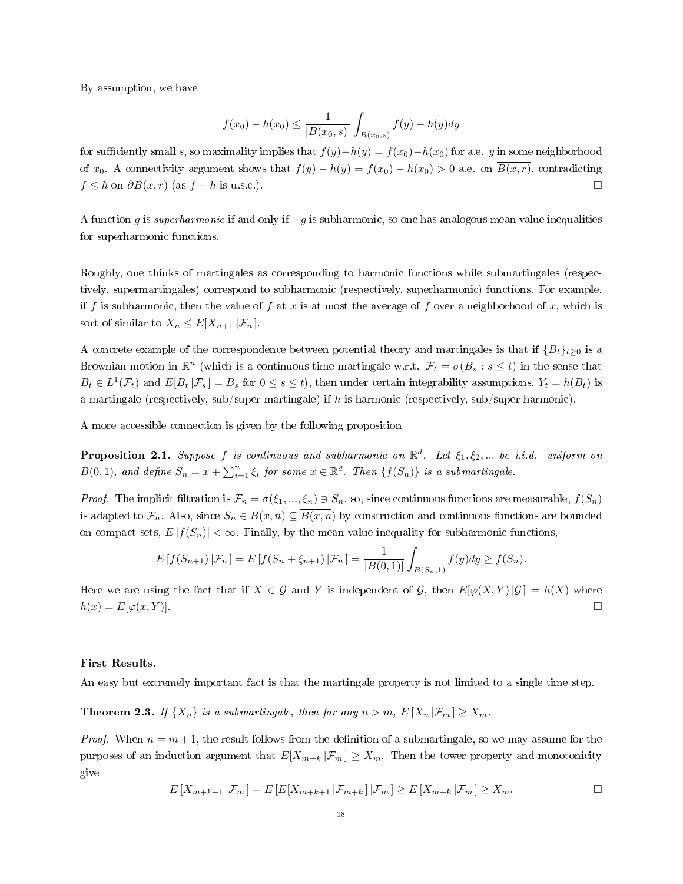By assumption, we have

$$f(x_0) - h(x_0) \leq \frac{1}{|B(x_0, s)|} \int_{B(x_0,s)} f(y) - h(y) dy$$

for sufficiently small $s$, so maximality implies that $f(y) - h(y) = f(x_0) - h(x_0)$ for a.e. $y$ in some neighborhood of $x_0$. A connectivity argument shows that $f(y) - h(y) = f(x_0) - h(x_0) > 0$ a.e. on $\overline{B(x,r)}$, contradicting $f \leq h$ on $\partial B(x,r)$ (as $f - h$ is u.s.c.). □

A function $g$ is *superharmonic* if and only if $-g$ is subharmonic, so one has analogous mean value inequalities for superharmonic functions.

Roughly, one thinks of martingales as corresponding to harmonic functions while submartingales (respectively, supermartingales) correspond to subharmonic (respectively, superharmonic) functions. For example, if $f$ is subharmonic, then the value of $f$ at $x$ is at most the average of $f$ over a neighborhood of $x$, which is sort of similar to $X_n \leq E[X_{n+1} | \mathcal{F}_n]$.

A concrete example of the correspondence between potential theory and martingales is that if $\{B_t\}_{t\geq 0}$ is a Brownian motion in $\mathbb{R}^n$ (which is a continuous-time martingale w.r.t. $\mathcal{F}_t = \sigma(B_s : s \leq t)$ in the sense that $B_t \in L^1(\mathcal{F}_t)$ and $E[B_t | \mathcal{F}_s] = B_s$ for $0 \leq s \leq t$), then under certain integrability assumptions, $Y_t = h(B_t)$ is a martingale (respectively, sub/super-martingale) if $h$ is harmonic (respectively, sub/super-harmonic).

A more accessible connection is given by the following proposition

**Proposition 2.1.** *Suppose $f$ is continuous and subharmonic on $\mathbb{R}^d$. Let $\xi_1, \xi_2, \ldots$ be i.i.d. uniform on $B(0,1)$, and define $S_n = x + \sum_{i=1}^n \xi_i$ for some $x \in \mathbb{R}^d$. Then $\{f(S_n)\}$ is a submartingale.*

*Proof.* The implicit filtration is $\mathcal{F}_n = \sigma(\xi_1, \ldots, \xi_n) \ni S_n$, so, since continuous functions are measurable, $f(S_n)$ is adapted to $\mathcal{F}_n$. Also, since $S_n \in B(x,n) \subseteq \overline{B(x,n)}$ by construction and continuous functions are bounded on compact sets, $E|f(S_n)| < \infty$. Finally, by the mean value inequality for subharmonic functions,

$$E[f(S_{n+1}) | \mathcal{F}_n] = E[f(S_n + \xi_{n+1}) | \mathcal{F}_n] = \frac{1}{|B(0,1)|} \int_{B(S_n,1)} f(y)dy \geq f(S_n).$$

Here we are using the fact that if $X \in \mathcal{G}$ and $Y$ is independent of $\mathcal{G}$, then $E[\varphi(X,Y) | \mathcal{G}] = h(X)$ where $h(x) = E[\varphi(x,Y)]$. □

**First Results.**

An easy but extremely important fact is that the martingale property is not limited to a single time step.

**Theorem 2.3.** *If $\{X_n\}$ is a submartingale, then for any $n > m$, $E[X_n | \mathcal{F}_m] \geq X_m$.*

*Proof.* When $n = m+1$, the result follows from the definition of a submartingale, so we may assume for the purposes of an induction argument that $E[X_{m+k} | \mathcal{F}_m] \geq X_m$. Then the tower property and monotonicity give

$$E[X_{m+k+1} | \mathcal{F}_m] = E[E[X_{m+k+1} | \mathcal{F}_{m+k}] | \mathcal{F}_m] \geq E[X_{m+k} | \mathcal{F}_m] \geq X_m.$$ □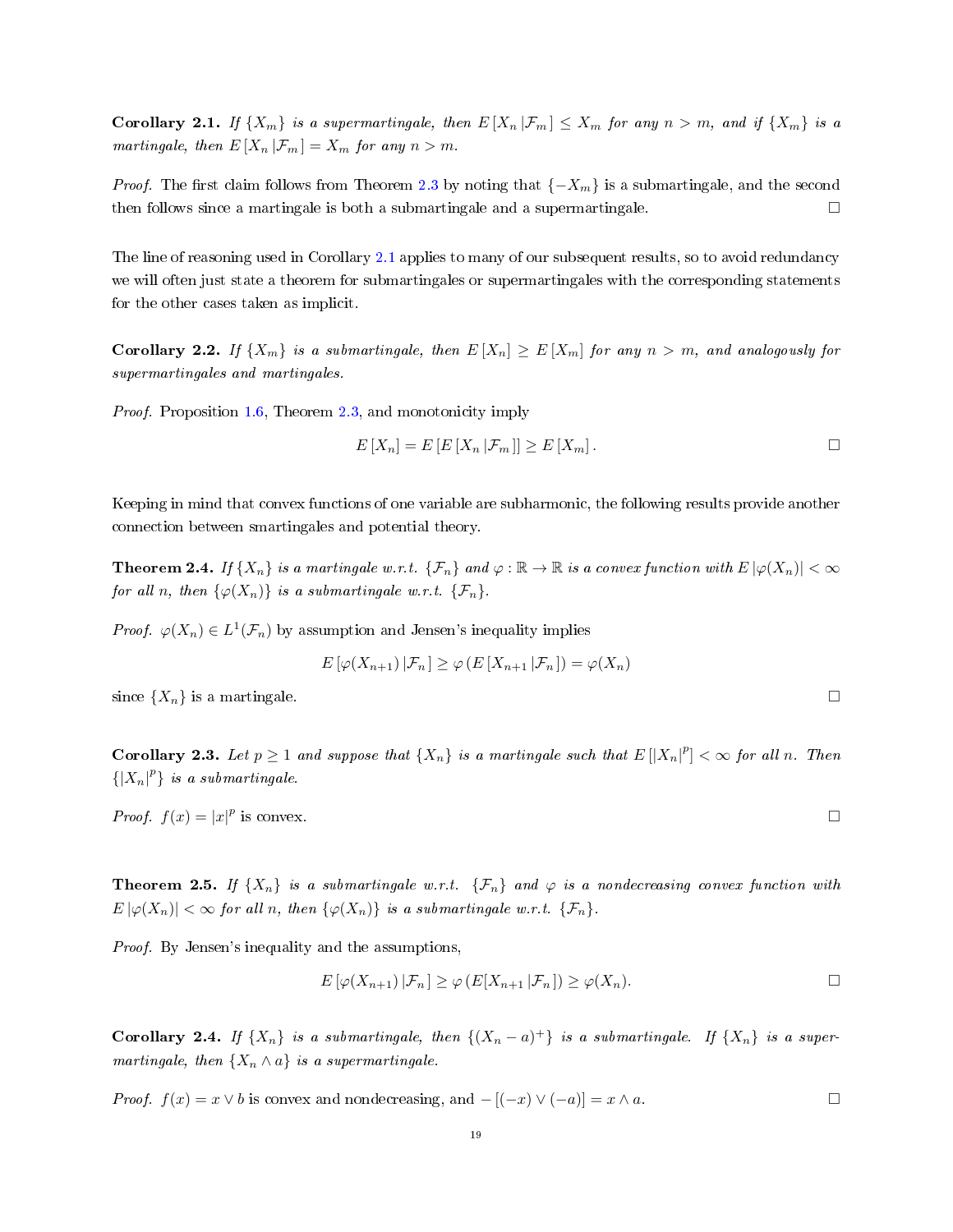**Corollary 2.1.** *If $\{X_m\}$ is a supermartingale, then $E[X_n | \mathcal{F}_m] \leq X_m$ for any $n > m$, and if $\{X_m\}$ is a martingale, then $E[X_n | \mathcal{F}_m] = X_m$ for any $n > m$.*

*Proof.* The first claim follows from Theorem 2.3 by noting that $\{-X_m\}$ is a submartingale, and the second then follows since a martingale is both a submartingale and a supermartingale. □

The line of reasoning used in Corollary 2.1 applies to many of our subsequent results, so to avoid redundancy we will often just state a theorem for submartingales or supermartingales with the corresponding statements for the other cases taken as implicit.

**Corollary 2.2.** *If $\{X_m\}$ is a submartingale, then $E[X_n] \geq E[X_m]$ for any $n > m$, and analogously for supermartingales and martingales.*

*Proof.* Proposition 1.6, Theorem 2.3, and monotonicity imply

$$E[X_n] = E[E[X_n | \mathcal{F}_m]] \geq E[X_m].$$

□

Keeping in mind that convex functions of one variable are subharmonic, the following results provide another connection between smartingales and potential theory.

**Theorem 2.4.** *If $\{X_n\}$ is a martingale w.r.t. $\{\mathcal{F}_n\}$ and $\varphi : \mathbb{R} \to \mathbb{R}$ is a convex function with $E|\varphi(X_n)| < \infty$ for all $n$, then $\{\varphi(X_n)\}$ is a submartingale w.r.t. $\{\mathcal{F}_n\}$.*

*Proof.* $\varphi(X_n) \in L^1(\mathcal{F}_n)$ by assumption and Jensen's inequality implies

$$E[\varphi(X_{n+1}) | \mathcal{F}_n] \geq \varphi(E[X_{n+1} | \mathcal{F}_n]) = \varphi(X_n)$$

since $\{X_n\}$ is a martingale. □

**Corollary 2.3.** *Let $p \geq 1$ and suppose that $\{X_n\}$ is a martingale such that $E[|X_n|^p] < \infty$ for all $n$. Then $\{|X_n|^p\}$ is a submartingale.*

*Proof.* $f(x) = |x|^p$ is convex. □

**Theorem 2.5.** *If $\{X_n\}$ is a submartingale w.r.t. $\{\mathcal{F}_n\}$ and $\varphi$ is a nondecreasing convex function with $E|\varphi(X_n)| < \infty$ for all $n$, then $\{\varphi(X_n)\}$ is a submartingale w.r.t. $\{\mathcal{F}_n\}$.*

*Proof.* By Jensen's inequality and the assumptions,

$$E[\varphi(X_{n+1}) | \mathcal{F}_n] \geq \varphi(E[X_{n+1} | \mathcal{F}_n]) \geq \varphi(X_n).$$

□

**Corollary 2.4.** *If $\{X_n\}$ is a submartingale, then $\{(X_n - a)^+\}$ is a submartingale. If $\{X_n\}$ is a supermartingale, then $\{X_n \wedge a\}$ is a supermartingale.*

*Proof.* $f(x) = x \vee b$ is convex and nondecreasing, and $-[(-x) \vee (-a)] = x \wedge a$. □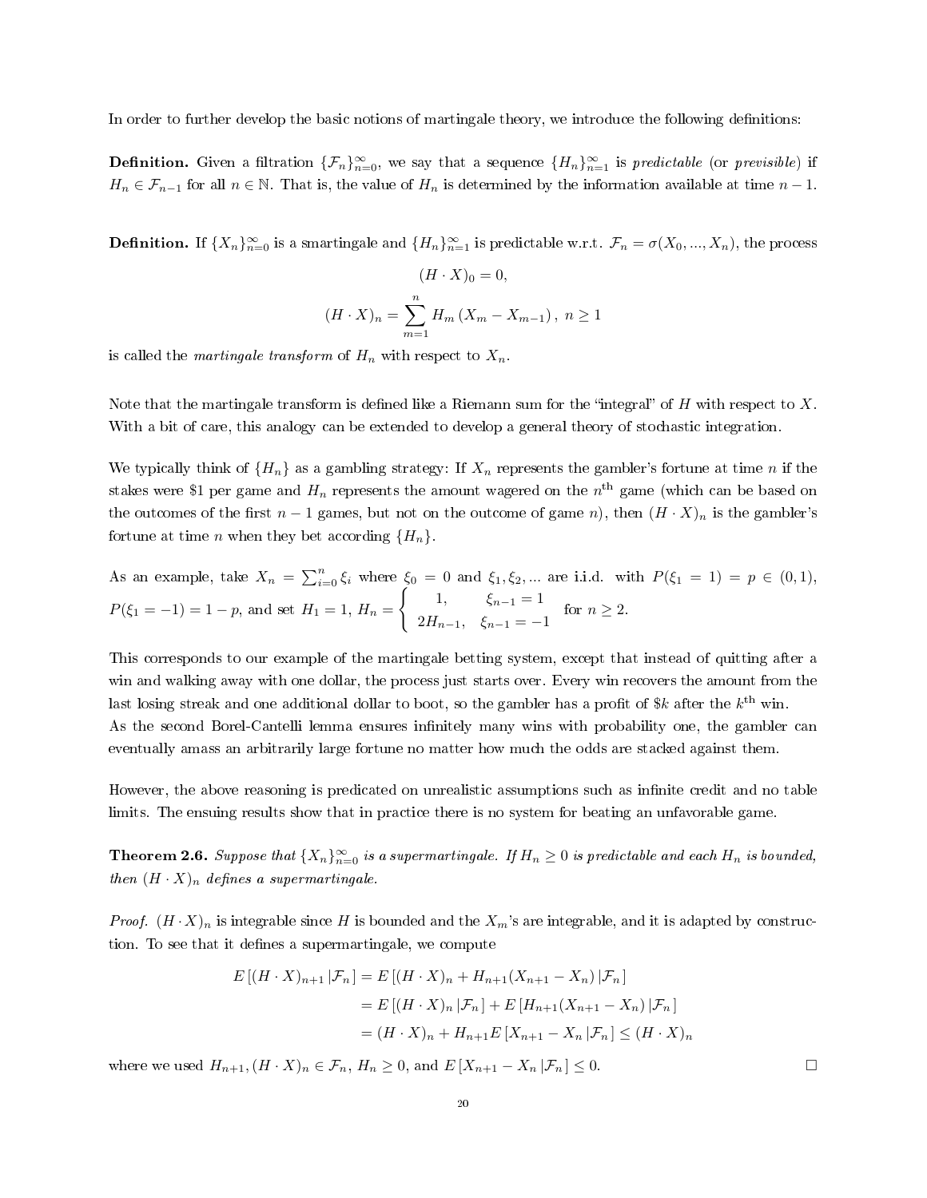In order to further develop the basic notions of martingale theory, we introduce the following definitions:

**Definition.** Given a filtration $\{\mathcal{F}_n\}_{n=0}^{\infty}$, we say that a sequence $\{H_n\}_{n=1}^{\infty}$ is *predictable* (or *previsible*) if $H_n \in \mathcal{F}_{n-1}$ for all $n \in \mathbb{N}$. That is, the value of $H_n$ is determined by the information available at time $n-1$.

**Definition.** If $\{X_n\}_{n=0}^{\infty}$ is a smartingale and $\{H_n\}_{n=1}^{\infty}$ is predictable w.r.t. $\mathcal{F}_n = \sigma(X_0, ..., X_n)$, the process

$$(H \cdot X)_0 = 0,$$
$$(H \cdot X)_n = \sum_{m=1}^{n} H_m (X_m - X_{m-1}), \ n \geq 1$$

is called the *martingale transform* of $H_n$ with respect to $X_n$.

Note that the martingale transform is defined like a Riemann sum for the "integral" of $H$ with respect to $X$. With a bit of care, this analogy can be extended to develop a general theory of stochastic integration.

We typically think of $\{H_n\}$ as a gambling strategy: If $X_n$ represents the gambler's fortune at time $n$ if the stakes were \$1 per game and $H_n$ represents the amount wagered on the $n^{\text{th}}$ game (which can be based on the outcomes of the first $n-1$ games, but not on the outcome of game $n$), then $(H \cdot X)_n$ is the gambler's fortune at time $n$ when they bet according $\{H_n\}$.

As an example, take $X_n = \sum_{i=0}^{n} \xi_i$ where $\xi_0 = 0$ and $\xi_1, \xi_2, ...$ are i.i.d. with $P(\xi_1 = 1) = p \in (0,1)$, $P(\xi_1 = -1) = 1-p$, and set $H_1 = 1$, $H_n = \begin{cases} 1, & \xi_{n-1} = 1 \\ 2H_{n-1}, & \xi_{n-1} = -1 \end{cases}$ for $n \geq 2$.

This corresponds to our example of the martingale betting system, except that instead of quitting after a win and walking away with one dollar, the process just starts over. Every win recovers the amount from the last losing streak and one additional dollar to boot, so the gambler has a profit of \$$k$ after the $k^{\text{th}}$ win. As the second Borel-Cantelli lemma ensures infinitely many wins with probability one, the gambler can eventually amass an arbitrarily large fortune no matter how much the odds are stacked against them.

However, the above reasoning is predicated on unrealistic assumptions such as infinite credit and no table limits. The ensuing results show that in practice there is no system for beating an unfavorable game.

**Theorem 2.6.** *Suppose that $\{X_n\}_{n=0}^{\infty}$ is a supermartingale. If $H_n \geq 0$ is predictable and each $H_n$ is bounded, then $(H \cdot X)_n$ defines a supermartingale.*

*Proof.* $(H \cdot X)_n$ is integrable since $H$ is bounded and the $X_m$'s are integrable, and it is adapted by construction. To see that it defines a supermartingale, we compute

$$\begin{aligned}
E\left[(H \cdot X)_{n+1} \,|\mathcal{F}_n\right] &= E\left[(H \cdot X)_n + H_{n+1}(X_{n+1} - X_n) \,|\mathcal{F}_n\right] \\
&= E\left[(H \cdot X)_n \,|\mathcal{F}_n\right] + E\left[H_{n+1}(X_{n+1} - X_n) \,|\mathcal{F}_n\right] \\
&= (H \cdot X)_n + H_{n+1} E\left[X_{n+1} - X_n \,|\mathcal{F}_n\right] \leq (H \cdot X)_n
\end{aligned}$$

where we used $H_{n+1}, (H \cdot X)_n \in \mathcal{F}_n$, $H_n \geq 0$, and $E\left[X_{n+1} - X_n \,|\mathcal{F}_n\right] \leq 0$. $\square$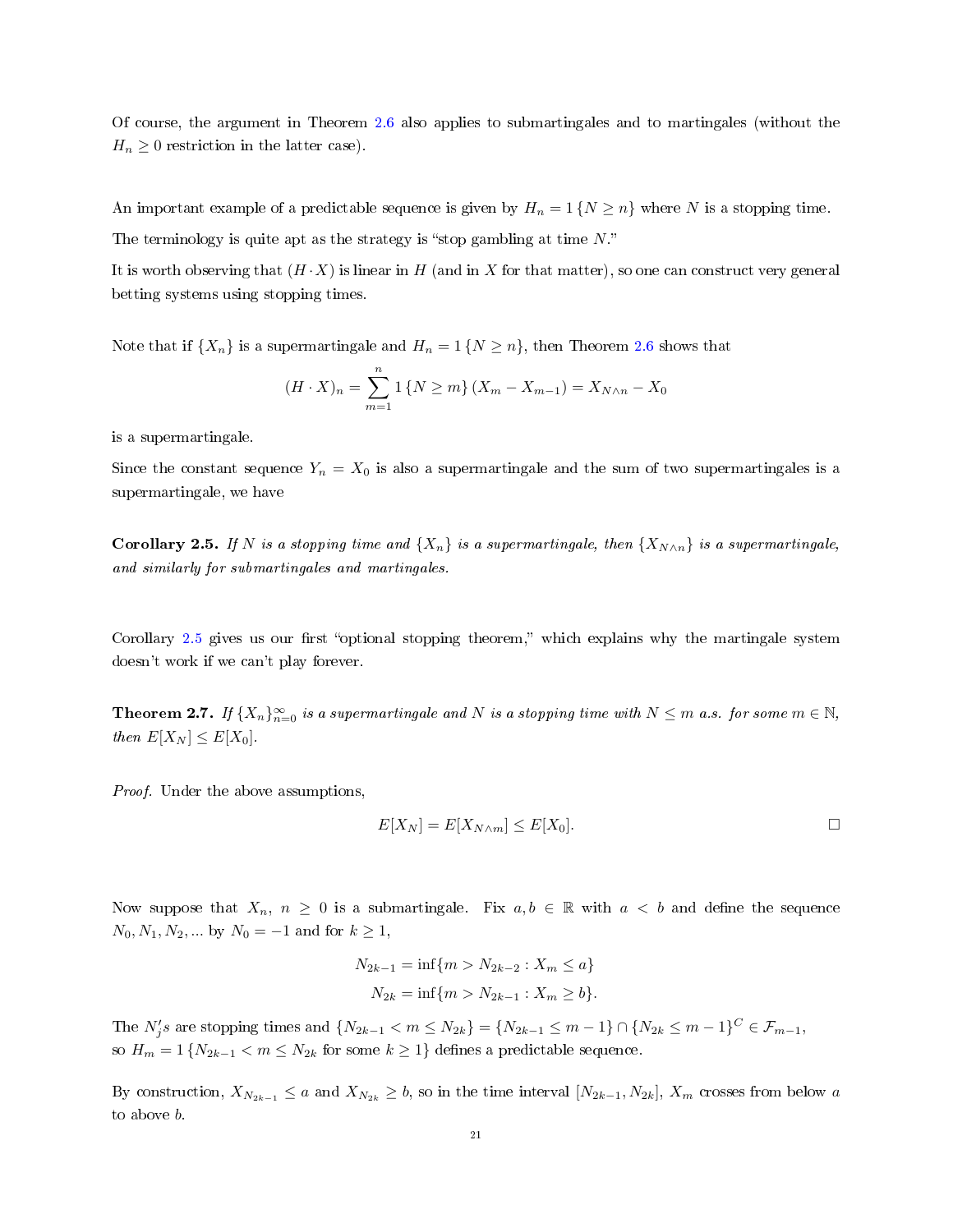Of course, the argument in Theorem 2.6 also applies to submartingales and to martingales (without the $H_n \geq 0$ restriction in the latter case).

An important example of a predictable sequence is given by $H_n = 1\{N \geq n\}$ where $N$ is a stopping time.

The terminology is quite apt as the strategy is "stop gambling at time $N$."

It is worth observing that $(H \cdot X)$ is linear in $H$ (and in $X$ for that matter), so one can construct very general betting systems using stopping times.

Note that if $\{X_n\}$ is a supermartingale and $H_n = 1\{N \geq n\}$, then Theorem 2.6 shows that

$$(H \cdot X)_n = \sum_{m=1}^{n} 1\{N \geq m\}(X_m - X_{m-1}) = X_{N \wedge n} - X_0$$

is a supermartingale.

Since the constant sequence $Y_n = X_0$ is also a supermartingale and the sum of two supermartingales is a supermartingale, we have

**Corollary 2.5.** *If $N$ is a stopping time and $\{X_n\}$ is a supermartingale, then $\{X_{N \wedge n}\}$ is a supermartingale, and similarly for submartingales and martingales.*

Corollary 2.5 gives us our first "optional stopping theorem," which explains why the martingale system doesn't work if we can't play forever.

**Theorem 2.7.** *If $\{X_n\}_{n=0}^{\infty}$ is a supermartingale and $N$ is a stopping time with $N \leq m$ a.s. for some $m \in \mathbb{N}$, then $E[X_N] \leq E[X_0]$.*

*Proof.* Under the above assumptions,

$$E[X_N] = E[X_{N \wedge m}] \leq E[X_0].$$

□

Now suppose that $X_n$, $n \geq 0$ is a submartingale. Fix $a, b \in \mathbb{R}$ with $a < b$ and define the sequence $N_0, N_1, N_2, ...$ by $N_0 = -1$ and for $k \geq 1$,

$$N_{2k-1} = \inf\{m > N_{2k-2} : X_m \leq a\}$$
$$N_{2k} = \inf\{m > N_{2k-1} : X_m \geq b\}.$$

The $N_j's$ are stopping times and $\{N_{2k-1} < m \leq N_{2k}\} = \{N_{2k-1} \leq m-1\} \cap \{N_{2k} \leq m-1\}^C \in \mathcal{F}_{m-1}$, so $H_m = 1\{N_{2k-1} < m \leq N_{2k}$ for some $k \geq 1\}$ defines a predictable sequence.

By construction, $X_{N_{2k-1}} \leq a$ and $X_{N_{2k}} \geq b$, so in the time interval $[N_{2k-1}, N_{2k}]$, $X_m$ crosses from below $a$ to above $b$.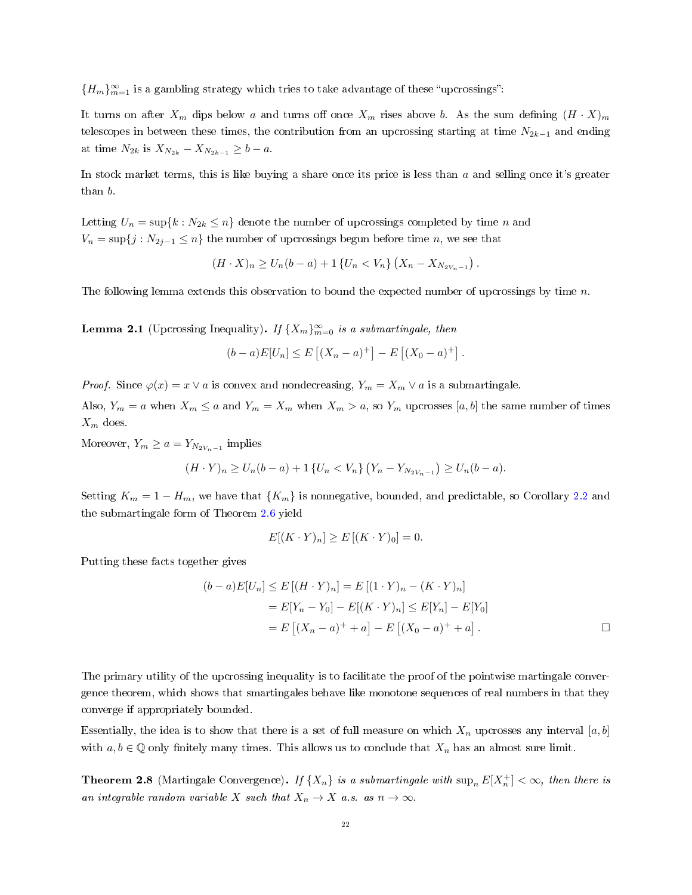$\{H_m\}_{m=1}^{\infty}$ is a gambling strategy which tries to take advantage of these "upcrossings":

It turns on after $X_m$ dips below $a$ and turns off once $X_m$ rises above $b$. As the sum defining $(H \cdot X)_m$ telescopes in between these times, the contribution from an upcrossing starting at time $N_{2k-1}$ and ending at time $N_{2k}$ is $X_{N_{2k}} - X_{N_{2k-1}} \geq b - a$.

In stock market terms, this is like buying a share once its price is less than $a$ and selling once it's greater than $b$.

Letting $U_n = \sup\{k : N_{2k} \leq n\}$ denote the number of upcrossings completed by time $n$ and $V_n = \sup\{j : N_{2j-1} \leq n\}$ the number of upcrossings begun before time $n$, we see that

$$(H \cdot X)_n \geq U_n(b-a) + 1\{U_n < V_n\}\left(X_n - X_{N_{2V_n - 1}}\right).$$

The following lemma extends this observation to bound the expected number of upcrossings by time $n$.

**Lemma 2.1** (Upcrossing Inequality). *If $\{X_m\}_{m=0}^{\infty}$ is a submartingale, then*

$$(b-a)E[U_n] \leq E\left[(X_n - a)^+\right] - E\left[(X_0 - a)^+\right].$$

*Proof.* Since $\varphi(x) = x \vee a$ is convex and nondecreasing, $Y_m = X_m \vee a$ is a submartingale.

Also, $Y_m = a$ when $X_m \leq a$ and $Y_m = X_m$ when $X_m > a$, so $Y_m$ upcrosses $[a, b]$ the same number of times $X_m$ does.

Moreover, $Y_m \geq a = Y_{N_{2V_n - 1}}$ implies

$$(H \cdot Y)_n \geq U_n(b-a) + 1\{U_n < V_n\}\left(Y_n - Y_{N_{2V_n - 1}}\right) \geq U_n(b-a).$$

Setting $K_m = 1 - H_m$, we have that $\{K_m\}$ is nonnegative, bounded, and predictable, so Corollary 2.2 and the submartingale form of Theorem 2.6 yield

$$E[(K \cdot Y)_n] \geq E\left[(K \cdot Y)_0\right] = 0.$$

Putting these facts together gives

$$\begin{aligned}
(b-a)E[U_n] &\leq E\left[(H \cdot Y)_n\right] = E\left[(1 \cdot Y)_n - (K \cdot Y)_n\right] \\
&= E[Y_n - Y_0] - E[(K \cdot Y)_n] \leq E[Y_n] - E[Y_0] \\
&= E\left[(X_n - a)^+ + a\right] - E\left[(X_0 - a)^+ + a\right].
\end{aligned}$$

□

The primary utility of the upcrossing inequality is to facilitate the proof of the pointwise martingale convergence theorem, which shows that smartingales behave like monotone sequences of real numbers in that they converge if appropriately bounded.

Essentially, the idea is to show that there is a set of full measure on which $X_n$ upcrosses any interval $[a, b]$ with $a, b \in \mathbb{Q}$ only finitely many times. This allows us to conclude that $X_n$ has an almost sure limit.

**Theorem 2.8** (Martingale Convergence). *If $\{X_n\}$ is a submartingale with $\sup_n E[X_n^+] < \infty$, then there is an integrable random variable $X$ such that $X_n \to X$ a.s. as $n \to \infty$.*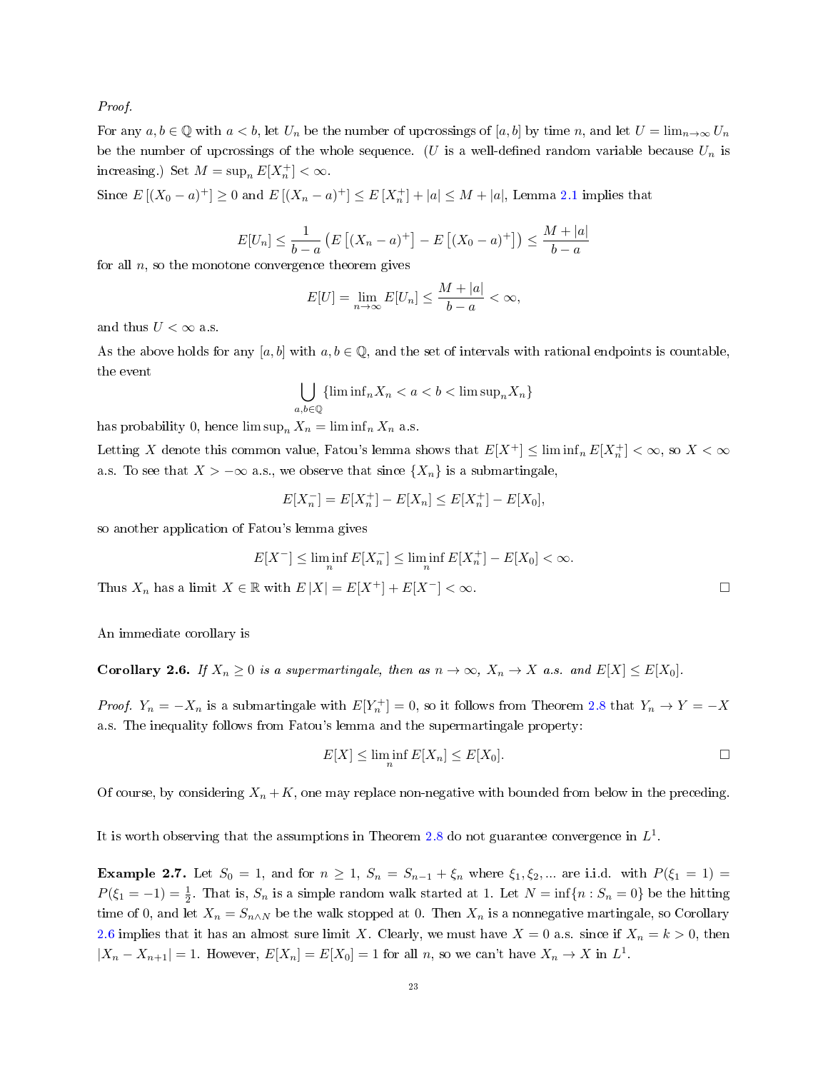*Proof.*

For any $a, b \in \mathbb{Q}$ with $a < b$, let $U_n$ be the number of upcrossings of $[a, b]$ by time $n$, and let $U = \lim_{n\to\infty} U_n$ be the number of upcrossings of the whole sequence. ($U$ is a well-defined random variable because $U_n$ is increasing.) Set $M = \sup_n E[X_n^+] < \infty$.

Since $E[(X_0 - a)^+] \geq 0$ and $E[(X_n - a)^+] \leq E[X_n^+] + |a| \leq M + |a|$, Lemma 2.1 implies that

$$E[U_n] \leq \frac{1}{b-a}\left(E\left[(X_n - a)^+\right] - E\left[(X_0 - a)^+\right]\right) \leq \frac{M + |a|}{b - a}$$

for all $n$, so the monotone convergence theorem gives

$$E[U] = \lim_{n\to\infty} E[U_n] \leq \frac{M + |a|}{b-a} < \infty,$$

and thus $U < \infty$ a.s.

As the above holds for any $[a, b]$ with $a, b \in \mathbb{Q}$, and the set of intervals with rational endpoints is countable, the event

$$\bigcup_{a,b\in\mathbb{Q}} \{\liminf_n X_n < a < b < \limsup_n X_n\}$$

has probability 0, hence $\limsup_n X_n = \liminf_n X_n$ a.s.

Letting $X$ denote this common value, Fatou's lemma shows that $E[X^+] \leq \liminf_n E[X_n^+] < \infty$, so $X < \infty$ a.s. To see that $X > -\infty$ a.s., we observe that since $\{X_n\}$ is a submartingale,

$$E[X_n^-] = E[X_n^+] - E[X_n] \leq E[X_n^+] - E[X_0],$$

so another application of Fatou's lemma gives

$$E[X^-] \leq \liminf_n E[X_n^-] \leq \liminf_n E[X_n^+] - E[X_0] < \infty.$$

Thus $X_n$ has a limit $X \in \mathbb{R}$ with $E|X| = E[X^+] + E[X^-] < \infty$. $\square$

An immediate corollary is

**Corollary 2.6.** *If $X_n \geq 0$ is a supermartingale, then as $n \to \infty$, $X_n \to X$ a.s. and $E[X] \leq E[X_0]$.*

*Proof.* $Y_n = -X_n$ is a submartingale with $E[Y_n^+] = 0$, so it follows from Theorem 2.8 that $Y_n \to Y = -X$ a.s. The inequality follows from Fatou's lemma and the supermartingale property:

$$E[X] \leq \liminf_n E[X_n] \leq E[X_0]. \qquad \square$$

Of course, by considering $X_n + K$, one may replace non-negative with bounded from below in the preceding.

It is worth observing that the assumptions in Theorem 2.8 do not guarantee convergence in $L^1$.

**Example 2.7.** Let $S_0 = 1$, and for $n \geq 1$, $S_n = S_{n-1} + \xi_n$ where $\xi_1, \xi_2, \ldots$ are i.i.d. with $P(\xi_1 = 1) = P(\xi_1 = -1) = \frac{1}{2}$. That is, $S_n$ is a simple random walk started at 1. Let $N = \inf\{n : S_n = 0\}$ be the hitting time of 0, and let $X_n = S_{n\wedge N}$ be the walk stopped at 0. Then $X_n$ is a nonnegative martingale, so Corollary 2.6 implies that it has an almost sure limit $X$. Clearly, we must have $X = 0$ a.s. since if $X_n = k > 0$, then $|X_n - X_{n+1}| = 1$. However, $E[X_n] = E[X_0] = 1$ for all $n$, so we can't have $X_n \to X$ in $L^1$.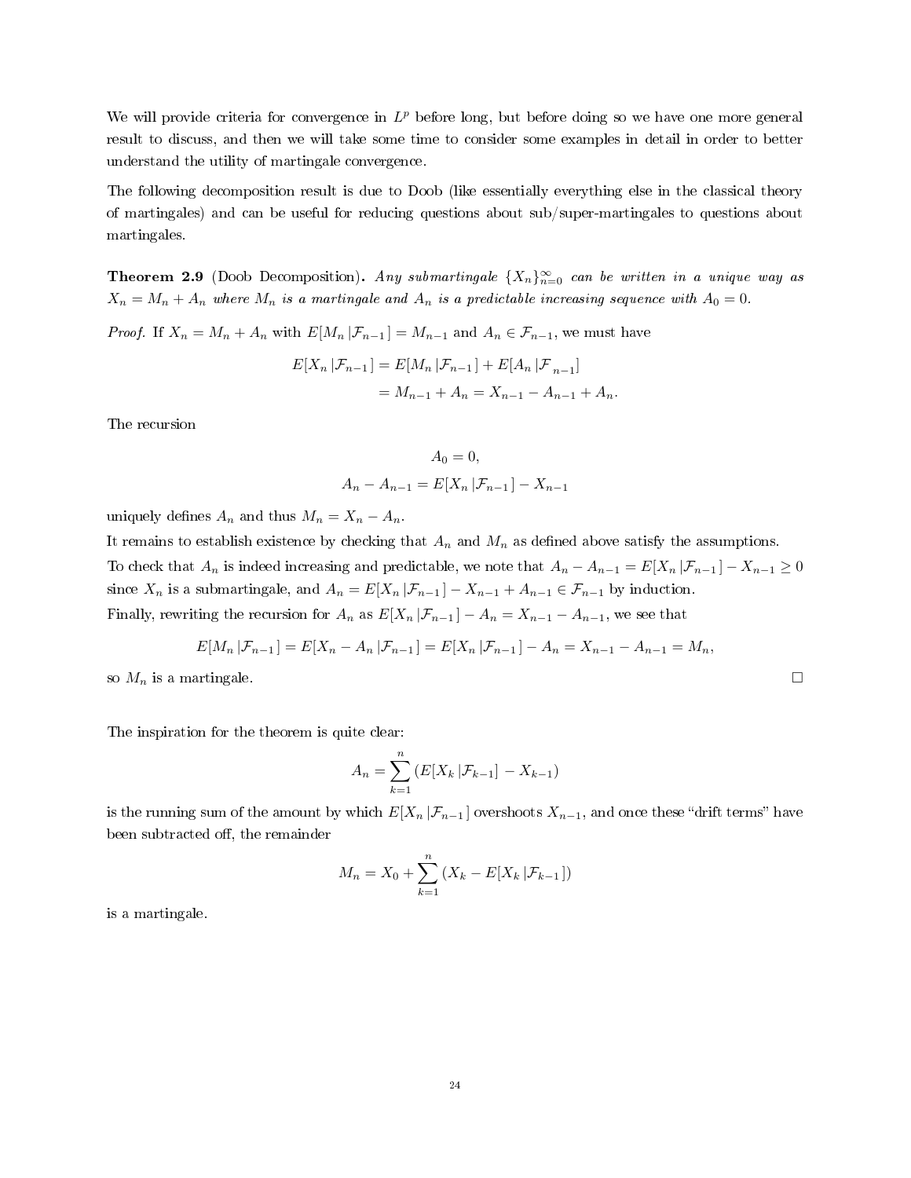We will provide criteria for convergence in $L^p$ before long, but before doing so we have one more general result to discuss, and then we will take some time to consider some examples in detail in order to better understand the utility of martingale convergence.

The following decomposition result is due to Doob (like essentially everything else in the classical theory of martingales) and can be useful for reducing questions about sub/super-martingales to questions about martingales.

**Theorem 2.9** (Doob Decomposition)**.** *Any submartingale $\{X_n\}_{n=0}^{\infty}$ can be written in a unique way as $X_n = M_n + A_n$ where $M_n$ is a martingale and $A_n$ is a predictable increasing sequence with $A_0 = 0$.*

*Proof.* If $X_n = M_n + A_n$ with $E[M_n \,|\mathcal{F}_{n-1}] = M_{n-1}$ and $A_n \in \mathcal{F}_{n-1}$, we must have

$$\begin{aligned} E[X_n \,|\mathcal{F}_{n-1}] &= E[M_n \,|\mathcal{F}_{n-1}] + E[A_n \,|\mathcal{F}_{n-1}] \\ &= M_{n-1} + A_n = X_{n-1} - A_{n-1} + A_n. \end{aligned}$$

The recursion

$$\begin{aligned} A_0 &= 0, \\ A_n - A_{n-1} &= E[X_n \,|\mathcal{F}_{n-1}] - X_{n-1} \end{aligned}$$

uniquely defines $A_n$ and thus $M_n = X_n - A_n$.

It remains to establish existence by checking that $A_n$ and $M_n$ as defined above satisfy the assumptions.

To check that $A_n$ is indeed increasing and predictable, we note that $A_n - A_{n-1} = E[X_n \,|\mathcal{F}_{n-1}] - X_{n-1} \geq 0$ since $X_n$ is a submartingale, and $A_n = E[X_n \,|\mathcal{F}_{n-1}] - X_{n-1} + A_{n-1} \in \mathcal{F}_{n-1}$ by induction.

Finally, rewriting the recursion for $A_n$ as $E[X_n \,|\mathcal{F}_{n-1}] - A_n = X_{n-1} - A_{n-1}$, we see that

$$E[M_n \,|\mathcal{F}_{n-1}] = E[X_n - A_n \,|\mathcal{F}_{n-1}] = E[X_n \,|\mathcal{F}_{n-1}] - A_n = X_{n-1} - A_{n-1} = M_n,$$

so $M_n$ is a martingale. ☐

The inspiration for the theorem is quite clear:

$$A_n = \sum_{k=1}^{n} \left( E[X_k \,|\mathcal{F}_{k-1}] - X_{k-1} \right)$$

is the running sum of the amount by which $E[X_n \,|\mathcal{F}_{n-1}]$ overshoots $X_{n-1}$, and once these "drift terms" have been subtracted off, the remainder

$$M_n = X_0 + \sum_{k=1}^{n} \left( X_k - E[X_k \,|\mathcal{F}_{k-1}] \right)$$

is a martingale.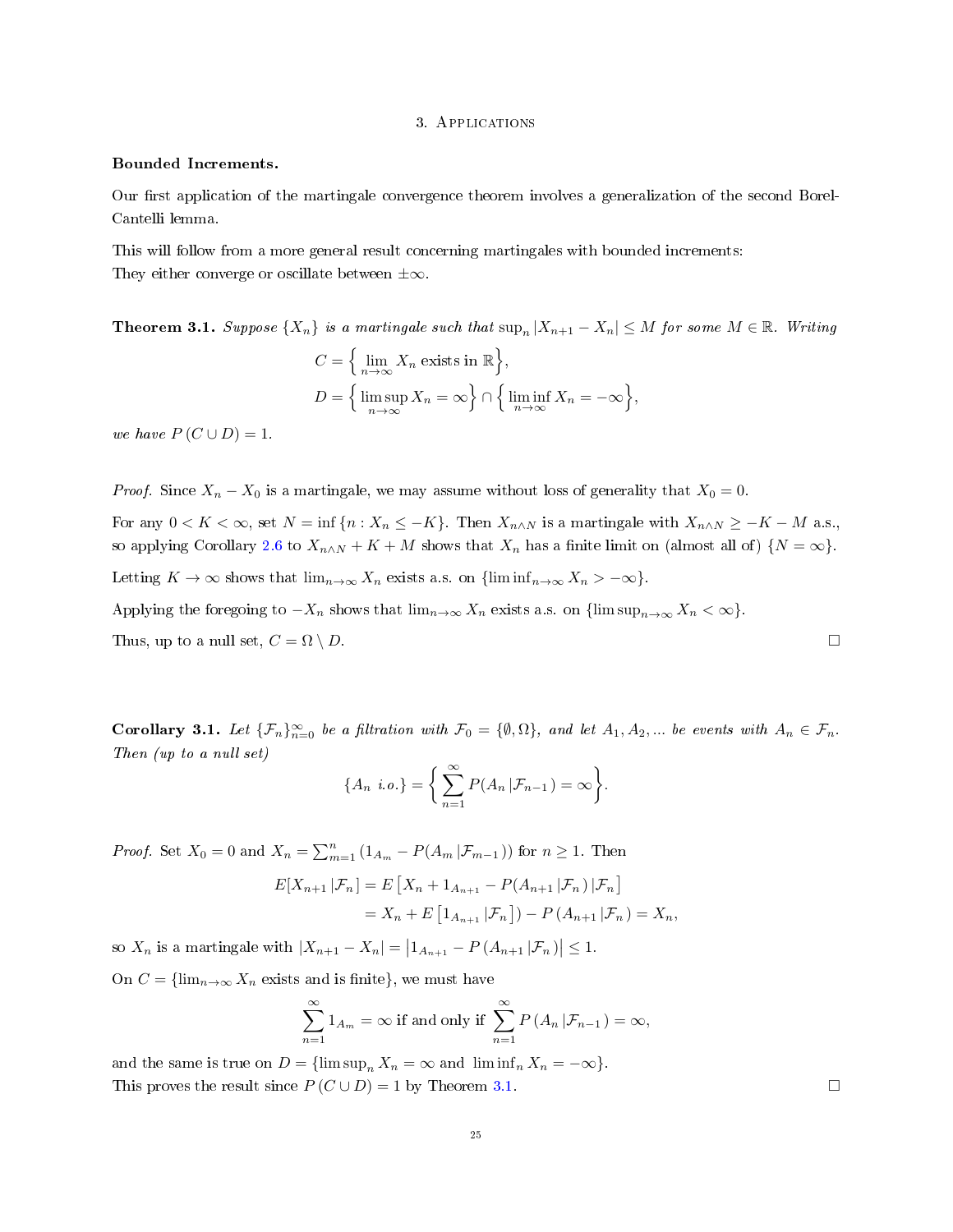## 3. Applications

**Bounded Increments.**

Our first application of the martingale convergence theorem involves a generalization of the second Borel-Cantelli lemma.

This will follow from a more general result concerning martingales with bounded increments:
They either converge or oscillate between $\pm\infty$.

**Theorem 3.1.** *Suppose $\{X_n\}$ is a martingale such that $\sup_n |X_{n+1} - X_n| \leq M$ for some $M \in \mathbb{R}$. Writing*

$$C = \Big\{ \lim_{n\to\infty} X_n \text{ exists in } \mathbb{R} \Big\},$$
$$D = \Big\{ \limsup_{n\to\infty} X_n = \infty \Big\} \cap \Big\{ \liminf_{n\to\infty} X_n = -\infty \Big\},$$

*we have $P(C \cup D) = 1$.*

*Proof.* Since $X_n - X_0$ is a martingale, we may assume without loss of generality that $X_0 = 0$.

For any $0 < K < \infty$, set $N = \inf\{n : X_n \leq -K\}$. Then $X_{n\wedge N}$ is a martingale with $X_{n\wedge N} \geq -K - M$ a.s., so applying Corollary 2.6 to $X_{n\wedge N} + K + M$ shows that $X_n$ has a finite limit on (almost all of) $\{N = \infty\}$.

Letting $K \to \infty$ shows that $\lim_{n\to\infty} X_n$ exists a.s. on $\{\liminf_{n\to\infty} X_n > -\infty\}$.

Applying the foregoing to $-X_n$ shows that $\lim_{n\to\infty} X_n$ exists a.s. on $\{\limsup_{n\to\infty} X_n < \infty\}$.

Thus, up to a null set, $C = \Omega \setminus D$. □

**Corollary 3.1.** *Let $\{\mathcal{F}_n\}_{n=0}^{\infty}$ be a filtration with $\mathcal{F}_0 = \{\emptyset, \Omega\}$, and let $A_1, A_2, ...$ be events with $A_n \in \mathcal{F}_n$. Then (up to a null set)*

$$\{A_n \text{ i.o.}\} = \Big\{ \sum_{n=1}^{\infty} P(A_n \,|\mathcal{F}_{n-1}) = \infty \Big\}.$$

*Proof.* Set $X_0 = 0$ and $X_n = \sum_{m=1}^{n} (1_{A_m} - P(A_m \,|\mathcal{F}_{m-1}))$ for $n \geq 1$. Then

$$\begin{aligned} E[X_{n+1} \,|\mathcal{F}_n] &= E\left[X_n + 1_{A_{n+1}} - P(A_{n+1} \,|\mathcal{F}_n) \,|\mathcal{F}_n\right] \\ &= X_n + E\left[1_{A_{n+1}} \,|\mathcal{F}_n\right]) - P\left(A_{n+1} \,|\mathcal{F}_n\right) = X_n, \end{aligned}$$

so $X_n$ is a martingale with $|X_{n+1} - X_n| = \left|1_{A_{n+1}} - P\left(A_{n+1} \,|\mathcal{F}_n\right)\right| \leq 1$.

On $C = \{\lim_{n\to\infty} X_n \text{ exists and is finite}\}$, we must have

$$\sum_{n=1}^{\infty} 1_{A_m} = \infty \text{ if and only if } \sum_{n=1}^{\infty} P\left(A_n \,|\mathcal{F}_{n-1}\right) = \infty,$$

and the same is true on $D = \{\limsup_n X_n = \infty \text{ and } \liminf_n X_n = -\infty\}$.
This proves the result since $P(C \cup D) = 1$ by Theorem 3.1. □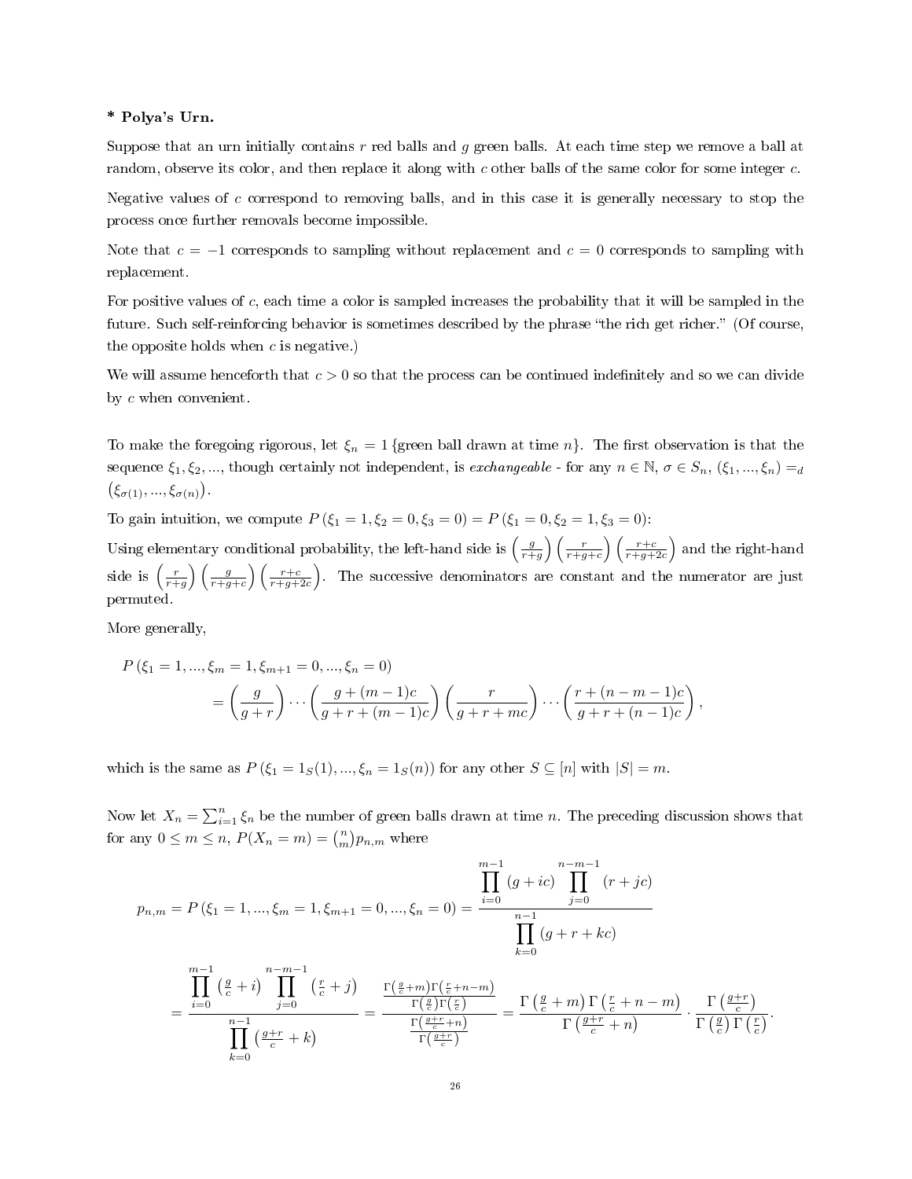**\* Polya's Urn.**

Suppose that an urn initially contains $r$ red balls and $g$ green balls. At each time step we remove a ball at random, observe its color, and then replace it along with $c$ other balls of the same color for some integer $c$.

Negative values of $c$ correspond to removing balls, and in this case it is generally necessary to stop the process once further removals become impossible.

Note that $c = -1$ corresponds to sampling without replacement and $c = 0$ corresponds to sampling with replacement.

For positive values of $c$, each time a color is sampled increases the probability that it will be sampled in the future. Such self-reinforcing behavior is sometimes described by the phrase "the rich get richer." (Of course, the opposite holds when $c$ is negative.)

We will assume henceforth that $c > 0$ so that the process can be continued indefinitely and so we can divide by $c$ when convenient.

To make the foregoing rigorous, let $\xi_n = 1\{\text{green ball drawn at time } n\}$. The first observation is that the sequence $\xi_1, \xi_2, ...,$ though certainly not independent, is *exchangeable* - for any $n \in \mathbb{N}$, $\sigma \in S_n$, $(\xi_1, ..., \xi_n) =_d (\xi_{\sigma(1)}, ..., \xi_{\sigma(n)})$.

To gain intuition, we compute $P(\xi_1 = 1, \xi_2 = 0, \xi_3 = 0) = P(\xi_1 = 0, \xi_2 = 1, \xi_3 = 0)$:

Using elementary conditional probability, the left-hand side is $\left(\frac{g}{r+g}\right)\left(\frac{r}{r+g+c}\right)\left(\frac{r+c}{r+g+2c}\right)$ and the right-hand side is $\left(\frac{r}{r+g}\right)\left(\frac{g}{r+g+c}\right)\left(\frac{r+c}{r+g+2c}\right)$. The successive denominators are constant and the numerator are just permuted.

More generally,

$$
\begin{aligned}
&P(\xi_1 = 1, ..., \xi_m = 1, \xi_{m+1} = 0, ..., \xi_n = 0) \\
&\quad = \left(\frac{g}{g+r}\right)\cdots\left(\frac{g+(m-1)c}{g+r+(m-1)c}\right)\left(\frac{r}{g+r+mc}\right)\cdots\left(\frac{r+(n-m-1)c}{g+r+(n-1)c}\right),
\end{aligned}
$$

which is the same as $P(\xi_1 = 1_S(1), ..., \xi_n = 1_S(n))$ for any other $S \subseteq [n]$ with $|S| = m$.

Now let $X_n = \sum_{i=1}^n \xi_n$ be the number of green balls drawn at time $n$. The preceding discussion shows that for any $0 \le m \le n$, $P(X_n = m) = \binom{n}{m} p_{n,m}$ where

$$
p_{n,m} = P(\xi_1 = 1, ..., \xi_m = 1, \xi_{m+1} = 0, ..., \xi_n = 0) = \frac{\prod_{i=0}^{m-1}(g+ic)\prod_{j=0}^{n-m-1}(r+jc)}{\prod_{k=0}^{n-1}(g+r+kc)}
$$

$$
= \frac{\prod_{i=0}^{m-1}\left(\frac{g}{c}+i\right)\prod_{j=0}^{n-m-1}\left(\frac{r}{c}+j\right)}{\prod_{k=0}^{n-1}\left(\frac{g+r}{c}+k\right)} = \frac{\frac{\Gamma\left(\frac{g}{c}+m\right)\Gamma\left(\frac{r}{c}+n-m\right)}{\Gamma\left(\frac{g}{c}\right)\Gamma\left(\frac{r}{c}\right)}}{\frac{\Gamma\left(\frac{g+r}{c}+n\right)}{\Gamma\left(\frac{g+r}{c}\right)}} = \frac{\Gamma\left(\frac{g}{c}+m\right)\Gamma\left(\frac{r}{c}+n-m\right)}{\Gamma\left(\frac{g+r}{c}+n\right)} \cdot \frac{\Gamma\left(\frac{g+r}{c}\right)}{\Gamma\left(\frac{g}{c}\right)\Gamma\left(\frac{r}{c}\right)}.
$$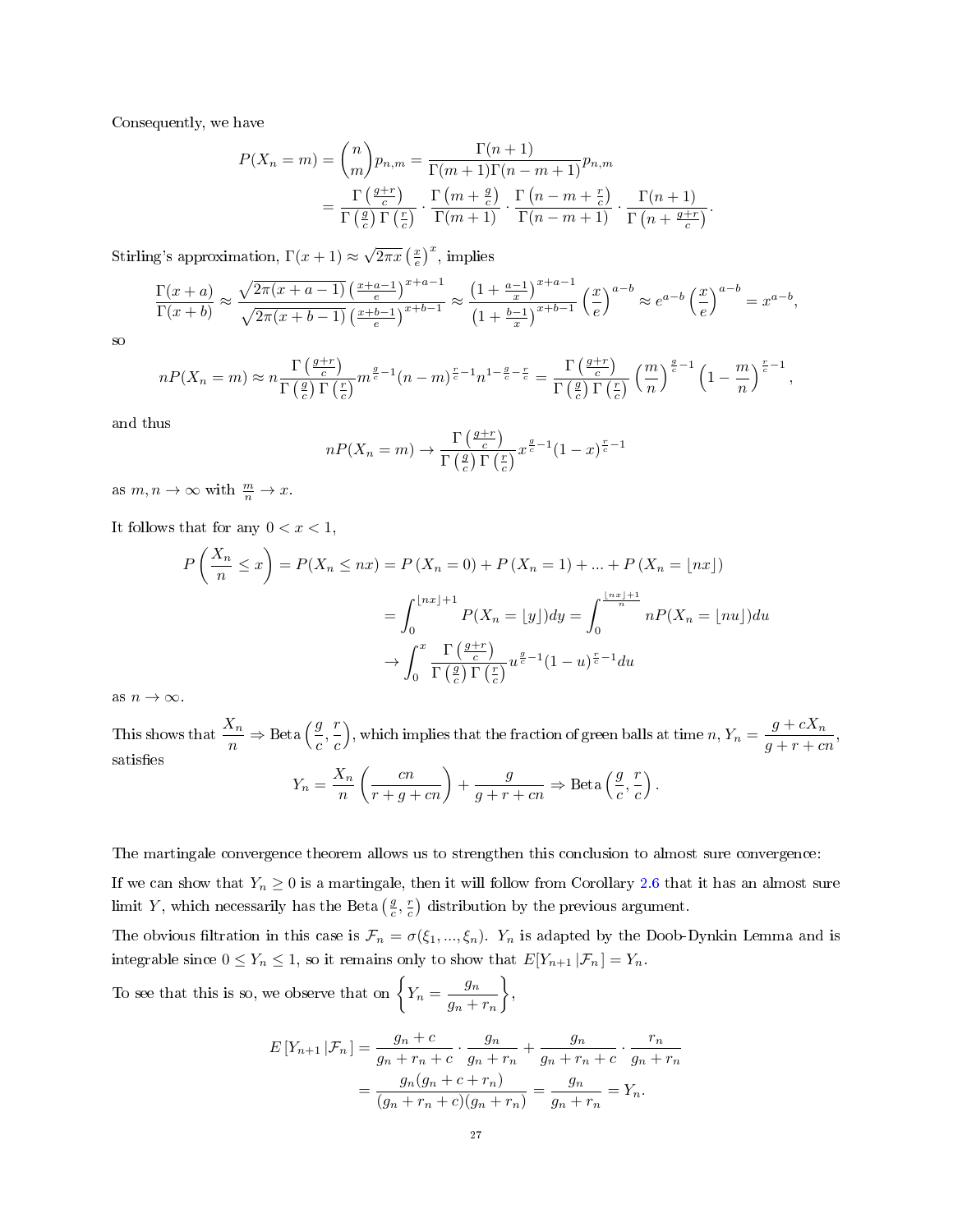Consequently, we have

$$
\begin{aligned}
P(X_n = m) = \binom{n}{m} p_{n,m} &= \frac{\Gamma(n+1)}{\Gamma(m+1)\Gamma(n-m+1)} p_{n,m} \\
&= \frac{\Gamma\left(\frac{g+r}{c}\right)}{\Gamma\left(\frac{g}{c}\right)\Gamma\left(\frac{r}{c}\right)} \cdot \frac{\Gamma\left(m+\frac{g}{c}\right)}{\Gamma(m+1)} \cdot \frac{\Gamma\left(n-m+\frac{r}{c}\right)}{\Gamma(n-m+1)} \cdot \frac{\Gamma(n+1)}{\Gamma\left(n+\frac{g+r}{c}\right)}.
\end{aligned}
$$

Stirling's approximation, $\Gamma(x+1) \approx \sqrt{2\pi x}\left(\frac{x}{e}\right)^x$, implies

$$
\frac{\Gamma(x+a)}{\Gamma(x+b)} \approx \frac{\sqrt{2\pi(x+a-1)}\left(\frac{x+a-1}{e}\right)^{x+a-1}}{\sqrt{2\pi(x+b-1)}\left(\frac{x+b-1}{e}\right)^{x+b-1}} \approx \frac{\left(1+\frac{a-1}{x}\right)^{x+a-1}}{\left(1+\frac{b-1}{x}\right)^{x+b-1}}\left(\frac{x}{e}\right)^{a-b} \approx e^{a-b}\left(\frac{x}{e}\right)^{a-b} = x^{a-b},
$$

so

$$
nP(X_n = m) \approx n\frac{\Gamma\left(\frac{g+r}{c}\right)}{\Gamma\left(\frac{g}{c}\right)\Gamma\left(\frac{r}{c}\right)} m^{\frac{g}{c}-1}(n-m)^{\frac{r}{c}-1} n^{1-\frac{g}{c}-\frac{r}{c}} = \frac{\Gamma\left(\frac{g+r}{c}\right)}{\Gamma\left(\frac{g}{c}\right)\Gamma\left(\frac{r}{c}\right)}\left(\frac{m}{n}\right)^{\frac{g}{c}-1}\left(1-\frac{m}{n}\right)^{\frac{r}{c}-1},
$$

and thus

$$
nP(X_n = m) \to \frac{\Gamma\left(\frac{g+r}{c}\right)}{\Gamma\left(\frac{g}{c}\right)\Gamma\left(\frac{r}{c}\right)} x^{\frac{g}{c}-1}(1-x)^{\frac{r}{c}-1}
$$

as $m, n \to \infty$ with $\frac{m}{n} \to x$.

It follows that for any $0 < x < 1$,

$$
\begin{aligned}
P\left(\frac{X_n}{n} \le x\right) = P(X_n \le nx) &= P(X_n = 0) + P(X_n = 1) + \dots + P(X_n = \lfloor nx \rfloor) \\
&= \int_0^{\lfloor nx \rfloor + 1} P(X_n = \lfloor y \rfloor)dy = \int_0^{\frac{\lfloor nx \rfloor + 1}{n}} nP(X_n = \lfloor nu \rfloor)du \\
&\to \int_0^x \frac{\Gamma\left(\frac{g+r}{c}\right)}{\Gamma\left(\frac{g}{c}\right)\Gamma\left(\frac{r}{c}\right)} u^{\frac{g}{c}-1}(1-u)^{\frac{r}{c}-1}du
\end{aligned}
$$

as $n \to \infty$.

This shows that $\dfrac{X_n}{n} \Rightarrow \text{Beta}\left(\dfrac{g}{c}, \dfrac{r}{c}\right)$, which implies that the fraction of green balls at time $n$, $Y_n = \dfrac{g + cX_n}{g + r + cn}$, satisfies

$$
Y_n = \frac{X_n}{n}\left(\frac{cn}{r+g+cn}\right) + \frac{g}{g+r+cn} \Rightarrow \text{Beta}\left(\frac{g}{c}, \frac{r}{c}\right).
$$

The martingale convergence theorem allows us to strengthen this conclusion to almost sure convergence:

If we can show that $Y_n \ge 0$ is a martingale, then it will follow from Corollary 2.6 that it has an almost sure limit $Y$, which necessarily has the Beta $\left(\frac{g}{c}, \frac{r}{c}\right)$ distribution by the previous argument.

The obvious filtration in this case is $\mathcal{F}_n = \sigma(\xi_1, ..., \xi_n)$. $Y_n$ is adapted by the Doob-Dynkin Lemma and is integrable since $0 \le Y_n \le 1$, so it remains only to show that $E[Y_{n+1} | \mathcal{F}_n] = Y_n$.

To see that this is so, we observe that on $\left\{Y_n = \dfrac{g_n}{g_n + r_n}\right\}$,

$$
\begin{aligned}
E[Y_{n+1} | \mathcal{F}_n] &= \frac{g_n + c}{g_n + r_n + c} \cdot \frac{g_n}{g_n + r_n} + \frac{g_n}{g_n + r_n + c} \cdot \frac{r_n}{g_n + r_n} \\
&= \frac{g_n(g_n + c + r_n)}{(g_n + r_n + c)(g_n + r_n)} = \frac{g_n}{g_n + r_n} = Y_n.
\end{aligned}
$$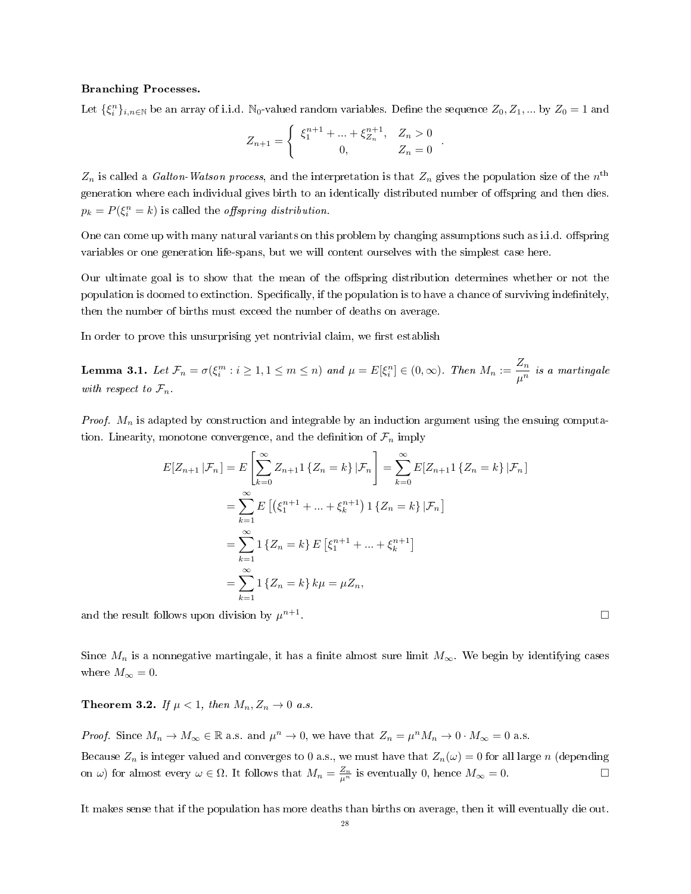**Branching Processes.**

Let $\{\xi_i^n\}_{i,n\in\mathbb{N}}$ be an array of i.i.d. $\mathbb{N}_0$-valued random variables. Define the sequence $Z_0, Z_1, ...$ by $Z_0 = 1$ and

$$Z_{n+1} = \begin{cases} \xi_1^{n+1} + ... + \xi_{Z_n}^{n+1}, & Z_n > 0 \\ 0, & Z_n = 0 \end{cases}.$$

$Z_n$ is called a *Galton-Watson process*, and the interpretation is that $Z_n$ gives the population size of the $n^{\text{th}}$ generation where each individual gives birth to an identically distributed number of offspring and then dies. $p_k = P(\xi_i^n = k)$ is called the *offspring distribution*.

One can come up with many natural variants on this problem by changing assumptions such as i.i.d. offspring variables or one generation life-spans, but we will content ourselves with the simplest case here.

Our ultimate goal is to show that the mean of the offspring distribution determines whether or not the population is doomed to extinction. Specifically, if the population is to have a chance of surviving indefinitely, then the number of births must exceed the number of deaths on average.

In order to prove this unsurprising yet nontrivial claim, we first establish

**Lemma 3.1.** *Let $\mathcal{F}_n = \sigma(\xi_i^m : i \geq 1, 1 \leq m \leq n)$ and $\mu = E[\xi_i^n] \in (0, \infty)$. Then $M_n := \dfrac{Z_n}{\mu^n}$ is a martingale with respect to $\mathcal{F}_n$.*

*Proof.* $M_n$ is adapted by construction and integrable by an induction argument using the ensuing computation. Linearity, monotone convergence, and the definition of $\mathcal{F}_n$ imply

$$\begin{aligned} E[Z_{n+1}\,|\mathcal{F}_n] &= E\left[\sum_{k=0}^{\infty} Z_{n+1} 1\{Z_n = k\}\,|\mathcal{F}_n\right] = \sum_{k=0}^{\infty} E[Z_{n+1} 1\{Z_n = k\}\,|\mathcal{F}_n] \\ &= \sum_{k=1}^{\infty} E\left[\left(\xi_1^{n+1} + ... + \xi_k^{n+1}\right) 1\{Z_n = k\}\,|\mathcal{F}_n\right] \\ &= \sum_{k=1}^{\infty} 1\{Z_n = k\}\, E\left[\xi_1^{n+1} + ... + \xi_k^{n+1}\right] \\ &= \sum_{k=1}^{\infty} 1\{Z_n = k\}\, k\mu = \mu Z_n, \end{aligned}$$

and the result follows upon division by $\mu^{n+1}$. $\square$

Since $M_n$ is a nonnegative martingale, it has a finite almost sure limit $M_\infty$. We begin by identifying cases where $M_\infty = 0$.

**Theorem 3.2.** *If $\mu < 1$, then $M_n, Z_n \to 0$ a.s.*

*Proof.* Since $M_n \to M_\infty \in \mathbb{R}$ a.s. and $\mu^n \to 0$, we have that $Z_n = \mu^n M_n \to 0 \cdot M_\infty = 0$ a.s.

Because $Z_n$ is integer valued and converges to 0 a.s., we must have that $Z_n(\omega) = 0$ for all large $n$ (depending on $\omega$) for almost every $\omega \in \Omega$. It follows that $M_n = \frac{Z_n}{\mu^n}$ is eventually 0, hence $M_\infty = 0$. $\square$

It makes sense that if the population has more deaths than births on average, then it will eventually die out.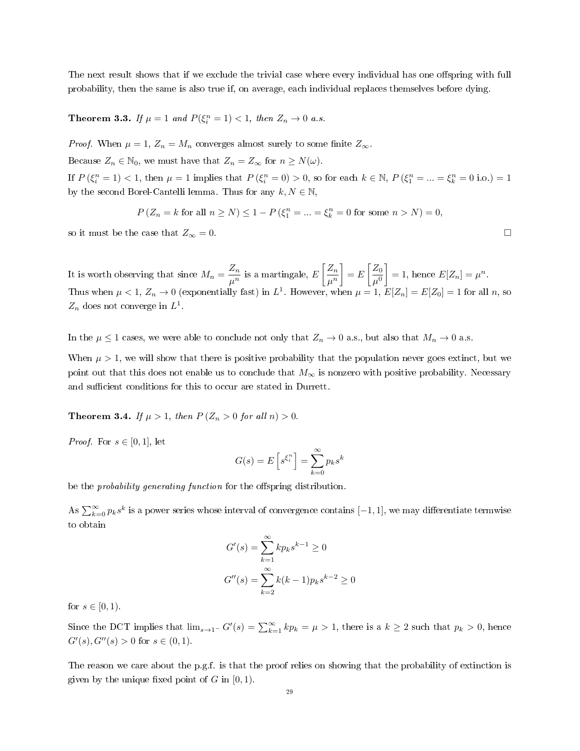The next result shows that if we exclude the trivial case where every individual has one offspring with full probability, then the same is also true if, on average, each individual replaces themselves before dying.

**Theorem 3.3.** *If $\mu = 1$ and $P(\xi_i^n = 1) < 1$, then $Z_n \to 0$ a.s.*

*Proof.* When $\mu = 1$, $Z_n = M_n$ converges almost surely to some finite $Z_\infty$.

Because $Z_n \in \mathbb{N}_0$, we must have that $Z_n = Z_\infty$ for $n \geq N(\omega)$.

If $P(\xi_i^n = 1) < 1$, then $\mu = 1$ implies that $P(\xi_i^n = 0) > 0$, so for each $k \in \mathbb{N}$, $P(\xi_1^n = ... = \xi_k^n = 0 \text{ i.o.}) = 1$ by the second Borel-Cantelli lemma. Thus for any $k, N \in \mathbb{N}$,

$$P(Z_n = k \text{ for all } n \geq N) \leq 1 - P(\xi_1^n = ... = \xi_k^n = 0 \text{ for some } n > N) = 0,$$

so it must be the case that $Z_\infty = 0$. $\square$

It is worth observing that since $M_n = \dfrac{Z_n}{\mu^n}$ is a martingale, $E\left[\dfrac{Z_n}{\mu^n}\right] = E\left[\dfrac{Z_0}{\mu^0}\right] = 1$, hence $E[Z_n] = \mu^n$. Thus when $\mu < 1$, $Z_n \to 0$ (exponentially fast) in $L^1$. However, when $\mu = 1$, $E[Z_n] = E[Z_0] = 1$ for all $n$, so $Z_n$ does not converge in $L^1$.

In the $\mu \leq 1$ cases, we were able to conclude not only that $Z_n \to 0$ a.s., but also that $M_n \to 0$ a.s.

When $\mu > 1$, we will show that there is positive probability that the population never goes extinct, but we point out that this does not enable us to conclude that $M_\infty$ is nonzero with positive probability. Necessary and sufficient conditions for this to occur are stated in Durrett.

**Theorem 3.4.** *If $\mu > 1$, then $P(Z_n > 0$ for all $n) > 0$.*

*Proof.* For $s \in [0, 1]$, let

$$G(s) = E\left[s^{\xi_i^n}\right] = \sum_{k=0}^{\infty} p_k s^k$$

be the *probability generating function* for the offspring distribution.

As $\sum_{k=0}^{\infty} p_k s^k$ is a power series whose interval of convergence contains $[-1, 1]$, we may differentiate termwise to obtain

$$G'(s) = \sum_{k=1}^{\infty} k p_k s^{k-1} \geq 0$$
$$G''(s) = \sum_{k=2}^{\infty} k(k-1) p_k s^{k-2} \geq 0$$

for $s \in [0, 1)$.

Since the DCT implies that $\lim_{s \to 1^-} G'(s) = \sum_{k=1}^{\infty} k p_k = \mu > 1$, there is a $k \geq 2$ such that $p_k > 0$, hence $G'(s), G''(s) > 0$ for $s \in (0, 1)$.

The reason we care about the p.g.f. is that the proof relies on showing that the probability of extinction is given by the unique fixed point of $G$ in $[0, 1)$.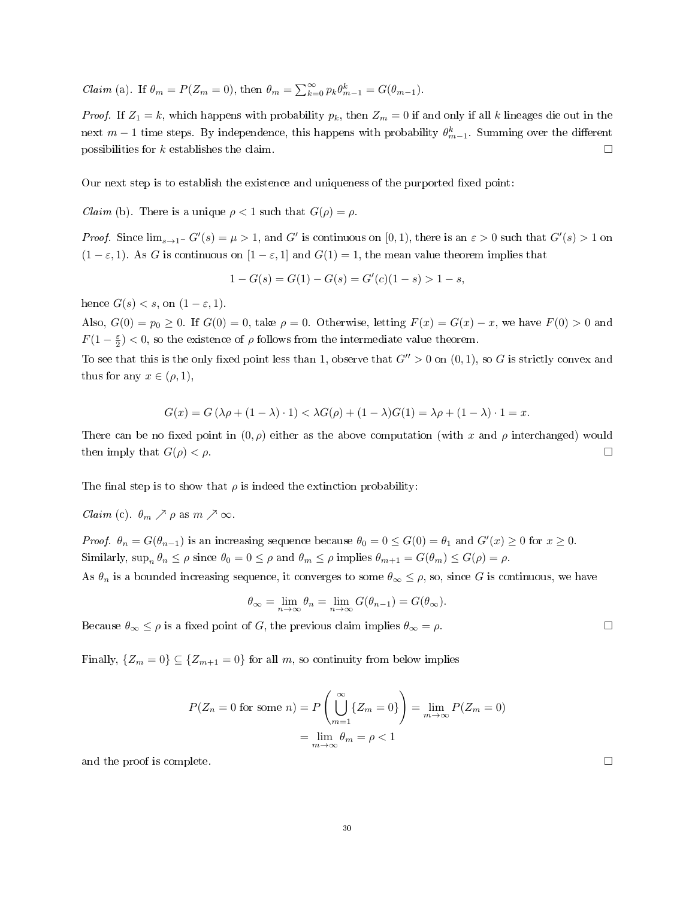*Claim* (a). If $\theta_m = P(Z_m = 0)$, then $\theta_m = \sum_{k=0}^{\infty} p_k \theta_{m-1}^k = G(\theta_{m-1})$.

*Proof.* If $Z_1 = k$, which happens with probability $p_k$, then $Z_m = 0$ if and only if all $k$ lineages die out in the next $m-1$ time steps. By independence, this happens with probability $\theta_{m-1}^k$. Summing over the different possibilities for $k$ establishes the claim. □

Our next step is to establish the existence and uniqueness of the purported fixed point:

*Claim* (b). There is a unique $\rho < 1$ such that $G(\rho) = \rho$.

*Proof.* Since $\lim_{s\to 1^-} G'(s) = \mu > 1$, and $G'$ is continuous on $[0,1)$, there is an $\varepsilon > 0$ such that $G'(s) > 1$ on $(1-\varepsilon, 1)$. As $G$ is continuous on $[1-\varepsilon, 1]$ and $G(1) = 1$, the mean value theorem implies that

$$1 - G(s) = G(1) - G(s) = G'(c)(1-s) > 1 - s,$$

hence $G(s) < s$, on $(1-\varepsilon, 1)$.

Also, $G(0) = p_0 \geq 0$. If $G(0) = 0$, take $\rho = 0$. Otherwise, letting $F(x) = G(x) - x$, we have $F(0) > 0$ and $F(1 - \frac{\varepsilon}{2}) < 0$, so the existence of $\rho$ follows from the intermediate value theorem.

To see that this is the only fixed point less than 1, observe that $G'' > 0$ on $(0,1)$, so $G$ is strictly convex and thus for any $x \in (\rho, 1)$,

$$G(x) = G(\lambda\rho + (1-\lambda)\cdot 1) < \lambda G(\rho) + (1-\lambda)G(1) = \lambda\rho + (1-\lambda)\cdot 1 = x.$$

There can be no fixed point in $(0, \rho)$ either as the above computation (with $x$ and $\rho$ interchanged) would then imply that $G(\rho) < \rho$. □

The final step is to show that $\rho$ is indeed the extinction probability:

*Claim* (c). $\theta_m \nearrow \rho$ as $m \nearrow \infty$.

*Proof.* $\theta_n = G(\theta_{n-1})$ is an increasing sequence because $\theta_0 = 0 \leq G(0) = \theta_1$ and $G'(x) \geq 0$ for $x \geq 0$. Similarly, $\sup_n \theta_n \leq \rho$ since $\theta_0 = 0 \leq \rho$ and $\theta_m \leq \rho$ implies $\theta_{m+1} = G(\theta_m) \leq G(\rho) = \rho$.

As $\theta_n$ is a bounded increasing sequence, it converges to some $\theta_\infty \leq \rho$, so, since $G$ is continuous, we have

$$\theta_\infty = \lim_{n\to\infty} \theta_n = \lim_{n\to\infty} G(\theta_{n-1}) = G(\theta_\infty).$$

Because $\theta_\infty \leq \rho$ is a fixed point of $G$, the previous claim implies $\theta_\infty = \rho$. □

Finally, $\{Z_m = 0\} \subseteq \{Z_{m+1} = 0\}$ for all $m$, so continuity from below implies

$$\begin{aligned} P(Z_n = 0 \text{ for some } n) &= P\left(\bigcup_{m=1}^{\infty} \{Z_m = 0\}\right) = \lim_{m\to\infty} P(Z_m = 0) \\ &= \lim_{m\to\infty} \theta_m = \rho < 1 \end{aligned}$$

and the proof is complete. □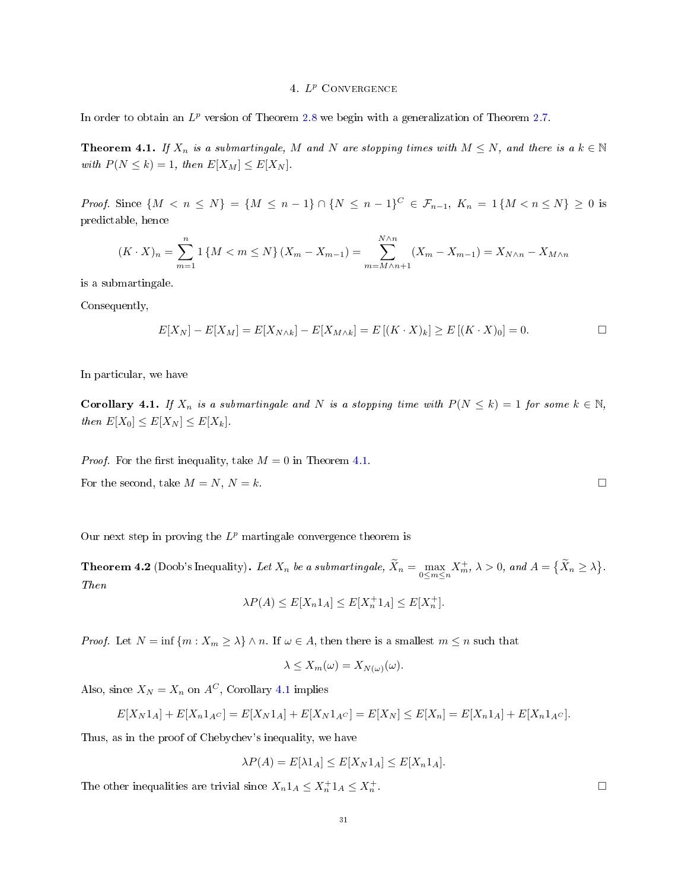# 4. $L^p$ Convergence

In order to obtain an $L^p$ version of Theorem 2.8 we begin with a generalization of Theorem 2.7.

**Theorem 4.1.** *If $X_n$ is a submartingale, $M$ and $N$ are stopping times with $M \leq N$, and there is a $k \in \mathbb{N}$ with $P(N \leq k) = 1$, then $E[X_M] \leq E[X_N]$.*

*Proof.* Since $\{M < n \leq N\} = \{M \leq n-1\} \cap \{N \leq n-1\}^C \in \mathcal{F}_{n-1}$, $K_n = 1\{M < n \leq N\} \geq 0$ is predictable, hence

$$(K \cdot X)_n = \sum_{m=1}^{n} 1\{M < m \leq N\}(X_m - X_{m-1}) = \sum_{m=M\wedge n+1}^{N\wedge n} (X_m - X_{m-1}) = X_{N\wedge n} - X_{M\wedge n}$$

is a submartingale.

Consequently,

$$E[X_N] - E[X_M] = E[X_{N\wedge k}] - E[X_{M\wedge k}] = E\left[(K \cdot X)_k\right] \geq E\left[(K \cdot X)_0\right] = 0.$$

□

In particular, we have

**Corollary 4.1.** *If $X_n$ is a submartingale and $N$ is a stopping time with $P(N \leq k) = 1$ for some $k \in \mathbb{N}$, then $E[X_0] \leq E[X_N] \leq E[X_k]$.*

*Proof.* For the first inequality, take $M = 0$ in Theorem 4.1.

For the second, take $M = N$, $N = k$. □

Our next step in proving the $L^p$ martingale convergence theorem is

**Theorem 4.2** (Doob's Inequality)**.** *Let $X_n$ be a submartingale, $\widetilde{X}_n = \max_{0\leq m\leq n} X_m^+$, $\lambda > 0$, and $A = \{\widetilde{X}_n \geq \lambda\}$. Then*

$$\lambda P(A) \leq E[X_n 1_A] \leq E[X_n^+ 1_A] \leq E[X_n^+].$$

*Proof.* Let $N = \inf\{m : X_m \geq \lambda\} \wedge n$. If $\omega \in A$, then there is a smallest $m \leq n$ such that

$$\lambda \leq X_m(\omega) = X_{N(\omega)}(\omega).$$

Also, since $X_N = X_n$ on $A^C$, Corollary 4.1 implies

$$E[X_N 1_A] + E[X_n 1_{A^C}] = E[X_N 1_A] + E[X_N 1_{A^C}] = E[X_N] \leq E[X_n] = E[X_n 1_A] + E[X_n 1_{A^C}].$$

Thus, as in the proof of Chebychev's inequality, we have

$$\lambda P(A) = E[\lambda 1_A] \leq E[X_N 1_A] \leq E[X_n 1_A].$$

The other inequalities are trivial since $X_n 1_A \leq X_n^+ 1_A \leq X_n^+$. □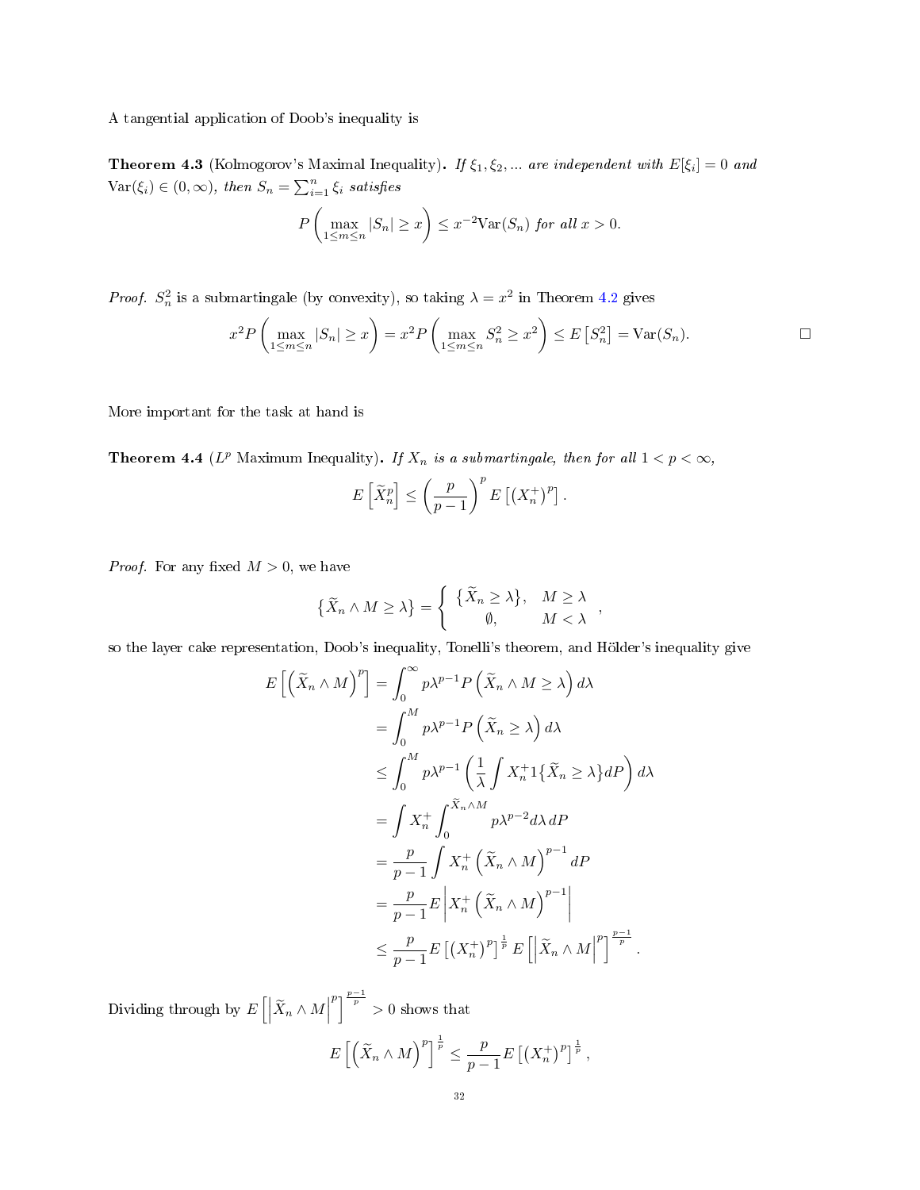A tangential application of Doob's inequality is

**Theorem 4.3** (Kolmogorov's Maximal Inequality)**.** *If $\xi_1, \xi_2, \ldots$ are independent with $E[\xi_i] = 0$ and $\text{Var}(\xi_i) \in (0, \infty)$, then $S_n = \sum_{i=1}^{n} \xi_i$ satisfies*

$$P\left(\max_{1 \le m \le n} |S_n| \ge x\right) \le x^{-2}\text{Var}(S_n) \text{ for all } x > 0.$$

*Proof.* $S_n^2$ is a submartingale (by convexity), so taking $\lambda = x^2$ in Theorem 4.2 gives

$$x^2 P\left(\max_{1 \le m \le n} |S_n| \ge x\right) = x^2 P\left(\max_{1 \le m \le n} S_n^2 \ge x^2\right) \le E\left[S_n^2\right] = \text{Var}(S_n).$$

□

More important for the task at hand is

**Theorem 4.4** ($L^p$ Maximum Inequality)**.** *If $X_n$ is a submartingale, then for all $1 < p < \infty$,*

$$E\left[\widetilde{X}_n^p\right] \le \left(\frac{p}{p-1}\right)^p E\left[\left(X_n^+\right)^p\right].$$

*Proof.* For any fixed $M > 0$, we have

$$\left\{\widetilde{X}_n \wedge M \ge \lambda\right\} = \begin{cases} \left\{\widetilde{X}_n \ge \lambda\right\}, & M \ge \lambda \\ \emptyset, & M < \lambda \end{cases},$$

so the layer cake representation, Doob's inequality, Tonelli's theorem, and Hölder's inequality give

$$\begin{aligned}
E\left[\left(\widetilde{X}_n \wedge M\right)^p\right] &= \int_0^\infty p\lambda^{p-1} P\left(\widetilde{X}_n \wedge M \ge \lambda\right) d\lambda \\
&= \int_0^M p\lambda^{p-1} P\left(\widetilde{X}_n \ge \lambda\right) d\lambda \\
&\le \int_0^M p\lambda^{p-1} \left(\frac{1}{\lambda} \int X_n^+ 1\{\widetilde{X}_n \ge \lambda\} dP\right) d\lambda \\
&= \int X_n^+ \int_0^{\widetilde{X}_n \wedge M} p\lambda^{p-2} d\lambda \, dP \\
&= \frac{p}{p-1} \int X_n^+ \left(\widetilde{X}_n \wedge M\right)^{p-1} dP \\
&= \frac{p}{p-1} E\left|X_n^+ \left(\widetilde{X}_n \wedge M\right)^{p-1}\right| \\
&\le \frac{p}{p-1} E\left[\left(X_n^+\right)^p\right]^{\frac{1}{p}} E\left[\left|\widetilde{X}_n \wedge M\right|^p\right]^{\frac{p-1}{p}}.
\end{aligned}$$

Dividing through by $E\left[\left|\widetilde{X}_n \wedge M\right|^p\right]^{\frac{p-1}{p}} > 0$ shows that

$$E\left[\left(\widetilde{X}_n \wedge M\right)^p\right]^{\frac{1}{p}} \le \frac{p}{p-1} E\left[\left(X_n^+\right)^p\right]^{\frac{1}{p}},$$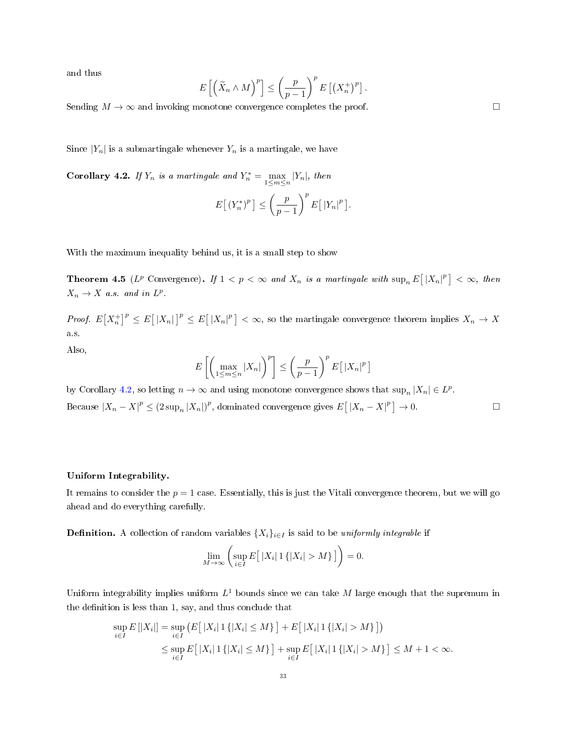and thus

$$E\left[\left(\widetilde{X}_n \wedge M\right)^p\right] \leq \left(\frac{p}{p-1}\right)^p E\left[(X_n^+)^p\right].$$

Sending $M \to \infty$ and invoking monotone convergence completes the proof. □

Since $|Y_n|$ is a submartingale whenever $Y_n$ is a martingale, we have

**Corollary 4.2.** *If $Y_n$ is a martingale and $Y_n^* = \max_{1 \leq m \leq n} |Y_n|$, then*

$$E\left[\,(Y_n^*)^p\,\right] \leq \left(\frac{p}{p-1}\right)^p E\left[\,|Y_n|^p\,\right].$$

With the maximum inequality behind us, it is a small step to show

**Theorem 4.5** ($L^p$ Convergence)**.** *If $1 < p < \infty$ and $X_n$ is a martingale with $\sup_n E\left[\,|X_n|^p\,\right] < \infty$, then $X_n \to X$ a.s. and in $L^p$.*

*Proof.* $E\left[X_n^+\right]^p \leq E\left[\,|X_n|\,\right]^p \leq E\left[\,|X_n|^p\,\right] < \infty$, so the martingale convergence theorem implies $X_n \to X$ a.s.

Also,

$$E\left[\left(\max_{1 \leq m \leq n} |X_n|\right)^p\right] \leq \left(\frac{p}{p-1}\right)^p E\left[\,|X_n|^p\,\right]$$

by Corollary 4.2, so letting $n \to \infty$ and using monotone convergence shows that $\sup_n |X_n| \in L^p$.

Because $|X_n - X|^p \leq (2 \sup_n |X_n|)^p$, dominated convergence gives $E\left[\,|X_n - X|^p\,\right] \to 0$. □

**Uniform Integrability.**

It remains to consider the $p = 1$ case. Essentially, this is just the Vitali convergence theorem, but we will go ahead and do everything carefully.

**Definition.** A collection of random variables $\{X_i\}_{i \in I}$ is said to be *uniformly integrable* if

$$\lim_{M \to \infty} \left(\sup_{i \in I} E\left[\,|X_i|\,1\{|X_i| > M\}\,\right]\right) = 0.$$

Uniform integrability implies uniform $L^1$ bounds since we can take $M$ large enough that the supremum in the definition is less than 1, say, and thus conclude that

$$\begin{aligned}
\sup_{i \in I} E\left[|X_i|\right] &= \sup_{i \in I} \left(E\left[\,|X_i|\,1\{|X_i| \leq M\}\,\right] + E\left[\,|X_i|\,1\{|X_i| > M\}\,\right]\right) \\
&\leq \sup_{i \in I} E\left[\,|X_i|\,1\{|X_i| \leq M\}\,\right] + \sup_{i \in I} E\left[\,|X_i|\,1\{|X_i| > M\}\,\right] \leq M + 1 < \infty.
\end{aligned}$$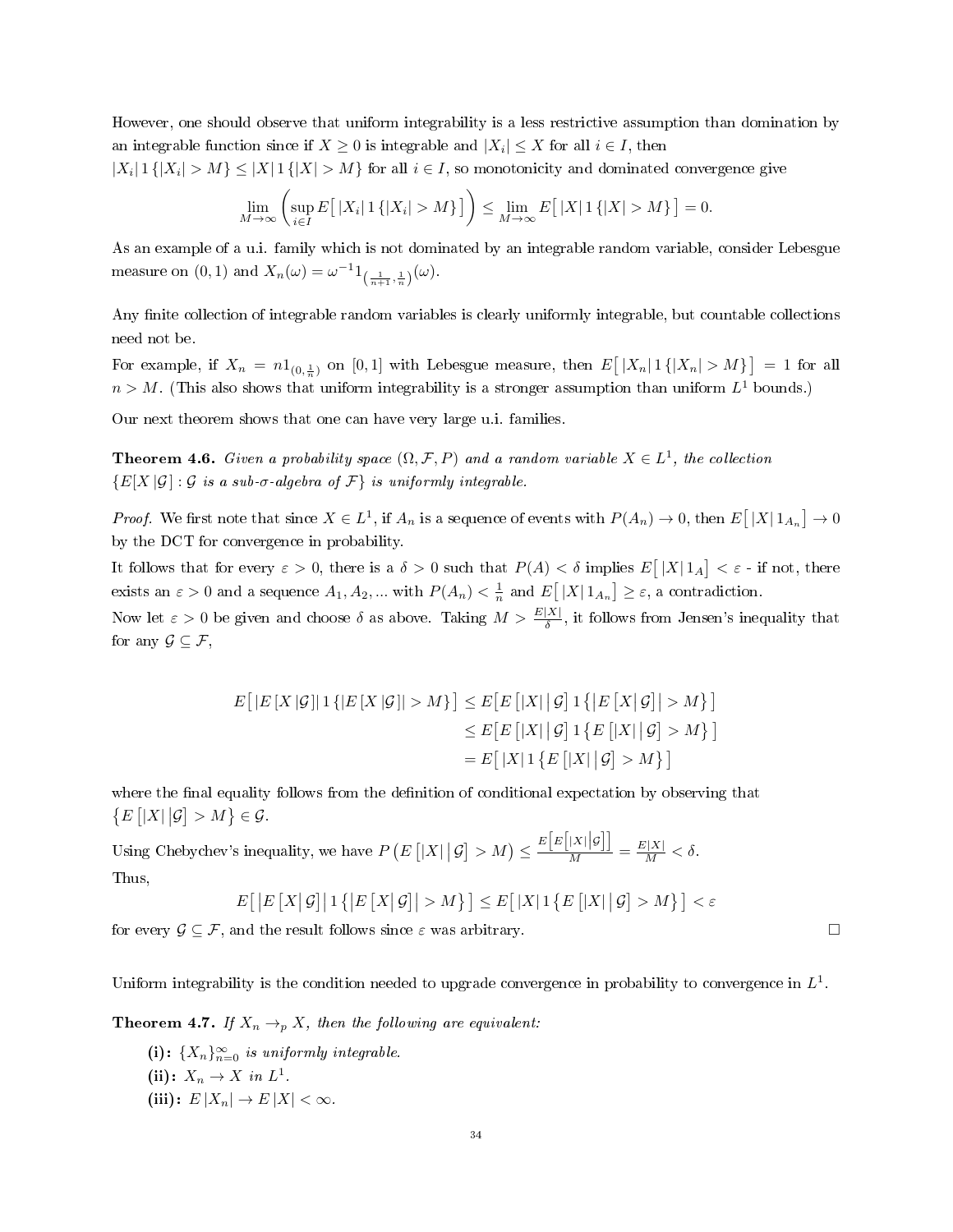However, one should observe that uniform integrability is a less restrictive assumption than domination by an integrable function since if $X \geq 0$ is integrable and $|X_i| \leq X$ for all $i \in I$, then $|X_i| 1\{|X_i| > M\} \leq |X| 1\{|X| > M\}$ for all $i \in I$, so monotonicity and dominated convergence give

$$\lim_{M\to\infty} \left( \sup_{i\in I} E\big[\, |X_i| 1\{|X_i| > M\} \big] \right) \leq \lim_{M\to\infty} E\big[\, |X| 1\{|X| > M\} \big] = 0.$$

As an example of a u.i. family which is not dominated by an integrable random variable, consider Lebesgue measure on $(0,1)$ and $X_n(\omega) = \omega^{-1} 1_{(\frac{1}{n+1},\frac{1}{n})}(\omega)$.

Any finite collection of integrable random variables is clearly uniformly integrable, but countable collections need not be.

For example, if $X_n = n1_{(0,\frac{1}{n})}$ on $[0,1]$ with Lebesgue measure, then $E\big[\, |X_n| 1\{|X_n| > M\} \big] = 1$ for all $n > M$. (This also shows that uniform integrability is a stronger assumption than uniform $L^1$ bounds.)

Our next theorem shows that one can have very large u.i. families.

**Theorem 4.6.** *Given a probability space $(\Omega, \mathcal{F}, P)$ and a random variable $X \in L^1$, the collection $\{E[X\,|\mathcal{G}] : \mathcal{G}$ is a sub-$\sigma$-algebra of $\mathcal{F}\}$ is uniformly integrable.*

*Proof.* We first note that since $X \in L^1$, if $A_n$ is a sequence of events with $P(A_n) \to 0$, then $E\big[\, |X| 1_{A_n} \big] \to 0$ by the DCT for convergence in probability.

It follows that for every $\varepsilon > 0$, there is a $\delta > 0$ such that $P(A) < \delta$ implies $E\big[\, |X| 1_A \big] < \varepsilon$ - if not, there exists an $\varepsilon > 0$ and a sequence $A_1, A_2, ...$ with $P(A_n) < \frac{1}{n}$ and $E\big[\, |X| 1_{A_n} \big] \geq \varepsilon$, a contradiction.

Now let $\varepsilon > 0$ be given and choose $\delta$ as above. Taking $M > \frac{E|X|}{\delta}$, it follows from Jensen's inequality that for any $\mathcal{G} \subseteq \mathcal{F}$,

$$\begin{aligned}
E\big[\, |E[X\,|\mathcal{G}]| 1\{|E[X\,|\mathcal{G}]| > M\} \big] &\leq E\big[ E\left[|X|\,\middle|\, \mathcal{G}\right] 1\big\{\big|E\left[X \middle| \mathcal{G}\right]\big| > M\big\} \big] \\
&\leq E\big[ E\left[|X|\,\middle|\, \mathcal{G}\right] 1\big\{ E\left[|X|\,\middle|\, \mathcal{G}\right] > M\big\} \big] \\
&= E\big[\, |X| 1\big\{ E\left[|X|\,\middle|\, \mathcal{G}\right] > M\big\} \big]
\end{aligned}$$

where the final equality follows from the definition of conditional expectation by observing that $\big\{ E\left[|X|\,\middle|\mathcal{G}\right] > M \big\} \in \mathcal{G}$.

Using Chebychev's inequality, we have $P\left( E\left[|X|\,\middle|\,\mathcal{G}\right] > M\right) \leq \frac{E\left[E\left[|X|\middle|\mathcal{G}\right]\right]}{M} = \frac{E|X|}{M} < \delta$.

Thus,

$$E\big[\, \big|E\left[X\middle|\,\mathcal{G}\right]\big| 1\big\{\big|E\left[X\middle|\,\mathcal{G}\right]\big| > M\big\} \big] \leq E\big[\, |X| 1\big\{ E\left[|X|\,\middle|\,\mathcal{G}\right] > M\big\} \big] < \varepsilon$$

for every $\mathcal{G} \subseteq \mathcal{F}$, and the result follows since $\varepsilon$ was arbitrary. □

Uniform integrability is the condition needed to upgrade convergence in probability to convergence in $L^1$.

**Theorem 4.7.** *If $X_n \to_p X$, then the following are equivalent:*

**(i):** *$\{X_n\}_{n=0}^{\infty}$ is uniformly integrable.*
**(ii):** *$X_n \to X$ in $L^1$.*
**(iii):** *$E\,|X_n| \to E\,|X| < \infty$.*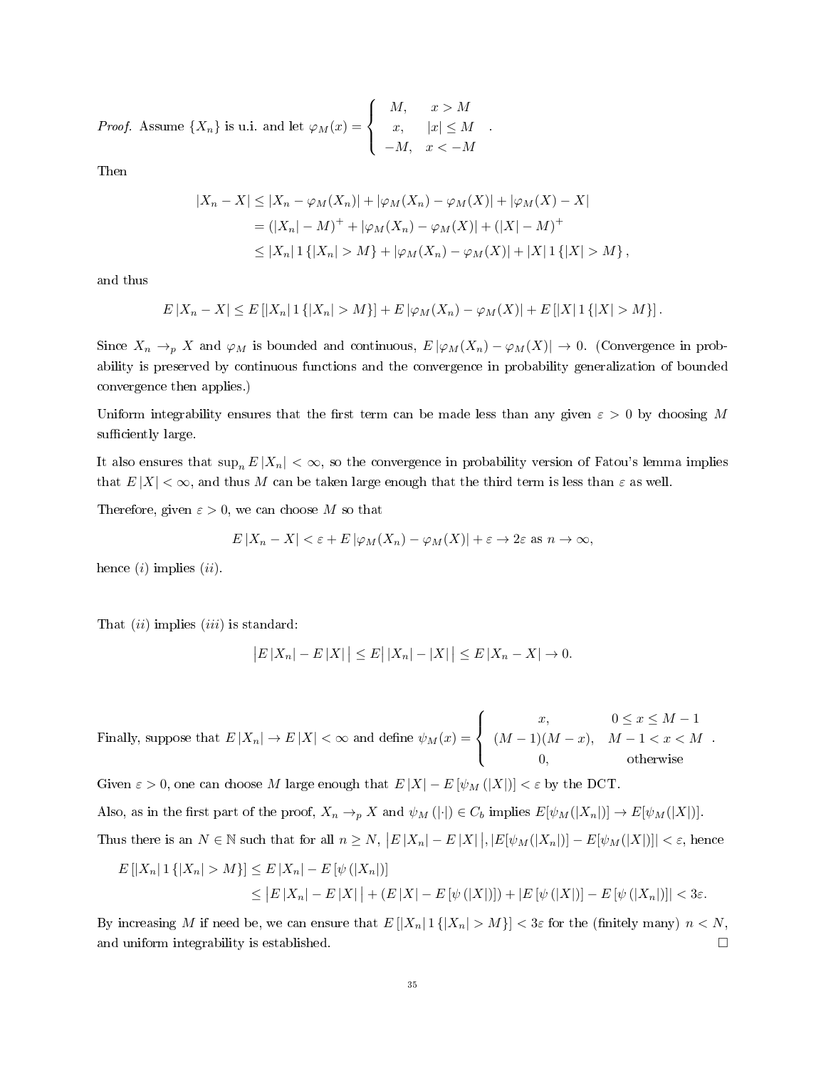*Proof.* Assume $\{X_n\}$ is u.i. and let $\varphi_M(x) = \begin{cases} M, & x > M \\ x, & |x| \leq M \\ -M, & x < -M \end{cases}$.

Then

$$\begin{aligned} |X_n - X| &\leq |X_n - \varphi_M(X_n)| + |\varphi_M(X_n) - \varphi_M(X)| + |\varphi_M(X) - X| \\ &= (|X_n| - M)^+ + |\varphi_M(X_n) - \varphi_M(X)| + (|X| - M)^+ \\ &\leq |X_n| \, 1\{|X_n| > M\} + |\varphi_M(X_n) - \varphi_M(X)| + |X| \, 1\{|X| > M\}, \end{aligned}$$

and thus

$$E|X_n - X| \leq E[|X_n| \, 1\{|X_n| > M\}] + E|\varphi_M(X_n) - \varphi_M(X)| + E[|X| \, 1\{|X| > M\}].$$

Since $X_n \to_p X$ and $\varphi_M$ is bounded and continuous, $E|\varphi_M(X_n) - \varphi_M(X)| \to 0$. (Convergence in probability is preserved by continuous functions and the convergence in probability generalization of bounded convergence then applies.)

Uniform integrability ensures that the first term can be made less than any given $\varepsilon > 0$ by choosing $M$ sufficiently large.

It also ensures that $\sup_n E|X_n| < \infty$, so the convergence in probability version of Fatou's lemma implies that $E|X| < \infty$, and thus $M$ can be taken large enough that the third term is less than $\varepsilon$ as well.

Therefore, given $\varepsilon > 0$, we can choose $M$ so that

$$E|X_n - X| < \varepsilon + E|\varphi_M(X_n) - \varphi_M(X)| + \varepsilon \to 2\varepsilon \text{ as } n \to \infty,$$

hence $(i)$ implies $(ii)$.

That $(ii)$ implies $(iii)$ is standard:

$$\big|E|X_n| - E|X|\big| \leq E\big||X_n| - |X|\big| \leq E|X_n - X| \to 0.$$

Finally, suppose that $E|X_n| \to E|X| < \infty$ and define $\psi_M(x) = \begin{cases} x, & 0 \leq x \leq M-1 \\ (M-1)(M-x), & M-1 < x < M \\ 0, & \text{otherwise} \end{cases}$.

Given $\varepsilon > 0$, one can choose $M$ large enough that $E|X| - E[\psi_M(|X|)] < \varepsilon$ by the DCT.

Also, as in the first part of the proof, $X_n \to_p X$ and $\psi_M(|\cdot|) \in C_b$ implies $E[\psi_M(|X_n|)] \to E[\psi_M(|X|)]$.

Thus there is an $N \in \mathbb{N}$ such that for all $n \geq N$, $\big|E|X_n| - E|X|\big|, |E[\psi_M(|X_n|)] - E[\psi_M(|X|)]| < \varepsilon$, hence

$$\begin{aligned} E[|X_n| \, 1\{|X_n| > M\}] &\leq E|X_n| - E[\psi(|X_n|)] \\ &\leq \big|E|X_n| - E|X|\big| + (E|X| - E[\psi(|X|)]) + |E[\psi(|X|)] - E[\psi(|X_n|)]| < 3\varepsilon. \end{aligned}$$

By increasing $M$ if need be, we can ensure that $E[|X_n| \, 1\{|X_n| > M\}] < 3\varepsilon$ for the (finitely many) $n < N$, and uniform integrability is established. □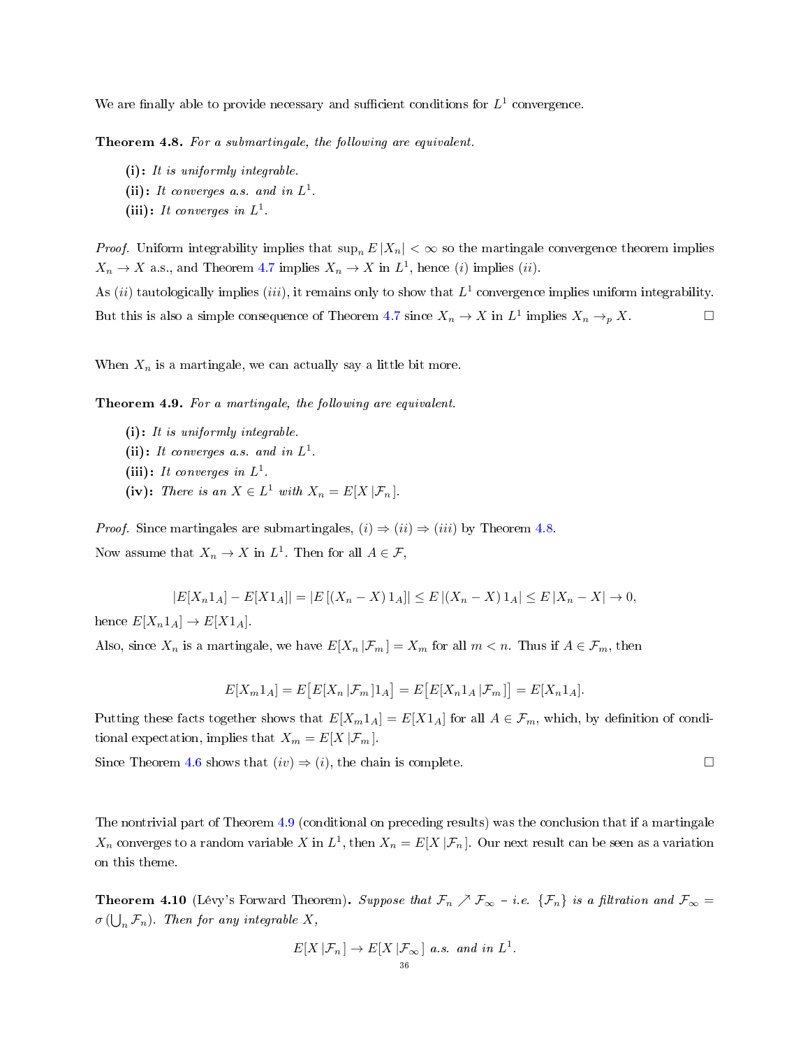We are finally able to provide necessary and sufficient conditions for $L^1$ convergence.

**Theorem 4.8.** *For a submartingale, the following are equivalent.*

- **(i):** *It is uniformly integrable.*
- **(ii):** *It converges a.s. and in $L^1$.*
- **(iii):** *It converges in $L^1$.*

*Proof.* Uniform integrability implies that $\sup_n E|X_n| < \infty$ so the martingale convergence theorem implies $X_n \to X$ a.s., and Theorem 4.7 implies $X_n \to X$ in $L^1$, hence $(i)$ implies $(ii)$.

As $(ii)$ tautologically implies $(iii)$, it remains only to show that $L^1$ convergence implies uniform integrability. But this is also a simple consequence of Theorem 4.7 since $X_n \to X$ in $L^1$ implies $X_n \to_p X$. $\square$

When $X_n$ is a martingale, we can actually say a little bit more.

**Theorem 4.9.** *For a martingale, the following are equivalent.*

- **(i):** *It is uniformly integrable.*
- **(ii):** *It converges a.s. and in $L^1$.*
- **(iii):** *It converges in $L^1$.*
- **(iv):** *There is an $X \in L^1$ with $X_n = E[X\,|\mathcal{F}_n]$.*

*Proof.* Since martingales are submartingales, $(i) \Rightarrow (ii) \Rightarrow (iii)$ by Theorem 4.8.

Now assume that $X_n \to X$ in $L^1$. Then for all $A \in \mathcal{F}$,

$$|E[X_n 1_A] - E[X 1_A]| = |E[(X_n - X)\,1_A]| \leq E\,|(X_n - X)\,1_A| \leq E\,|X_n - X| \to 0,$$

hence $E[X_n 1_A] \to E[X 1_A]$.

Also, since $X_n$ is a martingale, we have $E[X_n\,|\mathcal{F}_m] = X_m$ for all $m < n$. Thus if $A \in \mathcal{F}_m$, then

$$E[X_m 1_A] = E\big[E[X_n\,|\mathcal{F}_m]1_A\big] = E\big[E[X_n 1_A\,|\mathcal{F}_m]\big] = E[X_n 1_A].$$

Putting these facts together shows that $E[X_m 1_A] = E[X 1_A]$ for all $A \in \mathcal{F}_m$, which, by definition of conditional expectation, implies that $X_m = E[X\,|\mathcal{F}_m]$.

Since Theorem 4.6 shows that $(iv) \Rightarrow (i)$, the chain is complete. $\square$

The nontrivial part of Theorem 4.9 (conditional on preceding results) was the conclusion that if a martingale $X_n$ converges to a random variable $X$ in $L^1$, then $X_n = E[X\,|\mathcal{F}_n]$. Our next result can be seen as a variation on this theme.

**Theorem 4.10** (Lévy's Forward Theorem)**.** *Suppose that $\mathcal{F}_n \nearrow \mathcal{F}_\infty$ – i.e. $\{\mathcal{F}_n\}$ is a filtration and $\mathcal{F}_\infty = \sigma\left(\bigcup_n \mathcal{F}_n\right)$. Then for any integrable $X$,*

$$E[X\,|\mathcal{F}_n] \to E[X\,|\mathcal{F}_\infty] \text{ a.s. and in } L^1.$$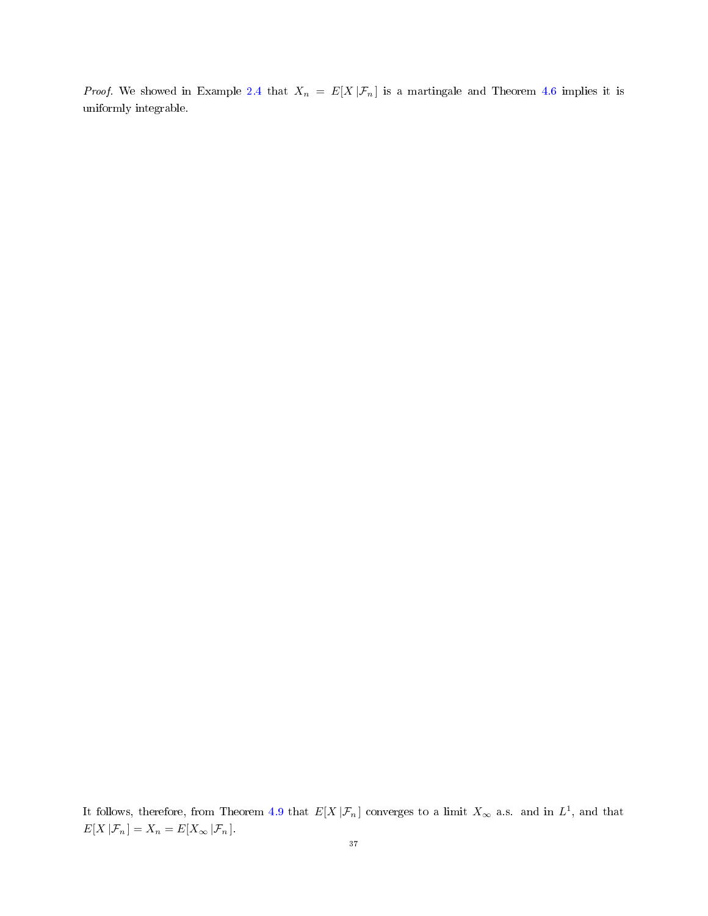*Proof.* We showed in Example 2.4 that $X_n = E[X \,|\, \mathcal{F}_n]$ is a martingale and Theorem 4.6 implies it is uniformly integrable.

It follows, therefore, from Theorem 4.9 that $E[X \,|\, \mathcal{F}_n]$ converges to a limit $X_\infty$ a.s. and in $L^1$, and that $E[X \,|\, \mathcal{F}_n] = X_n = E[X_\infty \,|\, \mathcal{F}_n]$.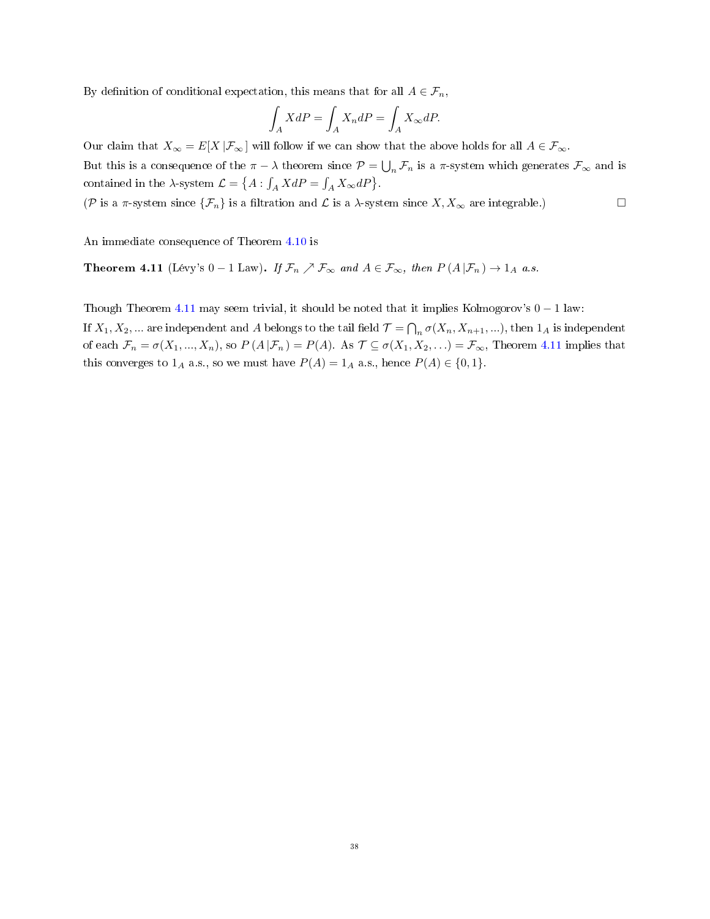By definition of conditional expectation, this means that for all $A \in \mathcal{F}_n$,

$$\int_A X dP = \int_A X_n dP = \int_A X_\infty dP.$$

Our claim that $X_\infty = E[X \,|\mathcal{F}_\infty\,]$ will follow if we can show that the above holds for all $A \in \mathcal{F}_\infty$.

But this is a consequence of the $\pi - \lambda$ theorem since $\mathcal{P} = \bigcup_n \mathcal{F}_n$ is a $\pi$-system which generates $\mathcal{F}_\infty$ and is contained in the $\lambda$-system $\mathcal{L} = \left\{A : \int_A X dP = \int_A X_\infty dP\right\}$.

($\mathcal{P}$ is a $\pi$-system since $\{\mathcal{F}_n\}$ is a filtration and $\mathcal{L}$ is a $\lambda$-system since $X, X_\infty$ are integrable.) □

An immediate consequence of Theorem 4.10 is

**Theorem 4.11** (Lévy's $0-1$ Law)**.** *If $\mathcal{F}_n \nearrow \mathcal{F}_\infty$ and $A \in \mathcal{F}_\infty$, then $P\left(A \,|\mathcal{F}_n\,\right) \to 1_A$ a.s.*

Though Theorem 4.11 may seem trivial, it should be noted that it implies Kolmogorov's $0-1$ law:

If $X_1, X_2, ...$ are independent and $A$ belongs to the tail field $\mathcal{T} = \bigcap_n \sigma(X_n, X_{n+1}, ...)$, then $1_A$ is independent of each $\mathcal{F}_n = \sigma(X_1, ..., X_n)$, so $P\left(A \,|\mathcal{F}_n\,\right) = P(A)$. As $\mathcal{T} \subseteq \sigma(X_1, X_2, \ldots) = \mathcal{F}_\infty$, Theorem 4.11 implies that this converges to $1_A$ a.s., so we must have $P(A) = 1_A$ a.s., hence $P(A) \in \{0, 1\}$.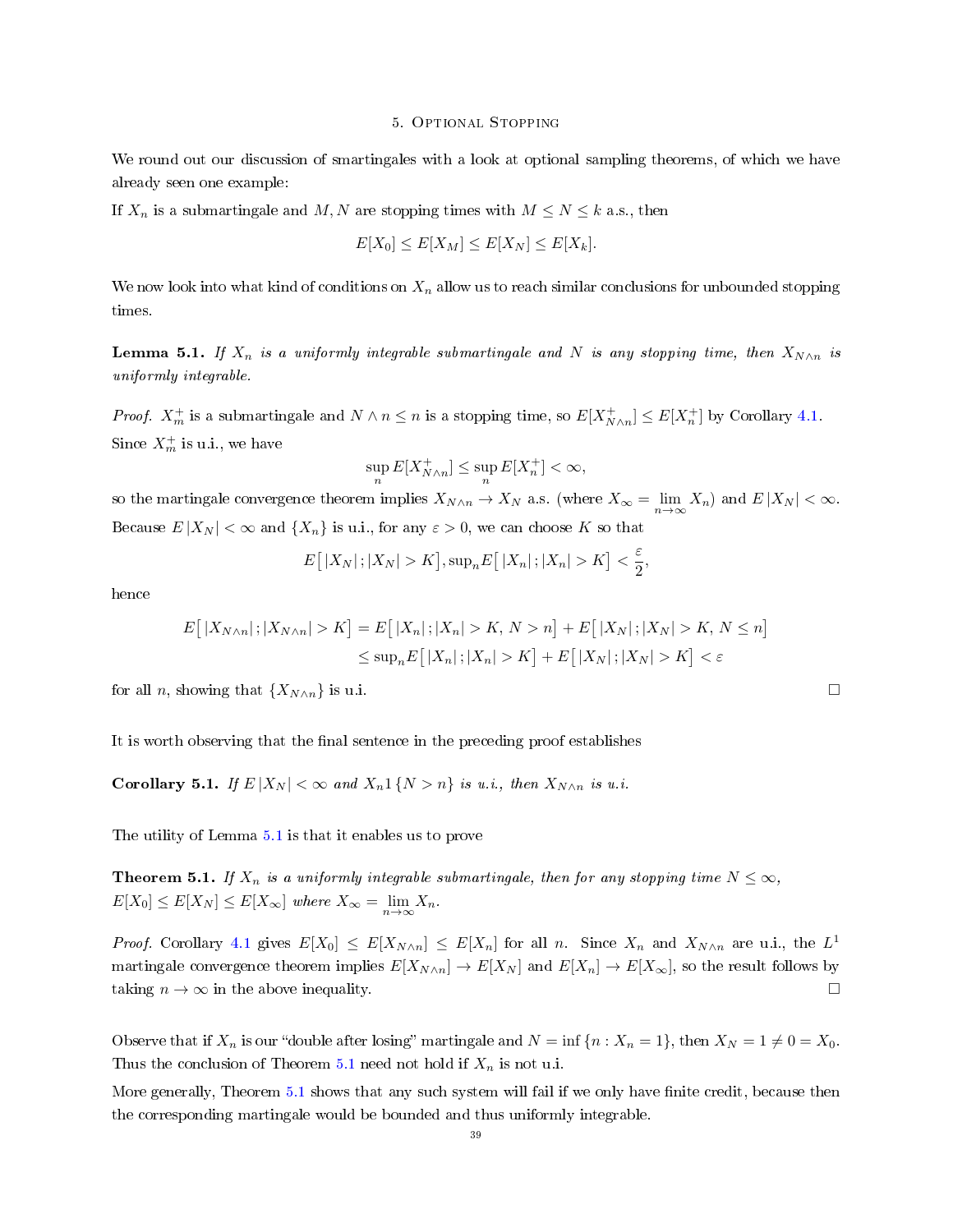## 5. Optional Stopping

We round out our discussion of smartingales with a look at optional sampling theorems, of which we have already seen one example:

If $X_n$ is a submartingale and $M, N$ are stopping times with $M \leq N \leq k$ a.s., then

$$E[X_0] \leq E[X_M] \leq E[X_N] \leq E[X_k].$$

We now look into what kind of conditions on $X_n$ allow us to reach similar conclusions for unbounded stopping times.

**Lemma 5.1.** *If $X_n$ is a uniformly integrable submartingale and $N$ is any stopping time, then $X_{N \wedge n}$ is uniformly integrable.*

*Proof.* $X_m^+$ is a submartingale and $N \wedge n \leq n$ is a stopping time, so $E[X_{N\wedge n}^+] \leq E[X_n^+]$ by Corollary 4.1. Since $X_m^+$ is u.i., we have

$$\sup_n E[X_{N\wedge n}^+] \leq \sup_n E[X_n^+] < \infty,$$

so the martingale convergence theorem implies $X_{N\wedge n} \to X_N$ a.s. (where $X_\infty = \lim_{n\to\infty} X_n$) and $E|X_N| < \infty$. Because $E|X_N| < \infty$ and $\{X_n\}$ is u.i., for any $\varepsilon > 0$, we can choose $K$ so that

$$E\big[\, |X_N|\, ; |X_N| > K\big], \sup_n E\big[\, |X_n|\, ; |X_n| > K\big] < \frac{\varepsilon}{2},$$

hence

$$\begin{aligned}
E\big[\, |X_{N\wedge n}|\, ; |X_{N\wedge n}| > K\big] &= E\big[\, |X_n|\, ; |X_n| > K,\, N > n\big] + E\big[\, |X_N|\, ; |X_N| > K,\, N \leq n\big] \\
&\leq \sup_n E\big[\, |X_n|\, ; |X_n| > K\big] + E\big[\, |X_N|\, ; |X_N| > K\big] < \varepsilon
\end{aligned}$$

for all $n$, showing that $\{X_{N\wedge n}\}$ is u.i. $\square$

It is worth observing that the final sentence in the preceding proof establishes

**Corollary 5.1.** *If $E|X_N| < \infty$ and $X_n 1\{N > n\}$ is u.i., then $X_{N\wedge n}$ is u.i.*

The utility of Lemma 5.1 is that it enables us to prove

**Theorem 5.1.** *If $X_n$ is a uniformly integrable submartingale, then for any stopping time $N \leq \infty$, $E[X_0] \leq E[X_N] \leq E[X_\infty]$ where $X_\infty = \lim_{n\to\infty} X_n$.*

*Proof.* Corollary 4.1 gives $E[X_0] \leq E[X_{N\wedge n}] \leq E[X_n]$ for all $n$. Since $X_n$ and $X_{N\wedge n}$ are u.i., the $L^1$ martingale convergence theorem implies $E[X_{N\wedge n}] \to E[X_N]$ and $E[X_n] \to E[X_\infty]$, so the result follows by taking $n \to \infty$ in the above inequality. $\square$

Observe that if $X_n$ is our "double after losing" martingale and $N = \inf\{n : X_n = 1\}$, then $X_N = 1 \neq 0 = X_0$. Thus the conclusion of Theorem 5.1 need not hold if $X_n$ is not u.i.

More generally, Theorem 5.1 shows that any such system will fail if we only have finite credit, because then the corresponding martingale would be bounded and thus uniformly integrable.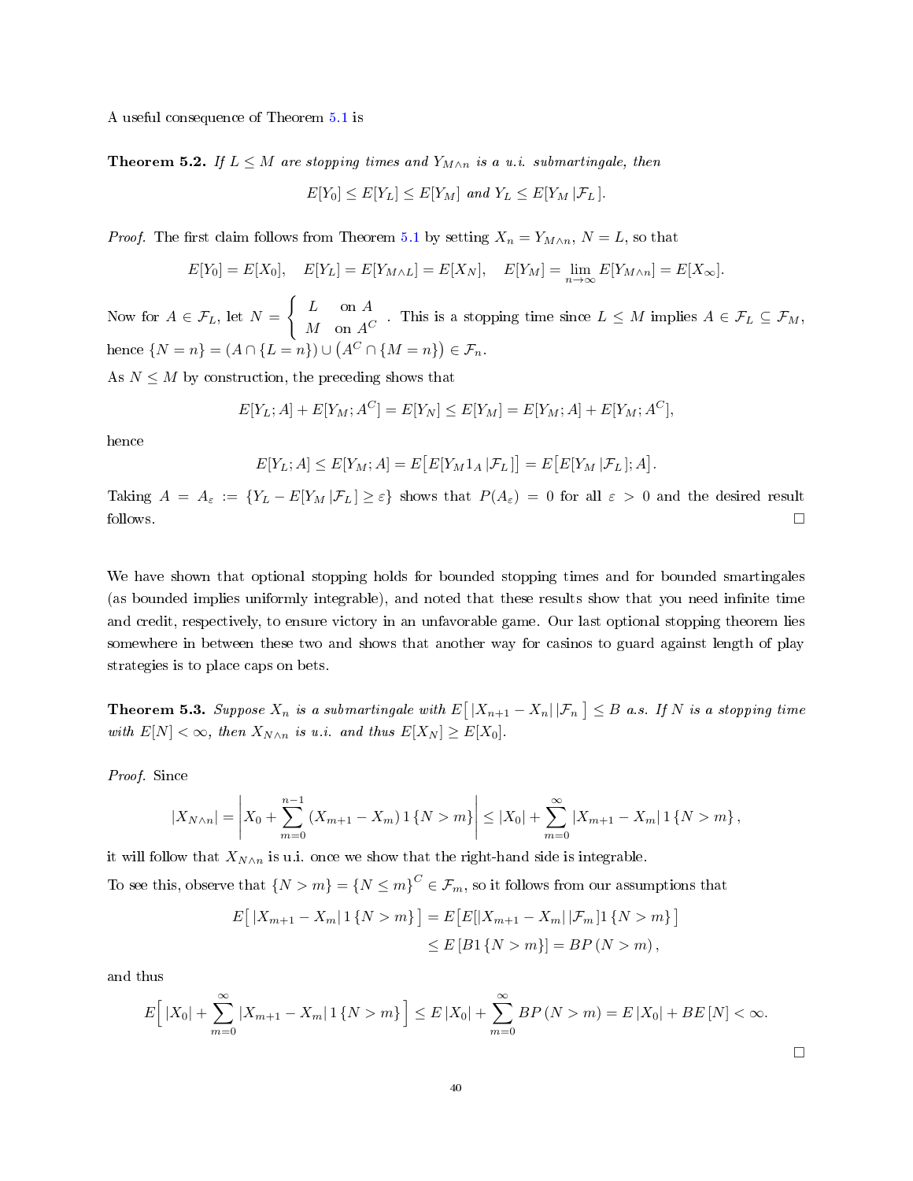A useful consequence of Theorem 5.1 is

**Theorem 5.2.** *If $L \leq M$ are stopping times and $Y_{M\wedge n}$ is a u.i. submartingale, then*

$$E[Y_0] \leq E[Y_L] \leq E[Y_M] \text{ and } Y_L \leq E[Y_M \,|\mathcal{F}_L\,].$$

*Proof.* The first claim follows from Theorem 5.1 by setting $X_n = Y_{M\wedge n}$, $N = L$, so that

$$E[Y_0] = E[X_0], \quad E[Y_L] = E[Y_{M\wedge L}] = E[X_N], \quad E[Y_M] = \lim_{n\to\infty} E[Y_{M\wedge n}] = E[X_\infty].$$

Now for $A \in \mathcal{F}_L$, let $N = \begin{cases} L & \text{on } A \\ M & \text{on } A^C \end{cases}$. This is a stopping time since $L \leq M$ implies $A \in \mathcal{F}_L \subseteq \mathcal{F}_M$, hence $\{N = n\} = (A \cap \{L = n\}) \cup \left(A^C \cap \{M = n\}\right) \in \mathcal{F}_n$.

As $N \leq M$ by construction, the preceding shows that

$$E[Y_L; A] + E[Y_M; A^C] = E[Y_N] \leq E[Y_M] = E[Y_M; A] + E[Y_M; A^C],$$

hence

$$E[Y_L; A] \leq E[Y_M; A] = E\big[E[Y_M 1_A \,|\mathcal{F}_L\,]\big] = E\big[E[Y_M \,|\mathcal{F}_L\,]; A\big].$$

Taking $A = A_\varepsilon := \{Y_L - E[Y_M \,|\mathcal{F}_L\,] \geq \varepsilon\}$ shows that $P(A_\varepsilon) = 0$ for all $\varepsilon > 0$ and the desired result follows. $\square$

We have shown that optional stopping holds for bounded stopping times and for bounded smartingales (as bounded implies uniformly integrable), and noted that these results show that you need infinite time and credit, respectively, to ensure victory in an unfavorable game. Our last optional stopping theorem lies somewhere in between these two and shows that another way for casinos to guard against length of play strategies is to place caps on bets.

**Theorem 5.3.** *Suppose $X_n$ is a submartingale with $E\big[\,|X_{n+1} - X_n|\,|\mathcal{F}_n\,\big] \leq B$ a.s. If $N$ is a stopping time with $E[N] < \infty$, then $X_{N\wedge n}$ is u.i. and thus $E[X_N] \geq E[X_0]$.*

*Proof.* Since

$$|X_{N\wedge n}| = \left| X_0 + \sum_{m=0}^{n-1} (X_{m+1} - X_m)\, 1\{N > m\} \right| \leq |X_0| + \sum_{m=0}^{\infty} |X_{m+1} - X_m|\, 1\{N > m\},$$

it will follow that $X_{N\wedge n}$ is u.i. once we show that the right-hand side is integrable.

To see this, observe that $\{N > m\} = \{N \leq m\}^C \in \mathcal{F}_m$, so it follows from our assumptions that

$$\begin{aligned} E\big[\,|X_{m+1} - X_m|\, 1\{N > m\}\,\big] &= E\big[E[|X_{m+1} - X_m|\,|\mathcal{F}_m\,] 1\{N > m\}\big] \\ &\leq E\left[B 1\{N > m\}\right] = BP\left(N > m\right), \end{aligned}$$

and thus

$$E\Big[\,|X_0| + \sum_{m=0}^{\infty} |X_{m+1} - X_m|\, 1\{N > m\}\,\Big] \leq E\,|X_0| + \sum_{m=0}^{\infty} BP\left(N > m\right) = E\,|X_0| + BE\,[N] < \infty.$$

$\square$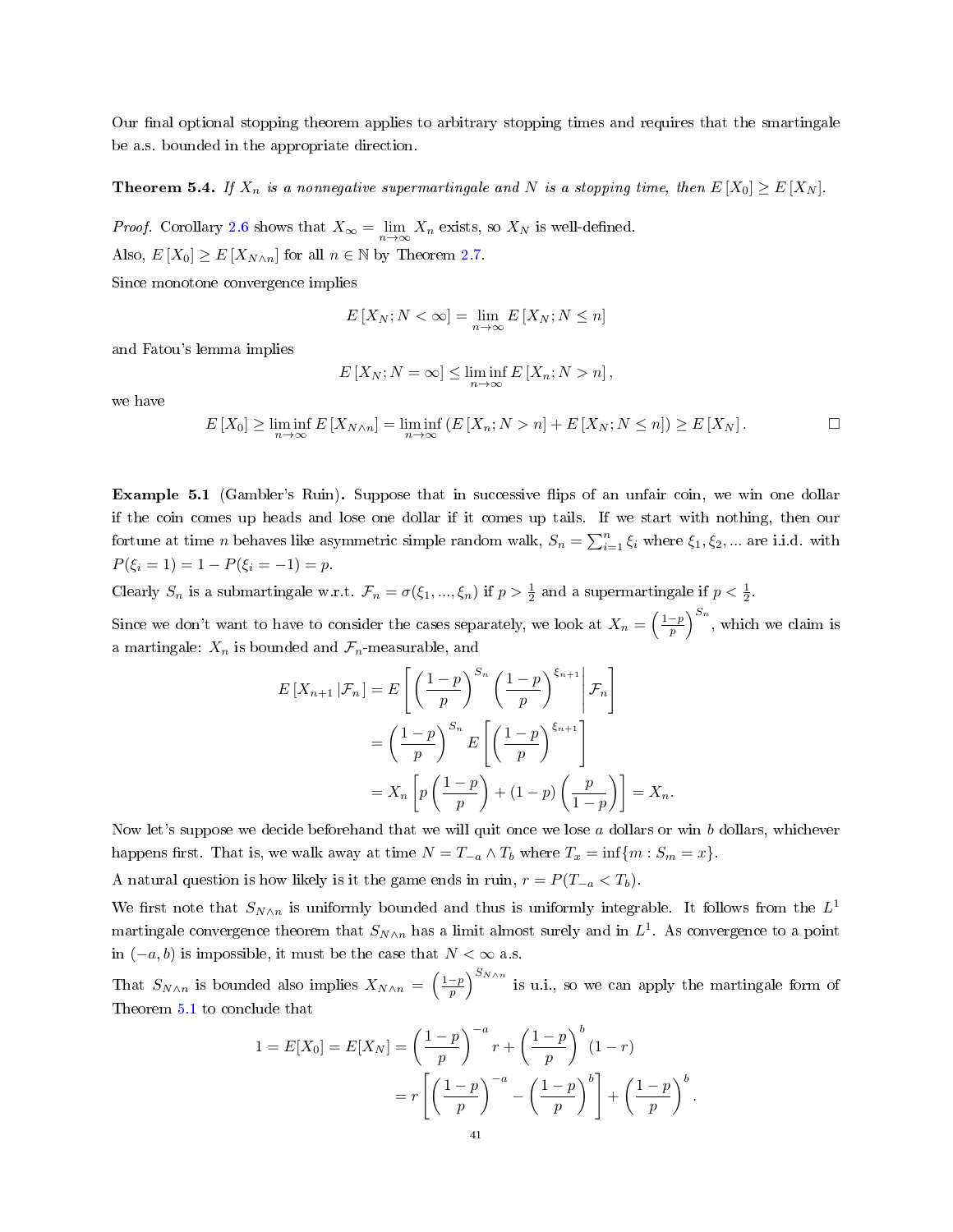Our final optional stopping theorem applies to arbitrary stopping times and requires that the smartingale be a.s. bounded in the appropriate direction.

**Theorem 5.4.** *If $X_n$ is a nonnegative supermartingale and $N$ is a stopping time, then $E[X_0] \geq E[X_N]$.*

*Proof.* Corollary 2.6 shows that $X_\infty = \lim_{n\to\infty} X_n$ exists, so $X_N$ is well-defined.

Also, $E[X_0] \geq E[X_{N\wedge n}]$ for all $n \in \mathbb{N}$ by Theorem 2.7.

Since monotone convergence implies

$$E[X_N; N < \infty] = \lim_{n\to\infty} E[X_N; N \leq n]$$

and Fatou's lemma implies

$$E[X_N; N = \infty] \leq \liminf_{n\to\infty} E[X_n; N > n],$$

we have

$$E[X_0] \geq \liminf_{n\to\infty} E[X_{N\wedge n}] = \liminf_{n\to\infty} \left(E[X_n; N > n] + E[X_N; N \leq n]\right) \geq E[X_N]. \qquad \square$$

**Example 5.1** (Gambler's Ruin)**.** Suppose that in successive flips of an unfair coin, we win one dollar if the coin comes up heads and lose one dollar if it comes up tails. If we start with nothing, then our fortune at time $n$ behaves like asymmetric simple random walk, $S_n = \sum_{i=1}^n \xi_i$ where $\xi_1, \xi_2, \ldots$ are i.i.d. with $P(\xi_i = 1) = 1 - P(\xi_i = -1) = p$.

Clearly $S_n$ is a submartingale w.r.t. $\mathcal{F}_n = \sigma(\xi_1, \ldots, \xi_n)$ if $p > \frac{1}{2}$ and a supermartingale if $p < \frac{1}{2}$.

Since we don't want to have to consider the cases separately, we look at $X_n = \left(\frac{1-p}{p}\right)^{S_n}$, which we claim is a martingale: $X_n$ is bounded and $\mathcal{F}_n$-measurable, and

$$\begin{aligned}
E[X_{n+1} | \mathcal{F}_n] &= E\left[\left(\frac{1-p}{p}\right)^{S_n}\left(\frac{1-p}{p}\right)^{\xi_{n+1}} \middle| \mathcal{F}_n\right] \\
&= \left(\frac{1-p}{p}\right)^{S_n} E\left[\left(\frac{1-p}{p}\right)^{\xi_{n+1}}\right] \\
&= X_n \left[p\left(\frac{1-p}{p}\right) + (1-p)\left(\frac{p}{1-p}\right)\right] = X_n.
\end{aligned}$$

Now let's suppose we decide beforehand that we will quit once we lose $a$ dollars or win $b$ dollars, whichever happens first. That is, we walk away at time $N = T_{-a} \wedge T_b$ where $T_x = \inf\{m : S_m = x\}$.

A natural question is how likely is it the game ends in ruin, $r = P(T_{-a} < T_b)$.

We first note that $S_{N\wedge n}$ is uniformly bounded and thus is uniformly integrable. It follows from the $L^1$ martingale convergence theorem that $S_{N\wedge n}$ has a limit almost surely and in $L^1$. As convergence to a point in $(-a, b)$ is impossible, it must be the case that $N < \infty$ a.s.

That $S_{N\wedge n}$ is bounded also implies $X_{N\wedge n} = \left(\frac{1-p}{p}\right)^{S_{N\wedge n}}$ is u.i., so we can apply the martingale form of Theorem 5.1 to conclude that

$$\begin{aligned}
1 = E[X_0] = E[X_N] &= \left(\frac{1-p}{p}\right)^{-a} r + \left(\frac{1-p}{p}\right)^{b} (1-r) \\
&= r\left[\left(\frac{1-p}{p}\right)^{-a} - \left(\frac{1-p}{p}\right)^{b}\right] + \left(\frac{1-p}{p}\right)^{b}.
\end{aligned}$$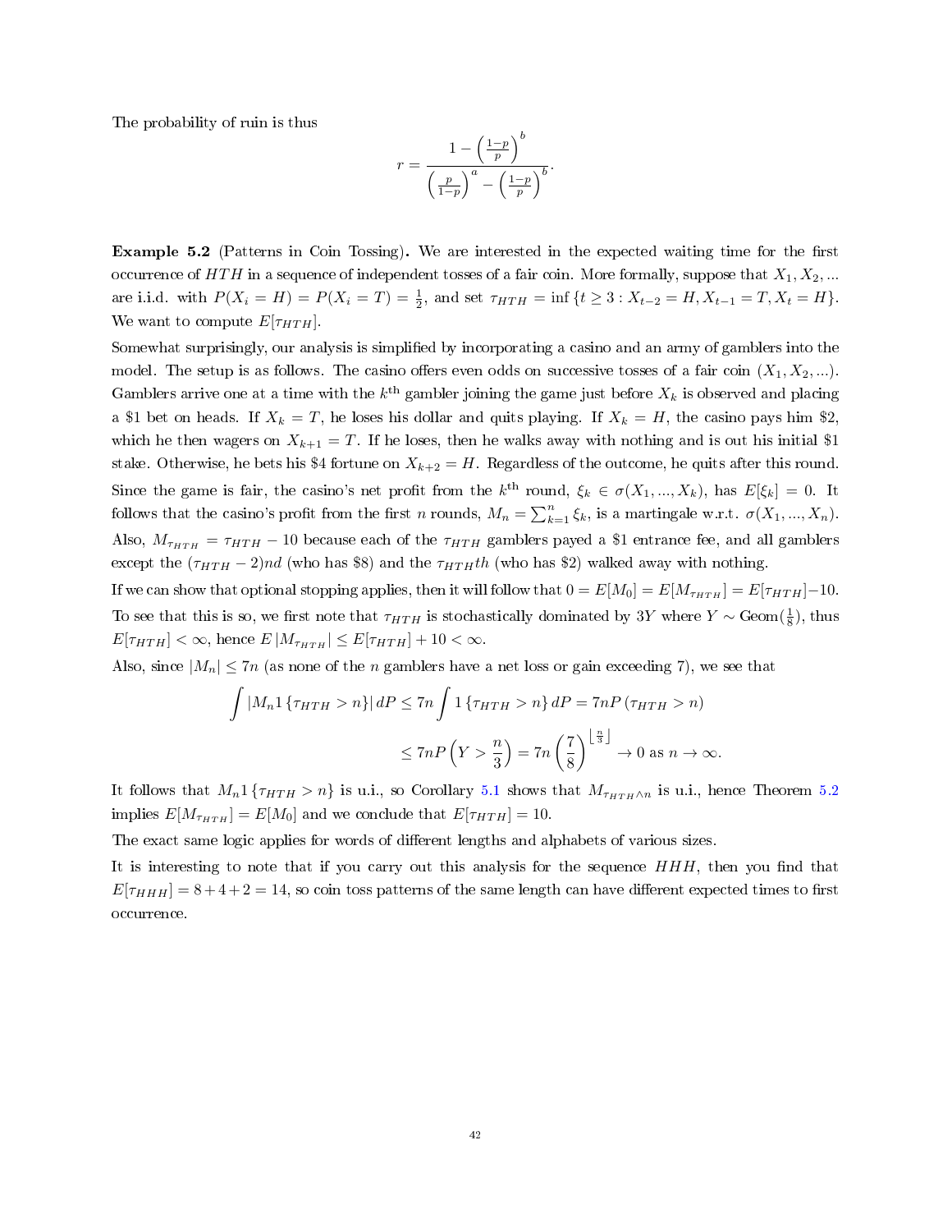The probability of ruin is thus

$$r = \frac{1 - \left(\frac{1-p}{p}\right)^b}{\left(\frac{p}{1-p}\right)^a - \left(\frac{1-p}{p}\right)^b}.$$

**Example 5.2** (Patterns in Coin Tossing)**.** We are interested in the expected waiting time for the first occurrence of $HTH$ in a sequence of independent tosses of a fair coin. More formally, suppose that $X_1, X_2, ...$ are i.i.d. with $P(X_i = H) = P(X_i = T) = \frac{1}{2}$, and set $\tau_{HTH} = \inf\{t \geq 3 : X_{t-2} = H, X_{t-1} = T, X_t = H\}$. We want to compute $E[\tau_{HTH}]$.

Somewhat surprisingly, our analysis is simplified by incorporating a casino and an army of gamblers into the model. The setup is as follows. The casino offers even odds on successive tosses of a fair coin $(X_1, X_2, ...)$. Gamblers arrive one at a time with the $k^{\text{th}}$ gambler joining the game just before $X_k$ is observed and placing a \$1 bet on heads. If $X_k = T$, he loses his dollar and quits playing. If $X_k = H$, the casino pays him \$2, which he then wagers on $X_{k+1} = T$. If he loses, then he walks away with nothing and is out his initial \$1 stake. Otherwise, he bets his \$4 fortune on $X_{k+2} = H$. Regardless of the outcome, he quits after this round.

Since the game is fair, the casino's net profit from the $k^{\text{th}}$ round, $\xi_k \in \sigma(X_1, ..., X_k)$, has $E[\xi_k] = 0$. It follows that the casino's profit from the first $n$ rounds, $M_n = \sum_{k=1}^{n} \xi_k$, is a martingale w.r.t. $\sigma(X_1, ..., X_n)$. Also, $M_{\tau_{HTH}} = \tau_{HTH} - 10$ because each of the $\tau_{HTH}$ gamblers payed a \$1 entrance fee, and all gamblers except the $(\tau_{HTH} - 2)nd$ (who has \$8) and the $\tau_{HTH}th$ (who has \$2) walked away with nothing.

If we can show that optional stopping applies, then it will follow that $0 = E[M_0] = E[M_{\tau_{HTH}}] = E[\tau_{HTH}] - 10$. To see that this is so, we first note that $\tau_{HTH}$ is stochastically dominated by $3Y$ where $Y \sim \text{Geom}(\frac{1}{8})$, thus $E[\tau_{HTH}] < \infty$, hence $E\left|M_{\tau_{HTH}}\right| \leq E[\tau_{HTH}] + 10 < \infty$.

Also, since $|M_n| \leq 7n$ (as none of the $n$ gamblers have a net loss or gain exceeding 7), we see that

$$\begin{aligned}
\int |M_n 1\{\tau_{HTH} > n\}| \, dP &\leq 7n \int 1\{\tau_{HTH} > n\} \, dP = 7nP(\tau_{HTH} > n) \\
&\leq 7nP\left(Y > \frac{n}{3}\right) = 7n\left(\frac{7}{8}\right)^{\lfloor \frac{n}{3} \rfloor} \to 0 \text{ as } n \to \infty.
\end{aligned}$$

It follows that $M_n 1\{\tau_{HTH} > n\}$ is u.i., so Corollary 5.1 shows that $M_{\tau_{HTH} \wedge n}$ is u.i., hence Theorem 5.2 implies $E[M_{\tau_{HTH}}] = E[M_0]$ and we conclude that $E[\tau_{HTH}] = 10$.

The exact same logic applies for words of different lengths and alphabets of various sizes.

It is interesting to note that if you carry out this analysis for the sequence $HHH$, then you find that $E[\tau_{HHH}] = 8 + 4 + 2 = 14$, so coin toss patterns of the same length can have different expected times to first occurrence.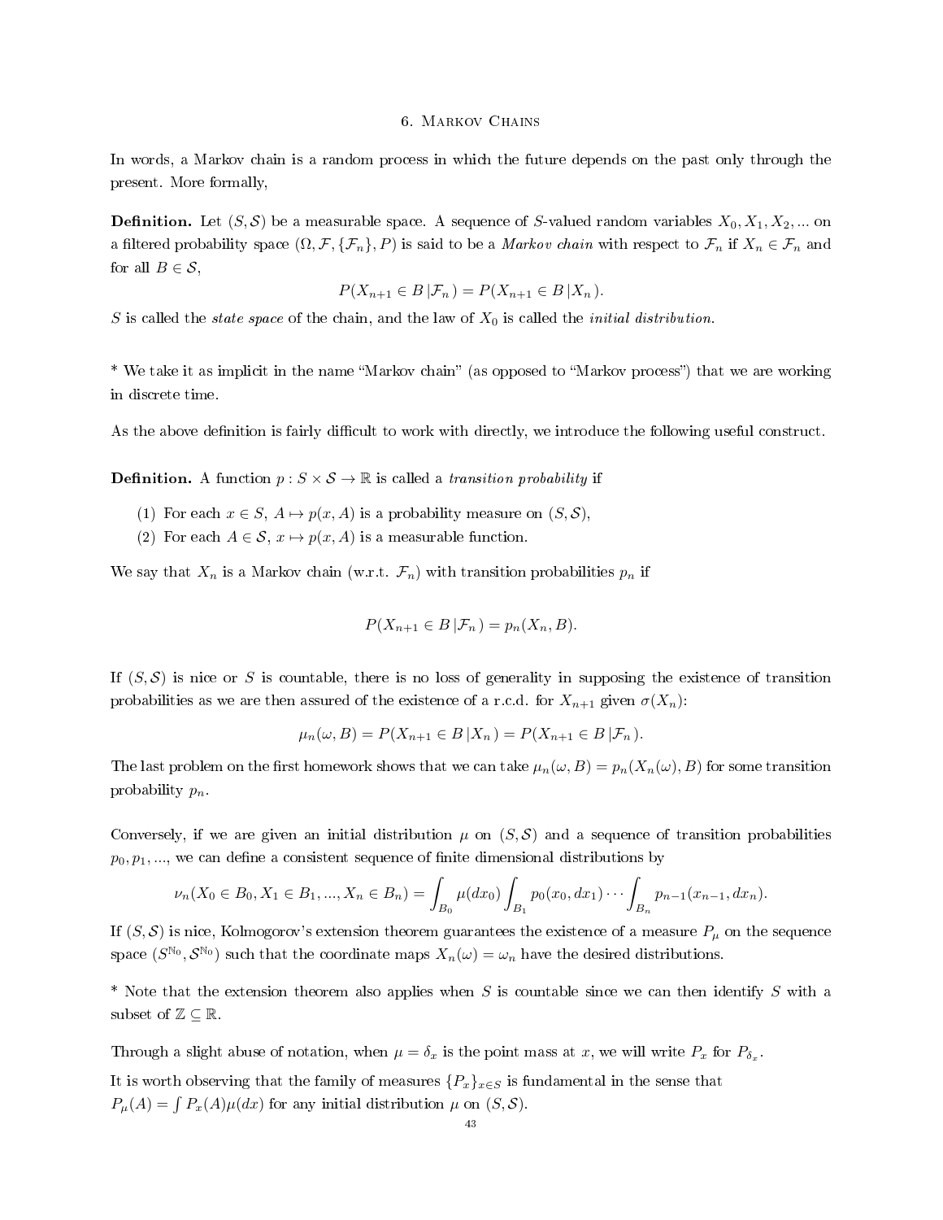# 6. Markov Chains

In words, a Markov chain is a random process in which the future depends on the past only through the present. More formally,

**Definition.** Let $(S, \mathcal{S})$ be a measurable space. A sequence of $S$-valued random variables $X_0, X_1, X_2, ...$ on a filtered probability space $(\Omega, \mathcal{F}, \{\mathcal{F}_n\}, P)$ is said to be a *Markov chain* with respect to $\mathcal{F}_n$ if $X_n \in \mathcal{F}_n$ and for all $B \in \mathcal{S}$,

$$P(X_{n+1} \in B \,|\mathcal{F}_n\,) = P(X_{n+1} \in B \,|X_n\,).$$

$S$ is called the *state space* of the chain, and the law of $X_0$ is called the *initial distribution*.

* We take it as implicit in the name "Markov chain" (as opposed to "Markov process") that we are working in discrete time.

As the above definition is fairly difficult to work with directly, we introduce the following useful construct.

**Definition.** A function $p : S \times \mathcal{S} \to \mathbb{R}$ is called a *transition probability* if

1. For each $x \in S$, $A \mapsto p(x, A)$ is a probability measure on $(S, \mathcal{S})$,
2. For each $A \in \mathcal{S}$, $x \mapsto p(x, A)$ is a measurable function.

We say that $X_n$ is a Markov chain (w.r.t. $\mathcal{F}_n$) with transition probabilities $p_n$ if

$$P(X_{n+1} \in B \,|\mathcal{F}_n\,) = p_n(X_n, B).$$

If $(S, \mathcal{S})$ is nice or $S$ is countable, there is no loss of generality in supposing the existence of transition probabilities as we are then assured of the existence of a r.c.d. for $X_{n+1}$ given $\sigma(X_n)$:

$$\mu_n(\omega, B) = P(X_{n+1} \in B \,|X_n\,) = P(X_{n+1} \in B \,|\mathcal{F}_n\,).$$

The last problem on the first homework shows that we can take $\mu_n(\omega, B) = p_n(X_n(\omega), B)$ for some transition probability $p_n$.

Conversely, if we are given an initial distribution $\mu$ on $(S, \mathcal{S})$ and a sequence of transition probabilities $p_0, p_1, ...$, we can define a consistent sequence of finite dimensional distributions by

$$\nu_n(X_0 \in B_0, X_1 \in B_1, ..., X_n \in B_n) = \int_{B_0} \mu(dx_0) \int_{B_1} p_0(x_0, dx_1) \cdots \int_{B_n} p_{n-1}(x_{n-1}, dx_n).$$

If $(S, \mathcal{S})$ is nice, Kolmogorov's extension theorem guarantees the existence of a measure $P_\mu$ on the sequence space $(S^{\mathbb{N}_0}, \mathcal{S}^{\mathbb{N}_0})$ such that the coordinate maps $X_n(\omega) = \omega_n$ have the desired distributions.

* Note that the extension theorem also applies when $S$ is countable since we can then identify $S$ with a subset of $\mathbb{Z} \subseteq \mathbb{R}$.

Through a slight abuse of notation, when $\mu = \delta_x$ is the point mass at $x$, we will write $P_x$ for $P_{\delta_x}$.

It is worth observing that the family of measures $\{P_x\}_{x \in S}$ is fundamental in the sense that $P_\mu(A) = \int P_x(A)\mu(dx)$ for any initial distribution $\mu$ on $(S, \mathcal{S})$.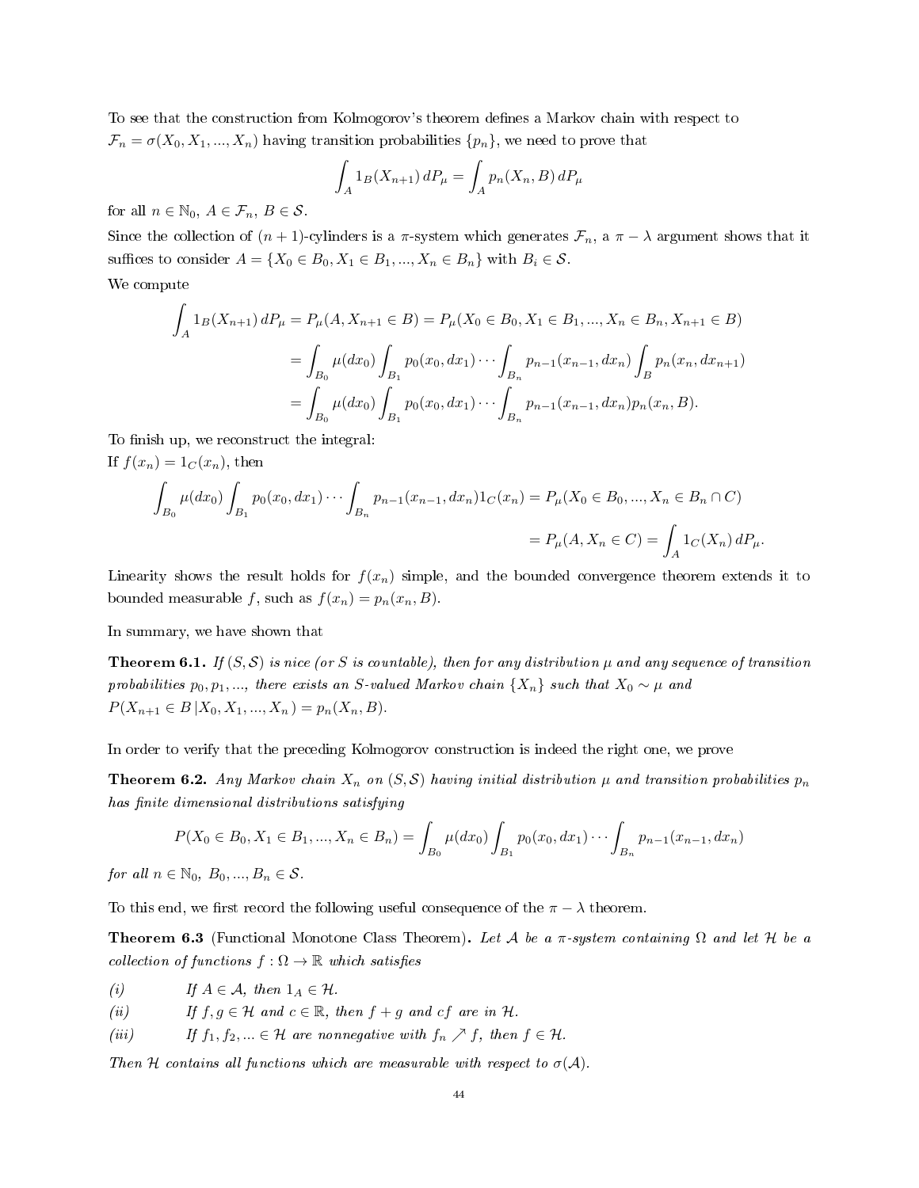To see that the construction from Kolmogorov's theorem defines a Markov chain with respect to $\mathcal{F}_n = \sigma(X_0, X_1, ..., X_n)$ having transition probabilities $\{p_n\}$, we need to prove that

$$\int_A 1_B(X_{n+1})\, dP_\mu = \int_A p_n(X_n, B)\, dP_\mu$$

for all $n \in \mathbb{N}_0$, $A \in \mathcal{F}_n$, $B \in \mathcal{S}$.

Since the collection of $(n+1)$-cylinders is a $\pi$-system which generates $\mathcal{F}_n$, a $\pi - \lambda$ argument shows that it suffices to consider $A = \{X_0 \in B_0, X_1 \in B_1, ..., X_n \in B_n\}$ with $B_i \in \mathcal{S}$.

We compute

$$\begin{aligned}
\int_A 1_B(X_{n+1})\, dP_\mu &= P_\mu(A, X_{n+1} \in B) = P_\mu(X_0 \in B_0, X_1 \in B_1, ..., X_n \in B_n, X_{n+1} \in B) \\
&= \int_{B_0} \mu(dx_0) \int_{B_1} p_0(x_0, dx_1) \cdots \int_{B_n} p_{n-1}(x_{n-1}, dx_n) \int_B p_n(x_n, dx_{n+1}) \\
&= \int_{B_0} \mu(dx_0) \int_{B_1} p_0(x_0, dx_1) \cdots \int_{B_n} p_{n-1}(x_{n-1}, dx_n) p_n(x_n, B).
\end{aligned}$$

To finish up, we reconstruct the integral:

If $f(x_n) = 1_C(x_n)$, then

$$\begin{aligned}
\int_{B_0} \mu(dx_0) \int_{B_1} p_0(x_0, dx_1) \cdots \int_{B_n} p_{n-1}(x_{n-1}, dx_n) 1_C(x_n) &= P_\mu(X_0 \in B_0, ..., X_n \in B_n \cap C) \\
&= P_\mu(A, X_n \in C) = \int_A 1_C(X_n)\, dP_\mu.
\end{aligned}$$

Linearity shows the result holds for $f(x_n)$ simple, and the bounded convergence theorem extends it to bounded measurable $f$, such as $f(x_n) = p_n(x_n, B)$.

In summary, we have shown that

**Theorem 6.1.** *If $(S, \mathcal{S})$ is nice (or $S$ is countable), then for any distribution $\mu$ and any sequence of transition probabilities $p_0, p_1, ...,$ there exists an $S$-valued Markov chain $\{X_n\}$ such that $X_0 \sim \mu$ and $P(X_{n+1} \in B \,|X_0, X_1, ..., X_n) = p_n(X_n, B)$.*

In order to verify that the preceding Kolmogorov construction is indeed the right one, we prove

**Theorem 6.2.** *Any Markov chain $X_n$ on $(S, \mathcal{S})$ having initial distribution $\mu$ and transition probabilities $p_n$ has finite dimensional distributions satisfying*

$$P(X_0 \in B_0, X_1 \in B_1, ..., X_n \in B_n) = \int_{B_0} \mu(dx_0) \int_{B_1} p_0(x_0, dx_1) \cdots \int_{B_n} p_{n-1}(x_{n-1}, dx_n)$$

*for all $n \in \mathbb{N}_0$, $B_0, ..., B_n \in \mathcal{S}$.*

To this end, we first record the following useful consequence of the $\pi - \lambda$ theorem.

**Theorem 6.3** (Functional Monotone Class Theorem)**.** *Let $\mathcal{A}$ be a $\pi$-system containing $\Omega$ and let $\mathcal{H}$ be a collection of functions $f : \Omega \to \mathbb{R}$ which satisfies*

*(i)* If $A \in \mathcal{A}$, then $1_A \in \mathcal{H}$.

*(ii)* If $f, g \in \mathcal{H}$ and $c \in \mathbb{R}$, then $f + g$ and $cf$ are in $\mathcal{H}$.

*(iii)* If $f_1, f_2, ... \in \mathcal{H}$ are nonnegative with $f_n \nearrow f$, then $f \in \mathcal{H}$.

*Then $\mathcal{H}$ contains all functions which are measurable with respect to $\sigma(\mathcal{A})$.*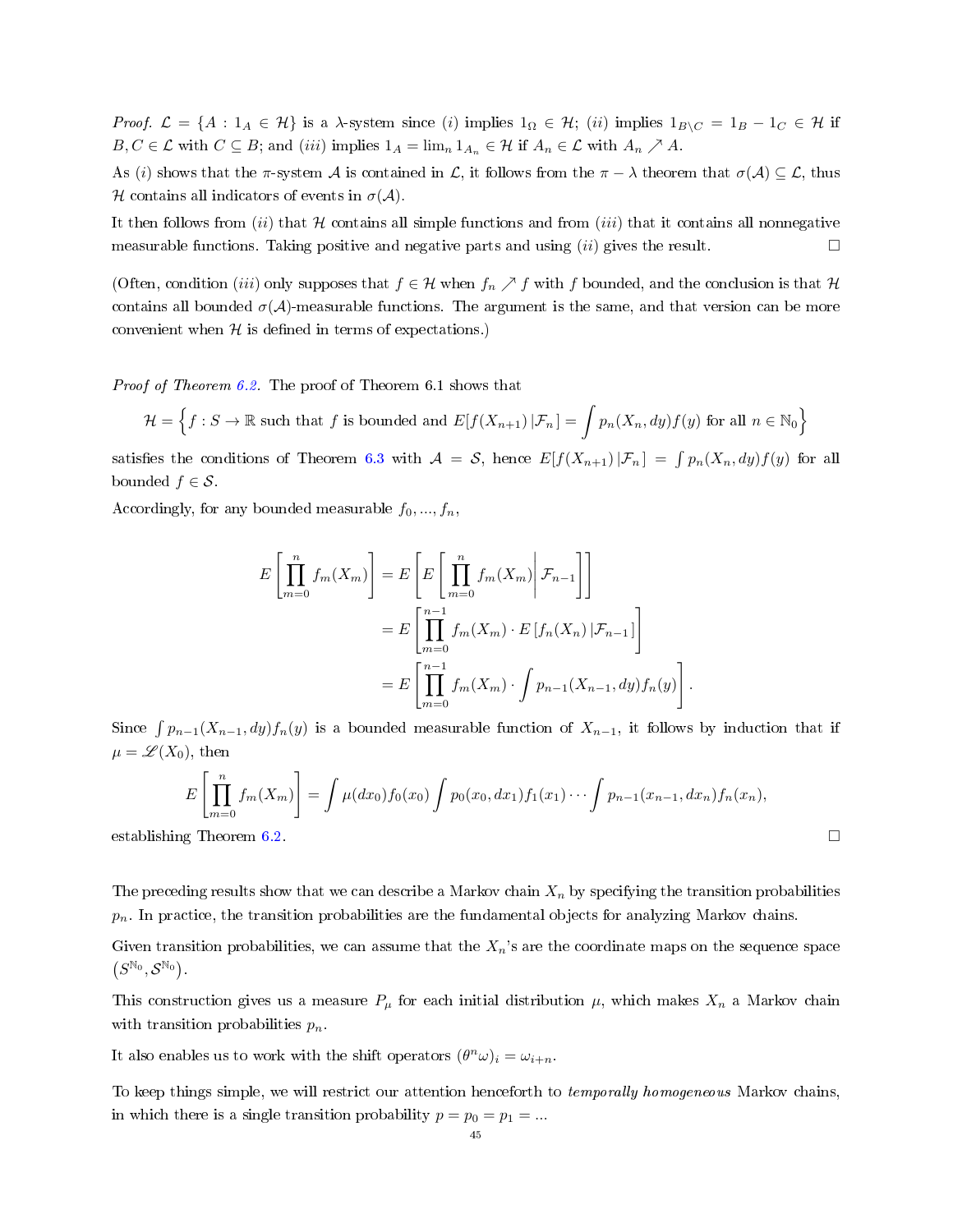*Proof.* $\mathcal{L} = \{A : 1_A \in \mathcal{H}\}$ is a $\lambda$-system since $(i)$ implies $1_\Omega \in \mathcal{H}$; $(ii)$ implies $1_{B \setminus C} = 1_B - 1_C \in \mathcal{H}$ if $B, C \in \mathcal{L}$ with $C \subseteq B$; and $(iii)$ implies $1_A = \lim_n 1_{A_n} \in \mathcal{H}$ if $A_n \in \mathcal{L}$ with $A_n \nearrow A$.

As $(i)$ shows that the $\pi$-system $\mathcal{A}$ is contained in $\mathcal{L}$, it follows from the $\pi - \lambda$ theorem that $\sigma(\mathcal{A}) \subseteq \mathcal{L}$, thus $\mathcal{H}$ contains all indicators of events in $\sigma(\mathcal{A})$.

It then follows from $(ii)$ that $\mathcal{H}$ contains all simple functions and from $(iii)$ that it contains all nonnegative measurable functions. Taking positive and negative parts and using $(ii)$ gives the result. $\square$

(Often, condition $(iii)$ only supposes that $f \in \mathcal{H}$ when $f_n \nearrow f$ with $f$ bounded, and the conclusion is that $\mathcal{H}$ contains all bounded $\sigma(\mathcal{A})$-measurable functions. The argument is the same, and that version can be more convenient when $\mathcal{H}$ is defined in terms of expectations.)

*Proof of Theorem 6.2.* The proof of Theorem 6.1 shows that

$$\mathcal{H} = \left\{ f : S \to \mathbb{R} \text{ such that } f \text{ is bounded and } E[f(X_{n+1}) \,|\, \mathcal{F}_n] = \int p_n(X_n, dy) f(y) \text{ for all } n \in \mathbb{N}_0 \right\}$$

satisfies the conditions of Theorem 6.3 with $\mathcal{A} = \mathcal{S}$, hence $E[f(X_{n+1}) \,|\, \mathcal{F}_n] = \int p_n(X_n, dy) f(y)$ for all bounded $f \in \mathcal{S}$.

Accordingly, for any bounded measurable $f_0, ..., f_n$,

$$\begin{aligned}
E\left[\prod_{m=0}^{n} f_m(X_m)\right] &= E\left[E\left[\prod_{m=0}^{n} f_m(X_m) \middle| \mathcal{F}_{n-1}\right]\right] \\
&= E\left[\prod_{m=0}^{n-1} f_m(X_m) \cdot E\left[f_n(X_n) \,|\, \mathcal{F}_{n-1}\right]\right] \\
&= E\left[\prod_{m=0}^{n-1} f_m(X_m) \cdot \int p_{n-1}(X_{n-1}, dy) f_n(y)\right].
\end{aligned}$$

Since $\int p_{n-1}(X_{n-1}, dy) f_n(y)$ is a bounded measurable function of $X_{n-1}$, it follows by induction that if $\mu = \mathscr{L}(X_0)$, then

$$E\left[\prod_{m=0}^{n} f_m(X_m)\right] = \int \mu(dx_0) f_0(x_0) \int p_0(x_0, dx_1) f_1(x_1) \cdots \int p_{n-1}(x_{n-1}, dx_n) f_n(x_n),$$

establishing Theorem 6.2. $\square$

The preceding results show that we can describe a Markov chain $X_n$ by specifying the transition probabilities $p_n$. In practice, the transition probabilities are the fundamental objects for analyzing Markov chains.

Given transition probabilities, we can assume that the $X_n$'s are the coordinate maps on the sequence space $\left(S^{\mathbb{N}_0}, \mathcal{S}^{\mathbb{N}_0}\right)$.

This construction gives us a measure $P_\mu$ for each initial distribution $\mu$, which makes $X_n$ a Markov chain with transition probabilities $p_n$.

It also enables us to work with the shift operators $(\theta^n \omega)_i = \omega_{i+n}$.

To keep things simple, we will restrict our attention henceforth to *temporally homogeneous* Markov chains, in which there is a single transition probability $p = p_0 = p_1 = ...$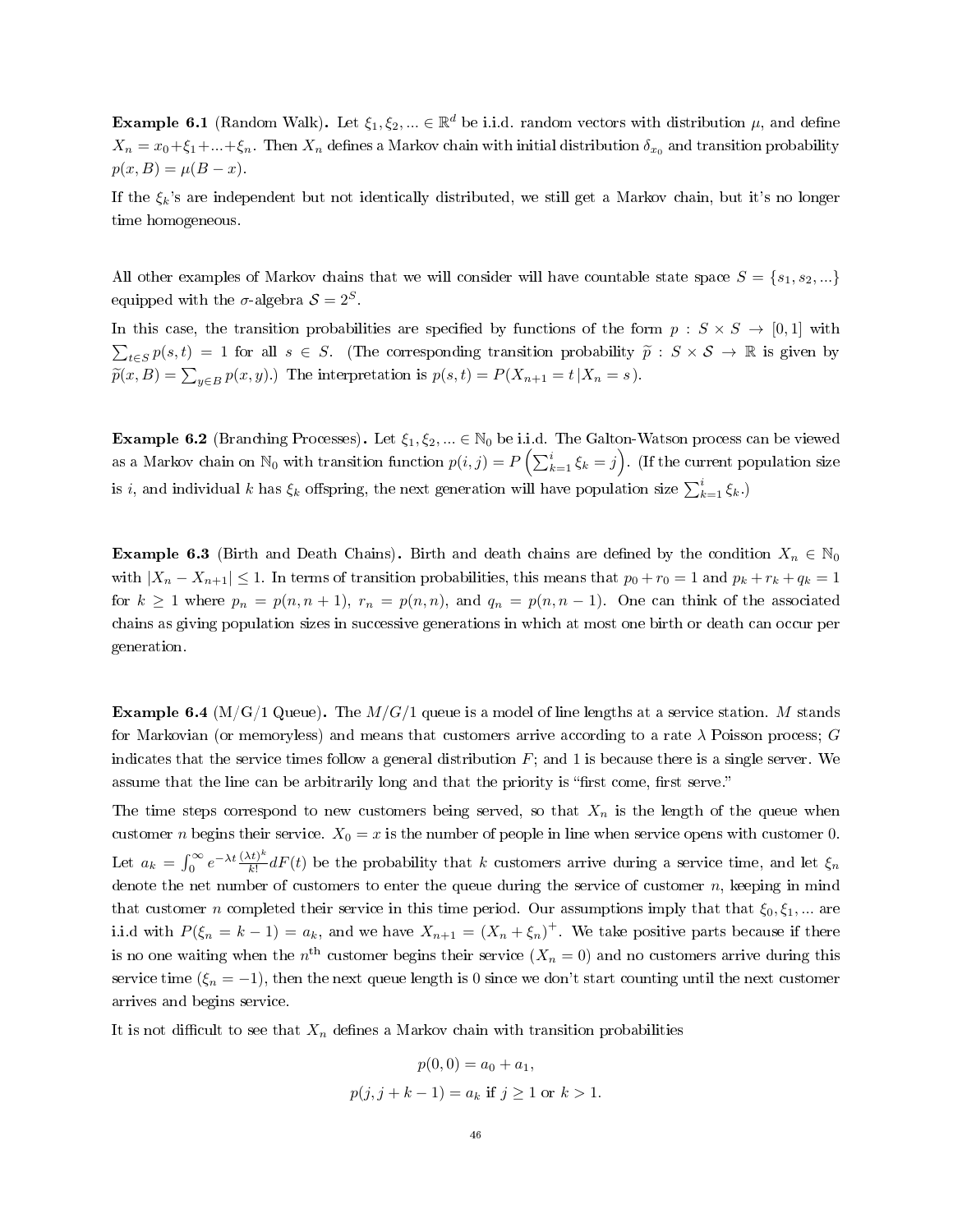**Example 6.1** (Random Walk)**.** Let $\xi_1, \xi_2, ... \in \mathbb{R}^d$ be i.i.d. random vectors with distribution $\mu$, and define $X_n = x_0 + \xi_1 + ... + \xi_n$. Then $X_n$ defines a Markov chain with initial distribution $\delta_{x_0}$ and transition probability $p(x, B) = \mu(B - x)$.

If the $\xi_k$'s are independent but not identically distributed, we still get a Markov chain, but it's no longer time homogeneous.

All other examples of Markov chains that we will consider will have countable state space $S = \{s_1, s_2, ...\}$ equipped with the $\sigma$-algebra $\mathcal{S} = 2^S$.

In this case, the transition probabilities are specified by functions of the form $p : S \times S \to [0, 1]$ with $\sum_{t \in S} p(s, t) = 1$ for all $s \in S$. (The corresponding transition probability $\widetilde{p} : S \times \mathcal{S} \to \mathbb{R}$ is given by $\widetilde{p}(x, B) = \sum_{y \in B} p(x, y)$.) The interpretation is $p(s, t) = P(X_{n+1} = t \,|X_n = s)$.

**Example 6.2** (Branching Processes)**.** Let $\xi_1, \xi_2, ... \in \mathbb{N}_0$ be i.i.d. The Galton-Watson process can be viewed as a Markov chain on $\mathbb{N}_0$ with transition function $p(i, j) = P\left(\sum_{k=1}^{i} \xi_k = j\right)$. (If the current population size is $i$, and individual $k$ has $\xi_k$ offspring, the next generation will have population size $\sum_{k=1}^{i} \xi_k$.)

**Example 6.3** (Birth and Death Chains)**.** Birth and death chains are defined by the condition $X_n \in \mathbb{N}_0$ with $|X_n - X_{n+1}| \leq 1$. In terms of transition probabilities, this means that $p_0 + r_0 = 1$ and $p_k + r_k + q_k = 1$ for $k \geq 1$ where $p_n = p(n, n+1)$, $r_n = p(n, n)$, and $q_n = p(n, n-1)$. One can think of the associated chains as giving population sizes in successive generations in which at most one birth or death can occur per generation.

**Example 6.4** (M/G/1 Queue)**.** The $M/G/1$ queue is a model of line lengths at a service station. $M$ stands for Markovian (or memoryless) and means that customers arrive according to a rate $\lambda$ Poisson process; $G$ indicates that the service times follow a general distribution $F$; and 1 is because there is a single server. We assume that the line can be arbitrarily long and that the priority is "first come, first serve."

The time steps correspond to new customers being served, so that $X_n$ is the length of the queue when customer $n$ begins their service. $X_0 = x$ is the number of people in line when service opens with customer 0. Let $a_k = \int_0^\infty e^{-\lambda t} \frac{(\lambda t)^k}{k!} dF(t)$ be the probability that $k$ customers arrive during a service time, and let $\xi_n$ denote the net number of customers to enter the queue during the service of customer $n$, keeping in mind that customer $n$ completed their service in this time period. Our assumptions imply that that $\xi_0, \xi_1, ...$ are i.i.d with $P(\xi_n = k - 1) = a_k$, and we have $X_{n+1} = (X_n + \xi_n)^+$. We take positive parts because if there is no one waiting when the $n^{\text{th}}$ customer begins their service ($X_n = 0$) and no customers arrive during this service time ($\xi_n = -1$), then the next queue length is 0 since we don't start counting until the next customer arrives and begins service.

It is not difficult to see that $X_n$ defines a Markov chain with transition probabilities

$$p(0, 0) = a_0 + a_1,$$

$$p(j, j + k - 1) = a_k \text{ if } j \geq 1 \text{ or } k > 1.$$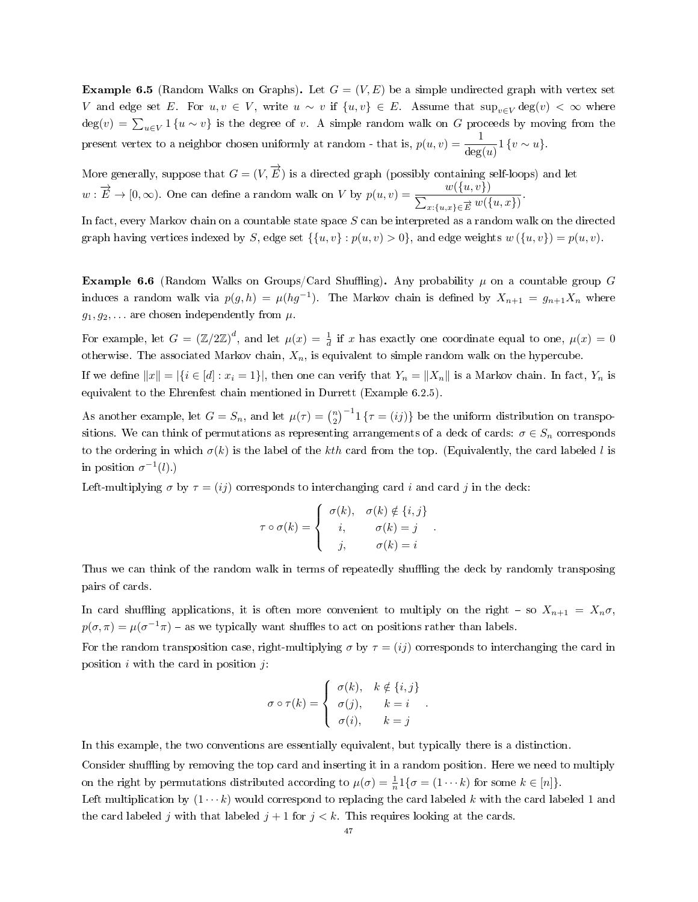**Example 6.5** (Random Walks on Graphs)**.** Let $G = (V, E)$ be a simple undirected graph with vertex set $V$ and edge set $E$. For $u, v \in V$, write $u \sim v$ if $\{u, v\} \in E$. Assume that $\sup_{v \in V} \deg(v) < \infty$ where $\deg(v) = \sum_{u \in V} 1\{u \sim v\}$ is the degree of $v$. A simple random walk on $G$ proceeds by moving from the present vertex to a neighbor chosen uniformly at random - that is, $p(u, v) = \dfrac{1}{\deg(u)} 1\{v \sim u\}$.

More generally, suppose that $G = (V, \overrightarrow{E})$ is a directed graph (possibly containing self-loops) and let $w : \overrightarrow{E} \to [0, \infty)$. One can define a random walk on $V$ by $p(u, v) = \dfrac{w(\{u, v\})}{\sum_{x : \{u,x\} \in \overrightarrow{E}} w(\{u, x\})}$.

In fact, every Markov chain on a countable state space $S$ can be interpreted as a random walk on the directed graph having vertices indexed by $S$, edge set $\{\{u, v\} : p(u, v) > 0\}$, and edge weights $w(\{u, v\}) = p(u, v)$.

**Example 6.6** (Random Walks on Groups/Card Shuffling)**.** Any probability $\mu$ on a countable group $G$ induces a random walk via $p(g, h) = \mu(hg^{-1})$. The Markov chain is defined by $X_{n+1} = g_{n+1} X_n$ where $g_1, g_2, \ldots$ are chosen independently from $\mu$.

For example, let $G = (\mathbb{Z}/2\mathbb{Z})^d$, and let $\mu(x) = \frac{1}{d}$ if $x$ has exactly one coordinate equal to one, $\mu(x) = 0$ otherwise. The associated Markov chain, $X_n$, is equivalent to simple random walk on the hypercube.

If we define $\|x\| = |\{i \in [d] : x_i = 1\}|$, then one can verify that $Y_n = \|X_n\|$ is a Markov chain. In fact, $Y_n$ is equivalent to the Ehrenfest chain mentioned in Durrett (Example 6.2.5).

As another example, let $G = S_n$, and let $\mu(\tau) = \binom{n}{2}^{-1} 1\{\tau = (ij)\}$ be the uniform distribution on transpositions. We can think of permutations as representing arrangements of a deck of cards: $\sigma \in S_n$ corresponds to the ordering in which $\sigma(k)$ is the label of the $kth$ card from the top. (Equivalently, the card labeled $l$ is in position $\sigma^{-1}(l)$.)

Left-multiplying $\sigma$ by $\tau = (ij)$ corresponds to interchanging card $i$ and card $j$ in the deck:

$$\tau \circ \sigma(k) = \begin{cases} \sigma(k), & \sigma(k) \notin \{i, j\} \\ i, & \sigma(k) = j \\ j, & \sigma(k) = i \end{cases}.$$

Thus we can think of the random walk in terms of repeatedly shuffling the deck by randomly transposing pairs of cards.

In card shuffling applications, it is often more convenient to multiply on the right – so $X_{n+1} = X_n \sigma$, $p(\sigma, \pi) = \mu(\sigma^{-1}\pi)$ – as we typically want shuffles to act on positions rather than labels.

For the random transposition case, right-multiplying $\sigma$ by $\tau = (ij)$ corresponds to interchanging the card in position $i$ with the card in position $j$:

$$\sigma \circ \tau(k) = \begin{cases} \sigma(k), & k \notin \{i, j\} \\ \sigma(j), & k = i \\ \sigma(i), & k = j \end{cases}.$$

In this example, the two conventions are essentially equivalent, but typically there is a distinction.

Consider shuffling by removing the top card and inserting it in a random position. Here we need to multiply on the right by permutations distributed according to $\mu(\sigma) = \frac{1}{n} 1\{\sigma = (1 \cdots k) \text{ for some } k \in [n]\}$.

Left multiplication by $(1 \cdots k)$ would correspond to replacing the card labeled $k$ with the card labeled 1 and the card labeled $j$ with that labeled $j + 1$ for $j < k$. This requires looking at the cards.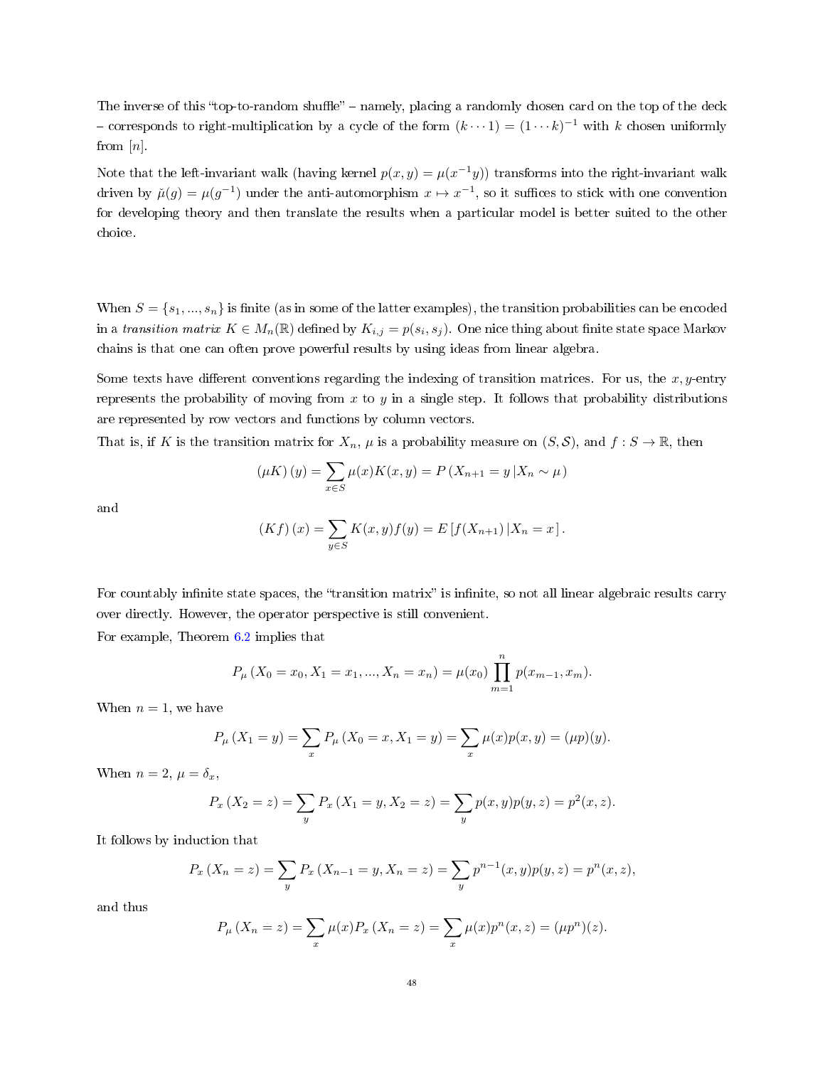The inverse of this "top-to-random shuffle" – namely, placing a randomly chosen card on the top of the deck – corresponds to right-multiplication by a cycle of the form $(k \cdots 1) = (1 \cdots k)^{-1}$ with $k$ chosen uniformly from $[n]$.

Note that the left-invariant walk (having kernel $p(x,y) = \mu(x^{-1}y)$) transforms into the right-invariant walk driven by $\check{\mu}(g) = \mu(g^{-1})$ under the anti-automorphism $x \mapsto x^{-1}$, so it suffices to stick with one convention for developing theory and then translate the results when a particular model is better suited to the other choice.

When $S = \{s_1, ..., s_n\}$ is finite (as in some of the latter examples), the transition probabilities can be encoded in a *transition matrix* $K \in M_n(\mathbb{R})$ defined by $K_{i,j} = p(s_i, s_j)$. One nice thing about finite state space Markov chains is that one can often prove powerful results by using ideas from linear algebra.

Some texts have different conventions regarding the indexing of transition matrices. For us, the $x, y$-entry represents the probability of moving from $x$ to $y$ in a single step. It follows that probability distributions are represented by row vectors and functions by column vectors.

That is, if $K$ is the transition matrix for $X_n$, $\mu$ is a probability measure on $(S, \mathcal{S})$, and $f : S \to \mathbb{R}$, then

$$(\mu K)(y) = \sum_{x \in S} \mu(x) K(x,y) = P(X_{n+1} = y \,|X_n \sim \mu)$$

and

$$(Kf)(x) = \sum_{y \in S} K(x,y) f(y) = E[f(X_{n+1}) \,|X_n = x].$$

For countably infinite state spaces, the "transition matrix" is infinite, so not all linear algebraic results carry over directly. However, the operator perspective is still convenient.

For example, Theorem 6.2 implies that

$$P_\mu(X_0 = x_0, X_1 = x_1, ..., X_n = x_n) = \mu(x_0) \prod_{m=1}^{n} p(x_{m-1}, x_m).$$

When $n = 1$, we have

$$P_\mu(X_1 = y) = \sum_x P_\mu(X_0 = x, X_1 = y) = \sum_x \mu(x) p(x,y) = (\mu p)(y).$$

When $n = 2$, $\mu = \delta_x$,

$$P_x(X_2 = z) = \sum_y P_x(X_1 = y, X_2 = z) = \sum_y p(x,y) p(y,z) = p^2(x,z).$$

It follows by induction that

$$P_x(X_n = z) = \sum_y P_x(X_{n-1} = y, X_n = z) = \sum_y p^{n-1}(x,y) p(y,z) = p^n(x,z),$$

and thus

$$P_\mu(X_n = z) = \sum_x \mu(x) P_x(X_n = z) = \sum_x \mu(x) p^n(x,z) = (\mu p^n)(z).$$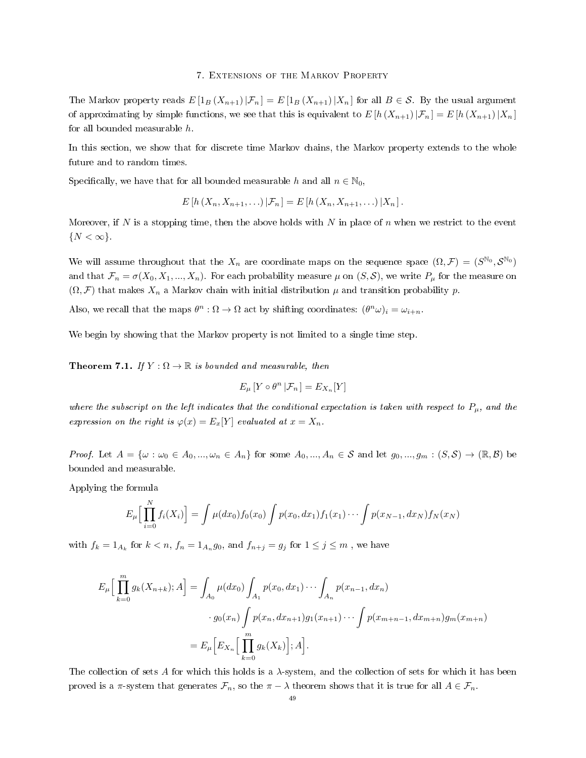## 7. Extensions of the Markov Property

The Markov property reads $E[1_B(X_{n+1})|\mathcal{F}_n] = E[1_B(X_{n+1})|X_n]$ for all $B \in \mathcal{S}$. By the usual argument of approximating by simple functions, we see that this is equivalent to $E[h(X_{n+1})|\mathcal{F}_n] = E[h(X_{n+1})|X_n]$ for all bounded measurable $h$.

In this section, we show that for discrete time Markov chains, the Markov property extends to the whole future and to random times.

Specifically, we have that for all bounded measurable $h$ and all $n \in \mathbb{N}_0$,

$$E[h(X_n, X_{n+1}, \ldots)|\mathcal{F}_n] = E[h(X_n, X_{n+1}, \ldots)|X_n].$$

Moreover, if $N$ is a stopping time, then the above holds with $N$ in place of $n$ when we restrict to the event $\{N < \infty\}$.

We will assume throughout that the $X_n$ are coordinate maps on the sequence space $(\Omega, \mathcal{F}) = (S^{\mathbb{N}_0}, \mathcal{S}^{\mathbb{N}_0})$ and that $\mathcal{F}_n = \sigma(X_0, X_1, ..., X_n)$. For each probability measure $\mu$ on $(S, \mathcal{S})$, we write $P_\mu$ for the measure on $(\Omega, \mathcal{F})$ that makes $X_n$ a Markov chain with initial distribution $\mu$ and transition probability $p$.

Also, we recall that the maps $\theta^n : \Omega \to \Omega$ act by shifting coordinates: $(\theta^n\omega)_i = \omega_{i+n}$.

We begin by showing that the Markov property is not limited to a single time step.

**Theorem 7.1.** *If $Y : \Omega \to \mathbb{R}$ is bounded and measurable, then*

$$E_\mu[Y \circ \theta^n |\mathcal{F}_n] = E_{X_n}[Y]$$

*where the subscript on the left indicates that the conditional expectation is taken with respect to $P_\mu$, and the expression on the right is $\varphi(x) = E_x[Y]$ evaluated at $x = X_n$.*

*Proof.* Let $A = \{\omega : \omega_0 \in A_0, ..., \omega_n \in A_n\}$ for some $A_0, ..., A_n \in \mathcal{S}$ and let $g_0, ..., g_m : (S, \mathcal{S}) \to (\mathbb{R}, \mathcal{B})$ be bounded and measurable.

Applying the formula

$$E_\mu\Big[\prod_{i=0}^{N} f_i(X_i)\Big] = \int \mu(dx_0) f_0(x_0) \int p(x_0, dx_1) f_1(x_1) \cdots \int p(x_{N-1}, dx_N) f_N(x_N)$$

with $f_k = 1_{A_k}$ for $k < n$, $f_n = 1_{A_n} g_0$, and $f_{n+j} = g_j$ for $1 \le j \le m$ , we have

$$\begin{aligned}
E_\mu\Big[\prod_{k=0}^{m} g_k(X_{n+k}); A\Big] &= \int_{A_0} \mu(dx_0) \int_{A_1} p(x_0, dx_1) \cdots \int_{A_n} p(x_{n-1}, dx_n) \\
&\quad \cdot g_0(x_n) \int p(x_n, dx_{n+1}) g_1(x_{n+1}) \cdots \int p(x_{m+n-1}, dx_{m+n}) g_m(x_{m+n}) \\
&= E_\mu\Big[E_{X_n}\Big[\prod_{k=0}^{m} g_k(X_k)\Big]; A\Big].
\end{aligned}$$

The collection of sets $A$ for which this holds is a $\lambda$-system, and the collection of sets for which it has been proved is a $\pi$-system that generates $\mathcal{F}_n$, so the $\pi - \lambda$ theorem shows that it is true for all $A \in \mathcal{F}_n$.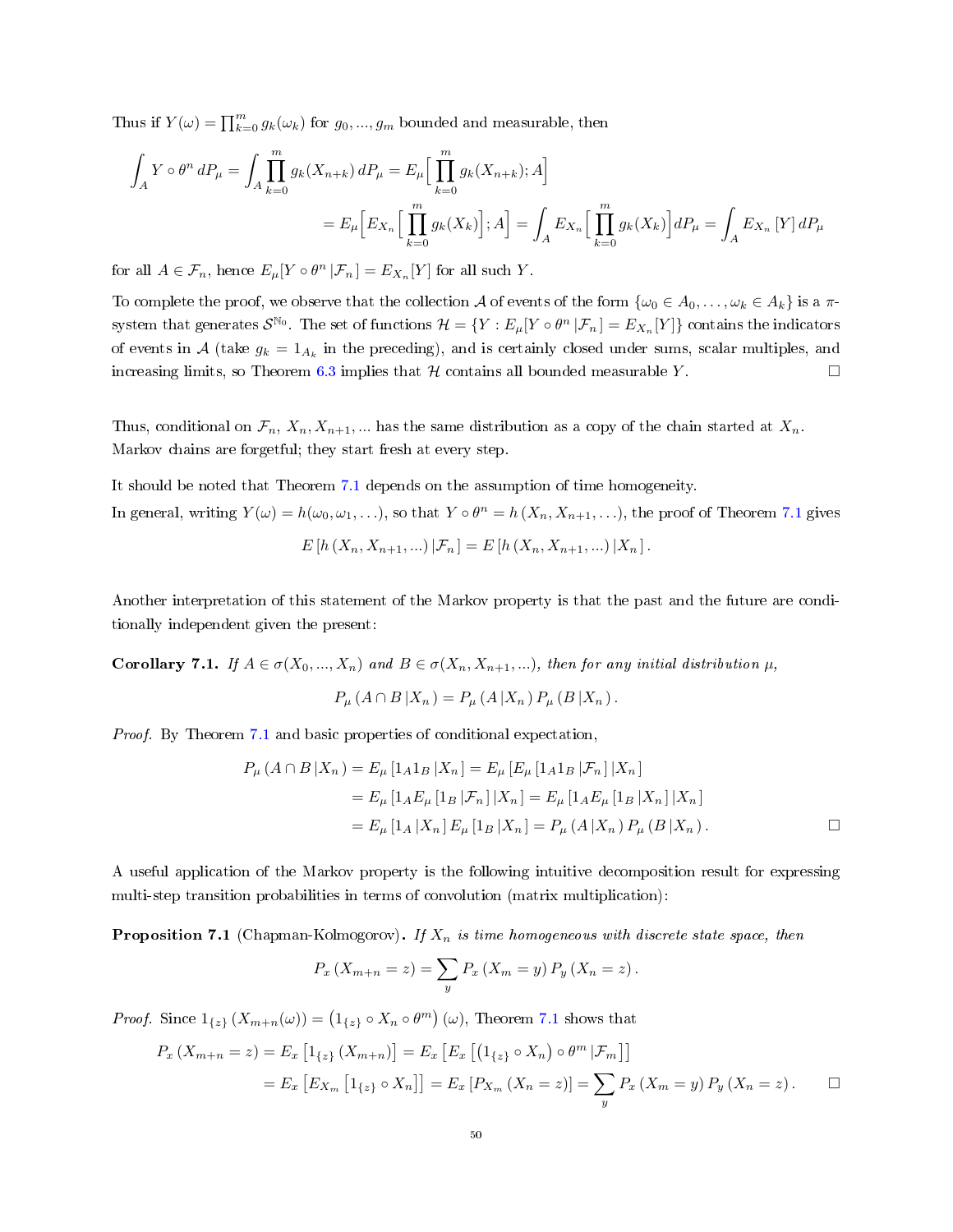Thus if $Y(\omega) = \prod_{k=0}^{m} g_k(\omega_k)$ for $g_0, ..., g_m$ bounded and measurable, then

$$\int_A Y \circ \theta^n \, dP_\mu = \int_A \prod_{k=0}^{m} g_k(X_{n+k}) \, dP_\mu = E_\mu\Big[ \prod_{k=0}^{m} g_k(X_{n+k}); A\Big]$$

$$= E_\mu\Big[ E_{X_n}\Big[ \prod_{k=0}^{m} g_k(X_k)\Big]; A\Big] = \int_A E_{X_n}\Big[ \prod_{k=0}^{m} g_k(X_k)\Big] dP_\mu = \int_A E_{X_n}[Y] \, dP_\mu$$

for all $A \in \mathcal{F}_n$, hence $E_\mu[Y \circ \theta^n \,|\mathcal{F}_n] = E_{X_n}[Y]$ for all such $Y$.

To complete the proof, we observe that the collection $\mathcal{A}$ of events of the form $\{\omega_0 \in A_0, \ldots, \omega_k \in A_k\}$ is a $\pi$-system that generates $\mathcal{S}^{\mathbb{N}_0}$. The set of functions $\mathcal{H} = \{Y : E_\mu[Y \circ \theta^n \,|\mathcal{F}_n] = E_{X_n}[Y]\}$ contains the indicators of events in $\mathcal{A}$ (take $g_k = 1_{A_k}$ in the preceding), and is certainly closed under sums, scalar multiples, and increasing limits, so Theorem 6.3 implies that $\mathcal{H}$ contains all bounded measurable $Y$. □

Thus, conditional on $\mathcal{F}_n$, $X_n, X_{n+1}, \ldots$ has the same distribution as a copy of the chain started at $X_n$. Markov chains are forgetful; they start fresh at every step.

It should be noted that Theorem 7.1 depends on the assumption of time homogeneity.

In general, writing $Y(\omega) = h(\omega_0, \omega_1, \ldots)$, so that $Y \circ \theta^n = h(X_n, X_{n+1}, \ldots)$, the proof of Theorem 7.1 gives

$$E\left[h\left(X_n, X_{n+1}, \ldots\right) |\mathcal{F}_n\right] = E\left[h\left(X_n, X_{n+1}, \ldots\right) |X_n\right].$$

Another interpretation of this statement of the Markov property is that the past and the future are conditionally independent given the present:

**Corollary 7.1.** *If $A \in \sigma(X_0, \ldots, X_n)$ and $B \in \sigma(X_n, X_{n+1}, \ldots)$, then for any initial distribution $\mu$,*

$$P_\mu\left(A \cap B \,|X_n\right) = P_\mu\left(A \,|X_n\right) P_\mu\left(B \,|X_n\right).$$

*Proof.* By Theorem 7.1 and basic properties of conditional expectation,

$$P_\mu\left(A \cap B \,|X_n\right) = E_\mu\left[1_A 1_B \,|X_n\right] = E_\mu\left[E_\mu\left[1_A 1_B \,|\mathcal{F}_n\right] |X_n\right]$$

$$= E_\mu\left[1_A E_\mu\left[1_B \,|\mathcal{F}_n\right] |X_n\right] = E_\mu\left[1_A E_\mu\left[1_B \,|X_n\right] |X_n\right]$$

$$= E_\mu\left[1_A \,|X_n\right] E_\mu\left[1_B \,|X_n\right] = P_\mu\left(A \,|X_n\right) P_\mu\left(B \,|X_n\right).$$

□

A useful application of the Markov property is the following intuitive decomposition result for expressing multi-step transition probabilities in terms of convolution (matrix multiplication):

**Proposition 7.1** (Chapman-Kolmogorov)**.** *If $X_n$ is time homogeneous with discrete state space, then*

$$P_x\left(X_{m+n} = z\right) = \sum_y P_x\left(X_m = y\right) P_y\left(X_n = z\right).$$

*Proof.* Since $1_{\{z\}}\left(X_{m+n}(\omega)\right) = \left(1_{\{z\}} \circ X_n \circ \theta^m\right)(\omega)$, Theorem 7.1 shows that

$$P_x\left(X_{m+n} = z\right) = E_x\left[1_{\{z\}}\left(X_{m+n}\right)\right] = E_x\left[E_x\left[\left(1_{\{z\}} \circ X_n\right) \circ \theta^m \,|\mathcal{F}_m\right]\right]$$

$$= E_x\left[E_{X_m}\left[1_{\{z\}} \circ X_n\right]\right] = E_x\left[P_{X_m}\left(X_n = z\right)\right] = \sum_y P_x\left(X_m = y\right) P_y\left(X_n = z\right).$$

□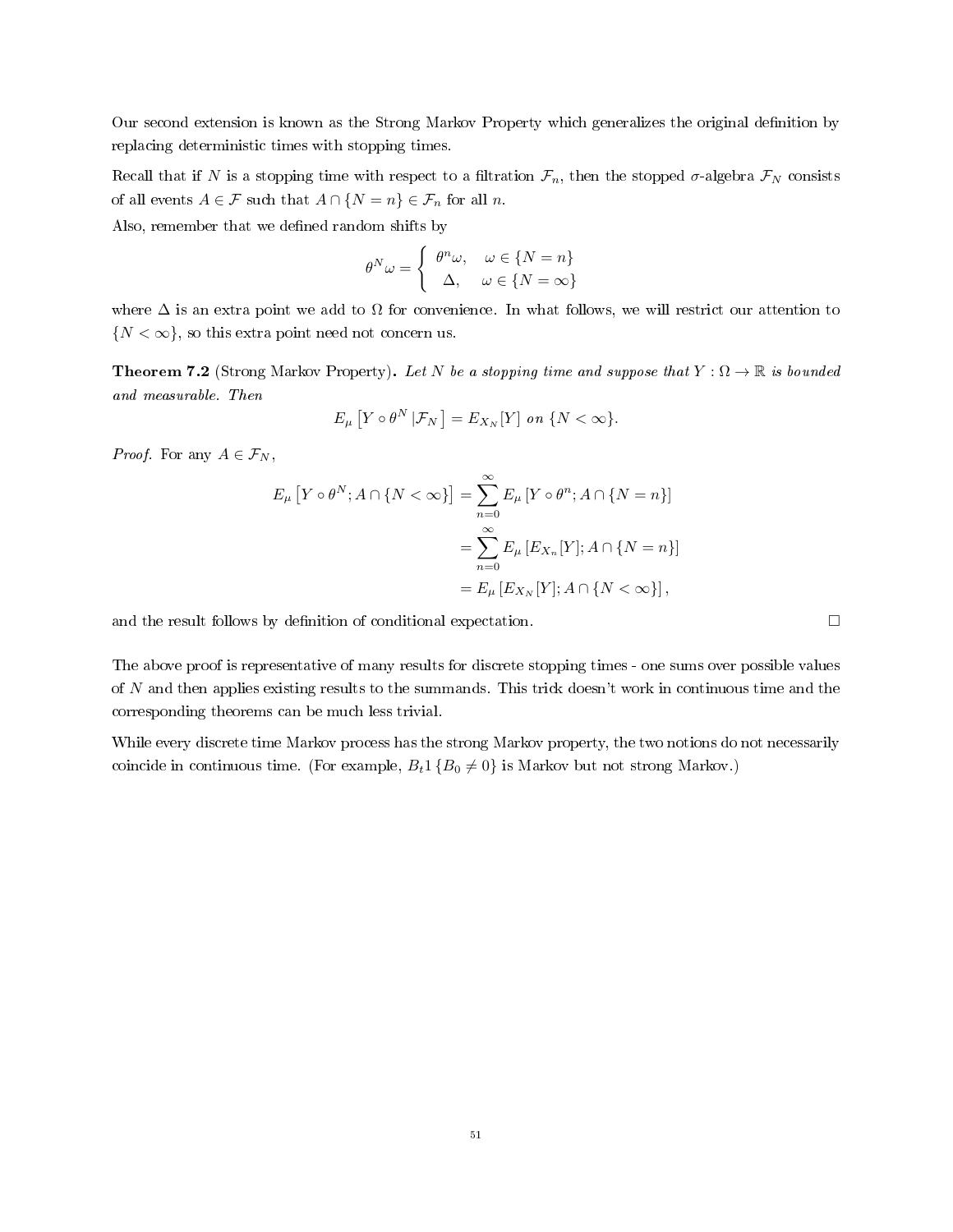Our second extension is known as the Strong Markov Property which generalizes the original definition by replacing deterministic times with stopping times.

Recall that if $N$ is a stopping time with respect to a filtration $\mathcal{F}_n$, then the stopped $\sigma$-algebra $\mathcal{F}_N$ consists of all events $A \in \mathcal{F}$ such that $A \cap \{N = n\} \in \mathcal{F}_n$ for all $n$.

Also, remember that we defined random shifts by

$$\theta^N \omega = \begin{cases} \theta^n \omega, & \omega \in \{N = n\} \\ \Delta, & \omega \in \{N = \infty\} \end{cases}$$

where $\Delta$ is an extra point we add to $\Omega$ for convenience. In what follows, we will restrict our attention to $\{N < \infty\}$, so this extra point need not concern us.

**Theorem 7.2** (Strong Markov Property)**.** *Let $N$ be a stopping time and suppose that $Y : \Omega \to \mathbb{R}$ is bounded and measurable. Then*

$$E_\mu \left[ Y \circ \theta^N \,|\mathcal{F}_N \right] = E_{X_N}[Y] \text{ on } \{N < \infty\}.$$

*Proof.* For any $A \in \mathcal{F}_N$,

$$\begin{aligned} E_\mu \left[ Y \circ \theta^N; A \cap \{N < \infty\} \right] &= \sum_{n=0}^{\infty} E_\mu \left[ Y \circ \theta^n; A \cap \{N = n\} \right] \\ &= \sum_{n=0}^{\infty} E_\mu \left[ E_{X_n}[Y]; A \cap \{N = n\} \right] \\ &= E_\mu \left[ E_{X_N}[Y]; A \cap \{N < \infty\} \right], \end{aligned}$$

and the result follows by definition of conditional expectation. □

The above proof is representative of many results for discrete stopping times - one sums over possible values of $N$ and then applies existing results to the summands. This trick doesn't work in continuous time and the corresponding theorems can be much less trivial.

While every discrete time Markov process has the strong Markov property, the two notions do not necessarily coincide in continuous time. (For example, $B_t 1\{B_0 \neq 0\}$ is Markov but not strong Markov.)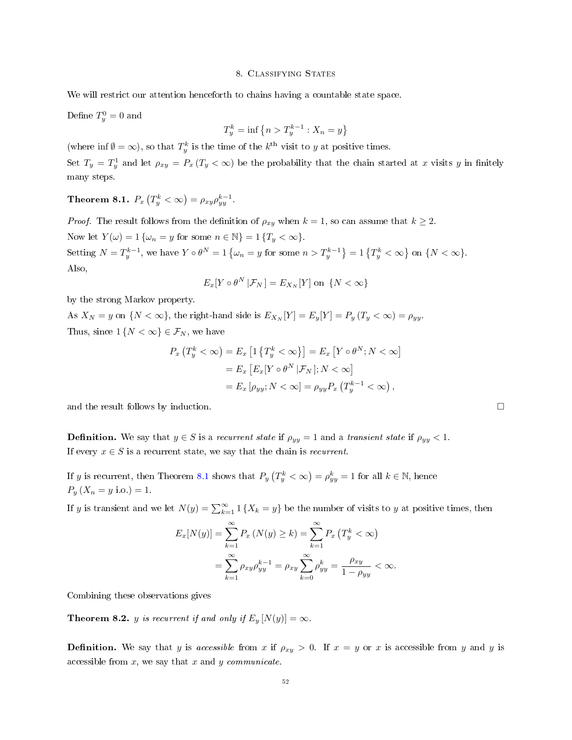# 8. Classifying States

We will restrict our attention henceforth to chains having a countable state space.

Define $T_y^0 = 0$ and

$$T_y^k = \inf\left\{n > T_y^{k-1} : X_n = y\right\}$$

(where $\inf \emptyset = \infty$), so that $T_y^k$ is the time of the $k^{\text{th}}$ visit to $y$ at positive times.

Set $T_y = T_y^1$ and let $\rho_{xy} = P_x\left(T_y < \infty\right)$ be the probability that the chain started at $x$ visits $y$ in finitely many steps.

**Theorem 8.1.** $P_x\left(T_y^k < \infty\right) = \rho_{xy}\rho_{yy}^{k-1}$.

*Proof.* The result follows from the definition of $\rho_{xy}$ when $k = 1$, so can assume that $k \geq 2$.

Now let $Y(\omega) = 1\left\{\omega_n = y \text{ for some } n \in \mathbb{N}\right\} = 1\left\{T_y < \infty\right\}$.

Setting $N = T_y^{k-1}$, we have $Y \circ \theta^N = 1\left\{\omega_n = y \text{ for some } n > T_y^{k-1}\right\} = 1\left\{T_y^k < \infty\right\}$ on $\{N < \infty\}$.

Also,

$$E_x[Y \circ \theta^N \,|\mathcal{F}_N] = E_{X_N}[Y] \text{ on } \{N < \infty\}$$

by the strong Markov property.

As $X_N = y$ on $\{N < \infty\}$, the right-hand side is $E_{X_N}[Y] = E_y[Y] = P_y\left(T_y < \infty\right) = \rho_{yy}$.

Thus, since $1\{N < \infty\} \in \mathcal{F}_N$, we have

$$\begin{aligned}
P_x\left(T_y^k < \infty\right) &= E_x\left[1\left\{T_y^k < \infty\right\}\right] = E_x\left[Y \circ \theta^N; N < \infty\right] \\
&= E_x\left[E_x[Y \circ \theta^N \,|\mathcal{F}_N]; N < \infty\right] \\
&= E_x\left[\rho_{yy}; N < \infty\right] = \rho_{yy} P_x\left(T_y^{k-1} < \infty\right),
\end{aligned}$$

and the result follows by induction. $\square$

**Definition.** We say that $y \in S$ is a *recurrent state* if $\rho_{yy} = 1$ and a *transient state* if $\rho_{yy} < 1$.
If every $x \in S$ is a recurrent state, we say that the chain is *recurrent*.

If $y$ is recurrent, then Theorem 8.1 shows that $P_y\left(T_y^k < \infty\right) = \rho_{yy}^k = 1$ for all $k \in \mathbb{N}$, hence $P_y\left(X_n = y \text{ i.o.}\right) = 1$.

If $y$ is transient and we let $N(y) = \sum_{k=1}^{\infty} 1\left\{X_k = y\right\}$ be the number of visits to $y$ at positive times, then

$$\begin{aligned}
E_x[N(y)] &= \sum_{k=1}^{\infty} P_x\left(N(y) \geq k\right) = \sum_{k=1}^{\infty} P_x\left(T_y^k < \infty\right) \\
&= \sum_{k=1}^{\infty} \rho_{xy}\rho_{yy}^{k-1} = \rho_{xy} \sum_{k=0}^{\infty} \rho_{yy}^k = \frac{\rho_{xy}}{1 - \rho_{yy}} < \infty.
\end{aligned}$$

Combining these observations gives

**Theorem 8.2.** *$y$ is recurrent if and only if $E_y\left[N(y)\right] = \infty$.*

**Definition.** We say that $y$ is *accessible* from $x$ if $\rho_{xy} > 0$. If $x = y$ or $x$ is accessible from $y$ and $y$ is accessible from $x$, we say that $x$ and $y$ *communicate*.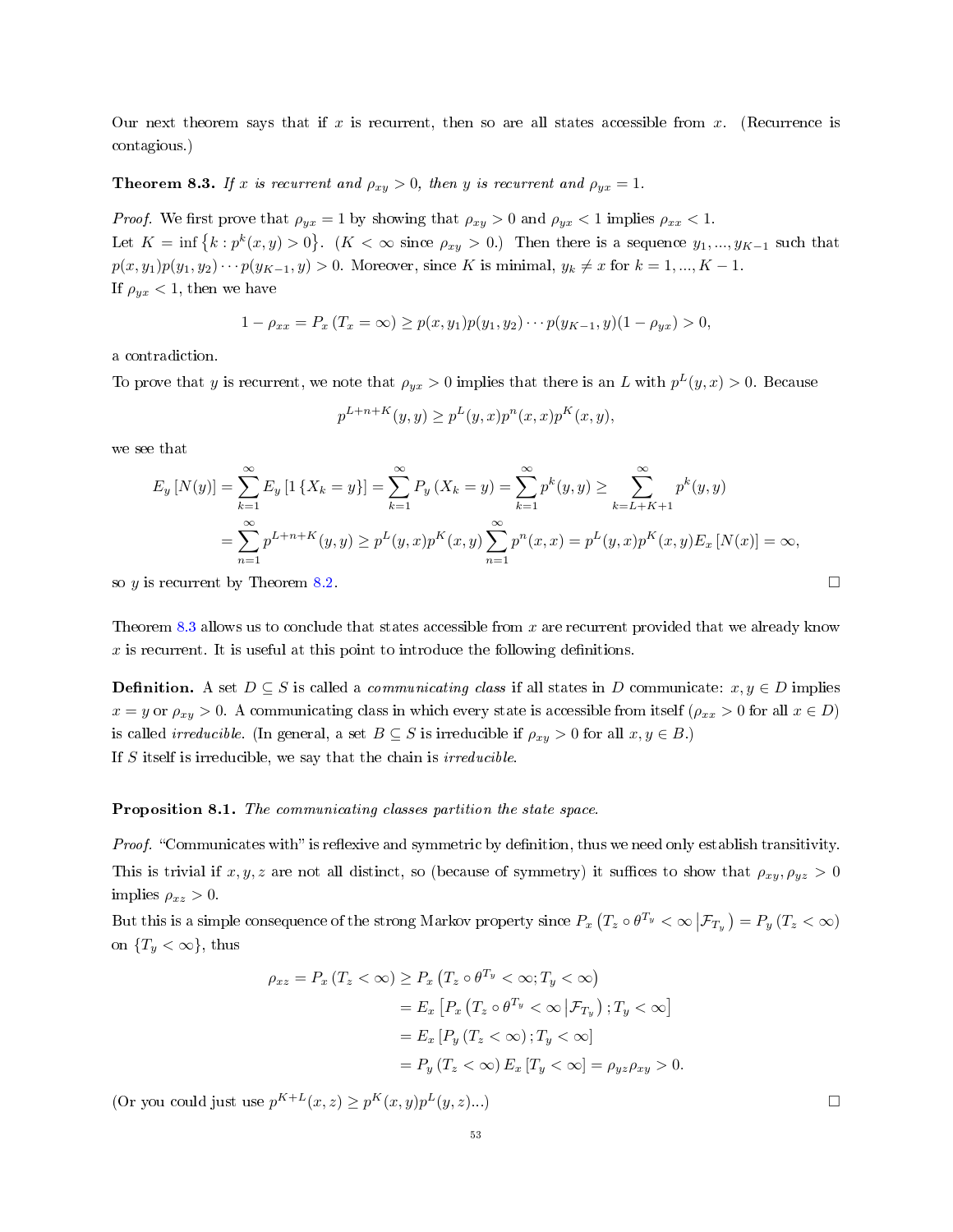Our next theorem says that if $x$ is recurrent, then so are all states accessible from $x$. (Recurrence is contagious.)

**Theorem 8.3.** *If $x$ is recurrent and $\rho_{xy} > 0$, then $y$ is recurrent and $\rho_{yx} = 1$.*

*Proof.* We first prove that $\rho_{yx} = 1$ by showing that $\rho_{xy} > 0$ and $\rho_{yx} < 1$ implies $\rho_{xx} < 1$.
Let $K = \inf\{k : p^k(x, y) > 0\}$. ($K < \infty$ since $\rho_{xy} > 0$.) Then there is a sequence $y_1, ..., y_{K-1}$ such that $p(x, y_1)p(y_1, y_2)\cdots p(y_{K-1}, y) > 0$. Moreover, since $K$ is minimal, $y_k \neq x$ for $k = 1, ..., K-1$.
If $\rho_{yx} < 1$, then we have

$$1 - \rho_{xx} = P_x(T_x = \infty) \geq p(x, y_1)p(y_1, y_2)\cdots p(y_{K-1}, y)(1 - \rho_{yx}) > 0,$$

a contradiction.
To prove that $y$ is recurrent, we note that $\rho_{yx} > 0$ implies that there is an $L$ with $p^L(y, x) > 0$. Because

$$p^{L+n+K}(y, y) \geq p^L(y, x)p^n(x, x)p^K(x, y),$$

we see that

$$\begin{aligned}
E_y[N(y)] &= \sum_{k=1}^{\infty} E_y[1\{X_k = y\}] = \sum_{k=1}^{\infty} P_y(X_k = y) = \sum_{k=1}^{\infty} p^k(y, y) \geq \sum_{k=L+K+1}^{\infty} p^k(y, y) \\
&= \sum_{n=1}^{\infty} p^{L+n+K}(y, y) \geq p^L(y, x)p^K(x, y) \sum_{n=1}^{\infty} p^n(x, x) = p^L(y, x)p^K(x, y)E_x[N(x)] = \infty,
\end{aligned}$$

so $y$ is recurrent by Theorem 8.2. □

Theorem 8.3 allows us to conclude that states accessible from $x$ are recurrent provided that we already know $x$ is recurrent. It is useful at this point to introduce the following definitions.

**Definition.** A set $D \subseteq S$ is called a *communicating class* if all states in $D$ communicate: $x, y \in D$ implies $x = y$ or $\rho_{xy} > 0$. A communicating class in which every state is accessible from itself ($\rho_{xx} > 0$ for all $x \in D$) is called *irreducible*. (In general, a set $B \subseteq S$ is irreducible if $\rho_{xy} > 0$ for all $x, y \in B$.)
If $S$ itself is irreducible, we say that the chain is *irreducible*.

**Proposition 8.1.** *The communicating classes partition the state space.*

*Proof.* "Communicates with" is reflexive and symmetric by definition, thus we need only establish transitivity. This is trivial if $x, y, z$ are not all distinct, so (because of symmetry) it suffices to show that $\rho_{xy}, \rho_{yz} > 0$ implies $\rho_{xz} > 0$.
But this is a simple consequence of the strong Markov property since $P_x\left(T_z \circ \theta^{T_y} < \infty \,\middle|\, \mathcal{F}_{T_y}\right) = P_y(T_z < \infty)$ on $\{T_y < \infty\}$, thus

$$\begin{aligned}
\rho_{xz} = P_x(T_z < \infty) &\geq P_x\left(T_z \circ \theta^{T_y} < \infty; T_y < \infty\right) \\
&= E_x\left[P_x\left(T_z \circ \theta^{T_y} < \infty \,\middle|\, \mathcal{F}_{T_y}\right); T_y < \infty\right] \\
&= E_x\left[P_y(T_z < \infty); T_y < \infty\right] \\
&= P_y(T_z < \infty)E_x[T_y < \infty] = \rho_{yz}\rho_{xy} > 0.
\end{aligned}$$

(Or you could just use $p^{K+L}(x, z) \geq p^K(x, y)p^L(y, z)$...) □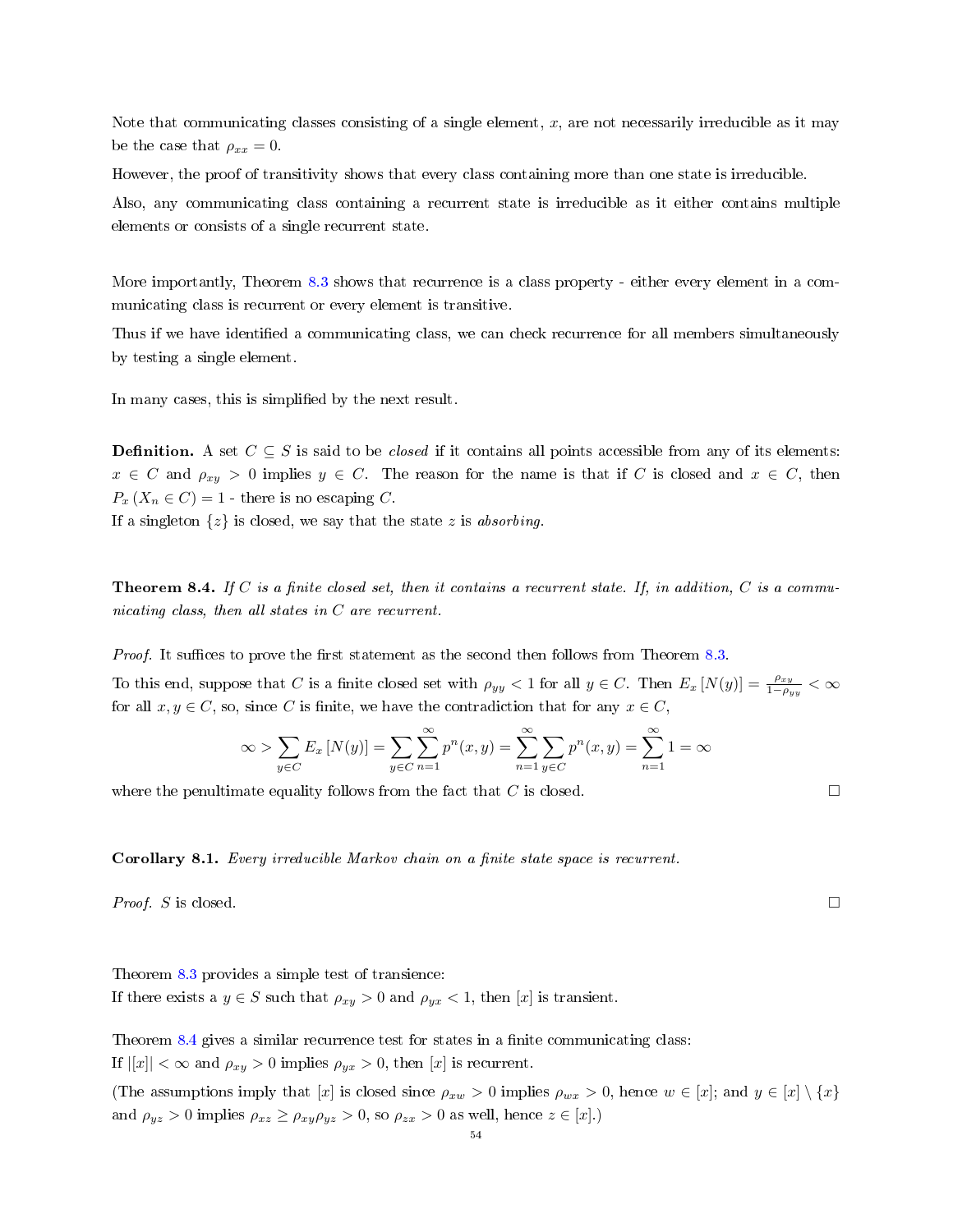Note that communicating classes consisting of a single element, $x$, are not necessarily irreducible as it may be the case that $\rho_{xx} = 0$.

However, the proof of transitivity shows that every class containing more than one state is irreducible.

Also, any communicating class containing a recurrent state is irreducible as it either contains multiple elements or consists of a single recurrent state.

More importantly, Theorem 8.3 shows that recurrence is a class property - either every element in a communicating class is recurrent or every element is transitive.

Thus if we have identified a communicating class, we can check recurrence for all members simultaneously by testing a single element.

In many cases, this is simplified by the next result.

**Definition.** A set $C \subseteq S$ is said to be *closed* if it contains all points accessible from any of its elements: $x \in C$ and $\rho_{xy} > 0$ implies $y \in C$. The reason for the name is that if $C$ is closed and $x \in C$, then $P_x(X_n \in C) = 1$ - there is no escaping $C$.
If a singleton $\{z\}$ is closed, we say that the state $z$ is *absorbing*.

**Theorem 8.4.** *If $C$ is a finite closed set, then it contains a recurrent state. If, in addition, $C$ is a communicating class, then all states in $C$ are recurrent.*

*Proof.* It suffices to prove the first statement as the second then follows from Theorem 8.3.

To this end, suppose that $C$ is a finite closed set with $\rho_{yy} < 1$ for all $y \in C$. Then $E_x[N(y)] = \frac{\rho_{xy}}{1-\rho_{yy}} < \infty$ for all $x, y \in C$, so, since $C$ is finite, we have the contradiction that for any $x \in C$,

$$\infty > \sum_{y \in C} E_x[N(y)] = \sum_{y \in C} \sum_{n=1}^{\infty} p^n(x,y) = \sum_{n=1}^{\infty} \sum_{y \in C} p^n(x,y) = \sum_{n=1}^{\infty} 1 = \infty$$

where the penultimate equality follows from the fact that $C$ is closed. □

**Corollary 8.1.** *Every irreducible Markov chain on a finite state space is recurrent.*

*Proof.* $S$ is closed. □

Theorem 8.3 provides a simple test of transience:
If there exists a $y \in S$ such that $\rho_{xy} > 0$ and $\rho_{yx} < 1$, then $[x]$ is transient.

Theorem 8.4 gives a similar recurrence test for states in a finite communicating class:
If $|[x]| < \infty$ and $\rho_{xy} > 0$ implies $\rho_{yx} > 0$, then $[x]$ is recurrent.

(The assumptions imply that $[x]$ is closed since $\rho_{xw} > 0$ implies $\rho_{wx} > 0$, hence $w \in [x]$; and $y \in [x] \setminus \{x\}$ and $\rho_{yz} > 0$ implies $\rho_{xz} \geq \rho_{xy}\rho_{yz} > 0$, so $\rho_{zx} > 0$ as well, hence $z \in [x]$.)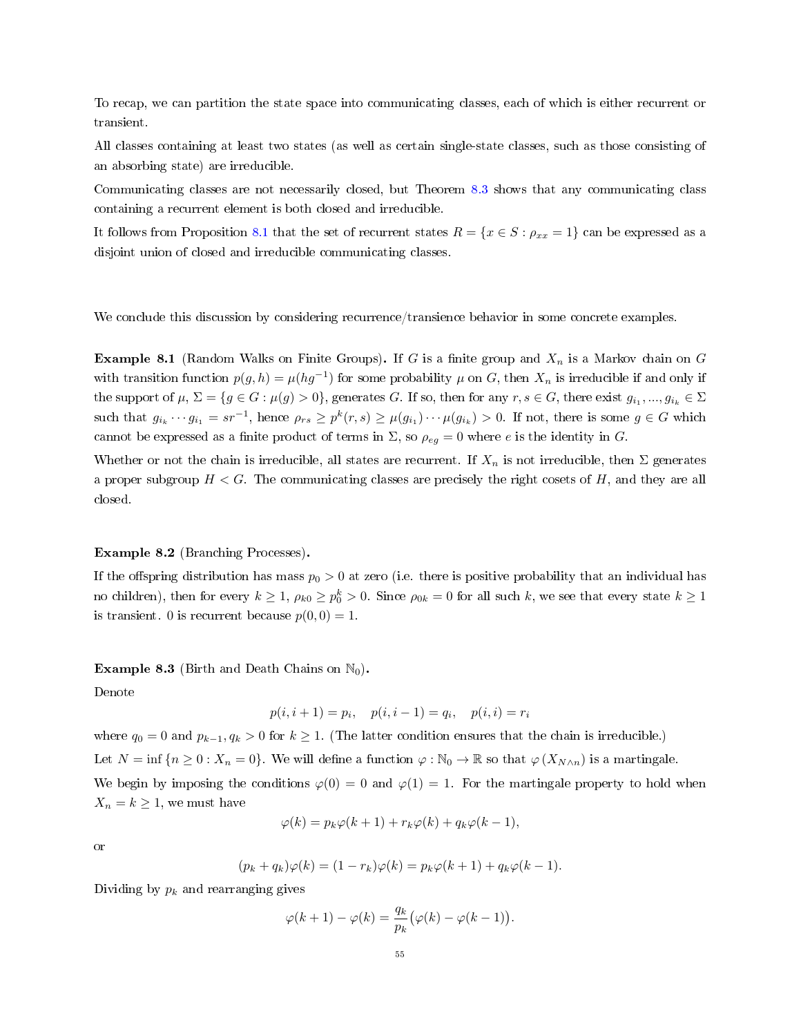To recap, we can partition the state space into communicating classes, each of which is either recurrent or transient.

All classes containing at least two states (as well as certain single-state classes, such as those consisting of an absorbing state) are irreducible.

Communicating classes are not necessarily closed, but Theorem 8.3 shows that any communicating class containing a recurrent element is both closed and irreducible.

It follows from Proposition 8.1 that the set of recurrent states $R = \{x \in S : \rho_{xx} = 1\}$ can be expressed as a disjoint union of closed and irreducible communicating classes.

We conclude this discussion by considering recurrence/transience behavior in some concrete examples.

**Example 8.1** (Random Walks on Finite Groups)**.** If $G$ is a finite group and $X_n$ is a Markov chain on $G$ with transition function $p(g, h) = \mu(hg^{-1})$ for some probability $\mu$ on $G$, then $X_n$ is irreducible if and only if the support of $\mu$, $\Sigma = \{g \in G : \mu(g) > 0\}$, generates $G$. If so, then for any $r, s \in G$, there exist $g_{i_1}, ..., g_{i_k} \in \Sigma$ such that $g_{i_k} \cdots g_{i_1} = sr^{-1}$, hence $\rho_{rs} \geq p^k(r, s) \geq \mu(g_{i_1}) \cdots \mu(g_{i_k}) > 0$. If not, there is some $g \in G$ which cannot be expressed as a finite product of terms in $\Sigma$, so $\rho_{eg} = 0$ where $e$ is the identity in $G$.

Whether or not the chain is irreducible, all states are recurrent. If $X_n$ is not irreducible, then $\Sigma$ generates a proper subgroup $H < G$. The communicating classes are precisely the right cosets of $H$, and they are all closed.

**Example 8.2** (Branching Processes)**.**

If the offspring distribution has mass $p_0 > 0$ at zero (i.e. there is positive probability that an individual has no children), then for every $k \geq 1$, $\rho_{k0} \geq p_0^k > 0$. Since $\rho_{0k} = 0$ for all such $k$, we see that every state $k \geq 1$ is transient. 0 is recurrent because $p(0, 0) = 1$.

**Example 8.3** (Birth and Death Chains on $\mathbb{N}_0$)**.**

Denote

$$p(i, i+1) = p_i, \quad p(i, i-1) = q_i, \quad p(i, i) = r_i$$

where $q_0 = 0$ and $p_{k-1}, q_k > 0$ for $k \geq 1$. (The latter condition ensures that the chain is irreducible.)

Let $N = \inf\{n \geq 0 : X_n = 0\}$. We will define a function $\varphi : \mathbb{N}_0 \to \mathbb{R}$ so that $\varphi(X_{N \wedge n})$ is a martingale.

We begin by imposing the conditions $\varphi(0) = 0$ and $\varphi(1) = 1$. For the martingale property to hold when $X_n = k \geq 1$, we must have

$$\varphi(k) = p_k \varphi(k+1) + r_k \varphi(k) + q_k \varphi(k-1),$$

or

$$(p_k + q_k)\varphi(k) = (1 - r_k)\varphi(k) = p_k \varphi(k+1) + q_k \varphi(k-1).$$

Dividing by $p_k$ and rearranging gives

$$\varphi(k+1) - \varphi(k) = \frac{q_k}{p_k}\big(\varphi(k) - \varphi(k-1)\big).$$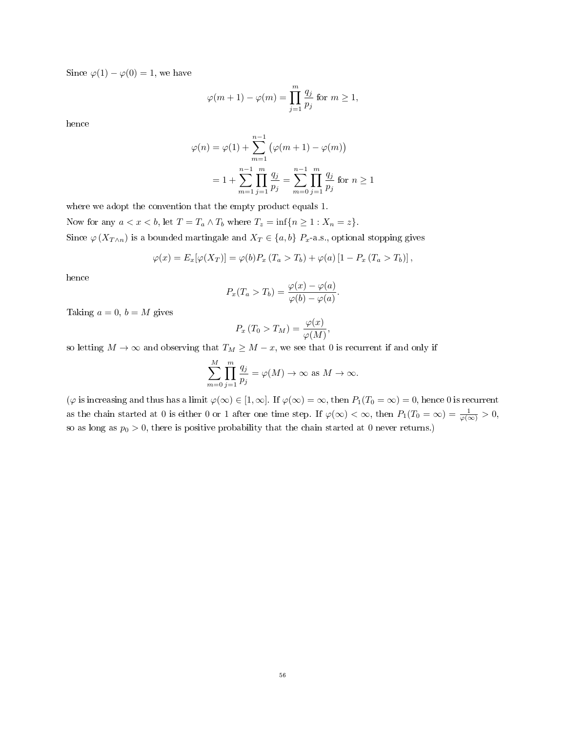Since $\varphi(1) - \varphi(0) = 1$, we have

$$\varphi(m+1) - \varphi(m) = \prod_{j=1}^{m} \frac{q_j}{p_j} \text{ for } m \geq 1,$$

hence

$$\begin{aligned}
\varphi(n) &= \varphi(1) + \sum_{m=1}^{n-1} \big(\varphi(m+1) - \varphi(m)\big) \\
&= 1 + \sum_{m=1}^{n-1} \prod_{j=1}^{m} \frac{q_j}{p_j} = \sum_{m=0}^{n-1} \prod_{j=1}^{m} \frac{q_j}{p_j} \text{ for } n \geq 1
\end{aligned}$$

where we adopt the convention that the empty product equals 1.

Now for any $a < x < b$, let $T = T_a \wedge T_b$ where $T_z = \inf\{n \geq 1 : X_n = z\}$.

Since $\varphi\left(X_{T \wedge n}\right)$ is a bounded martingale and $X_T \in \{a, b\}$ $P_x$-a.s., optional stopping gives

$$\varphi(x) = E_x[\varphi(X_T)] = \varphi(b) P_x\left(T_a > T_b\right) + \varphi(a)\left[1 - P_x\left(T_a > T_b\right)\right],$$

hence

$$P_x(T_a > T_b) = \frac{\varphi(x) - \varphi(a)}{\varphi(b) - \varphi(a)}.$$

Taking $a = 0$, $b = M$ gives

$$P_x\left(T_0 > T_M\right) = \frac{\varphi(x)}{\varphi(M)},$$

so letting $M \to \infty$ and observing that $T_M \geq M - x$, we see that 0 is recurrent if and only if

$$\sum_{m=0}^{M} \prod_{j=1}^{m} \frac{q_j}{p_j} = \varphi(M) \to \infty \text{ as } M \to \infty.$$

($\varphi$ is increasing and thus has a limit $\varphi(\infty) \in [1, \infty]$. If $\varphi(\infty) = \infty$, then $P_1(T_0 = \infty) = 0$, hence 0 is recurrent as the chain started at 0 is either 0 or 1 after one time step. If $\varphi(\infty) < \infty$, then $P_1(T_0 = \infty) = \frac{1}{\varphi(\infty)} > 0$, so as long as $p_0 > 0$, there is positive probability that the chain started at 0 never returns.)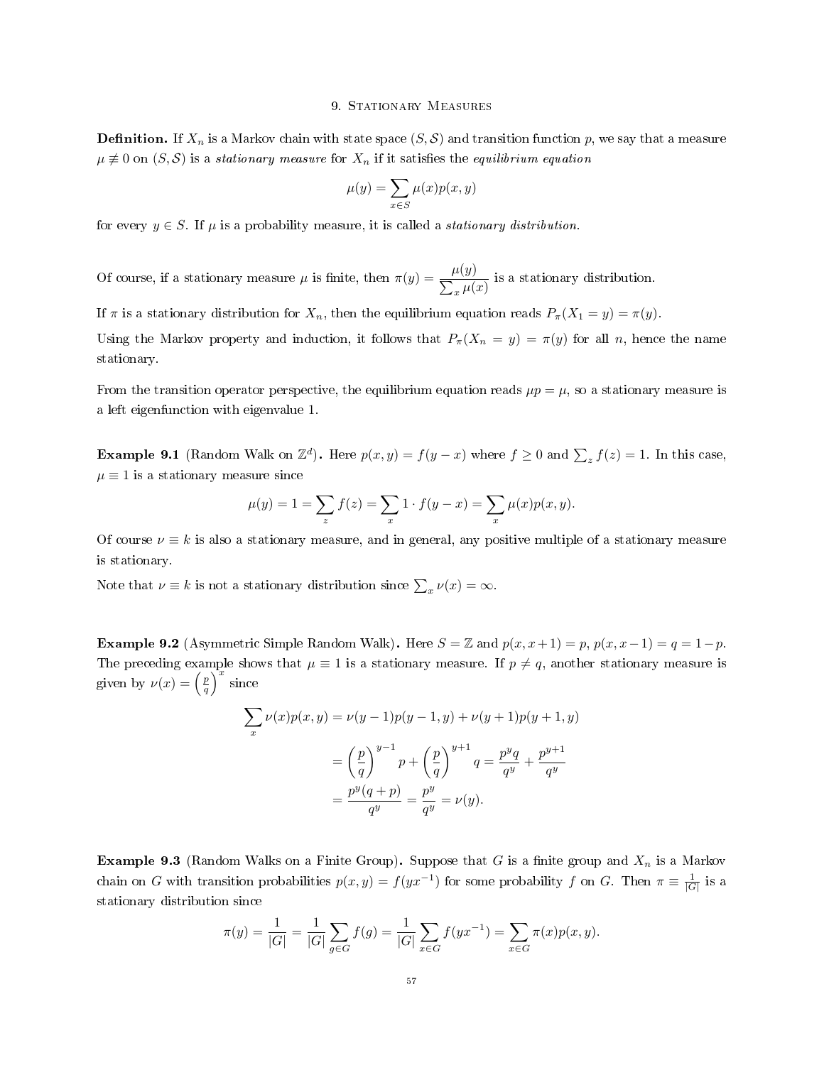# 9. Stationary Measures

**Definition.** If $X_n$ is a Markov chain with state space $(S, \mathcal{S})$ and transition function $p$, we say that a measure $\mu \not\equiv 0$ on $(S, \mathcal{S})$ is a *stationary measure* for $X_n$ if it satisfies the *equilibrium equation*

$$\mu(y) = \sum_{x \in S} \mu(x) p(x, y)$$

for every $y \in S$. If $\mu$ is a probability measure, it is called a *stationary distribution*.

Of course, if a stationary measure $\mu$ is finite, then $\pi(y) = \dfrac{\mu(y)}{\sum_x \mu(x)}$ is a stationary distribution.

If $\pi$ is a stationary distribution for $X_n$, then the equilibrium equation reads $P_\pi(X_1 = y) = \pi(y)$.

Using the Markov property and induction, it follows that $P_\pi(X_n = y) = \pi(y)$ for all $n$, hence the name stationary.

From the transition operator perspective, the equilibrium equation reads $\mu p = \mu$, so a stationary measure is a left eigenfunction with eigenvalue 1.

**Example 9.1** (Random Walk on $\mathbb{Z}^d$)**.** Here $p(x, y) = f(y - x)$ where $f \geq 0$ and $\sum_z f(z) = 1$. In this case, $\mu \equiv 1$ is a stationary measure since

$$\mu(y) = 1 = \sum_z f(z) = \sum_x 1 \cdot f(y - x) = \sum_x \mu(x) p(x, y).$$

Of course $\nu \equiv k$ is also a stationary measure, and in general, any positive multiple of a stationary measure is stationary.

Note that $\nu \equiv k$ is not a stationary distribution since $\sum_x \nu(x) = \infty$.

**Example 9.2** (Asymmetric Simple Random Walk)**.** Here $S = \mathbb{Z}$ and $p(x, x+1) = p$, $p(x, x-1) = q = 1 - p$. The preceding example shows that $\mu \equiv 1$ is a stationary measure. If $p \neq q$, another stationary measure is given by $\nu(x) = \left(\frac{p}{q}\right)^x$ since

$$\begin{aligned}
\sum_x \nu(x) p(x, y) &= \nu(y-1) p(y-1, y) + \nu(y+1) p(y+1, y) \\
&= \left(\frac{p}{q}\right)^{y-1} p + \left(\frac{p}{q}\right)^{y+1} q = \frac{p^y q}{q^y} + \frac{p^{y+1}}{q^y} \\
&= \frac{p^y (q + p)}{q^y} = \frac{p^y}{q^y} = \nu(y).
\end{aligned}$$

**Example 9.3** (Random Walks on a Finite Group)**.** Suppose that $G$ is a finite group and $X_n$ is a Markov chain on $G$ with transition probabilities $p(x, y) = f(yx^{-1})$ for some probability $f$ on $G$. Then $\pi \equiv \frac{1}{|G|}$ is a stationary distribution since

$$\pi(y) = \frac{1}{|G|} = \frac{1}{|G|} \sum_{g \in G} f(g) = \frac{1}{|G|} \sum_{x \in G} f(yx^{-1}) = \sum_{x \in G} \pi(x) p(x, y).$$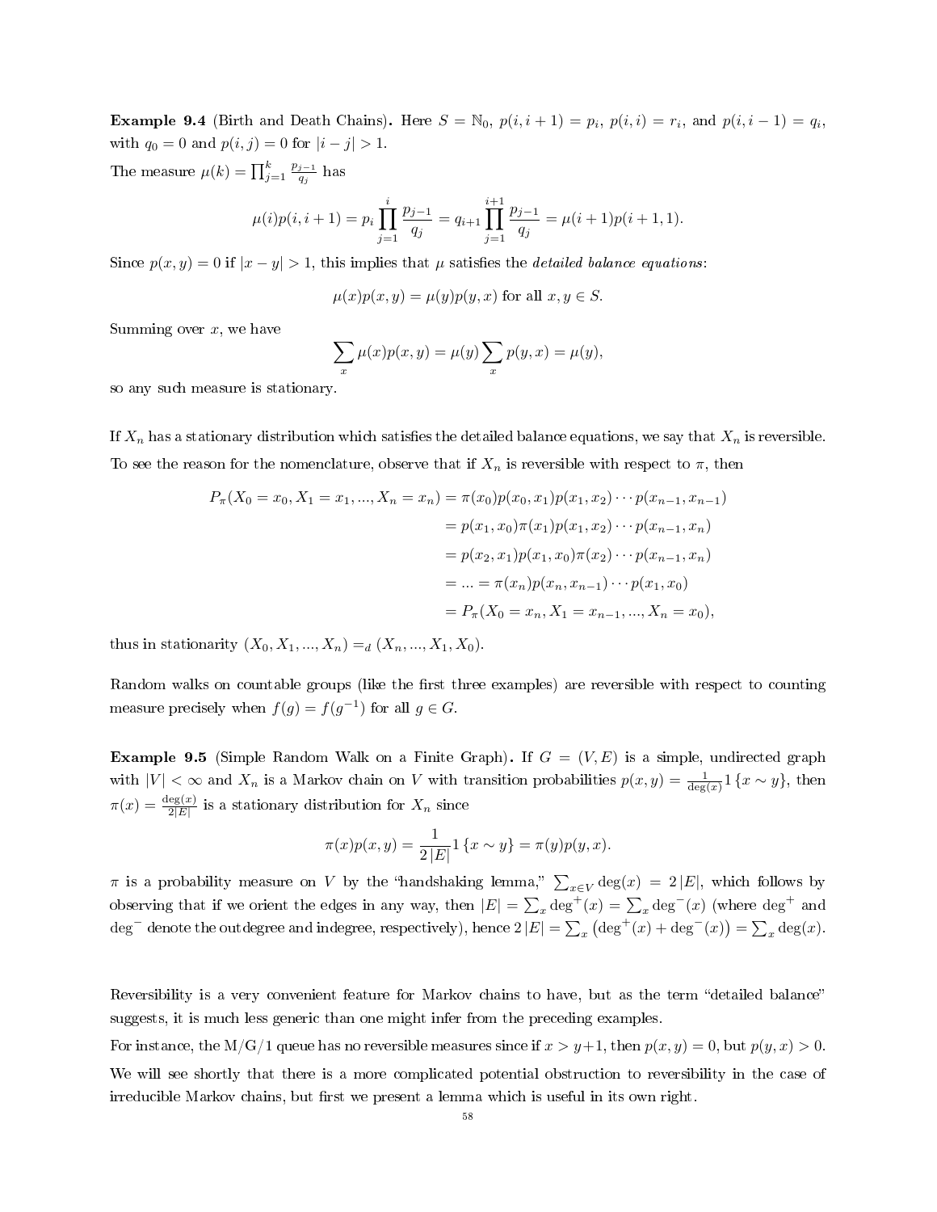**Example 9.4** (Birth and Death Chains)**.** Here $S = \mathbb{N}_0$, $p(i, i+1) = p_i$, $p(i,i) = r_i$, and $p(i, i-1) = q_i$, with $q_0 = 0$ and $p(i,j) = 0$ for $|i-j| > 1$.

The measure $\mu(k) = \prod_{j=1}^{k} \frac{p_{j-1}}{q_j}$ has

$$\mu(i)p(i, i+1) = p_i \prod_{j=1}^{i} \frac{p_{j-1}}{q_j} = q_{i+1} \prod_{j=1}^{i+1} \frac{p_{j-1}}{q_j} = \mu(i+1)p(i+1, 1).$$

Since $p(x,y) = 0$ if $|x-y| > 1$, this implies that $\mu$ satisfies the *detailed balance equations*:

$$\mu(x)p(x,y) = \mu(y)p(y,x) \text{ for all } x, y \in S.$$

Summing over $x$, we have

$$\sum_x \mu(x)p(x,y) = \mu(y) \sum_x p(y,x) = \mu(y),$$

so any such measure is stationary.

If $X_n$ has a stationary distribution which satisfies the detailed balance equations, we say that $X_n$ is reversible.

To see the reason for the nomenclature, observe that if $X_n$ is reversible with respect to $\pi$, then

$$\begin{aligned}
P_\pi(X_0 = x_0, X_1 = x_1, ..., X_n = x_n) &= \pi(x_0)p(x_0,x_1)p(x_1,x_2)\cdots p(x_{n-1},x_{n-1}) \\
&= p(x_1,x_0)\pi(x_1)p(x_1,x_2)\cdots p(x_{n-1},x_n) \\
&= p(x_2,x_1)p(x_1,x_0)\pi(x_2)\cdots p(x_{n-1},x_n) \\
&= ... = \pi(x_n)p(x_n,x_{n-1})\cdots p(x_1,x_0) \\
&= P_\pi(X_0 = x_n, X_1 = x_{n-1}, ..., X_n = x_0),
\end{aligned}$$

thus in stationarity $(X_0, X_1, ..., X_n) =_d (X_n, ..., X_1, X_0)$.

Random walks on countable groups (like the first three examples) are reversible with respect to counting measure precisely when $f(g) = f(g^{-1})$ for all $g \in G$.

**Example 9.5** (Simple Random Walk on a Finite Graph)**.** If $G = (V, E)$ is a simple, undirected graph with $|V| < \infty$ and $X_n$ is a Markov chain on $V$ with transition probabilities $p(x,y) = \frac{1}{\deg(x)} 1\{x \sim y\}$, then $\pi(x) = \frac{\deg(x)}{2|E|}$ is a stationary distribution for $X_n$ since

$$\pi(x)p(x,y) = \frac{1}{2|E|} 1\{x \sim y\} = \pi(y)p(y,x).$$

$\pi$ is a probability measure on $V$ by the "handshaking lemma," $\sum_{x \in V} \deg(x) = 2|E|$, which follows by observing that if we orient the edges in any way, then $|E| = \sum_x \deg^+(x) = \sum_x \deg^-(x)$ (where $\deg^+$ and $\deg^-$ denote the outdegree and indegree, respectively), hence $2|E| = \sum_x \left(\deg^+(x) + \deg^-(x)\right) = \sum_x \deg(x)$.

Reversibility is a very convenient feature for Markov chains to have, but as the term "detailed balance" suggests, it is much less generic than one might infer from the preceding examples.

For instance, the M/G/1 queue has no reversible measures since if $x > y+1$, then $p(x,y) = 0$, but $p(y,x) > 0$.

We will see shortly that there is a more complicated potential obstruction to reversibility in the case of irreducible Markov chains, but first we present a lemma which is useful in its own right.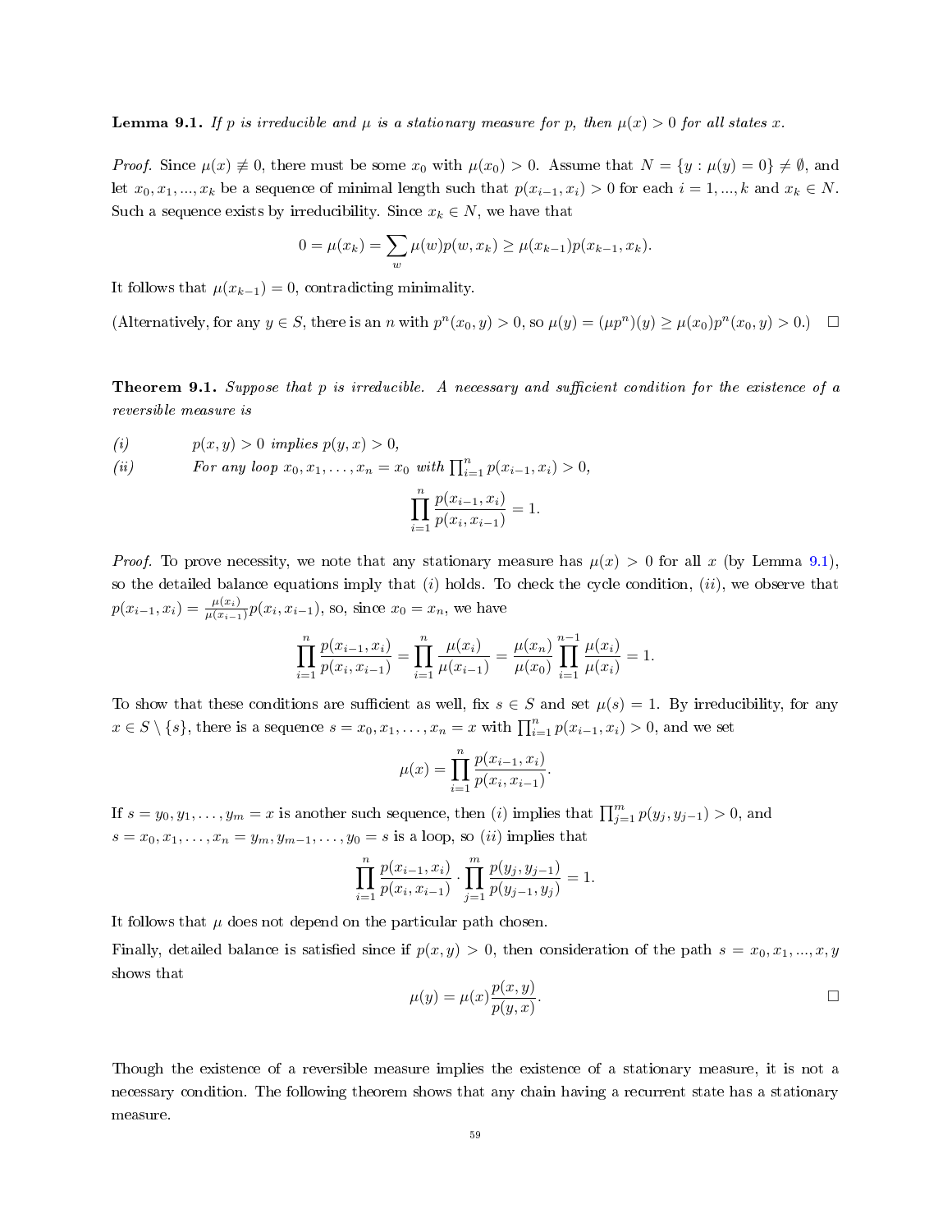**Lemma 9.1.** *If $p$ is irreducible and $\mu$ is a stationary measure for $p$, then $\mu(x) > 0$ for all states $x$.*

*Proof.* Since $\mu(x) \not\equiv 0$, there must be some $x_0$ with $\mu(x_0) > 0$. Assume that $N = \{y : \mu(y) = 0\} \neq \emptyset$, and let $x_0, x_1, ..., x_k$ be a sequence of minimal length such that $p(x_{i-1}, x_i) > 0$ for each $i = 1, ..., k$ and $x_k \in N$. Such a sequence exists by irreducibility. Since $x_k \in N$, we have that

$$0 = \mu(x_k) = \sum_w \mu(w)p(w, x_k) \geq \mu(x_{k-1})p(x_{k-1}, x_k).$$

It follows that $\mu(x_{k-1}) = 0$, contradicting minimality.

(Alternatively, for any $y \in S$, there is an $n$ with $p^n(x_0, y) > 0$, so $\mu(y) = (\mu p^n)(y) \geq \mu(x_0)p^n(x_0, y) > 0$.) $\square$

**Theorem 9.1.** *Suppose that $p$ is irreducible. A necessary and sufficient condition for the existence of a reversible measure is*

*(i)* $\quad p(x, y) > 0$ *implies* $p(y, x) > 0$,

*(ii)* $\quad$ *For any loop* $x_0, x_1, \ldots, x_n = x_0$ *with* $\prod_{i=1}^{n} p(x_{i-1}, x_i) > 0$,

$$\prod_{i=1}^{n} \frac{p(x_{i-1}, x_i)}{p(x_i, x_{i-1})} = 1.$$

*Proof.* To prove necessity, we note that any stationary measure has $\mu(x) > 0$ for all $x$ (by Lemma 9.1), so the detailed balance equations imply that $(i)$ holds. To check the cycle condition, $(ii)$, we observe that $p(x_{i-1}, x_i) = \frac{\mu(x_i)}{\mu(x_{i-1})}p(x_i, x_{i-1})$, so, since $x_0 = x_n$, we have

$$\prod_{i=1}^{n} \frac{p(x_{i-1}, x_i)}{p(x_i, x_{i-1})} = \prod_{i=1}^{n} \frac{\mu(x_i)}{\mu(x_{i-1})} = \frac{\mu(x_n)}{\mu(x_0)} \prod_{i=1}^{n-1} \frac{\mu(x_i)}{\mu(x_i)} = 1.$$

To show that these conditions are sufficient as well, fix $s \in S$ and set $\mu(s) = 1$. By irreducibility, for any $x \in S \setminus \{s\}$, there is a sequence $s = x_0, x_1, \ldots, x_n = x$ with $\prod_{i=1}^{n} p(x_{i-1}, x_i) > 0$, and we set

$$\mu(x) = \prod_{i=1}^{n} \frac{p(x_{i-1}, x_i)}{p(x_i, x_{i-1})}.$$

If $s = y_0, y_1, \ldots, y_m = x$ is another such sequence, then $(i)$ implies that $\prod_{j=1}^{m} p(y_j, y_{j-1}) > 0$, and $s = x_0, x_1, \ldots, x_n = y_m, y_{m-1}, \ldots, y_0 = s$ is a loop, so $(ii)$ implies that

$$\prod_{i=1}^{n} \frac{p(x_{i-1}, x_i)}{p(x_i, x_{i-1})} \cdot \prod_{j=1}^{m} \frac{p(y_j, y_{j-1})}{p(y_{j-1}, y_j)} = 1.$$

It follows that $\mu$ does not depend on the particular path chosen.

Finally, detailed balance is satisfied since if $p(x, y) > 0$, then consideration of the path $s = x_0, x_1, ..., x, y$ shows that

$$\mu(y) = \mu(x)\frac{p(x, y)}{p(y, x)}.$$

$\square$

Though the existence of a reversible measure implies the existence of a stationary measure, it is not a necessary condition. The following theorem shows that any chain having a recurrent state has a stationary measure.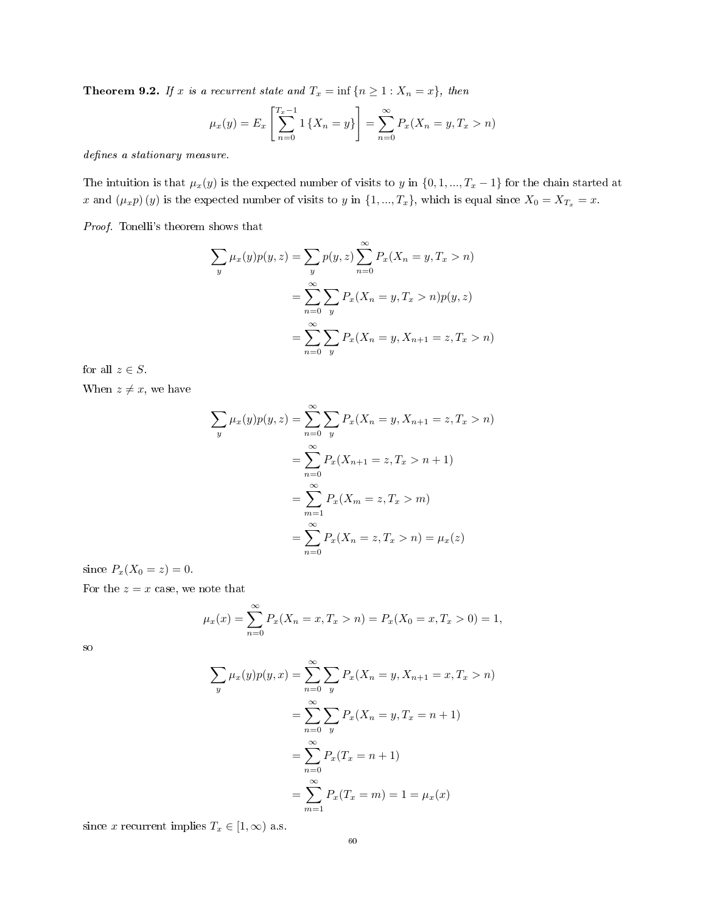**Theorem 9.2.** *If $x$ is a recurrent state and $T_x = \inf\{n \geq 1 : X_n = x\}$, then*

$$\mu_x(y) = E_x\left[\sum_{n=0}^{T_x-1} 1\{X_n = y\}\right] = \sum_{n=0}^{\infty} P_x(X_n = y, T_x > n)$$

*defines a stationary measure.*

The intuition is that $\mu_x(y)$ is the expected number of visits to $y$ in $\{0, 1, ..., T_x - 1\}$ for the chain started at $x$ and $(\mu_x p)(y)$ is the expected number of visits to $y$ in $\{1, ..., T_x\}$, which is equal since $X_0 = X_{T_x} = x$.

*Proof.* Tonelli's theorem shows that

$$\begin{aligned}
\sum_y \mu_x(y)p(y,z) &= \sum_y p(y,z)\sum_{n=0}^{\infty} P_x(X_n = y, T_x > n) \\
&= \sum_{n=0}^{\infty}\sum_y P_x(X_n = y, T_x > n)p(y,z) \\
&= \sum_{n=0}^{\infty}\sum_y P_x(X_n = y, X_{n+1} = z, T_x > n)
\end{aligned}$$

for all $z \in S$.

When $z \neq x$, we have

$$\begin{aligned}
\sum_y \mu_x(y)p(y,z) &= \sum_{n=0}^{\infty}\sum_y P_x(X_n = y, X_{n+1} = z, T_x > n) \\
&= \sum_{n=0}^{\infty} P_x(X_{n+1} = z, T_x > n+1) \\
&= \sum_{m=1}^{\infty} P_x(X_m = z, T_x > m) \\
&= \sum_{n=0}^{\infty} P_x(X_n = z, T_x > n) = \mu_x(z)
\end{aligned}$$

since $P_x(X_0 = z) = 0$.

For the $z = x$ case, we note that

$$\mu_x(x) = \sum_{n=0}^{\infty} P_x(X_n = x, T_x > n) = P_x(X_0 = x, T_x > 0) = 1,$$

so

$$\begin{aligned}
\sum_y \mu_x(y)p(y,x) &= \sum_{n=0}^{\infty}\sum_y P_x(X_n = y, X_{n+1} = x, T_x > n) \\
&= \sum_{n=0}^{\infty}\sum_y P_x(X_n = y, T_x = n+1) \\
&= \sum_{n=0}^{\infty} P_x(T_x = n+1) \\
&= \sum_{m=1}^{\infty} P_x(T_x = m) = 1 = \mu_x(x)
\end{aligned}$$

since $x$ recurrent implies $T_x \in [1, \infty)$ a.s.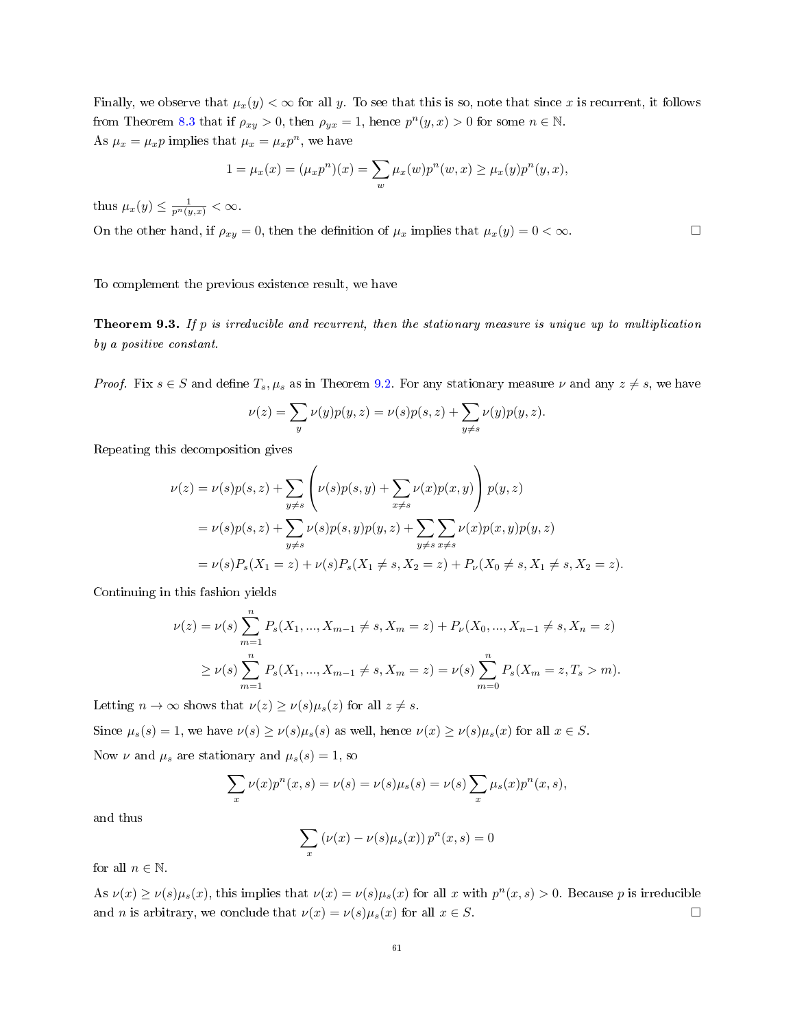Finally, we observe that $\mu_x(y) < \infty$ for all $y$. To see that this is so, note that since $x$ is recurrent, it follows from Theorem 8.3 that if $\rho_{xy} > 0$, then $\rho_{yx} = 1$, hence $p^n(y,x) > 0$ for some $n \in \mathbb{N}$.

As $\mu_x = \mu_x p$ implies that $\mu_x = \mu_x p^n$, we have

$$1 = \mu_x(x) = (\mu_x p^n)(x) = \sum_w \mu_x(w) p^n(w,x) \geq \mu_x(y) p^n(y,x),$$

thus $\mu_x(y) \leq \frac{1}{p^n(y,x)} < \infty$.

On the other hand, if $\rho_{xy} = 0$, then the definition of $\mu_x$ implies that $\mu_x(y) = 0 < \infty$. $\square$

To complement the previous existence result, we have

**Theorem 9.3.** *If $p$ is irreducible and recurrent, then the stationary measure is unique up to multiplication by a positive constant.*

*Proof.* Fix $s \in S$ and define $T_s, \mu_s$ as in Theorem 9.2. For any stationary measure $\nu$ and any $z \neq s$, we have

$$\nu(z) = \sum_y \nu(y) p(y,z) = \nu(s) p(s,z) + \sum_{y \neq s} \nu(y) p(y,z).$$

Repeating this decomposition gives

$$\begin{aligned}
\nu(z) &= \nu(s)p(s,z) + \sum_{y \neq s} \left( \nu(s)p(s,y) + \sum_{x \neq s} \nu(x)p(x,y) \right) p(y,z) \\
&= \nu(s)p(s,z) + \sum_{y \neq s} \nu(s)p(s,y)p(y,z) + \sum_{y \neq s} \sum_{x \neq s} \nu(x)p(x,y)p(y,z) \\
&= \nu(s)P_s(X_1 = z) + \nu(s)P_s(X_1 \neq s, X_2 = z) + P_\nu(X_0 \neq s, X_1 \neq s, X_2 = z).
\end{aligned}$$

Continuing in this fashion yields

$$\begin{aligned}
\nu(z) &= \nu(s) \sum_{m=1}^{n} P_s(X_1, ..., X_{m-1} \neq s, X_m = z) + P_\nu(X_0, ..., X_{n-1} \neq s, X_n = z) \\
&\geq \nu(s) \sum_{m=1}^{n} P_s(X_1, ..., X_{m-1} \neq s, X_m = z) = \nu(s) \sum_{m=0}^{n} P_s(X_m = z, T_s > m).
\end{aligned}$$

Letting $n \to \infty$ shows that $\nu(z) \geq \nu(s)\mu_s(z)$ for all $z \neq s$.

Since $\mu_s(s) = 1$, we have $\nu(s) \geq \nu(s)\mu_s(s)$ as well, hence $\nu(x) \geq \nu(s)\mu_s(x)$ for all $x \in S$.

Now $\nu$ and $\mu_s$ are stationary and $\mu_s(s) = 1$, so

$$\sum_x \nu(x)p^n(x,s) = \nu(s) = \nu(s)\mu_s(s) = \nu(s) \sum_x \mu_s(x)p^n(x,s),$$

and thus

$$\sum_x \left(\nu(x) - \nu(s)\mu_s(x)\right) p^n(x,s) = 0$$

for all $n \in \mathbb{N}$.

As $\nu(x) \geq \nu(s)\mu_s(x)$, this implies that $\nu(x) = \nu(s)\mu_s(x)$ for all $x$ with $p^n(x,s) > 0$. Because $p$ is irreducible and $n$ is arbitrary, we conclude that $\nu(x) = \nu(s)\mu_s(x)$ for all $x \in S$. $\square$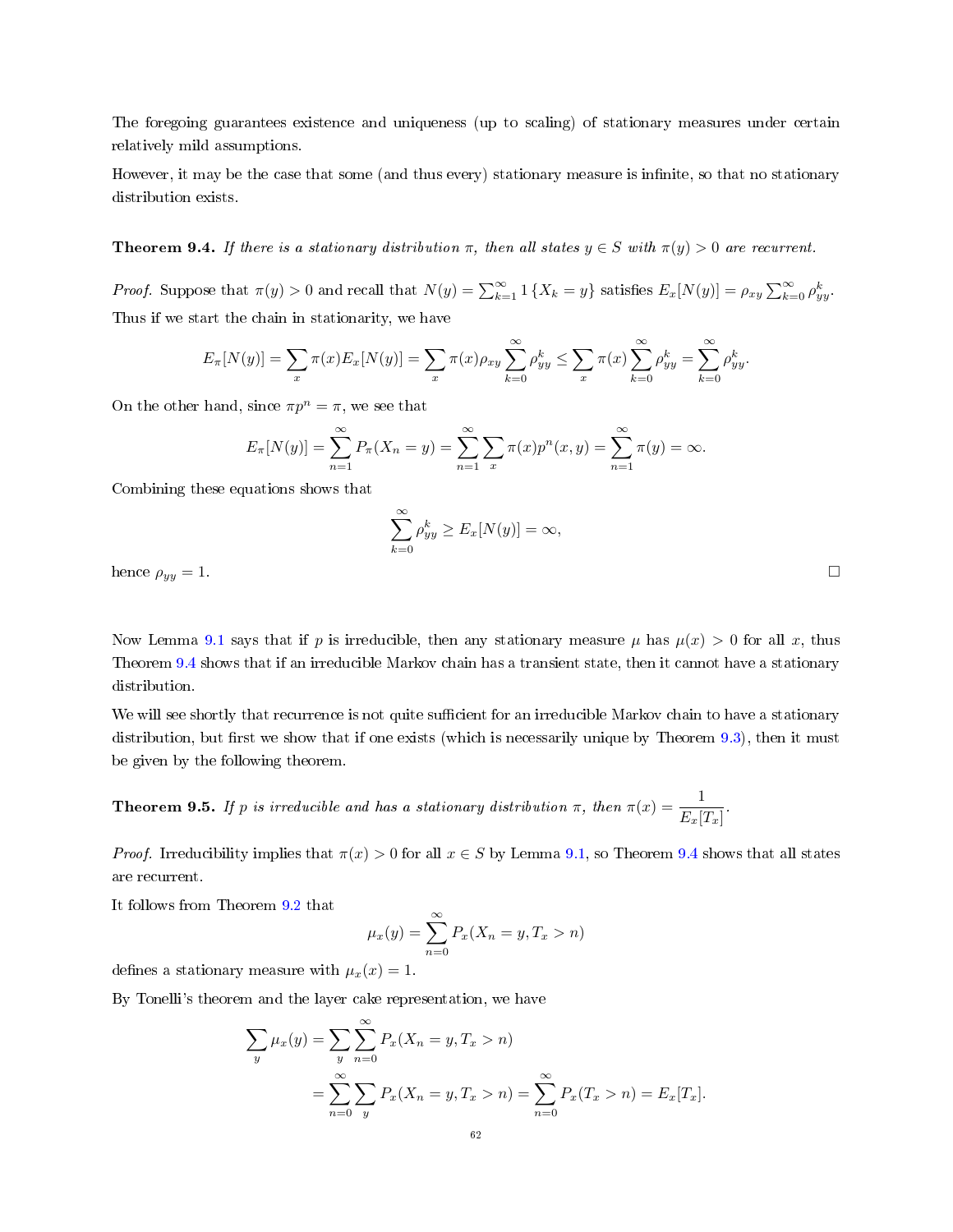The foregoing guarantees existence and uniqueness (up to scaling) of stationary measures under certain relatively mild assumptions.

However, it may be the case that some (and thus every) stationary measure is infinite, so that no stationary distribution exists.

**Theorem 9.4.** *If there is a stationary distribution $\pi$, then all states $y \in S$ with $\pi(y) > 0$ are recurrent.*

*Proof.* Suppose that $\pi(y) > 0$ and recall that $N(y) = \sum_{k=1}^{\infty} 1\{X_k = y\}$ satisfies $E_x[N(y)] = \rho_{xy} \sum_{k=0}^{\infty} \rho_{yy}^k$. Thus if we start the chain in stationarity, we have

$$E_\pi[N(y)] = \sum_x \pi(x) E_x[N(y)] = \sum_x \pi(x) \rho_{xy} \sum_{k=0}^{\infty} \rho_{yy}^k \leq \sum_x \pi(x) \sum_{k=0}^{\infty} \rho_{yy}^k = \sum_{k=0}^{\infty} \rho_{yy}^k.$$

On the other hand, since $\pi p^n = \pi$, we see that

$$E_\pi[N(y)] = \sum_{n=1}^{\infty} P_\pi(X_n = y) = \sum_{n=1}^{\infty} \sum_x \pi(x) p^n(x, y) = \sum_{n=1}^{\infty} \pi(y) = \infty.$$

Combining these equations shows that

$$\sum_{k=0}^{\infty} \rho_{yy}^k \geq E_x[N(y)] = \infty,$$

hence $\rho_{yy} = 1$. $\square$

Now Lemma 9.1 says that if $p$ is irreducible, then any stationary measure $\mu$ has $\mu(x) > 0$ for all $x$, thus Theorem 9.4 shows that if an irreducible Markov chain has a transient state, then it cannot have a stationary distribution.

We will see shortly that recurrence is not quite sufficient for an irreducible Markov chain to have a stationary distribution, but first we show that if one exists (which is necessarily unique by Theorem 9.3), then it must be given by the following theorem.

**Theorem 9.5.** *If $p$ is irreducible and has a stationary distribution $\pi$, then $\pi(x) = \dfrac{1}{E_x[T_x]}$.*

*Proof.* Irreducibility implies that $\pi(x) > 0$ for all $x \in S$ by Lemma 9.1, so Theorem 9.4 shows that all states are recurrent.

It follows from Theorem 9.2 that

$$\mu_x(y) = \sum_{n=0}^{\infty} P_x(X_n = y, T_x > n)$$

defines a stationary measure with $\mu_x(x) = 1$.

By Tonelli's theorem and the layer cake representation, we have

$$\begin{aligned}
\sum_y \mu_x(y) &= \sum_y \sum_{n=0}^{\infty} P_x(X_n = y, T_x > n) \\
&= \sum_{n=0}^{\infty} \sum_y P_x(X_n = y, T_x > n) = \sum_{n=0}^{\infty} P_x(T_x > n) = E_x[T_x].
\end{aligned}$$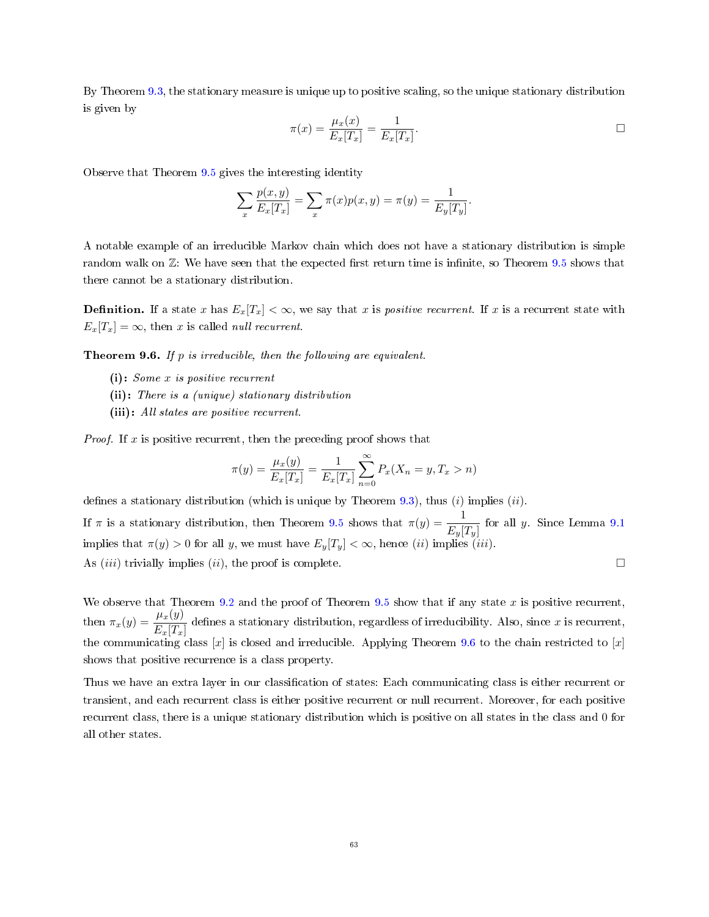By Theorem 9.3, the stationary measure is unique up to positive scaling, so the unique stationary distribution is given by

$$\pi(x) = \frac{\mu_x(x)}{E_x[T_x]} = \frac{1}{E_x[T_x]}. \qquad \square$$

Observe that Theorem 9.5 gives the interesting identity

$$\sum_x \frac{p(x,y)}{E_x[T_x]} = \sum_x \pi(x)p(x,y) = \pi(y) = \frac{1}{E_y[T_y]}.$$

A notable example of an irreducible Markov chain which does not have a stationary distribution is simple random walk on $\mathbb{Z}$: We have seen that the expected first return time is infinite, so Theorem 9.5 shows that there cannot be a stationary distribution.

**Definition.** If a state $x$ has $E_x[T_x] < \infty$, we say that $x$ is *positive recurrent*. If $x$ is a recurrent state with $E_x[T_x] = \infty$, then $x$ is called *null recurrent*.

**Theorem 9.6.** *If $p$ is irreducible, then the following are equivalent.*

- **(i):** *Some $x$ is positive recurrent*
- **(ii):** *There is a (unique) stationary distribution*
- **(iii):** *All states are positive recurrent.*

*Proof.* If $x$ is positive recurrent, then the preceding proof shows that

$$\pi(y) = \frac{\mu_x(y)}{E_x[T_x]} = \frac{1}{E_x[T_x]} \sum_{n=0}^{\infty} P_x(X_n = y, T_x > n)$$

defines a stationary distribution (which is unique by Theorem 9.3), thus $(i)$ implies $(ii)$.

If $\pi$ is a stationary distribution, then Theorem 9.5 shows that $\pi(y) = \dfrac{1}{E_y[T_y]}$ for all $y$. Since Lemma 9.1 implies that $\pi(y) > 0$ for all $y$, we must have $E_y[T_y] < \infty$, hence $(ii)$ implies $(iii)$.

As $(iii)$ trivially implies $(ii)$, the proof is complete. $\square$

We observe that Theorem 9.2 and the proof of Theorem 9.5 show that if any state $x$ is positive recurrent, then $\pi_x(y) = \dfrac{\mu_x(y)}{E_x[T_x]}$ defines a stationary distribution, regardless of irreducibility. Also, since $x$ is recurrent, the communicating class $[x]$ is closed and irreducible. Applying Theorem 9.6 to the chain restricted to $[x]$ shows that positive recurrence is a class property.

Thus we have an extra layer in our classification of states: Each communicating class is either recurrent or transient, and each recurrent class is either positive recurrent or null recurrent. Moreover, for each positive recurrent class, there is a unique stationary distribution which is positive on all states in the class and 0 for all other states.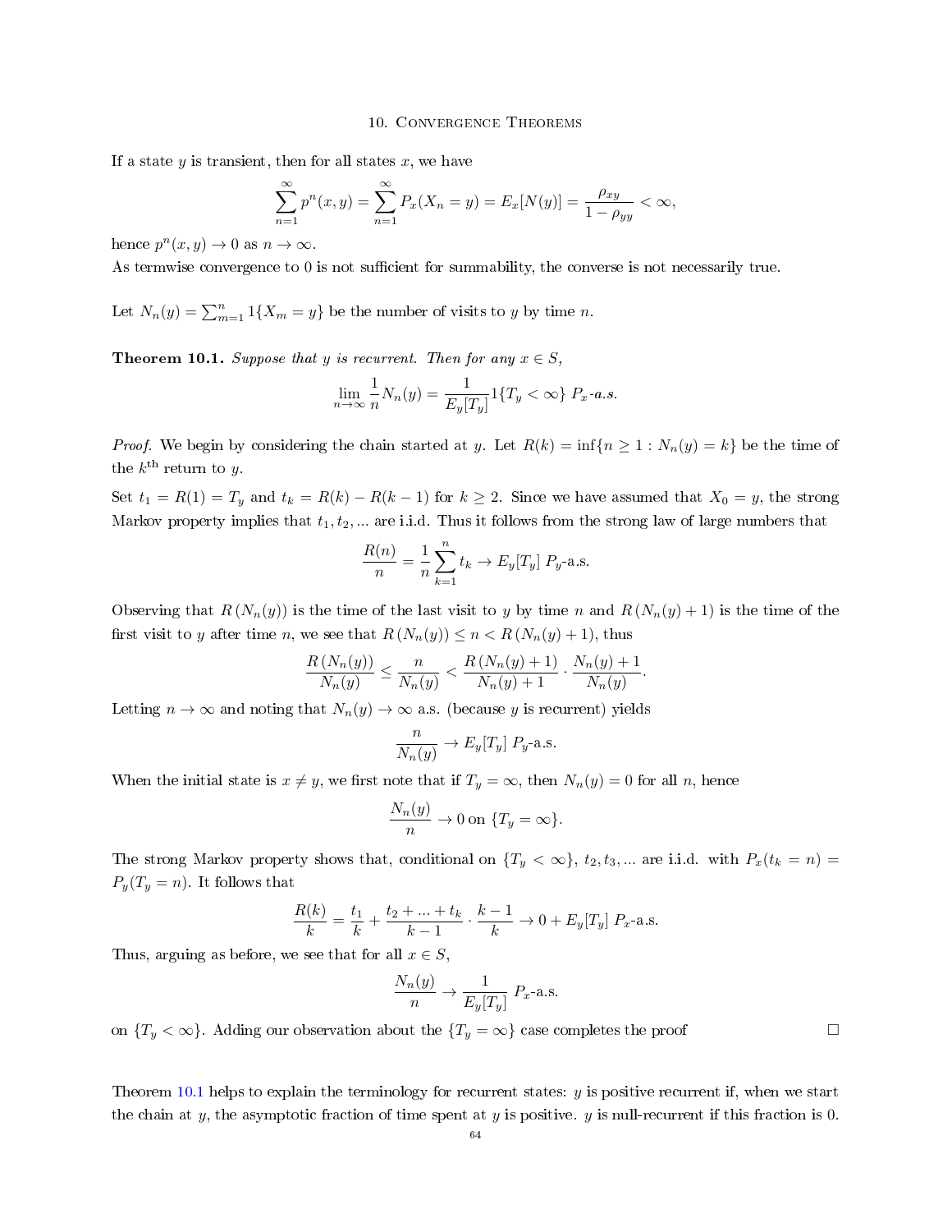If a state $y$ is transient, then for all states $x$, we have

$$\sum_{n=1}^{\infty} p^n(x,y) = \sum_{n=1}^{\infty} P_x(X_n = y) = E_x[N(y)] = \frac{\rho_{xy}}{1-\rho_{yy}} < \infty,$$

hence $p^n(x,y) \to 0$ as $n \to \infty$.
As termwise convergence to 0 is not sufficient for summability, the converse is not necessarily true.

Let $N_n(y) = \sum_{m=1}^{n} 1\{X_m = y\}$ be the number of visits to $y$ by time $n$.

**Theorem 10.1.** *Suppose that $y$ is recurrent. Then for any $x \in S$,*

$$\lim_{n\to\infty} \frac{1}{n} N_n(y) = \frac{1}{E_y[T_y]} 1\{T_y < \infty\} \; P_x\text{-a.s.}$$

*Proof.* We begin by considering the chain started at $y$. Let $R(k) = \inf\{n \geq 1 : N_n(y) = k\}$ be the time of the $k^{\text{th}}$ return to $y$.

Set $t_1 = R(1) = T_y$ and $t_k = R(k) - R(k-1)$ for $k \geq 2$. Since we have assumed that $X_0 = y$, the strong Markov property implies that $t_1, t_2, \ldots$ are i.i.d. Thus it follows from the strong law of large numbers that

$$\frac{R(n)}{n} = \frac{1}{n}\sum_{k=1}^{n} t_k \to E_y[T_y] \; P_y\text{-a.s.}$$

Observing that $R(N_n(y))$ is the time of the last visit to $y$ by time $n$ and $R(N_n(y)+1)$ is the time of the first visit to $y$ after time $n$, we see that $R(N_n(y)) \leq n < R(N_n(y)+1)$, thus

$$\frac{R(N_n(y))}{N_n(y)} \leq \frac{n}{N_n(y)} < \frac{R(N_n(y)+1)}{N_n(y)+1} \cdot \frac{N_n(y)+1}{N_n(y)}.$$

Letting $n \to \infty$ and noting that $N_n(y) \to \infty$ a.s. (because $y$ is recurrent) yields

$$\frac{n}{N_n(y)} \to E_y[T_y] \; P_y\text{-a.s.}$$

When the initial state is $x \neq y$, we first note that if $T_y = \infty$, then $N_n(y) = 0$ for all $n$, hence

$$\frac{N_n(y)}{n} \to 0 \text{ on } \{T_y = \infty\}.$$

The strong Markov property shows that, conditional on $\{T_y < \infty\}$, $t_2, t_3, \ldots$ are i.i.d. with $P_x(t_k = n) = P_y(T_y = n)$. It follows that

$$\frac{R(k)}{k} = \frac{t_1}{k} + \frac{t_2 + \ldots + t_k}{k-1} \cdot \frac{k-1}{k} \to 0 + E_y[T_y] \; P_x\text{-a.s.}$$

Thus, arguing as before, we see that for all $x \in S$,

$$\frac{N_n(y)}{n} \to \frac{1}{E_y[T_y]} \; P_x\text{-a.s.}$$

on $\{T_y < \infty\}$. Adding our observation about the $\{T_y = \infty\}$ case completes the proof $\square$

Theorem 10.1 helps to explain the terminology for recurrent states: $y$ is positive recurrent if, when we start the chain at $y$, the asymptotic fraction of time spent at $y$ is positive. $y$ is null-recurrent if this fraction is 0.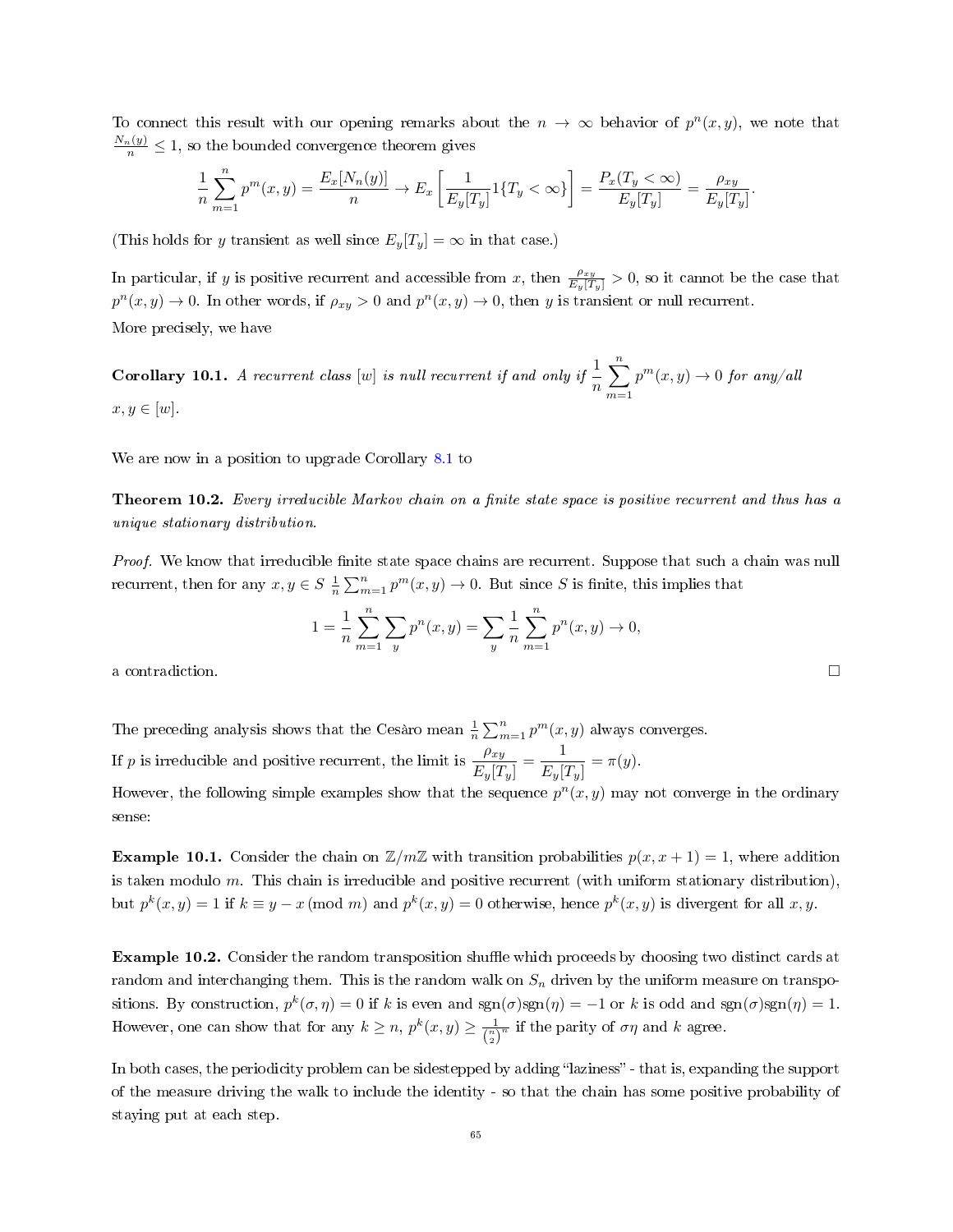To connect this result with our opening remarks about the $n \to \infty$ behavior of $p^n(x, y)$, we note that $\frac{N_n(y)}{n} \leq 1$, so the bounded convergence theorem gives

$$\frac{1}{n}\sum_{m=1}^{n} p^m(x, y) = \frac{E_x[N_n(y)]}{n} \to E_x\left[\frac{1}{E_y[T_y]} 1\{T_y < \infty\}\right] = \frac{P_x(T_y < \infty)}{E_y[T_y]} = \frac{\rho_{xy}}{E_y[T_y]}.$$

(This holds for $y$ transient as well since $E_y[T_y] = \infty$ in that case.)

In particular, if $y$ is positive recurrent and accessible from $x$, then $\frac{\rho_{xy}}{E_y[T_y]} > 0$, so it cannot be the case that $p^n(x, y) \to 0$. In other words, if $\rho_{xy} > 0$ and $p^n(x, y) \to 0$, then $y$ is transient or null recurrent.

More precisely, we have

**Corollary 10.1.** *A recurrent class $[w]$ is null recurrent if and only if $\dfrac{1}{n}\displaystyle\sum_{m=1}^{n} p^m(x, y) \to 0$ for any/all $x, y \in [w]$.*

We are now in a position to upgrade Corollary 8.1 to

**Theorem 10.2.** *Every irreducible Markov chain on a finite state space is positive recurrent and thus has a unique stationary distribution.*

*Proof.* We know that irreducible finite state space chains are recurrent. Suppose that such a chain was null recurrent, then for any $x, y \in S$ $\frac{1}{n}\sum_{m=1}^{n} p^m(x, y) \to 0$. But since $S$ is finite, this implies that

$$1 = \frac{1}{n}\sum_{m=1}^{n}\sum_{y} p^n(x, y) = \sum_{y}\frac{1}{n}\sum_{m=1}^{n} p^n(x, y) \to 0,$$

a contradiction. □

The preceding analysis shows that the Cesàro mean $\frac{1}{n}\sum_{m=1}^{n} p^m(x, y)$ always converges.

If $p$ is irreducible and positive recurrent, the limit is $\dfrac{\rho_{xy}}{E_y[T_y]} = \dfrac{1}{E_y[T_y]} = \pi(y)$.

However, the following simple examples show that the sequence $p^n(x, y)$ may not converge in the ordinary sense:

**Example 10.1.** Consider the chain on $\mathbb{Z}/m\mathbb{Z}$ with transition probabilities $p(x, x+1) = 1$, where addition is taken modulo $m$. This chain is irreducible and positive recurrent (with uniform stationary distribution), but $p^k(x, y) = 1$ if $k \equiv y - x \pmod{m}$ and $p^k(x, y) = 0$ otherwise, hence $p^k(x, y)$ is divergent for all $x, y$.

**Example 10.2.** Consider the random transposition shuffle which proceeds by choosing two distinct cards at random and interchanging them. This is the random walk on $S_n$ driven by the uniform measure on transpositions. By construction, $p^k(\sigma, \eta) = 0$ if $k$ is even and $\text{sgn}(\sigma)\text{sgn}(\eta) = -1$ or $k$ is odd and $\text{sgn}(\sigma)\text{sgn}(\eta) = 1$. However, one can show that for any $k \geq n$, $p^k(x, y) \geq \frac{1}{\binom{n}{2}^n}$ if the parity of $\sigma\eta$ and $k$ agree.

In both cases, the periodicity problem can be sidestepped by adding "laziness" - that is, expanding the support of the measure driving the walk to include the identity - so that the chain has some positive probability of staying put at each step.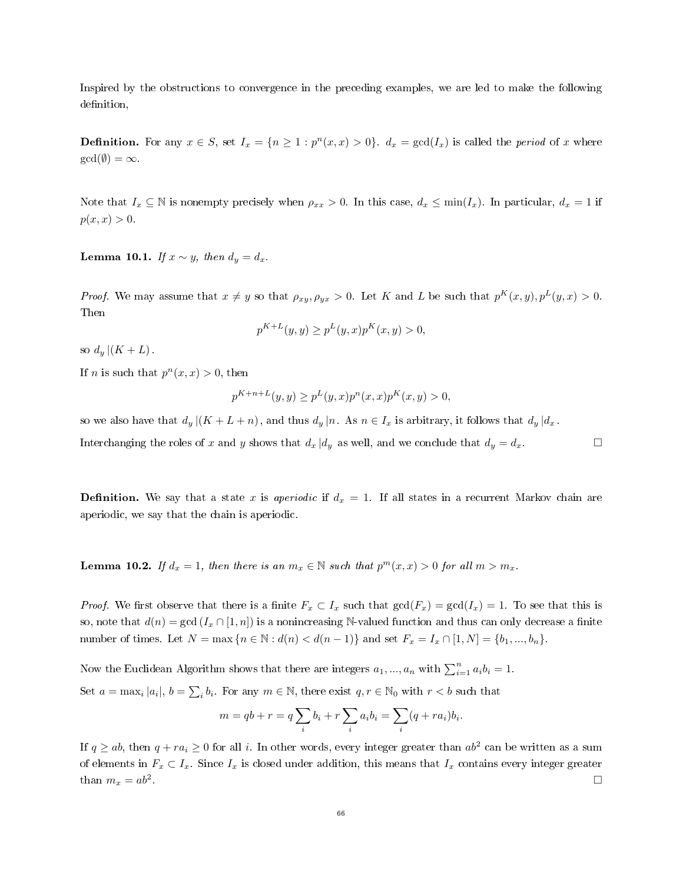Inspired by the obstructions to convergence in the preceding examples, we are led to make the following definition,

**Definition.** For any $x \in S$, set $I_x = \{n \geq 1 : p^n(x,x) > 0\}$. $d_x = \gcd(I_x)$ is called the *period* of $x$ where $\gcd(\emptyset) = \infty$.

Note that $I_x \subseteq \mathbb{N}$ is nonempty precisely when $\rho_{xx} > 0$. In this case, $d_x \leq \min(I_x)$. In particular, $d_x = 1$ if $p(x,x) > 0$.

**Lemma 10.1.** *If $x \sim y$, then $d_y = d_x$.*

*Proof.* We may assume that $x \neq y$ so that $\rho_{xy}, \rho_{yx} > 0$. Let $K$ and $L$ be such that $p^K(x,y), p^L(y,x) > 0$. Then

$$p^{K+L}(y,y) \geq p^L(y,x)p^K(x,y) > 0,$$

so $d_y \,|(K+L)$.

If $n$ is such that $p^n(x,x) > 0$, then

$$p^{K+n+L}(y,y) \geq p^L(y,x)p^n(x,x)p^K(x,y) > 0,$$

so we also have that $d_y \,|(K+L+n)$, and thus $d_y \,|n$. As $n \in I_x$ is arbitrary, it follows that $d_y \,|d_x$.

Interchanging the roles of $x$ and $y$ shows that $d_x \,|d_y$ as well, and we conclude that $d_y = d_x$. $\square$

**Definition.** We say that a state $x$ is *aperiodic* if $d_x = 1$. If all states in a recurrent Markov chain are aperiodic, we say that the chain is aperiodic.

**Lemma 10.2.** *If $d_x = 1$, then there is an $m_x \in \mathbb{N}$ such that $p^m(x,x) > 0$ for all $m > m_x$.*

*Proof.* We first observe that there is a finite $F_x \subset I_x$ such that $\gcd(F_x) = \gcd(I_x) = 1$. To see that this is so, note that $d(n) = \gcd(I_x \cap [1,n])$ is a nonincreasing $\mathbb{N}$-valued function and thus can only decrease a finite number of times. Let $N = \max\{n \in \mathbb{N} : d(n) < d(n-1)\}$ and set $F_x = I_x \cap [1,N] = \{b_1, ..., b_n\}$.

Now the Euclidean Algorithm shows that there are integers $a_1, ..., a_n$ with $\sum_{i=1}^n a_i b_i = 1$.

Set $a = \max_i |a_i|$, $b = \sum_i b_i$. For any $m \in \mathbb{N}$, there exist $q, r \in \mathbb{N}_0$ with $r < b$ such that

$$m = qb + r = q\sum_i b_i + r\sum_i a_i b_i = \sum_i (q + ra_i)b_i.$$

If $q \geq ab$, then $q + ra_i \geq 0$ for all $i$. In other words, every integer greater than $ab^2$ can be written as a sum of elements in $F_x \subset I_x$. Since $I_x$ is closed under addition, this means that $I_x$ contains every integer greater than $m_x = ab^2$. $\square$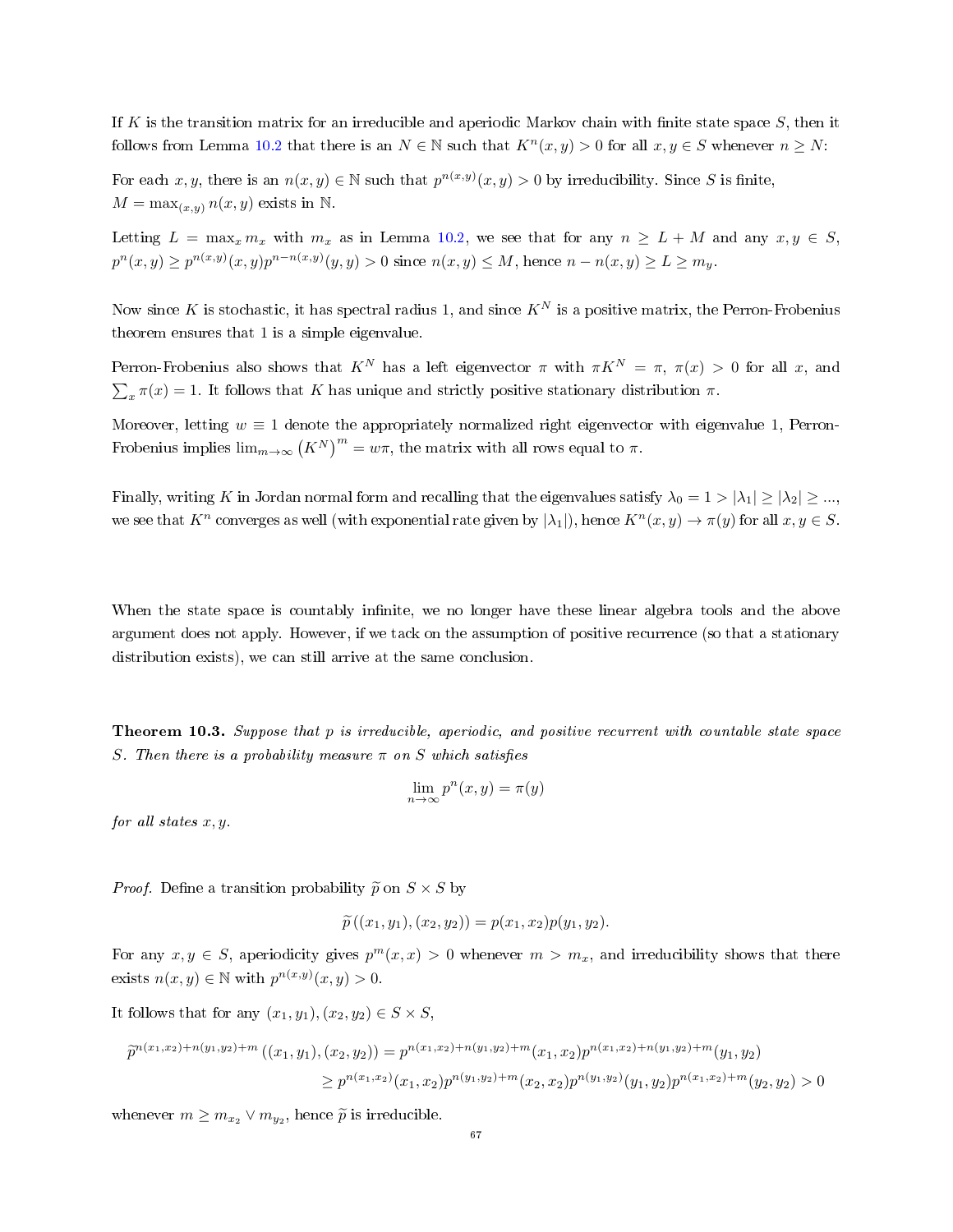If $K$ is the transition matrix for an irreducible and aperiodic Markov chain with finite state space $S$, then it follows from Lemma 10.2 that there is an $N \in \mathbb{N}$ such that $K^n(x,y) > 0$ for all $x, y \in S$ whenever $n \geq N$:

For each $x, y$, there is an $n(x,y) \in \mathbb{N}$ such that $p^{n(x,y)}(x,y) > 0$ by irreducibility. Since $S$ is finite, $M = \max_{(x,y)} n(x,y)$ exists in $\mathbb{N}$.

Letting $L = \max_x m_x$ with $m_x$ as in Lemma 10.2, we see that for any $n \geq L + M$ and any $x, y \in S$, $p^n(x,y) \geq p^{n(x,y)}(x,y)p^{n-n(x,y)}(y,y) > 0$ since $n(x,y) \leq M$, hence $n - n(x,y) \geq L \geq m_y$.

Now since $K$ is stochastic, it has spectral radius 1, and since $K^N$ is a positive matrix, the Perron-Frobenius theorem ensures that 1 is a simple eigenvalue.

Perron-Frobenius also shows that $K^N$ has a left eigenvector $\pi$ with $\pi K^N = \pi$, $\pi(x) > 0$ for all $x$, and $\sum_x \pi(x) = 1$. It follows that $K$ has unique and strictly positive stationary distribution $\pi$.

Moreover, letting $w \equiv 1$ denote the appropriately normalized right eigenvector with eigenvalue 1, Perron-Frobenius implies $\lim_{m\to\infty} \left(K^N\right)^m = w\pi$, the matrix with all rows equal to $\pi$.

Finally, writing $K$ in Jordan normal form and recalling that the eigenvalues satisfy $\lambda_0 = 1 > |\lambda_1| \geq |\lambda_2| \geq \ldots$, we see that $K^n$ converges as well (with exponential rate given by $|\lambda_1|$), hence $K^n(x,y) \to \pi(y)$ for all $x, y \in S$.

When the state space is countably infinite, we no longer have these linear algebra tools and the above argument does not apply. However, if we tack on the assumption of positive recurrence (so that a stationary distribution exists), we can still arrive at the same conclusion.

**Theorem 10.3.** *Suppose that $p$ is irreducible, aperiodic, and positive recurrent with countable state space $S$. Then there is a probability measure $\pi$ on $S$ which satisfies*

$$\lim_{n\to\infty} p^n(x,y) = \pi(y)$$

*for all states $x, y$.*

*Proof.* Define a transition probability $\widetilde{p}$ on $S \times S$ by

$$\widetilde{p}\left((x_1,y_1),(x_2,y_2)\right) = p(x_1,x_2)p(y_1,y_2).$$

For any $x, y \in S$, aperiodicity gives $p^m(x,x) > 0$ whenever $m > m_x$, and irreducibility shows that there exists $n(x,y) \in \mathbb{N}$ with $p^{n(x,y)}(x,y) > 0$.

It follows that for any $(x_1,y_1),(x_2,y_2) \in S \times S$,

$$\begin{aligned}
\widetilde{p}^{n(x_1,x_2)+n(y_1,y_2)+m}\left((x_1,y_1),(x_2,y_2)\right) &= p^{n(x_1,x_2)+n(y_1,y_2)+m}(x_1,x_2)p^{n(x_1,x_2)+n(y_1,y_2)+m}(y_1,y_2) \\
&\geq p^{n(x_1,x_2)}(x_1,x_2)p^{n(y_1,y_2)+m}(x_2,x_2)p^{n(y_1,y_2)}(y_1,y_2)p^{n(x_1,x_2)+m}(y_2,y_2) > 0
\end{aligned}$$

whenever $m \geq m_{x_2} \vee m_{y_2}$, hence $\widetilde{p}$ is irreducible.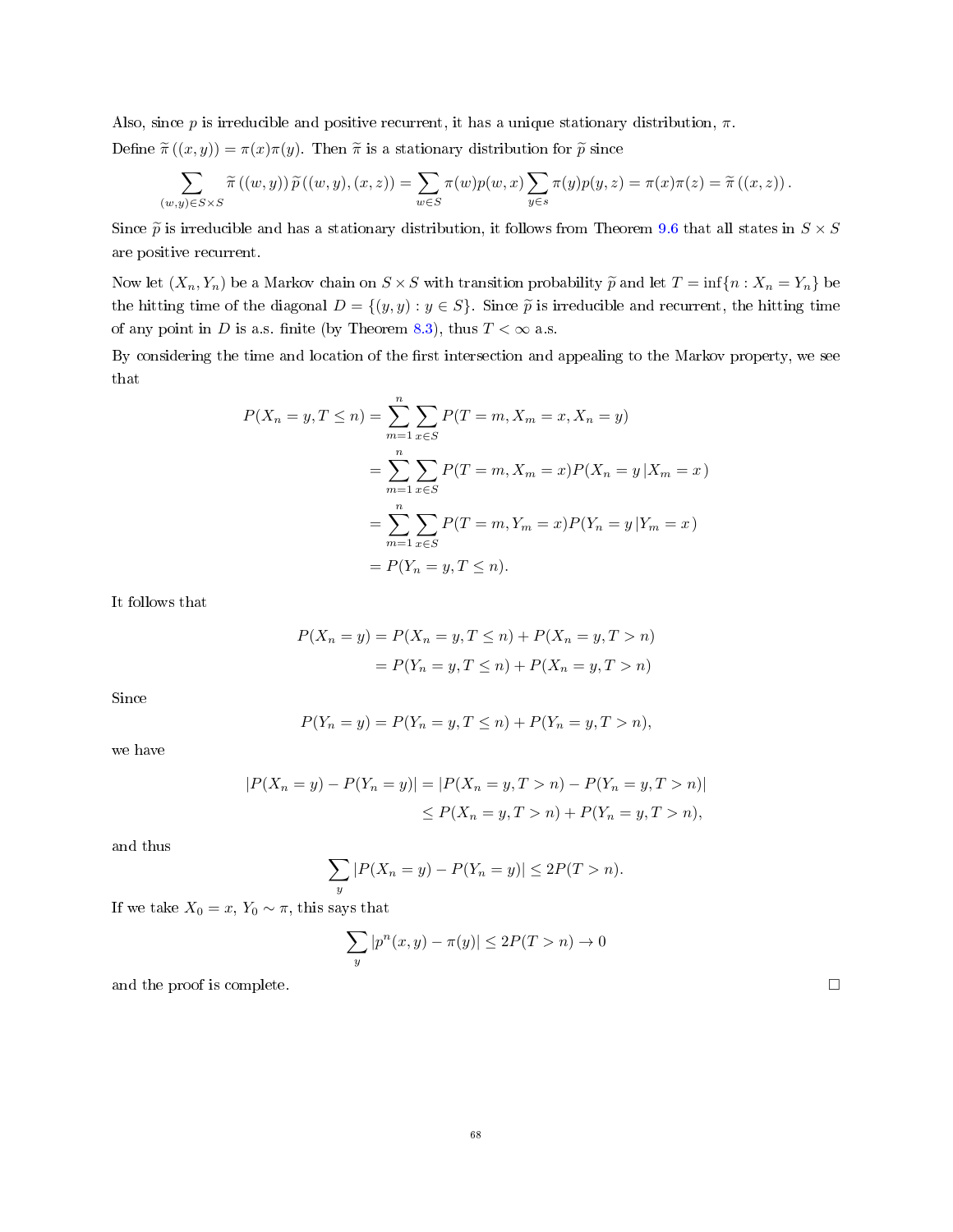Also, since $p$ is irreducible and positive recurrent, it has a unique stationary distribution, $\pi$.

Define $\widetilde{\pi}((x,y)) = \pi(x)\pi(y)$. Then $\widetilde{\pi}$ is a stationary distribution for $\widetilde{p}$ since

$$\sum_{(w,y)\in S\times S} \widetilde{\pi}((w,y))\,\widetilde{p}((w,y),(x,z)) = \sum_{w\in S}\pi(w)p(w,x)\sum_{y\in s}\pi(y)p(y,z) = \pi(x)\pi(z) = \widetilde{\pi}((x,z)).$$

Since $\widetilde{p}$ is irreducible and has a stationary distribution, it follows from Theorem 9.6 that all states in $S\times S$ are positive recurrent.

Now let $(X_n, Y_n)$ be a Markov chain on $S\times S$ with transition probability $\widetilde{p}$ and let $T = \inf\{n : X_n = Y_n\}$ be the hitting time of the diagonal $D = \{(y,y) : y\in S\}$. Since $\widetilde{p}$ is irreducible and recurrent, the hitting time of any point in $D$ is a.s. finite (by Theorem 8.3), thus $T < \infty$ a.s.

By considering the time and location of the first intersection and appealing to the Markov property, we see that

$$\begin{aligned}
P(X_n = y, T\le n) &= \sum_{m=1}^{n}\sum_{x\in S} P(T = m, X_m = x, X_n = y)\\
&= \sum_{m=1}^{n}\sum_{x\in S} P(T = m, X_m = x)P(X_n = y\,|X_m = x)\\
&= \sum_{m=1}^{n}\sum_{x\in S} P(T = m, Y_m = x)P(Y_n = y\,|Y_m = x)\\
&= P(Y_n = y, T\le n).
\end{aligned}$$

It follows that

$$\begin{aligned}
P(X_n = y) &= P(X_n = y, T\le n) + P(X_n = y, T > n)\\
&= P(Y_n = y, T\le n) + P(X_n = y, T > n)
\end{aligned}$$

Since

$$P(Y_n = y) = P(Y_n = y, T\le n) + P(Y_n = y, T > n),$$

we have

$$\begin{aligned}
|P(X_n = y) - P(Y_n = y)| &= |P(X_n = y, T > n) - P(Y_n = y, T > n)|\\
&\le P(X_n = y, T > n) + P(Y_n = y, T > n),
\end{aligned}$$

and thus

$$\sum_{y} |P(X_n = y) - P(Y_n = y)| \le 2P(T > n).$$

If we take $X_0 = x$, $Y_0 \sim \pi$, this says that

$$\sum_{y} |p^n(x,y) - \pi(y)| \le 2P(T > n) \to 0$$

and the proof is complete. □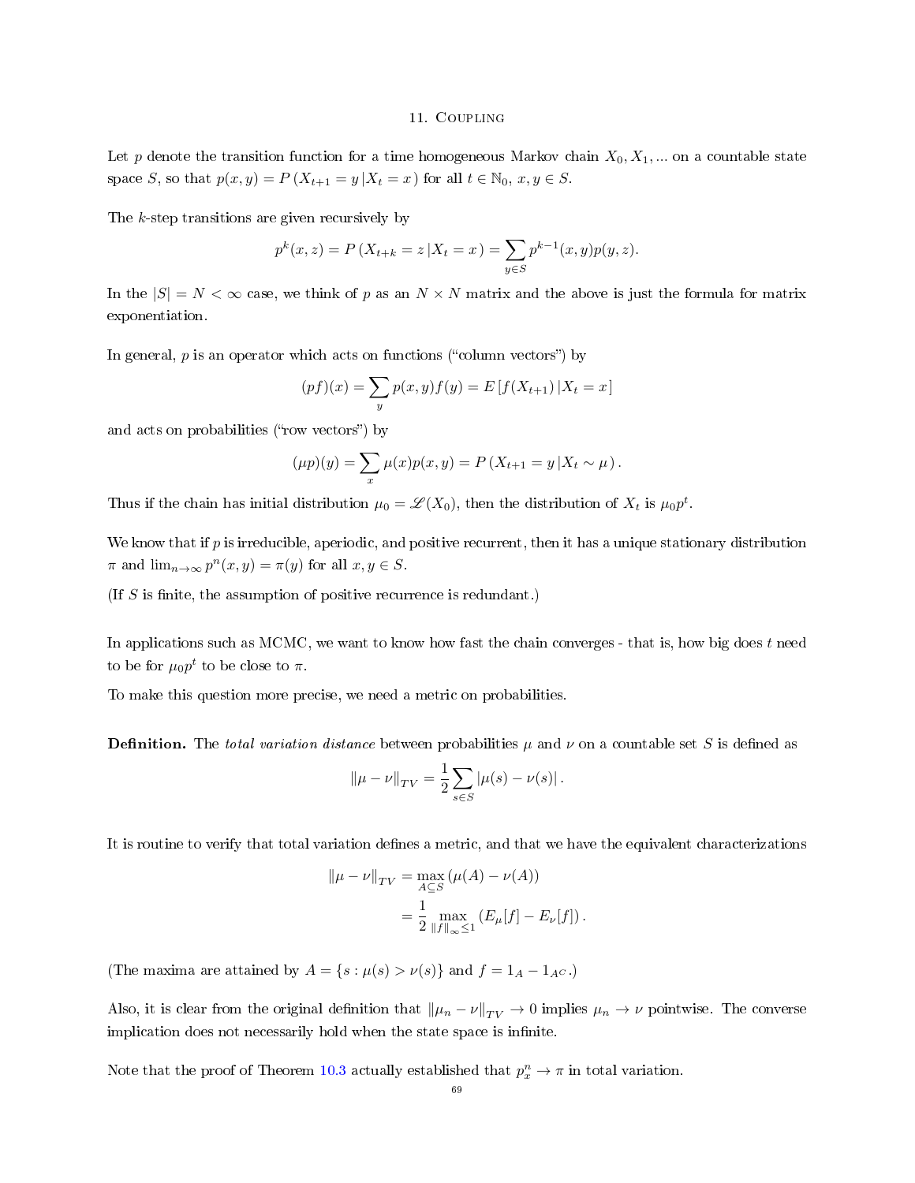# 11. Coupling

Let $p$ denote the transition function for a time homogeneous Markov chain $X_0, X_1, \ldots$ on a countable state space $S$, so that $p(x,y) = P(X_{t+1} = y \,|\, X_t = x)$ for all $t \in \mathbb{N}_0$, $x, y \in S$.

The $k$-step transitions are given recursively by

$$p^k(x,z) = P(X_{t+k} = z \,|\, X_t = x) = \sum_{y \in S} p^{k-1}(x,y)p(y,z).$$

In the $|S| = N < \infty$ case, we think of $p$ as an $N \times N$ matrix and the above is just the formula for matrix exponentiation.

In general, $p$ is an operator which acts on functions ("column vectors") by

$$(pf)(x) = \sum_y p(x,y)f(y) = E[f(X_{t+1}) \,|\, X_t = x]$$

and acts on probabilities ("row vectors") by

$$(\mu p)(y) = \sum_x \mu(x)p(x,y) = P(X_{t+1} = y \,|\, X_t \sim \mu).$$

Thus if the chain has initial distribution $\mu_0 = \mathscr{L}(X_0)$, then the distribution of $X_t$ is $\mu_0 p^t$.

We know that if $p$ is irreducible, aperiodic, and positive recurrent, then it has a unique stationary distribution $\pi$ and $\lim_{n\to\infty} p^n(x,y) = \pi(y)$ for all $x, y \in S$.

(If $S$ is finite, the assumption of positive recurrence is redundant.)

In applications such as MCMC, we want to know how fast the chain converges - that is, how big does $t$ need to be for $\mu_0 p^t$ to be close to $\pi$.

To make this question more precise, we need a metric on probabilities.

**Definition.** The *total variation distance* between probabilities $\mu$ and $\nu$ on a countable set $S$ is defined as

$$\|\mu - \nu\|_{TV} = \frac{1}{2}\sum_{s \in S} |\mu(s) - \nu(s)|.$$

It is routine to verify that total variation defines a metric, and that we have the equivalent characterizations

$$\begin{aligned}\|\mu - \nu\|_{TV} &= \max_{A \subseteq S} (\mu(A) - \nu(A)) \\ &= \frac{1}{2}\max_{\|f\|_\infty \leq 1} (E_\mu[f] - E_\nu[f]).\end{aligned}$$

(The maxima are attained by $A = \{s : \mu(s) > \nu(s)\}$ and $f = 1_A - 1_{A^C}$.)

Also, it is clear from the original definition that $\|\mu_n - \nu\|_{TV} \to 0$ implies $\mu_n \to \nu$ pointwise. The converse implication does not necessarily hold when the state space is infinite.

Note that the proof of Theorem 10.3 actually established that $p_x^n \to \pi$ in total variation.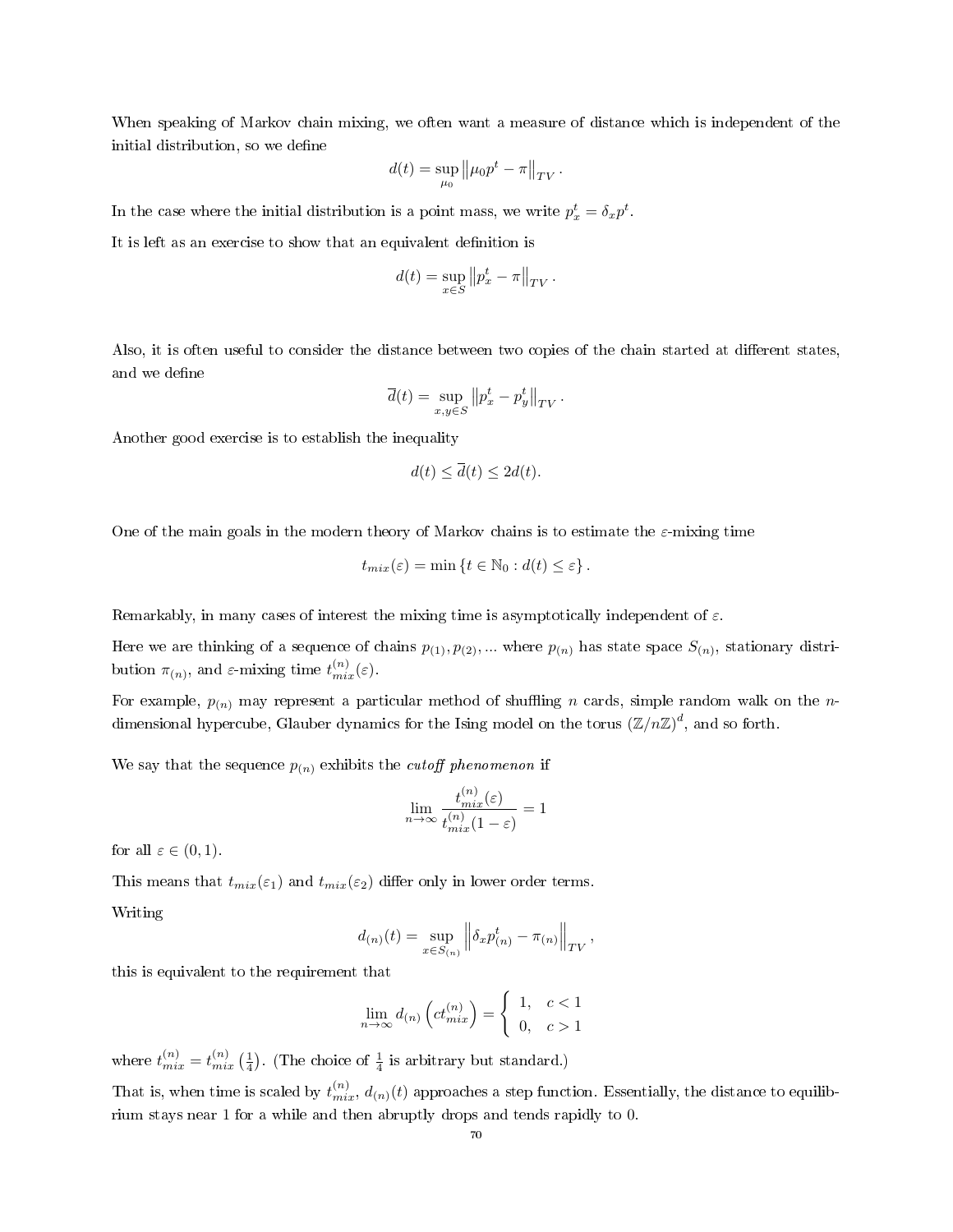When speaking of Markov chain mixing, we often want a measure of distance which is independent of the initial distribution, so we define

$$d(t) = \sup_{\mu_0} \left\| \mu_0 p^t - \pi \right\|_{TV}.$$

In the case where the initial distribution is a point mass, we write $p_x^t = \delta_x p^t$.

It is left as an exercise to show that an equivalent definition is

$$d(t) = \sup_{x \in S} \left\| p_x^t - \pi \right\|_{TV}.$$

Also, it is often useful to consider the distance between two copies of the chain started at different states, and we define

$$\overline{d}(t) = \sup_{x,y \in S} \left\| p_x^t - p_y^t \right\|_{TV}.$$

Another good exercise is to establish the inequality

$$d(t) \leq \overline{d}(t) \leq 2d(t).$$

One of the main goals in the modern theory of Markov chains is to estimate the $\varepsilon$-mixing time

$$t_{mix}(\varepsilon) = \min \left\{ t \in \mathbb{N}_0 : d(t) \leq \varepsilon \right\}.$$

Remarkably, in many cases of interest the mixing time is asymptotically independent of $\varepsilon$.

Here we are thinking of a sequence of chains $p_{(1)}, p_{(2)}, \ldots$ where $p_{(n)}$ has state space $S_{(n)}$, stationary distribution $\pi_{(n)}$, and $\varepsilon$-mixing time $t_{mix}^{(n)}(\varepsilon)$.

For example, $p_{(n)}$ may represent a particular method of shuffling $n$ cards, simple random walk on the $n$-dimensional hypercube, Glauber dynamics for the Ising model on the torus $(\mathbb{Z}/n\mathbb{Z})^d$, and so forth.

We say that the sequence $p_{(n)}$ exhibits the *cutoff phenomenon* if

$$\lim_{n \to \infty} \frac{t_{mix}^{(n)}(\varepsilon)}{t_{mix}^{(n)}(1 - \varepsilon)} = 1$$

for all $\varepsilon \in (0, 1)$.

This means that $t_{mix}(\varepsilon_1)$ and $t_{mix}(\varepsilon_2)$ differ only in lower order terms.

Writing

$$d_{(n)}(t) = \sup_{x \in S_{(n)}} \left\| \delta_x p_{(n)}^t - \pi_{(n)} \right\|_{TV},$$

this is equivalent to the requirement that

$$\lim_{n \to \infty} d_{(n)} \left( c t_{mix}^{(n)} \right) = \begin{cases} 1, & c < 1 \\ 0, & c > 1 \end{cases}$$

where $t_{mix}^{(n)} = t_{mix}^{(n)} \left( \frac{1}{4} \right)$. (The choice of $\frac{1}{4}$ is arbitrary but standard.)

That is, when time is scaled by $t_{mix}^{(n)}$, $d_{(n)}(t)$ approaches a step function. Essentially, the distance to equilibrium stays near 1 for a while and then abruptly drops and tends rapidly to 0.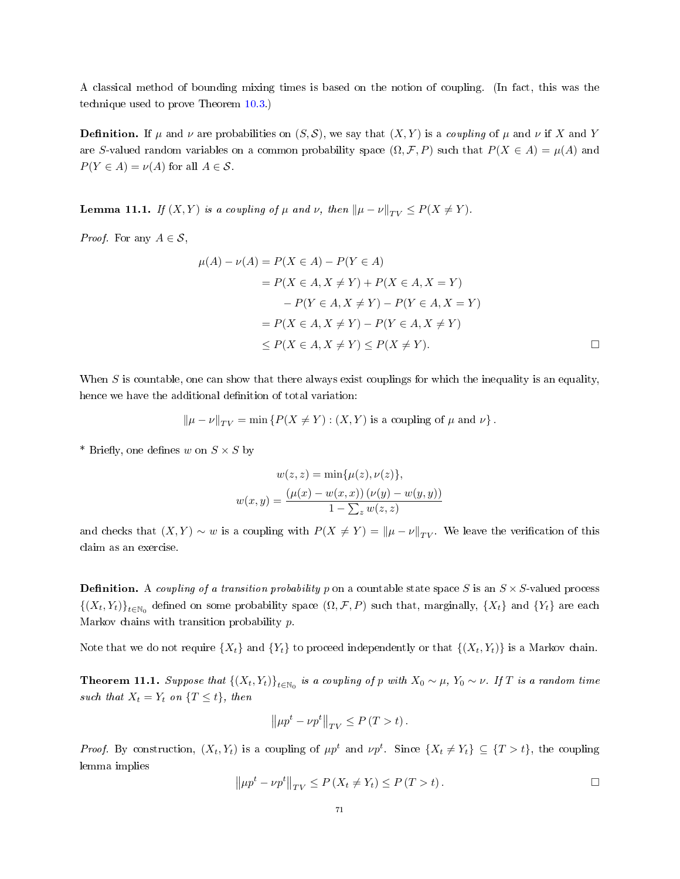A classical method of bounding mixing times is based on the notion of coupling. (In fact, this was the technique used to prove Theorem 10.3.)

**Definition.** If $\mu$ and $\nu$ are probabilities on $(S, \mathcal{S})$, we say that $(X, Y)$ is a *coupling* of $\mu$ and $\nu$ if $X$ and $Y$ are $S$-valued random variables on a common probability space $(\Omega, \mathcal{F}, P)$ such that $P(X \in A) = \mu(A)$ and $P(Y \in A) = \nu(A)$ for all $A \in \mathcal{S}$.

**Lemma 11.1.** *If $(X, Y)$ is a coupling of $\mu$ and $\nu$, then $\|\mu - \nu\|_{TV} \leq P(X \neq Y)$.*

*Proof.* For any $A \in \mathcal{S}$,

$$
\begin{aligned}
\mu(A) - \nu(A) &= P(X \in A) - P(Y \in A) \\
&= P(X \in A, X \neq Y) + P(X \in A, X = Y) \\
&\qquad - P(Y \in A, X \neq Y) - P(Y \in A, X = Y) \\
&= P(X \in A, X \neq Y) - P(Y \in A, X \neq Y) \\
&\leq P(X \in A, X \neq Y) \leq P(X \neq Y).
\end{aligned}
$$

□

When $S$ is countable, one can show that there always exist couplings for which the inequality is an equality, hence we have the additional definition of total variation:

$$
\|\mu - \nu\|_{TV} = \min \{P(X \neq Y) : (X, Y) \text{ is a coupling of } \mu \text{ and } \nu\}.
$$

* Briefly, one defines $w$ on $S \times S$ by

$$
w(z, z) = \min\{\mu(z), \nu(z)\},
$$

$$
w(x, y) = \frac{(\mu(x) - w(x, x))\,(\nu(y) - w(y, y))}{1 - \sum_z w(z, z)}
$$

and checks that $(X, Y) \sim w$ is a coupling with $P(X \neq Y) = \|\mu - \nu\|_{TV}$. We leave the verification of this claim as an exercise.

**Definition.** A *coupling of a transition probability* $p$ on a countable state space $S$ is an $S \times S$-valued process $\{(X_t, Y_t)\}_{t \in \mathbb{N}_0}$ defined on some probability space $(\Omega, \mathcal{F}, P)$ such that, marginally, $\{X_t\}$ and $\{Y_t\}$ are each Markov chains with transition probability $p$.

Note that we do not require $\{X_t\}$ and $\{Y_t\}$ to proceed independently or that $\{(X_t, Y_t)\}$ is a Markov chain.

**Theorem 11.1.** *Suppose that $\{(X_t, Y_t)\}_{t \in \mathbb{N}_0}$ is a coupling of $p$ with $X_0 \sim \mu$, $Y_0 \sim \nu$. If $T$ is a random time such that $X_t = Y_t$ on $\{T \leq t\}$, then*

$$
\left\|\mu p^t - \nu p^t\right\|_{TV} \leq P\left(T > t\right).
$$

*Proof.* By construction, $(X_t, Y_t)$ is a coupling of $\mu p^t$ and $\nu p^t$. Since $\{X_t \neq Y_t\} \subseteq \{T > t\}$, the coupling lemma implies

$$
\left\|\mu p^t - \nu p^t\right\|_{TV} \leq P\left(X_t \neq Y_t\right) \leq P\left(T > t\right).
$$

□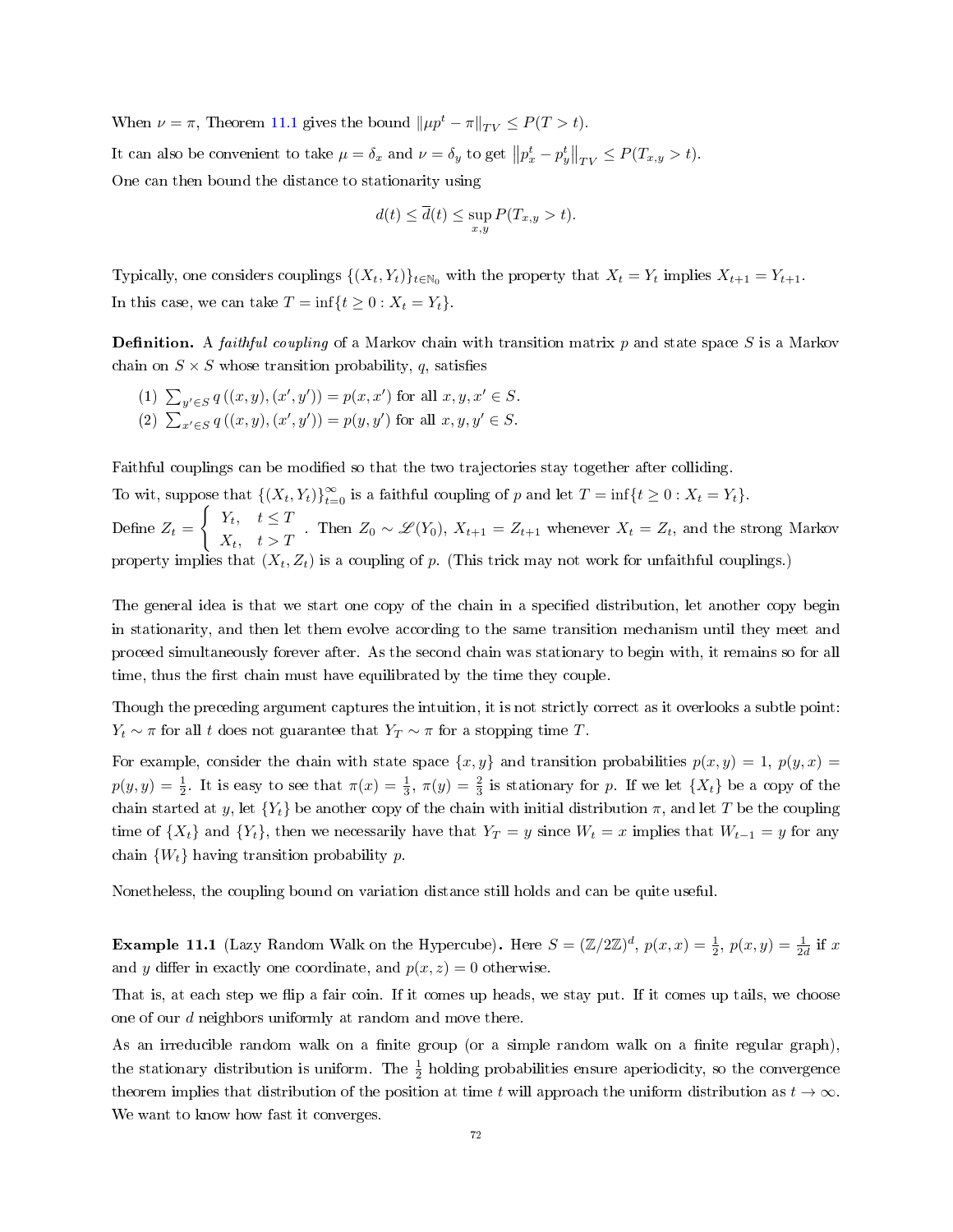When $\nu = \pi$, Theorem 11.1 gives the bound $\|\mu p^t - \pi\|_{TV} \leq P(T > t)$.

It can also be convenient to take $\mu = \delta_x$ and $\nu = \delta_y$ to get $\left\|p_x^t - p_y^t\right\|_{TV} \leq P(T_{x,y} > t)$.

One can then bound the distance to stationarity using

$$d(t) \leq \overline{d}(t) \leq \sup_{x,y} P(T_{x,y} > t).$$

Typically, one considers couplings $\{(X_t, Y_t)\}_{t \in \mathbb{N}_0}$ with the property that $X_t = Y_t$ implies $X_{t+1} = Y_{t+1}$.

In this case, we can take $T = \inf\{t \geq 0 : X_t = Y_t\}$.

**Definition.** A *faithful coupling* of a Markov chain with transition matrix $p$ and state space $S$ is a Markov chain on $S \times S$ whose transition probability, $q$, satisfies

(1) $\sum_{y' \in S} q\left((x,y),(x',y')\right) = p(x,x')$ for all $x, y, x' \in S$.
(2) $\sum_{x' \in S} q\left((x,y),(x',y')\right) = p(y,y')$ for all $x, y, y' \in S$.

Faithful couplings can be modified so that the two trajectories stay together after colliding.

To wit, suppose that $\{(X_t, Y_t)\}_{t=0}^{\infty}$ is a faithful coupling of $p$ and let $T = \inf\{t \geq 0 : X_t = Y_t\}$.

Define $Z_t = \begin{cases} Y_t, & t \leq T \\ X_t, & t > T \end{cases}$. Then $Z_0 \sim \mathscr{L}(Y_0)$, $X_{t+1} = Z_{t+1}$ whenever $X_t = Z_t$, and the strong Markov property implies that $(X_t, Z_t)$ is a coupling of $p$. (This trick may not work for unfaithful couplings.)

The general idea is that we start one copy of the chain in a specified distribution, let another copy begin in stationarity, and then let them evolve according to the same transition mechanism until they meet and proceed simultaneously forever after. As the second chain was stationary to begin with, it remains so for all time, thus the first chain must have equilibrated by the time they couple.

Though the preceding argument captures the intuition, it is not strictly correct as it overlooks a subtle point: $Y_t \sim \pi$ for all $t$ does not guarantee that $Y_T \sim \pi$ for a stopping time $T$.

For example, consider the chain with state space $\{x, y\}$ and transition probabilities $p(x,y) = 1$, $p(y,x) = p(y,y) = \frac{1}{2}$. It is easy to see that $\pi(x) = \frac{1}{3}$, $\pi(y) = \frac{2}{3}$ is stationary for $p$. If we let $\{X_t\}$ be a copy of the chain started at $y$, let $\{Y_t\}$ be another copy of the chain with initial distribution $\pi$, and let $T$ be the coupling time of $\{X_t\}$ and $\{Y_t\}$, then we necessarily have that $Y_T = y$ since $W_t = x$ implies that $W_{t-1} = y$ for any chain $\{W_t\}$ having transition probability $p$.

Nonetheless, the coupling bound on variation distance still holds and can be quite useful.

**Example 11.1** (Lazy Random Walk on the Hypercube)**.** Here $S = (\mathbb{Z}/2\mathbb{Z})^d$, $p(x,x) = \frac{1}{2}$, $p(x,y) = \frac{1}{2d}$ if $x$ and $y$ differ in exactly one coordinate, and $p(x,z) = 0$ otherwise.

That is, at each step we flip a fair coin. If it comes up heads, we stay put. If it comes up tails, we choose one of our $d$ neighbors uniformly at random and move there.

As an irreducible random walk on a finite group (or a simple random walk on a finite regular graph), the stationary distribution is uniform. The $\frac{1}{2}$ holding probabilities ensure aperiodicity, so the convergence theorem implies that distribution of the position at time $t$ will approach the uniform distribution as $t \to \infty$. We want to know how fast it converges.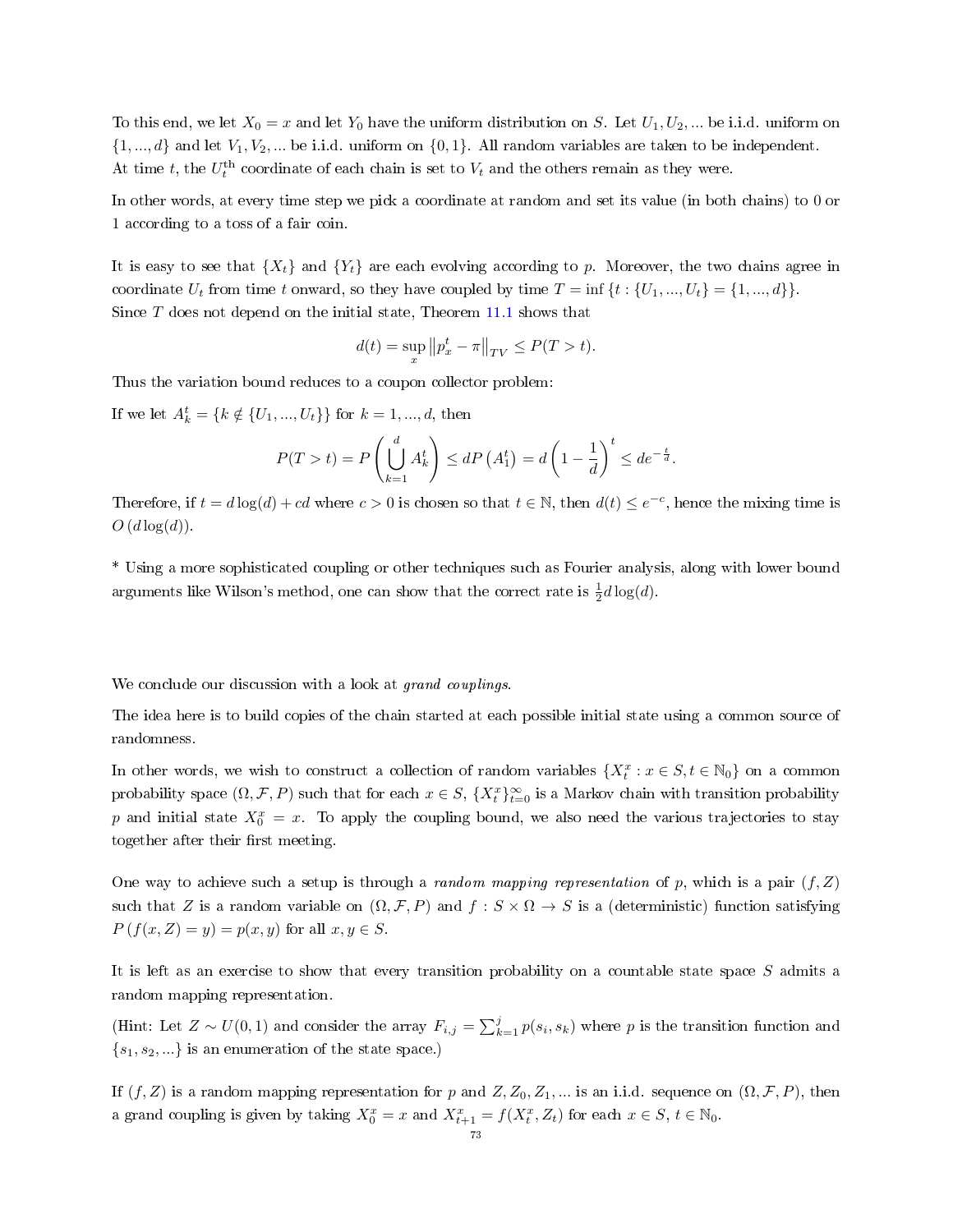To this end, we let $X_0 = x$ and let $Y_0$ have the uniform distribution on $S$. Let $U_1, U_2, ...$ be i.i.d. uniform on $\{1, ..., d\}$ and let $V_1, V_2, ...$ be i.i.d. uniform on $\{0, 1\}$. All random variables are taken to be independent. At time $t$, the $U_t^{\text{th}}$ coordinate of each chain is set to $V_t$ and the others remain as they were.

In other words, at every time step we pick a coordinate at random and set its value (in both chains) to 0 or 1 according to a toss of a fair coin.

It is easy to see that $\{X_t\}$ and $\{Y_t\}$ are each evolving according to $p$. Moreover, the two chains agree in coordinate $U_t$ from time $t$ onward, so they have coupled by time $T = \inf\{t : \{U_1, ..., U_t\} = \{1, ..., d\}\}$. Since $T$ does not depend on the initial state, Theorem 11.1 shows that

$$d(t) = \sup_x \left\|p_x^t - \pi\right\|_{TV} \leq P(T > t).$$

Thus the variation bound reduces to a coupon collector problem:

If we let $A_k^t = \{k \notin \{U_1, ..., U_t\}\}$ for $k = 1, ..., d$, then

$$P(T > t) = P\left(\bigcup_{k=1}^{d} A_k^t\right) \leq dP\left(A_1^t\right) = d\left(1 - \frac{1}{d}\right)^t \leq de^{-\frac{t}{d}}.$$

Therefore, if $t = d\log(d) + cd$ where $c > 0$ is chosen so that $t \in \mathbb{N}$, then $d(t) \leq e^{-c}$, hence the mixing time is $O(d\log(d))$.

* Using a more sophisticated coupling or other techniques such as Fourier analysis, along with lower bound arguments like Wilson's method, one can show that the correct rate is $\frac{1}{2}d\log(d)$.

We conclude our discussion with a look at *grand couplings*.

The idea here is to build copies of the chain started at each possible initial state using a common source of randomness.

In other words, we wish to construct a collection of random variables $\{X_t^x : x \in S, t \in \mathbb{N}_0\}$ on a common probability space $(\Omega, \mathcal{F}, P)$ such that for each $x \in S$, $\{X_t^x\}_{t=0}^{\infty}$ is a Markov chain with transition probability $p$ and initial state $X_0^x = x$. To apply the coupling bound, we also need the various trajectories to stay together after their first meeting.

One way to achieve such a setup is through a *random mapping representation* of $p$, which is a pair $(f, Z)$ such that $Z$ is a random variable on $(\Omega, \mathcal{F}, P)$ and $f : S \times \Omega \to S$ is a (deterministic) function satisfying $P(f(x, Z) = y) = p(x, y)$ for all $x, y \in S$.

It is left as an exercise to show that every transition probability on a countable state space $S$ admits a random mapping representation.

(Hint: Let $Z \sim U(0, 1)$ and consider the array $F_{i,j} = \sum_{k=1}^{j} p(s_i, s_k)$ where $p$ is the transition function and $\{s_1, s_2, ...\}$ is an enumeration of the state space.)

If $(f, Z)$ is a random mapping representation for $p$ and $Z, Z_0, Z_1, ...$ is an i.i.d. sequence on $(\Omega, \mathcal{F}, P)$, then a grand coupling is given by taking $X_0^x = x$ and $X_{t+1}^x = f(X_t^x, Z_t)$ for each $x \in S$, $t \in \mathbb{N}_0$.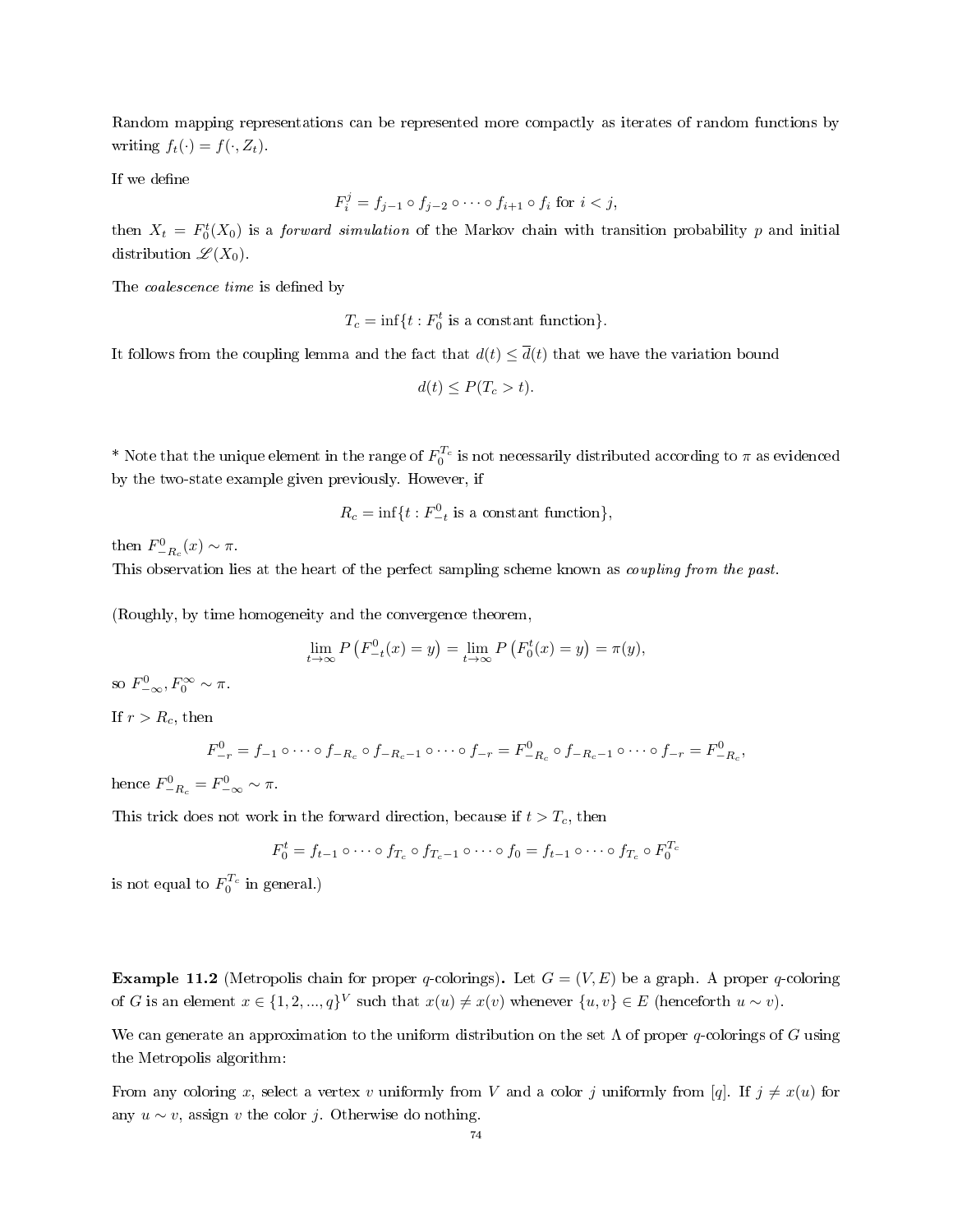Random mapping representations can be represented more compactly as iterates of random functions by writing $f_t(\cdot) = f(\cdot, Z_t)$.

If we define

$$F_i^j = f_{j-1} \circ f_{j-2} \circ \cdots \circ f_{i+1} \circ f_i \text{ for } i < j,$$

then $X_t = F_0^t(X_0)$ is a *forward simulation* of the Markov chain with transition probability $p$ and initial distribution $\mathscr{L}(X_0)$.

The *coalescence time* is defined by

$$T_c = \inf\{t : F_0^t \text{ is a constant function}\}.$$

It follows from the coupling lemma and the fact that $d(t) \leq \overline{d}(t)$ that we have the variation bound

$$d(t) \leq P(T_c > t).$$

* Note that the unique element in the range of $F_0^{T_c}$ is not necessarily distributed according to $\pi$ as evidenced by the two-state example given previously. However, if

$$R_c = \inf\{t : F_{-t}^0 \text{ is a constant function}\},$$

then $F_{-R_c}^0(x) \sim \pi$.
This observation lies at the heart of the perfect sampling scheme known as *coupling from the past*.

(Roughly, by time homogeneity and the convergence theorem,

$$\lim_{t\to\infty} P\left(F_{-t}^0(x) = y\right) = \lim_{t\to\infty} P\left(F_0^t(x) = y\right) = \pi(y),$$

so $F_{-\infty}^0, F_0^\infty \sim \pi$.

If $r > R_c$, then

$$F_{-r}^0 = f_{-1} \circ \cdots \circ f_{-R_c} \circ f_{-R_c-1} \circ \cdots \circ f_{-r} = F_{-R_c}^0 \circ f_{-R_c-1} \circ \cdots \circ f_{-r} = F_{-R_c}^0,$$

hence $F_{-R_c}^0 = F_{-\infty}^0 \sim \pi$.

This trick does not work in the forward direction, because if $t > T_c$, then

$$F_0^t = f_{t-1} \circ \cdots \circ f_{T_c} \circ f_{T_c-1} \circ \cdots \circ f_0 = f_{t-1} \circ \cdots \circ f_{T_c} \circ F_0^{T_c}$$

is not equal to $F_0^{T_c}$ in general.)

**Example 11.2** (Metropolis chain for proper $q$-colorings)**.** Let $G = (V, E)$ be a graph. A proper $q$-coloring of $G$ is an element $x \in \{1, 2, ..., q\}^V$ such that $x(u) \neq x(v)$ whenever $\{u, v\} \in E$ (henceforth $u \sim v$).

We can generate an approximation to the uniform distribution on the set $\Lambda$ of proper $q$-colorings of $G$ using the Metropolis algorithm:

From any coloring $x$, select a vertex $v$ uniformly from $V$ and a color $j$ uniformly from $[q]$. If $j \neq x(u)$ for any $u \sim v$, assign $v$ the color $j$. Otherwise do nothing.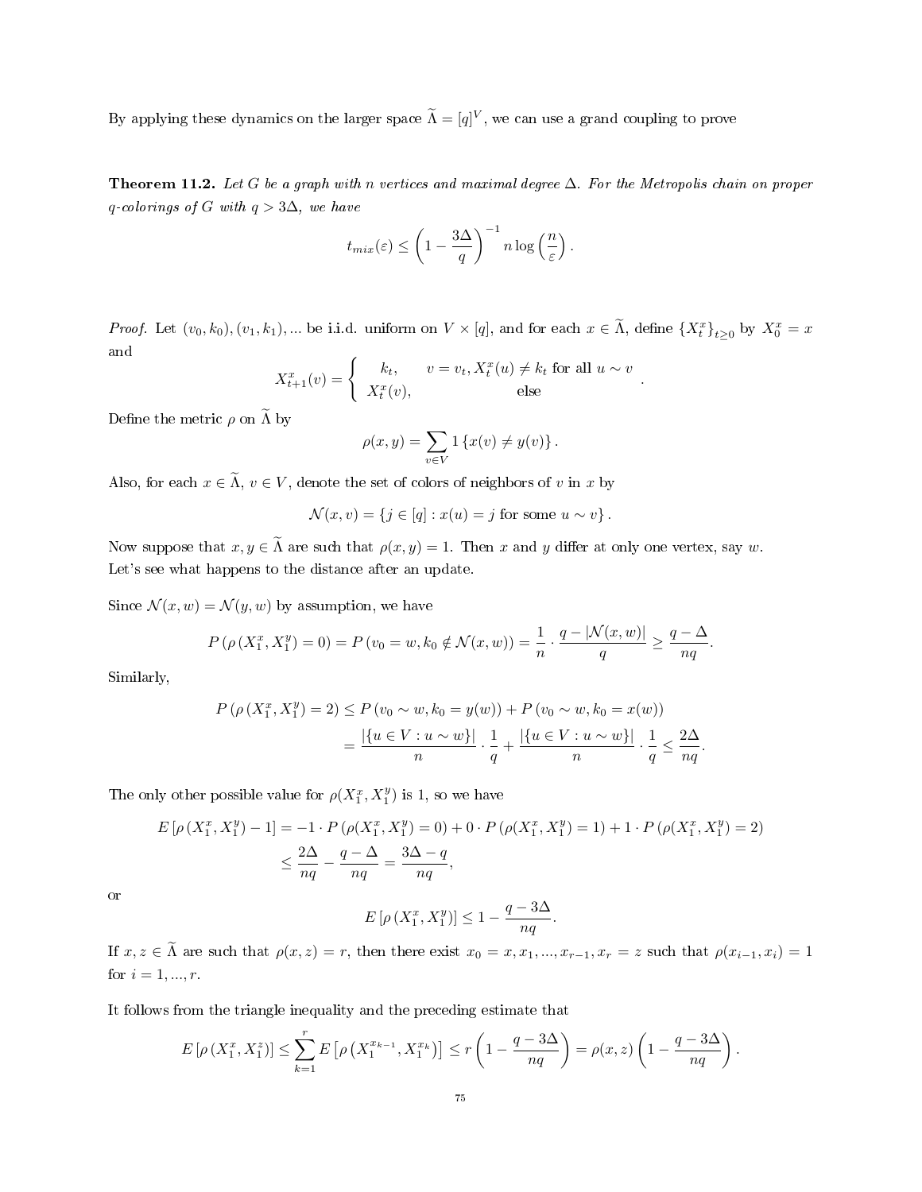By applying these dynamics on the larger space $\widetilde{\Lambda} = [q]^V$, we can use a grand coupling to prove

**Theorem 11.2.** *Let $G$ be a graph with $n$ vertices and maximal degree $\Delta$. For the Metropolis chain on proper $q$-colorings of $G$ with $q > 3\Delta$, we have*

$$t_{mix}(\varepsilon) \leq \left(1 - \frac{3\Delta}{q}\right)^{-1} n \log\left(\frac{n}{\varepsilon}\right).$$

*Proof.* Let $(v_0, k_0), (v_1, k_1), ...$ be i.i.d. uniform on $V \times [q]$, and for each $x \in \widetilde{\Lambda}$, define $\{X_t^x\}_{t \geq 0}$ by $X_0^x = x$ and

$$X_{t+1}^x(v) = \begin{cases} k_t, & v = v_t, X_t^x(u) \neq k_t \text{ for all } u \sim v \\ X_t^x(v), & \text{else} \end{cases}.$$

Define the metric $\rho$ on $\widetilde{\Lambda}$ by

$$\rho(x, y) = \sum_{v \in V} 1\{x(v) \neq y(v)\}.$$

Also, for each $x \in \widetilde{\Lambda}$, $v \in V$, denote the set of colors of neighbors of $v$ in $x$ by

$$\mathcal{N}(x, v) = \{j \in [q] : x(u) = j \text{ for some } u \sim v\}.$$

Now suppose that $x, y \in \widetilde{\Lambda}$ are such that $\rho(x, y) = 1$. Then $x$ and $y$ differ at only one vertex, say $w$. Let's see what happens to the distance after an update.

Since $\mathcal{N}(x, w) = \mathcal{N}(y, w)$ by assumption, we have

$$P\left(\rho\left(X_1^x, X_1^y\right) = 0\right) = P\left(v_0 = w, k_0 \notin \mathcal{N}(x, w)\right) = \frac{1}{n} \cdot \frac{q - |\mathcal{N}(x, w)|}{q} \geq \frac{q - \Delta}{nq}.$$

Similarly,

$$\begin{aligned}
P\left(\rho\left(X_1^x, X_1^y\right) = 2\right) &\leq P\left(v_0 \sim w, k_0 = y(w)\right) + P\left(v_0 \sim w, k_0 = x(w)\right) \\
&= \frac{|\{u \in V : u \sim w\}|}{n} \cdot \frac{1}{q} + \frac{|\{u \in V : u \sim w\}|}{n} \cdot \frac{1}{q} \leq \frac{2\Delta}{nq}.
\end{aligned}$$

The only other possible value for $\rho(X_1^x, X_1^y)$ is 1, so we have

$$\begin{aligned}
E\left[\rho\left(X_1^x, X_1^y\right) - 1\right] &= -1 \cdot P\left(\rho(X_1^x, X_1^y) = 0\right) + 0 \cdot P\left(\rho(X_1^x, X_1^y) = 1\right) + 1 \cdot P\left(\rho(X_1^x, X_1^y) = 2\right) \\
&\leq \frac{2\Delta}{nq} - \frac{q - \Delta}{nq} = \frac{3\Delta - q}{nq},
\end{aligned}$$

or

$$E\left[\rho\left(X_1^x, X_1^y\right)\right] \leq 1 - \frac{q - 3\Delta}{nq}.$$

If $x, z \in \widetilde{\Lambda}$ are such that $\rho(x, z) = r$, then there exist $x_0 = x, x_1, ..., x_{r-1}, x_r = z$ such that $\rho(x_{i-1}, x_i) = 1$ for $i = 1, ..., r$.

It follows from the triangle inequality and the preceding estimate that

$$E\left[\rho\left(X_1^x, X_1^z\right)\right] \leq \sum_{k=1}^{r} E\left[\rho\left(X_1^{x_{k-1}}, X_1^{x_k}\right)\right] \leq r\left(1 - \frac{q - 3\Delta}{nq}\right) = \rho(x, z)\left(1 - \frac{q - 3\Delta}{nq}\right).$$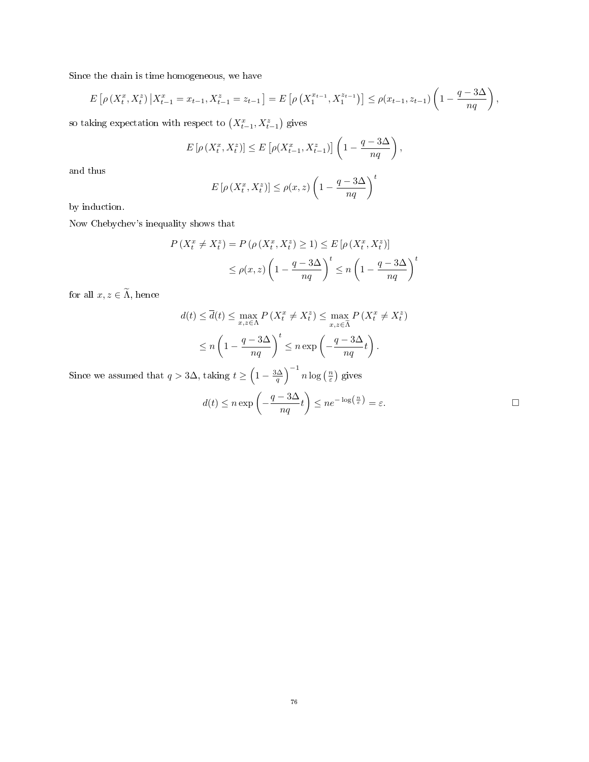Since the chain is time homogeneous, we have

$$E\left[\rho\left(X_t^x, X_t^z\right) \middle| X_{t-1}^x = x_{t-1}, X_{t-1}^z = z_{t-1}\right] = E\left[\rho\left(X_1^{x_{t-1}}, X_1^{z_{t-1}}\right)\right] \leq \rho(x_{t-1}, z_{t-1})\left(1 - \frac{q - 3\Delta}{nq}\right),$$

so taking expectation with respect to $\left(X_{t-1}^x, X_{t-1}^z\right)$ gives

$$E\left[\rho\left(X_t^x, X_t^z\right)\right] \leq E\left[\rho(X_{t-1}^x, X_{t-1}^z)\right]\left(1 - \frac{q - 3\Delta}{nq}\right),$$

and thus

$$E\left[\rho\left(X_t^x, X_t^z\right)\right] \leq \rho(x, z)\left(1 - \frac{q - 3\Delta}{nq}\right)^t$$

by induction.

Now Chebychev's inequality shows that

$$\begin{aligned}
P\left(X_t^x \neq X_t^z\right) = P\left(\rho\left(X_t^x, X_t^z\right) \geq 1\right) &\leq E\left[\rho\left(X_t^x, X_t^z\right)\right] \\
&\leq \rho(x, z)\left(1 - \frac{q - 3\Delta}{nq}\right)^t \leq n\left(1 - \frac{q - 3\Delta}{nq}\right)^t
\end{aligned}$$

for all $x, z \in \widetilde{\Lambda}$, hence

$$\begin{aligned}
d(t) \leq \overline{d}(t) \leq \max_{x,z \in \Lambda} P\left(X_t^x \neq X_t^z\right) &\leq \max_{x,z \in \widetilde{\Lambda}} P\left(X_t^x \neq X_t^z\right) \\
&\leq n\left(1 - \frac{q - 3\Delta}{nq}\right)^t \leq n \exp\left(-\frac{q - 3\Delta}{nq} t\right).
\end{aligned}$$

Since we assumed that $q > 3\Delta$, taking $t \geq \left(1 - \frac{3\Delta}{q}\right)^{-1} n \log\left(\frac{n}{\varepsilon}\right)$ gives

$$d(t) \leq n \exp\left(-\frac{q - 3\Delta}{nq} t\right) \leq n e^{-\log\left(\frac{n}{\varepsilon}\right)} = \varepsilon. \qquad \square$$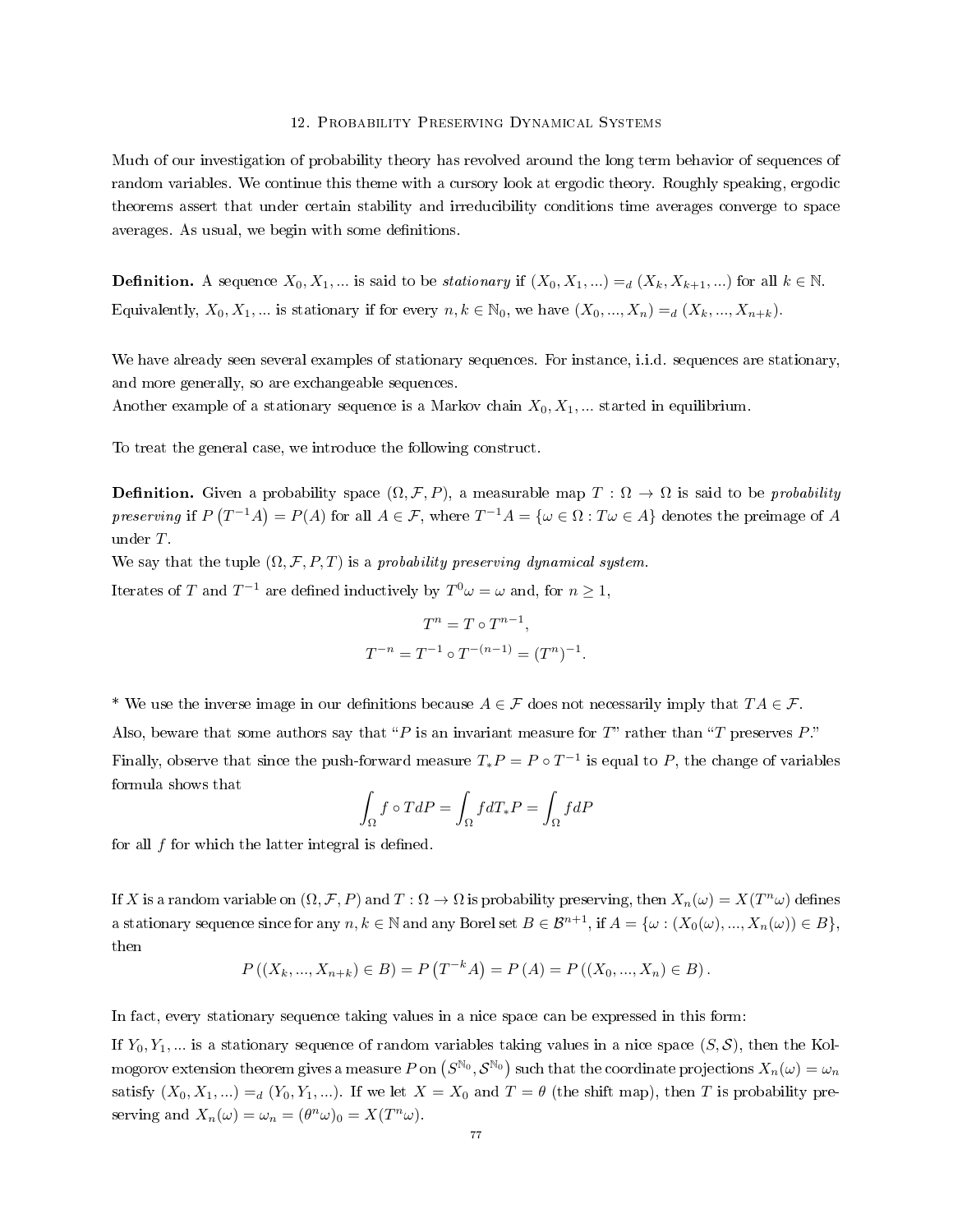## 12. Probability Preserving Dynamical Systems

Much of our investigation of probability theory has revolved around the long term behavior of sequences of random variables. We continue this theme with a cursory look at ergodic theory. Roughly speaking, ergodic theorems assert that under certain stability and irreducibility conditions time averages converge to space averages. As usual, we begin with some definitions.

**Definition.** A sequence $X_0, X_1, ...$ is said to be *stationary* if $(X_0, X_1, ...) =_d (X_k, X_{k+1}, ...)$ for all $k \in \mathbb{N}$. Equivalently, $X_0, X_1, ...$ is stationary if for every $n, k \in \mathbb{N}_0$, we have $(X_0, ..., X_n) =_d (X_k, ..., X_{n+k})$.

We have already seen several examples of stationary sequences. For instance, i.i.d. sequences are stationary, and more generally, so are exchangeable sequences.
Another example of a stationary sequence is a Markov chain $X_0, X_1, ...$ started in equilibrium.

To treat the general case, we introduce the following construct.

**Definition.** Given a probability space $(\Omega, \mathcal{F}, P)$, a measurable map $T : \Omega \to \Omega$ is said to be *probability preserving* if $P\left(T^{-1}A\right) = P(A)$ for all $A \in \mathcal{F}$, where $T^{-1}A = \{\omega \in \Omega : T\omega \in A\}$ denotes the preimage of $A$ under $T$.
We say that the tuple $(\Omega, \mathcal{F}, P, T)$ is a *probability preserving dynamical system*.
Iterates of $T$ and $T^{-1}$ are defined inductively by $T^0\omega = \omega$ and, for $n \geq 1$,

$$T^n = T \circ T^{n-1},$$
$$T^{-n} = T^{-1} \circ T^{-(n-1)} = (T^n)^{-1}.$$

\* We use the inverse image in our definitions because $A \in \mathcal{F}$ does not necessarily imply that $TA \in \mathcal{F}$.
Also, beware that some authors say that "$P$ is an invariant measure for $T$" rather than "$T$ preserves $P$."
Finally, observe that since the push-forward measure $T_*P = P \circ T^{-1}$ is equal to $P$, the change of variables formula shows that

$$\int_\Omega f \circ T dP = \int_\Omega f dT_*P = \int_\Omega f dP$$

for all $f$ for which the latter integral is defined.

If $X$ is a random variable on $(\Omega, \mathcal{F}, P)$ and $T : \Omega \to \Omega$ is probability preserving, then $X_n(\omega) = X(T^n\omega)$ defines a stationary sequence since for any $n, k \in \mathbb{N}$ and any Borel set $B \in \mathcal{B}^{n+1}$, if $A = \{\omega : (X_0(\omega), ..., X_n(\omega)) \in B\}$, then

$$P\left((X_k, ..., X_{n+k}) \in B\right) = P\left(T^{-k}A\right) = P\left(A\right) = P\left((X_0, ..., X_n) \in B\right).$$

In fact, every stationary sequence taking values in a nice space can be expressed in this form:

If $Y_0, Y_1, ...$ is a stationary sequence of random variables taking values in a nice space $(S, \mathcal{S})$, then the Kolmogorov extension theorem gives a measure $P$ on $\left(S^{\mathbb{N}_0}, \mathcal{S}^{\mathbb{N}_0}\right)$ such that the coordinate projections $X_n(\omega) = \omega_n$ satisfy $(X_0, X_1, ...) =_d (Y_0, Y_1, ...)$. If we let $X = X_0$ and $T = \theta$ (the shift map), then $T$ is probability preserving and $X_n(\omega) = \omega_n = (\theta^n\omega)_0 = X(T^n\omega)$.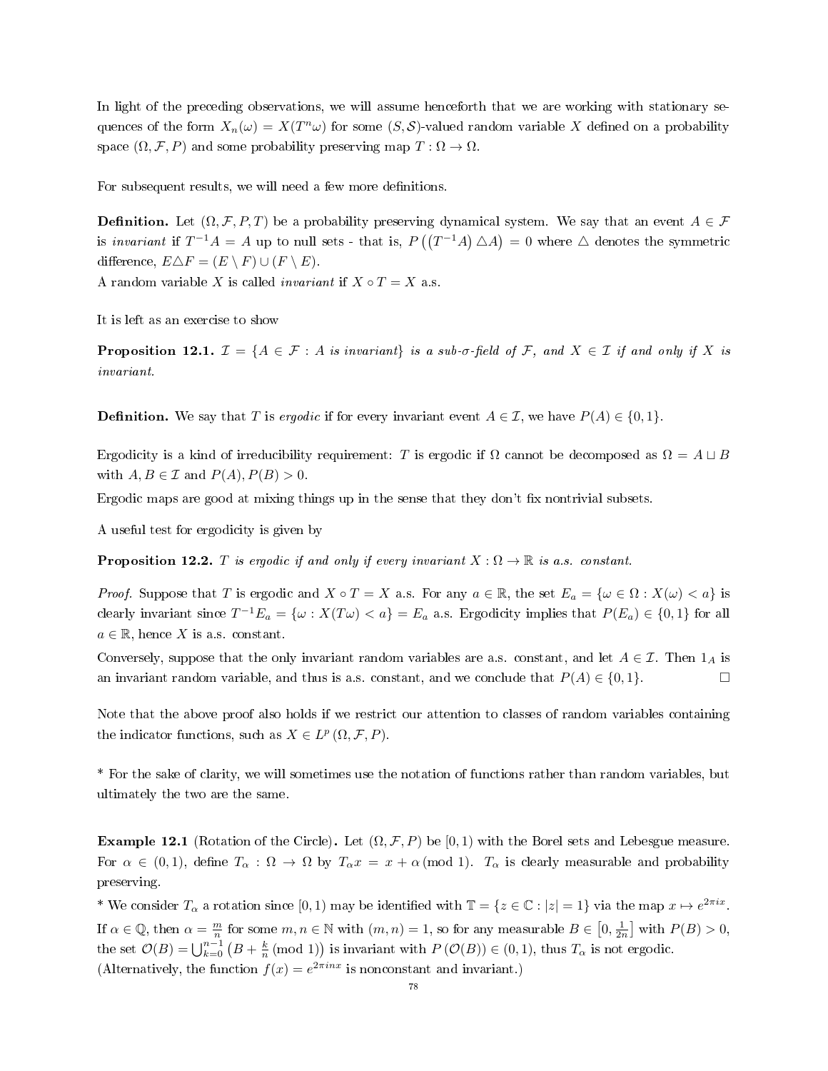In light of the preceding observations, we will assume henceforth that we are working with stationary sequences of the form $X_n(\omega) = X(T^n\omega)$ for some $(S, \mathcal{S})$-valued random variable $X$ defined on a probability space $(\Omega, \mathcal{F}, P)$ and some probability preserving map $T : \Omega \to \Omega$.

For subsequent results, we will need a few more definitions.

**Definition.** Let $(\Omega, \mathcal{F}, P, T)$ be a probability preserving dynamical system. We say that an event $A \in \mathcal{F}$ is *invariant* if $T^{-1}A = A$ up to null sets - that is, $P\left(\left(T^{-1}A\right) \triangle A\right) = 0$ where $\triangle$ denotes the symmetric difference, $E \triangle F = (E \setminus F) \cup (F \setminus E)$.
A random variable $X$ is called *invariant* if $X \circ T = X$ a.s.

It is left as an exercise to show

**Proposition 12.1.** *$\mathcal{I} = \{A \in \mathcal{F} : A \text{ is invariant}\}$ is a sub-$\sigma$-field of $\mathcal{F}$, and $X \in \mathcal{I}$ if and only if $X$ is invariant.*

**Definition.** We say that $T$ is *ergodic* if for every invariant event $A \in \mathcal{I}$, we have $P(A) \in \{0, 1\}$.

Ergodicity is a kind of irreducibility requirement: $T$ is ergodic if $\Omega$ cannot be decomposed as $\Omega = A \sqcup B$ with $A, B \in \mathcal{I}$ and $P(A), P(B) > 0$.
Ergodic maps are good at mixing things up in the sense that they don't fix nontrivial subsets.

A useful test for ergodicity is given by

**Proposition 12.2.** *$T$ is ergodic if and only if every invariant $X : \Omega \to \mathbb{R}$ is a.s. constant.*

*Proof.* Suppose that $T$ is ergodic and $X \circ T = X$ a.s. For any $a \in \mathbb{R}$, the set $E_a = \{\omega \in \Omega : X(\omega) < a\}$ is clearly invariant since $T^{-1}E_a = \{\omega : X(T\omega) < a\} = E_a$ a.s. Ergodicity implies that $P(E_a) \in \{0, 1\}$ for all $a \in \mathbb{R}$, hence $X$ is a.s. constant.
Conversely, suppose that the only invariant random variables are a.s. constant, and let $A \in \mathcal{I}$. Then $1_A$ is an invariant random variable, and thus is a.s. constant, and we conclude that $P(A) \in \{0, 1\}$. □

Note that the above proof also holds if we restrict our attention to classes of random variables containing the indicator functions, such as $X \in L^p(\Omega, \mathcal{F}, P)$.

* For the sake of clarity, we will sometimes use the notation of functions rather than random variables, but ultimately the two are the same.

**Example 12.1** (Rotation of the Circle)**.** Let $(\Omega, \mathcal{F}, P)$ be $[0, 1)$ with the Borel sets and Lebesgue measure. For $\alpha \in (0, 1)$, define $T_\alpha : \Omega \to \Omega$ by $T_\alpha x = x + \alpha \,(\text{mod } 1)$. $T_\alpha$ is clearly measurable and probability preserving.
* We consider $T_\alpha$ a rotation since $[0, 1)$ may be identified with $\mathbb{T} = \{z \in \mathbb{C} : |z| = 1\}$ via the map $x \mapsto e^{2\pi i x}$.
If $\alpha \in \mathbb{Q}$, then $\alpha = \frac{m}{n}$ for some $m, n \in \mathbb{N}$ with $(m, n) = 1$, so for any measurable $B \in \left[0, \frac{1}{2n}\right]$ with $P(B) > 0$, the set $\mathcal{O}(B) = \bigcup_{k=0}^{n-1}\left(B + \frac{k}{n} \,(\text{mod } 1)\right)$ is invariant with $P\left(\mathcal{O}(B)\right) \in (0, 1)$, thus $T_\alpha$ is not ergodic.
(Alternatively, the function $f(x) = e^{2\pi i n x}$ is nonconstant and invariant.)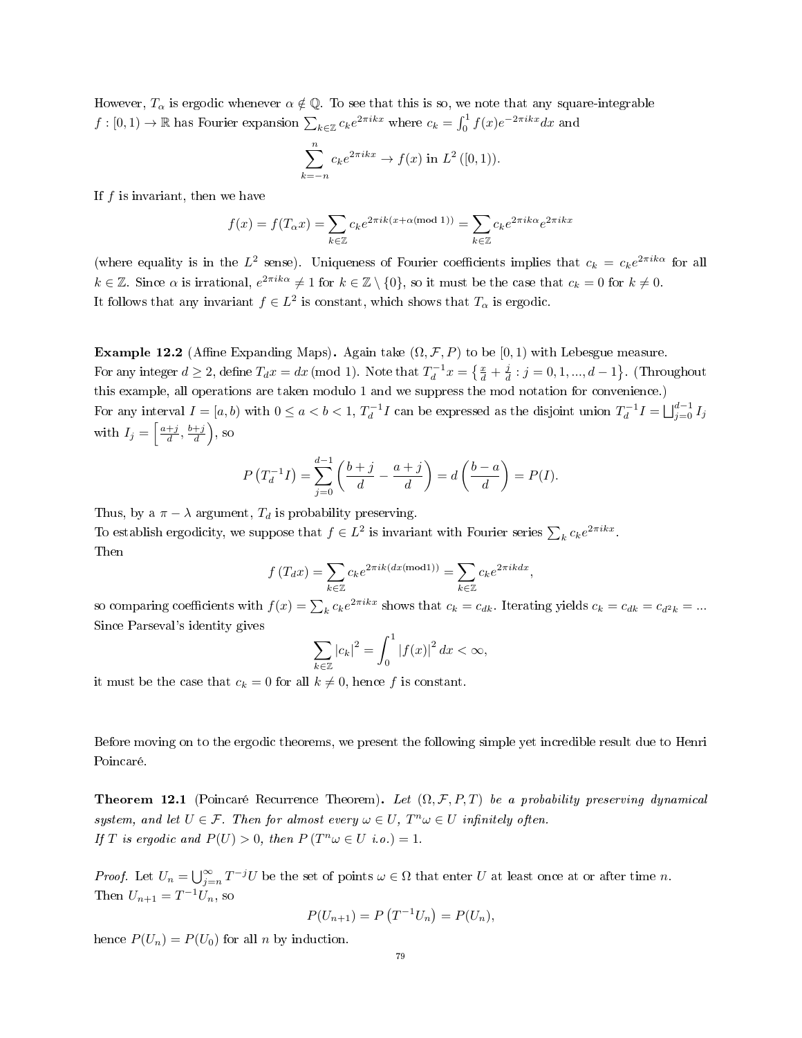However, $T_\alpha$ is ergodic whenever $\alpha \notin \mathbb{Q}$. To see that this is so, we note that any square-integrable $f : [0,1) \to \mathbb{R}$ has Fourier expansion $\sum_{k\in\mathbb{Z}} c_k e^{2\pi ikx}$ where $c_k = \int_0^1 f(x)e^{-2\pi ikx}dx$ and

$$\sum_{k=-n}^{n} c_k e^{2\pi ikx} \to f(x) \text{ in } L^2\left([0,1)\right).$$

If $f$ is invariant, then we have

$$f(x) = f(T_\alpha x) = \sum_{k\in\mathbb{Z}} c_k e^{2\pi ik(x+\alpha(\text{mod } 1))} = \sum_{k\in\mathbb{Z}} c_k e^{2\pi ik\alpha} e^{2\pi ikx}$$

(where equality is in the $L^2$ sense). Uniqueness of Fourier coefficients implies that $c_k = c_k e^{2\pi ik\alpha}$ for all $k \in \mathbb{Z}$. Since $\alpha$ is irrational, $e^{2\pi ik\alpha} \neq 1$ for $k \in \mathbb{Z} \setminus \{0\}$, so it must be the case that $c_k = 0$ for $k \neq 0$.
It follows that any invariant $f \in L^2$ is constant, which shows that $T_\alpha$ is ergodic.

**Example 12.2** (Affine Expanding Maps)**.** Again take $(\Omega, \mathcal{F}, P)$ to be $[0,1)$ with Lebesgue measure.
For any integer $d \geq 2$, define $T_d x = dx \,(\text{mod } 1)$. Note that $T_d^{-1}x = \left\{\frac{x}{d} + \frac{j}{d} : j = 0,1,...,d-1\right\}$. (Throughout this example, all operations are taken modulo 1 and we suppress the mod notation for convenience.)
For any interval $I = [a,b)$ with $0 \leq a < b < 1$, $T_d^{-1}I$ can be expressed as the disjoint union $T_d^{-1}I = \bigsqcup_{j=0}^{d-1} I_j$ with $I_j = \left[\frac{a+j}{d}, \frac{b+j}{d}\right)$, so

$$P\left(T_d^{-1}I\right) = \sum_{j=0}^{d-1}\left(\frac{b+j}{d} - \frac{a+j}{d}\right) = d\left(\frac{b-a}{d}\right) = P(I).$$

Thus, by a $\pi - \lambda$ argument, $T_d$ is probability preserving.
To establish ergodicity, we suppose that $f \in L^2$ is invariant with Fourier series $\sum_k c_k e^{2\pi ikx}$.
Then

$$f\left(T_d x\right) = \sum_{k\in\mathbb{Z}} c_k e^{2\pi ik(dx(\text{mod}1))} = \sum_{k\in\mathbb{Z}} c_k e^{2\pi ikdx},$$

so comparing coefficients with $f(x) = \sum_k c_k e^{2\pi ikx}$ shows that $c_k = c_{dk}$. Iterating yields $c_k = c_{dk} = c_{d^2k} = ...$
Since Parseval's identity gives

$$\sum_{k\in\mathbb{Z}} |c_k|^2 = \int_0^1 |f(x)|^2\, dx < \infty,$$

it must be the case that $c_k = 0$ for all $k \neq 0$, hence $f$ is constant.

Before moving on to the ergodic theorems, we present the following simple yet incredible result due to Henri Poincaré.

**Theorem 12.1** (Poincaré Recurrence Theorem)**.** *Let $(\Omega, \mathcal{F}, P, T)$ be a probability preserving dynamical system, and let $U \in \mathcal{F}$. Then for almost every $\omega \in U$, $T^n\omega \in U$ infinitely often.*
*If $T$ is ergodic and $P(U) > 0$, then $P\left(T^n\omega \in U \text{ i.o.}\right) = 1$.*

*Proof.* Let $U_n = \bigcup_{j=n}^{\infty} T^{-j}U$ be the set of points $\omega \in \Omega$ that enter $U$ at least once at or after time $n$.
Then $U_{n+1} = T^{-1}U_n$, so

$$P(U_{n+1}) = P\left(T^{-1}U_n\right) = P(U_n),$$

hence $P(U_n) = P(U_0)$ for all $n$ by induction.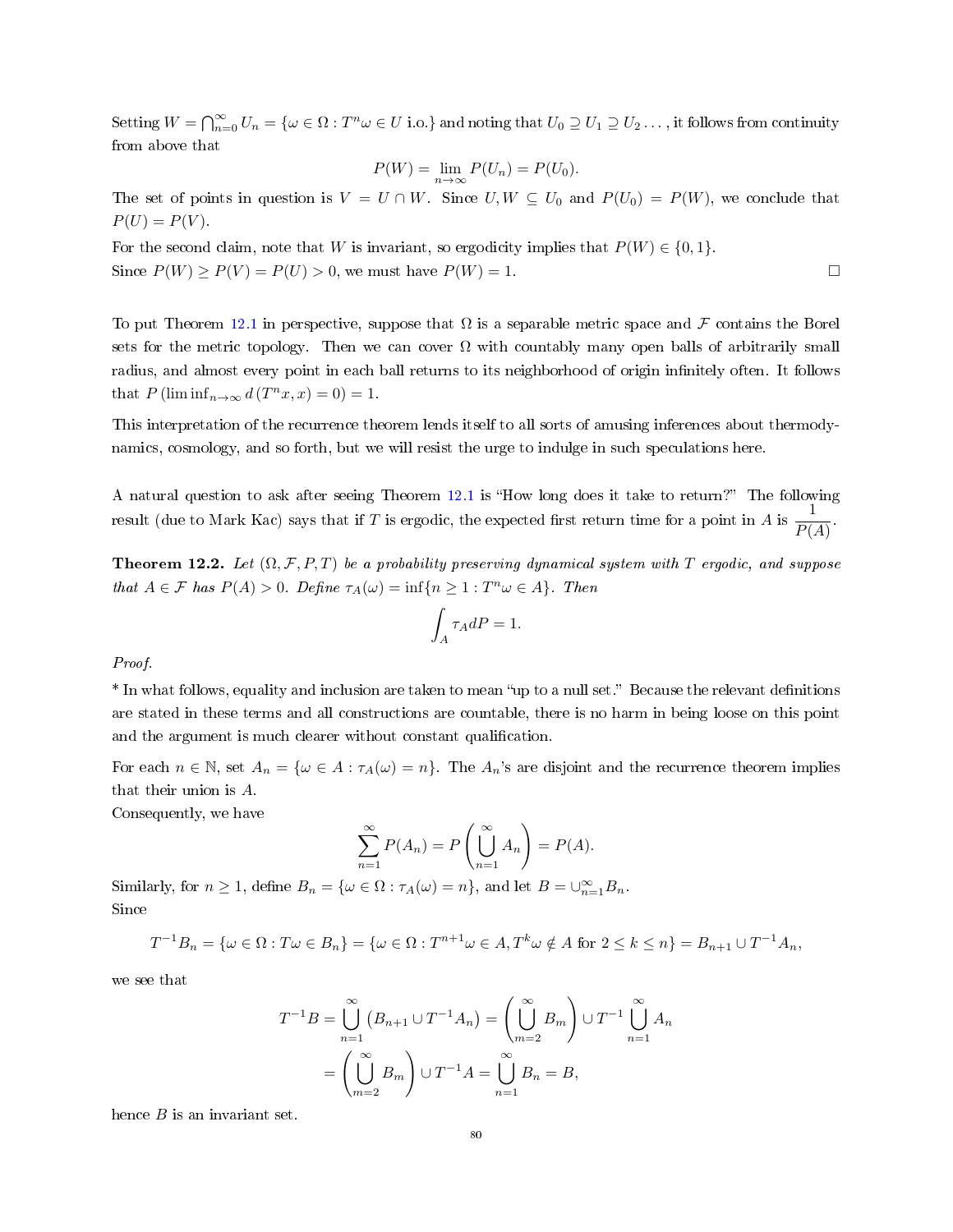Setting $W = \bigcap_{n=0}^{\infty} U_n = \{\omega \in \Omega : T^n\omega \in U \text{ i.o.}\}$ and noting that $U_0 \supseteq U_1 \supseteq U_2 \ldots$, it follows from continuity from above that

$$P(W) = \lim_{n\to\infty} P(U_n) = P(U_0).$$

The set of points in question is $V = U \cap W$. Since $U, W \subseteq U_0$ and $P(U_0) = P(W)$, we conclude that $P(U) = P(V)$.

For the second claim, note that $W$ is invariant, so ergodicity implies that $P(W) \in \{0, 1\}$.

Since $P(W) \geq P(V) = P(U) > 0$, we must have $P(W) = 1$. □

To put Theorem 12.1 in perspective, suppose that $\Omega$ is a separable metric space and $\mathcal{F}$ contains the Borel sets for the metric topology. Then we can cover $\Omega$ with countably many open balls of arbitrarily small radius, and almost every point in each ball returns to its neighborhood of origin infinitely often. It follows that $P\left(\liminf_{n\to\infty} d\left(T^n x, x\right) = 0\right) = 1$.

This interpretation of the recurrence theorem lends itself to all sorts of amusing inferences about thermodynamics, cosmology, and so forth, but we will resist the urge to indulge in such speculations here.

A natural question to ask after seeing Theorem 12.1 is "How long does it take to return?" The following result (due to Mark Kac) says that if $T$ is ergodic, the expected first return time for a point in $A$ is $\dfrac{1}{P(A)}$.

**Theorem 12.2.** *Let $(\Omega, \mathcal{F}, P, T)$ be a probability preserving dynamical system with $T$ ergodic, and suppose that $A \in \mathcal{F}$ has $P(A) > 0$. Define $\tau_A(\omega) = \inf\{n \geq 1 : T^n\omega \in A\}$. Then*

$$\int_A \tau_A dP = 1.$$

*Proof.*

\* In what follows, equality and inclusion are taken to mean "up to a null set." Because the relevant definitions are stated in these terms and all constructions are countable, there is no harm in being loose on this point and the argument is much clearer without constant qualification.

For each $n \in \mathbb{N}$, set $A_n = \{\omega \in A : \tau_A(\omega) = n\}$. The $A_n$'s are disjoint and the recurrence theorem implies that their union is $A$.

Consequently, we have

$$\sum_{n=1}^{\infty} P(A_n) = P\left(\bigcup_{n=1}^{\infty} A_n\right) = P(A).$$

Similarly, for $n \geq 1$, define $B_n = \{\omega \in \Omega : \tau_A(\omega) = n\}$, and let $B = \cup_{n=1}^{\infty} B_n$.

Since

$$T^{-1}B_n = \{\omega \in \Omega : T\omega \in B_n\} = \{\omega \in \Omega : T^{n+1}\omega \in A, T^k\omega \notin A \text{ for } 2 \leq k \leq n\} = B_{n+1} \cup T^{-1}A_n,$$

we see that

$$\begin{aligned}
T^{-1}B &= \bigcup_{n=1}^{\infty}\left(B_{n+1} \cup T^{-1}A_n\right) = \left(\bigcup_{m=2}^{\infty} B_m\right) \cup T^{-1}\bigcup_{n=1}^{\infty} A_n \\
&= \left(\bigcup_{m=2}^{\infty} B_m\right) \cup T^{-1}A = \bigcup_{n=1}^{\infty} B_n = B,
\end{aligned}$$

hence $B$ is an invariant set.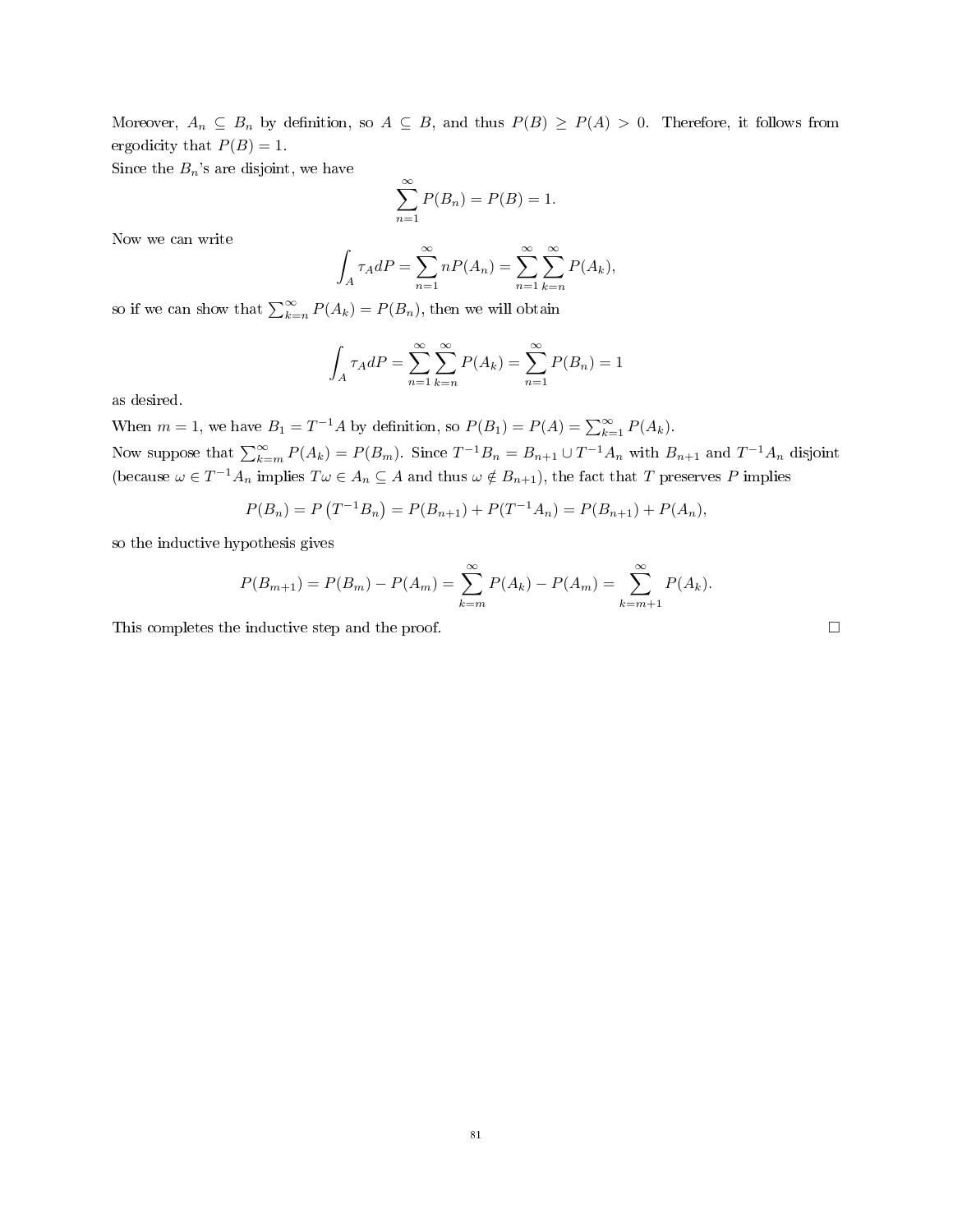Moreover, $A_n \subseteq B_n$ by definition, so $A \subseteq B$, and thus $P(B) \geq P(A) > 0$. Therefore, it follows from ergodicity that $P(B) = 1$.

Since the $B_n$'s are disjoint, we have

$$\sum_{n=1}^{\infty} P(B_n) = P(B) = 1.$$

Now we can write

$$\int_A \tau_A dP = \sum_{n=1}^{\infty} nP(A_n) = \sum_{n=1}^{\infty}\sum_{k=n}^{\infty} P(A_k),$$

so if we can show that $\sum_{k=n}^{\infty} P(A_k) = P(B_n)$, then we will obtain

$$\int_A \tau_A dP = \sum_{n=1}^{\infty}\sum_{k=n}^{\infty} P(A_k) = \sum_{n=1}^{\infty} P(B_n) = 1$$

as desired.

When $m = 1$, we have $B_1 = T^{-1}A$ by definition, so $P(B_1) = P(A) = \sum_{k=1}^{\infty} P(A_k)$.

Now suppose that $\sum_{k=m}^{\infty} P(A_k) = P(B_m)$. Since $T^{-1}B_n = B_{n+1} \cup T^{-1}A_n$ with $B_{n+1}$ and $T^{-1}A_n$ disjoint (because $\omega \in T^{-1}A_n$ implies $T\omega \in A_n \subseteq A$ and thus $\omega \notin B_{n+1}$), the fact that $T$ preserves $P$ implies

$$P(B_n) = P\left(T^{-1}B_n\right) = P(B_{n+1}) + P(T^{-1}A_n) = P(B_{n+1}) + P(A_n),$$

so the inductive hypothesis gives

$$P(B_{m+1}) = P(B_m) - P(A_m) = \sum_{k=m}^{\infty} P(A_k) - P(A_m) = \sum_{k=m+1}^{\infty} P(A_k).$$

This completes the inductive step and the proof. $\square$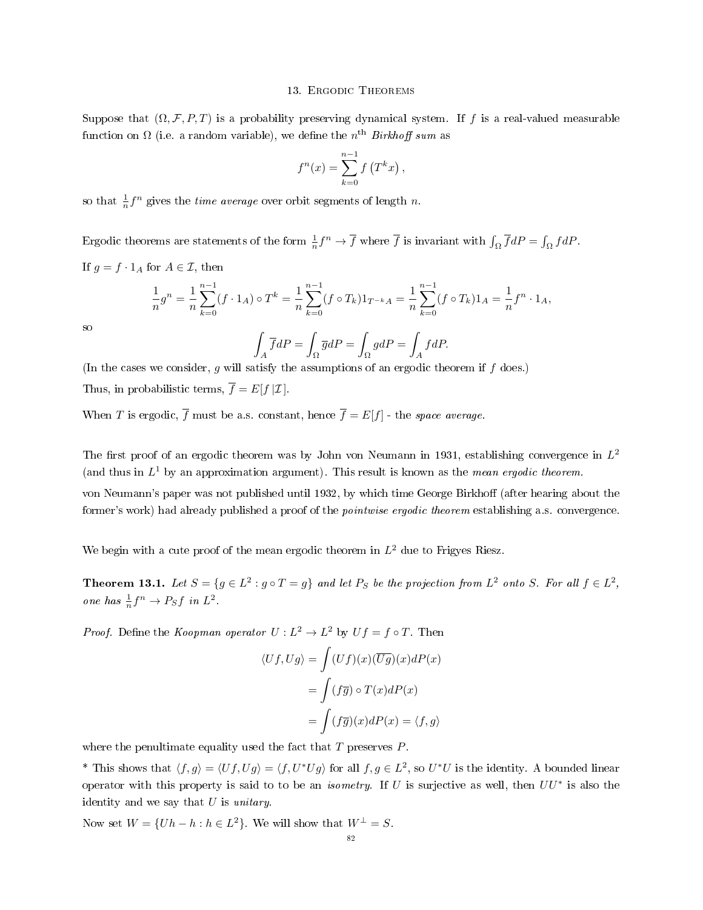# 13. Ergodic Theorems

Suppose that $(\Omega, \mathcal{F}, P, T)$ is a probability preserving dynamical system. If $f$ is a real-valued measurable function on $\Omega$ (i.e. a random variable), we define the $n^{\text{th}}$ *Birkhoff sum* as

$$f^n(x) = \sum_{k=0}^{n-1} f\left(T^k x\right),$$

so that $\frac{1}{n} f^n$ gives the *time average* over orbit segments of length $n$.

Ergodic theorems are statements of the form $\frac{1}{n} f^n \to \overline{f}$ where $\overline{f}$ is invariant with $\int_\Omega \overline{f} dP = \int_\Omega f dP$.

If $g = f \cdot 1_A$ for $A \in \mathcal{I}$, then

$$\frac{1}{n} g^n = \frac{1}{n} \sum_{k=0}^{n-1} (f \cdot 1_A) \circ T^k = \frac{1}{n} \sum_{k=0}^{n-1} (f \circ T_k) 1_{T^{-k}A} = \frac{1}{n} \sum_{k=0}^{n-1} (f \circ T_k) 1_A = \frac{1}{n} f^n \cdot 1_A,$$

so

$$\int_A \overline{f} dP = \int_\Omega \overline{g} dP = \int_\Omega g dP = \int_A f dP.$$

(In the cases we consider, $g$ will satisfy the assumptions of an ergodic theorem if $f$ does.)

Thus, in probabilistic terms, $\overline{f} = E[f \,|\mathcal{I}]$.

When $T$ is ergodic, $\overline{f}$ must be a.s. constant, hence $\overline{f} = E[f]$ - the *space average*.

The first proof of an ergodic theorem was by John von Neumann in 1931, establishing convergence in $L^2$ (and thus in $L^1$ by an approximation argument). This result is known as the *mean ergodic theorem*.

von Neumann's paper was not published until 1932, by which time George Birkhoff (after hearing about the former's work) had already published a proof of the *pointwise ergodic theorem* establishing a.s. convergence.

We begin with a cute proof of the mean ergodic theorem in $L^2$ due to Frigyes Riesz.

**Theorem 13.1.** *Let $S = \{g \in L^2 : g \circ T = g\}$ and let $P_S$ be the projection from $L^2$ onto $S$. For all $f \in L^2$, one has $\frac{1}{n} f^n \to P_S f$ in $L^2$.*

*Proof.* Define the *Koopman operator* $U : L^2 \to L^2$ by $Uf = f \circ T$. Then

$$\begin{aligned}
\langle Uf, Ug \rangle &= \int (Uf)(x)(\overline{Ug})(x) dP(x) \\
&= \int (f\overline{g}) \circ T(x) dP(x) \\
&= \int (f\overline{g})(x) dP(x) = \langle f, g \rangle
\end{aligned}$$

where the penultimate equality used the fact that $T$ preserves $P$.

* This shows that $\langle f, g \rangle = \langle Uf, Ug \rangle = \langle f, U^* U g \rangle$ for all $f, g \in L^2$, so $U^* U$ is the identity. A bounded linear operator with this property is said to to be an *isometry*. If $U$ is surjective as well, then $UU^*$ is also the identity and we say that $U$ is *unitary*.

Now set $W = \{Uh - h : h \in L^2\}$. We will show that $W^\perp = S$.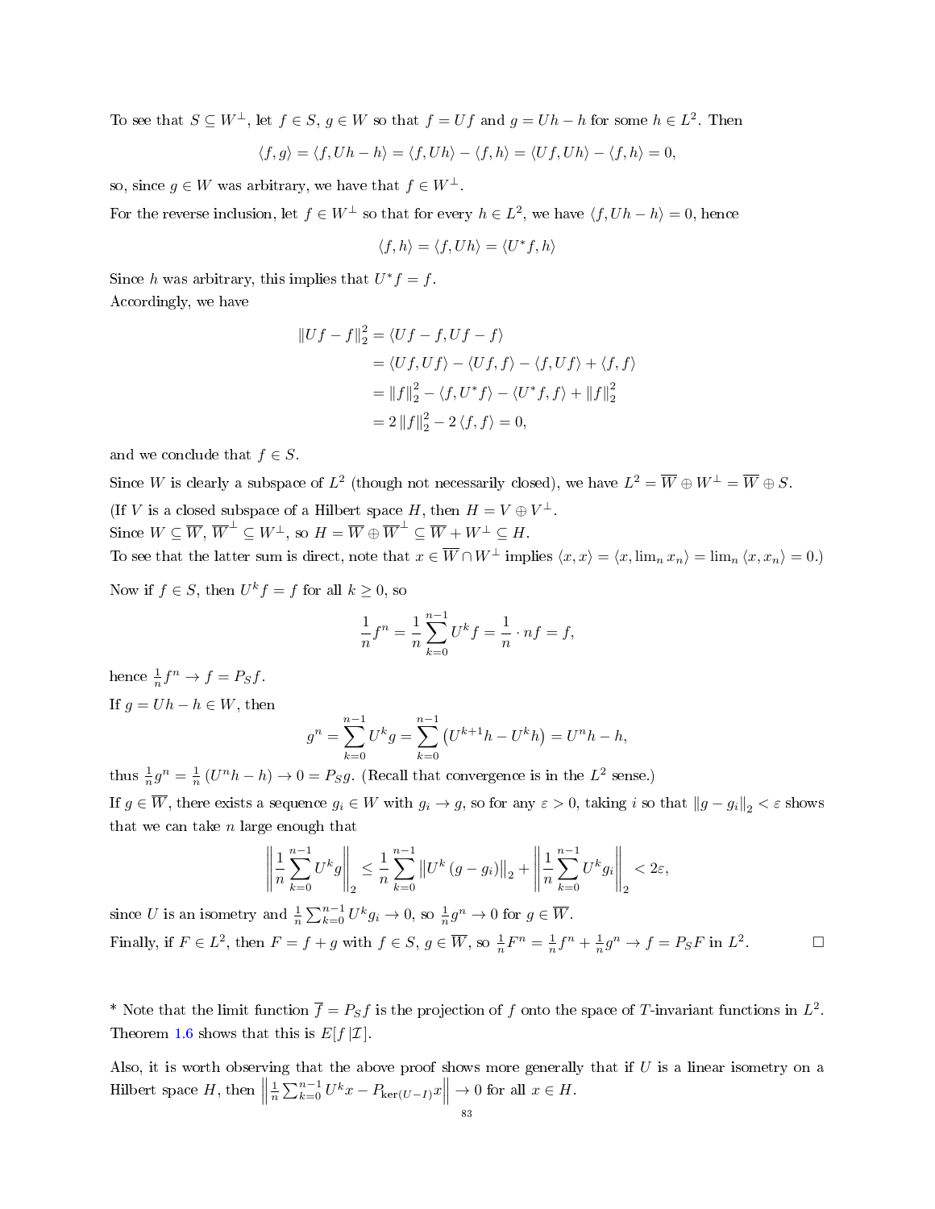To see that $S \subseteq W^{\perp}$, let $f \in S$, $g \in W$ so that $f = Uf$ and $g = Uh - h$ for some $h \in L^2$. Then

$$\langle f, g \rangle = \langle f, Uh - h \rangle = \langle f, Uh \rangle - \langle f, h \rangle = \langle Uf, Uh \rangle - \langle f, h \rangle = 0,$$

so, since $g \in W$ was arbitrary, we have that $f \in W^{\perp}$.

For the reverse inclusion, let $f \in W^{\perp}$ so that for every $h \in L^2$, we have $\langle f, Uh - h \rangle = 0$, hence

$$\langle f, h \rangle = \langle f, Uh \rangle = \langle U^* f, h \rangle$$

Since $h$ was arbitrary, this implies that $U^* f = f$.

Accordingly, we have

$$\begin{aligned}
\|Uf - f\|_2^2 &= \langle Uf - f, Uf - f \rangle \\
&= \langle Uf, Uf \rangle - \langle Uf, f \rangle - \langle f, Uf \rangle + \langle f, f \rangle \\
&= \|f\|_2^2 - \langle f, U^* f \rangle - \langle U^* f, f \rangle + \|f\|_2^2 \\
&= 2\|f\|_2^2 - 2\langle f, f \rangle = 0,
\end{aligned}$$

and we conclude that $f \in S$.

Since $W$ is clearly a subspace of $L^2$ (though not necessarily closed), we have $L^2 = \overline{W} \oplus W^{\perp} = \overline{W} \oplus S$.

(If $V$ is a closed subspace of a Hilbert space $H$, then $H = V \oplus V^{\perp}$.
Since $W \subseteq \overline{W}$, $\overline{W}^{\perp} \subseteq W^{\perp}$, so $H = \overline{W} \oplus \overline{W}^{\perp} \subseteq \overline{W} + W^{\perp} \subseteq H$.
To see that the latter sum is direct, note that $x \in \overline{W} \cap W^{\perp}$ implies $\langle x, x \rangle = \langle x, \lim_n x_n \rangle = \lim_n \langle x, x_n \rangle = 0$.)

Now if $f \in S$, then $U^k f = f$ for all $k \geq 0$, so

$$\frac{1}{n} f^n = \frac{1}{n} \sum_{k=0}^{n-1} U^k f = \frac{1}{n} \cdot nf = f,$$

hence $\frac{1}{n} f^n \to f = P_S f$.

If $g = Uh - h \in W$, then

$$g^n = \sum_{k=0}^{n-1} U^k g = \sum_{k=0}^{n-1} \left( U^{k+1} h - U^k h \right) = U^n h - h,$$

thus $\frac{1}{n} g^n = \frac{1}{n} (U^n h - h) \to 0 = P_S g$. (Recall that convergence is in the $L^2$ sense.)

If $g \in \overline{W}$, there exists a sequence $g_i \in W$ with $g_i \to g$, so for any $\varepsilon > 0$, taking $i$ so that $\|g - g_i\|_2 < \varepsilon$ shows that we can take $n$ large enough that

$$\left\| \frac{1}{n} \sum_{k=0}^{n-1} U^k g \right\|_2 \leq \frac{1}{n} \sum_{k=0}^{n-1} \left\| U^k (g - g_i) \right\|_2 + \left\| \frac{1}{n} \sum_{k=0}^{n-1} U^k g_i \right\|_2 < 2\varepsilon,$$

since $U$ is an isometry and $\frac{1}{n} \sum_{k=0}^{n-1} U^k g_i \to 0$, so $\frac{1}{n} g^n \to 0$ for $g \in \overline{W}$.

Finally, if $F \in L^2$, then $F = f + g$ with $f \in S$, $g \in \overline{W}$, so $\frac{1}{n} F^n = \frac{1}{n} f^n + \frac{1}{n} g^n \to f = P_S F$ in $L^2$. $\square$

\* Note that the limit function $\overline{f} = P_S f$ is the projection of $f$ onto the space of $T$-invariant functions in $L^2$. Theorem 1.6 shows that this is $E[f \,|\, \mathcal{I}]$.

Also, it is worth observing that the above proof shows more generally that if $U$ is a linear isometry on a Hilbert space $H$, then $\left\| \frac{1}{n} \sum_{k=0}^{n-1} U^k x - P_{\ker(U-I)} x \right\| \to 0$ for all $x \in H$.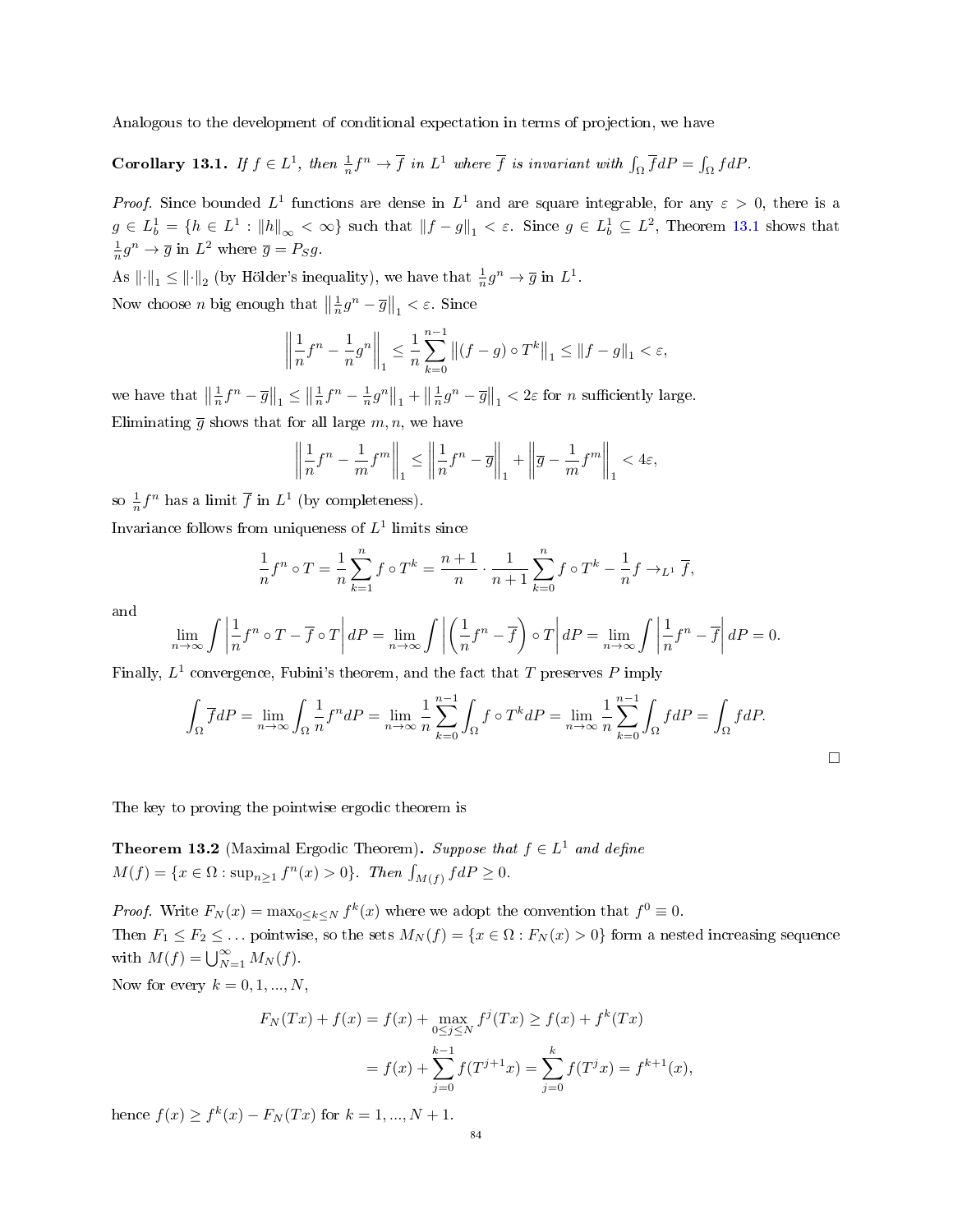Analogous to the development of conditional expectation in terms of projection, we have

**Corollary 13.1.** *If $f \in L^1$, then $\frac{1}{n}f^n \to \overline{f}$ in $L^1$ where $\overline{f}$ is invariant with $\int_\Omega \overline{f}dP = \int_\Omega f dP$.*

*Proof.* Since bounded $L^1$ functions are dense in $L^1$ and are square integrable, for any $\varepsilon > 0$, there is a $g \in L^1_b = \{h \in L^1 : \|h\|_\infty < \infty\}$ such that $\|f - g\|_1 < \varepsilon$. Since $g \in L^1_b \subseteq L^2$, Theorem 13.1 shows that $\frac{1}{n}g^n \to \overline{g}$ in $L^2$ where $\overline{g} = P_S g$.

As $\|\cdot\|_1 \leq \|\cdot\|_2$ (by Hölder's inequality), we have that $\frac{1}{n}g^n \to \overline{g}$ in $L^1$.

Now choose $n$ big enough that $\left\|\frac{1}{n}g^n - \overline{g}\right\|_1 < \varepsilon$. Since

$$\left\|\frac{1}{n}f^n - \frac{1}{n}g^n\right\|_1 \leq \frac{1}{n}\sum_{k=0}^{n-1}\left\|(f-g)\circ T^k\right\|_1 \leq \|f-g\|_1 < \varepsilon,$$

we have that $\left\|\frac{1}{n}f^n - \overline{g}\right\|_1 \leq \left\|\frac{1}{n}f^n - \frac{1}{n}g^n\right\|_1 + \left\|\frac{1}{n}g^n - \overline{g}\right\|_1 < 2\varepsilon$ for $n$ sufficiently large.

Eliminating $\overline{g}$ shows that for all large $m, n$, we have

$$\left\|\frac{1}{n}f^n - \frac{1}{m}f^m\right\|_1 \leq \left\|\frac{1}{n}f^n - \overline{g}\right\|_1 + \left\|\overline{g} - \frac{1}{m}f^m\right\|_1 < 4\varepsilon,$$

so $\frac{1}{n}f^n$ has a limit $\overline{f}$ in $L^1$ (by completeness).

Invariance follows from uniqueness of $L^1$ limits since

$$\frac{1}{n}f^n \circ T = \frac{1}{n}\sum_{k=1}^{n} f \circ T^k = \frac{n+1}{n}\cdot\frac{1}{n+1}\sum_{k=0}^{n} f\circ T^k - \frac{1}{n}f \to_{L^1} \overline{f},$$

and

$$\lim_{n\to\infty}\int\left|\frac{1}{n}f^n \circ T - \overline{f}\circ T\right|dP = \lim_{n\to\infty}\int\left|\left(\frac{1}{n}f^n - \overline{f}\right)\circ T\right|dP = \lim_{n\to\infty}\int\left|\frac{1}{n}f^n - \overline{f}\right|dP = 0.$$

Finally, $L^1$ convergence, Fubini's theorem, and the fact that $T$ preserves $P$ imply

$$\int_\Omega \overline{f}dP = \lim_{n\to\infty}\int_\Omega \frac{1}{n}f^n dP = \lim_{n\to\infty}\frac{1}{n}\sum_{k=0}^{n-1}\int_\Omega f\circ T^k dP = \lim_{n\to\infty}\frac{1}{n}\sum_{k=0}^{n-1}\int_\Omega f dP = \int_\Omega f dP.$$

□

The key to proving the pointwise ergodic theorem is

**Theorem 13.2** (Maximal Ergodic Theorem)**.** *Suppose that $f \in L^1$ and define $M(f) = \{x \in \Omega : \sup_{n\geq 1} f^n(x) > 0\}$. Then $\int_{M(f)} f dP \geq 0$.*

*Proof.* Write $F_N(x) = \max_{0\leq k\leq N} f^k(x)$ where we adopt the convention that $f^0 \equiv 0$.

Then $F_1 \leq F_2 \leq \ldots$ pointwise, so the sets $M_N(f) = \{x \in \Omega : F_N(x) > 0\}$ form a nested increasing sequence with $M(f) = \bigcup_{N=1}^\infty M_N(f)$.

Now for every $k = 0, 1, ..., N$,

$$\begin{aligned} F_N(Tx) + f(x) &= f(x) + \max_{0\leq j\leq N} f^j(Tx) \geq f(x) + f^k(Tx) \\ &= f(x) + \sum_{j=0}^{k-1} f(T^{j+1}x) = \sum_{j=0}^{k} f(T^j x) = f^{k+1}(x), \end{aligned}$$

hence $f(x) \geq f^k(x) - F_N(Tx)$ for $k = 1, ..., N+1$.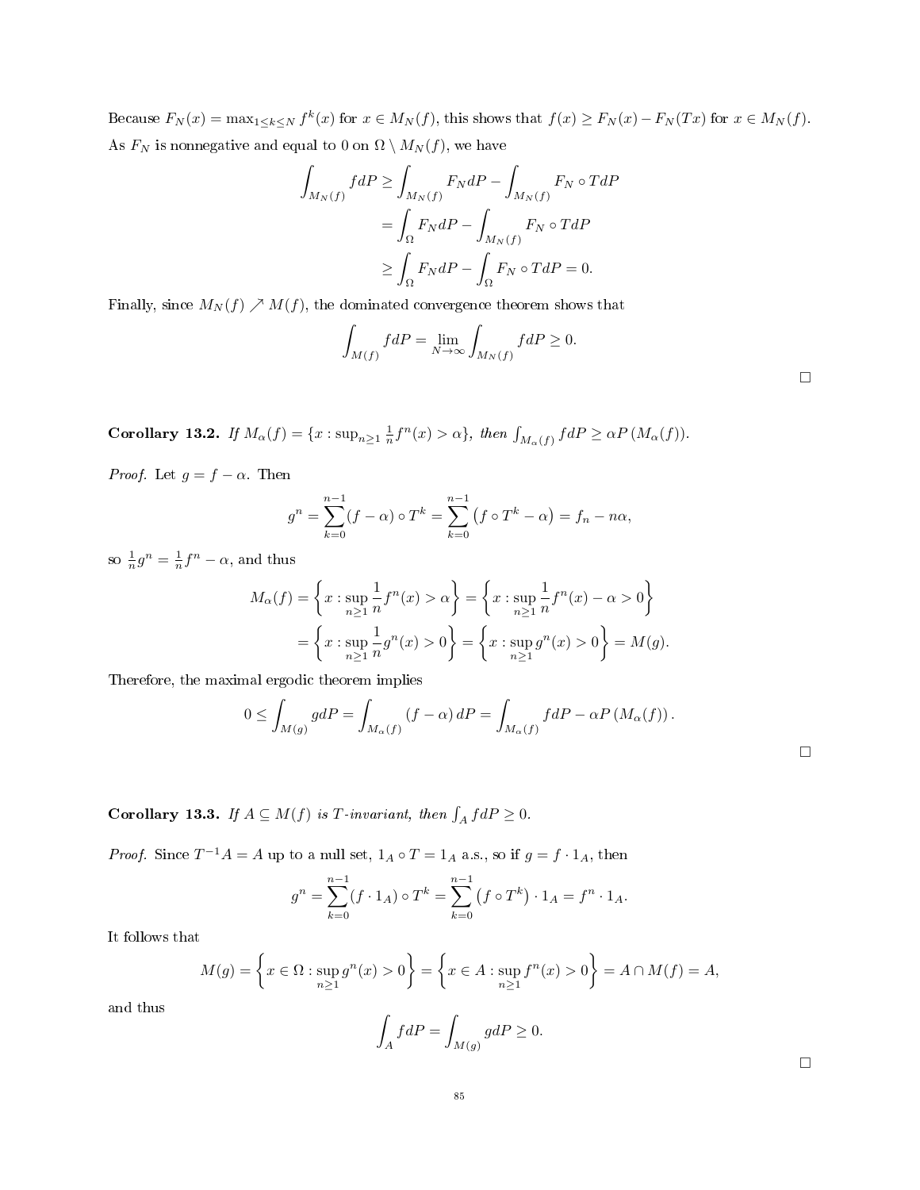Because $F_N(x) = \max_{1 \le k \le N} f^k(x)$ for $x \in M_N(f)$, this shows that $f(x) \ge F_N(x) - F_N(Tx)$ for $x \in M_N(f)$. As $F_N$ is nonnegative and equal to 0 on $\Omega \setminus M_N(f)$, we have

$$
\begin{aligned}
\int_{M_N(f)} f dP &\ge \int_{M_N(f)} F_N dP - \int_{M_N(f)} F_N \circ T dP \\
&= \int_{\Omega} F_N dP - \int_{M_N(f)} F_N \circ T dP \\
&\ge \int_{\Omega} F_N dP - \int_{\Omega} F_N \circ T dP = 0.
\end{aligned}
$$

Finally, since $M_N(f) \nearrow M(f)$, the dominated convergence theorem shows that

$$
\int_{M(f)} f dP = \lim_{N \to \infty} \int_{M_N(f)} f dP \ge 0.
$$

□

**Corollary 13.2.** *If $M_\alpha(f) = \{x : \sup_{n \ge 1} \frac{1}{n} f^n(x) > \alpha\}$, then $\int_{M_\alpha(f)} f dP \ge \alpha P(M_\alpha(f))$.*

*Proof.* Let $g = f - \alpha$. Then

$$
g^n = \sum_{k=0}^{n-1} (f - \alpha) \circ T^k = \sum_{k=0}^{n-1} \left( f \circ T^k - \alpha \right) = f_n - n\alpha,
$$

so $\frac{1}{n} g^n = \frac{1}{n} f^n - \alpha$, and thus

$$
\begin{aligned}
M_\alpha(f) &= \left\{ x : \sup_{n \ge 1} \frac{1}{n} f^n(x) > \alpha \right\} = \left\{ x : \sup_{n \ge 1} \frac{1}{n} f^n(x) - \alpha > 0 \right\} \\
&= \left\{ x : \sup_{n \ge 1} \frac{1}{n} g^n(x) > 0 \right\} = \left\{ x : \sup_{n \ge 1} g^n(x) > 0 \right\} = M(g).
\end{aligned}
$$

Therefore, the maximal ergodic theorem implies

$$
0 \le \int_{M(g)} g dP = \int_{M_\alpha(f)} (f - \alpha) \, dP = \int_{M_\alpha(f)} f dP - \alpha P(M_\alpha(f)).
$$

□

**Corollary 13.3.** *If $A \subseteq M(f)$ is $T$-invariant, then $\int_A f dP \ge 0$.*

*Proof.* Since $T^{-1}A = A$ up to a null set, $1_A \circ T = 1_A$ a.s., so if $g = f \cdot 1_A$, then

$$
g^n = \sum_{k=0}^{n-1} (f \cdot 1_A) \circ T^k = \sum_{k=0}^{n-1} \left( f \circ T^k \right) \cdot 1_A = f^n \cdot 1_A.
$$

It follows that

$$
M(g) = \left\{ x \in \Omega : \sup_{n \ge 1} g^n(x) > 0 \right\} = \left\{ x \in A : \sup_{n \ge 1} f^n(x) > 0 \right\} = A \cap M(f) = A,
$$

and thus

$$
\int_A f dP = \int_{M(g)} g dP \ge 0.
$$

□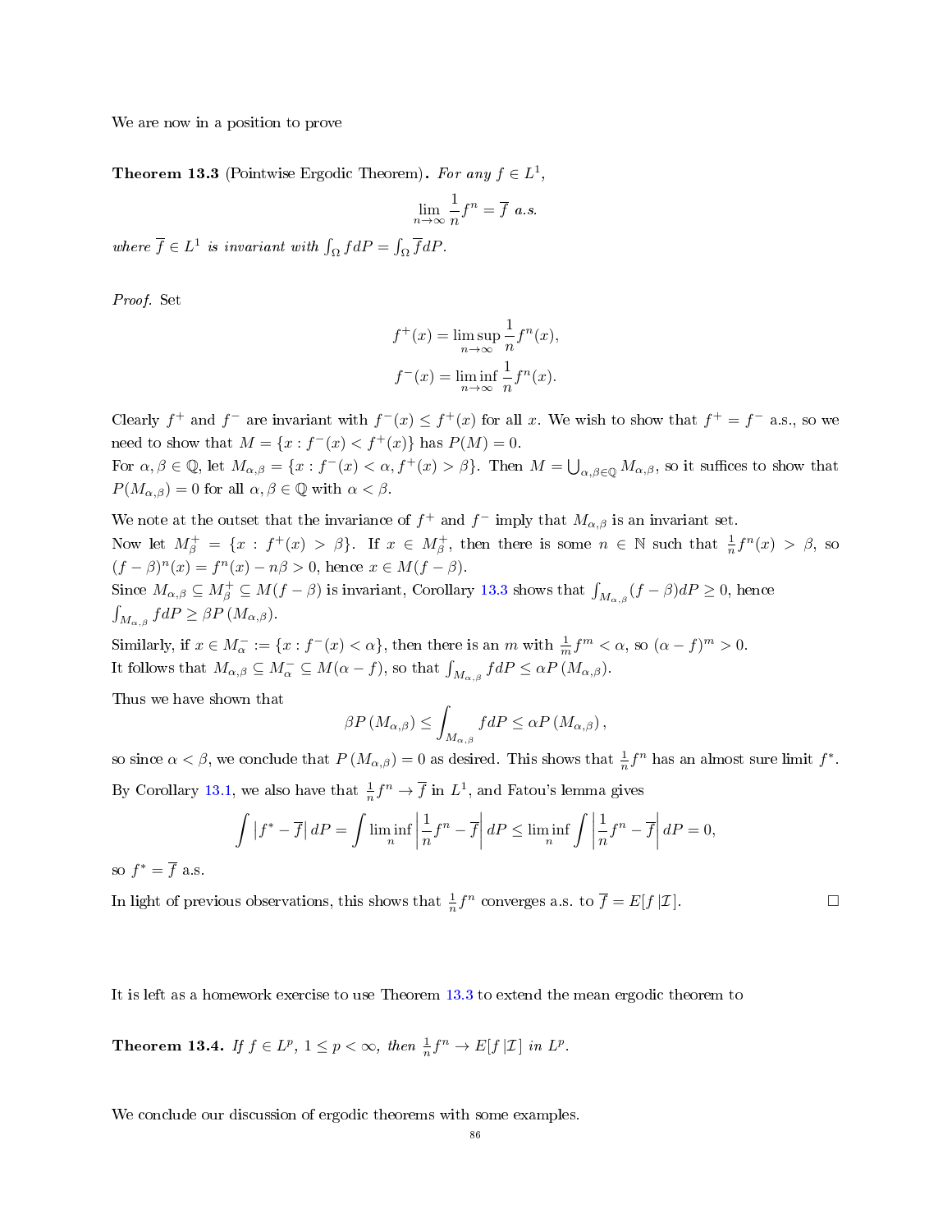We are now in a position to prove

**Theorem 13.3** (Pointwise Ergodic Theorem)**.** *For any $f \in L^1$,*

$$\lim_{n\to\infty} \frac{1}{n} f^n = \overline{f} \text{ a.s.}$$

*where $\overline{f} \in L^1$ is invariant with $\int_\Omega f dP = \int_\Omega \overline{f} dP$.*

*Proof.* Set

$$f^+(x) = \limsup_{n\to\infty} \frac{1}{n} f^n(x),$$
$$f^-(x) = \liminf_{n\to\infty} \frac{1}{n} f^n(x).$$

Clearly $f^+$ and $f^-$ are invariant with $f^-(x) \le f^+(x)$ for all $x$. We wish to show that $f^+ = f^-$ a.s., so we need to show that $M = \{x : f^-(x) < f^+(x)\}$ has $P(M) = 0$.
For $\alpha, \beta \in \mathbb{Q}$, let $M_{\alpha,\beta} = \{x : f^-(x) < \alpha, f^+(x) > \beta\}$. Then $M = \bigcup_{\alpha,\beta\in\mathbb{Q}} M_{\alpha,\beta}$, so it suffices to show that $P(M_{\alpha,\beta}) = 0$ for all $\alpha, \beta \in \mathbb{Q}$ with $\alpha < \beta$.

We note at the outset that the invariance of $f^+$ and $f^-$ imply that $M_{\alpha,\beta}$ is an invariant set.
Now let $M_\beta^+ = \{x : f^+(x) > \beta\}$. If $x \in M_\beta^+$, then there is some $n \in \mathbb{N}$ such that $\frac{1}{n} f^n(x) > \beta$, so $(f - \beta)^n(x) = f^n(x) - n\beta > 0$, hence $x \in M(f - \beta)$.
Since $M_{\alpha,\beta} \subseteq M_\beta^+ \subseteq M(f - \beta)$ is invariant, Corollary 13.3 shows that $\int_{M_{\alpha,\beta}} (f - \beta) dP \ge 0$, hence $\int_{M_{\alpha,\beta}} f dP \ge \beta P(M_{\alpha,\beta})$.
Similarly, if $x \in M_\alpha^- := \{x : f^-(x) < \alpha\}$, then there is an $m$ with $\frac{1}{m} f^m < \alpha$, so $(\alpha - f)^m > 0$.
It follows that $M_{\alpha,\beta} \subseteq M_\alpha^- \subseteq M(\alpha - f)$, so that $\int_{M_{\alpha,\beta}} f dP \le \alpha P(M_{\alpha,\beta})$.

Thus we have shown that

$$\beta P(M_{\alpha,\beta}) \le \int_{M_{\alpha,\beta}} f dP \le \alpha P(M_{\alpha,\beta}),$$

so since $\alpha < \beta$, we conclude that $P(M_{\alpha,\beta}) = 0$ as desired. This shows that $\frac{1}{n} f^n$ has an almost sure limit $f^*$.
By Corollary 13.1, we also have that $\frac{1}{n} f^n \to \overline{f}$ in $L^1$, and Fatou's lemma gives

$$\int \left|f^* - \overline{f}\right| dP = \int \liminf_n \left|\frac{1}{n} f^n - \overline{f}\right| dP \le \liminf_n \int \left|\frac{1}{n} f^n - \overline{f}\right| dP = 0,$$

so $f^* = \overline{f}$ a.s.
In light of previous observations, this shows that $\frac{1}{n} f^n$ converges a.s. to $\overline{f} = E[f \,|\mathcal{I}]$. □

It is left as a homework exercise to use Theorem 13.3 to extend the mean ergodic theorem to

**Theorem 13.4.** *If $f \in L^p$, $1 \le p < \infty$, then $\frac{1}{n} f^n \to E[f \,|\mathcal{I}]$ in $L^p$.*

We conclude our discussion of ergodic theorems with some examples.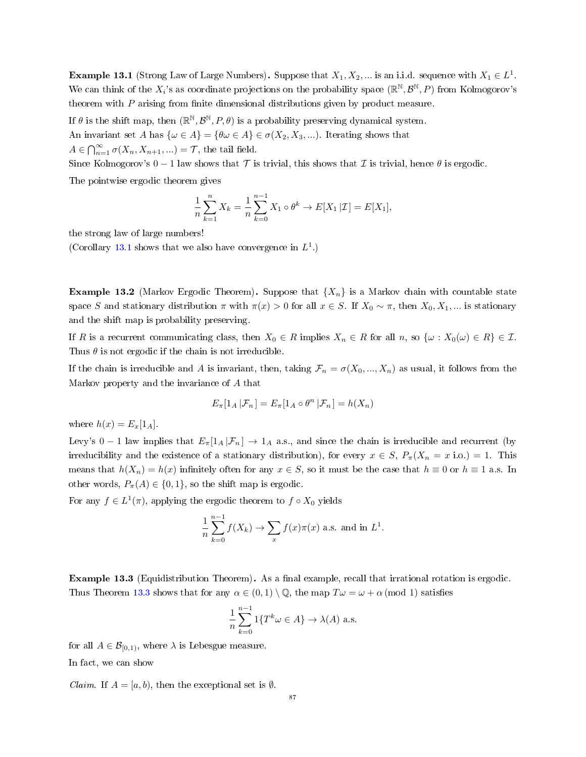**Example 13.1** (Strong Law of Large Numbers)**.** Suppose that $X_1, X_2, ...$ is an i.i.d. sequence with $X_1 \in L^1$. We can think of the $X_i$'s as coordinate projections on the probability space $(\mathbb{R}^{\mathbb{N}}, \mathcal{B}^{\mathbb{N}}, P)$ from Kolmogorov's theorem with $P$ arising from finite dimensional distributions given by product measure.

If $\theta$ is the shift map, then $(\mathbb{R}^{\mathbb{N}}, \mathcal{B}^{\mathbb{N}}, P, \theta)$ is a probability preserving dynamical system.

An invariant set $A$ has $\{\omega \in A\} = \{\theta\omega \in A\} \in \sigma(X_2, X_3, ...)$. Iterating shows that $A \in \bigcap_{n=1}^{\infty} \sigma(X_n, X_{n+1}, ...) = \mathcal{T}$, the tail field.

Since Kolmogorov's $0-1$ law shows that $\mathcal{T}$ is trivial, this shows that $\mathcal{I}$ is trivial, hence $\theta$ is ergodic.

The pointwise ergodic theorem gives

$$\frac{1}{n}\sum_{k=1}^{n} X_k = \frac{1}{n}\sum_{k=0}^{n-1} X_1 \circ \theta^k \to E[X_1 \,|\mathcal{I}] = E[X_1],$$

the strong law of large numbers!

(Corollary 13.1 shows that we also have convergence in $L^1$.)

**Example 13.2** (Markov Ergodic Theorem)**.** Suppose that $\{X_n\}$ is a Markov chain with countable state space $S$ and stationary distribution $\pi$ with $\pi(x) > 0$ for all $x \in S$. If $X_0 \sim \pi$, then $X_0, X_1, ...$ is stationary and the shift map is probability preserving.

If $R$ is a recurrent communicating class, then $X_0 \in R$ implies $X_n \in R$ for all $n$, so $\{\omega : X_0(\omega) \in R\} \in \mathcal{I}$. Thus $\theta$ is not ergodic if the chain is not irreducible.

If the chain is irreducible and $A$ is invariant, then, taking $\mathcal{F}_n = \sigma(X_0, ..., X_n)$ as usual, it follows from the Markov property and the invariance of $A$ that

$$E_\pi[1_A \,|\mathcal{F}_n] = E_\pi[1_A \circ \theta^n \,|\mathcal{F}_n] = h(X_n)$$

where $h(x) = E_x[1_A]$.

Levy's $0-1$ law implies that $E_\pi[1_A \,|\mathcal{F}_n] \to 1_A$ a.s., and since the chain is irreducible and recurrent (by irreducibility and the existence of a stationary distribution), for every $x \in S$, $P_\pi(X_n = x \text{ i.o.}) = 1$. This means that $h(X_n) = h(x)$ infinitely often for any $x \in S$, so it must be the case that $h \equiv 0$ or $h \equiv 1$ a.s. In other words, $P_\pi(A) \in \{0, 1\}$, so the shift map is ergodic.

For any $f \in L^1(\pi)$, applying the ergodic theorem to $f \circ X_0$ yields

$$\frac{1}{n}\sum_{k=0}^{n-1} f(X_k) \to \sum_x f(x)\pi(x) \text{ a.s. and in } L^1.$$

**Example 13.3** (Equidistribution Theorem)**.** As a final example, recall that irrational rotation is ergodic. Thus Theorem 13.3 shows that for any $\alpha \in (0,1) \setminus \mathbb{Q}$, the map $T\omega = \omega + \alpha \,(\text{mod } 1)$ satisfies

$$\frac{1}{n}\sum_{k=0}^{n-1} 1\{T^k\omega \in A\} \to \lambda(A) \text{ a.s.}$$

for all $A \in \mathcal{B}_{[0,1)}$, where $\lambda$ is Lebesgue measure.

In fact, we can show

*Claim.* If $A = [a, b)$, then the exceptional set is $\emptyset$.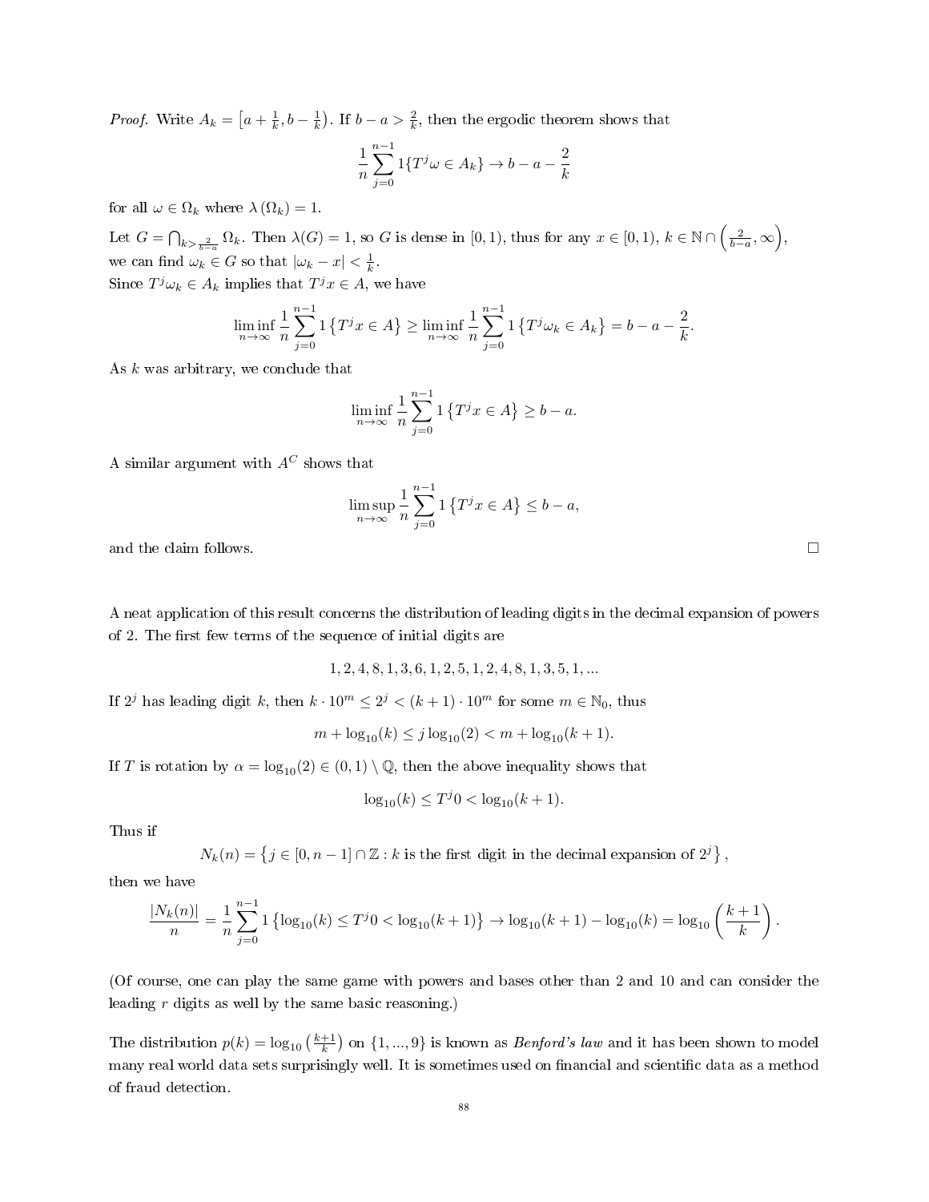*Proof.* Write $A_k = \left[a + \frac{1}{k}, b - \frac{1}{k}\right)$. If $b - a > \frac{2}{k}$, then the ergodic theorem shows that

$$\frac{1}{n}\sum_{j=0}^{n-1} 1\{T^j\omega \in A_k\} \to b - a - \frac{2}{k}$$

for all $\omega \in \Omega_k$ where $\lambda(\Omega_k) = 1$.

Let $G = \bigcap_{k > \frac{2}{b-a}} \Omega_k$. Then $\lambda(G) = 1$, so $G$ is dense in $[0, 1)$, thus for any $x \in [0, 1)$, $k \in \mathbb{N} \cap \left(\frac{2}{b-a}, \infty\right)$, we can find $\omega_k \in G$ so that $|\omega_k - x| < \frac{1}{k}$.

Since $T^j\omega_k \in A_k$ implies that $T^j x \in A$, we have

$$\liminf_{n\to\infty} \frac{1}{n}\sum_{j=0}^{n-1} 1\left\{T^j x \in A\right\} \geq \liminf_{n\to\infty} \frac{1}{n}\sum_{j=0}^{n-1} 1\left\{T^j\omega_k \in A_k\right\} = b - a - \frac{2}{k}.$$

As $k$ was arbitrary, we conclude that

$$\liminf_{n\to\infty} \frac{1}{n}\sum_{j=0}^{n-1} 1\left\{T^j x \in A\right\} \geq b - a.$$

A similar argument with $A^C$ shows that

$$\limsup_{n\to\infty} \frac{1}{n}\sum_{j=0}^{n-1} 1\left\{T^j x \in A\right\} \leq b - a,$$

and the claim follows. □

A neat application of this result concerns the distribution of leading digits in the decimal expansion of powers of 2. The first few terms of the sequence of initial digits are

$$1, 2, 4, 8, 1, 3, 6, 1, 2, 5, 1, 2, 4, 8, 1, 3, 5, 1, \ldots$$

If $2^j$ has leading digit $k$, then $k \cdot 10^m \leq 2^j < (k+1) \cdot 10^m$ for some $m \in \mathbb{N}_0$, thus

$$m + \log_{10}(k) \leq j\log_{10}(2) < m + \log_{10}(k+1).$$

If $T$ is rotation by $\alpha = \log_{10}(2) \in (0, 1) \setminus \mathbb{Q}$, then the above inequality shows that

$$\log_{10}(k) \leq T^j 0 < \log_{10}(k+1).$$

Thus if

$$N_k(n) = \left\{j \in [0, n-1] \cap \mathbb{Z} : k \text{ is the first digit in the decimal expansion of } 2^j\right\},$$

then we have

$$\frac{|N_k(n)|}{n} = \frac{1}{n}\sum_{j=0}^{n-1} 1\left\{\log_{10}(k) \leq T^j 0 < \log_{10}(k+1)\right\} \to \log_{10}(k+1) - \log_{10}(k) = \log_{10}\left(\frac{k+1}{k}\right).$$

(Of course, one can play the same game with powers and bases other than 2 and 10 and can consider the leading $r$ digits as well by the same basic reasoning.)

The distribution $p(k) = \log_{10}\left(\frac{k+1}{k}\right)$ on $\{1, \ldots, 9\}$ is known as *Benford's law* and it has been shown to model many real world data sets surprisingly well. It is sometimes used on financial and scientific data as a method of fraud detection.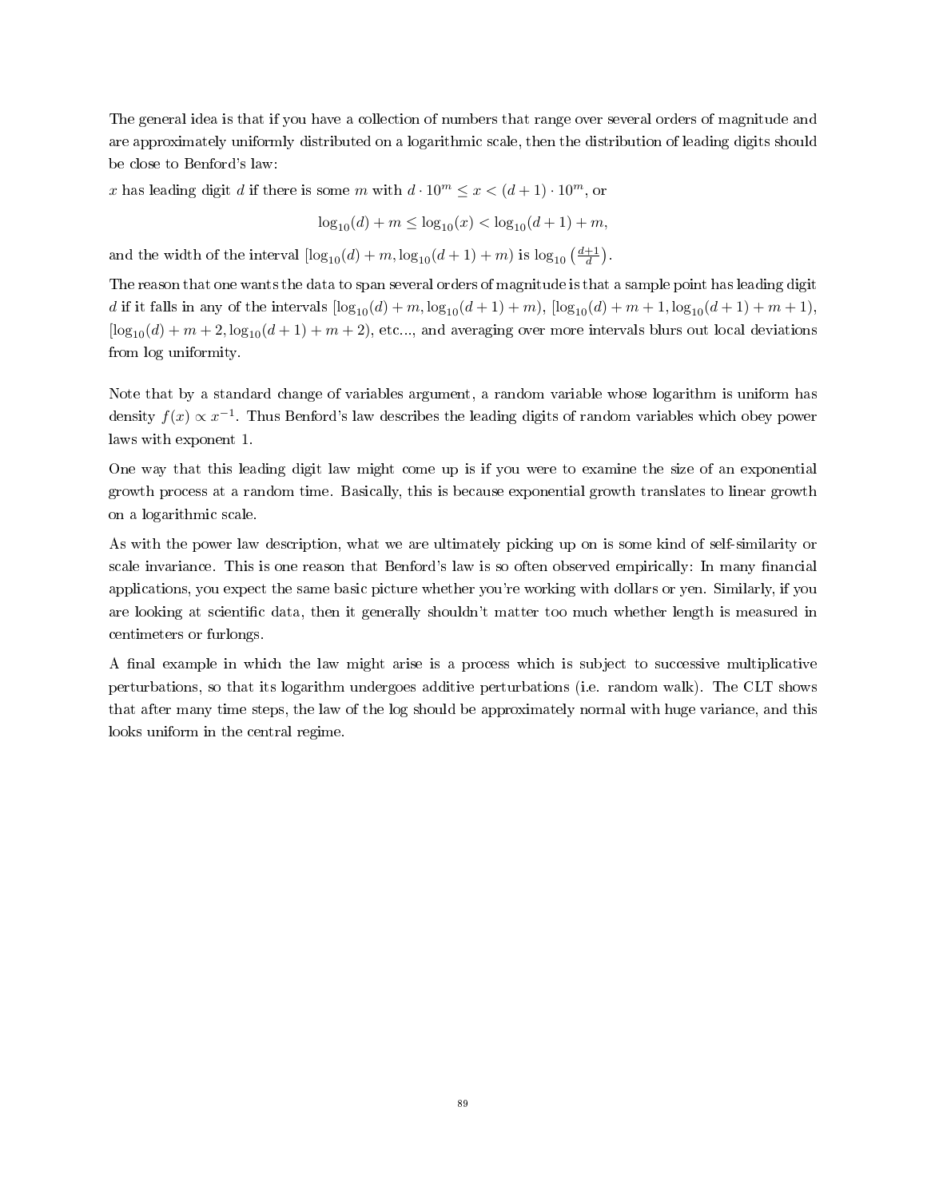The general idea is that if you have a collection of numbers that range over several orders of magnitude and are approximately uniformly distributed on a logarithmic scale, then the distribution of leading digits should be close to Benford's law:

$x$ has leading digit $d$ if there is some $m$ with $d \cdot 10^m \leq x < (d+1) \cdot 10^m$, or

$$\log_{10}(d) + m \leq \log_{10}(x) < \log_{10}(d+1) + m,$$

and the width of the interval $[\log_{10}(d) + m, \log_{10}(d+1) + m)$ is $\log_{10}\left(\frac{d+1}{d}\right)$.

The reason that one wants the data to span several orders of magnitude is that a sample point has leading digit $d$ if it falls in any of the intervals $[\log_{10}(d) + m, \log_{10}(d+1) + m)$, $[\log_{10}(d) + m + 1, \log_{10}(d+1) + m + 1)$, $[\log_{10}(d) + m + 2, \log_{10}(d+1) + m + 2)$, etc..., and averaging over more intervals blurs out local deviations from log uniformity.

Note that by a standard change of variables argument, a random variable whose logarithm is uniform has density $f(x) \propto x^{-1}$. Thus Benford's law describes the leading digits of random variables which obey power laws with exponent 1.

One way that this leading digit law might come up is if you were to examine the size of an exponential growth process at a random time. Basically, this is because exponential growth translates to linear growth on a logarithmic scale.

As with the power law description, what we are ultimately picking up on is some kind of self-similarity or scale invariance. This is one reason that Benford's law is so often observed empirically: In many financial applications, you expect the same basic picture whether you're working with dollars or yen. Similarly, if you are looking at scientific data, then it generally shouldn't matter too much whether length is measured in centimeters or furlongs.

A final example in which the law might arise is a process which is subject to successive multiplicative perturbations, so that its logarithm undergoes additive perturbations (i.e. random walk). The CLT shows that after many time steps, the law of the log should be approximately normal with huge variance, and this looks uniform in the central regime.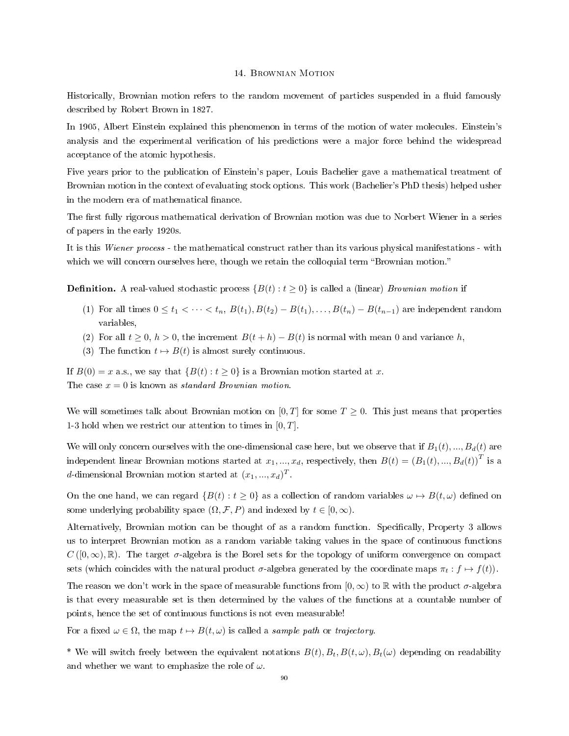# 14. Brownian Motion

Historically, Brownian motion refers to the random movement of particles suspended in a fluid famously described by Robert Brown in 1827.

In 1905, Albert Einstein explained this phenomenon in terms of the motion of water molecules. Einstein's analysis and the experimental verification of his predictions were a major force behind the widespread acceptance of the atomic hypothesis.

Five years prior to the publication of Einstein's paper, Louis Bachelier gave a mathematical treatment of Brownian motion in the context of evaluating stock options. This work (Bachelier's PhD thesis) helped usher in the modern era of mathematical finance.

The first fully rigorous mathematical derivation of Brownian motion was due to Norbert Wiener in a series of papers in the early 1920s.

It is this *Wiener process* - the mathematical construct rather than its various physical manifestations - with which we will concern ourselves here, though we retain the colloquial term "Brownian motion."

**Definition.** A real-valued stochastic process $\{B(t) : t \geq 0\}$ is called a (linear) *Brownian motion* if

(1) For all times $0 \leq t_1 < \cdots < t_n$, $B(t_1), B(t_2) - B(t_1), \ldots, B(t_n) - B(t_{n-1})$ are independent random variables,
(2) For all $t \geq 0$, $h > 0$, the increment $B(t+h) - B(t)$ is normal with mean 0 and variance $h$,
(3) The function $t \mapsto B(t)$ is almost surely continuous.

If $B(0) = x$ a.s., we say that $\{B(t) : t \geq 0\}$ is a Brownian motion started at $x$.
The case $x = 0$ is known as *standard Brownian motion*.

We will sometimes talk about Brownian motion on $[0, T]$ for some $T \geq 0$. This just means that properties 1-3 hold when we restrict our attention to times in $[0, T]$.

We will only concern ourselves with the one-dimensional case here, but we observe that if $B_1(t), ..., B_d(t)$ are independent linear Brownian motions started at $x_1, ..., x_d$, respectively, then $B(t) = (B_1(t), ..., B_d(t))^T$ is a $d$-dimensional Brownian motion started at $(x_1, ..., x_d)^T$.

On the one hand, we can regard $\{B(t) : t \geq 0\}$ as a collection of random variables $\omega \mapsto B(t, \omega)$ defined on some underlying probability space $(\Omega, \mathcal{F}, P)$ and indexed by $t \in [0, \infty)$.

Alternatively, Brownian motion can be thought of as a random function. Specifically, Property 3 allows us to interpret Brownian motion as a random variable taking values in the space of continuous functions $C([0, \infty), \mathbb{R})$. The target $\sigma$-algebra is the Borel sets for the topology of uniform convergence on compact sets (which coincides with the natural product $\sigma$-algebra generated by the coordinate maps $\pi_t : f \mapsto f(t)$).

The reason we don't work in the space of measurable functions from $[0, \infty)$ to $\mathbb{R}$ with the product $\sigma$-algebra is that every measurable set is then determined by the values of the functions at a countable number of points, hence the set of continuous functions is not even measurable!

For a fixed $\omega \in \Omega$, the map $t \mapsto B(t, \omega)$ is called a *sample path* or *trajectory*.

* We will switch freely between the equivalent notations $B(t), B_t, B(t, \omega), B_t(\omega)$ depending on readability and whether we want to emphasize the role of $\omega$.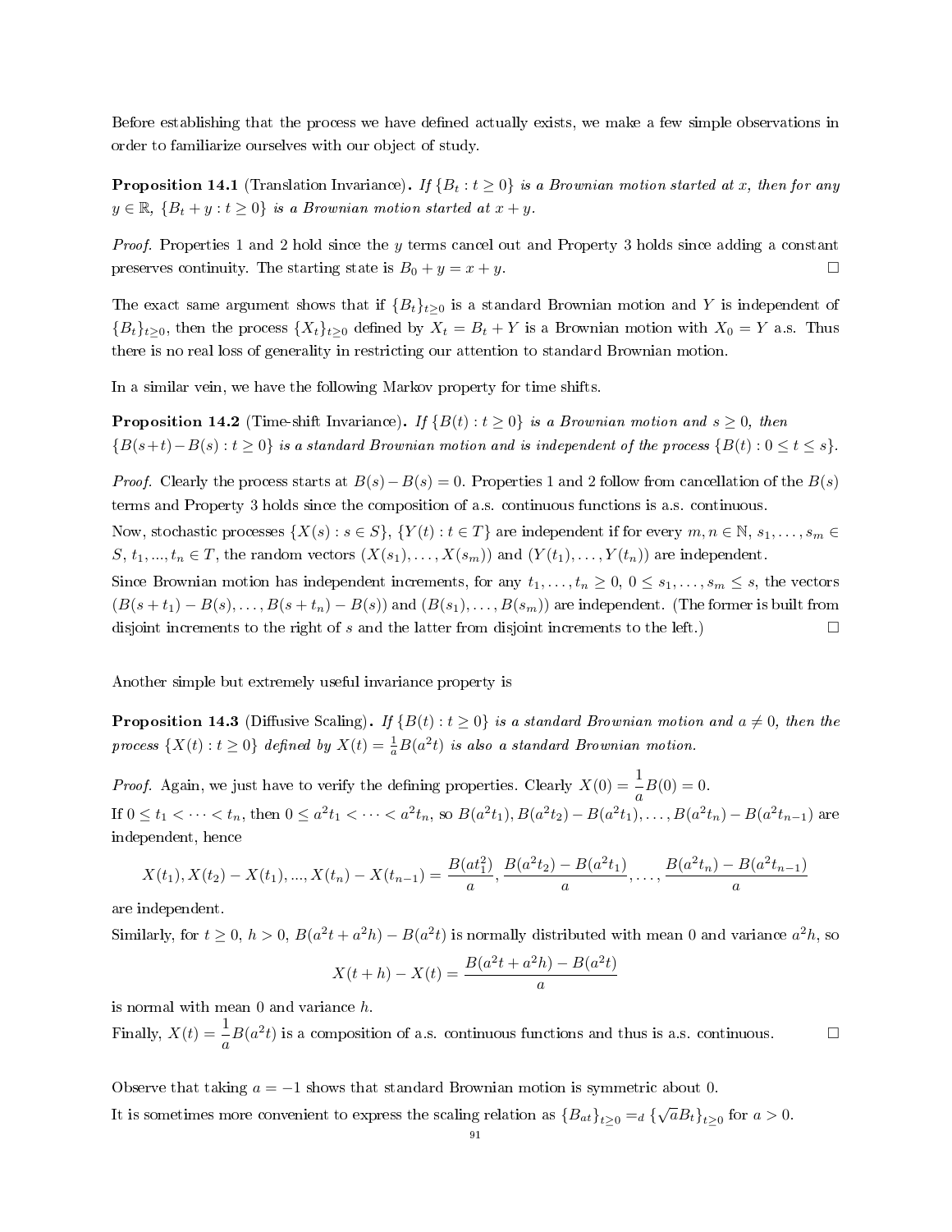Before establishing that the process we have defined actually exists, we make a few simple observations in order to familiarize ourselves with our object of study.

**Proposition 14.1** (Translation Invariance)**.** *If $\{B_t : t \geq 0\}$ is a Brownian motion started at $x$, then for any $y \in \mathbb{R}$, $\{B_t + y : t \geq 0\}$ is a Brownian motion started at $x + y$.*

*Proof.* Properties 1 and 2 hold since the $y$ terms cancel out and Property 3 holds since adding a constant preserves continuity. The starting state is $B_0 + y = x + y$. □

The exact same argument shows that if $\{B_t\}_{t\geq 0}$ is a standard Brownian motion and $Y$ is independent of $\{B_t\}_{t\geq 0}$, then the process $\{X_t\}_{t\geq 0}$ defined by $X_t = B_t + Y$ is a Brownian motion with $X_0 = Y$ a.s. Thus there is no real loss of generality in restricting our attention to standard Brownian motion.

In a similar vein, we have the following Markov property for time shifts.

**Proposition 14.2** (Time-shift Invariance)**.** *If $\{B(t) : t \geq 0\}$ is a Brownian motion and $s \geq 0$, then $\{B(s+t) - B(s) : t \geq 0\}$ is a standard Brownian motion and is independent of the process $\{B(t) : 0 \leq t \leq s\}$.*

*Proof.* Clearly the process starts at $B(s) - B(s) = 0$. Properties 1 and 2 follow from cancellation of the $B(s)$ terms and Property 3 holds since the composition of a.s. continuous functions is a.s. continuous.

Now, stochastic processes $\{X(s) : s \in S\}$, $\{Y(t) : t \in T\}$ are independent if for every $m, n \in \mathbb{N}$, $s_1, \ldots, s_m \in S$, $t_1, \ldots, t_n \in T$, the random vectors $(X(s_1), \ldots, X(s_m))$ and $(Y(t_1), \ldots, Y(t_n))$ are independent.

Since Brownian motion has independent increments, for any $t_1, \ldots, t_n \geq 0$, $0 \leq s_1, \ldots, s_m \leq s$, the vectors $(B(s+t_1) - B(s), \ldots, B(s+t_n) - B(s))$ and $(B(s_1), \ldots, B(s_m))$ are independent. (The former is built from disjoint increments to the right of $s$ and the latter from disjoint increments to the left.) □

Another simple but extremely useful invariance property is

**Proposition 14.3** (Diffusive Scaling)**.** *If $\{B(t) : t \geq 0\}$ is a standard Brownian motion and $a \neq 0$, then the process $\{X(t) : t \geq 0\}$ defined by $X(t) = \frac{1}{a}B(a^2 t)$ is also a standard Brownian motion.*

*Proof.* Again, we just have to verify the defining properties. Clearly $X(0) = \dfrac{1}{a}B(0) = 0$.

If $0 \leq t_1 < \cdots < t_n$, then $0 \leq a^2 t_1 < \cdots < a^2 t_n$, so $B(a^2 t_1), B(a^2 t_2) - B(a^2 t_1), \ldots, B(a^2 t_n) - B(a^2 t_{n-1})$ are independent, hence

$$X(t_1), X(t_2) - X(t_1), ..., X(t_n) - X(t_{n-1}) = \frac{B(at_1^2)}{a}, \frac{B(a^2 t_2) - B(a^2 t_1)}{a}, \ldots, \frac{B(a^2 t_n) - B(a^2 t_{n-1})}{a}$$

are independent.

Similarly, for $t \geq 0$, $h > 0$, $B(a^2 t + a^2 h) - B(a^2 t)$ is normally distributed with mean 0 and variance $a^2 h$, so

$$X(t+h) - X(t) = \frac{B(a^2 t + a^2 h) - B(a^2 t)}{a}$$

is normal with mean 0 and variance $h$.

Finally, $X(t) = \dfrac{1}{a}B(a^2 t)$ is a composition of a.s. continuous functions and thus is a.s. continuous. □

Observe that taking $a = -1$ shows that standard Brownian motion is symmetric about 0.

It is sometimes more convenient to express the scaling relation as $\{B_{at}\}_{t\geq 0} =_d \{\sqrt{a}B_t\}_{t\geq 0}$ for $a > 0$.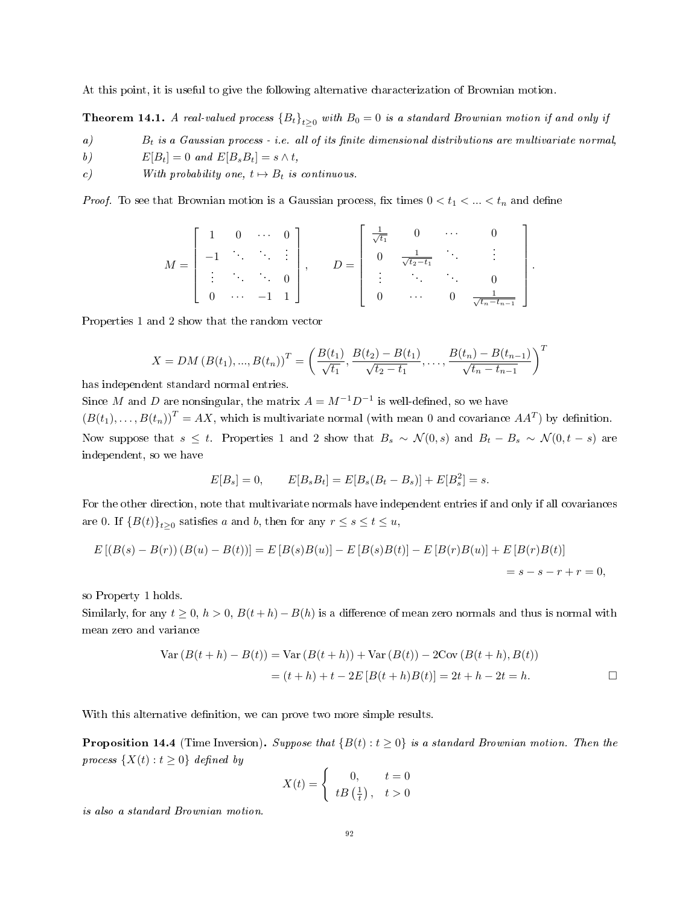At this point, it is useful to give the following alternative characterization of Brownian motion.

**Theorem 14.1.** *A real-valued process $\{B_t\}_{t\geq 0}$ with $B_0 = 0$ is a standard Brownian motion if and only if*

*a)* $B_t$ *is a Gaussian process - i.e. all of its finite dimensional distributions are multivariate normal,*

*b)* $E[B_t] = 0$ *and* $E[B_s B_t] = s \wedge t$,

*c)* *With probability one,* $t \mapsto B_t$ *is continuous.*

*Proof.* To see that Brownian motion is a Gaussian process, fix times $0 < t_1 < ... < t_n$ and define

$$M = \begin{bmatrix} 1 & 0 & \cdots & 0 \\ -1 & \ddots & \ddots & \vdots \\ \vdots & \ddots & \ddots & 0 \\ 0 & \cdots & -1 & 1 \end{bmatrix}, \qquad D = \begin{bmatrix} \frac{1}{\sqrt{t_1}} & 0 & \cdots & 0 \\ 0 & \frac{1}{\sqrt{t_2 - t_1}} & \ddots & \vdots \\ \vdots & \ddots & \ddots & 0 \\ 0 & \cdots & 0 & \frac{1}{\sqrt{t_n - t_{n-1}}} \end{bmatrix}.$$

Properties 1 and 2 show that the random vector

$$X = DM\,(B(t_1), ..., B(t_n))^T = \left( \frac{B(t_1)}{\sqrt{t_1}}, \frac{B(t_2) - B(t_1)}{\sqrt{t_2 - t_1}}, \ldots, \frac{B(t_n) - B(t_{n-1})}{\sqrt{t_n - t_{n-1}}} \right)^T$$

has independent standard normal entries.

Since $M$ and $D$ are nonsingular, the matrix $A = M^{-1}D^{-1}$ is well-defined, so we have $(B(t_1), \ldots, B(t_n))^T = AX$, which is multivariate normal (with mean 0 and covariance $AA^T$) by definition.

Now suppose that $s \leq t$. Properties 1 and 2 show that $B_s \sim \mathcal{N}(0, s)$ and $B_t - B_s \sim \mathcal{N}(0, t - s)$ are independent, so we have

$$E[B_s] = 0, \qquad E[B_s B_t] = E[B_s(B_t - B_s)] + E[B_s^2] = s.$$

For the other direction, note that multivariate normals have independent entries if and only if all covariances are 0. If $\{B(t)\}_{t\geq 0}$ satisfies $a$ and $b$, then for any $r \leq s \leq t \leq u$,

$$\begin{aligned} E\left[(B(s) - B(r))\,(B(u) - B(t))\right] &= E\left[B(s)B(u)\right] - E\left[B(s)B(t)\right] - E\left[B(r)B(u)\right] + E\left[B(r)B(t)\right] \\ &= s - s - r + r = 0, \end{aligned}$$

so Property 1 holds.

Similarly, for any $t \geq 0$, $h > 0$, $B(t+h) - B(h)$ is a difference of mean zero normals and thus is normal with mean zero and variance

$$\begin{aligned} \text{Var}\left(B(t+h) - B(t)\right) &= \text{Var}\left(B(t+h)\right) + \text{Var}\left(B(t)\right) - 2\text{Cov}\left(B(t+h), B(t)\right) \\ &= (t+h) + t - 2E\left[B(t+h)B(t)\right] = 2t + h - 2t = h. \end{aligned}$$

□

With this alternative definition, we can prove two more simple results.

**Proposition 14.4** (Time Inversion)**.** *Suppose that* $\{B(t) : t \geq 0\}$ *is a standard Brownian motion. Then the process* $\{X(t) : t \geq 0\}$ *defined by*

$$X(t) = \begin{cases} 0, & t = 0 \\ tB\left(\frac{1}{t}\right), & t > 0 \end{cases}$$

*is also a standard Brownian motion.*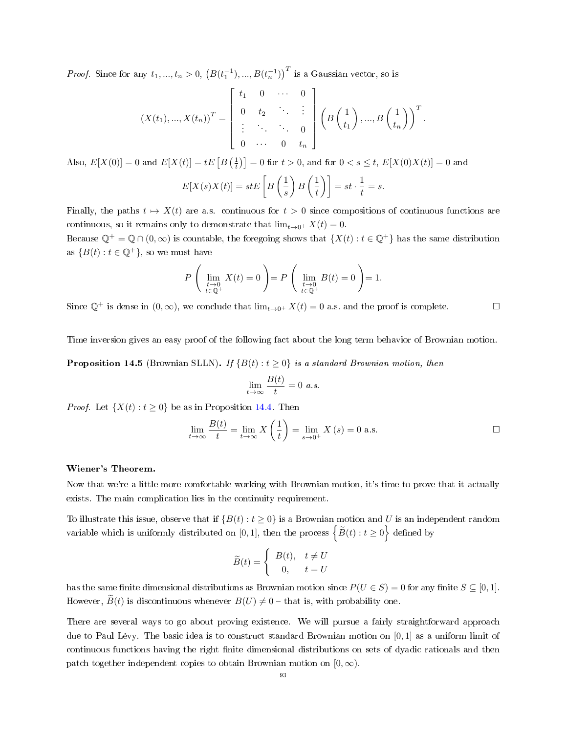*Proof.* Since for any $t_1, ..., t_n > 0$, $\left(B(t_1^{-1}), ..., B(t_n^{-1})\right)^T$ is a Gaussian vector, so is

$$(X(t_1), ..., X(t_n))^T = \begin{bmatrix} t_1 & 0 & \cdots & 0 \\ 0 & t_2 & \ddots & \vdots \\ \vdots & \ddots & \ddots & 0 \\ 0 & \cdots & 0 & t_n \end{bmatrix} \left(B\left(\frac{1}{t_1}\right), ..., B\left(\frac{1}{t_n}\right)\right)^T.$$

Also, $E[X(0)] = 0$ and $E[X(t)] = tE\left[B\left(\frac{1}{t}\right)\right] = 0$ for $t > 0$, and for $0 < s \leq t$, $E[X(0)X(t)] = 0$ and

$$E[X(s)X(t)] = stE\left[B\left(\frac{1}{s}\right)B\left(\frac{1}{t}\right)\right] = st \cdot \frac{1}{t} = s.$$

Finally, the paths $t \mapsto X(t)$ are a.s. continuous for $t > 0$ since compositions of continuous functions are continuous, so it remains only to demonstrate that $\lim_{t\to 0^+} X(t) = 0$.

Because $\mathbb{Q}^+ = \mathbb{Q} \cap (0, \infty)$ is countable, the foregoing shows that $\{X(t) : t \in \mathbb{Q}^+\}$ has the same distribution as $\{B(t) : t \in \mathbb{Q}^+\}$, so we must have

$$P\left(\lim_{\substack{t\to 0 \\ t\in\mathbb{Q}^+}} X(t) = 0\right) = P\left(\lim_{\substack{t\to 0 \\ t\in\mathbb{Q}^+}} B(t) = 0\right) = 1.$$

Since $\mathbb{Q}^+$ is dense in $(0, \infty)$, we conclude that $\lim_{t\to 0^+} X(t) = 0$ a.s. and the proof is complete. □

Time inversion gives an easy proof of the following fact about the long term behavior of Brownian motion.

**Proposition 14.5** (Brownian SLLN)**.** *If $\{B(t) : t \geq 0\}$ is a standard Brownian motion, then*

$$\lim_{t\to\infty} \frac{B(t)}{t} = 0 \text{ a.s.}$$

*Proof.* Let $\{X(t) : t \geq 0\}$ be as in Proposition 14.4. Then

$$\lim_{t\to\infty} \frac{B(t)}{t} = \lim_{t\to\infty} X\left(\frac{1}{t}\right) = \lim_{s\to 0^+} X(s) = 0 \text{ a.s.}$$

□

**Wiener's Theorem.**

Now that we're a little more comfortable working with Brownian motion, it's time to prove that it actually exists. The main complication lies in the continuity requirement.

To illustrate this issue, observe that if $\{B(t) : t \geq 0\}$ is a Brownian motion and $U$ is an independent random variable which is uniformly distributed on $[0, 1]$, then the process $\left\{\widetilde{B}(t) : t \geq 0\right\}$ defined by

$$\widetilde{B}(t) = \begin{cases} B(t), & t \neq U \\ 0, & t = U \end{cases}$$

has the same finite dimensional distributions as Brownian motion since $P(U \in S) = 0$ for any finite $S \subseteq [0, 1]$. However, $\widetilde{B}(t)$ is discontinuous whenever $B(U) \neq 0$ – that is, with probability one.

There are several ways to go about proving existence. We will pursue a fairly straightforward approach due to Paul Lévy. The basic idea is to construct standard Brownian motion on $[0, 1]$ as a uniform limit of continuous functions having the right finite dimensional distributions on sets of dyadic rationals and then patch together independent copies to obtain Brownian motion on $[0, \infty)$.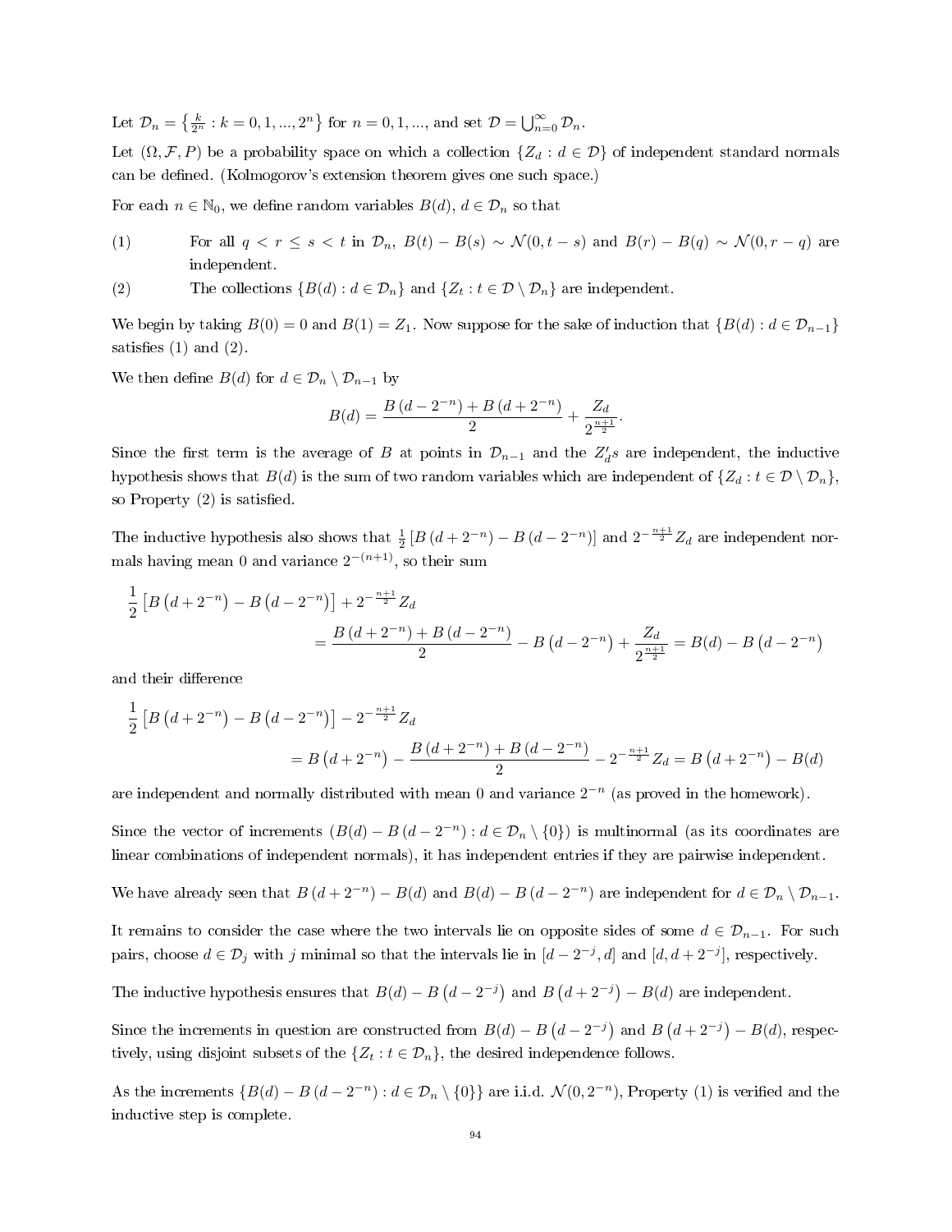Let $\mathcal{D}_n = \left\{ \frac{k}{2^n} : k = 0, 1, ..., 2^n \right\}$ for $n = 0, 1, ...,$ and set $\mathcal{D} = \bigcup_{n=0}^{\infty} \mathcal{D}_n$.

Let $(\Omega, \mathcal{F}, P)$ be a probability space on which a collection $\{Z_d : d \in \mathcal{D}\}$ of independent standard normals can be defined. (Kolmogorov's extension theorem gives one such space.)

For each $n \in \mathbb{N}_0$, we define random variables $B(d)$, $d \in \mathcal{D}_n$ so that

(1) For all $q < r \leq s < t$ in $\mathcal{D}_n$, $B(t) - B(s) \sim \mathcal{N}(0, t-s)$ and $B(r) - B(q) \sim \mathcal{N}(0, r-q)$ are independent.

(2) The collections $\{B(d) : d \in \mathcal{D}_n\}$ and $\{Z_t : t \in \mathcal{D} \setminus \mathcal{D}_n\}$ are independent.

We begin by taking $B(0) = 0$ and $B(1) = Z_1$. Now suppose for the sake of induction that $\{B(d) : d \in \mathcal{D}_{n-1}\}$ satisfies (1) and (2).

We then define $B(d)$ for $d \in \mathcal{D}_n \setminus \mathcal{D}_{n-1}$ by

$$B(d) = \frac{B\left(d - 2^{-n}\right) + B\left(d + 2^{-n}\right)}{2} + \frac{Z_d}{2^{\frac{n+1}{2}}}.$$

Since the first term is the average of $B$ at points in $\mathcal{D}_{n-1}$ and the $Z_d's$ are independent, the inductive hypothesis shows that $B(d)$ is the sum of two random variables which are independent of $\{Z_d : t \in \mathcal{D} \setminus \mathcal{D}_n\}$, so Property (2) is satisfied.

The inductive hypothesis also shows that $\frac{1}{2}\left[B\left(d+2^{-n}\right) - B\left(d - 2^{-n}\right)\right]$ and $2^{-\frac{n+1}{2}} Z_d$ are independent normals having mean 0 and variance $2^{-(n+1)}$, so their sum

$$\frac{1}{2}\left[B\left(d+2^{-n}\right) - B\left(d-2^{-n}\right)\right] + 2^{-\frac{n+1}{2}} Z_d = \frac{B\left(d+2^{-n}\right) + B\left(d-2^{-n}\right)}{2} - B\left(d - 2^{-n}\right) + \frac{Z_d}{2^{\frac{n+1}{2}}} = B(d) - B\left(d - 2^{-n}\right)$$

and their difference

$$\frac{1}{2}\left[B\left(d+2^{-n}\right) - B\left(d-2^{-n}\right)\right] - 2^{-\frac{n+1}{2}} Z_d = B\left(d+2^{-n}\right) - \frac{B\left(d+2^{-n}\right) + B\left(d-2^{-n}\right)}{2} - 2^{-\frac{n+1}{2}} Z_d = B\left(d+2^{-n}\right) - B(d)$$

are independent and normally distributed with mean 0 and variance $2^{-n}$ (as proved in the homework).

Since the vector of increments $\left(B(d) - B\left(d - 2^{-n}\right) : d \in \mathcal{D}_n \setminus \{0\}\right)$ is multinormal (as its coordinates are linear combinations of independent normals), it has independent entries if they are pairwise independent.

We have already seen that $B\left(d + 2^{-n}\right) - B(d)$ and $B(d) - B\left(d - 2^{-n}\right)$ are independent for $d \in \mathcal{D}_n \setminus \mathcal{D}_{n-1}$.

It remains to consider the case where the two intervals lie on opposite sides of some $d \in \mathcal{D}_{n-1}$. For such pairs, choose $d \in \mathcal{D}_j$ with $j$ minimal so that the intervals lie in $[d - 2^{-j}, d]$ and $[d, d + 2^{-j}]$, respectively.

The inductive hypothesis ensures that $B(d) - B\left(d - 2^{-j}\right)$ and $B\left(d + 2^{-j}\right) - B(d)$ are independent.

Since the increments in question are constructed from $B(d) - B\left(d - 2^{-j}\right)$ and $B\left(d + 2^{-j}\right) - B(d)$, respectively, using disjoint subsets of the $\{Z_t : t \in \mathcal{D}_n\}$, the desired independence follows.

As the increments $\{B(d) - B\left(d - 2^{-n}\right) : d \in \mathcal{D}_n \setminus \{0\}\}$ are i.i.d. $\mathcal{N}(0, 2^{-n})$, Property (1) is verified and the inductive step is complete.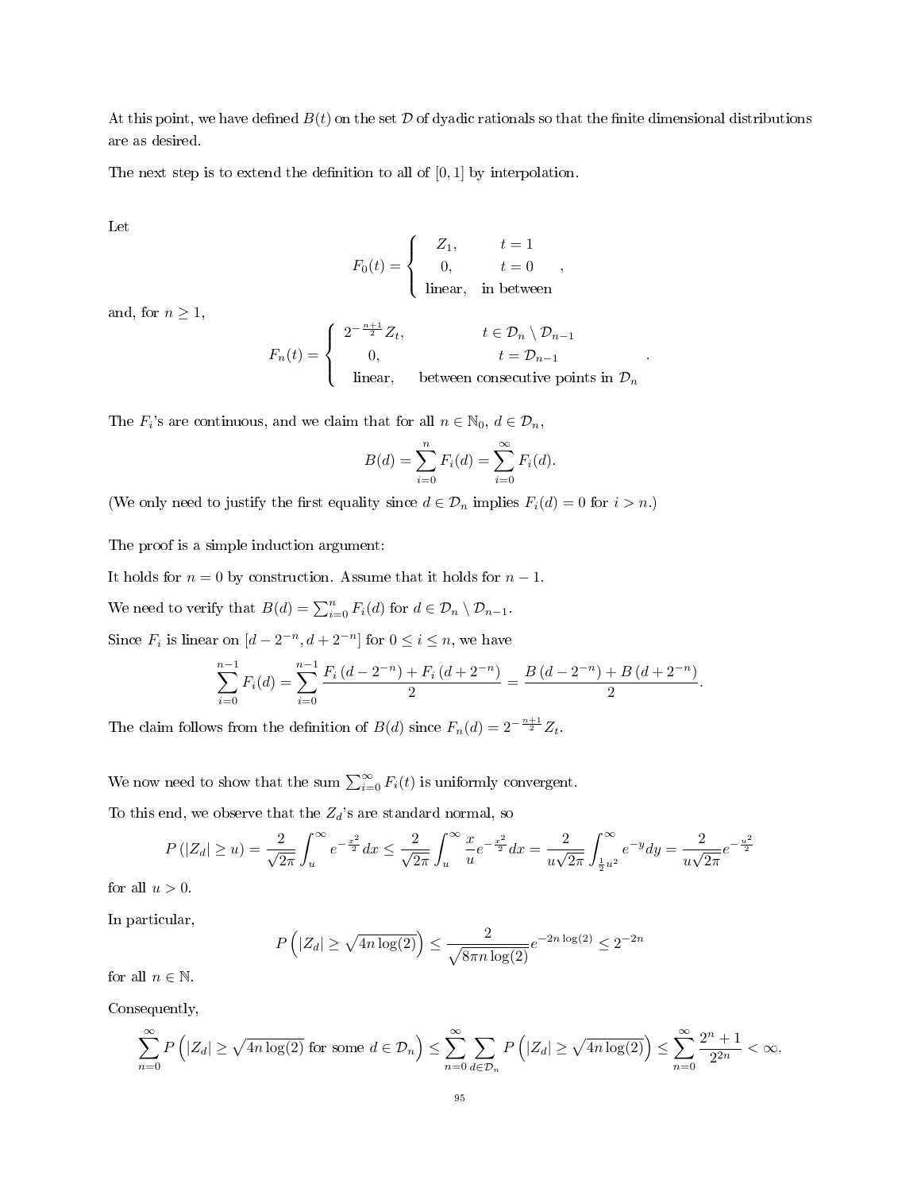At this point, we have defined $B(t)$ on the set $\mathcal{D}$ of dyadic rationals so that the finite dimensional distributions are as desired.

The next step is to extend the definition to all of $[0,1]$ by interpolation.

Let

$$F_0(t) = \begin{cases} Z_1, & t = 1 \\ 0, & t = 0 \\ \text{linear}, & \text{in between} \end{cases},$$

and, for $n \geq 1$,

$$F_n(t) = \begin{cases} 2^{-\frac{n+1}{2}} Z_t, & t \in \mathcal{D}_n \setminus \mathcal{D}_{n-1} \\ 0, & t = \mathcal{D}_{n-1} \\ \text{linear}, & \text{between consecutive points in } \mathcal{D}_n \end{cases}.$$

The $F_i$'s are continuous, and we claim that for all $n \in \mathbb{N}_0$, $d \in \mathcal{D}_n$,

$$B(d) = \sum_{i=0}^{n} F_i(d) = \sum_{i=0}^{\infty} F_i(d).$$

(We only need to justify the first equality since $d \in \mathcal{D}_n$ implies $F_i(d) = 0$ for $i > n$.)

The proof is a simple induction argument:

It holds for $n = 0$ by construction. Assume that it holds for $n - 1$.

We need to verify that $B(d) = \sum_{i=0}^{n} F_i(d)$ for $d \in \mathcal{D}_n \setminus \mathcal{D}_{n-1}$.

Since $F_i$ is linear on $[d - 2^{-n}, d + 2^{-n}]$ for $0 \leq i \leq n$, we have

$$\sum_{i=0}^{n-1} F_i(d) = \sum_{i=0}^{n-1} \frac{F_i\left(d - 2^{-n}\right) + F_i\left(d + 2^{-n}\right)}{2} = \frac{B\left(d - 2^{-n}\right) + B\left(d + 2^{-n}\right)}{2}.$$

The claim follows from the definition of $B(d)$ since $F_n(d) = 2^{-\frac{n+1}{2}} Z_t$.

We now need to show that the sum $\sum_{i=0}^{\infty} F_i(t)$ is uniformly convergent.

To this end, we observe that the $Z_d$'s are standard normal, so

$$P\left(|Z_d| \geq u\right) = \frac{2}{\sqrt{2\pi}} \int_u^{\infty} e^{-\frac{x^2}{2}} dx \leq \frac{2}{\sqrt{2\pi}} \int_u^{\infty} \frac{x}{u} e^{-\frac{x^2}{2}} dx = \frac{2}{u\sqrt{2\pi}} \int_{\frac{1}{2}u^2}^{\infty} e^{-y} dy = \frac{2}{u\sqrt{2\pi}} e^{-\frac{u^2}{2}}$$

for all $u > 0$.

In particular,

$$P\left(|Z_d| \geq \sqrt{4n\log(2)}\right) \leq \frac{2}{\sqrt{8\pi n \log(2)}} e^{-2n\log(2)} \leq 2^{-2n}$$

for all $n \in \mathbb{N}$.

Consequently,

$$\sum_{n=0}^{\infty} P\left(|Z_d| \geq \sqrt{4n\log(2)} \text{ for some } d \in \mathcal{D}_n\right) \leq \sum_{n=0}^{\infty} \sum_{d \in \mathcal{D}_n} P\left(|Z_d| \geq \sqrt{4n\log(2)}\right) \leq \sum_{n=0}^{\infty} \frac{2^n + 1}{2^{2n}} < \infty.$$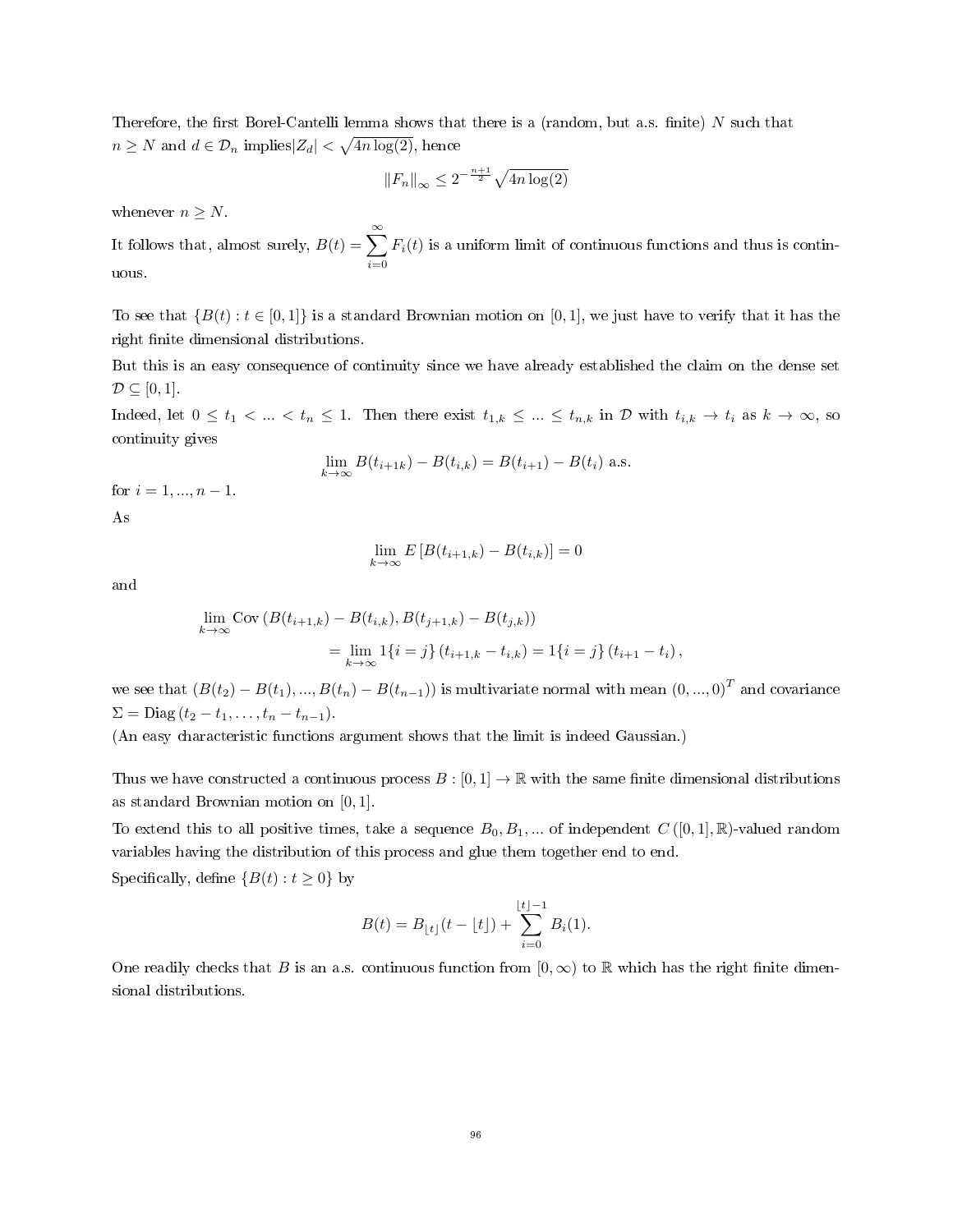Therefore, the first Borel-Cantelli lemma shows that there is a (random, but a.s. finite) $N$ such that $n \geq N$ and $d \in \mathcal{D}_n$ implies$|Z_d| < \sqrt{4n\log(2)}$, hence

$$\|F_n\|_\infty \leq 2^{-\frac{n+1}{2}}\sqrt{4n\log(2)}$$

whenever $n \geq N$.

It follows that, almost surely, $B(t) = \sum_{i=0}^{\infty} F_i(t)$ is a uniform limit of continuous functions and thus is continuous.

To see that $\{B(t) : t \in [0,1]\}$ is a standard Brownian motion on $[0,1]$, we just have to verify that it has the right finite dimensional distributions.

But this is an easy consequence of continuity since we have already established the claim on the dense set $\mathcal{D} \subseteq [0,1]$.

Indeed, let $0 \leq t_1 < ... < t_n \leq 1$. Then there exist $t_{1,k} \leq ... \leq t_{n,k}$ in $\mathcal{D}$ with $t_{i,k} \to t_i$ as $k \to \infty$, so continuity gives

$$\lim_{k\to\infty} B(t_{i+1k}) - B(t_{i,k}) = B(t_{i+1}) - B(t_i) \text{ a.s.}$$

for $i = 1, ..., n-1$.

As

$$\lim_{k\to\infty} E\left[B(t_{i+1,k}) - B(t_{i,k})\right] = 0$$

and

$$\begin{aligned}\lim_{k\to\infty} \mathrm{Cov}\left(B(t_{i+1,k}) - B(t_{i,k}), B(t_{j+1,k}) - B(t_{j,k})\right) \\ = \lim_{k\to\infty} 1\{i=j\}\left(t_{i+1,k} - t_{i,k}\right) = 1\{i=j\}\left(t_{i+1} - t_i\right),\end{aligned}$$

we see that $(B(t_2) - B(t_1), ..., B(t_n) - B(t_{n-1}))$ is multivariate normal with mean $(0,...,0)^T$ and covariance $\Sigma = \mathrm{Diag}\left(t_2 - t_1, \ldots, t_n - t_{n-1}\right)$.

(An easy characteristic functions argument shows that the limit is indeed Gaussian.)

Thus we have constructed a continuous process $B : [0,1] \to \mathbb{R}$ with the same finite dimensional distributions as standard Brownian motion on $[0,1]$.

To extend this to all positive times, take a sequence $B_0, B_1, ...$ of independent $C([0,1], \mathbb{R})$-valued random variables having the distribution of this process and glue them together end to end.

Specifically, define $\{B(t) : t \geq 0\}$ by

$$B(t) = B_{\lfloor t\rfloor}(t - \lfloor t\rfloor) + \sum_{i=0}^{\lfloor t\rfloor - 1} B_i(1).$$

One readily checks that $B$ is an a.s. continuous function from $[0,\infty)$ to $\mathbb{R}$ which has the right finite dimensional distributions.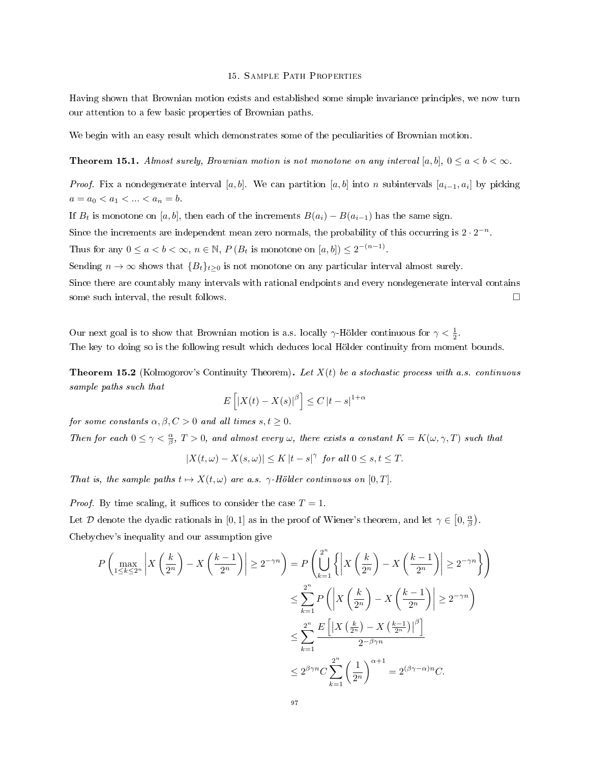# 15. Sample Path Properties

Having shown that Brownian motion exists and established some simple invariance principles, we now turn our attention to a few basic properties of Brownian paths.

We begin with an easy result which demonstrates some of the peculiarities of Brownian motion.

**Theorem 15.1.** *Almost surely, Brownian motion is not monotone on any interval $[a,b]$, $0 \leq a < b < \infty$.*

*Proof.* Fix a nondegenerate interval $[a,b]$. We can partition $[a,b]$ into $n$ subintervals $[a_{i-1}, a_i]$ by picking $a = a_0 < a_1 < ... < a_n = b$.

If $B_t$ is monotone on $[a,b]$, then each of the increments $B(a_i) - B(a_{i-1})$ has the same sign.

Since the increments are independent mean zero normals, the probability of this occurring is $2 \cdot 2^{-n}$.

Thus for any $0 \leq a < b < \infty$, $n \in \mathbb{N}$, $P\left(B_t \text{ is monotone on } [a,b]\right) \leq 2^{-(n-1)}$.

Sending $n \to \infty$ shows that $\{B_t\}_{t \geq 0}$ is not monotone on any particular interval almost surely.

Since there are countably many intervals with rational endpoints and every nondegenerate interval contains some such interval, the result follows. □

Our next goal is to show that Brownian motion is a.s. locally $\gamma$-Hölder continuous for $\gamma < \frac{1}{2}$.

The key to doing so is the following result which deduces local Hölder continuity from moment bounds.

**Theorem 15.2** (Kolmogorov's Continuity Theorem)**.** *Let $X(t)$ be a stochastic process with a.s. continuous sample paths such that*

$$E\left[\left|X(t) - X(s)\right|^{\beta}\right] \leq C\left|t-s\right|^{1+\alpha}$$

*for some constants $\alpha, \beta, C > 0$ and all times $s,t \geq 0$.*

*Then for each $0 \leq \gamma < \frac{\alpha}{\beta}$, $T > 0$, and almost every $\omega$, there exists a constant $K = K(\omega, \gamma, T)$ such that*

$$|X(t,\omega) - X(s,\omega)| \leq K\left|t-s\right|^{\gamma} \text{ for all } 0 \leq s,t \leq T.$$

*That is, the sample paths $t \mapsto X(t,\omega)$ are a.s. $\gamma$-Hölder continuous on $[0,T]$.*

*Proof.* By time scaling, it suffices to consider the case $T = 1$.

Let $\mathcal{D}$ denote the dyadic rationals in $[0,1]$ as in the proof of Wiener's theorem, and let $\gamma \in \left[0, \frac{\alpha}{\beta}\right)$.

Chebychev's inequality and our assumption give

$$\begin{aligned}
P\left(\max_{1 \leq k \leq 2^n}\left|X\left(\frac{k}{2^n}\right) - X\left(\frac{k-1}{2^n}\right)\right| \geq 2^{-\gamma n}\right) &= P\left(\bigcup_{k=1}^{2^n}\left\{\left|X\left(\frac{k}{2^n}\right) - X\left(\frac{k-1}{2^n}\right)\right| \geq 2^{-\gamma n}\right\}\right) \\
&\leq \sum_{k=1}^{2^n} P\left(\left|X\left(\frac{k}{2^n}\right) - X\left(\frac{k-1}{2^n}\right)\right| \geq 2^{-\gamma n}\right) \\
&\leq \sum_{k=1}^{2^n} \frac{E\left[\left|X\left(\frac{k}{2^n}\right) - X\left(\frac{k-1}{2^n}\right)\right|^{\beta}\right]}{2^{-\beta\gamma n}} \\
&\leq 2^{\beta\gamma n} C \sum_{k=1}^{2^n}\left(\frac{1}{2^n}\right)^{\alpha+1} = 2^{(\beta\gamma - \alpha)n} C.
\end{aligned}$$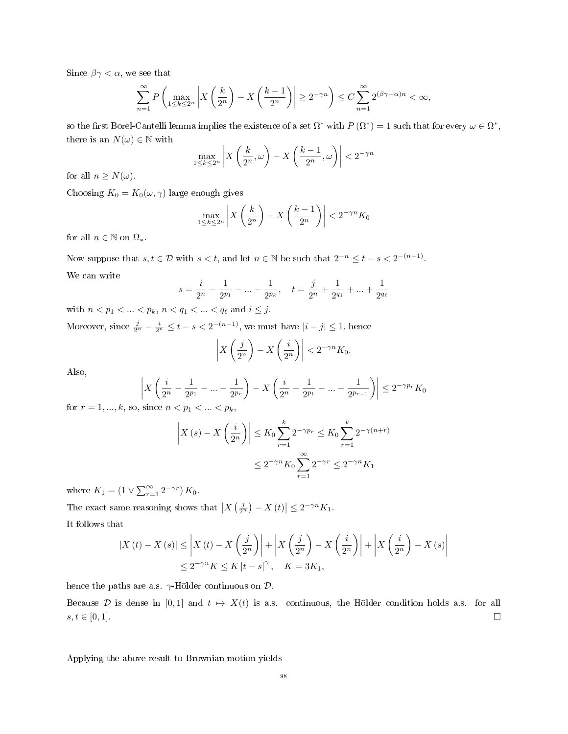Since $\beta\gamma < \alpha$, we see that

$$\sum_{n=1}^{\infty} P\left(\max_{1 \le k \le 2^n} \left| X\left(\frac{k}{2^n}\right) - X\left(\frac{k-1}{2^n}\right)\right| \ge 2^{-\gamma n}\right) \le C \sum_{n=1}^{\infty} 2^{(\beta\gamma - \alpha)n} < \infty,$$

so the first Borel-Cantelli lemma implies the existence of a set $\Omega^*$ with $P(\Omega^*) = 1$ such that for every $\omega \in \Omega^*$, there is an $N(\omega) \in \mathbb{N}$ with

$$\max_{1 \le k \le 2^n} \left| X\left(\frac{k}{2^n}, \omega\right) - X\left(\frac{k-1}{2^n}, \omega\right)\right| < 2^{-\gamma n}$$

for all $n \ge N(\omega)$.

Choosing $K_0 = K_0(\omega, \gamma)$ large enough gives

$$\max_{1 \le k \le 2^n} \left| X\left(\frac{k}{2^n}\right) - X\left(\frac{k-1}{2^n}\right)\right| < 2^{-\gamma n} K_0$$

for all $n \in \mathbb{N}$ on $\Omega_*$.

Now suppose that $s, t \in \mathcal{D}$ with $s < t$, and let $n \in \mathbb{N}$ be such that $2^{-n} \le t - s < 2^{-(n-1)}$.

We can write

$$s = \frac{i}{2^n} - \frac{1}{2^{p_1}} - \dots - \frac{1}{2^{p_k}}, \quad t = \frac{j}{2^n} + \frac{1}{2^{q_1}} + \dots + \frac{1}{2^{q_\ell}}$$

with $n < p_1 < \dots < p_k$, $n < q_1 < \dots < q_\ell$ and $i \le j$.

Moreover, since $\frac{j}{2^n} - \frac{i}{2^n} \le t - s < 2^{-(n-1)}$, we must have $|i - j| \le 1$, hence

$$\left| X\left(\frac{j}{2^n}\right) - X\left(\frac{i}{2^n}\right)\right| < 2^{-\gamma n} K_0.$$

Also,

$$\left| X\left(\frac{i}{2^n} - \frac{1}{2^{p_1}} - \dots - \frac{1}{2^{p_r}}\right) - X\left(\frac{i}{2^n} - \frac{1}{2^{p_1}} - \dots - \frac{1}{2^{p_{r-1}}}\right)\right| \le 2^{-\gamma p_r} K_0$$

for $r = 1, \dots, k$, so, since $n < p_1 < \dots < p_k$,

$$\begin{aligned}
\left| X(s) - X\left(\frac{i}{2^n}\right)\right| &\le K_0 \sum_{r=1}^{k} 2^{-\gamma p_r} \le K_0 \sum_{r=1}^{k} 2^{-\gamma(n+r)} \\
&\le 2^{-\gamma n} K_0 \sum_{r=1}^{\infty} 2^{-\gamma r} \le 2^{-\gamma n} K_1
\end{aligned}$$

where $K_1 = \left(1 \vee \sum_{r=1}^{\infty} 2^{-\gamma r}\right) K_0$.

The exact same reasoning shows that $\left| X\left(\frac{j}{2^n}\right) - X(t)\right| \le 2^{-\gamma n} K_1$.

It follows that

$$\begin{aligned}
|X(t) - X(s)| &\le \left| X(t) - X\left(\frac{j}{2^n}\right)\right| + \left| X\left(\frac{j}{2^n}\right) - X\left(\frac{i}{2^n}\right)\right| + \left| X\left(\frac{i}{2^n}\right) - X(s)\right| \\
&\le 2^{-\gamma n} K \le K |t - s|^{\gamma}, \quad K = 3K_1,
\end{aligned}$$

hence the paths are a.s. $\gamma$-Hölder continuous on $\mathcal{D}$.

Because $\mathcal{D}$ is dense in $[0,1]$ and $t \mapsto X(t)$ is a.s. continuous, the Hölder condition holds a.s. for all $s, t \in [0,1]$. □

Applying the above result to Brownian motion yields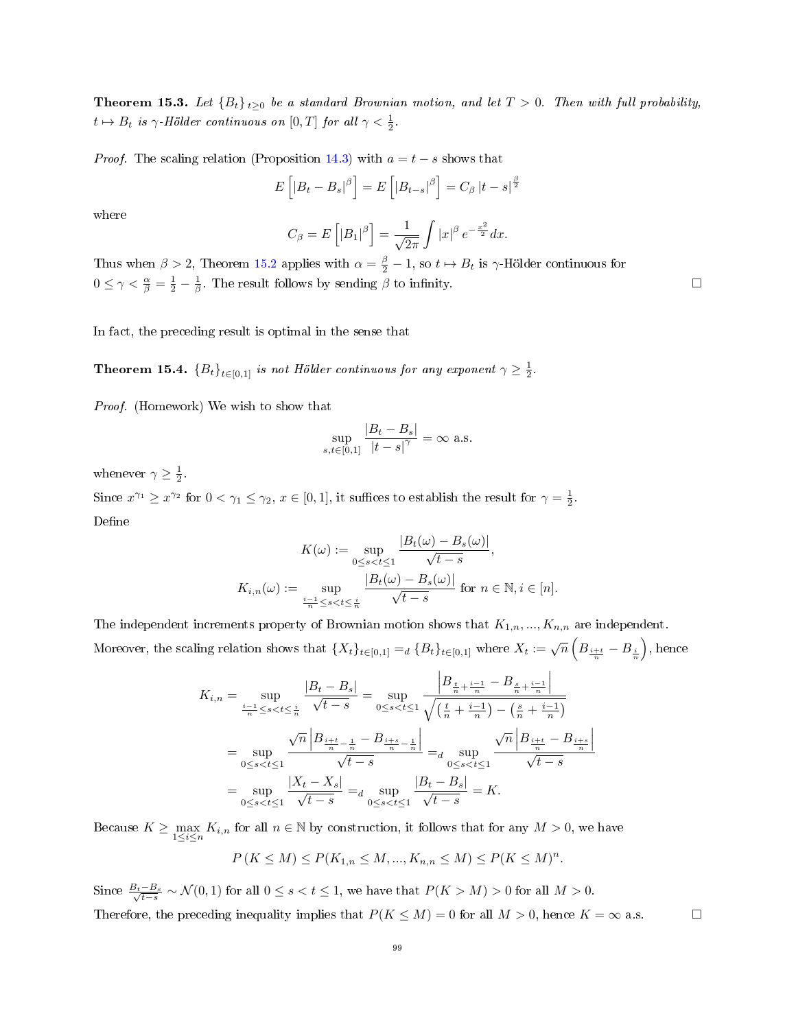**Theorem 15.3.** *Let $\{B_t\}_{t\geq 0}$ be a standard Brownian motion, and let $T > 0$. Then with full probability, $t \mapsto B_t$ is $\gamma$-Hölder continuous on $[0, T]$ for all $\gamma < \frac{1}{2}$.*

*Proof.* The scaling relation (Proposition 14.3) with $a = t - s$ shows that

$$E\left[|B_t - B_s|^\beta\right] = E\left[|B_{t-s}|^\beta\right] = C_\beta \, |t-s|^{\frac{\beta}{2}}$$

where

$$C_\beta = E\left[|B_1|^\beta\right] = \frac{1}{\sqrt{2\pi}} \int |x|^\beta \, e^{-\frac{x^2}{2}} dx.$$

Thus when $\beta > 2$, Theorem 15.2 applies with $\alpha = \frac{\beta}{2} - 1$, so $t \mapsto B_t$ is $\gamma$-Hölder continuous for $0 \leq \gamma < \frac{\alpha}{\beta} = \frac{1}{2} - \frac{1}{\beta}$. The result follows by sending $\beta$ to infinity. □

In fact, the preceding result is optimal in the sense that

**Theorem 15.4.** *$\{B_t\}_{t\in[0,1]}$ is not Hölder continuous for any exponent $\gamma \geq \frac{1}{2}$.*

*Proof.* (Homework) We wish to show that

$$\sup_{s,t\in[0,1]} \frac{|B_t - B_s|}{|t-s|^\gamma} = \infty \text{ a.s.}$$

whenever $\gamma \geq \frac{1}{2}$.

Since $x^{\gamma_1} \geq x^{\gamma_2}$ for $0 < \gamma_1 \leq \gamma_2$, $x \in [0,1]$, it suffices to establish the result for $\gamma = \frac{1}{2}$.

Define

$$K(\omega) := \sup_{0\leq s<t\leq 1} \frac{|B_t(\omega) - B_s(\omega)|}{\sqrt{t-s}},$$

$$K_{i,n}(\omega) := \sup_{\frac{i-1}{n}\leq s<t\leq \frac{i}{n}} \frac{|B_t(\omega) - B_s(\omega)|}{\sqrt{t-s}} \text{ for } n \in \mathbb{N}, i \in [n].$$

The independent increments property of Brownian motion shows that $K_{1,n}, ..., K_{n,n}$ are independent.

Moreover, the scaling relation shows that $\{X_t\}_{t\in[0,1]} =_d \{B_t\}_{t\in[0,1]}$ where $X_t := \sqrt{n}\left(B_{\frac{i+t}{n}} - B_{\frac{i}{n}}\right)$, hence

$$\begin{aligned}
K_{i,n} = \sup_{\frac{i-1}{n}\leq s<t\leq \frac{i}{n}} \frac{|B_t - B_s|}{\sqrt{t-s}} &= \sup_{0\leq s<t\leq 1} \frac{\left|B_{\frac{t}{n}+\frac{i-1}{n}} - B_{\frac{s}{n}+\frac{i-1}{n}}\right|}{\sqrt{\left(\frac{t}{n}+\frac{i-1}{n}\right) - \left(\frac{s}{n}+\frac{i-1}{n}\right)}} \\
&= \sup_{0\leq s<t\leq 1} \frac{\sqrt{n}\left|B_{\frac{i+t}{n}-\frac{1}{n}} - B_{\frac{i+s}{n}-\frac{1}{n}}\right|}{\sqrt{t-s}} =_d \sup_{0\leq s<t\leq 1} \frac{\sqrt{n}\left|B_{\frac{i+t}{n}} - B_{\frac{i+s}{n}}\right|}{\sqrt{t-s}} \\
&= \sup_{0\leq s<t\leq 1} \frac{|X_t - X_s|}{\sqrt{t-s}} =_d \sup_{0\leq s<t\leq 1} \frac{|B_t - B_s|}{\sqrt{t-s}} = K.
\end{aligned}$$

Because $K \geq \max_{1\leq i\leq n} K_{i,n}$ for all $n \in \mathbb{N}$ by construction, it follows that for any $M > 0$, we have

$$P(K \leq M) \leq P(K_{1,n} \leq M, ..., K_{n,n} \leq M) \leq P(K \leq M)^n.$$

Since $\frac{B_t - B_s}{\sqrt{t-s}} \sim \mathcal{N}(0,1)$ for all $0 \leq s < t \leq 1$, we have that $P(K > M) > 0$ for all $M > 0$.

Therefore, the preceding inequality implies that $P(K \leq M) = 0$ for all $M > 0$, hence $K = \infty$ a.s. □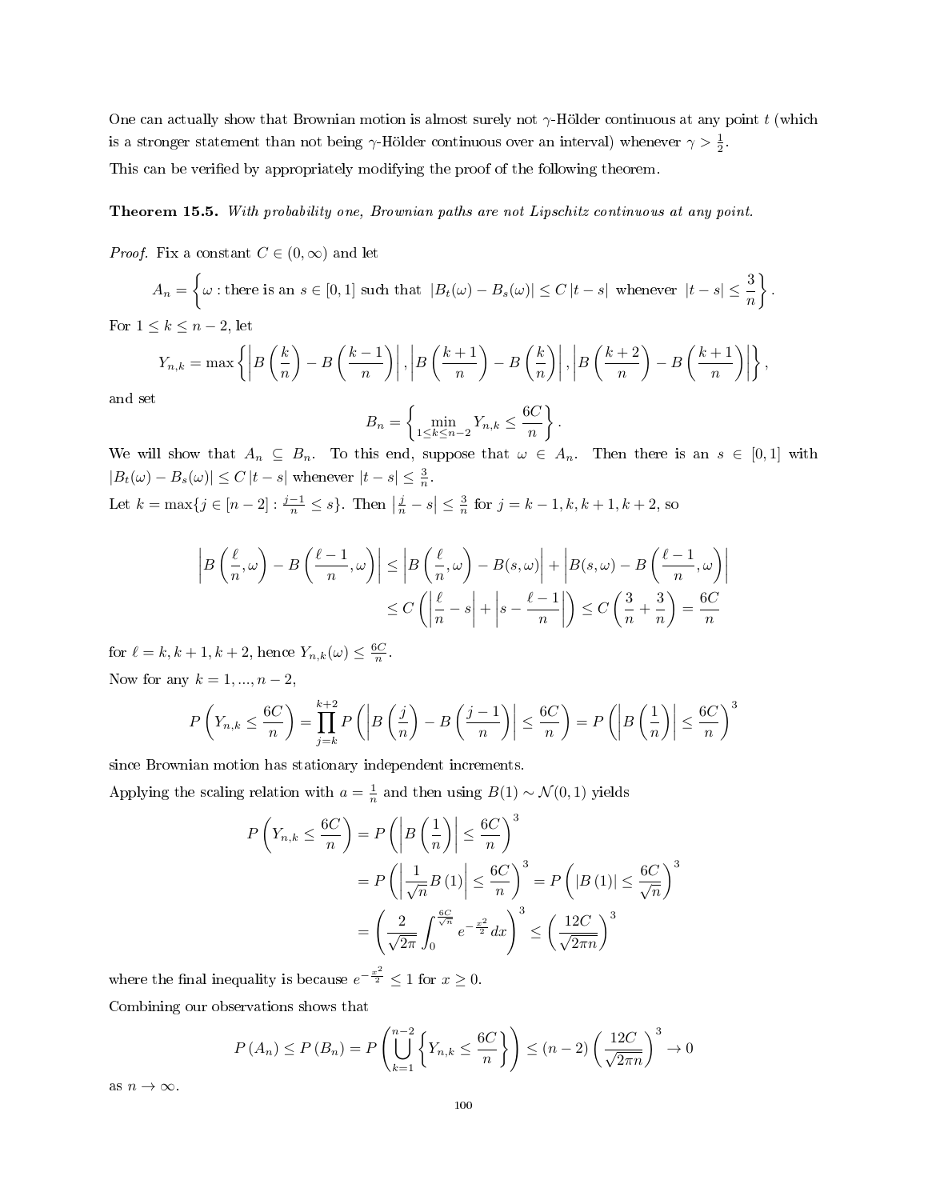One can actually show that Brownian motion is almost surely not $\gamma$-Hölder continuous at any point $t$ (which is a stronger statement than not being $\gamma$-Hölder continuous over an interval) whenever $\gamma > \frac{1}{2}$.

This can be verified by appropriately modifying the proof of the following theorem.

**Theorem 15.5.** *With probability one, Brownian paths are not Lipschitz continuous at any point.*

*Proof.* Fix a constant $C \in (0, \infty)$ and let

$$A_n = \left\{ \omega : \text{there is an } s \in [0,1] \text{ such that } |B_t(\omega) - B_s(\omega)| \leq C\,|t-s| \text{ whenever } |t-s| \leq \frac{3}{n} \right\}.$$

For $1 \leq k \leq n-2$, let

$$Y_{n,k} = \max\left\{ \left| B\left(\frac{k}{n}\right) - B\left(\frac{k-1}{n}\right) \right|, \left| B\left(\frac{k+1}{n}\right) - B\left(\frac{k}{n}\right) \right|, \left| B\left(\frac{k+2}{n}\right) - B\left(\frac{k+1}{n}\right) \right| \right\},$$

and set

$$B_n = \left\{ \min_{1 \leq k \leq n-2} Y_{n,k} \leq \frac{6C}{n} \right\}.$$

We will show that $A_n \subseteq B_n$. To this end, suppose that $\omega \in A_n$. Then there is an $s \in [0,1]$ with $|B_t(\omega) - B_s(\omega)| \leq C\,|t-s|$ whenever $|t-s| \leq \frac{3}{n}$.

Let $k = \max\{j \in [n-2] : \frac{j-1}{n} \leq s\}$. Then $\left|\frac{j}{n} - s\right| \leq \frac{3}{n}$ for $j = k-1, k, k+1, k+2$, so

$$\begin{aligned}
\left| B\left(\frac{\ell}{n}, \omega\right) - B\left(\frac{\ell-1}{n}, \omega\right) \right| &\leq \left| B\left(\frac{\ell}{n}, \omega\right) - B(s,\omega) \right| + \left| B(s,\omega) - B\left(\frac{\ell-1}{n}, \omega\right) \right| \\
&\leq C\left( \left|\frac{\ell}{n} - s\right| + \left|s - \frac{\ell-1}{n}\right| \right) \leq C\left(\frac{3}{n} + \frac{3}{n}\right) = \frac{6C}{n}
\end{aligned}$$

for $\ell = k, k+1, k+2$, hence $Y_{n,k}(\omega) \leq \frac{6C}{n}$.

Now for any $k = 1, ..., n-2$,

$$P\left(Y_{n,k} \leq \frac{6C}{n}\right) = \prod_{j=k}^{k+2} P\left( \left| B\left(\frac{j}{n}\right) - B\left(\frac{j-1}{n}\right) \right| \leq \frac{6C}{n} \right) = P\left( \left| B\left(\frac{1}{n}\right) \right| \leq \frac{6C}{n} \right)^3$$

since Brownian motion has stationary independent increments.

Applying the scaling relation with $a = \frac{1}{n}$ and then using $B(1) \sim \mathcal{N}(0,1)$ yields

$$\begin{aligned}
P\left(Y_{n,k} \leq \frac{6C}{n}\right) &= P\left( \left| B\left(\frac{1}{n}\right) \right| \leq \frac{6C}{n} \right)^3 \\
&= P\left( \left| \frac{1}{\sqrt{n}} B(1) \right| \leq \frac{6C}{n} \right)^3 = P\left( |B(1)| \leq \frac{6C}{\sqrt{n}} \right)^3 \\
&= \left( \frac{2}{\sqrt{2\pi}} \int_0^{\frac{6C}{\sqrt{n}}} e^{-\frac{x^2}{2}} dx \right)^3 \leq \left( \frac{12C}{\sqrt{2\pi n}} \right)^3
\end{aligned}$$

where the final inequality is because $e^{-\frac{x^2}{2}} \leq 1$ for $x \geq 0$.

Combining our observations shows that

$$P(A_n) \leq P(B_n) = P\left( \bigcup_{k=1}^{n-2} \left\{ Y_{n,k} \leq \frac{6C}{n} \right\} \right) \leq (n-2)\left( \frac{12C}{\sqrt{2\pi n}} \right)^3 \to 0$$

as $n \to \infty$.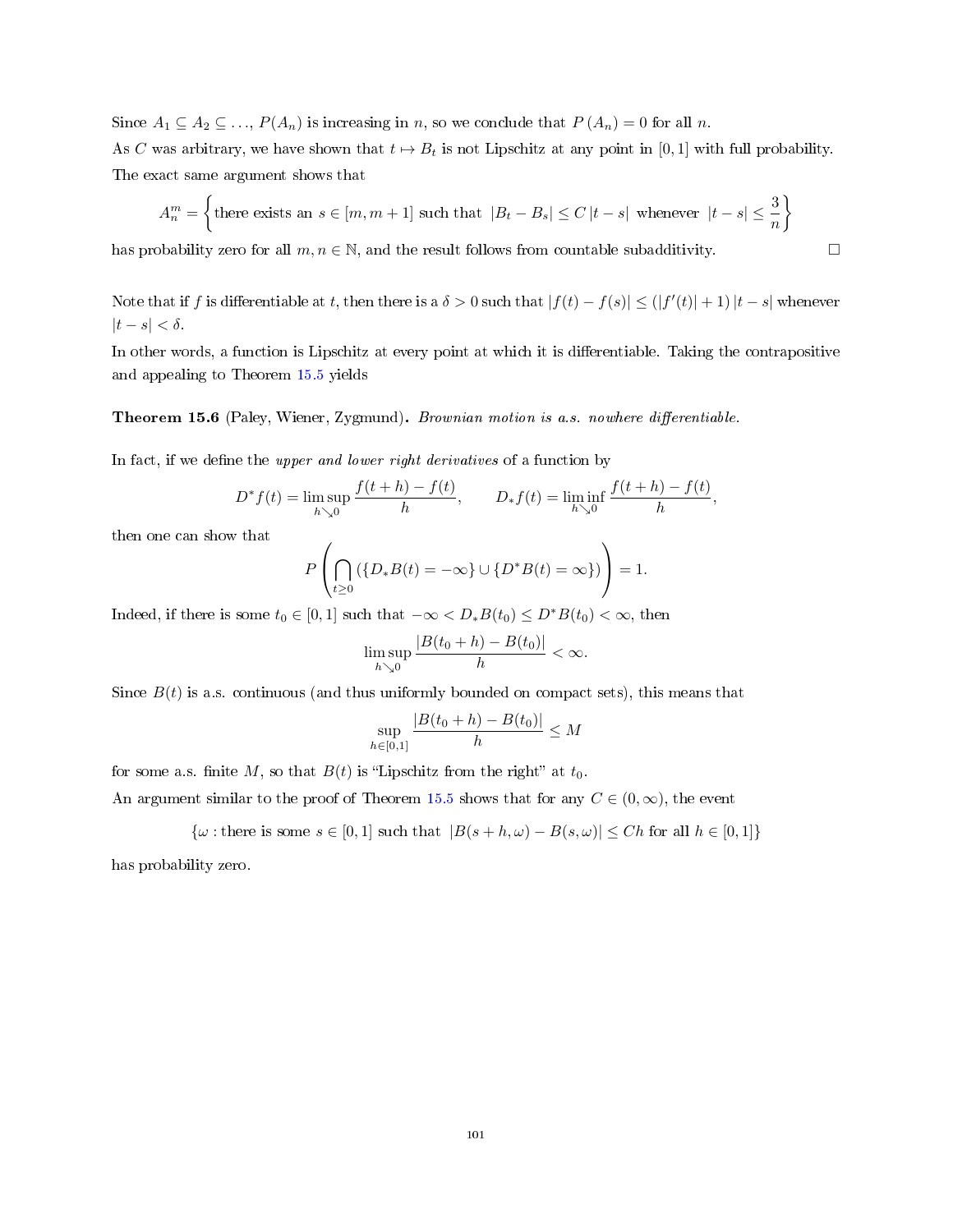Since $A_1 \subseteq A_2 \subseteq \ldots$, $P(A_n)$ is increasing in $n$, so we conclude that $P(A_n) = 0$ for all $n$.

As $C$ was arbitrary, we have shown that $t \mapsto B_t$ is not Lipschitz at any point in $[0, 1]$ with full probability.

The exact same argument shows that

$$A_n^m = \left\{ \text{there exists an } s \in [m, m+1] \text{ such that } |B_t - B_s| \leq C\,|t-s| \text{ whenever } |t-s| \leq \frac{3}{n} \right\}$$

has probability zero for all $m, n \in \mathbb{N}$, and the result follows from countable subadditivity. □

Note that if $f$ is differentiable at $t$, then there is a $\delta > 0$ such that $|f(t) - f(s)| \leq (|f'(t)| + 1)\,|t-s|$ whenever $|t-s| < \delta$.

In other words, a function is Lipschitz at every point at which it is differentiable. Taking the contrapositive and appealing to Theorem 15.5 yields

**Theorem 15.6** (Paley, Wiener, Zygmund)**.** *Brownian motion is a.s. nowhere differentiable.*

In fact, if we define the *upper and lower right derivatives* of a function by

$$D^* f(t) = \limsup_{h \searrow 0} \frac{f(t+h) - f(t)}{h}, \qquad D_* f(t) = \liminf_{h \searrow 0} \frac{f(t+h) - f(t)}{h},$$

then one can show that

$$P\left( \bigcap_{t \geq 0} \left( \{D_* B(t) = -\infty\} \cup \{D^* B(t) = \infty\} \right) \right) = 1.$$

Indeed, if there is some $t_0 \in [0, 1]$ such that $-\infty < D_* B(t_0) \leq D^* B(t_0) < \infty$, then

$$\limsup_{h \searrow 0} \frac{|B(t_0 + h) - B(t_0)|}{h} < \infty.$$

Since $B(t)$ is a.s. continuous (and thus uniformly bounded on compact sets), this means that

$$\sup_{h \in [0,1]} \frac{|B(t_0 + h) - B(t_0)|}{h} \leq M$$

for some a.s. finite $M$, so that $B(t)$ is "Lipschitz from the right" at $t_0$.

An argument similar to the proof of Theorem 15.5 shows that for any $C \in (0, \infty)$, the event

$$\{\omega : \text{there is some } s \in [0, 1] \text{ such that } |B(s+h, \omega) - B(s, \omega)| \leq Ch \text{ for all } h \in [0, 1]\}$$

has probability zero.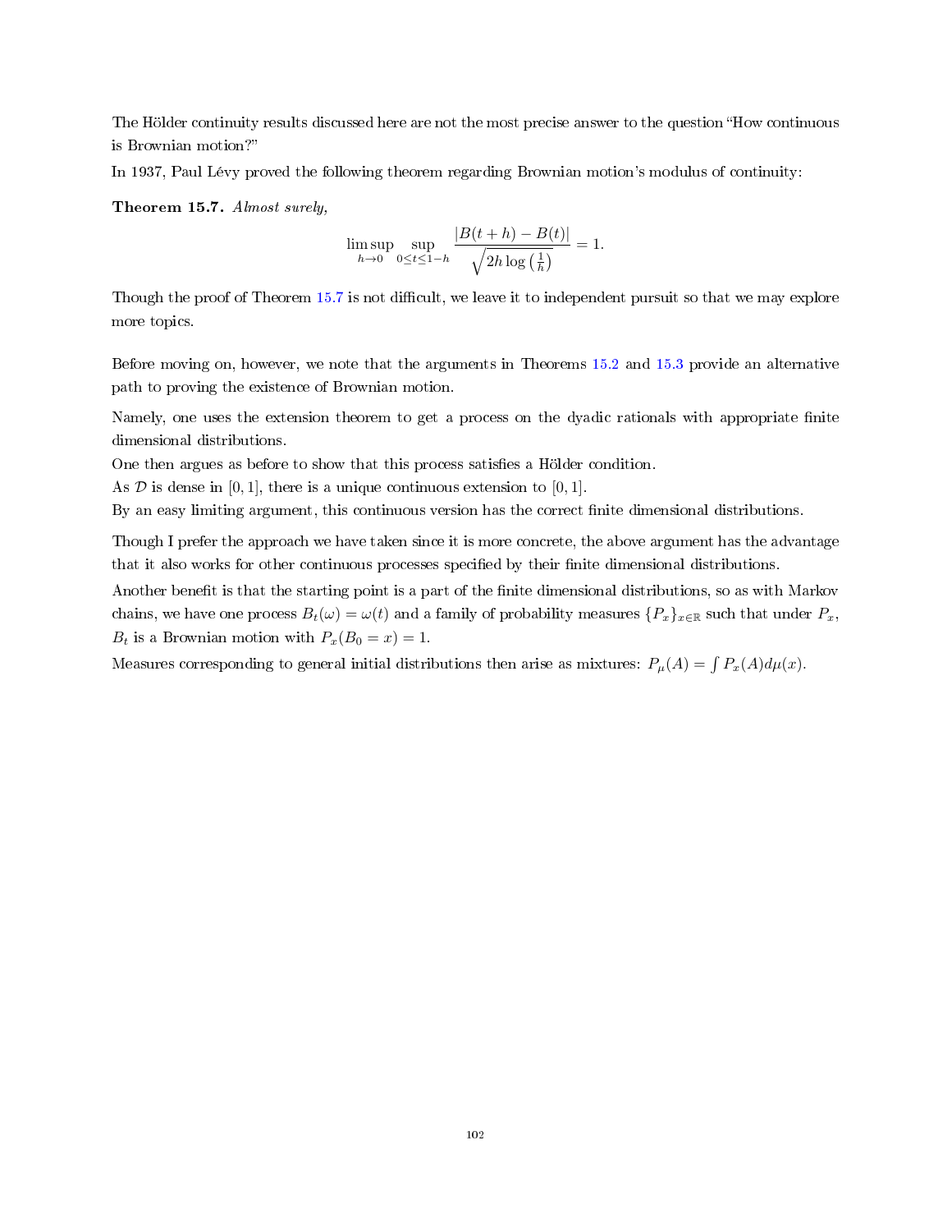The Hölder continuity results discussed here are not the most precise answer to the question "How continuous is Brownian motion?"

In 1937, Paul Lévy proved the following theorem regarding Brownian motion's modulus of continuity:

**Theorem 15.7.** *Almost surely,*

$$\limsup_{h \to 0} \sup_{0 \le t \le 1-h} \frac{|B(t+h) - B(t)|}{\sqrt{2h \log\left(\frac{1}{h}\right)}} = 1.$$

Though the proof of Theorem 15.7 is not difficult, we leave it to independent pursuit so that we may explore more topics.

Before moving on, however, we note that the arguments in Theorems 15.2 and 15.3 provide an alternative path to proving the existence of Brownian motion.

Namely, one uses the extension theorem to get a process on the dyadic rationals with appropriate finite dimensional distributions.

One then argues as before to show that this process satisfies a Hölder condition.

As $\mathcal{D}$ is dense in $[0, 1]$, there is a unique continuous extension to $[0, 1]$.

By an easy limiting argument, this continuous version has the correct finite dimensional distributions.

Though I prefer the approach we have taken since it is more concrete, the above argument has the advantage that it also works for other continuous processes specified by their finite dimensional distributions.

Another benefit is that the starting point is a part of the finite dimensional distributions, so as with Markov chains, we have one process $B_t(\omega) = \omega(t)$ and a family of probability measures $\{P_x\}_{x \in \mathbb{R}}$ such that under $P_x$, $B_t$ is a Brownian motion with $P_x(B_0 = x) = 1$.

Measures corresponding to general initial distributions then arise as mixtures: $P_\mu(A) = \int P_x(A) d\mu(x)$.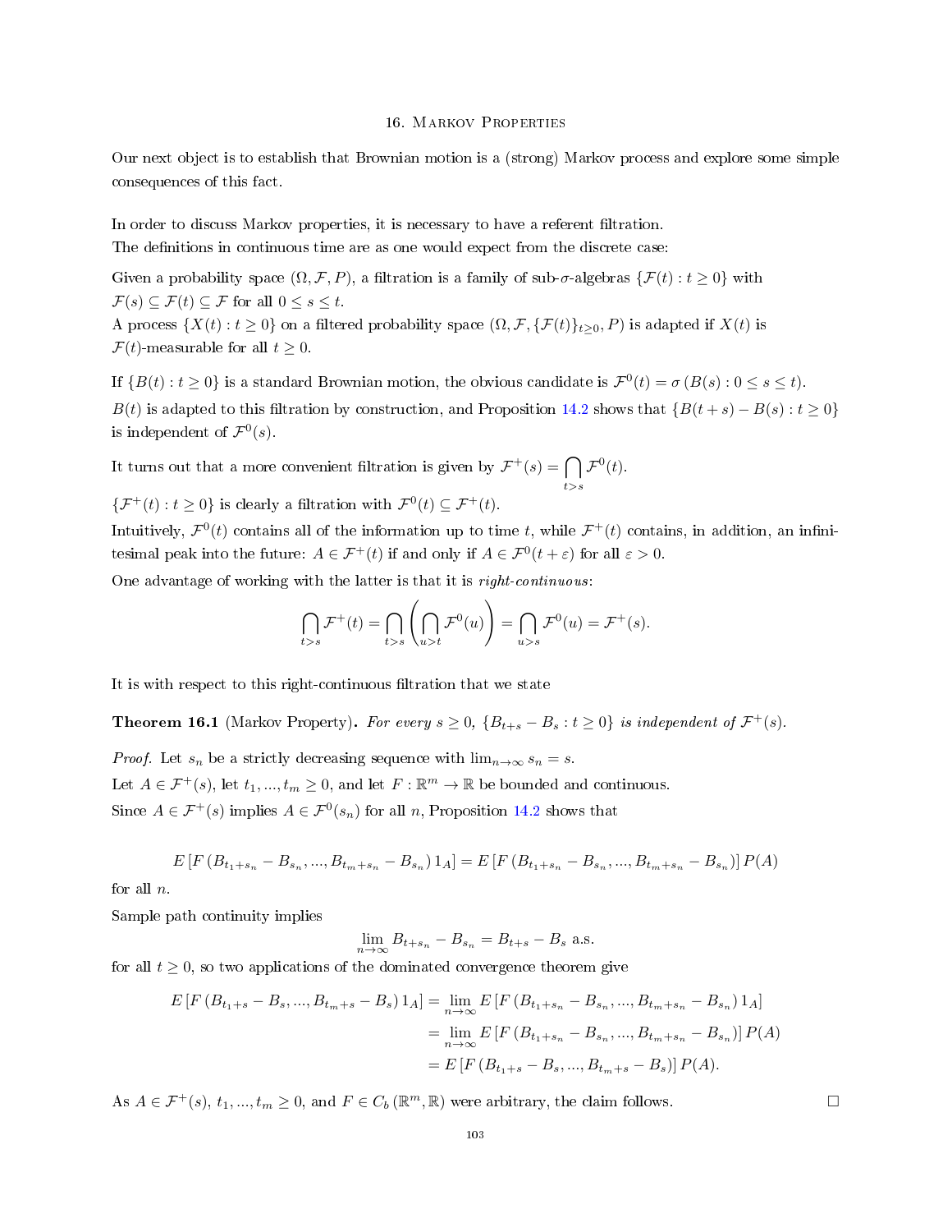# 16. Markov Properties

Our next object is to establish that Brownian motion is a (strong) Markov process and explore some simple consequences of this fact.

In order to discuss Markov properties, it is necessary to have a referent filtration.
The definitions in continuous time are as one would expect from the discrete case:

Given a probability space $(\Omega, \mathcal{F}, P)$, a filtration is a family of sub-$\sigma$-algebras $\{\mathcal{F}(t) : t \geq 0\}$ with $\mathcal{F}(s) \subseteq \mathcal{F}(t) \subseteq \mathcal{F}$ for all $0 \leq s \leq t$.
A process $\{X(t) : t \geq 0\}$ on a filtered probability space $(\Omega, \mathcal{F}, \{\mathcal{F}(t)\}_{t\geq 0}, P)$ is adapted if $X(t)$ is $\mathcal{F}(t)$-measurable for all $t \geq 0$.

If $\{B(t) : t \geq 0\}$ is a standard Brownian motion, the obvious candidate is $\mathcal{F}^0(t) = \sigma(B(s) : 0 \leq s \leq t)$.
$B(t)$ is adapted to this filtration by construction, and Proposition 14.2 shows that $\{B(t+s) - B(s) : t \geq 0\}$ is independent of $\mathcal{F}^0(s)$.

It turns out that a more convenient filtration is given by $\mathcal{F}^+(s) = \bigcap_{t>s} \mathcal{F}^0(t)$.
$\{\mathcal{F}^+(t) : t \geq 0\}$ is clearly a filtration with $\mathcal{F}^0(t) \subseteq \mathcal{F}^+(t)$.
Intuitively, $\mathcal{F}^0(t)$ contains all of the information up to time $t$, while $\mathcal{F}^+(t)$ contains, in addition, an infinitesimal peak into the future: $A \in \mathcal{F}^+(t)$ if and only if $A \in \mathcal{F}^0(t+\varepsilon)$ for all $\varepsilon > 0$.
One advantage of working with the latter is that it is *right-continuous*:

$$\bigcap_{t>s} \mathcal{F}^+(t) = \bigcap_{t>s}\left(\bigcap_{u>t} \mathcal{F}^0(u)\right) = \bigcap_{u>s} \mathcal{F}^0(u) = \mathcal{F}^+(s).$$

It is with respect to this right-continuous filtration that we state

**Theorem 16.1** (Markov Property). *For every $s \geq 0$, $\{B_{t+s} - B_s : t \geq 0\}$ is independent of $\mathcal{F}^+(s)$.*

*Proof.* Let $s_n$ be a strictly decreasing sequence with $\lim_{n\to\infty} s_n = s$.
Let $A \in \mathcal{F}^+(s)$, let $t_1, ..., t_m \geq 0$, and let $F : \mathbb{R}^m \to \mathbb{R}$ be bounded and continuous.
Since $A \in \mathcal{F}^+(s)$ implies $A \in \mathcal{F}^0(s_n)$ for all $n$, Proposition 14.2 shows that

$$E\left[F\left(B_{t_1+s_n} - B_{s_n}, ..., B_{t_m+s_n} - B_{s_n}\right) 1_A\right] = E\left[F\left(B_{t_1+s_n} - B_{s_n}, ..., B_{t_m+s_n} - B_{s_n}\right)\right] P(A)$$

for all $n$.
Sample path continuity implies

$$\lim_{n\to\infty} B_{t+s_n} - B_{s_n} = B_{t+s} - B_s \text{ a.s.}$$

for all $t \geq 0$, so two applications of the dominated convergence theorem give

$$\begin{aligned}
E\left[F\left(B_{t_1+s} - B_s, ..., B_{t_m+s} - B_s\right) 1_A\right] &= \lim_{n\to\infty} E\left[F\left(B_{t_1+s_n} - B_{s_n}, ..., B_{t_m+s_n} - B_{s_n}\right) 1_A\right] \\
&= \lim_{n\to\infty} E\left[F\left(B_{t_1+s_n} - B_{s_n}, ..., B_{t_m+s_n} - B_{s_n}\right)\right] P(A) \\
&= E\left[F\left(B_{t_1+s} - B_s, ..., B_{t_m+s} - B_s\right)\right] P(A).
\end{aligned}$$

As $A \in \mathcal{F}^+(s)$, $t_1, ..., t_m \geq 0$, and $F \in C_b(\mathbb{R}^m, \mathbb{R})$ were arbitrary, the claim follows. $\square$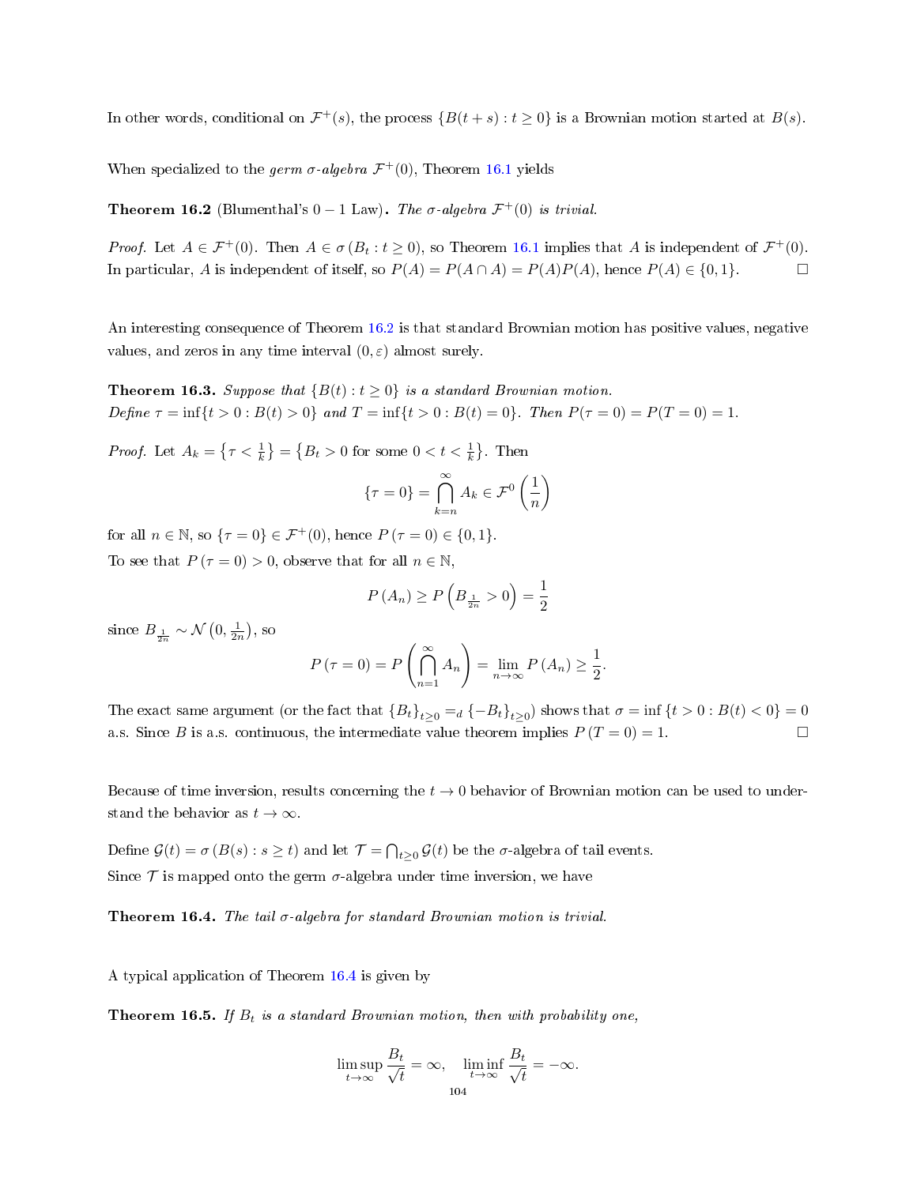In other words, conditional on $\mathcal{F}^+(s)$, the process $\{B(t+s) : t \geq 0\}$ is a Brownian motion started at $B(s)$.

When specialized to the *germ σ-algebra* $\mathcal{F}^+(0)$, Theorem 16.1 yields

**Theorem 16.2** (Blumenthal's $0-1$ Law)**.** *The σ-algebra $\mathcal{F}^+(0)$ is trivial.*

*Proof.* Let $A \in \mathcal{F}^+(0)$. Then $A \in \sigma(B_t : t \geq 0)$, so Theorem 16.1 implies that $A$ is independent of $\mathcal{F}^+(0)$. In particular, $A$ is independent of itself, so $P(A) = P(A \cap A) = P(A)P(A)$, hence $P(A) \in \{0, 1\}$. □

An interesting consequence of Theorem 16.2 is that standard Brownian motion has positive values, negative values, and zeros in any time interval $(0, \varepsilon)$ almost surely.

**Theorem 16.3.** *Suppose that $\{B(t) : t \geq 0\}$ is a standard Brownian motion. Define $\tau = \inf\{t > 0 : B(t) > 0\}$ and $T = \inf\{t > 0 : B(t) = 0\}$. Then $P(\tau = 0) = P(T = 0) = 1$.*

*Proof.* Let $A_k = \left\{\tau < \frac{1}{k}\right\} = \left\{B_t > 0 \text{ for some } 0 < t < \frac{1}{k}\right\}$. Then

$$\{\tau = 0\} = \bigcap_{k=n}^{\infty} A_k \in \mathcal{F}^0\left(\frac{1}{n}\right)$$

for all $n \in \mathbb{N}$, so $\{\tau = 0\} \in \mathcal{F}^+(0)$, hence $P(\tau = 0) \in \{0, 1\}$.

To see that $P(\tau = 0) > 0$, observe that for all $n \in \mathbb{N}$,

$$P(A_n) \geq P\left(B_{\frac{1}{2n}} > 0\right) = \frac{1}{2}$$

since $B_{\frac{1}{2n}} \sim \mathcal{N}\left(0, \frac{1}{2n}\right)$, so

$$P(\tau = 0) = P\left(\bigcap_{n=1}^{\infty} A_n\right) = \lim_{n\to\infty} P(A_n) \geq \frac{1}{2}.$$

The exact same argument (or the fact that $\{B_t\}_{t\geq 0} =_d \{-B_t\}_{t\geq 0}$) shows that $\sigma = \inf\{t > 0 : B(t) < 0\} = 0$ a.s. Since $B$ is a.s. continuous, the intermediate value theorem implies $P(T = 0) = 1$. □

Because of time inversion, results concerning the $t \to 0$ behavior of Brownian motion can be used to understand the behavior as $t \to \infty$.

Define $\mathcal{G}(t) = \sigma(B(s) : s \geq t)$ and let $\mathcal{T} = \bigcap_{t\geq 0} \mathcal{G}(t)$ be the σ-algebra of tail events.

Since $\mathcal{T}$ is mapped onto the germ σ-algebra under time inversion, we have

**Theorem 16.4.** *The tail σ-algebra for standard Brownian motion is trivial.*

A typical application of Theorem 16.4 is given by

**Theorem 16.5.** *If $B_t$ is a standard Brownian motion, then with probability one,*

$$\limsup_{t\to\infty} \frac{B_t}{\sqrt{t}} = \infty, \quad \liminf_{t\to\infty} \frac{B_t}{\sqrt{t}} = -\infty.$$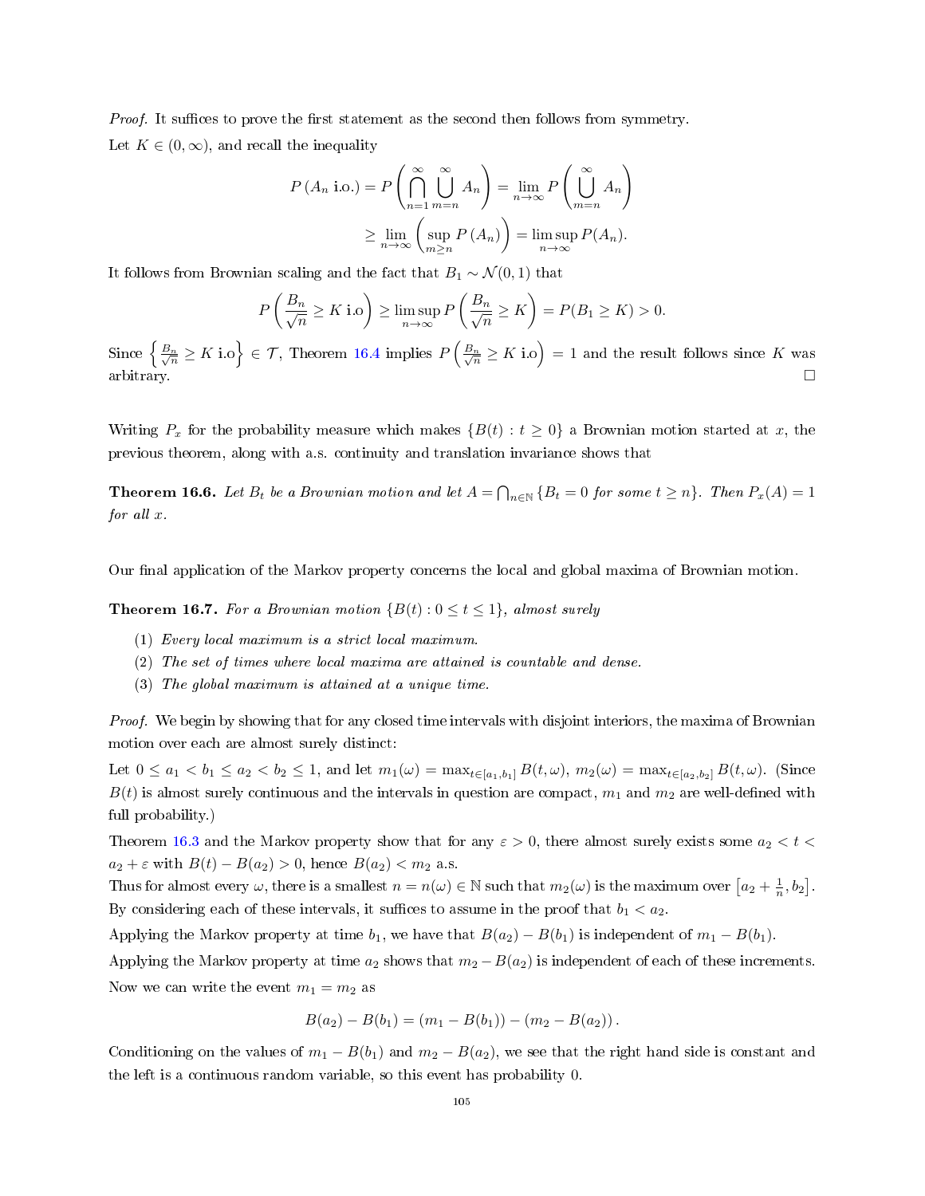*Proof.* It suffices to prove the first statement as the second then follows from symmetry.

Let $K \in (0, \infty)$, and recall the inequality

$$P(A_n \text{ i.o.}) = P\left(\bigcap_{n=1}^{\infty} \bigcup_{m=n}^{\infty} A_n\right) = \lim_{n\to\infty} P\left(\bigcup_{m=n}^{\infty} A_n\right)$$
$$\geq \lim_{n\to\infty}\left(\sup_{m\geq n} P(A_n)\right) = \limsup_{n\to\infty} P(A_n).$$

It follows from Brownian scaling and the fact that $B_1 \sim \mathcal{N}(0,1)$ that

$$P\left(\frac{B_n}{\sqrt{n}} \geq K \text{ i.o}\right) \geq \limsup_{n\to\infty} P\left(\frac{B_n}{\sqrt{n}} \geq K\right) = P(B_1 \geq K) > 0.$$

Since $\left\{\frac{B_n}{\sqrt{n}} \geq K \text{ i.o}\right\} \in \mathcal{T}$, Theorem 16.4 implies $P\left(\frac{B_n}{\sqrt{n}} \geq K \text{ i.o}\right) = 1$ and the result follows since $K$ was arbitrary. $\square$

Writing $P_x$ for the probability measure which makes $\{B(t) : t \geq 0\}$ a Brownian motion started at $x$, the previous theorem, along with a.s. continuity and translation invariance shows that

**Theorem 16.6.** *Let $B_t$ be a Brownian motion and let $A = \bigcap_{n\in\mathbb{N}} \{B_t = 0 \text{ for some } t \geq n\}$. Then $P_x(A) = 1$ for all $x$.*

Our final application of the Markov property concerns the local and global maxima of Brownian motion.

**Theorem 16.7.** *For a Brownian motion $\{B(t) : 0 \leq t \leq 1\}$, almost surely*

1. *Every local maximum is a strict local maximum.*
2. *The set of times where local maxima are attained is countable and dense.*
3. *The global maximum is attained at a unique time.*

*Proof.* We begin by showing that for any closed time intervals with disjoint interiors, the maxima of Brownian motion over each are almost surely distinct:

Let $0 \leq a_1 < b_1 \leq a_2 < b_2 \leq 1$, and let $m_1(\omega) = \max_{t\in[a_1,b_1]} B(t,\omega)$, $m_2(\omega) = \max_{t\in[a_2,b_2]} B(t,\omega)$. (Since $B(t)$ is almost surely continuous and the intervals in question are compact, $m_1$ and $m_2$ are well-defined with full probability.)

Theorem 16.3 and the Markov property show that for any $\varepsilon > 0$, there almost surely exists some $a_2 < t < a_2 + \varepsilon$ with $B(t) - B(a_2) > 0$, hence $B(a_2) < m_2$ a.s.

Thus for almost every $\omega$, there is a smallest $n = n(\omega) \in \mathbb{N}$ such that $m_2(\omega)$ is the maximum over $\left[a_2 + \frac{1}{n}, b_2\right]$. By considering each of these intervals, it suffices to assume in the proof that $b_1 < a_2$.

Applying the Markov property at time $b_1$, we have that $B(a_2) - B(b_1)$ is independent of $m_1 - B(b_1)$.

Applying the Markov property at time $a_2$ shows that $m_2 - B(a_2)$ is independent of each of these increments.

Now we can write the event $m_1 = m_2$ as

$$B(a_2) - B(b_1) = (m_1 - B(b_1)) - (m_2 - B(a_2)).$$

Conditioning on the values of $m_1 - B(b_1)$ and $m_2 - B(a_2)$, we see that the right hand side is constant and the left is a continuous random variable, so this event has probability 0.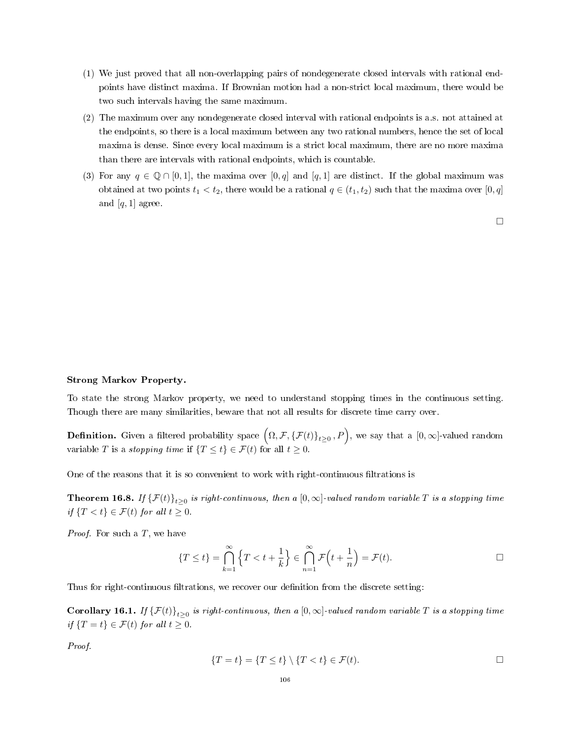(1) We just proved that all non-overlapping pairs of nondegenerate closed intervals with rational endpoints have distinct maxima. If Brownian motion had a non-strict local maximum, there would be two such intervals having the same maximum.

(2) The maximum over any nondegenerate closed interval with rational endpoints is a.s. not attained at the endpoints, so there is a local maximum between any two rational numbers, hence the set of local maxima is dense. Since every local maximum is a strict local maximum, there are no more maxima than there are intervals with rational endpoints, which is countable.

(3) For any $q \in \mathbb{Q} \cap [0,1]$, the maxima over $[0,q]$ and $[q,1]$ are distinct. If the global maximum was obtained at two points $t_1 < t_2$, there would be a rational $q \in (t_1, t_2)$ such that the maxima over $[0,q]$ and $[q,1]$ agree.

□

**Strong Markov Property.**

To state the strong Markov property, we need to understand stopping times in the continuous setting. Though there are many similarities, beware that not all results for discrete time carry over.

**Definition.** Given a filtered probability space $\left(\Omega, \mathcal{F}, \{\mathcal{F}(t)\}_{t\geq 0}, P\right)$, we say that a $[0,\infty]$-valued random variable $T$ is a *stopping time* if $\{T \leq t\} \in \mathcal{F}(t)$ for all $t \geq 0$.

One of the reasons that it is so convenient to work with right-continuous filtrations is

**Theorem 16.8.** *If $\{\mathcal{F}(t)\}_{t\geq 0}$ is right-continuous, then a $[0,\infty]$-valued random variable $T$ is a stopping time if $\{T < t\} \in \mathcal{F}(t)$ for all $t \geq 0$.*

*Proof.* For such a $T$, we have

$$\{T \leq t\} = \bigcap_{k=1}^{\infty} \left\{T < t + \frac{1}{k}\right\} \in \bigcap_{n=1}^{\infty} \mathcal{F}\Big(t + \frac{1}{n}\Big) = \mathcal{F}(t).$$

□

Thus for right-continuous filtrations, we recover our definition from the discrete setting:

**Corollary 16.1.** *If $\{\mathcal{F}(t)\}_{t\geq 0}$ is right-continuous, then a $[0,\infty]$-valued random variable $T$ is a stopping time if $\{T = t\} \in \mathcal{F}(t)$ for all $t \geq 0$.*

*Proof.*

$$\{T = t\} = \{T \leq t\} \setminus \{T < t\} \in \mathcal{F}(t).$$

□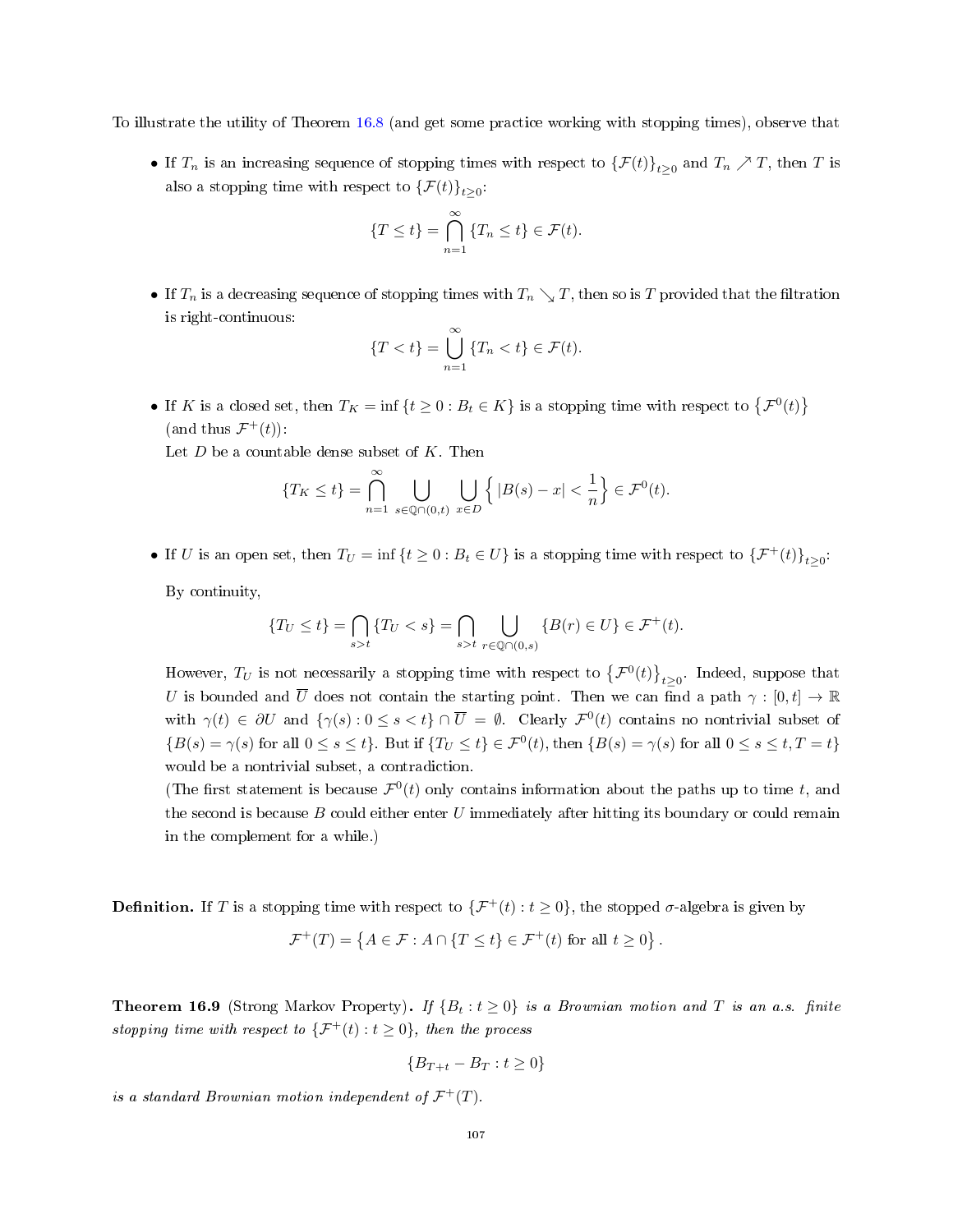To illustrate the utility of Theorem 16.8 (and get some practice working with stopping times), observe that

- If $T_n$ is an increasing sequence of stopping times with respect to $\{\mathcal{F}(t)\}_{t\geq 0}$ and $T_n \nearrow T$, then $T$ is also a stopping time with respect to $\{\mathcal{F}(t)\}_{t\geq 0}$:

$$\{T \leq t\} = \bigcap_{n=1}^{\infty} \{T_n \leq t\} \in \mathcal{F}(t).$$

- If $T_n$ is a decreasing sequence of stopping times with $T_n \searrow T$, then so is $T$ provided that the filtration is right-continuous:

$$\{T < t\} = \bigcup_{n=1}^{\infty} \{T_n < t\} \in \mathcal{F}(t).$$

- If $K$ is a closed set, then $T_K = \inf\{t \geq 0 : B_t \in K\}$ is a stopping time with respect to $\{\mathcal{F}^0(t)\}$ (and thus $\mathcal{F}^+(t)$):

  Let $D$ be a countable dense subset of $K$. Then

$$\{T_K \leq t\} = \bigcap_{n=1}^{\infty} \bigcup_{s \in \mathbb{Q}\cap(0,t)} \bigcup_{x \in D} \left\{ |B(s) - x| < \frac{1}{n} \right\} \in \mathcal{F}^0(t).$$

- If $U$ is an open set, then $T_U = \inf\{t \geq 0 : B_t \in U\}$ is a stopping time with respect to $\{\mathcal{F}^+(t)\}_{t\geq 0}$:

  By continuity,

$$\{T_U \leq t\} = \bigcap_{s>t} \{T_U < s\} = \bigcap_{s>t} \bigcup_{r \in \mathbb{Q}\cap(0,s)} \{B(r) \in U\} \in \mathcal{F}^+(t).$$

  However, $T_U$ is not necessarily a stopping time with respect to $\{\mathcal{F}^0(t)\}_{t\geq 0}$. Indeed, suppose that $U$ is bounded and $\overline{U}$ does not contain the starting point. Then we can find a path $\gamma : [0,t] \to \mathbb{R}$ with $\gamma(t) \in \partial U$ and $\{\gamma(s) : 0 \leq s < t\} \cap \overline{U} = \emptyset$. Clearly $\mathcal{F}^0(t)$ contains no nontrivial subset of $\{B(s) = \gamma(s) \text{ for all } 0 \leq s \leq t\}$. But if $\{T_U \leq t\} \in \mathcal{F}^0(t)$, then $\{B(s) = \gamma(s) \text{ for all } 0 \leq s \leq t, T = t\}$ would be a nontrivial subset, a contradiction.
  
  (The first statement is because $\mathcal{F}^0(t)$ only contains information about the paths up to time $t$, and the second is because $B$ could either enter $U$ immediately after hitting its boundary or could remain in the complement for a while.)

**Definition.** If $T$ is a stopping time with respect to $\{\mathcal{F}^+(t) : t \geq 0\}$, the stopped $\sigma$-algebra is given by

$$\mathcal{F}^+(T) = \left\{ A \in \mathcal{F} : A \cap \{T \leq t\} \in \mathcal{F}^+(t) \text{ for all } t \geq 0 \right\}.$$

**Theorem 16.9** (Strong Markov Property)**.** *If $\{B_t : t \geq 0\}$ is a Brownian motion and $T$ is an a.s. finite stopping time with respect to $\{\mathcal{F}^+(t) : t \geq 0\}$, then the process*

$$\{B_{T+t} - B_T : t \geq 0\}$$

*is a standard Brownian motion independent of $\mathcal{F}^+(T)$.*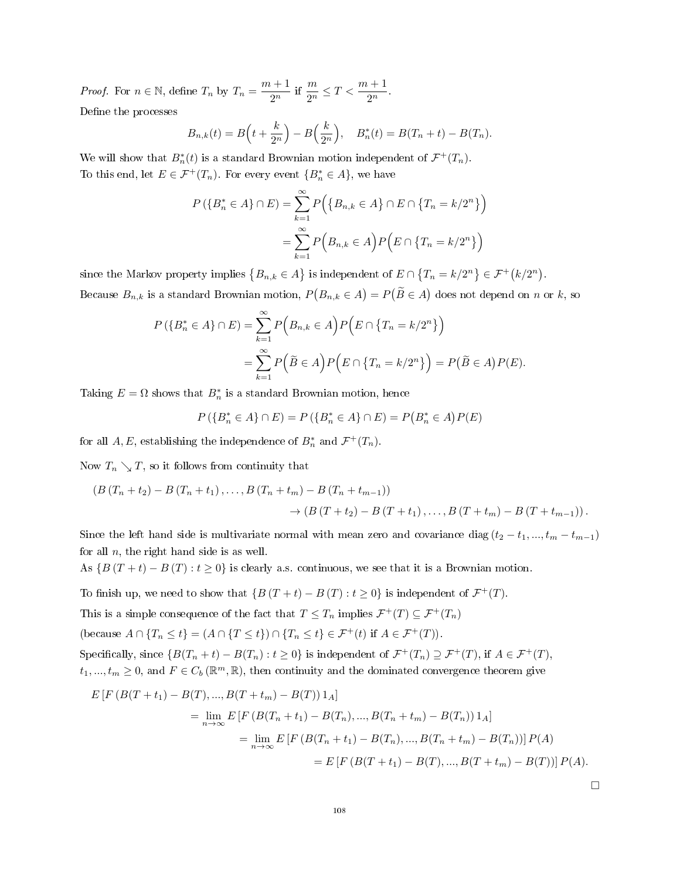*Proof.* For $n \in \mathbb{N}$, define $T_n$ by $T_n = \dfrac{m+1}{2^n}$ if $\dfrac{m}{2^n} \leq T < \dfrac{m+1}{2^n}$.

Define the processes

$$B_{n,k}(t) = B\Big(t + \frac{k}{2^n}\Big) - B\Big(\frac{k}{2^n}\Big), \quad B_n^*(t) = B(T_n + t) - B(T_n).$$

We will show that $B_n^*(t)$ is a standard Brownian motion independent of $\mathcal{F}^+(T_n)$.

To this end, let $E \in \mathcal{F}^+(T_n)$. For every event $\{B_n^* \in A\}$, we have

$$\begin{aligned} P\left(\{B_n^* \in A\} \cap E\right) &= \sum_{k=1}^{\infty} P\Big(\big\{B_{n,k} \in A\big\} \cap E \cap \big\{T_n = k/2^n\big\}\Big) \\ &= \sum_{k=1}^{\infty} P\Big(B_{n,k} \in A\Big) P\Big(E \cap \big\{T_n = k/2^n\big\}\Big) \end{aligned}$$

since the Markov property implies $\big\{B_{n,k} \in A\big\}$ is independent of $E \cap \big\{T_n = k/2^n\big\} \in \mathcal{F}^+\big(k/2^n\big)$.

Because $B_{n,k}$ is a standard Brownian motion, $P\big(B_{n,k} \in A\big) = P\big(\widetilde{B} \in A\big)$ does not depend on $n$ or $k$, so

$$\begin{aligned} P\left(\{B_n^* \in A\} \cap E\right) &= \sum_{k=1}^{\infty} P\Big(B_{n,k} \in A\Big) P\Big(E \cap \big\{T_n = k/2^n\big\}\Big) \\ &= \sum_{k=1}^{\infty} P\Big(\widetilde{B} \in A\Big) P\Big(E \cap \big\{T_n = k/2^n\big\}\Big) = P\big(\widetilde{B} \in A\big) P(E). \end{aligned}$$

Taking $E = \Omega$ shows that $B_n^*$ is a standard Brownian motion, hence

$$P\left(\{B_n^* \in A\} \cap E\right) = P\left(\{B_n^* \in A\} \cap E\right) = P\big(B_n^* \in A\big) P(E)$$

for all $A, E$, establishing the independence of $B_n^*$ and $\mathcal{F}^+(T_n)$.

Now $T_n \searrow T$, so it follows from continuity that

$$\begin{aligned} &\left(B\left(T_n + t_2\right) - B\left(T_n + t_1\right), \ldots, B\left(T_n + t_m\right) - B\left(T_n + t_{m-1}\right)\right) \\ &\qquad\qquad \to \left(B\left(T + t_2\right) - B\left(T + t_1\right), \ldots, B\left(T + t_m\right) - B\left(T + t_{m-1}\right)\right). \end{aligned}$$

Since the left hand side is multivariate normal with mean zero and covariance $\operatorname{diag}\left(t_2 - t_1, ..., t_m - t_{m-1}\right)$ for all $n$, the right hand side is as well.

As $\{B\left(T + t\right) - B\left(T\right) : t \geq 0\}$ is clearly a.s. continuous, we see that it is a Brownian motion.

To finish up, we need to show that $\{B\left(T + t\right) - B\left(T\right) : t \geq 0\}$ is independent of $\mathcal{F}^+(T)$.

This is a simple consequence of the fact that $T \leq T_n$ implies $\mathcal{F}^+(T) \subseteq \mathcal{F}^+(T_n)$

(because $A \cap \{T_n \leq t\} = (A \cap \{T \leq t\}) \cap \{T_n \leq t\} \in \mathcal{F}^+(t)$ if $A \in \mathcal{F}^+(T)$).

Specifically, since $\{B(T_n + t) - B(T_n) : t \geq 0\}$ is independent of $\mathcal{F}^+(T_n) \supseteq \mathcal{F}^+(T)$, if $A \in \mathcal{F}^+(T)$, $t_1, ..., t_m \geq 0$, and $F \in C_b\left(\mathbb{R}^m, \mathbb{R}\right)$, then continuity and the dominated convergence theorem give

$$\begin{aligned} E &\left[F\left(B(T + t_1) - B(T), ..., B(T + t_m) - B(T)\right) 1_A\right] \\ &= \lim_{n \to \infty} E\left[F\left(B(T_n + t_1) - B(T_n), ..., B(T_n + t_m) - B(T_n)\right) 1_A\right] \\ &= \lim_{n \to \infty} E\left[F\left(B(T_n + t_1) - B(T_n), ..., B(T_n + t_m) - B(T_n)\right)\right] P(A) \\ &= E\left[F\left(B(T + t_1) - B(T), ..., B(T + t_m) - B(T)\right)\right] P(A). \end{aligned}$$

□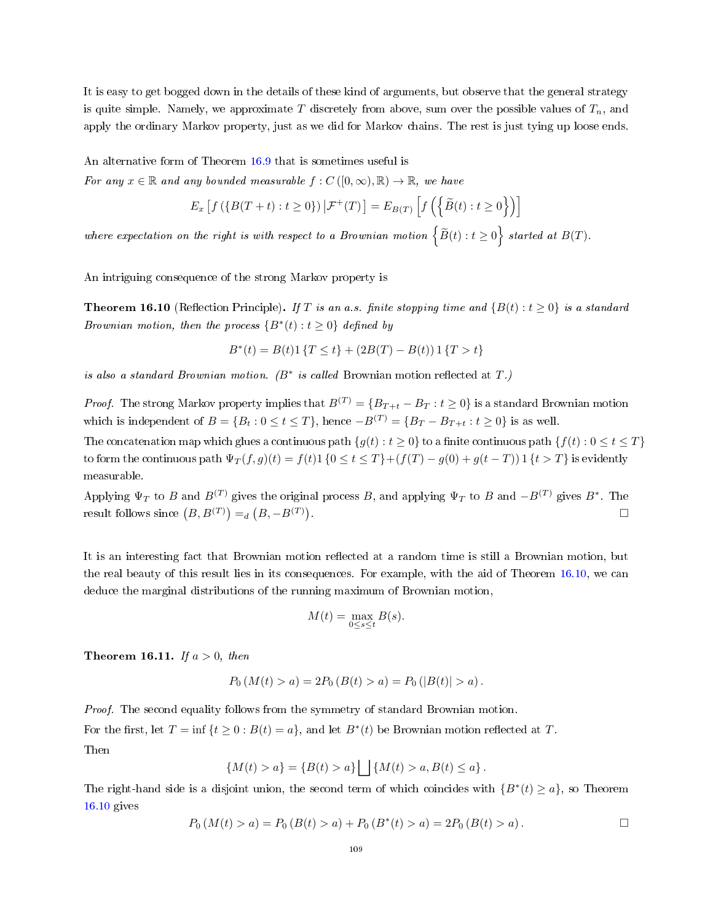It is easy to get bogged down in the details of these kind of arguments, but observe that the general strategy is quite simple. Namely, we approximate $T$ discretely from above, sum over the possible values of $T_n$, and apply the ordinary Markov property, just as we did for Markov chains. The rest is just tying up loose ends.

An alternative form of Theorem 16.9 that is sometimes useful is

*For any $x \in \mathbb{R}$ and any bounded measurable $f : C([0,\infty),\mathbb{R}) \to \mathbb{R}$, we have*

$$E_x\left[f\left(\{B(T+t) : t \geq 0\}\right) \middle| \mathcal{F}^+(T)\right] = E_{B(T)}\left[f\left(\left\{\widetilde{B}(t) : t \geq 0\right\}\right)\right]$$

*where expectation on the right is with respect to a Brownian motion $\left\{\widetilde{B}(t) : t \geq 0\right\}$ started at $B(T)$.*

An intriguing consequence of the strong Markov property is

**Theorem 16.10** (Reflection Principle)**.** *If $T$ is an a.s. finite stopping time and $\{B(t) : t \geq 0\}$ is a standard Brownian motion, then the process $\{B^*(t) : t \geq 0\}$ defined by*

$$B^*(t) = B(t)1\{T \leq t\} + (2B(T) - B(t))\, 1\{T > t\}$$

*is also a standard Brownian motion. ($B^*$ is called* Brownian motion reflected at *$T$.)*

*Proof.* The strong Markov property implies that $B^{(T)} = \{B_{T+t} - B_T : t \geq 0\}$ is a standard Brownian motion which is independent of $B = \{B_t : 0 \leq t \leq T\}$, hence $-B^{(T)} = \{B_T - B_{T+t} : t \geq 0\}$ is as well.

The concatenation map which glues a continuous path $\{g(t) : t \geq 0\}$ to a finite continuous path $\{f(t) : 0 \leq t \leq T\}$ to form the continuous path $\Psi_T(f,g)(t) = f(t)1\{0 \leq t \leq T\} + (f(T) - g(0) + g(t-T))\, 1\{t > T\}$ is evidently measurable.

Applying $\Psi_T$ to $B$ and $B^{(T)}$ gives the original process $B$, and applying $\Psi_T$ to $B$ and $-B^{(T)}$ gives $B^*$. The result follows since $\left(B, B^{(T)}\right) =_d \left(B, -B^{(T)}\right)$. $\square$

It is an interesting fact that Brownian motion reflected at a random time is still a Brownian motion, but the real beauty of this result lies in its consequences. For example, with the aid of Theorem 16.10, we can deduce the marginal distributions of the running maximum of Brownian motion,

$$M(t) = \max_{0 \leq s \leq t} B(s).$$

**Theorem 16.11.** *If $a > 0$, then*

$$P_0(M(t) > a) = 2P_0(B(t) > a) = P_0(|B(t)| > a).$$

*Proof.* The second equality follows from the symmetry of standard Brownian motion.

For the first, let $T = \inf\{t \geq 0 : B(t) = a\}$, and let $B^*(t)$ be Brownian motion reflected at $T$.

Then

$$\{M(t) > a\} = \{B(t) > a\} \bigsqcup \{M(t) > a, B(t) \leq a\}.$$

The right-hand side is a disjoint union, the second term of which coincides with $\{B^*(t) \geq a\}$, so Theorem 16.10 gives

$$P_0(M(t) > a) = P_0(B(t) > a) + P_0(B^*(t) > a) = 2P_0(B(t) > a). \qquad \square$$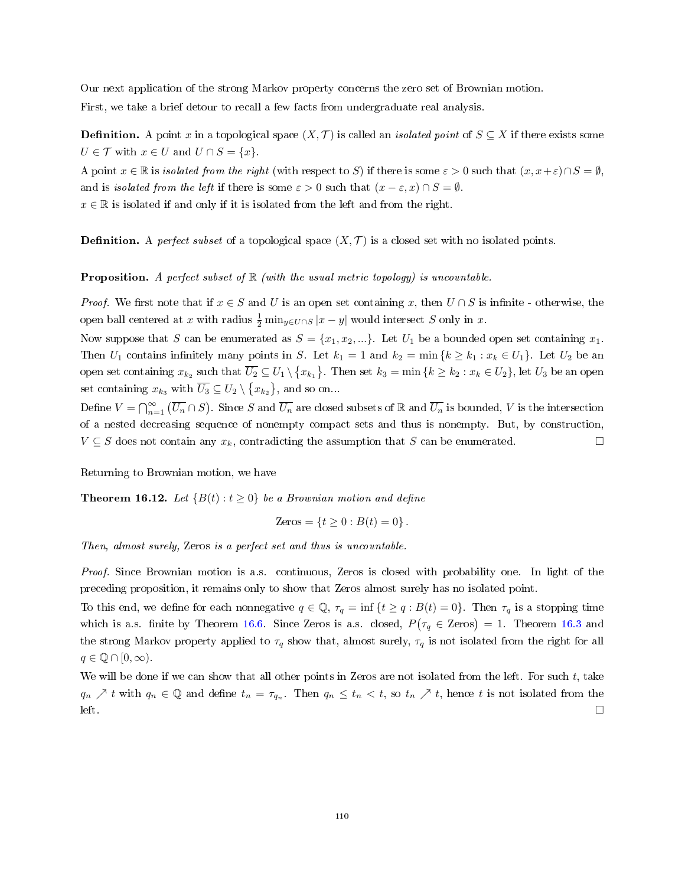Our next application of the strong Markov property concerns the zero set of Brownian motion.

First, we take a brief detour to recall a few facts from undergraduate real analysis.

**Definition.** A point $x$ in a topological space $(X, \mathcal{T})$ is called an *isolated point* of $S \subseteq X$ if there exists some $U \in \mathcal{T}$ with $x \in U$ and $U \cap S = \{x\}$.

A point $x \in \mathbb{R}$ is *isolated from the right* (with respect to $S$) if there is some $\varepsilon > 0$ such that $(x, x+\varepsilon) \cap S = \emptyset$, and is *isolated from the left* if there is some $\varepsilon > 0$ such that $(x-\varepsilon, x) \cap S = \emptyset$.

$x \in \mathbb{R}$ is isolated if and only if it is isolated from the left and from the right.

**Definition.** A *perfect subset* of a topological space $(X, \mathcal{T})$ is a closed set with no isolated points.

**Proposition.** *A perfect subset of $\mathbb{R}$ (with the usual metric topology) is uncountable.*

*Proof.* We first note that if $x \in S$ and $U$ is an open set containing $x$, then $U \cap S$ is infinite - otherwise, the open ball centered at $x$ with radius $\frac{1}{2}\min_{y \in U \cap S} |x - y|$ would intersect $S$ only in $x$.

Now suppose that $S$ can be enumerated as $S = \{x_1, x_2, ...\}$. Let $U_1$ be a bounded open set containing $x_1$. Then $U_1$ contains infinitely many points in $S$. Let $k_1 = 1$ and $k_2 = \min\{k \geq k_1 : x_k \in U_1\}$. Let $U_2$ be an open set containing $x_{k_2}$ such that $\overline{U_2} \subseteq U_1 \setminus \{x_{k_1}\}$. Then set $k_3 = \min\{k \geq k_2 : x_k \in U_2\}$, let $U_3$ be an open set containing $x_{k_3}$ with $\overline{U_3} \subseteq U_2 \setminus \{x_{k_2}\}$, and so on...

Define $V = \bigcap_{n=1}^{\infty} \left(\overline{U_n} \cap S\right)$. Since $S$ and $\overline{U_n}$ are closed subsets of $\mathbb{R}$ and $\overline{U_n}$ is bounded, $V$ is the intersection of a nested decreasing sequence of nonempty compact sets and thus is nonempty. But, by construction, $V \subseteq S$ does not contain any $x_k$, contradicting the assumption that $S$ can be enumerated. $\square$

Returning to Brownian motion, we have

**Theorem 16.12.** *Let $\{B(t) : t \geq 0\}$ be a Brownian motion and define*

$$\text{Zeros} = \{t \geq 0 : B(t) = 0\}.$$

*Then, almost surely,* Zeros *is a perfect set and thus is uncountable.*

*Proof.* Since Brownian motion is a.s. continuous, Zeros is closed with probability one. In light of the preceding proposition, it remains only to show that Zeros almost surely has no isolated point.

To this end, we define for each nonnegative $q \in \mathbb{Q}$, $\tau_q = \inf\{t \geq q : B(t) = 0\}$. Then $\tau_q$ is a stopping time which is a.s. finite by Theorem 16.6. Since Zeros is a.s. closed, $P(\tau_q \in \text{Zeros}) = 1$. Theorem 16.3 and the strong Markov property applied to $\tau_q$ show that, almost surely, $\tau_q$ is not isolated from the right for all $q \in \mathbb{Q} \cap [0, \infty)$.

We will be done if we can show that all other points in Zeros are not isolated from the left. For such $t$, take $q_n \nearrow t$ with $q_n \in \mathbb{Q}$ and define $t_n = \tau_{q_n}$. Then $q_n \leq t_n < t$, so $t_n \nearrow t$, hence $t$ is not isolated from the left. $\square$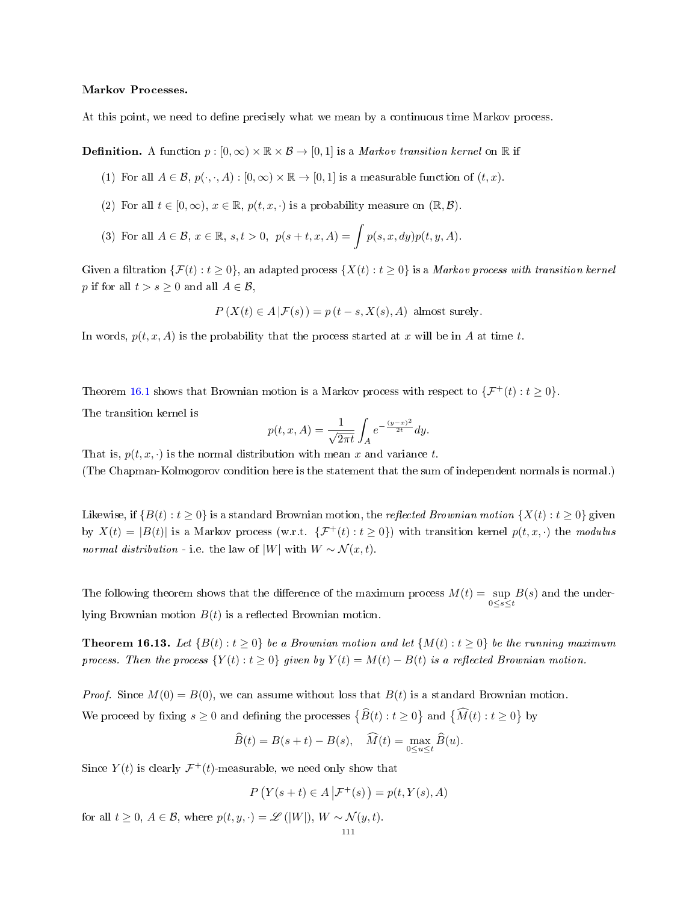**Markov Processes.**

At this point, we need to define precisely what we mean by a continuous time Markov process.

**Definition.** A function $p : [0, \infty) \times \mathbb{R} \times \mathcal{B} \to [0, 1]$ is a *Markov transition kernel* on $\mathbb{R}$ if

(1) For all $A \in \mathcal{B}$, $p(\cdot, \cdot, A) : [0, \infty) \times \mathbb{R} \to [0, 1]$ is a measurable function of $(t, x)$.

(2) For all $t \in [0, \infty)$, $x \in \mathbb{R}$, $p(t, x, \cdot)$ is a probability measure on $(\mathbb{R}, \mathcal{B})$.

(3) For all $A \in \mathcal{B}$, $x \in \mathbb{R}$, $s, t > 0$, $p(s + t, x, A) = \displaystyle\int p(s, x, dy) p(t, y, A)$.

Given a filtration $\{\mathcal{F}(t) : t \geq 0\}$, an adapted process $\{X(t) : t \geq 0\}$ is a *Markov process with transition kernel* $p$ if for all $t > s \geq 0$ and all $A \in \mathcal{B}$,

$$P\left(X(t) \in A \,|\, \mathcal{F}(s)\right) = p\left(t - s, X(s), A\right) \text{ almost surely.}$$

In words, $p(t, x, A)$ is the probability that the process started at $x$ will be in $A$ at time $t$.

Theorem 16.1 shows that Brownian motion is a Markov process with respect to $\{\mathcal{F}^+(t) : t \geq 0\}$.

The transition kernel is

$$p(t, x, A) = \frac{1}{\sqrt{2\pi t}} \int_A e^{-\frac{(y-x)^2}{2t}} dy.$$

That is, $p(t, x, \cdot)$ is the normal distribution with mean $x$ and variance $t$.
(The Chapman-Kolmogorov condition here is the statement that the sum of independent normals is normal.)

Likewise, if $\{B(t) : t \geq 0\}$ is a standard Brownian motion, the *reflected Brownian motion* $\{X(t) : t \geq 0\}$ given by $X(t) = |B(t)|$ is a Markov process (w.r.t. $\{\mathcal{F}^+(t) : t \geq 0\}$) with transition kernel $p(t, x, \cdot)$ the *modulus normal distribution* - i.e. the law of $|W|$ with $W \sim \mathcal{N}(x, t)$.

The following theorem shows that the difference of the maximum process $M(t) = \sup_{0 \leq s \leq t} B(s)$ and the underlying Brownian motion $B(t)$ is a reflected Brownian motion.

**Theorem 16.13.** *Let $\{B(t) : t \geq 0\}$ be a Brownian motion and let $\{M(t) : t \geq 0\}$ be the running maximum process. Then the process $\{Y(t) : t \geq 0\}$ given by $Y(t) = M(t) - B(t)$ is a reflected Brownian motion.*

*Proof.* Since $M(0) = B(0)$, we can assume without loss that $B(t)$ is a standard Brownian motion.
We proceed by fixing $s \geq 0$ and defining the processes $\left\{\widehat{B}(t) : t \geq 0\right\}$ and $\left\{\widehat{M}(t) : t \geq 0\right\}$ by

$$\widehat{B}(t) = B(s + t) - B(s), \quad \widehat{M}(t) = \max_{0 \leq u \leq t} \widehat{B}(u).$$

Since $Y(t)$ is clearly $\mathcal{F}^+(t)$-measurable, we need only show that

$$P\left(Y(s + t) \in A \,\middle|\, \mathcal{F}^+(s)\right) = p(t, Y(s), A)$$

for all $t \geq 0$, $A \in \mathcal{B}$, where $p(t, y, \cdot) = \mathscr{L}\left(|W|\right)$, $W \sim \mathcal{N}(y, t)$.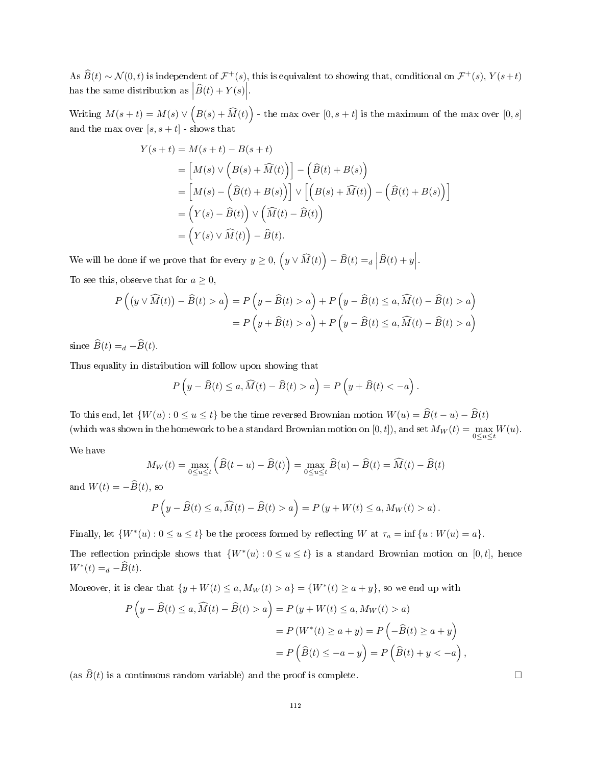As $\widehat{B}(t) \sim \mathcal{N}(0,t)$ is independent of $\mathcal{F}^+(s)$, this is equivalent to showing that, conditional on $\mathcal{F}^+(s)$, $Y(s+t)$ has the same distribution as $\left|\widehat{B}(t) + Y(s)\right|$.

Writing $M(s+t) = M(s) \vee \left(B(s) + \widehat{M}(t)\right)$ - the max over $[0, s+t]$ is the maximum of the max over $[0,s]$ and the max over $[s, s+t]$ - shows that

$$
\begin{aligned}
Y(s+t) &= M(s+t) - B(s+t) \\
&= \left[M(s) \vee \left(B(s) + \widehat{M}(t)\right)\right] - \left(\widehat{B}(t) + B(s)\right) \\
&= \left[M(s) - \left(\widehat{B}(t) + B(s)\right)\right] \vee \left[\left(B(s) + \widehat{M}(t)\right) - \left(\widehat{B}(t) + B(s)\right)\right] \\
&= \left(Y(s) - \widehat{B}(t)\right) \vee \left(\widehat{M}(t) - \widehat{B}(t)\right) \\
&= \left(Y(s) \vee \widehat{M}(t)\right) - \widehat{B}(t).
\end{aligned}
$$

We will be done if we prove that for every $y \geq 0$, $\left(y \vee \widehat{M}(t)\right) - \widehat{B}(t) =_d \left|\widehat{B}(t) + y\right|$.

To see this, observe that for $a \geq 0$,

$$
\begin{aligned}
P\left(\left(y \vee \widehat{M}(t)\right) - \widehat{B}(t) > a\right) &= P\left(y - \widehat{B}(t) > a\right) + P\left(y - \widehat{B}(t) \leq a, \widehat{M}(t) - \widehat{B}(t) > a\right) \\
&= P\left(y + \widehat{B}(t) > a\right) + P\left(y - \widehat{B}(t) \leq a, \widehat{M}(t) - \widehat{B}(t) > a\right)
\end{aligned}
$$

since $\widehat{B}(t) =_d -\widehat{B}(t)$.

Thus equality in distribution will follow upon showing that

$$
P\left(y - \widehat{B}(t) \leq a, \widehat{M}(t) - \widehat{B}(t) > a\right) = P\left(y + \widehat{B}(t) < -a\right).
$$

To this end, let $\{W(u) : 0 \leq u \leq t\}$ be the time reversed Brownian motion $W(u) = \widehat{B}(t-u) - \widehat{B}(t)$ (which was shown in the homework to be a standard Brownian motion on $[0,t]$), and set $M_W(t) = \max_{0 \leq u \leq t} W(u)$.

We have

$$
M_W(t) = \max_{0 \leq u \leq t}\left(\widehat{B}(t-u) - \widehat{B}(t)\right) = \max_{0 \leq u \leq t} \widehat{B}(u) - \widehat{B}(t) = \widehat{M}(t) - \widehat{B}(t)
$$

and $W(t) = -\widehat{B}(t)$, so

$$
P\left(y - \widehat{B}(t) \leq a, \widehat{M}(t) - \widehat{B}(t) > a\right) = P\left(y + W(t) \leq a, M_W(t) > a\right).
$$

Finally, let $\{W^*(u) : 0 \leq u \leq t\}$ be the process formed by reflecting $W$ at $\tau_a = \inf\{u : W(u) = a\}$.

The reflection principle shows that $\{W^*(u) : 0 \leq u \leq t\}$ is a standard Brownian motion on $[0,t]$, hence $W^*(t) =_d -\widehat{B}(t)$.

Moreover, it is clear that $\{y + W(t) \leq a, M_W(t) > a\} = \{W^*(t) \geq a + y\}$, so we end up with

$$
\begin{aligned}
P\left(y - \widehat{B}(t) \leq a, \widehat{M}(t) - \widehat{B}(t) > a\right) &= P\left(y + W(t) \leq a, M_W(t) > a\right) \\
&= P\left(W^*(t) \geq a + y\right) = P\left(-\widehat{B}(t) \geq a + y\right) \\
&= P\left(\widehat{B}(t) \leq -a - y\right) = P\left(\widehat{B}(t) + y < -a\right),
\end{aligned}
$$

(as $\widehat{B}(t)$ is a continuous random variable) and the proof is complete. $\square$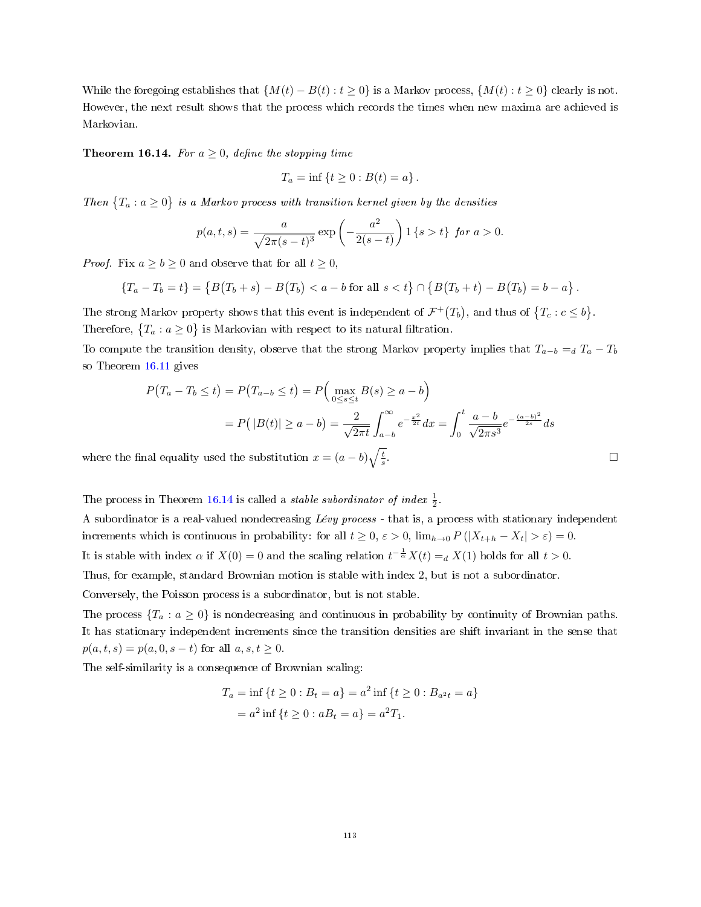While the foregoing establishes that $\{M(t) - B(t) : t \geq 0\}$ is a Markov process, $\{M(t) : t \geq 0\}$ clearly is not. However, the next result shows that the process which records the times when new maxima are achieved is Markovian.

**Theorem 16.14.** *For $a \geq 0$, define the stopping time*

$$T_a = \inf \{t \geq 0 : B(t) = a\}.$$

*Then $\{T_a : a \geq 0\}$ is a Markov process with transition kernel given by the densities*

$$p(a, t, s) = \frac{a}{\sqrt{2\pi(s-t)^3}} \exp\left(-\frac{a^2}{2(s-t)}\right) 1\{s > t\} \text{ for } a > 0.$$

*Proof.* Fix $a \geq b \geq 0$ and observe that for all $t \geq 0$,

$$\{T_a - T_b = t\} = \{B(T_b + s) - B(T_b) < a - b \text{ for all } s < t\} \cap \{B(T_b + t) - B(T_b) = b - a\}.$$

The strong Markov property shows that this event is independent of $\mathcal{F}^+(T_b)$, and thus of $\{T_c : c \leq b\}$. Therefore, $\{T_a : a \geq 0\}$ is Markovian with respect to its natural filtration.

To compute the transition density, observe that the strong Markov property implies that $T_{a-b} =_d T_a - T_b$ so Theorem 16.11 gives

$$\begin{aligned}
P(T_a - T_b \leq t) &= P(T_{a-b} \leq t) = P\Big(\max_{0 \leq s \leq t} B(s) \geq a - b\Big) \\
&= P(|B(t)| \geq a - b) = \frac{2}{\sqrt{2\pi t}} \int_{a-b}^{\infty} e^{-\frac{x^2}{2t}} dx = \int_0^t \frac{a-b}{\sqrt{2\pi s^3}} e^{-\frac{(a-b)^2}{2s}} ds
\end{aligned}$$

where the final equality used the substitution $x = (a-b)\sqrt{\frac{t}{s}}$. $\square$

The process in Theorem 16.14 is called a *stable subordinator of index* $\frac{1}{2}$.

A subordinator is a real-valued nondecreasing *Lévy process* - that is, a process with stationary independent increments which is continuous in probability: for all $t \geq 0$, $\varepsilon > 0$, $\lim_{h \to 0} P(|X_{t+h} - X_t| > \varepsilon) = 0$.

It is stable with index $\alpha$ if $X(0) = 0$ and the scaling relation $t^{-\frac{1}{\alpha}} X(t) =_d X(1)$ holds for all $t > 0$.

Thus, for example, standard Brownian motion is stable with index 2, but is not a subordinator.

Conversely, the Poisson process is a subordinator, but is not stable.

The process $\{T_a : a \geq 0\}$ is nondecreasing and continuous in probability by continuity of Brownian paths. It has stationary independent increments since the transition densities are shift invariant in the sense that $p(a, t, s) = p(a, 0, s - t)$ for all $a, s, t \geq 0$.

The self-similarity is a consequence of Brownian scaling:

$$\begin{aligned}
T_a &= \inf \{t \geq 0 : B_t = a\} = a^2 \inf \{t \geq 0 : B_{a^2 t} = a\} \\
&= a^2 \inf \{t \geq 0 : aB_t = a\} = a^2 T_1.
\end{aligned}$$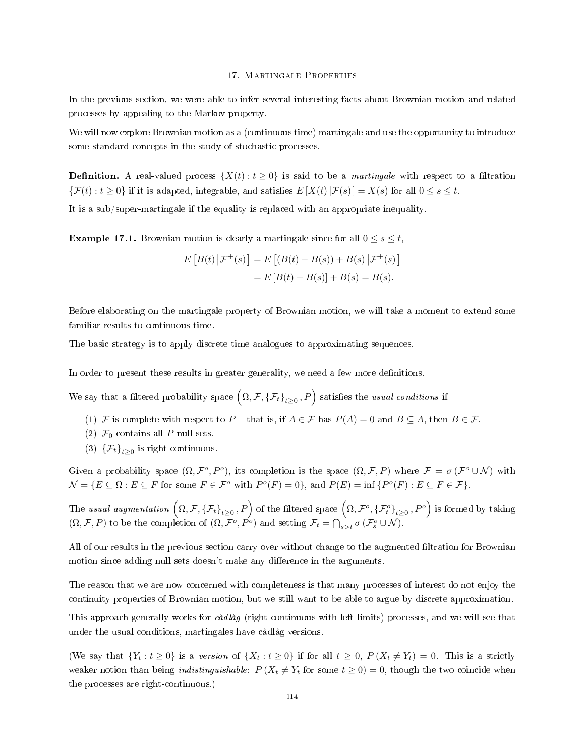# 17. Martingale Properties

In the previous section, we were able to infer several interesting facts about Brownian motion and related processes by appealing to the Markov property.

We will now explore Brownian motion as a (continuous time) martingale and use the opportunity to introduce some standard concepts in the study of stochastic processes.

**Definition.** A real-valued process $\{X(t) : t \geq 0\}$ is said to be a *martingale* with respect to a filtration $\{\mathcal{F}(t) : t \geq 0\}$ if it is adapted, integrable, and satisfies $E[X(t) \,|\, \mathcal{F}(s)] = X(s)$ for all $0 \leq s \leq t$.

It is a sub/super-martingale if the equality is replaced with an appropriate inequality.

**Example 17.1.** Brownian motion is clearly a martingale since for all $0 \leq s \leq t$,

$$\begin{aligned} E\left[B(t) \,\middle|\, \mathcal{F}^+(s)\right] &= E\left[(B(t) - B(s)) + B(s) \,\middle|\, \mathcal{F}^+(s)\right] \\ &= E\left[B(t) - B(s)\right] + B(s) = B(s). \end{aligned}$$

Before elaborating on the martingale property of Brownian motion, we will take a moment to extend some familiar results to continuous time.

The basic strategy is to apply discrete time analogues to approximating sequences.

In order to present these results in greater generality, we need a few more definitions.

We say that a filtered probability space $\left(\Omega, \mathcal{F}, \{\mathcal{F}_t\}_{t \geq 0}, P\right)$ satisfies the *usual conditions* if

(1) $\mathcal{F}$ is complete with respect to $P$ – that is, if $A \in \mathcal{F}$ has $P(A) = 0$ and $B \subseteq A$, then $B \in \mathcal{F}$.
(2) $\mathcal{F}_0$ contains all $P$-null sets.
(3) $\{\mathcal{F}_t\}_{t \geq 0}$ is right-continuous.

Given a probability space $(\Omega, \mathcal{F}^o, P^o)$, its completion is the space $(\Omega, \mathcal{F}, P)$ where $\mathcal{F} = \sigma(\mathcal{F}^o \cup \mathcal{N})$ with $\mathcal{N} = \{E \subseteq \Omega : E \subseteq F \text{ for some } F \in \mathcal{F}^o \text{ with } P^o(F) = 0\}$, and $P(E) = \inf\{P^o(F) : E \subseteq F \in \mathcal{F}\}$.

The *usual augmentation* $\left(\Omega, \mathcal{F}, \{\mathcal{F}_t\}_{t \geq 0}, P\right)$ of the filtered space $\left(\Omega, \mathcal{F}^o, \{\mathcal{F}_t^o\}_{t \geq 0}, P^o\right)$ is formed by taking $(\Omega, \mathcal{F}, P)$ to be the completion of $(\Omega, \mathcal{F}^o, P^o)$ and setting $\mathcal{F}_t = \bigcap_{s > t} \sigma(\mathcal{F}_s^o \cup \mathcal{N})$.

All of our results in the previous section carry over without change to the augmented filtration for Brownian motion since adding null sets doesn't make any difference in the arguments.

The reason that we are now concerned with completeness is that many processes of interest do not enjoy the continuity properties of Brownian motion, but we still want to be able to argue by discrete approximation.

This approach generally works for *càdlàg* (right-continuous with left limits) processes, and we will see that under the usual conditions, martingales have càdlàg versions.

(We say that $\{Y_t : t \geq 0\}$ is a *version* of $\{X_t : t \geq 0\}$ if for all $t \geq 0$, $P(X_t \neq Y_t) = 0$. This is a strictly weaker notion than being *indistinguishable*: $P(X_t \neq Y_t \text{ for some } t \geq 0) = 0$, though the two coincide when the processes are right-continuous.)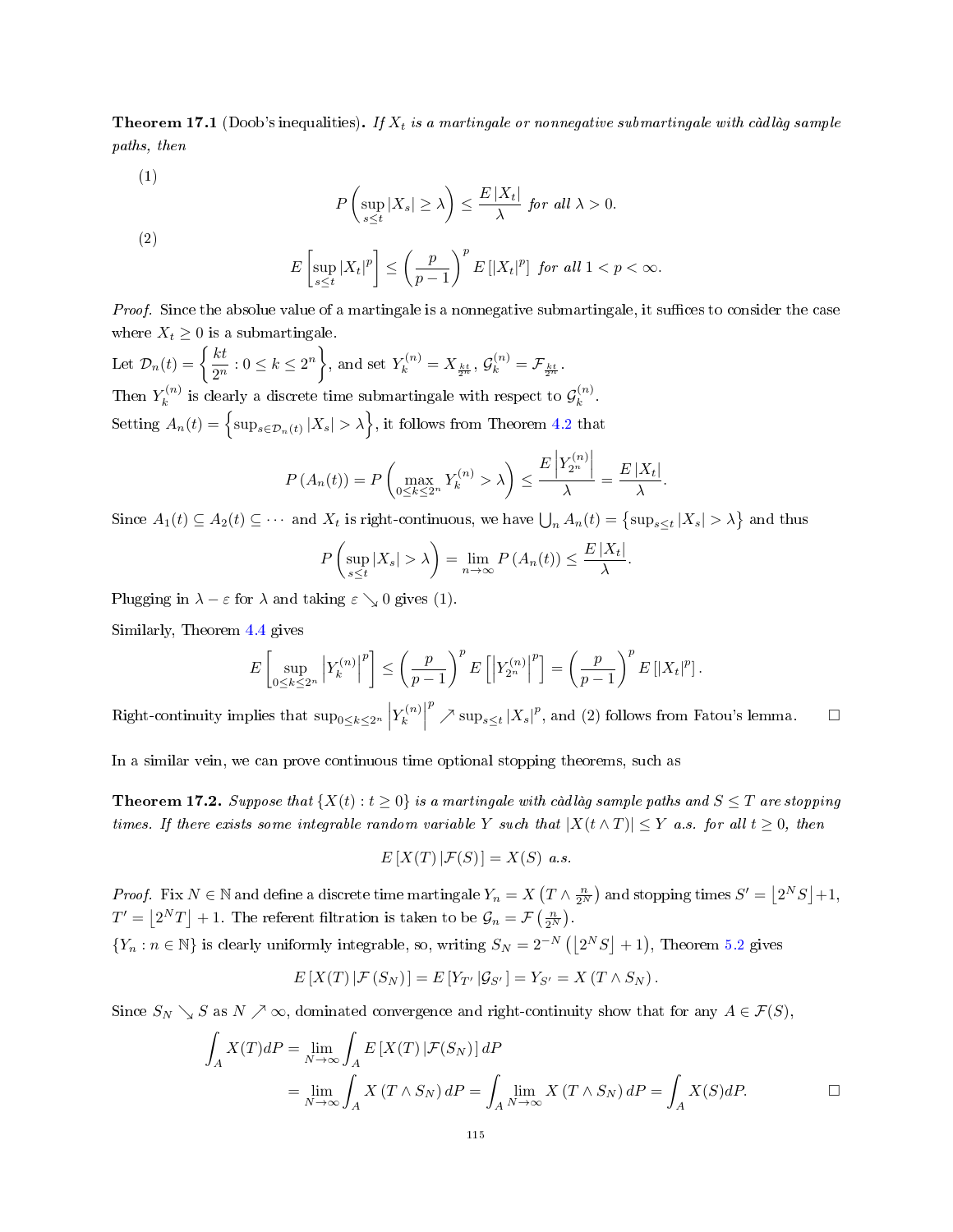**Theorem 17.1** (Doob's inequalities)**.** *If $X_t$ is a martingale or nonnegative submartingale with càdlàg sample paths, then*

(1)
$$P\left(\sup_{s\leq t}|X_s|\geq \lambda\right)\leq \frac{E\,|X_t|}{\lambda} \text{ for all } \lambda>0.$$

(2)
$$E\left[\sup_{s\leq t}|X_t|^p\right]\leq \left(\frac{p}{p-1}\right)^p E\left[|X_t|^p\right] \text{ for all } 1<p<\infty.$$

*Proof.* Since the absolue value of a martingale is a nonnegative submartingale, it suffices to consider the case where $X_t\geq 0$ is a submartingale.

Let $\mathcal{D}_n(t)=\left\{\frac{kt}{2^n}:0\leq k\leq 2^n\right\}$, and set $Y_k^{(n)}=X_{\frac{kt}{2^n}}$, $\mathcal{G}_k^{(n)}=\mathcal{F}_{\frac{kt}{2^n}}$.

Then $Y_k^{(n)}$ is clearly a discrete time submartingale with respect to $\mathcal{G}_k^{(n)}$.

Setting $A_n(t)=\left\{\sup_{s\in\mathcal{D}_n(t)}|X_s|>\lambda\right\}$, it follows from Theorem 4.2 that

$$P\left(A_n(t)\right)=P\left(\max_{0\leq k\leq 2^n}Y_k^{(n)}>\lambda\right)\leq\frac{E\left|Y_{2^n}^{(n)}\right|}{\lambda}=\frac{E\,|X_t|}{\lambda}.$$

Since $A_1(t)\subseteq A_2(t)\subseteq\cdots$ and $X_t$ is right-continuous, we have $\bigcup_n A_n(t)=\left\{\sup_{s\leq t}|X_s|>\lambda\right\}$ and thus

$$P\left(\sup_{s\leq t}|X_s|>\lambda\right)=\lim_{n\to\infty}P\left(A_n(t)\right)\leq\frac{E\,|X_t|}{\lambda}.$$

Plugging in $\lambda-\varepsilon$ for $\lambda$ and taking $\varepsilon\searrow 0$ gives (1).

Similarly, Theorem 4.4 gives

$$E\left[\sup_{0\leq k\leq 2^n}\left|Y_k^{(n)}\right|^p\right]\leq\left(\frac{p}{p-1}\right)^p E\left[\left|Y_{2^n}^{(n)}\right|^p\right]=\left(\frac{p}{p-1}\right)^p E\left[|X_t|^p\right].$$

Right-continuity implies that $\sup_{0\leq k\leq 2^n}\left|Y_k^{(n)}\right|^p\nearrow\sup_{s\leq t}|X_s|^p$, and (2) follows from Fatou's lemma. $\square$

In a similar vein, we can prove continuous time optional stopping theorems, such as

**Theorem 17.2.** *Suppose that $\{X(t):t\geq 0\}$ is a martingale with càdlàg sample paths and $S\leq T$ are stopping times. If there exists some integrable random variable $Y$ such that $|X(t\wedge T)|\leq Y$ a.s. for all $t\geq 0$, then*

$$E\left[X(T)\,|\mathcal{F}(S)\right]=X(S) \text{ a.s.}$$

*Proof.* Fix $N\in\mathbb{N}$ and define a discrete time martingale $Y_n=X\left(T\wedge\frac{n}{2^N}\right)$ and stopping times $S'=\lfloor 2^N S\rfloor+1$, $T'=\lfloor 2^N T\rfloor+1$. The referent filtration is taken to be $\mathcal{G}_n=\mathcal{F}\left(\frac{n}{2^N}\right)$.

$\{Y_n:n\in\mathbb{N}\}$ is clearly uniformly integrable, so, writing $S_N=2^{-N}\left(\lfloor 2^N S\rfloor+1\right)$, Theorem 5.2 gives

$$E\left[X(T)\,|\mathcal{F}\left(S_N\right)\right]=E\left[Y_{T'}\,|\mathcal{G}_{S'}\right]=Y_{S'}=X\left(T\wedge S_N\right).$$

Since $S_N\searrow S$ as $N\nearrow\infty$, dominated convergence and right-continuity show that for any $A\in\mathcal{F}(S)$,

$$\begin{aligned}\int_A X(T)dP&=\lim_{N\to\infty}\int_A E\left[X(T)\,|\mathcal{F}(S_N)\right]dP\\&=\lim_{N\to\infty}\int_A X\left(T\wedge S_N\right)dP=\int_A\lim_{N\to\infty}X\left(T\wedge S_N\right)dP=\int_A X(S)dP.\end{aligned}$$

$\square$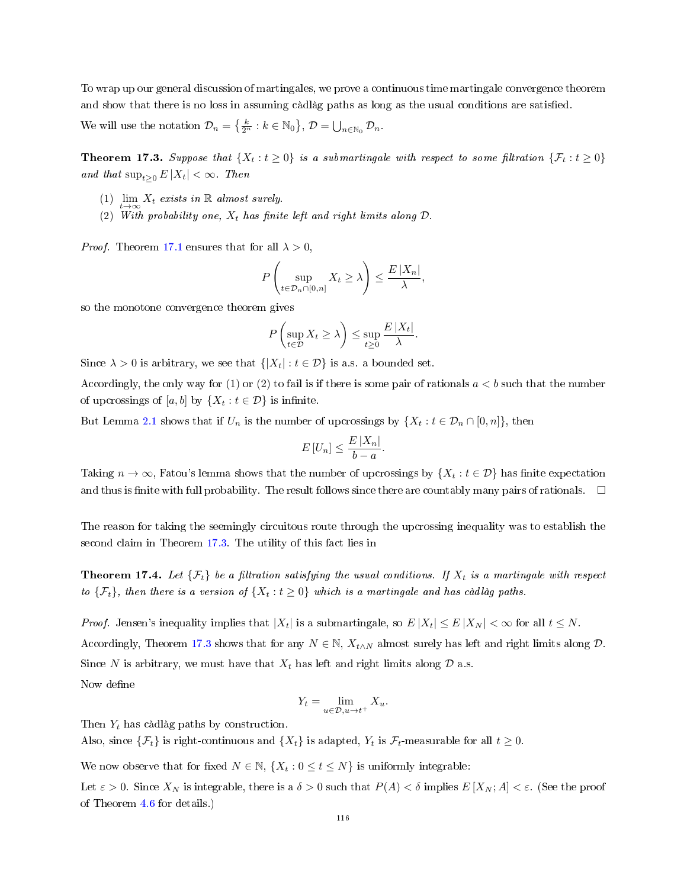To wrap up our general discussion of martingales, we prove a continuous time martingale convergence theorem and show that there is no loss in assuming càdlàg paths as long as the usual conditions are satisfied.

We will use the notation $\mathcal{D}_n = \left\{\frac{k}{2^n} : k \in \mathbb{N}_0\right\}$, $\mathcal{D} = \bigcup_{n\in\mathbb{N}_0} \mathcal{D}_n$.

**Theorem 17.3.** *Suppose that $\{X_t : t \geq 0\}$ is a submartingale with respect to some filtration $\{\mathcal{F}_t : t \geq 0\}$ and that $\sup_{t\geq 0} E|X_t| < \infty$. Then*

1. *$\lim_{t\to\infty} X_t$ exists in $\mathbb{R}$ almost surely.*
2. *With probability one, $X_t$ has finite left and right limits along $\mathcal{D}$.*

*Proof.* Theorem 17.1 ensures that for all $\lambda > 0$,

$$P\left(\sup_{t\in\mathcal{D}_n\cap[0,n]} X_t \geq \lambda\right) \leq \frac{E|X_n|}{\lambda},$$

so the monotone convergence theorem gives

$$P\left(\sup_{t\in\mathcal{D}} X_t \geq \lambda\right) \leq \sup_{t\geq 0} \frac{E|X_t|}{\lambda}.$$

Since $\lambda > 0$ is arbitrary, we see that $\{|X_t| : t \in \mathcal{D}\}$ is a.s. a bounded set.

Accordingly, the only way for (1) or (2) to fail is if there is some pair of rationals $a < b$ such that the number of upcrossings of $[a, b]$ by $\{X_t : t \in \mathcal{D}\}$ is infinite.

But Lemma 2.1 shows that if $U_n$ is the number of upcrossings by $\{X_t : t \in \mathcal{D}_n \cap [0, n]\}$, then

$$E[U_n] \leq \frac{E|X_n|}{b-a}.$$

Taking $n \to \infty$, Fatou's lemma shows that the number of upcrossings by $\{X_t : t \in \mathcal{D}\}$ has finite expectation and thus is finite with full probability. The result follows since there are countably many pairs of rationals. □

The reason for taking the seemingly circuitous route through the upcrossing inequality was to establish the second claim in Theorem 17.3. The utility of this fact lies in

**Theorem 17.4.** *Let $\{\mathcal{F}_t\}$ be a filtration satisfying the usual conditions. If $X_t$ is a martingale with respect to $\{\mathcal{F}_t\}$, then there is a version of $\{X_t : t \geq 0\}$ which is a martingale and has càdlàg paths.*

*Proof.* Jensen's inequality implies that $|X_t|$ is a submartingale, so $E|X_t| \leq E|X_N| < \infty$ for all $t \leq N$.

Accordingly, Theorem 17.3 shows that for any $N \in \mathbb{N}$, $X_{t\wedge N}$ almost surely has left and right limits along $\mathcal{D}$.

Since $N$ is arbitrary, we must have that $X_t$ has left and right limits along $\mathcal{D}$ a.s.

Now define

$$Y_t = \lim_{u\in\mathcal{D}, u\to t^+} X_u.$$

Then $Y_t$ has càdlàg paths by construction.

Also, since $\{\mathcal{F}_t\}$ is right-continuous and $\{X_t\}$ is adapted, $Y_t$ is $\mathcal{F}_t$-measurable for all $t \geq 0$.

We now observe that for fixed $N \in \mathbb{N}$, $\{X_t : 0 \leq t \leq N\}$ is uniformly integrable:

Let $\varepsilon > 0$. Since $X_N$ is integrable, there is a $\delta > 0$ such that $P(A) < \delta$ implies $E[X_N; A] < \varepsilon$. (See the proof of Theorem 4.6 for details.)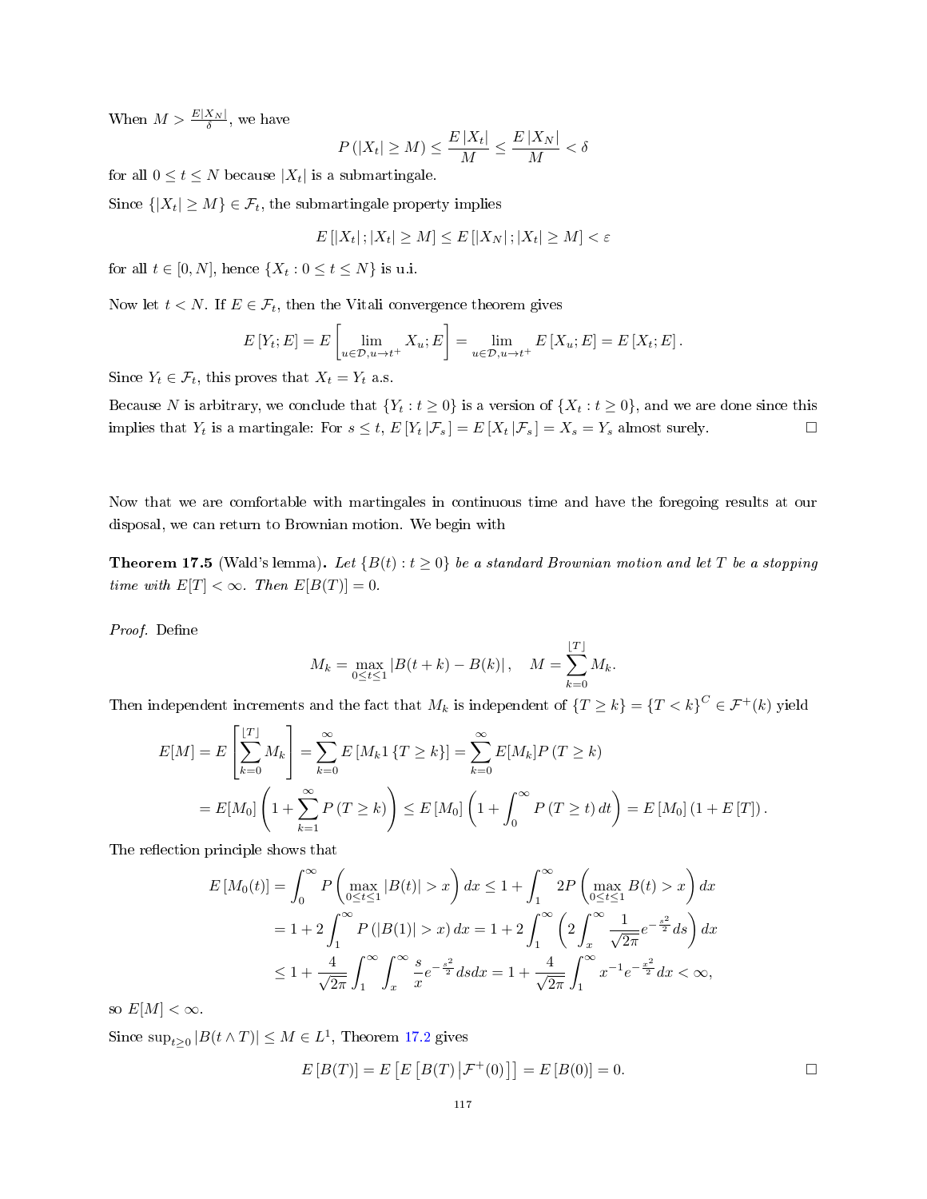When $M > \frac{E|X_N|}{\delta}$, we have

$$P(|X_t| \geq M) \leq \frac{E|X_t|}{M} \leq \frac{E|X_N|}{M} < \delta$$

for all $0 \leq t \leq N$ because $|X_t|$ is a submartingale.

Since $\{|X_t| \geq M\} \in \mathcal{F}_t$, the submartingale property implies

$$E[|X_t|; |X_t| \geq M] \leq E[|X_N|; |X_t| \geq M] < \varepsilon$$

for all $t \in [0, N]$, hence $\{X_t : 0 \leq t \leq N\}$ is u.i.

Now let $t < N$. If $E \in \mathcal{F}_t$, then the Vitali convergence theorem gives

$$E[Y_t; E] = E\left[\lim_{u \in \mathcal{D}, u \to t^+} X_u; E\right] = \lim_{u \in \mathcal{D}, u \to t^+} E[X_u; E] = E[X_t; E].$$

Since $Y_t \in \mathcal{F}_t$, this proves that $X_t = Y_t$ a.s.

Because $N$ is arbitrary, we conclude that $\{Y_t : t \geq 0\}$ is a version of $\{X_t : t \geq 0\}$, and we are done since this implies that $Y_t$ is a martingale: For $s \leq t$, $E[Y_t | \mathcal{F}_s] = E[X_t | \mathcal{F}_s] = X_s = Y_s$ almost surely. □

Now that we are comfortable with martingales in continuous time and have the foregoing results at our disposal, we can return to Brownian motion. We begin with

**Theorem 17.5** (Wald's lemma)**.** *Let $\{B(t) : t \geq 0\}$ be a standard Brownian motion and let $T$ be a stopping time with $E[T] < \infty$. Then $E[B(T)] = 0$.*

*Proof.* Define

$$M_k = \max_{0 \leq t \leq 1} |B(t+k) - B(k)|, \quad M = \sum_{k=0}^{\lfloor T \rfloor} M_k.$$

Then independent increments and the fact that $M_k$ is independent of $\{T \geq k\} = \{T < k\}^C \in \mathcal{F}^+(k)$ yield

$$\begin{aligned} E[M] &= E\left[\sum_{k=0}^{\lfloor T \rfloor} M_k\right] = \sum_{k=0}^{\infty} E[M_k 1\{T \geq k\}] = \sum_{k=0}^{\infty} E[M_k] P(T \geq k) \\ &= E[M_0]\left(1 + \sum_{k=1}^{\infty} P(T \geq k)\right) \leq E[M_0]\left(1 + \int_0^{\infty} P(T \geq t)\, dt\right) = E[M_0](1 + E[T]). \end{aligned}$$

The reflection principle shows that

$$\begin{aligned} E[M_0(t)] &= \int_0^{\infty} P\left(\max_{0 \leq t \leq 1} |B(t)| > x\right) dx \leq 1 + \int_1^{\infty} 2P\left(\max_{0 \leq t \leq 1} B(t) > x\right) dx \\ &= 1 + 2\int_1^{\infty} P(|B(1)| > x)\, dx = 1 + 2\int_1^{\infty} \left(2\int_x^{\infty} \frac{1}{\sqrt{2\pi}} e^{-\frac{s^2}{2}} ds\right) dx \\ &\leq 1 + \frac{4}{\sqrt{2\pi}} \int_1^{\infty} \int_x^{\infty} \frac{s}{x} e^{-\frac{s^2}{2}} ds dx = 1 + \frac{4}{\sqrt{2\pi}} \int_1^{\infty} x^{-1} e^{-\frac{x^2}{2}} dx < \infty, \end{aligned}$$

so $E[M] < \infty$.

Since $\sup_{t \geq 0} |B(t \wedge T)| \leq M \in L^1$, Theorem 17.2 gives

$$E[B(T)] = E\left[E\left[B(T) \middle| \mathcal{F}^+(0)\right]\right] = E[B(0)] = 0.$$

□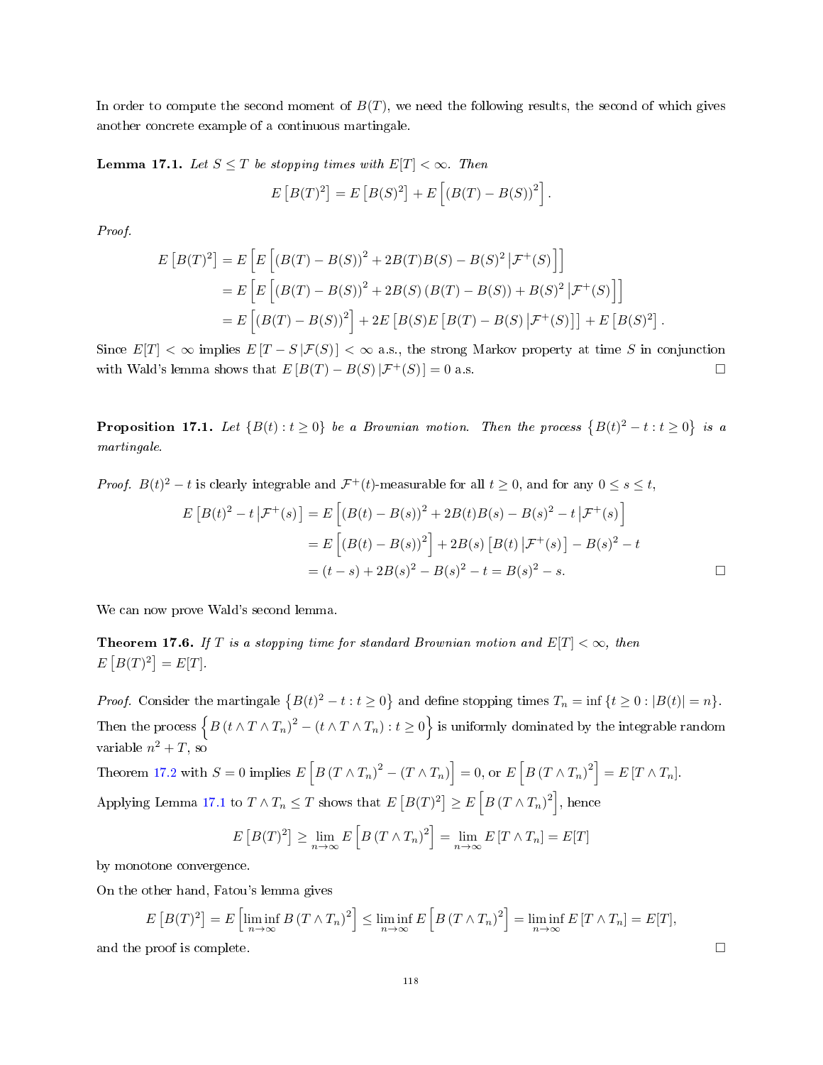In order to compute the second moment of $B(T)$, we need the following results, the second of which gives another concrete example of a continuous martingale.

**Lemma 17.1.** *Let $S \le T$ be stopping times with $E[T] < \infty$. Then*

$$E\left[B(T)^2\right] = E\left[B(S)^2\right] + E\left[(B(T) - B(S))^2\right].$$

*Proof.*

$$\begin{aligned}
E\left[B(T)^2\right] &= E\left[E\left[(B(T) - B(S))^2 + 2B(T)B(S) - B(S)^2 \,\middle|\, \mathcal{F}^+(S)\right]\right] \\
&= E\left[E\left[(B(T) - B(S))^2 + 2B(S)\left(B(T) - B(S)\right) + B(S)^2 \,\middle|\, \mathcal{F}^+(S)\right]\right] \\
&= E\left[(B(T) - B(S))^2\right] + 2E\left[B(S)E\left[B(T) - B(S)\,\middle|\, \mathcal{F}^+(S)\right]\right] + E\left[B(S)^2\right].
\end{aligned}$$

Since $E[T] < \infty$ implies $E\left[T - S \,|\, \mathcal{F}(S)\right] < \infty$ a.s., the strong Markov property at time $S$ in conjunction with Wald's lemma shows that $E\left[B(T) - B(S)\,|\, \mathcal{F}^+(S)\right] = 0$ a.s. $\square$

**Proposition 17.1.** *Let $\{B(t) : t \ge 0\}$ be a Brownian motion. Then the process $\left\{B(t)^2 - t : t \ge 0\right\}$ is a martingale.*

*Proof.* $B(t)^2 - t$ is clearly integrable and $\mathcal{F}^+(t)$-measurable for all $t \ge 0$, and for any $0 \le s \le t$,

$$\begin{aligned}
E\left[B(t)^2 - t\,\middle|\, \mathcal{F}^+(s)\right] &= E\left[(B(t) - B(s))^2 + 2B(t)B(s) - B(s)^2 - t\,\middle|\, \mathcal{F}^+(s)\right] \\
&= E\left[(B(t) - B(s))^2\right] + 2B(s)\left[B(t)\,\middle|\, \mathcal{F}^+(s)\right] - B(s)^2 - t \\
&= (t - s) + 2B(s)^2 - B(s)^2 - t = B(s)^2 - s.
\end{aligned}$$

$\square$

We can now prove Wald's second lemma.

**Theorem 17.6.** *If $T$ is a stopping time for standard Brownian motion and $E[T] < \infty$, then $E\left[B(T)^2\right] = E[T]$.*

*Proof.* Consider the martingale $\left\{B(t)^2 - t : t \ge 0\right\}$ and define stopping times $T_n = \inf\left\{t \ge 0 : |B(t)| = n\right\}$. Then the process $\left\{B\left(t \wedge T \wedge T_n\right)^2 - \left(t \wedge T \wedge T_n\right) : t \ge 0\right\}$ is uniformly dominated by the integrable random variable $n^2 + T$, so

Theorem 17.2 with $S = 0$ implies $E\left[B\left(T \wedge T_n\right)^2 - \left(T \wedge T_n\right)\right] = 0$, or $E\left[B\left(T \wedge T_n\right)^2\right] = E\left[T \wedge T_n\right]$.

Applying Lemma 17.1 to $T \wedge T_n \le T$ shows that $E\left[B(T)^2\right] \ge E\left[B\left(T \wedge T_n\right)^2\right]$, hence

$$E\left[B(T)^2\right] \ge \lim_{n\to\infty} E\left[B\left(T \wedge T_n\right)^2\right] = \lim_{n\to\infty} E\left[T \wedge T_n\right] = E[T]$$

by monotone convergence.

On the other hand, Fatou's lemma gives

$$E\left[B(T)^2\right] = E\left[\liminf_{n\to\infty} B\left(T \wedge T_n\right)^2\right] \le \liminf_{n\to\infty} E\left[B\left(T \wedge T_n\right)^2\right] = \liminf_{n\to\infty} E\left[T \wedge T_n\right] = E[T],$$

and the proof is complete. $\square$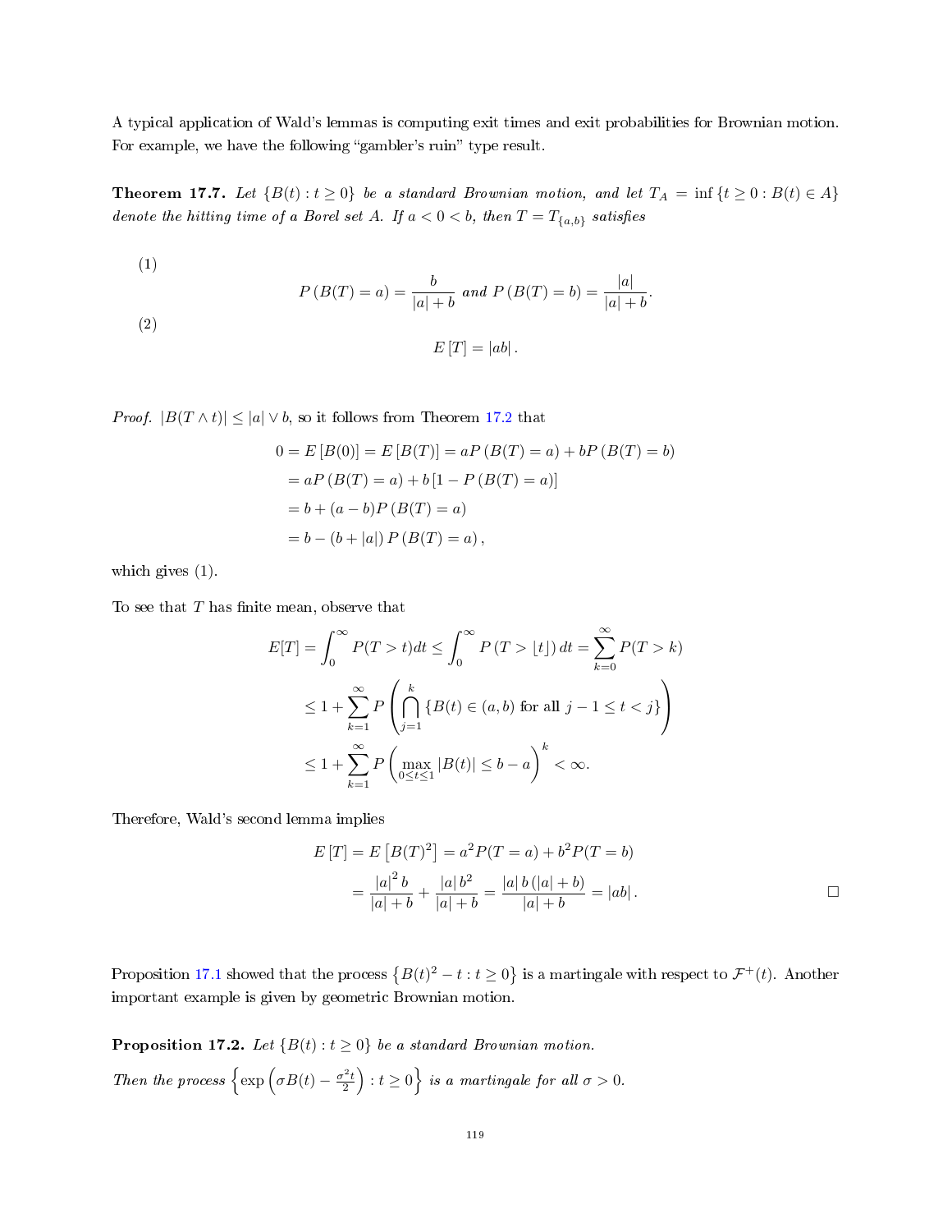A typical application of Wald's lemmas is computing exit times and exit probabilities for Brownian motion. For example, we have the following "gambler's ruin" type result.

**Theorem 17.7.** *Let $\{B(t) : t \geq 0\}$ be a standard Brownian motion, and let $T_A = \inf\{t \geq 0 : B(t) \in A\}$ denote the hitting time of a Borel set $A$. If $a < 0 < b$, then $T = T_{\{a,b\}}$ satisfies*

(1)
$$P(B(T) = a) = \frac{b}{|a| + b} \text{ and } P(B(T) = b) = \frac{|a|}{|a| + b}.$$

(2)
$$E[T] = |ab|.$$

*Proof.* $|B(T \wedge t)| \leq |a| \vee b$, so it follows from Theorem 17.2 that

$$\begin{aligned}
0 = E[B(0)] = E[B(T)] &= aP(B(T) = a) + bP(B(T) = b) \\
&= aP(B(T) = a) + b[1 - P(B(T) = a)] \\
&= b + (a - b)P(B(T) = a) \\
&= b - (b + |a|) P(B(T) = a),
\end{aligned}$$

which gives (1).

To see that $T$ has finite mean, observe that

$$\begin{aligned}
E[T] &= \int_0^\infty P(T > t)dt \leq \int_0^\infty P(T > \lfloor t \rfloor) dt = \sum_{k=0}^\infty P(T > k) \\
&\leq 1 + \sum_{k=1}^\infty P\left( \bigcap_{j=1}^k \{B(t) \in (a,b) \text{ for all } j-1 \leq t < j\} \right) \\
&\leq 1 + \sum_{k=1}^\infty P\left( \max_{0 \leq t \leq 1} |B(t)| \leq b - a \right)^k < \infty.
\end{aligned}$$

Therefore, Wald's second lemma implies

$$\begin{aligned}
E[T] = E\left[B(T)^2\right] &= a^2 P(T = a) + b^2 P(T = b) \\
&= \frac{|a|^2 b}{|a| + b} + \frac{|a| b^2}{|a| + b} = \frac{|a| b (|a| + b)}{|a| + b} = |ab|.
\end{aligned}$$

$\square$

Proposition 17.1 showed that the process $\left\{B(t)^2 - t : t \geq 0\right\}$ is a martingale with respect to $\mathcal{F}^+(t)$. Another important example is given by geometric Brownian motion.

**Proposition 17.2.** *Let $\{B(t) : t \geq 0\}$ be a standard Brownian motion.*

*Then the process $\left\{\exp\left(\sigma B(t) - \frac{\sigma^2 t}{2}\right) : t \geq 0\right\}$ is a martingale for all $\sigma > 0$.*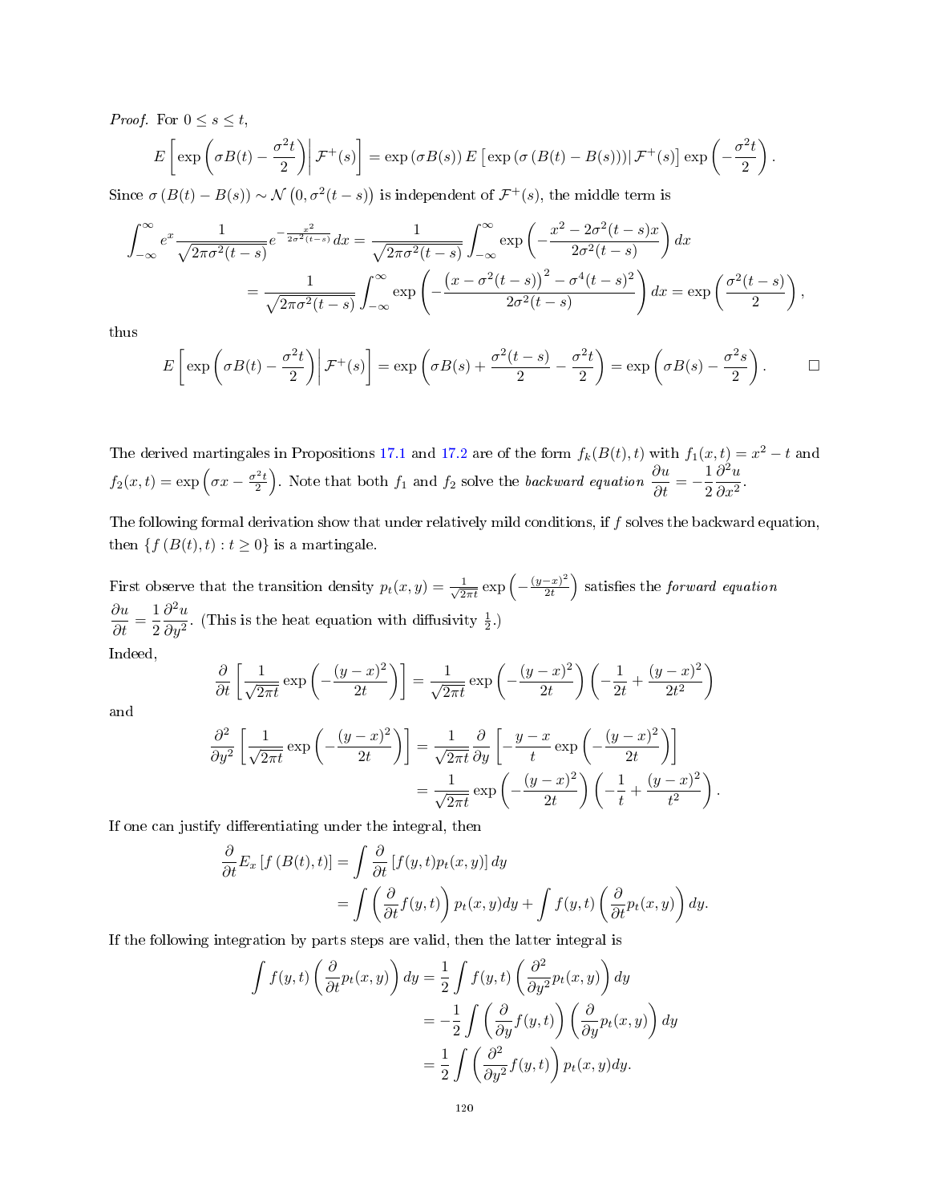*Proof.* For $0 \le s \le t$,

$$E\left[\exp\left(\sigma B(t) - \frac{\sigma^2 t}{2}\right)\middle|\, \mathcal{F}^+(s)\right] = \exp\left(\sigma B(s)\right) E\left[\exp\left(\sigma\left(B(t)-B(s)\right)\right)\middle|\, \mathcal{F}^+(s)\right] \exp\left(-\frac{\sigma^2 t}{2}\right).$$

Since $\sigma\left(B(t)-B(s)\right) \sim \mathcal{N}\left(0, \sigma^2(t-s)\right)$ is independent of $\mathcal{F}^+(s)$, the middle term is

$$\begin{aligned}
\int_{-\infty}^{\infty} e^x \frac{1}{\sqrt{2\pi\sigma^2(t-s)}} e^{-\frac{x^2}{2\sigma^2(t-s)}}\,dx &= \frac{1}{\sqrt{2\pi\sigma^2(t-s)}} \int_{-\infty}^{\infty} \exp\left(-\frac{x^2 - 2\sigma^2(t-s)x}{2\sigma^2(t-s)}\right) dx \\
&= \frac{1}{\sqrt{2\pi\sigma^2(t-s)}} \int_{-\infty}^{\infty} \exp\left(-\frac{\left(x-\sigma^2(t-s)\right)^2 - \sigma^4(t-s)^2}{2\sigma^2(t-s)}\right) dx = \exp\left(\frac{\sigma^2(t-s)}{2}\right),
\end{aligned}$$

thus

$$E\left[\exp\left(\sigma B(t) - \frac{\sigma^2 t}{2}\right)\middle|\, \mathcal{F}^+(s)\right] = \exp\left(\sigma B(s) + \frac{\sigma^2(t-s)}{2} - \frac{\sigma^2 t}{2}\right) = \exp\left(\sigma B(s) - \frac{\sigma^2 s}{2}\right). \qquad \square$$

The derived martingales in Propositions 17.1 and 17.2 are of the form $f_k(B(t), t)$ with $f_1(x,t) = x^2 - t$ and $f_2(x,t) = \exp\left(\sigma x - \frac{\sigma^2 t}{2}\right)$. Note that both $f_1$ and $f_2$ solve the *backward equation* $\dfrac{\partial u}{\partial t} = -\dfrac{1}{2}\dfrac{\partial^2 u}{\partial x^2}$.

The following formal derivation show that under relatively mild conditions, if $f$ solves the backward equation, then $\{f(B(t), t) : t \ge 0\}$ is a martingale.

First observe that the transition density $p_t(x,y) = \frac{1}{\sqrt{2\pi t}} \exp\left(-\frac{(y-x)^2}{2t}\right)$ satisfies the *forward equation* $\dfrac{\partial u}{\partial t} = \dfrac{1}{2}\dfrac{\partial^2 u}{\partial y^2}$. (This is the heat equation with diffusivity $\frac{1}{2}$.)

Indeed,

$$\frac{\partial}{\partial t}\left[\frac{1}{\sqrt{2\pi t}} \exp\left(-\frac{(y-x)^2}{2t}\right)\right] = \frac{1}{\sqrt{2\pi t}} \exp\left(-\frac{(y-x)^2}{2t}\right)\left(-\frac{1}{2t} + \frac{(y-x)^2}{2t^2}\right)$$

and

$$\begin{aligned}
\frac{\partial^2}{\partial y^2}\left[\frac{1}{\sqrt{2\pi t}} \exp\left(-\frac{(y-x)^2}{2t}\right)\right] &= \frac{1}{\sqrt{2\pi t}} \frac{\partial}{\partial y}\left[-\frac{y-x}{t} \exp\left(-\frac{(y-x)^2}{2t}\right)\right] \\
&= \frac{1}{\sqrt{2\pi t}} \exp\left(-\frac{(y-x)^2}{2t}\right)\left(-\frac{1}{t} + \frac{(y-x)^2}{t^2}\right).
\end{aligned}$$

If one can justify differentiating under the integral, then

$$\begin{aligned}
\frac{\partial}{\partial t} E_x\left[f\left(B(t), t\right)\right] &= \int \frac{\partial}{\partial t}\left[f(y,t) p_t(x,y)\right] dy \\
&= \int \left(\frac{\partial}{\partial t} f(y,t)\right) p_t(x,y)\,dy + \int f(y,t)\left(\frac{\partial}{\partial t} p_t(x,y)\right) dy.
\end{aligned}$$

If the following integration by parts steps are valid, then the latter integral is

$$\begin{aligned}
\int f(y,t)\left(\frac{\partial}{\partial t} p_t(x,y)\right) dy &= \frac{1}{2}\int f(y,t)\left(\frac{\partial^2}{\partial y^2} p_t(x,y)\right) dy \\
&= -\frac{1}{2}\int \left(\frac{\partial}{\partial y} f(y,t)\right)\left(\frac{\partial}{\partial y} p_t(x,y)\right) dy \\
&= \frac{1}{2}\int \left(\frac{\partial^2}{\partial y^2} f(y,t)\right) p_t(x,y)\,dy.
\end{aligned}$$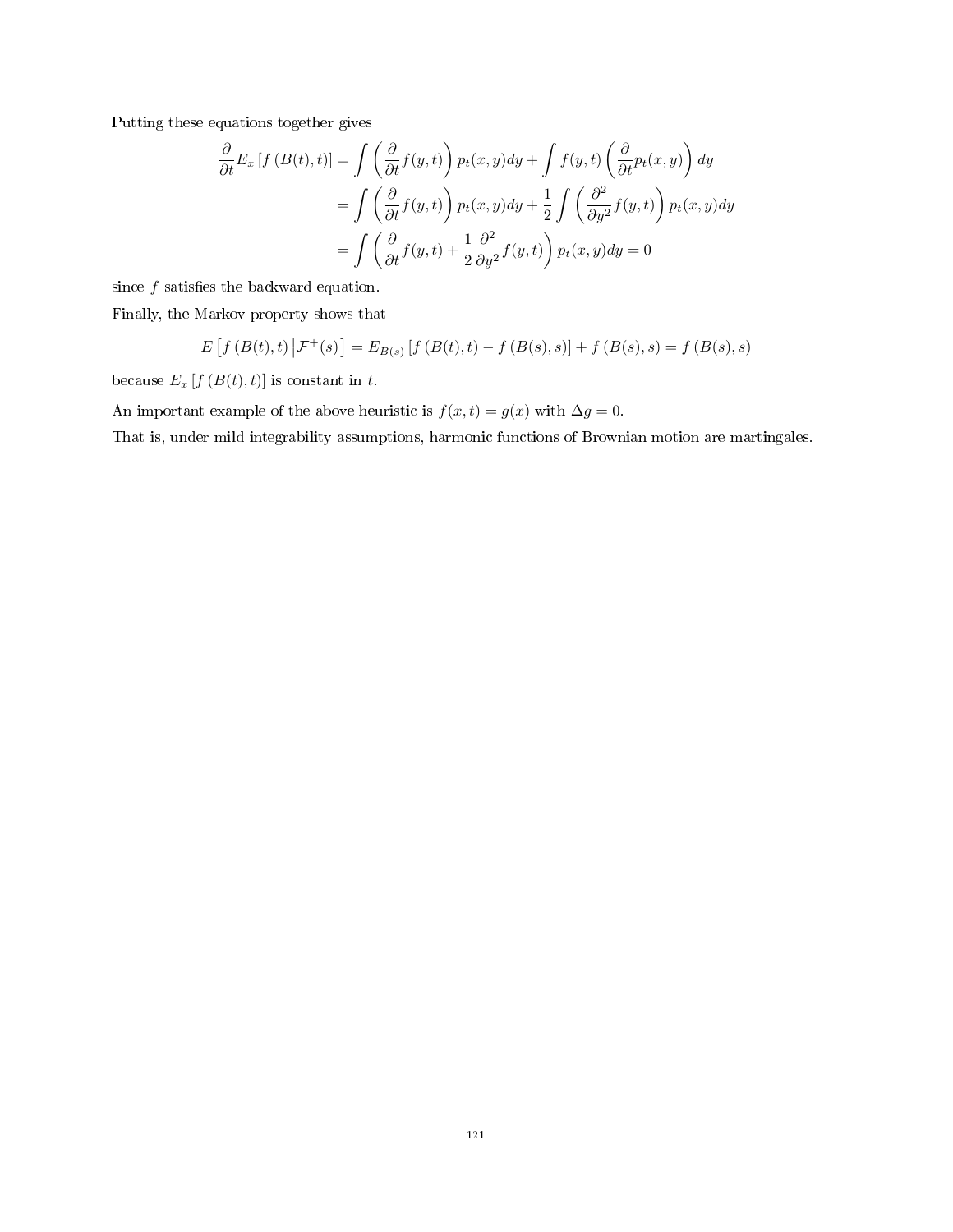Putting these equations together gives

$$
\begin{aligned}
\frac{\partial}{\partial t} E_x\left[f\left(B(t), t\right)\right] &= \int \left(\frac{\partial}{\partial t} f(y,t)\right) p_t(x,y) dy + \int f(y,t) \left(\frac{\partial}{\partial t} p_t(x,y)\right) dy \\
&= \int \left(\frac{\partial}{\partial t} f(y,t)\right) p_t(x,y) dy + \frac{1}{2} \int \left(\frac{\partial^2}{\partial y^2} f(y,t)\right) p_t(x,y) dy \\
&= \int \left(\frac{\partial}{\partial t} f(y,t) + \frac{1}{2} \frac{\partial^2}{\partial y^2} f(y,t)\right) p_t(x,y) dy = 0
\end{aligned}
$$

since $f$ satisfies the backward equation.

Finally, the Markov property shows that

$$
E\left[f\left(B(t), t\right) \middle| \mathcal{F}^+(s)\right] = E_{B(s)}\left[f\left(B(t), t\right) - f\left(B(s), s\right)\right] + f\left(B(s), s\right) = f\left(B(s), s\right)
$$

because $E_x\left[f\left(B(t), t\right)\right]$ is constant in $t$.

An important example of the above heuristic is $f(x,t) = g(x)$ with $\Delta g = 0$.

That is, under mild integrability assumptions, harmonic functions of Brownian motion are martingales.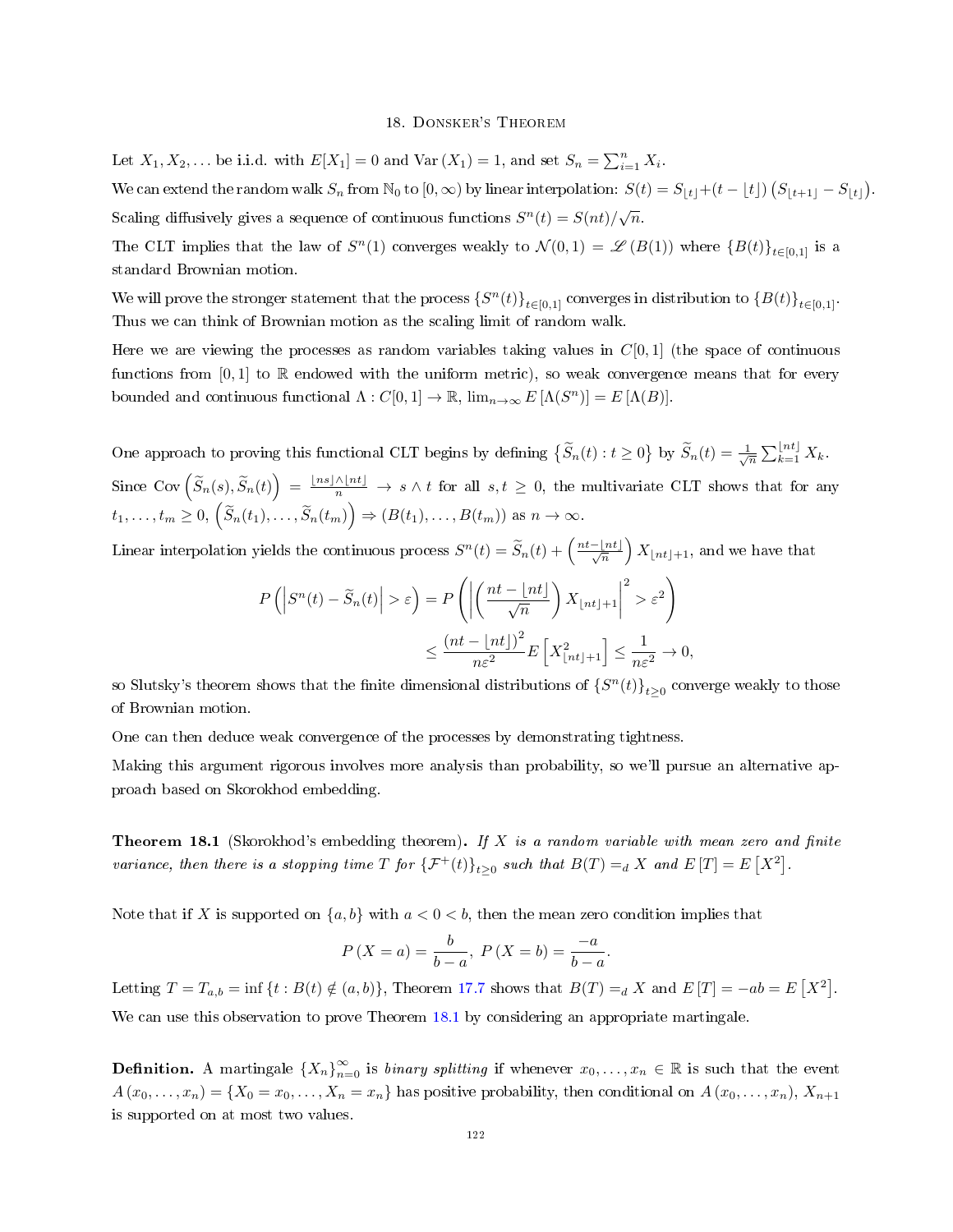# 18. Donsker's Theorem

Let $X_1, X_2, \dots$ be i.i.d. with $E[X_1] = 0$ and $\text{Var}(X_1) = 1$, and set $S_n = \sum_{i=1}^n X_i$.

We can extend the random walk $S_n$ from $\mathbb{N}_0$ to $[0, \infty)$ by linear interpolation: $S(t) = S_{\lfloor t \rfloor} + (t - \lfloor t \rfloor)\left(S_{\lfloor t+1 \rfloor} - S_{\lfloor t \rfloor}\right)$.

Scaling diffusively gives a sequence of continuous functions $S^n(t) = S(nt)/\sqrt{n}$.

The CLT implies that the law of $S^n(1)$ converges weakly to $\mathcal{N}(0,1) = \mathscr{L}(B(1))$ where $\{B(t)\}_{t \in [0,1]}$ is a standard Brownian motion.

We will prove the stronger statement that the process $\{S^n(t)\}_{t \in [0,1]}$ converges in distribution to $\{B(t)\}_{t \in [0,1]}$. Thus we can think of Brownian motion as the scaling limit of random walk.

Here we are viewing the processes as random variables taking values in $C[0,1]$ (the space of continuous functions from $[0,1]$ to $\mathbb{R}$ endowed with the uniform metric), so weak convergence means that for every bounded and continuous functional $\Lambda : C[0,1] \to \mathbb{R}$, $\lim_{n\to\infty} E[\Lambda(S^n)] = E[\Lambda(B)]$.

One approach to proving this functional CLT begins by defining $\left\{\widetilde{S}_n(t) : t \geq 0\right\}$ by $\widetilde{S}_n(t) = \frac{1}{\sqrt{n}} \sum_{k=1}^{\lfloor nt \rfloor} X_k$.

Since $\text{Cov}\left(\widetilde{S}_n(s), \widetilde{S}_n(t)\right) = \frac{\lfloor ns \rfloor \wedge \lfloor nt \rfloor}{n} \to s \wedge t$ for all $s, t \geq 0$, the multivariate CLT shows that for any $t_1, \dots, t_m \geq 0$, $\left(\widetilde{S}_n(t_1), \dots, \widetilde{S}_n(t_m)\right) \Rightarrow (B(t_1), \dots, B(t_m))$ as $n \to \infty$.

Linear interpolation yields the continuous process $S^n(t) = \widetilde{S}_n(t) + \left(\frac{nt - \lfloor nt \rfloor}{\sqrt{n}}\right) X_{\lfloor nt \rfloor + 1}$, and we have that

$$
\begin{aligned}
P\left(\left|S^n(t) - \widetilde{S}_n(t)\right| > \varepsilon\right) &= P\left(\left|\left(\frac{nt - \lfloor nt \rfloor}{\sqrt{n}}\right) X_{\lfloor nt \rfloor + 1}\right|^2 > \varepsilon^2\right) \\
&\leq \frac{(nt - \lfloor nt \rfloor)^2}{n\varepsilon^2} E\left[X_{\lfloor nt \rfloor + 1}^2\right] \leq \frac{1}{n\varepsilon^2} \to 0,
\end{aligned}
$$

so Slutsky's theorem shows that the finite dimensional distributions of $\{S^n(t)\}_{t \geq 0}$ converge weakly to those of Brownian motion.

One can then deduce weak convergence of the processes by demonstrating tightness.

Making this argument rigorous involves more analysis than probability, so we'll pursue an alternative approach based on Skorokhod embedding.

**Theorem 18.1** (Skorokhod's embedding theorem)**.** *If $X$ is a random variable with mean zero and finite variance, then there is a stopping time $T$ for $\{\mathcal{F}^+(t)\}_{t \geq 0}$ such that $B(T) =_d X$ and $E[T] = E\left[X^2\right]$.*

Note that if $X$ is supported on $\{a, b\}$ with $a < 0 < b$, then the mean zero condition implies that

$$
P(X = a) = \frac{b}{b-a}, \; P(X = b) = \frac{-a}{b-a}.
$$

Letting $T = T_{a,b} = \inf\{t : B(t) \notin (a,b)\}$, Theorem 17.7 shows that $B(T) =_d X$ and $E[T] = -ab = E\left[X^2\right]$.

We can use this observation to prove Theorem 18.1 by considering an appropriate martingale.

**Definition.** A martingale $\{X_n\}_{n=0}^\infty$ is *binary splitting* if whenever $x_0, \dots, x_n \in \mathbb{R}$ is such that the event $A(x_0, \dots, x_n) = \{X_0 = x_0, \dots, X_n = x_n\}$ has positive probability, then conditional on $A(x_0, \dots, x_n)$, $X_{n+1}$ is supported on at most two values.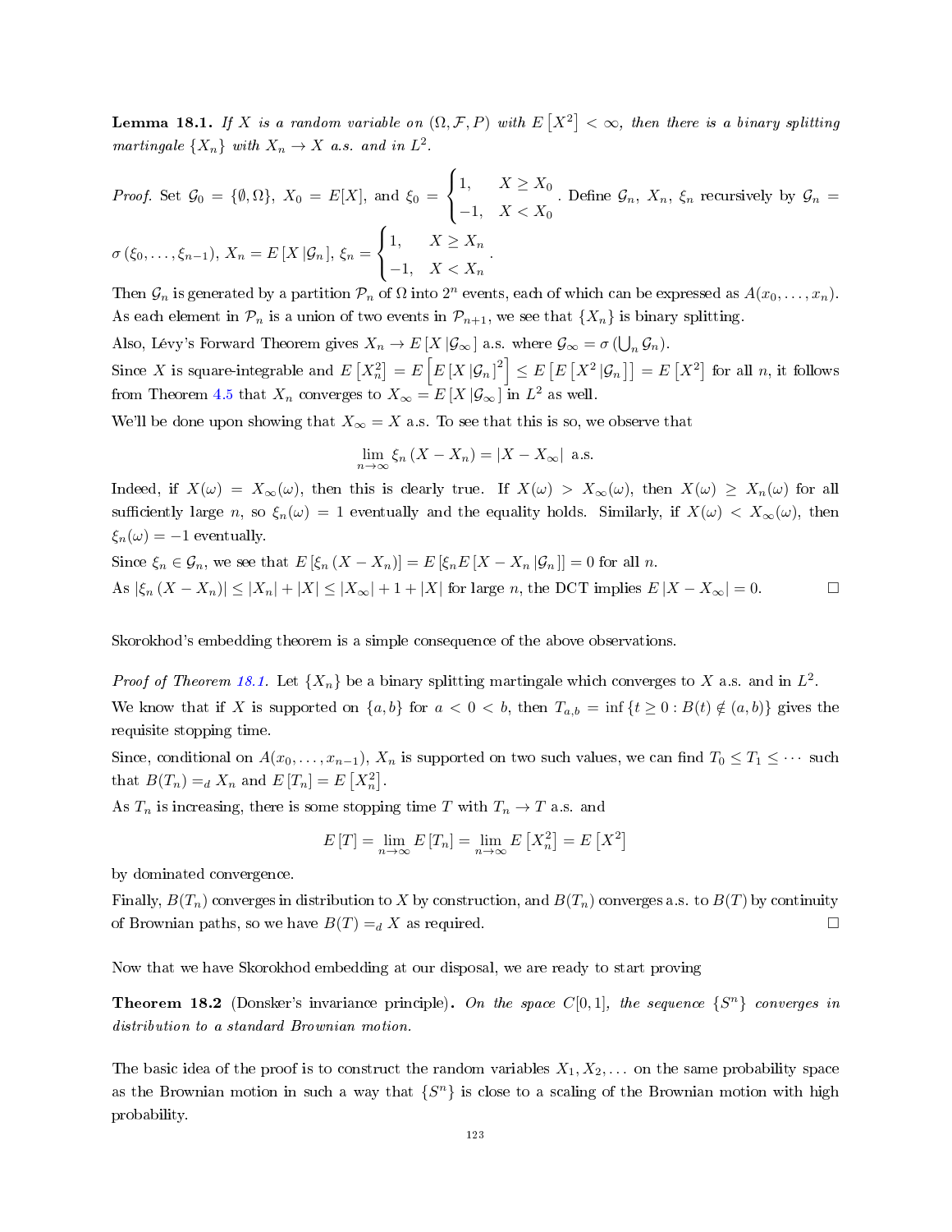**Lemma 18.1.** *If $X$ is a random variable on $(\Omega, \mathcal{F}, P)$ with $E\left[X^2\right] < \infty$, then there is a binary splitting martingale $\{X_n\}$ with $X_n \to X$ a.s. and in $L^2$.*

*Proof.* Set $\mathcal{G}_0 = \{\emptyset, \Omega\}$, $X_0 = E[X]$, and $\xi_0 = \begin{cases} 1, & X \geq X_0 \\ -1, & X < X_0 \end{cases}$. Define $\mathcal{G}_n$, $X_n$, $\xi_n$ recursively by $\mathcal{G}_n = \sigma\left(\xi_0, \ldots, \xi_{n-1}\right)$, $X_n = E\left[X \,|\mathcal{G}_n\right]$, $\xi_n = \begin{cases} 1, & X \geq X_n \\ -1, & X < X_n \end{cases}$.

Then $\mathcal{G}_n$ is generated by a partition $\mathcal{P}_n$ of $\Omega$ into $2^n$ events, each of which can be expressed as $A(x_0, \ldots, x_n)$. As each element in $\mathcal{P}_n$ is a union of two events in $\mathcal{P}_{n+1}$, we see that $\{X_n\}$ is binary splitting.

Also, Lévy's Forward Theorem gives $X_n \to E\left[X \,|\mathcal{G}_\infty\right]$ a.s. where $\mathcal{G}_\infty = \sigma\left(\bigcup_n \mathcal{G}_n\right)$.

Since $X$ is square-integrable and $E\left[X_n^2\right] = E\left[E\left[X \,|\mathcal{G}_n\right]^2\right] \leq E\left[E\left[X^2 \,|\mathcal{G}_n\right]\right] = E\left[X^2\right]$ for all $n$, it follows from Theorem 4.5 that $X_n$ converges to $X_\infty = E\left[X \,|\mathcal{G}_\infty\right]$ in $L^2$ as well.

We'll be done upon showing that $X_\infty = X$ a.s. To see that this is so, we observe that

$$\lim_{n\to\infty} \xi_n \left(X - X_n\right) = \left|X - X_\infty\right| \text{ a.s.}$$

Indeed, if $X(\omega) = X_\infty(\omega)$, then this is clearly true. If $X(\omega) > X_\infty(\omega)$, then $X(\omega) \geq X_n(\omega)$ for all sufficiently large $n$, so $\xi_n(\omega) = 1$ eventually and the equality holds. Similarly, if $X(\omega) < X_\infty(\omega)$, then $\xi_n(\omega) = -1$ eventually.

Since $\xi_n \in \mathcal{G}_n$, we see that $E\left[\xi_n \left(X - X_n\right)\right] = E\left[\xi_n E\left[X - X_n \,|\mathcal{G}_n\right]\right] = 0$ for all $n$.

As $\left|\xi_n \left(X - X_n\right)\right| \leq |X_n| + |X| \leq |X_\infty| + 1 + |X|$ for large $n$, the DCT implies $E\left|X - X_\infty\right| = 0$. $\square$

Skorokhod's embedding theorem is a simple consequence of the above observations.

*Proof of Theorem 18.1.* Let $\{X_n\}$ be a binary splitting martingale which converges to $X$ a.s. and in $L^2$.

We know that if $X$ is supported on $\{a, b\}$ for $a < 0 < b$, then $T_{a,b} = \inf\left\{t \geq 0 : B(t) \notin (a, b)\right\}$ gives the requisite stopping time.

Since, conditional on $A(x_0, \ldots, x_{n-1})$, $X_n$ is supported on two such values, we can find $T_0 \leq T_1 \leq \cdots$ such that $B(T_n) =_d X_n$ and $E\left[T_n\right] = E\left[X_n^2\right]$.

As $T_n$ is increasing, there is some stopping time $T$ with $T_n \to T$ a.s. and

$$E\left[T\right] = \lim_{n\to\infty} E\left[T_n\right] = \lim_{n\to\infty} E\left[X_n^2\right] = E\left[X^2\right]$$

by dominated convergence.

Finally, $B(T_n)$ converges in distribution to $X$ by construction, and $B(T_n)$ converges a.s. to $B(T)$ by continuity of Brownian paths, so we have $B(T) =_d X$ as required. $\square$

Now that we have Skorokhod embedding at our disposal, we are ready to start proving

**Theorem 18.2** (Donsker's invariance principle)**.** *On the space $C[0,1]$, the sequence $\{S^n\}$ converges in distribution to a standard Brownian motion.*

The basic idea of the proof is to construct the random variables $X_1, X_2, \ldots$ on the same probability space as the Brownian motion in such a way that $\{S^n\}$ is close to a scaling of the Brownian motion with high probability.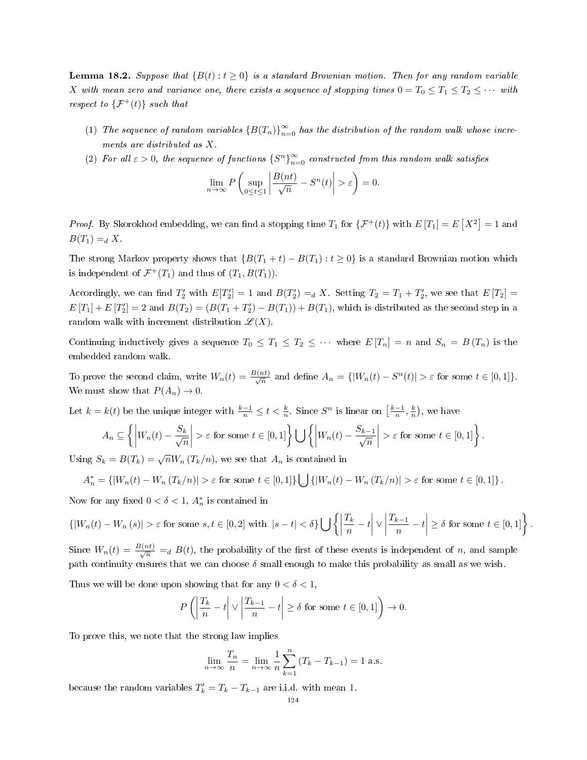**Lemma 18.2.** *Suppose that $\{B(t) : t \geq 0\}$ is a standard Brownian motion. Then for any random variable $X$ with mean zero and variance one, there exists a sequence of stopping times $0 = T_0 \leq T_1 \leq T_2 \leq \cdots$ with respect to $\{\mathcal{F}^+(t)\}$ such that*

1. *The sequence of random variables $\{B(T_n)\}_{n=0}^{\infty}$ has the distribution of the random walk whose increments are distributed as $X$.*
2. *For all $\varepsilon > 0$, the sequence of functions $\{S^n\}_{n=0}^{\infty}$ constructed from this random walk satisfies*

$$\lim_{n\to\infty} P\left( \sup_{0 \leq t \leq 1} \left| \frac{B(nt)}{\sqrt{n}} - S^n(t) \right| > \varepsilon \right) = 0.$$

*Proof.* By Skorokhod embedding, we can find a stopping time $T_1$ for $\{\mathcal{F}^+(t)\}$ with $E[T_1] = E[X^2] = 1$ and $B(T_1) =_d X$.

The strong Markov property shows that $\{B(T_1 + t) - B(T_1) : t \geq 0\}$ is a standard Brownian motion which is independent of $\mathcal{F}^+(T_1)$ and thus of $(T_1, B(T_1))$.

Accordingly, we can find $T_2'$ with $E[T_2'] = 1$ and $B(T_2') =_d X$. Setting $T_2 = T_1 + T_2'$, we see that $E[T_2] = E[T_1] + E[T_2'] = 2$ and $B(T_2) = (B(T_1 + T_2') - B(T_1)) + B(T_1)$, which is distributed as the second step in a random walk with increment distribution $\mathscr{L}(X)$.

Continuing inductively gives a sequence $T_0 \leq T_1 \leq T_2 \leq \cdots$ where $E[T_n] = n$ and $S_n = B(T_n)$ is the embedded random walk.

To prove the second claim, write $W_n(t) = \frac{B(nt)}{\sqrt{n}}$ and define $A_n = \{|W_n(t) - S^n(t)| > \varepsilon \text{ for some } t \in [0,1]\}$. We must show that $P(A_n) \to 0$.

Let $k = k(t)$ be the unique integer with $\frac{k-1}{n} \leq t < \frac{k}{n}$. Since $S^n$ is linear on $\left[\frac{k-1}{n}, \frac{k}{n}\right)$, we have

$$A_n \subseteq \left\{ \left| W_n(t) - \frac{S_k}{\sqrt{n}} \right| > \varepsilon \text{ for some } t \in [0,1] \right\} \bigcup \left\{ \left| W_n(t) - \frac{S_{k-1}}{\sqrt{n}} \right| > \varepsilon \text{ for some } t \in [0,1] \right\}.$$

Using $S_k = B(T_k) = \sqrt{n} W_n(T_k/n)$, we see that $A_n$ is contained in

$$A_n^* = \{|W_n(t) - W_n(T_k/n)| > \varepsilon \text{ for some } t \in [0,1]\} \bigcup \{|W_n(t) - W_n(T_k/n)| > \varepsilon \text{ for some } t \in [0,1]\}.$$

Now for any fixed $0 < \delta < 1$, $A_n^*$ is contained in

$$\{|W_n(t) - W_n(s)| > \varepsilon \text{ for some } s, t \in [0,2] \text{ with } |s - t| < \delta\} \bigcup \left\{ \left| \frac{T_k}{n} - t \right| \vee \left| \frac{T_{k-1}}{n} - t \right| \geq \delta \text{ for some } t \in [0,1] \right\}.$$

Since $W_n(t) = \frac{B(nt)}{\sqrt{n}} =_d B(t)$, the probability of the first of these events is independent of $n$, and sample path continuity ensures that we can choose $\delta$ small enough to make this probability as small as we wish.

Thus we will be done upon showing that for any $0 < \delta < 1$,

$$P\left( \left| \frac{T_k}{n} - t \right| \vee \left| \frac{T_{k-1}}{n} - t \right| \geq \delta \text{ for some } t \in [0,1] \right) \to 0.$$

To prove this, we note that the strong law implies

$$\lim_{n\to\infty} \frac{T_n}{n} = \lim_{n\to\infty} \frac{1}{n} \sum_{k=1}^{n} (T_k - T_{k-1}) = 1 \text{ a.s.}$$

because the random variables $T_k' = T_k - T_{k-1}$ are i.i.d. with mean 1.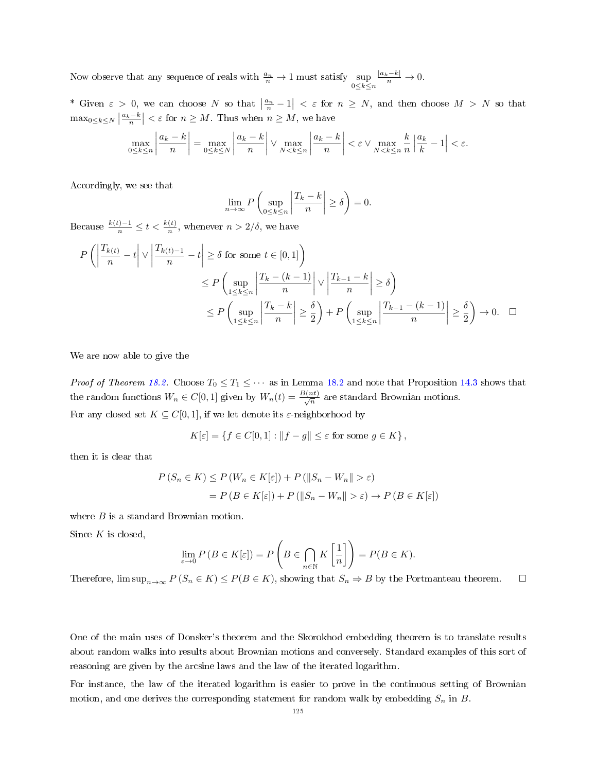Now observe that any sequence of reals with $\frac{a_n}{n} \to 1$ must satisfy $\sup_{0 \le k \le n} \frac{|a_k - k|}{n} \to 0$.

* Given $\varepsilon > 0$, we can choose $N$ so that $\left|\frac{a_n}{n} - 1\right| < \varepsilon$ for $n \ge N$, and then choose $M > N$ so that $\max_{0 \le k \le N} \left|\frac{a_k - k}{n}\right| < \varepsilon$ for $n \ge M$. Thus when $n \ge M$, we have

$$\max_{0 \le k \le n} \left|\frac{a_k - k}{n}\right| = \max_{0 \le k \le N} \left|\frac{a_k - k}{n}\right| \vee \max_{N < k \le n} \left|\frac{a_k - k}{n}\right| < \varepsilon \vee \max_{N < k \le n} \frac{k}{n} \left|\frac{a_k}{k} - 1\right| < \varepsilon.$$

Accordingly, we see that

$$\lim_{n \to \infty} P\left(\sup_{0 \le k \le n} \left|\frac{T_k - k}{n}\right| \ge \delta\right) = 0.$$

Because $\frac{k(t)-1}{n} \le t < \frac{k(t)}{n}$, whenever $n > 2/\delta$, we have

$$\begin{aligned}
P&\left(\left|\frac{T_{k(t)}}{n} - t\right| \vee \left|\frac{T_{k(t)-1}}{n} - t\right| \ge \delta \text{ for some } t \in [0,1]\right) \\
&\le P\left(\sup_{1 \le k \le n} \left|\frac{T_k - (k-1)}{n}\right| \vee \left|\frac{T_{k-1} - k}{n}\right| \ge \delta\right) \\
&\le P\left(\sup_{1 \le k \le n} \left|\frac{T_k - k}{n}\right| \ge \frac{\delta}{2}\right) + P\left(\sup_{1 \le k \le n} \left|\frac{T_{k-1} - (k-1)}{n}\right| \ge \frac{\delta}{2}\right) \to 0. \quad \square
\end{aligned}$$

We are now able to give the

*Proof of Theorem 18.2.* Choose $T_0 \le T_1 \le \cdots$ as in Lemma 18.2 and note that Proposition 14.3 shows that the random functions $W_n \in C[0,1]$ given by $W_n(t) = \frac{B(nt)}{\sqrt{n}}$ are standard Brownian motions.

For any closed set $K \subseteq C[0,1]$, if we let denote its $\varepsilon$-neighborhood by

$$K[\varepsilon] = \{f \in C[0,1] : \|f - g\| \le \varepsilon \text{ for some } g \in K\},$$

then it is clear that

$$\begin{aligned}
P(S_n \in K) &\le P(W_n \in K[\varepsilon]) + P(\|S_n - W_n\| > \varepsilon) \\
&= P(B \in K[\varepsilon]) + P(\|S_n - W_n\| > \varepsilon) \to P(B \in K[\varepsilon])
\end{aligned}$$

where $B$ is a standard Brownian motion.

Since $K$ is closed,

$$\lim_{\varepsilon \to 0} P(B \in K[\varepsilon]) = P\left(B \in \bigcap_{n \in \mathbb{N}} K\left[\frac{1}{n}\right]\right) = P(B \in K).$$

Therefore, $\limsup_{n \to \infty} P(S_n \in K) \le P(B \in K)$, showing that $S_n \Rightarrow B$ by the Portmanteau theorem. $\square$

One of the main uses of Donsker's theorem and the Skorokhod embedding theorem is to translate results about random walks into results about Brownian motions and conversely. Standard examples of this sort of reasoning are given by the arcsine laws and the law of the iterated logarithm.

For instance, the law of the iterated logarithm is easier to prove in the continuous setting of Brownian motion, and one derives the corresponding statement for random walk by embedding $S_n$ in $B$.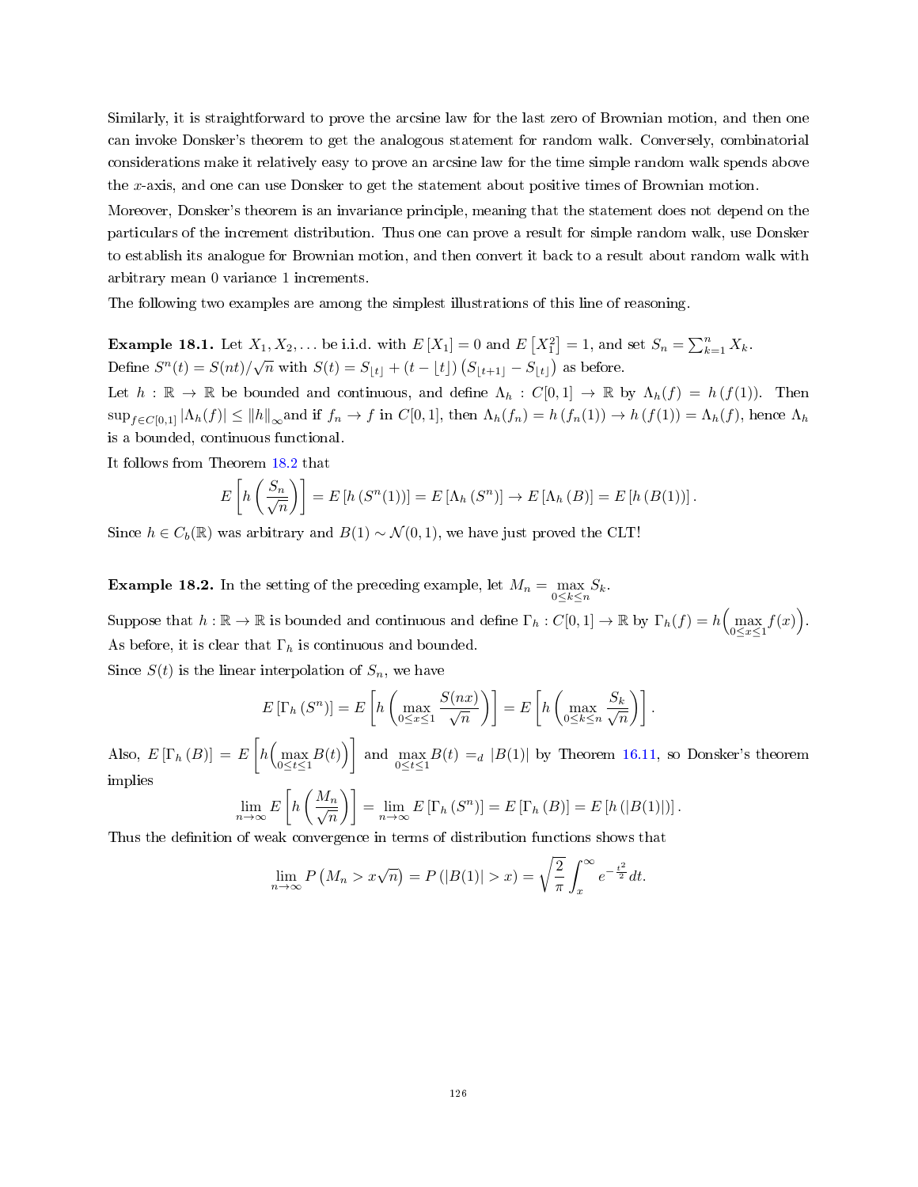Similarly, it is straightforward to prove the arcsine law for the last zero of Brownian motion, and then one can invoke Donsker's theorem to get the analogous statement for random walk. Conversely, combinatorial considerations make it relatively easy to prove an arcsine law for the time simple random walk spends above the $x$-axis, and one can use Donsker to get the statement about positive times of Brownian motion.

Moreover, Donsker's theorem is an invariance principle, meaning that the statement does not depend on the particulars of the increment distribution. Thus one can prove a result for simple random walk, use Donsker to establish its analogue for Brownian motion, and then convert it back to a result about random walk with arbitrary mean 0 variance 1 increments.

The following two examples are among the simplest illustrations of this line of reasoning.

**Example 18.1.** Let $X_1, X_2, \dots$ be i.i.d. with $E[X_1] = 0$ and $E[X_1^2] = 1$, and set $S_n = \sum_{k=1}^n X_k$. Define $S^n(t) = S(nt)/\sqrt{n}$ with $S(t) = S_{\lfloor t \rfloor} + (t - \lfloor t \rfloor)\left(S_{\lfloor t+1 \rfloor} - S_{\lfloor t \rfloor}\right)$ as before.

Let $h : \mathbb{R} \to \mathbb{R}$ be bounded and continuous, and define $\Lambda_h : C[0,1] \to \mathbb{R}$ by $\Lambda_h(f) = h(f(1))$. Then $\sup_{f \in C[0,1]} |\Lambda_h(f)| \le \|h\|_\infty$and if $f_n \to f$ in $C[0,1]$, then $\Lambda_h(f_n) = h(f_n(1)) \to h(f(1)) = \Lambda_h(f)$, hence $\Lambda_h$ is a bounded, continuous functional.

It follows from Theorem 18.2 that

$$E\left[h\left(\frac{S_n}{\sqrt{n}}\right)\right] = E\left[h\left(S^n(1)\right)\right] = E\left[\Lambda_h\left(S^n\right)\right] \to E\left[\Lambda_h\left(B\right)\right] = E\left[h\left(B(1)\right)\right].$$

Since $h \in C_b(\mathbb{R})$ was arbitrary and $B(1) \sim \mathcal{N}(0,1)$, we have just proved the CLT!

**Example 18.2.** In the setting of the preceding example, let $M_n = \max_{0 \le k \le n} S_k$.

Suppose that $h : \mathbb{R} \to \mathbb{R}$ is bounded and continuous and define $\Gamma_h : C[0,1] \to \mathbb{R}$ by $\Gamma_h(f) = h\Big(\max_{0 \le x \le 1} f(x)\Big)$. As before, it is clear that $\Gamma_h$ is continuous and bounded.

Since $S(t)$ is the linear interpolation of $S_n$, we have

$$E\left[\Gamma_h\left(S^n\right)\right] = E\left[h\left(\max_{0 \le x \le 1} \frac{S(nx)}{\sqrt{n}}\right)\right] = E\left[h\left(\max_{0 \le k \le n} \frac{S_k}{\sqrt{n}}\right)\right].$$

Also, $E\left[\Gamma_h\left(B\right)\right] = E\left[h\Big(\max_{0 \le t \le 1} B(t)\Big)\right]$ and $\max_{0 \le t \le 1} B(t) =_d |B(1)|$ by Theorem 16.11, so Donsker's theorem implies

$$\lim_{n \to \infty} E\left[h\left(\frac{M_n}{\sqrt{n}}\right)\right] = \lim_{n \to \infty} E\left[\Gamma_h\left(S^n\right)\right] = E\left[\Gamma_h\left(B\right)\right] = E\left[h\left(|B(1)|\right)\right].$$

Thus the definition of weak convergence in terms of distribution functions shows that

$$\lim_{n \to \infty} P\left(M_n > x\sqrt{n}\right) = P\left(|B(1)| > x\right) = \sqrt{\frac{2}{\pi}} \int_x^\infty e^{-\frac{t^2}{2}} dt.$$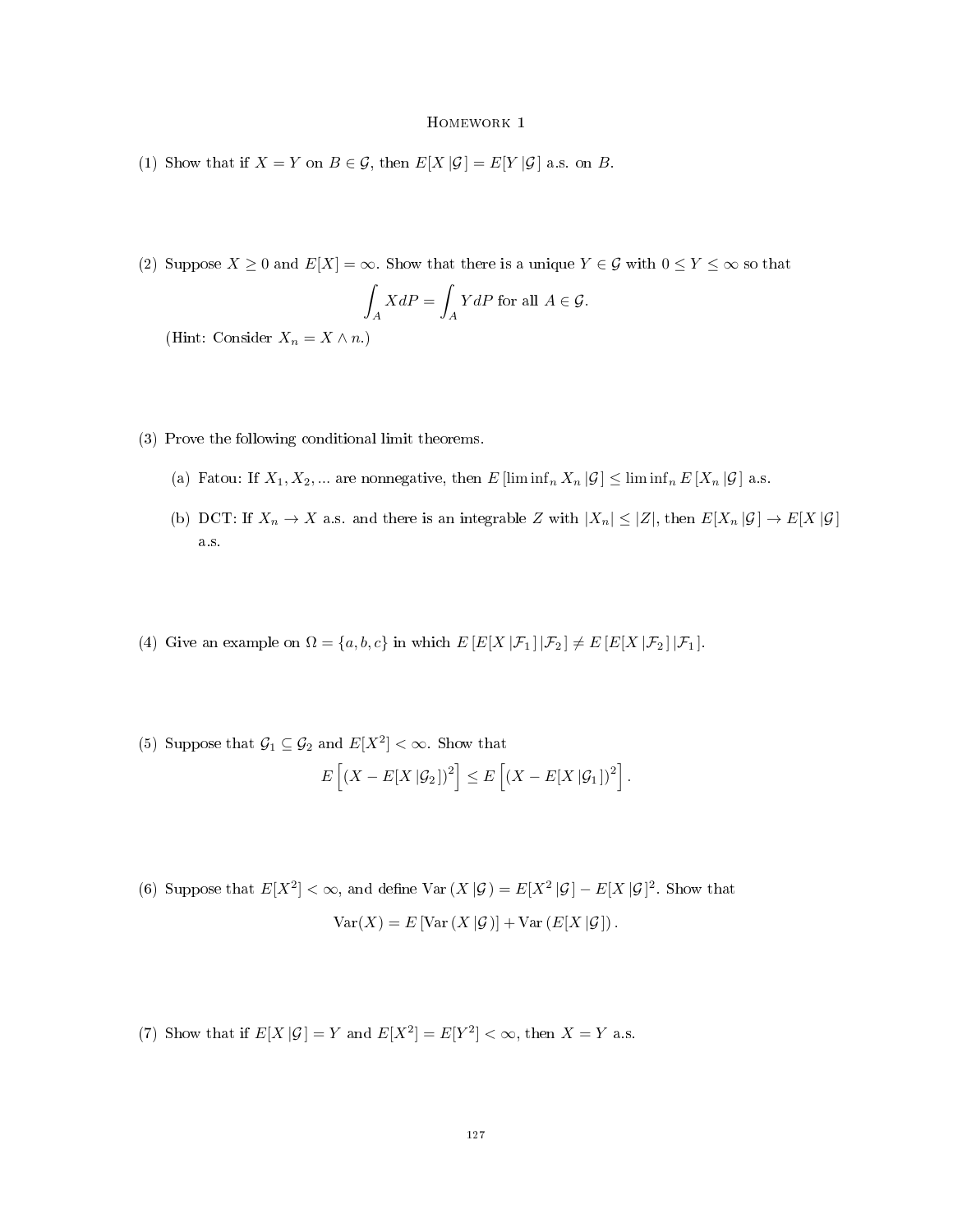# Homework 1

(1) Show that if $X = Y$ on $B \in \mathcal{G}$, then $E[X \,|\mathcal{G}\,] = E[Y \,|\mathcal{G}\,]$ a.s. on $B$.

(2) Suppose $X \geq 0$ and $E[X] = \infty$. Show that there is a unique $Y \in \mathcal{G}$ with $0 \leq Y \leq \infty$ so that

$$\int_A X dP = \int_A Y dP \text{ for all } A \in \mathcal{G}.$$

(Hint: Consider $X_n = X \wedge n$.)

(3) Prove the following conditional limit theorems.

(a) Fatou: If $X_1, X_2, \ldots$ are nonnegative, then $E\left[\liminf_n X_n \,|\mathcal{G}\,\right] \leq \liminf_n E\left[X_n \,|\mathcal{G}\,\right]$ a.s.

(b) DCT: If $X_n \to X$ a.s. and there is an integrable $Z$ with $|X_n| \leq |Z|$, then $E[X_n \,|\mathcal{G}\,] \to E[X \,|\mathcal{G}\,]$ a.s.

(4) Give an example on $\Omega = \{a, b, c\}$ in which $E\left[E[X \,|\mathcal{F}_1\,] \,|\mathcal{F}_2\,\right] \neq E\left[E[X \,|\mathcal{F}_2\,] \,|\mathcal{F}_1\,\right]$.

(5) Suppose that $\mathcal{G}_1 \subseteq \mathcal{G}_2$ and $E[X^2] < \infty$. Show that

$$E\left[(X - E[X \,|\mathcal{G}_2\,])^2\right] \leq E\left[(X - E[X \,|\mathcal{G}_1\,])^2\right].$$

(6) Suppose that $E[X^2] < \infty$, and define $\operatorname{Var}(X \,|\mathcal{G}\,) = E[X^2 \,|\mathcal{G}\,] - E[X \,|\mathcal{G}\,]^2$. Show that

$$\operatorname{Var}(X) = E\left[\operatorname{Var}(X \,|\mathcal{G}\,)\right] + \operatorname{Var}\left(E[X \,|\mathcal{G}\,]\right).$$

(7) Show that if $E[X \,|\mathcal{G}\,] = Y$ and $E[X^2] = E[Y^2] < \infty$, then $X = Y$ a.s.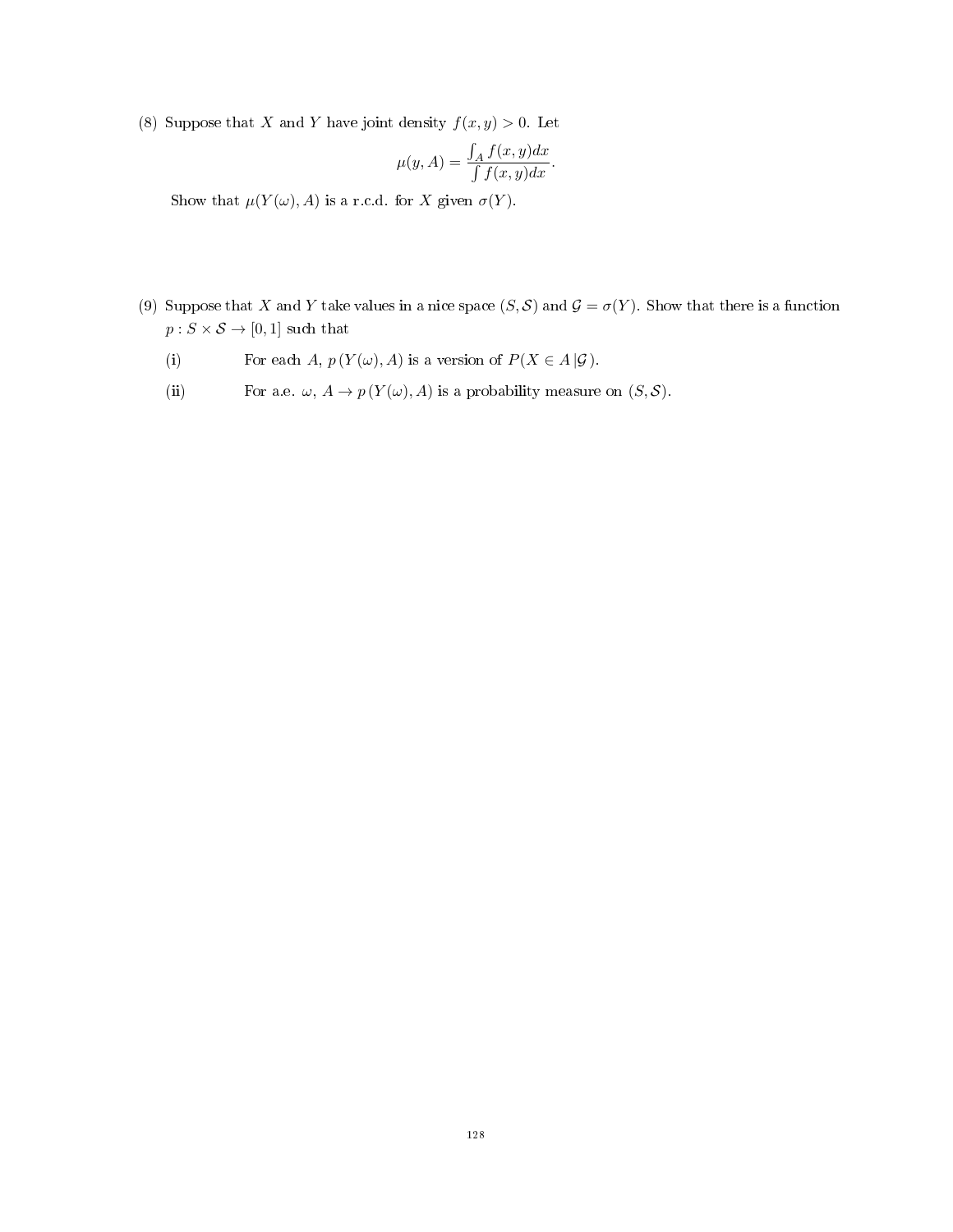(8) Suppose that $X$ and $Y$ have joint density $f(x, y) > 0$. Let

$$\mu(y, A) = \frac{\int_A f(x, y)dx}{\int f(x, y)dx}.$$

Show that $\mu(Y(\omega), A)$ is a r.c.d. for $X$ given $\sigma(Y)$.

(9) Suppose that $X$ and $Y$ take values in a nice space $(S, \mathcal{S})$ and $\mathcal{G} = \sigma(Y)$. Show that there is a function $p : S \times \mathcal{S} \to [0, 1]$ such that

(i) For each $A$, $p(Y(\omega), A)$ is a version of $P(X \in A \,|\mathcal{G})$.

(ii) For a.e. $\omega$, $A \to p(Y(\omega), A)$ is a probability measure on $(S, \mathcal{S})$.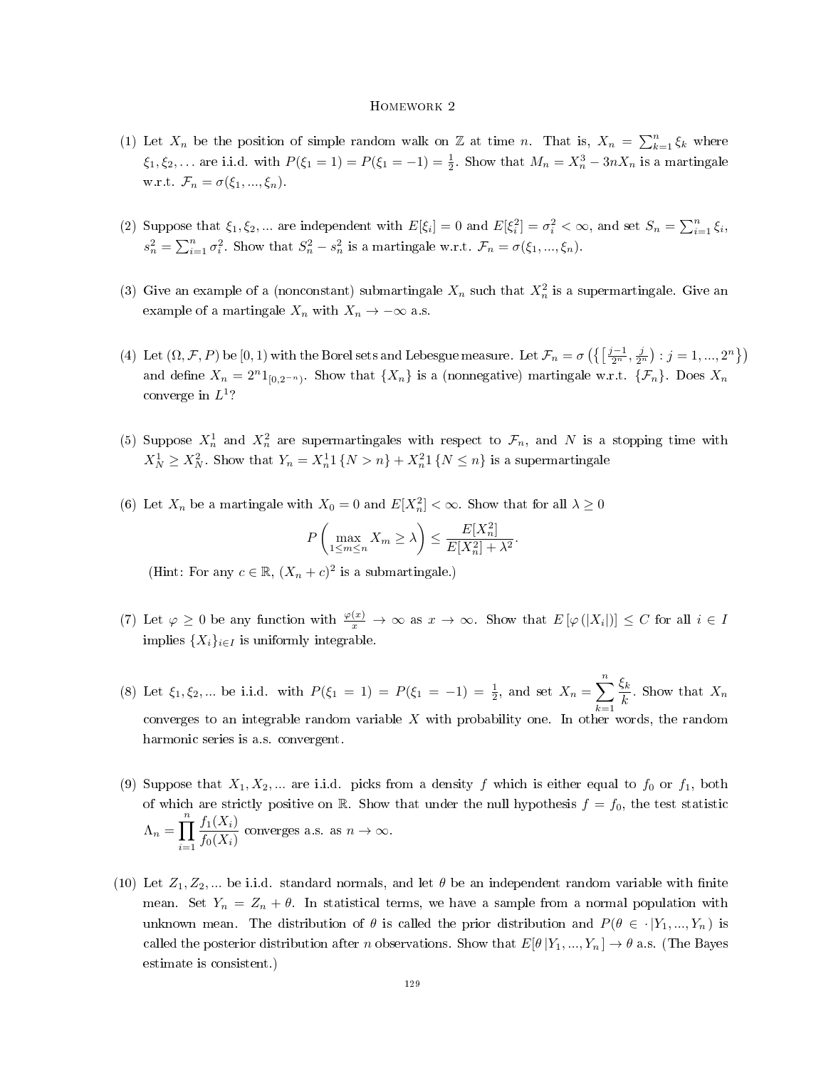# Homework 2

(1) Let $X_n$ be the position of simple random walk on $\mathbb{Z}$ at time $n$. That is, $X_n = \sum_{k=1}^{n} \xi_k$ where $\xi_1, \xi_2, \ldots$ are i.i.d. with $P(\xi_1 = 1) = P(\xi_1 = -1) = \frac{1}{2}$. Show that $M_n = X_n^3 - 3nX_n$ is a martingale w.r.t. $\mathcal{F}_n = \sigma(\xi_1, ..., \xi_n)$.

(2) Suppose that $\xi_1, \xi_2, ...$ are independent with $E[\xi_i] = 0$ and $E[\xi_i^2] = \sigma_i^2 < \infty$, and set $S_n = \sum_{i=1}^{n} \xi_i$, $s_n^2 = \sum_{i=1}^{n} \sigma_i^2$. Show that $S_n^2 - s_n^2$ is a martingale w.r.t. $\mathcal{F}_n = \sigma(\xi_1, ..., \xi_n)$.

(3) Give an example of a (nonconstant) submartingale $X_n$ such that $X_n^2$ is a supermartingale. Give an example of a martingale $X_n$ with $X_n \to -\infty$ a.s.

(4) Let $(\Omega, \mathcal{F}, P)$ be $[0, 1)$ with the Borel sets and Lebesgue measure. Let $\mathcal{F}_n = \sigma\left(\left\{\left[\frac{j-1}{2^n}, \frac{j}{2^n}\right) : j = 1, ..., 2^n\right\}\right)$ and define $X_n = 2^n 1_{[0, 2^{-n})}$. Show that $\{X_n\}$ is a (nonnegative) martingale w.r.t. $\{\mathcal{F}_n\}$. Does $X_n$ converge in $L^1$?

(5) Suppose $X_n^1$ and $X_n^2$ are supermartingales with respect to $\mathcal{F}_n$, and $N$ is a stopping time with $X_N^1 \geq X_N^2$. Show that $Y_n = X_n^1 1\{N > n\} + X_n^2 1\{N \leq n\}$ is a supermartingale

(6) Let $X_n$ be a martingale with $X_0 = 0$ and $E[X_n^2] < \infty$. Show that for all $\lambda \geq 0$

$$P\left(\max_{1 \leq m \leq n} X_m \geq \lambda\right) \leq \frac{E[X_n^2]}{E[X_n^2] + \lambda^2}.$$

(Hint: For any $c \in \mathbb{R}$, $(X_n + c)^2$ is a submartingale.)

(7) Let $\varphi \geq 0$ be any function with $\frac{\varphi(x)}{x} \to \infty$ as $x \to \infty$. Show that $E\left[\varphi\left(|X_i|\right)\right] \leq C$ for all $i \in I$ implies $\{X_i\}_{i \in I}$ is uniformly integrable.

(8) Let $\xi_1, \xi_2, ...$ be i.i.d. with $P(\xi_1 = 1) = P(\xi_1 = -1) = \frac{1}{2}$, and set $X_n = \displaystyle\sum_{k=1}^{n} \frac{\xi_k}{k}$. Show that $X_n$ converges to an integrable random variable $X$ with probability one. In other words, the random harmonic series is a.s. convergent.

(9) Suppose that $X_1, X_2, ...$ are i.i.d. picks from a density $f$ which is either equal to $f_0$ or $f_1$, both of which are strictly positive on $\mathbb{R}$. Show that under the null hypothesis $f = f_0$, the test statistic $\Lambda_n = \displaystyle\prod_{i=1}^{n} \frac{f_1(X_i)}{f_0(X_i)}$ converges a.s. as $n \to \infty$.

(10) Let $Z_1, Z_2, ...$ be i.i.d. standard normals, and let $\theta$ be an independent random variable with finite mean. Set $Y_n = Z_n + \theta$. In statistical terms, we have a sample from a normal population with unknown mean. The distribution of $\theta$ is called the prior distribution and $P(\theta \in \cdot\, | Y_1, ..., Y_n)$ is called the posterior distribution after $n$ observations. Show that $E[\theta\, | Y_1, ..., Y_n] \to \theta$ a.s. (The Bayes estimate is consistent.)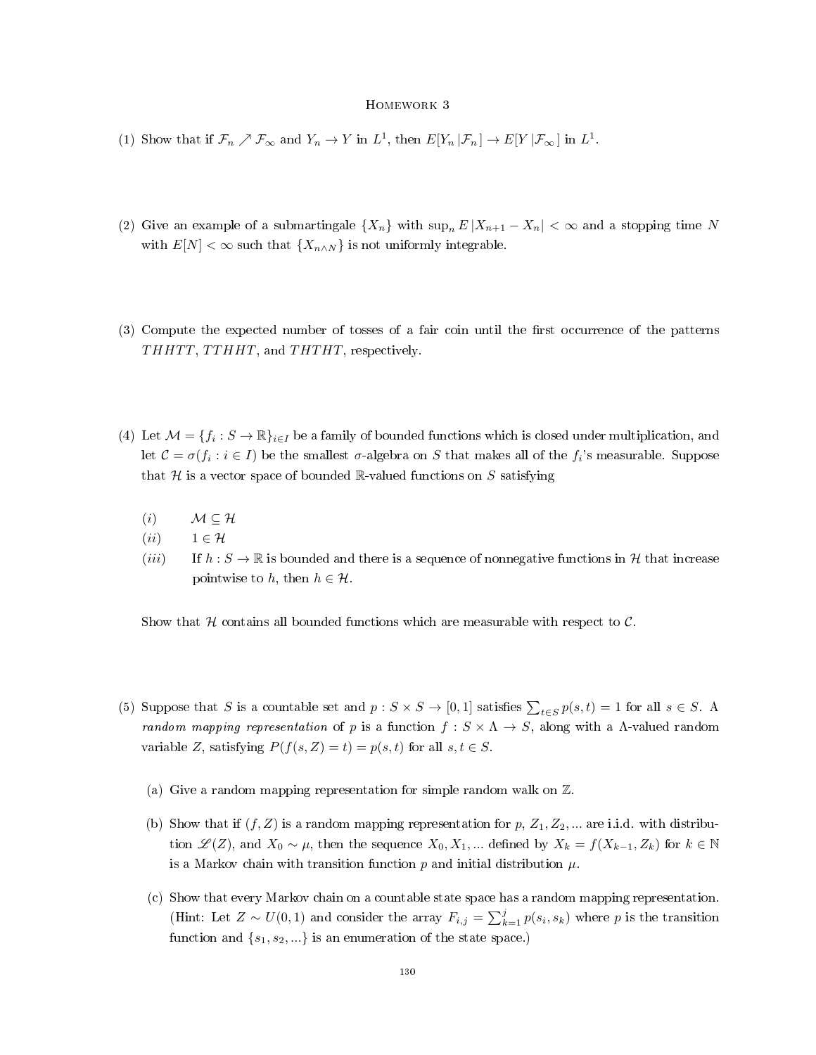# Homework 3

(1) Show that if $\mathcal{F}_n \nearrow \mathcal{F}_\infty$ and $Y_n \to Y$ in $L^1$, then $E[Y_n \,|\mathcal{F}_n] \to E[Y \,|\mathcal{F}_\infty]$ in $L^1$.

(2) Give an example of a submartingale $\{X_n\}$ with $\sup_n E\,|X_{n+1} - X_n| < \infty$ and a stopping time $N$ with $E[N] < \infty$ such that $\{X_{n \wedge N}\}$ is not uniformly integrable.

(3) Compute the expected number of tosses of a fair coin until the first occurrence of the patterns $THHTT$, $TTHHT$, and $THTHT$, respectively.

(4) Let $\mathcal{M} = \{f_i : S \to \mathbb{R}\}_{i \in I}$ be a family of bounded functions which is closed under multiplication, and let $\mathcal{C} = \sigma(f_i : i \in I)$ be the smallest $\sigma$-algebra on $S$ that makes all of the $f_i$'s measurable. Suppose that $\mathcal{H}$ is a vector space of bounded $\mathbb{R}$-valued functions on $S$ satisfying

- $(i)$ $\quad \mathcal{M} \subseteq \mathcal{H}$
- $(ii)$ $\quad 1 \in \mathcal{H}$
- $(iii)$ $\quad$ If $h : S \to \mathbb{R}$ is bounded and there is a sequence of nonnegative functions in $\mathcal{H}$ that increase pointwise to $h$, then $h \in \mathcal{H}$.

Show that $\mathcal{H}$ contains all bounded functions which are measurable with respect to $\mathcal{C}$.

(5) Suppose that $S$ is a countable set and $p : S \times S \to [0,1]$ satisfies $\sum_{t \in S} p(s,t) = 1$ for all $s \in S$. A *random mapping representation* of $p$ is a function $f : S \times \Lambda \to S$, along with a $\Lambda$-valued random variable $Z$, satisfying $P(f(s,Z) = t) = p(s,t)$ for all $s, t \in S$.

(a) Give a random mapping representation for simple random walk on $\mathbb{Z}$.

(b) Show that if $(f, Z)$ is a random mapping representation for $p$, $Z_1, Z_2, \ldots$ are i.i.d. with distribution $\mathscr{L}(Z)$, and $X_0 \sim \mu$, then the sequence $X_0, X_1, \ldots$ defined by $X_k = f(X_{k-1}, Z_k)$ for $k \in \mathbb{N}$ is a Markov chain with transition function $p$ and initial distribution $\mu$.

(c) Show that every Markov chain on a countable state space has a random mapping representation. (Hint: Let $Z \sim U(0,1)$ and consider the array $F_{i,j} = \sum_{k=1}^{j} p(s_i, s_k)$ where $p$ is the transition function and $\{s_1, s_2, \ldots\}$ is an enumeration of the state space.)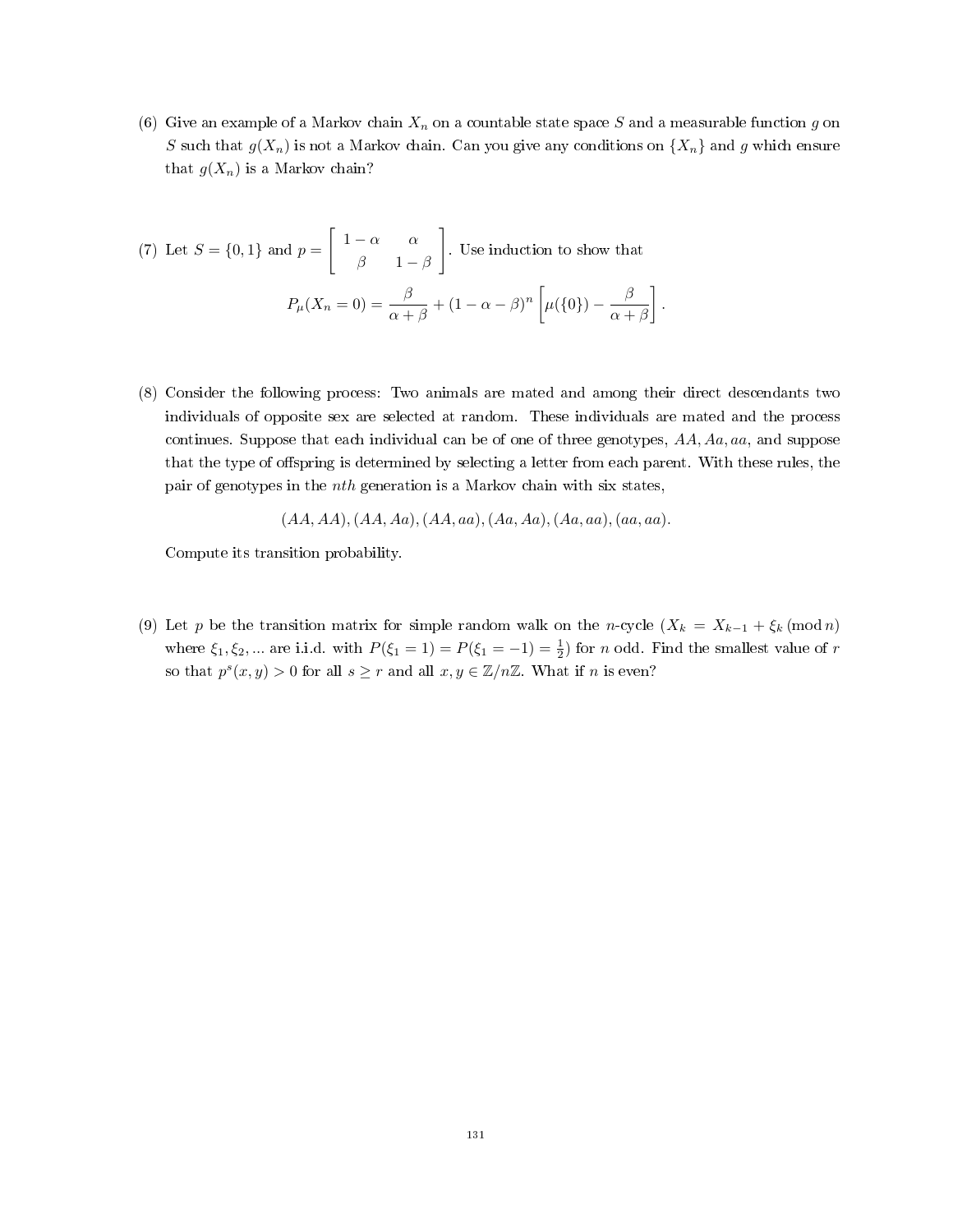(6) Give an example of a Markov chain $X_n$ on a countable state space $S$ and a measurable function $g$ on $S$ such that $g(X_n)$ is not a Markov chain. Can you give any conditions on $\{X_n\}$ and $g$ which ensure that $g(X_n)$ is a Markov chain?

(7) Let $S = \{0, 1\}$ and $p = \begin{bmatrix} 1-\alpha & \alpha \\ \beta & 1-\beta \end{bmatrix}$. Use induction to show that

$$P_\mu(X_n = 0) = \frac{\beta}{\alpha+\beta} + (1-\alpha-\beta)^n \left[\mu(\{0\}) - \frac{\beta}{\alpha+\beta}\right].$$

(8) Consider the following process: Two animals are mated and among their direct descendants two individuals of opposite sex are selected at random. These individuals are mated and the process continues. Suppose that each individual can be of one of three genotypes, $AA, Aa, aa$, and suppose that the type of offspring is determined by selecting a letter from each parent. With these rules, the pair of genotypes in the $nth$ generation is a Markov chain with six states,

$$(AA, AA), (AA, Aa), (AA, aa), (Aa, Aa), (Aa, aa), (aa, aa).$$

Compute its transition probability.

(9) Let $p$ be the transition matrix for simple random walk on the $n$-cycle ($X_k = X_{k-1} + \xi_k \,(\mathrm{mod}\, n)$ where $\xi_1, \xi_2, ...$ are i.i.d. with $P(\xi_1 = 1) = P(\xi_1 = -1) = \frac{1}{2}$) for $n$ odd. Find the smallest value of $r$ so that $p^s(x, y) > 0$ for all $s \geq r$ and all $x, y \in \mathbb{Z}/n\mathbb{Z}$. What if $n$ is even?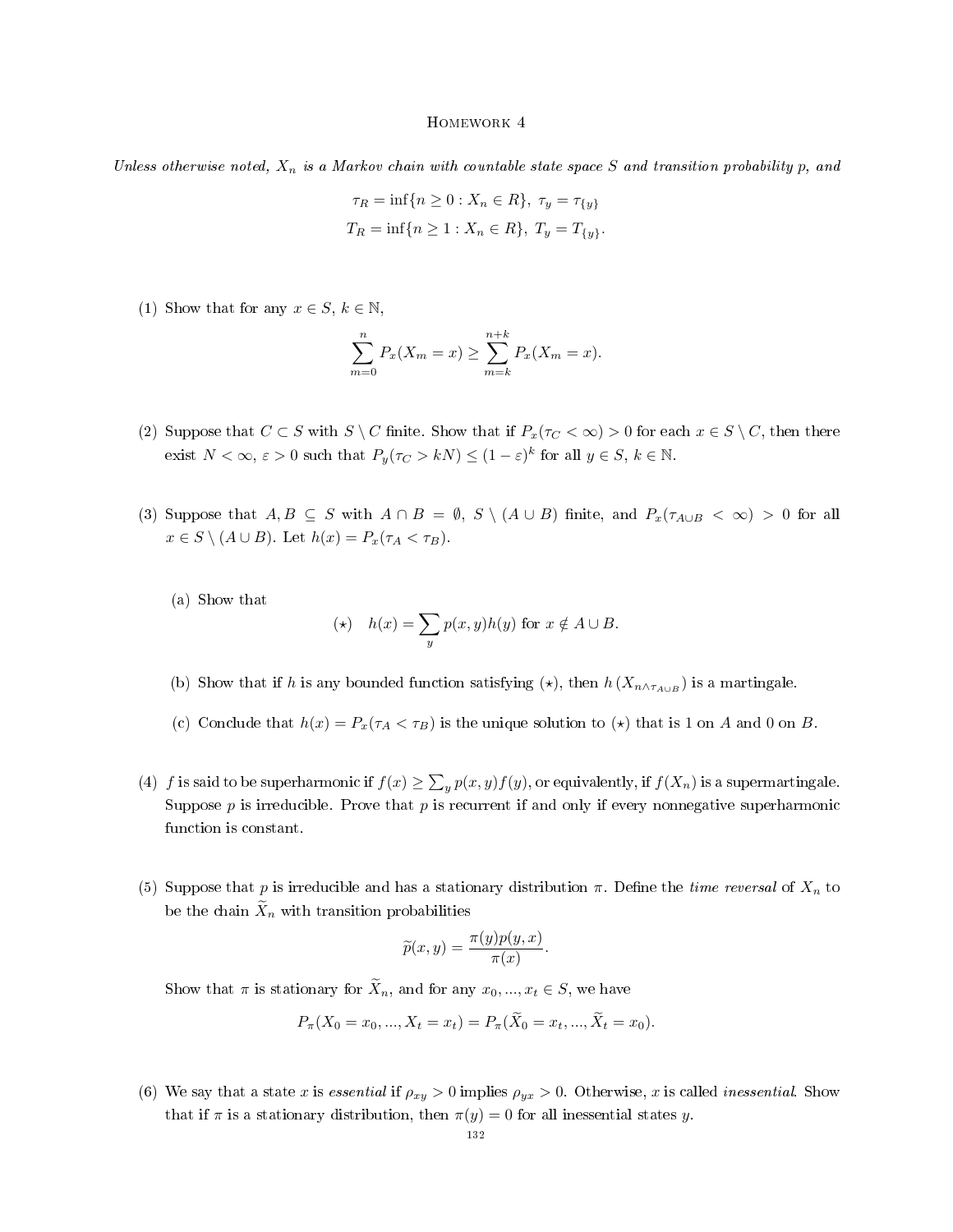# Homework 4

*Unless otherwise noted, $X_n$ is a Markov chain with countable state space $S$ and transition probability $p$, and*

$$\tau_R = \inf\{n \geq 0 : X_n \in R\},\ \tau_y = \tau_{\{y\}}$$
$$T_R = \inf\{n \geq 1 : X_n \in R\},\ T_y = T_{\{y\}}.$$

(1) Show that for any $x \in S$, $k \in \mathbb{N}$,

$$\sum_{m=0}^{n} P_x(X_m = x) \geq \sum_{m=k}^{n+k} P_x(X_m = x).$$

(2) Suppose that $C \subset S$ with $S \setminus C$ finite. Show that if $P_x(\tau_C < \infty) > 0$ for each $x \in S \setminus C$, then there exist $N < \infty$, $\varepsilon > 0$ such that $P_y(\tau_C > kN) \leq (1-\varepsilon)^k$ for all $y \in S$, $k \in \mathbb{N}$.

(3) Suppose that $A, B \subseteq S$ with $A \cap B = \emptyset$, $S \setminus (A \cup B)$ finite, and $P_x(\tau_{A \cup B} < \infty) > 0$ for all $x \in S \setminus (A \cup B)$. Let $h(x) = P_x(\tau_A < \tau_B)$.

(a) Show that

$$(\star) \quad h(x) = \sum_y p(x,y)h(y) \text{ for } x \notin A \cup B.$$

(b) Show that if $h$ is any bounded function satisfying $(\star)$, then $h\left(X_{n \wedge \tau_{A \cup B}}\right)$ is a martingale.

(c) Conclude that $h(x) = P_x(\tau_A < \tau_B)$ is the unique solution to $(\star)$ that is 1 on $A$ and 0 on $B$.

(4) $f$ is said to be superharmonic if $f(x) \geq \sum_y p(x,y)f(y)$, or equivalently, if $f(X_n)$ is a supermartingale. Suppose $p$ is irreducible. Prove that $p$ is recurrent if and only if every nonnegative superharmonic function is constant.

(5) Suppose that $p$ is irreducible and has a stationary distribution $\pi$. Define the *time reversal* of $X_n$ to be the chain $\widetilde{X}_n$ with transition probabilities

$$\widetilde{p}(x,y) = \frac{\pi(y)p(y,x)}{\pi(x)}.$$

Show that $\pi$ is stationary for $\widetilde{X}_n$, and for any $x_0, ..., x_t \in S$, we have

$$P_\pi(X_0 = x_0, ..., X_t = x_t) = P_\pi(\widetilde{X}_0 = x_t, ..., \widetilde{X}_t = x_0).$$

(6) We say that a state $x$ is *essential* if $\rho_{xy} > 0$ implies $\rho_{yx} > 0$. Otherwise, $x$ is called *inessential*. Show that if $\pi$ is a stationary distribution, then $\pi(y) = 0$ for all inessential states $y$.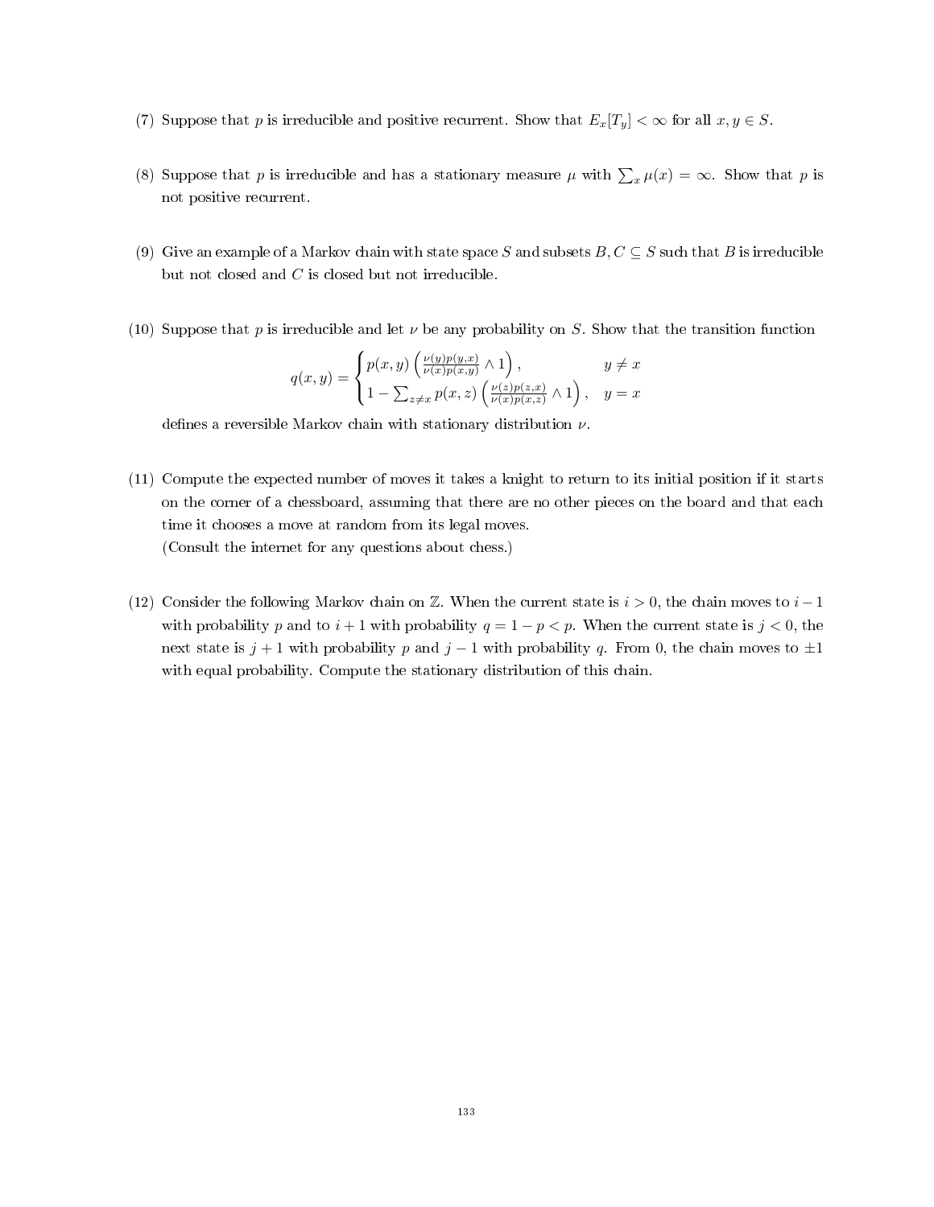(7) Suppose that $p$ is irreducible and positive recurrent. Show that $E_x[T_y] < \infty$ for all $x, y \in S$.

(8) Suppose that $p$ is irreducible and has a stationary measure $\mu$ with $\sum_x \mu(x) = \infty$. Show that $p$ is not positive recurrent.

(9) Give an example of a Markov chain with state space $S$ and subsets $B, C \subseteq S$ such that $B$ is irreducible but not closed and $C$ is closed but not irreducible.

(10) Suppose that $p$ is irreducible and let $\nu$ be any probability on $S$. Show that the transition function

$$q(x,y) = \begin{cases} p(x,y)\left(\frac{\nu(y)p(y,x)}{\nu(x)p(x,y)} \wedge 1\right), & y \neq x \\ 1 - \sum_{z \neq x} p(x,z)\left(\frac{\nu(z)p(z,x)}{\nu(x)p(x,z)} \wedge 1\right), & y = x \end{cases}$$

defines a reversible Markov chain with stationary distribution $\nu$.

(11) Compute the expected number of moves it takes a knight to return to its initial position if it starts on the corner of a chessboard, assuming that there are no other pieces on the board and that each time it chooses a move at random from its legal moves.
(Consult the internet for any questions about chess.)

(12) Consider the following Markov chain on $\mathbb{Z}$. When the current state is $i > 0$, the chain moves to $i-1$ with probability $p$ and to $i+1$ with probability $q = 1 - p < p$. When the current state is $j < 0$, the next state is $j+1$ with probability $p$ and $j-1$ with probability $q$. From 0, the chain moves to $\pm 1$ with equal probability. Compute the stationary distribution of this chain.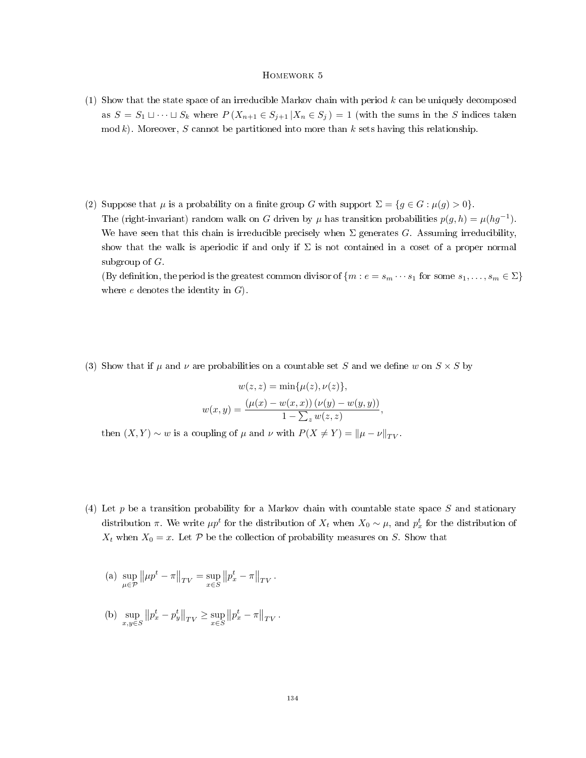# Homework 5

(1) Show that the state space of an irreducible Markov chain with period $k$ can be uniquely decomposed as $S = S_1 \sqcup \cdots \sqcup S_k$ where $P(X_{n+1} \in S_{j+1} \,|\, X_n \in S_j) = 1$ (with the sums in the $S$ indices taken mod $k$). Moreover, $S$ cannot be partitioned into more than $k$ sets having this relationship.

(2) Suppose that $\mu$ is a probability on a finite group $G$ with support $\Sigma = \{g \in G : \mu(g) > 0\}$.
The (right-invariant) random walk on $G$ driven by $\mu$ has transition probabilities $p(g, h) = \mu(hg^{-1})$. We have seen that this chain is irreducible precisely when $\Sigma$ generates $G$. Assuming irreducibility, show that the walk is aperiodic if and only if $\Sigma$ is not contained in a coset of a proper normal subgroup of $G$.
(By definition, the period is the greatest common divisor of $\{m : e = s_m \cdots s_1 \text{ for some } s_1, \ldots, s_m \in \Sigma\}$ where $e$ denotes the identity in $G$).

(3) Show that if $\mu$ and $\nu$ are probabilities on a countable set $S$ and we define $w$ on $S \times S$ by

$$w(z, z) = \min\{\mu(z), \nu(z)\},$$

$$w(x, y) = \frac{(\mu(x) - w(x, x))\,(\nu(y) - w(y, y))}{1 - \sum_z w(z, z)},$$

then $(X, Y) \sim w$ is a coupling of $\mu$ and $\nu$ with $P(X \neq Y) = \|\mu - \nu\|_{TV}$.

(4) Let $p$ be a transition probability for a Markov chain with countable state space $S$ and stationary distribution $\pi$. We write $\mu p^t$ for the distribution of $X_t$ when $X_0 \sim \mu$, and $p_x^t$ for the distribution of $X_t$ when $X_0 = x$. Let $\mathcal{P}$ be the collection of probability measures on $S$. Show that

(a) $\displaystyle\sup_{\mu \in \mathcal{P}} \left\|\mu p^t - \pi\right\|_{TV} = \sup_{x \in S} \left\|p_x^t - \pi\right\|_{TV}.$

(b) $\displaystyle\sup_{x, y \in S} \left\|p_x^t - p_y^t\right\|_{TV} \geq \sup_{x \in S} \left\|p_x^t - \pi\right\|_{TV}.$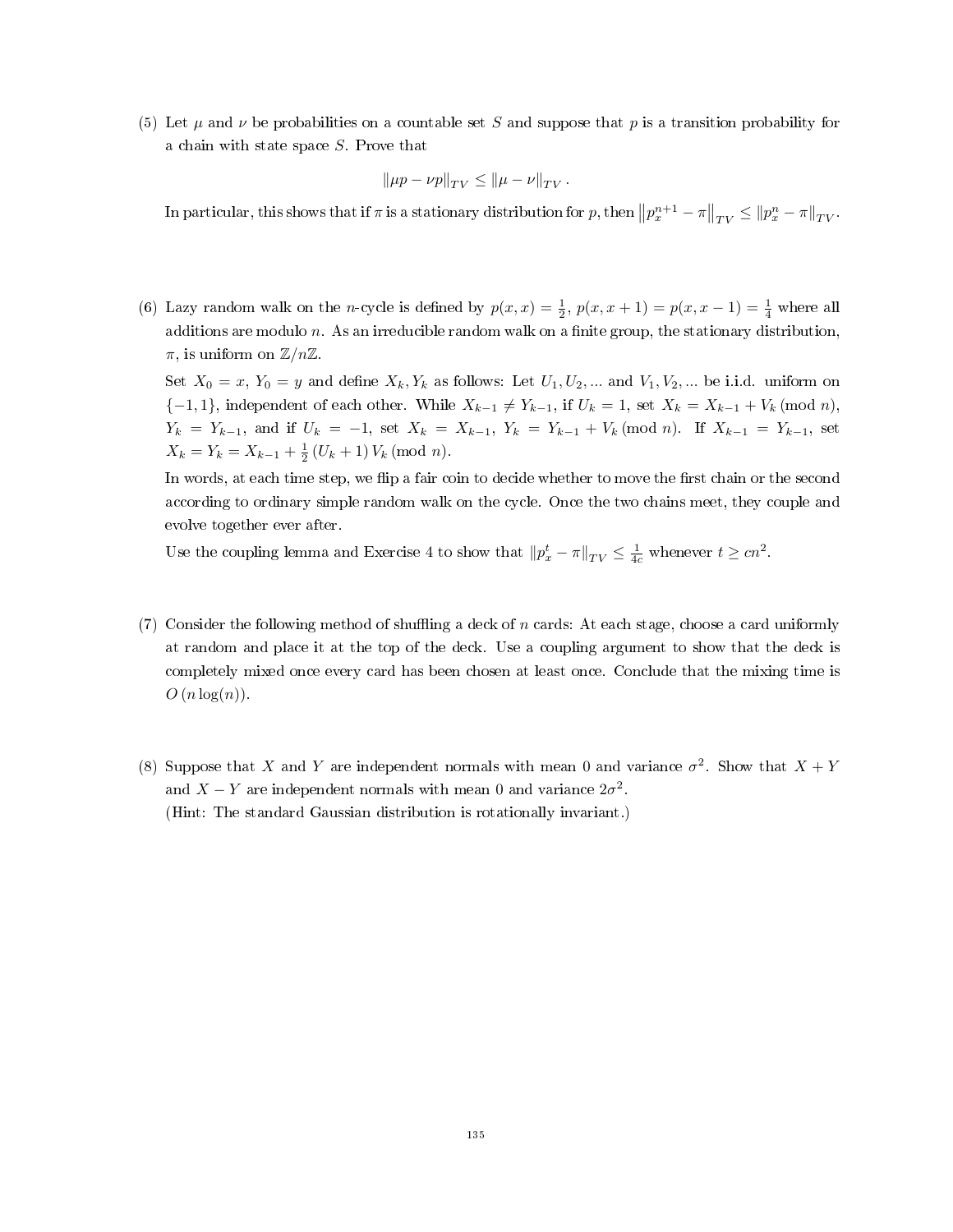(5) Let $\mu$ and $\nu$ be probabilities on a countable set $S$ and suppose that $p$ is a transition probability for a chain with state space $S$. Prove that

$$\|\mu p - \nu p\|_{TV} \leq \|\mu - \nu\|_{TV}.$$

In particular, this shows that if $\pi$ is a stationary distribution for $p$, then $\left\|p_x^{n+1} - \pi\right\|_{TV} \leq \|p_x^n - \pi\|_{TV}$.

(6) Lazy random walk on the $n$-cycle is defined by $p(x,x) = \frac{1}{2}$, $p(x, x+1) = p(x, x-1) = \frac{1}{4}$ where all additions are modulo $n$. As an irreducible random walk on a finite group, the stationary distribution, $\pi$, is uniform on $\mathbb{Z}/n\mathbb{Z}$.

Set $X_0 = x$, $Y_0 = y$ and define $X_k, Y_k$ as follows: Let $U_1, U_2, \ldots$ and $V_1, V_2, \ldots$ be i.i.d. uniform on $\{-1, 1\}$, independent of each other. While $X_{k-1} \neq Y_{k-1}$, if $U_k = 1$, set $X_k = X_{k-1} + V_k \pmod{n}$, $Y_k = Y_{k-1}$, and if $U_k = -1$, set $X_k = X_{k-1}$, $Y_k = Y_{k-1} + V_k \pmod{n}$. If $X_{k-1} = Y_{k-1}$, set $X_k = Y_k = X_{k-1} + \frac{1}{2}(U_k + 1) V_k \pmod{n}$.

In words, at each time step, we flip a fair coin to decide whether to move the first chain or the second according to ordinary simple random walk on the cycle. Once the two chains meet, they couple and evolve together ever after.

Use the coupling lemma and Exercise 4 to show that $\|p_x^t - \pi\|_{TV} \leq \frac{1}{4c}$ whenever $t \geq cn^2$.

(7) Consider the following method of shuffling a deck of $n$ cards: At each stage, choose a card uniformly at random and place it at the top of the deck. Use a coupling argument to show that the deck is completely mixed once every card has been chosen at least once. Conclude that the mixing time is $O(n \log(n))$.

(8) Suppose that $X$ and $Y$ are independent normals with mean 0 and variance $\sigma^2$. Show that $X + Y$ and $X - Y$ are independent normals with mean 0 and variance $2\sigma^2$.
(Hint: The standard Gaussian distribution is rotationally invariant.)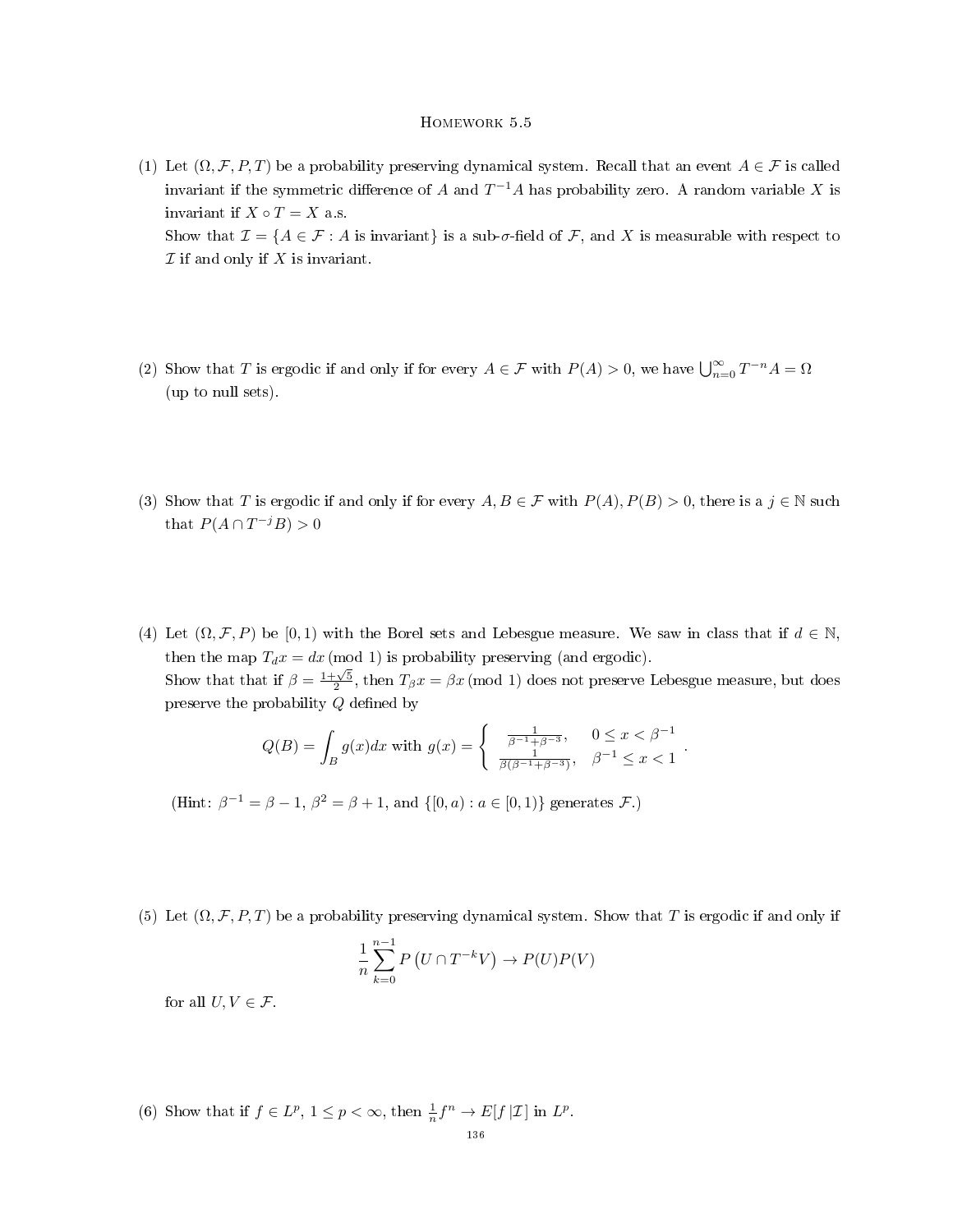# Homework 5.5

(1) Let $(\Omega, \mathcal{F}, P, T)$ be a probability preserving dynamical system. Recall that an event $A \in \mathcal{F}$ is called invariant if the symmetric difference of $A$ and $T^{-1}A$ has probability zero. A random variable $X$ is invariant if $X \circ T = X$ a.s.

Show that $\mathcal{I} = \{A \in \mathcal{F} : A \text{ is invariant}\}$ is a sub-$\sigma$-field of $\mathcal{F}$, and $X$ is measurable with respect to $\mathcal{I}$ if and only if $X$ is invariant.

(2) Show that $T$ is ergodic if and only if for every $A \in \mathcal{F}$ with $P(A) > 0$, we have $\bigcup_{n=0}^{\infty} T^{-n}A = \Omega$ (up to null sets).

(3) Show that $T$ is ergodic if and only if for every $A, B \in \mathcal{F}$ with $P(A), P(B) > 0$, there is a $j \in \mathbb{N}$ such that $P(A \cap T^{-j}B) > 0$

(4) Let $(\Omega, \mathcal{F}, P)$ be $[0, 1)$ with the Borel sets and Lebesgue measure. We saw in class that if $d \in \mathbb{N}$, then the map $T_d x = dx \,(\text{mod } 1)$ is probability preserving (and ergodic).

Show that that if $\beta = \frac{1+\sqrt{5}}{2}$, then $T_\beta x = \beta x \,(\text{mod } 1)$ does not preserve Lebesgue measure, but does preserve the probability $Q$ defined by

$$Q(B) = \int_B g(x)dx \text{ with } g(x) = \begin{cases} \frac{1}{\beta^{-1}+\beta^{-3}}, & 0 \le x < \beta^{-1} \\ \frac{1}{\beta(\beta^{-1}+\beta^{-3})}, & \beta^{-1} \le x < 1 \end{cases}.$$

(Hint: $\beta^{-1} = \beta - 1$, $\beta^2 = \beta + 1$, and $\{[0, a) : a \in [0, 1)\}$ generates $\mathcal{F}$.)

(5) Let $(\Omega, \mathcal{F}, P, T)$ be a probability preserving dynamical system. Show that $T$ is ergodic if and only if

$$\frac{1}{n}\sum_{k=0}^{n-1} P\left(U \cap T^{-k}V\right) \to P(U)P(V)$$

for all $U, V \in \mathcal{F}$.

(6) Show that if $f \in L^p$, $1 \le p < \infty$, then $\frac{1}{n}f^n \to E[f\,|\mathcal{I}]$ in $L^p$.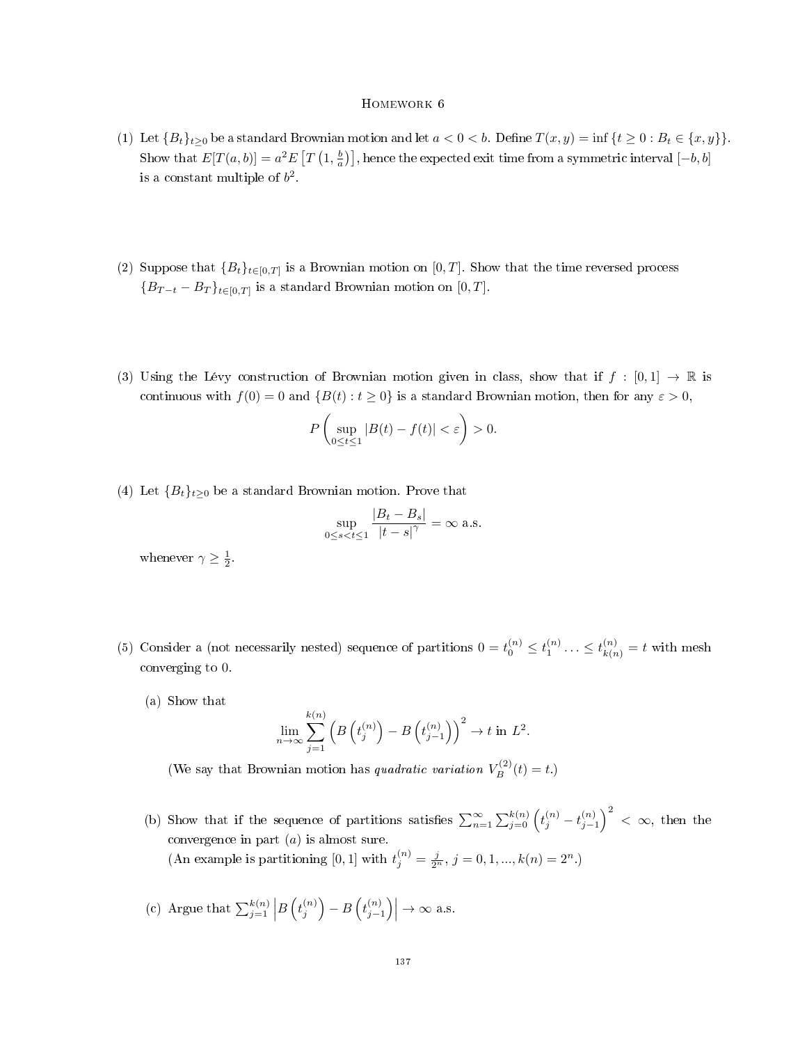# Homework 6

(1) Let $\{B_t\}_{t\geq 0}$ be a standard Brownian motion and let $a < 0 < b$. Define $T(x, y) = \inf\{t \geq 0 : B_t \in \{x, y\}\}$. Show that $E[T(a, b)] = a^2 E\left[T\left(1, \frac{b}{a}\right)\right]$, hence the expected exit time from a symmetric interval $[-b, b]$ is a constant multiple of $b^2$.

(2) Suppose that $\{B_t\}_{t\in[0,T]}$ is a Brownian motion on $[0, T]$. Show that the time reversed process $\{B_{T-t} - B_T\}_{t\in[0,T]}$ is a standard Brownian motion on $[0, T]$.

(3) Using the Lévy construction of Brownian motion given in class, show that if $f : [0, 1] \to \mathbb{R}$ is continuous with $f(0) = 0$ and $\{B(t) : t \geq 0\}$ is a standard Brownian motion, then for any $\varepsilon > 0$,

$$P\left(\sup_{0\leq t\leq 1} |B(t) - f(t)| < \varepsilon\right) > 0.$$

(4) Let $\{B_t\}_{t\geq 0}$ be a standard Brownian motion. Prove that

$$\sup_{0\leq s<t\leq 1} \frac{|B_t - B_s|}{|t-s|^\gamma} = \infty \text{ a.s.}$$

whenever $\gamma \geq \frac{1}{2}$.

(5) Consider a (not necessarily nested) sequence of partitions $0 = t_0^{(n)} \leq t_1^{(n)} \ldots \leq t_{k(n)}^{(n)} = t$ with mesh converging to 0.

(a) Show that

$$\lim_{n\to\infty} \sum_{j=1}^{k(n)} \left(B\left(t_j^{(n)}\right) - B\left(t_{j-1}^{(n)}\right)\right)^2 \to t \text{ in } L^2.$$

(We say that Brownian motion has *quadratic variation* $V_B^{(2)}(t) = t$.)

(b) Show that if the sequence of partitions satisfies $\sum_{n=1}^{\infty} \sum_{j=0}^{k(n)} \left(t_j^{(n)} - t_{j-1}^{(n)}\right)^2 < \infty$, then the convergence in part $(a)$ is almost sure.
(An example is partitioning $[0, 1]$ with $t_j^{(n)} = \frac{j}{2^n}$, $j = 0, 1, ..., k(n) = 2^n$.)

(c) Argue that $\sum_{j=1}^{k(n)} \left|B\left(t_j^{(n)}\right) - B\left(t_{j-1}^{(n)}\right)\right| \to \infty$ a.s.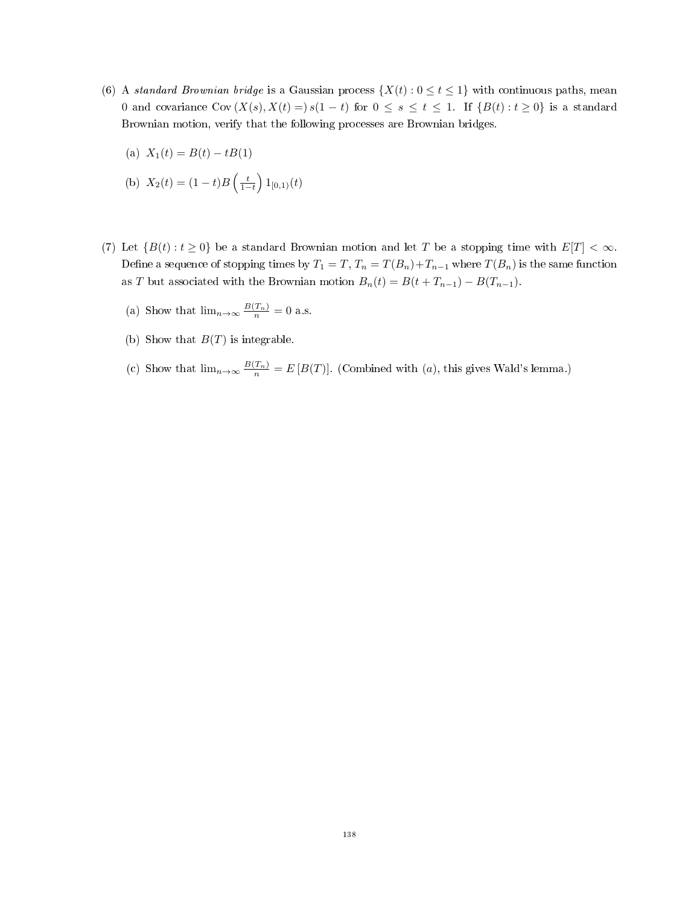(6) A *standard Brownian bridge* is a Gaussian process $\{X(t) : 0 \le t \le 1\}$ with continuous paths, mean 0 and covariance Cov $(X(s), X(t) =) \, s(1-t)$ for $0 \le s \le t \le 1$. If $\{B(t) : t \ge 0\}$ is a standard Brownian motion, verify that the following processes are Brownian bridges.

(a) $X_1(t) = B(t) - tB(1)$

(b) $X_2(t) = (1-t)B\left(\frac{t}{1-t}\right) 1_{[0,1)}(t)$

(7) Let $\{B(t) : t \ge 0\}$ be a standard Brownian motion and let $T$ be a stopping time with $E[T] < \infty$. Define a sequence of stopping times by $T_1 = T$, $T_n = T(B_n) + T_{n-1}$ where $T(B_n)$ is the same function as $T$ but associated with the Brownian motion $B_n(t) = B(t + T_{n-1}) - B(T_{n-1})$.

(a) Show that $\lim_{n\to\infty} \frac{B(T_n)}{n} = 0$ a.s.

(b) Show that $B(T)$ is integrable.

(c) Show that $\lim_{n\to\infty} \frac{B(T_n)}{n} = E[B(T)]$. (Combined with $(a)$, this gives Wald's lemma.)